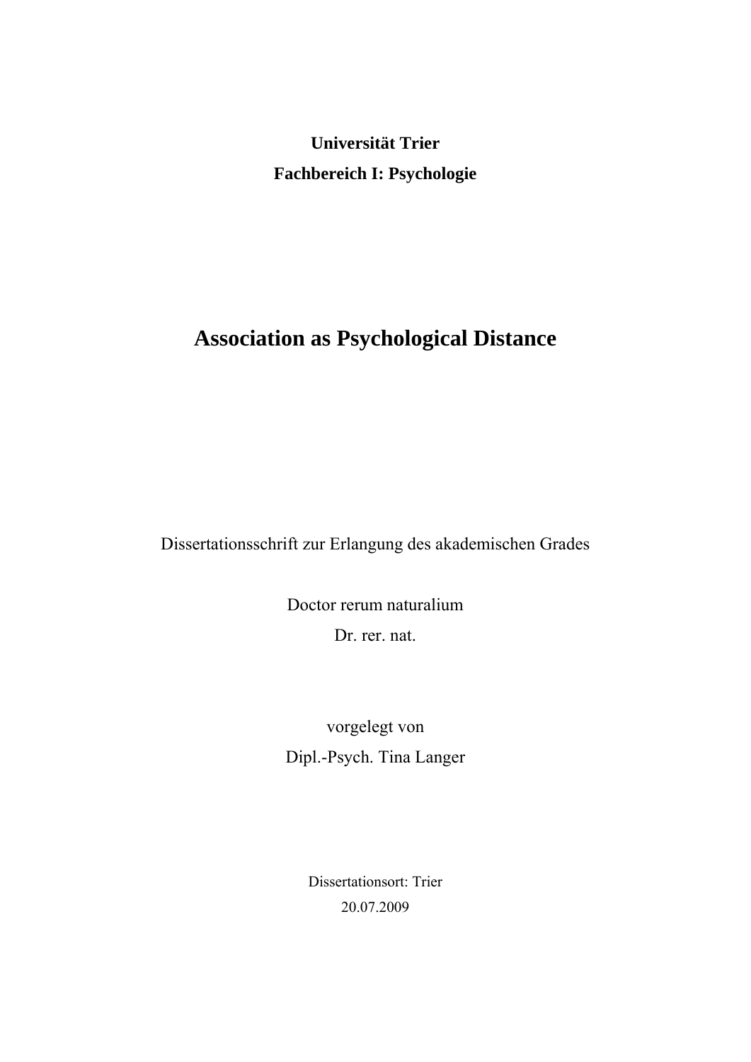**Universität Trier**

**Fachbereich I: Psychologie**

# Association as Psychological Distance

Dissertationsschrift zur Erlangung des akademischen Grades

Doctor rerum naturalium

Dr. rer. nat.

vorgelegt von

Dipl.-Psych. Tina Langer

Dissertationsort: Trier

20.07.2009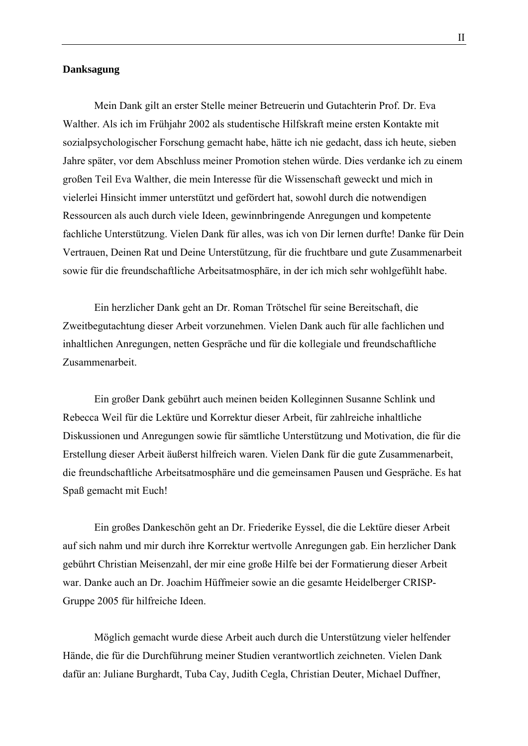**Danksagung**

Mein Dank gilt an erster Stelle meiner Betreuerin und Gutachterin Prof. Dr. Eva Walther. Als ich im Frühjahr 2002 als studentische Hilfskraft meine ersten Kontakte mit sozialpsychologischer Forschung gemacht habe, hätte ich nie gedacht, dass ich heute, sieben Jahre später, vor dem Abschluss meiner Promotion stehen würde. Dies verdanke ich zu einem großen Teil Eva Walther, die mein Interesse für die Wissenschaft geweckt und mich in vielerlei Hinsicht immer unterstützt und gefördert hat, sowohl durch die notwendigen Ressourcen als auch durch viele Ideen, gewinnbringende Anregungen und kompetente fachliche Unterstützung. Vielen Dank für alles, was ich von Dir lernen durfte! Danke für Dein Vertrauen, Deinen Rat und Deine Unterstützung, für die fruchtbare und gute Zusammenarbeit sowie für die freundschaftliche Arbeitsatmosphäre, in der ich mich sehr wohlgefühlt habe.

Ein herzlicher Dank geht an Dr. Roman Trötschel für seine Bereitschaft, die Zweitbegutachtung dieser Arbeit vorzunehmen. Vielen Dank auch für alle fachlichen und inhaltlichen Anregungen, netten Gespräche und für die kollegiale und freundschaftliche Zusammenarbeit.

Ein großer Dank gebührt auch meinen beiden Kolleginnen Susanne Schlink und Rebecca Weil für die Lektüre und Korrektur dieser Arbeit, für zahlreiche inhaltliche Diskussionen und Anregungen sowie für sämtliche Unterstützung und Motivation, die für die Erstellung dieser Arbeit äußerst hilfreich waren. Vielen Dank für die gute Zusammenarbeit, die freundschaftliche Arbeitsatmosphäre und die gemeinsamen Pausen und Gespräche. Es hat Spaß gemacht mit Euch!

Ein großes Dankeschön geht an Dr. Friederike Eyssel, die die Lektüre dieser Arbeit auf sich nahm und mir durch ihre Korrektur wertvolle Anregungen gab. Ein herzlicher Dank gebührt Christian Meisenzahl, der mir eine große Hilfe bei der Formatierung dieser Arbeit war. Danke auch an Dr. Joachim Hüffmeier sowie an die gesamte Heidelberger CRISP-Gruppe 2005 für hilfreiche Ideen.

Möglich gemacht wurde diese Arbeit auch durch die Unterstützung vieler helfender Hände, die für die Durchführung meiner Studien verantwortlich zeichneten. Vielen Dank dafür an: Juliane Burghardt, Tuba Cay, Judith Cegla, Christian Deuter, Michael Duffner,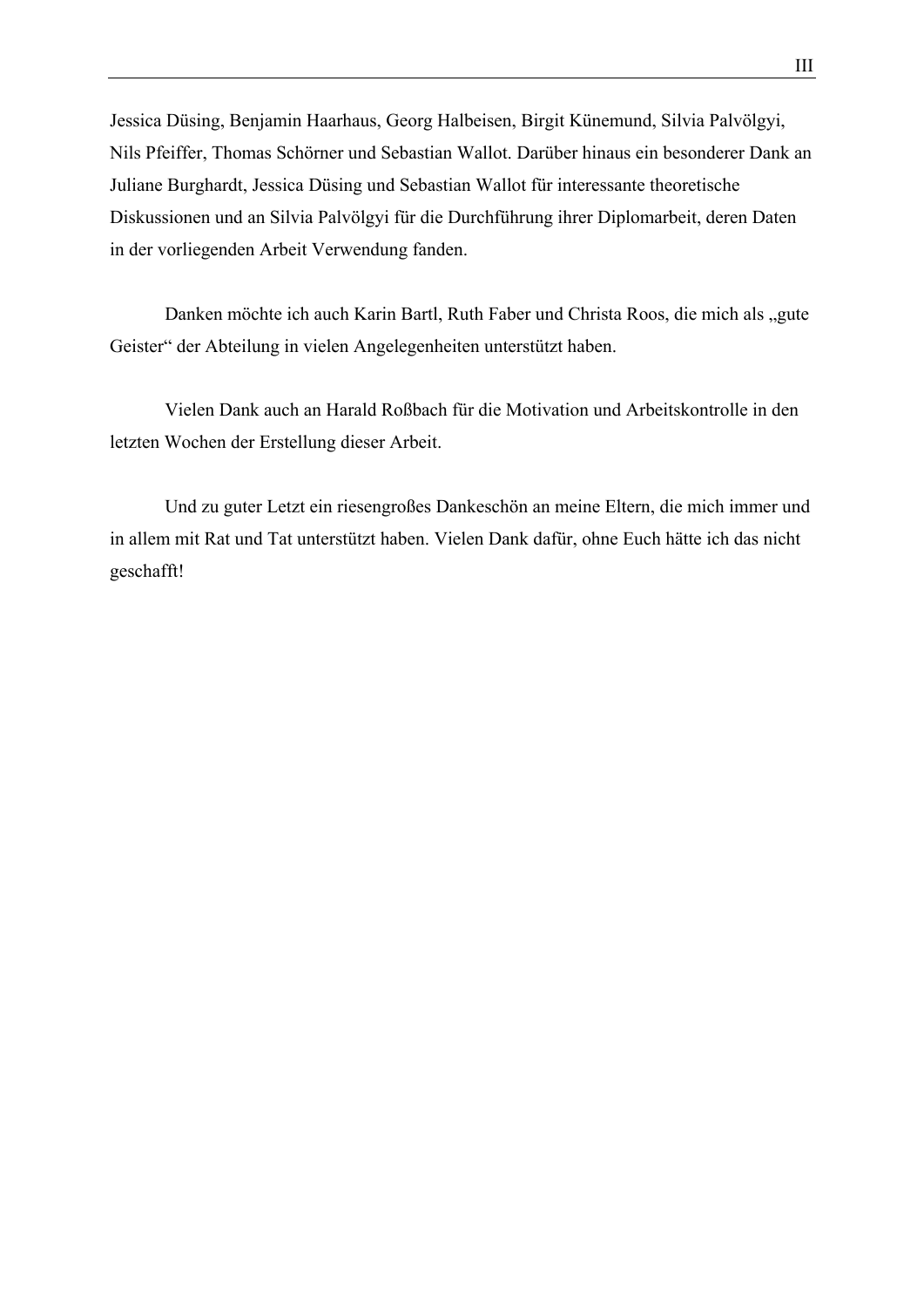Jessica Düsing, Benjamin Haarhaus, Georg Halbeisen, Birgit Künemund, Silvia Palvölgyi, Nils Pfeiffer, Thomas Schörner und Sebastian Wallot. Darüber hinaus ein besonderer Dank an Juliane Burghardt, Jessica Düsing und Sebastian Wallot für interessante theoretische Diskussionen und an Silvia Palvölgyi für die Durchführung ihrer Diplomarbeit, deren Daten in der vorliegenden Arbeit Verwendung fanden.

Danken möchte ich auch Karin Bartl, Ruth Faber und Christa Roos, die mich als „gute Geister" der Abteilung in vielen Angelegenheiten unterstützt haben.

Vielen Dank auch an Harald Roßbach für die Motivation und Arbeitskontrolle in den letzten Wochen der Erstellung dieser Arbeit.

Und zu guter Letzt ein riesengroßes Dankeschön an meine Eltern, die mich immer und in allem mit Rat und Tat unterstützt haben. Vielen Dank dafür, ohne Euch hätte ich das nicht geschafft!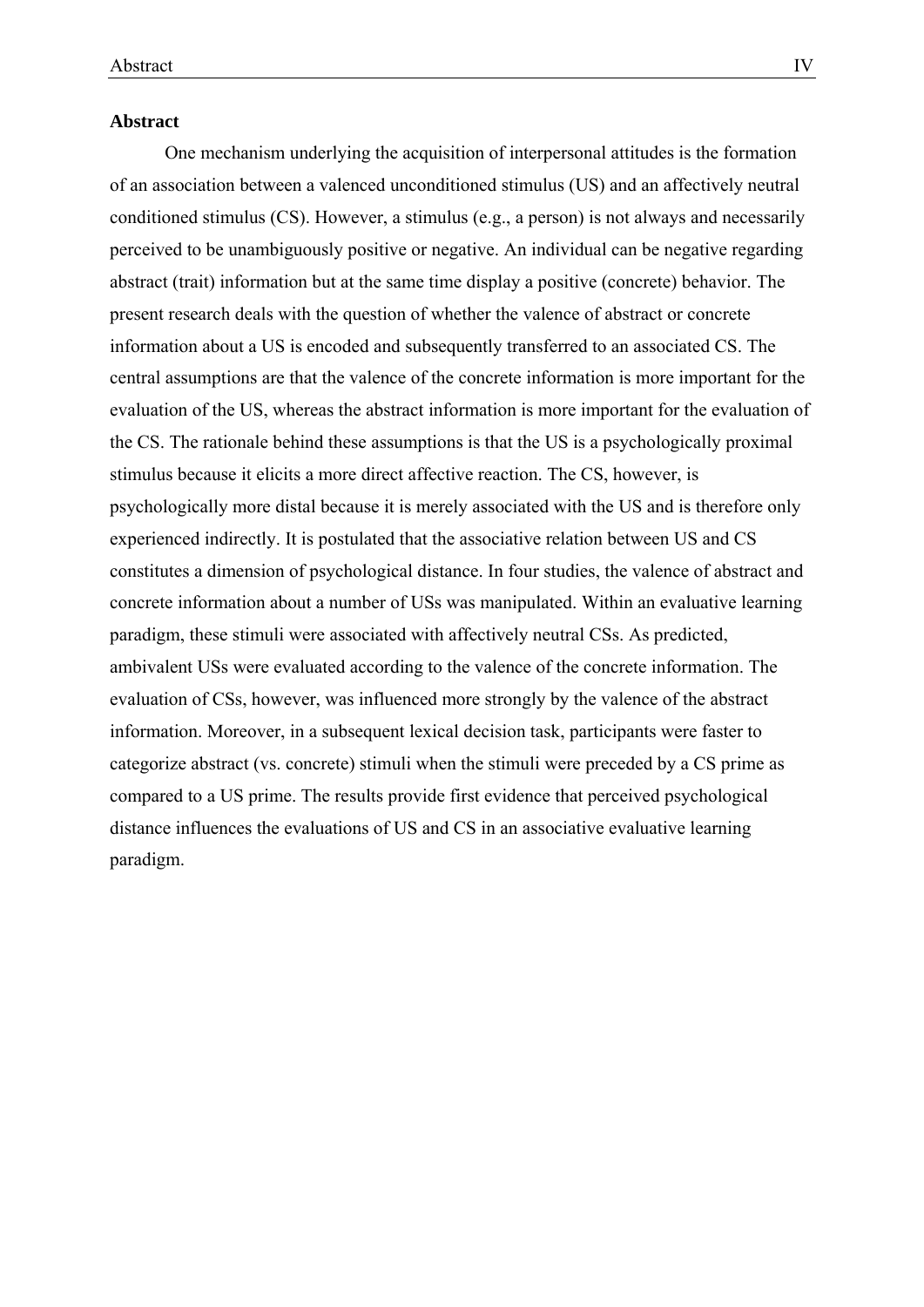**Abstract**

One mechanism underlying the acquisition of interpersonal attitudes is the formation of an association between a valenced unconditioned stimulus (US) and an affectively neutral conditioned stimulus (CS). However, a stimulus (e.g., a person) is not always and necessarily perceived to be unambiguously positive or negative. An individual can be negative regarding abstract (trait) information but at the same time display a positive (concrete) behavior. The present research deals with the question of whether the valence of abstract or concrete information about a US is encoded and subsequently transferred to an associated CS. The central assumptions are that the valence of the concrete information is more important for the evaluation of the US, whereas the abstract information is more important for the evaluation of the CS. The rationale behind these assumptions is that the US is a psychologically proximal stimulus because it elicits a more direct affective reaction. The CS, however, is psychologically more distal because it is merely associated with the US and is therefore only experienced indirectly. It is postulated that the associative relation between US and CS constitutes a dimension of psychological distance. In four studies, the valence of abstract and concrete information about a number of USs was manipulated. Within an evaluative learning paradigm, these stimuli were associated with affectively neutral CSs. As predicted, ambivalent USs were evaluated according to the valence of the concrete information. The evaluation of CSs, however, was influenced more strongly by the valence of the abstract information. Moreover, in a subsequent lexical decision task, participants were faster to categorize abstract (vs. concrete) stimuli when the stimuli were preceded by a CS prime as compared to a US prime. The results provide first evidence that perceived psychological distance influences the evaluations of US and CS in an associative evaluative learning paradigm.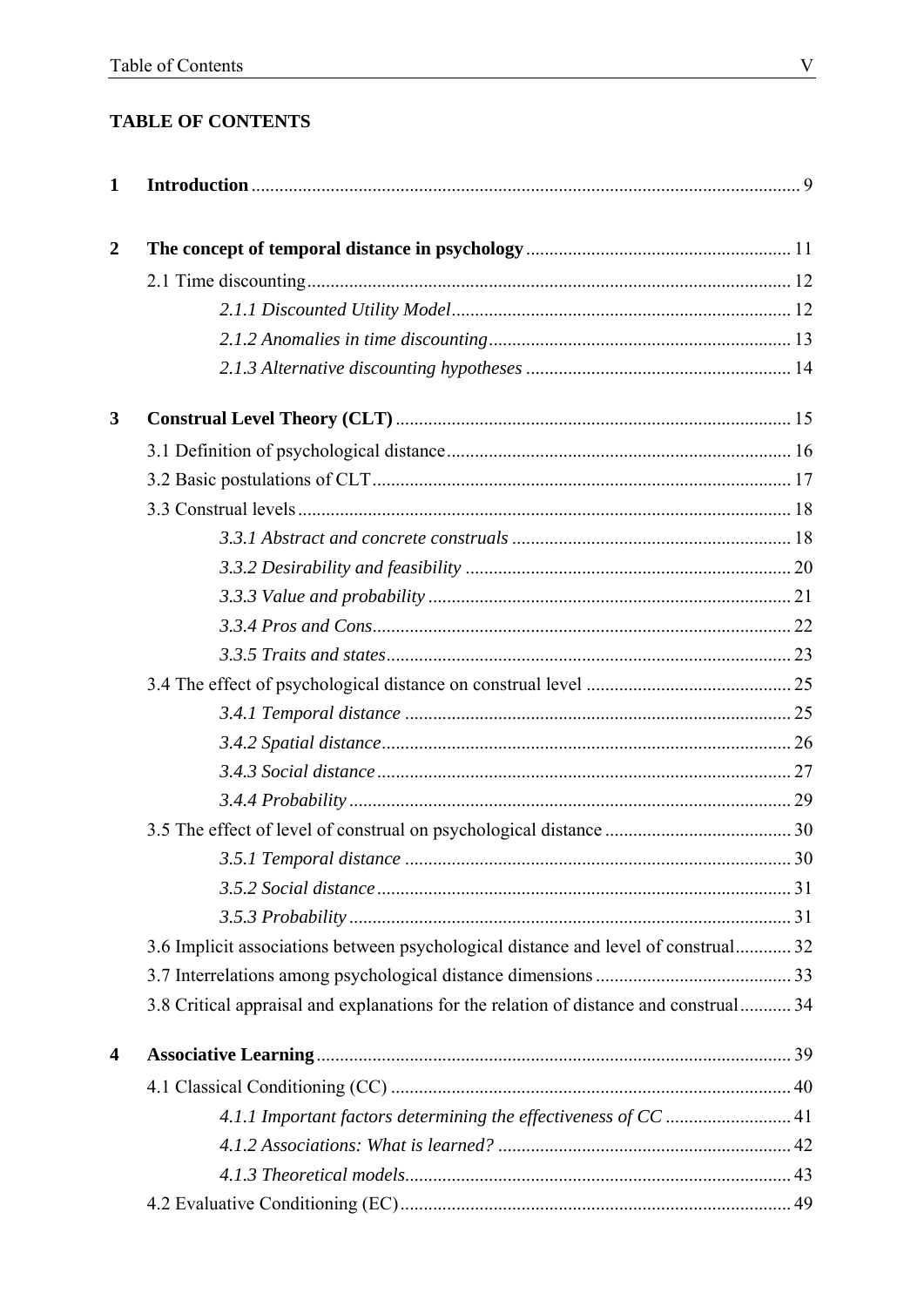# TABLE OF CONTENTS

**1 Introduction** ........ 9

**2 The concept of temporal distance in psychology** ........ 11

2.1 Time discounting ........ 12

*2.1.1 Discounted Utility Model* ........ 12

*2.1.2 Anomalies in time discounting* ........ 13

*2.1.3 Alternative discounting hypotheses* ........ 14

**3 Construal Level Theory (CLT)** ........ 15

3.1 Definition of psychological distance ........ 16

3.2 Basic postulations of CLT ........ 17

3.3 Construal levels ........ 18

*3.3.1 Abstract and concrete construals* ........ 18

*3.3.2 Desirability and feasibility* ........ 20

*3.3.3 Value and probability* ........ 21

*3.3.4 Pros and Cons* ........ 22

*3.3.5 Traits and states* ........ 23

3.4 The effect of psychological distance on construal level ........ 25

*3.4.1 Temporal distance* ........ 25

*3.4.2 Spatial distance* ........ 26

*3.4.3 Social distance* ........ 27

*3.4.4 Probability* ........ 29

3.5 The effect of level of construal on psychological distance ........ 30

*3.5.1 Temporal distance* ........ 30

*3.5.2 Social distance* ........ 31

*3.5.3 Probability* ........ 31

3.6 Implicit associations between psychological distance and level of construal ........ 32

3.7 Interrelations among psychological distance dimensions ........ 33

3.8 Critical appraisal and explanations for the relation of distance and construal ........ 34

**4 Associative Learning** ........ 39

4.1 Classical Conditioning (CC) ........ 40

*4.1.1 Important factors determining the effectiveness of CC* ........ 41

*4.1.2 Associations: What is learned?* ........ 42

*4.1.3 Theoretical models* ........ 43

4.2 Evaluative Conditioning (EC) ........ 49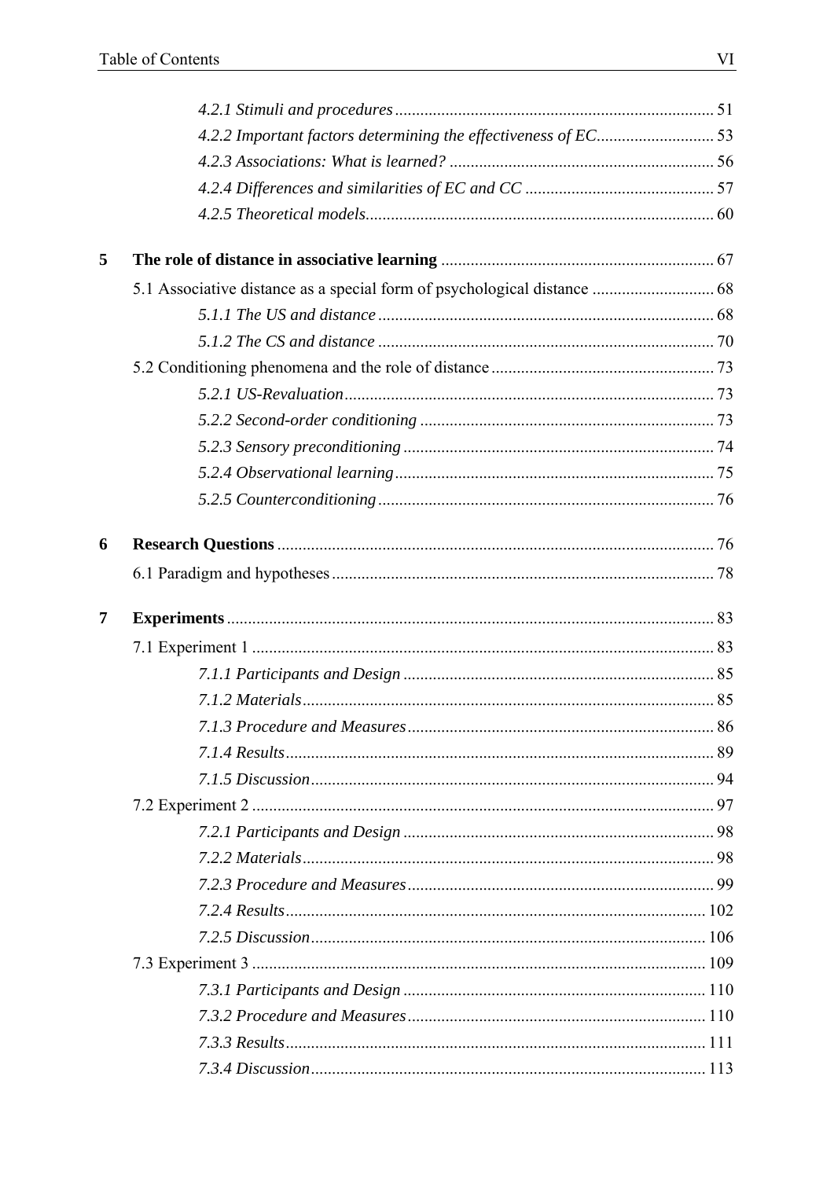*4.2.1 Stimuli and procedures* ........................................................................... 51

*4.2.2 Important factors determining the effectiveness of EC*............................ 53

*4.2.3 Associations: What is learned?* .............................................................. 56

*4.2.4 Differences and similarities of EC and CC* ............................................ 57

*4.2.5 Theoretical models*.................................................................................. 60

**5 The role of distance in associative learning** ................................................................ 67

5.1 Associative distance as a special form of psychological distance ............................ 68

*5.1.1 The US and distance* ............................................................................... 68

*5.1.2 The CS and distance* ............................................................................... 70

5.2 Conditioning phenomena and the role of distance .................................................... 73

*5.2.1 US-Revaluation*....................................................................................... 73

*5.2.2 Second-order conditioning* ..................................................................... 73

*5.2.3 Sensory preconditioning* ......................................................................... 74

*5.2.4 Observational learning*........................................................................... 75

*5.2.5 Counterconditioning*............................................................................... 76

**6 Research Questions** ....................................................................................................... 76

6.1 Paradigm and hypotheses .......................................................................................... 78

**7 Experiments** .................................................................................................................. 83

7.1 Experiment 1 ............................................................................................................ 83

*7.1.1 Participants and Design* ......................................................................... 85

*7.1.2 Materials*................................................................................................. 85

*7.1.3 Procedure and Measures*........................................................................ 86

*7.1.4 Results*..................................................................................................... 89

*7.1.5 Discussion*............................................................................................... 94

7.2 Experiment 2 ............................................................................................................ 97

*7.2.1 Participants and Design* ......................................................................... 98

*7.2.2 Materials*................................................................................................. 98

*7.2.3 Procedure and Measures*........................................................................ 99

*7.2.4 Results*................................................................................................... 102

*7.2.5 Discussion*............................................................................................. 106

7.3 Experiment 3 .......................................................................................................... 109

*7.3.1 Participants and Design* ....................................................................... 110

*7.3.2 Procedure and Measures*...................................................................... 110

*7.3.3 Results*................................................................................................... 111

*7.3.4 Discussion*............................................................................................. 113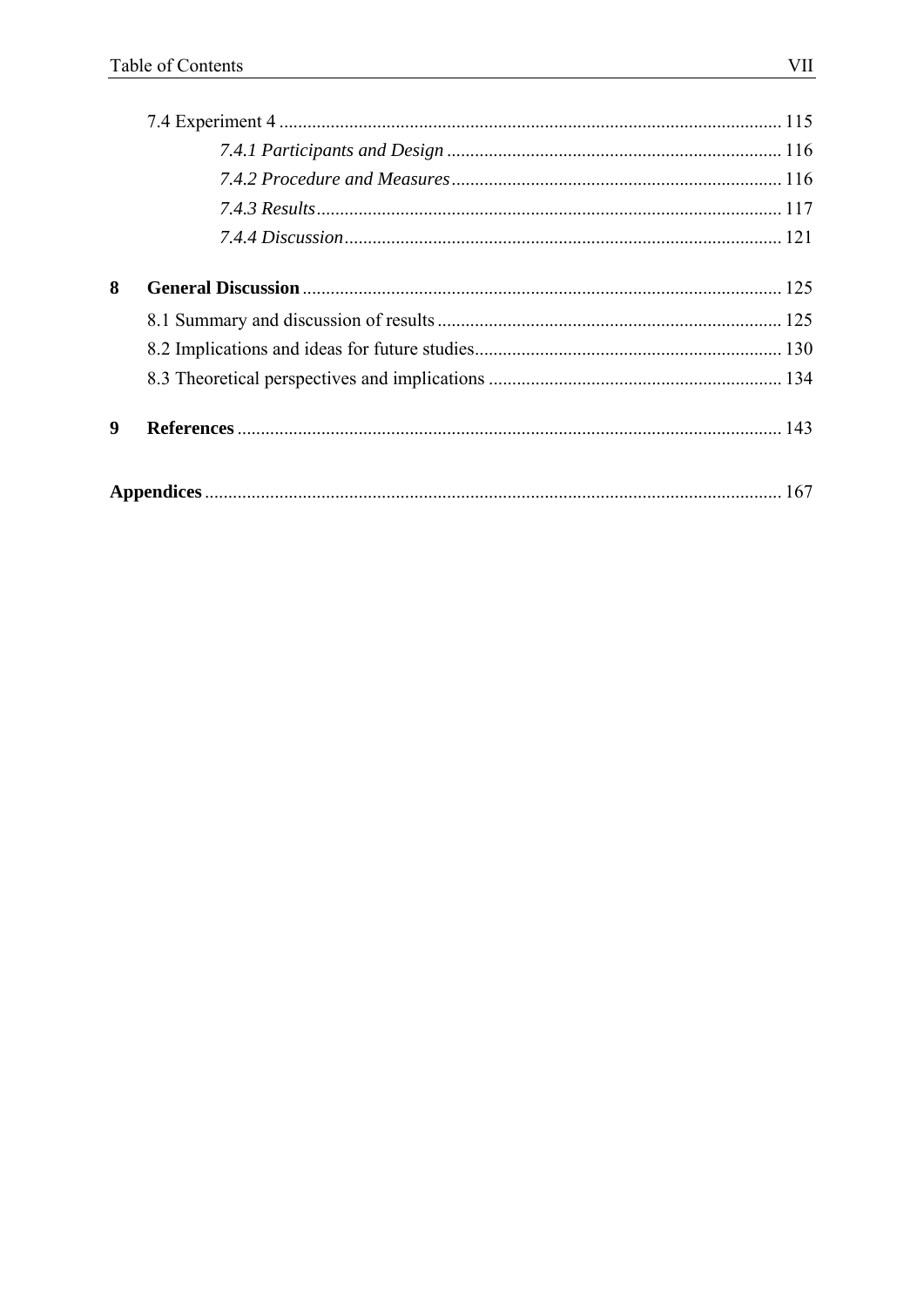7.4 Experiment 4 ........................................................................................................ 115

*7.4.1 Participants and Design* ....................................................................... 116

*7.4.2 Procedure and Measures* ...................................................................... 116

*7.4.3 Results* .................................................................................................. 117

*7.4.4 Discussion* ............................................................................................ 121

**8 General Discussion** ..................................................................................................... 125

8.1 Summary and discussion of results ......................................................................... 125

8.2 Implications and ideas for future studies................................................................. 130

8.3 Theoretical perspectives and implications .............................................................. 134

**9 References** ................................................................................................................... 143

**Appendices** ........................................................................................................................ 167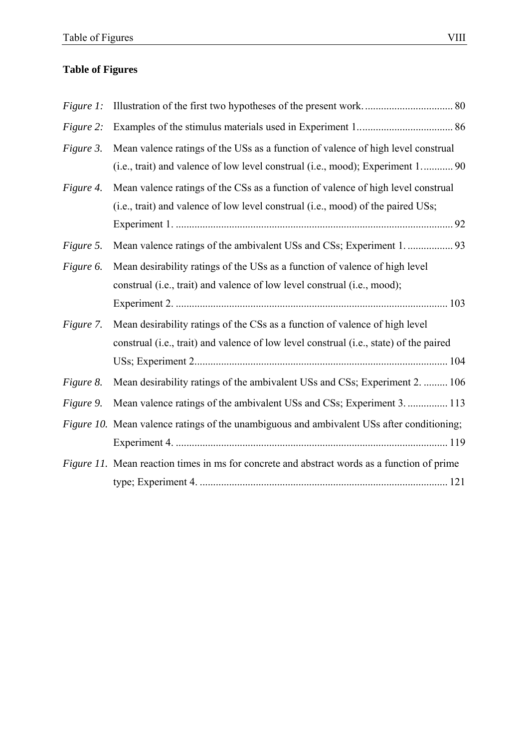**Table of Figures**

*Figure 1:* Illustration of the first two hypotheses of the present work. ................................ 80

*Figure 2:* Examples of the stimulus materials used in Experiment 1.................................. 86

*Figure 3.* Mean valence ratings of the USs as a function of valence of high level construal (i.e., trait) and valence of low level construal (i.e., mood); Experiment 1. .......... 90

*Figure 4.* Mean valence ratings of the CSs as a function of valence of high level construal (i.e., trait) and valence of low level construal (i.e., mood) of the paired USs; Experiment 1. ...................................................................................................... 92

*Figure 5.* Mean valence ratings of the ambivalent USs and CSs; Experiment 1. ................ 93

*Figure 6.* Mean desirability ratings of the USs as a function of valence of high level construal (i.e., trait) and valence of low level construal (i.e., mood); Experiment 2. .................................................................................................... 103

*Figure 7.* Mean desirability ratings of the CSs as a function of valence of high level construal (i.e., trait) and valence of low level construal (i.e., state) of the paired USs; Experiment 2............................................................................................. 104

*Figure 8.* Mean desirability ratings of the ambivalent USs and CSs; Experiment 2. ......... 106

*Figure 9.* Mean valence ratings of the ambivalent USs and CSs; Experiment 3. .............. 113

*Figure 10.* Mean valence ratings of the unambiguous and ambivalent USs after conditioning; Experiment 4. .................................................................................................... 119

*Figure 11.* Mean reaction times in ms for concrete and abstract words as a function of prime type; Experiment 4. ........................................................................................... 121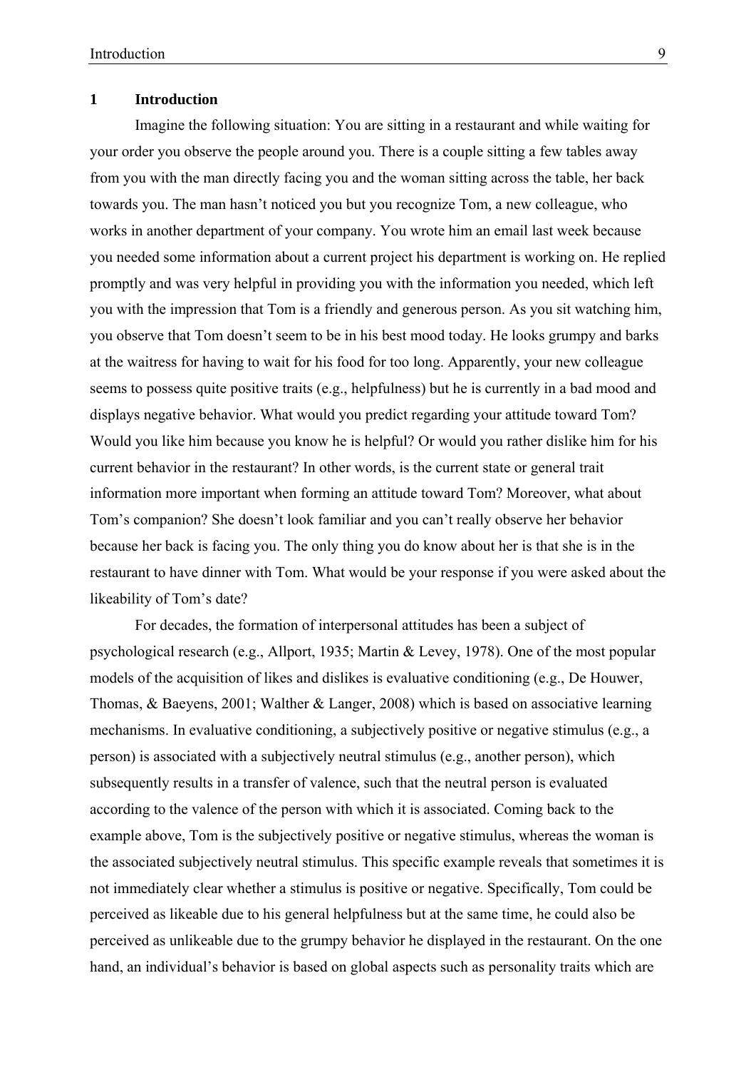# 1 Introduction

Imagine the following situation: You are sitting in a restaurant and while waiting for your order you observe the people around you. There is a couple sitting a few tables away from you with the man directly facing you and the woman sitting across the table, her back towards you. The man hasn't noticed you but you recognize Tom, a new colleague, who works in another department of your company. You wrote him an email last week because you needed some information about a current project his department is working on. He replied promptly and was very helpful in providing you with the information you needed, which left you with the impression that Tom is a friendly and generous person. As you sit watching him, you observe that Tom doesn't seem to be in his best mood today. He looks grumpy and barks at the waitress for having to wait for his food for too long. Apparently, your new colleague seems to possess quite positive traits (e.g., helpfulness) but he is currently in a bad mood and displays negative behavior. What would you predict regarding your attitude toward Tom? Would you like him because you know he is helpful? Or would you rather dislike him for his current behavior in the restaurant? In other words, is the current state or general trait information more important when forming an attitude toward Tom? Moreover, what about Tom's companion? She doesn't look familiar and you can't really observe her behavior because her back is facing you. The only thing you do know about her is that she is in the restaurant to have dinner with Tom. What would be your response if you were asked about the likeability of Tom's date?

For decades, the formation of interpersonal attitudes has been a subject of psychological research (e.g., Allport, 1935; Martin & Levey, 1978). One of the most popular models of the acquisition of likes and dislikes is evaluative conditioning (e.g., De Houwer, Thomas, & Baeyens, 2001; Walther & Langer, 2008) which is based on associative learning mechanisms. In evaluative conditioning, a subjectively positive or negative stimulus (e.g., a person) is associated with a subjectively neutral stimulus (e.g., another person), which subsequently results in a transfer of valence, such that the neutral person is evaluated according to the valence of the person with which it is associated. Coming back to the example above, Tom is the subjectively positive or negative stimulus, whereas the woman is the associated subjectively neutral stimulus. This specific example reveals that sometimes it is not immediately clear whether a stimulus is positive or negative. Specifically, Tom could be perceived as likeable due to his general helpfulness but at the same time, he could also be perceived as unlikeable due to the grumpy behavior he displayed in the restaurant. On the one hand, an individual's behavior is based on global aspects such as personality traits which are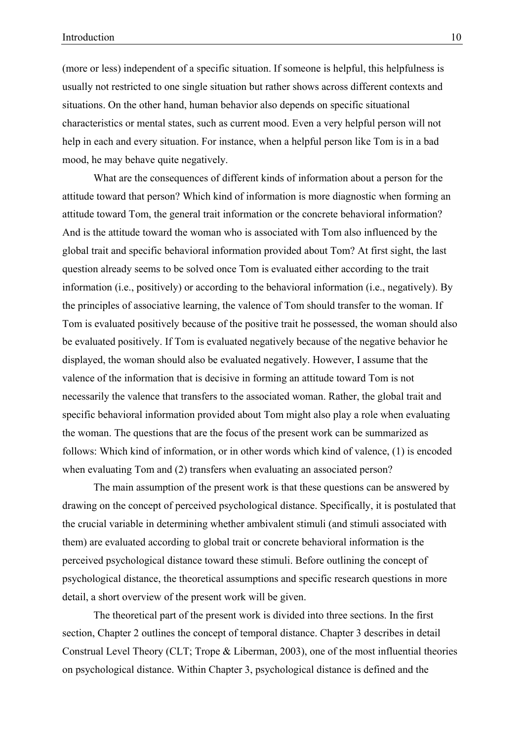(more or less) independent of a specific situation. If someone is helpful, this helpfulness is usually not restricted to one single situation but rather shows across different contexts and situations. On the other hand, human behavior also depends on specific situational characteristics or mental states, such as current mood. Even a very helpful person will not help in each and every situation. For instance, when a helpful person like Tom is in a bad mood, he may behave quite negatively.

What are the consequences of different kinds of information about a person for the attitude toward that person? Which kind of information is more diagnostic when forming an attitude toward Tom, the general trait information or the concrete behavioral information? And is the attitude toward the woman who is associated with Tom also influenced by the global trait and specific behavioral information provided about Tom? At first sight, the last question already seems to be solved once Tom is evaluated either according to the trait information (i.e., positively) or according to the behavioral information (i.e., negatively). By the principles of associative learning, the valence of Tom should transfer to the woman. If Tom is evaluated positively because of the positive trait he possessed, the woman should also be evaluated positively. If Tom is evaluated negatively because of the negative behavior he displayed, the woman should also be evaluated negatively. However, I assume that the valence of the information that is decisive in forming an attitude toward Tom is not necessarily the valence that transfers to the associated woman. Rather, the global trait and specific behavioral information provided about Tom might also play a role when evaluating the woman. The questions that are the focus of the present work can be summarized as follows: Which kind of information, or in other words which kind of valence, (1) is encoded when evaluating Tom and (2) transfers when evaluating an associated person?

The main assumption of the present work is that these questions can be answered by drawing on the concept of perceived psychological distance. Specifically, it is postulated that the crucial variable in determining whether ambivalent stimuli (and stimuli associated with them) are evaluated according to global trait or concrete behavioral information is the perceived psychological distance toward these stimuli. Before outlining the concept of psychological distance, the theoretical assumptions and specific research questions in more detail, a short overview of the present work will be given.

The theoretical part of the present work is divided into three sections. In the first section, Chapter 2 outlines the concept of temporal distance. Chapter 3 describes in detail Construal Level Theory (CLT; Trope & Liberman, 2003), one of the most influential theories on psychological distance. Within Chapter 3, psychological distance is defined and the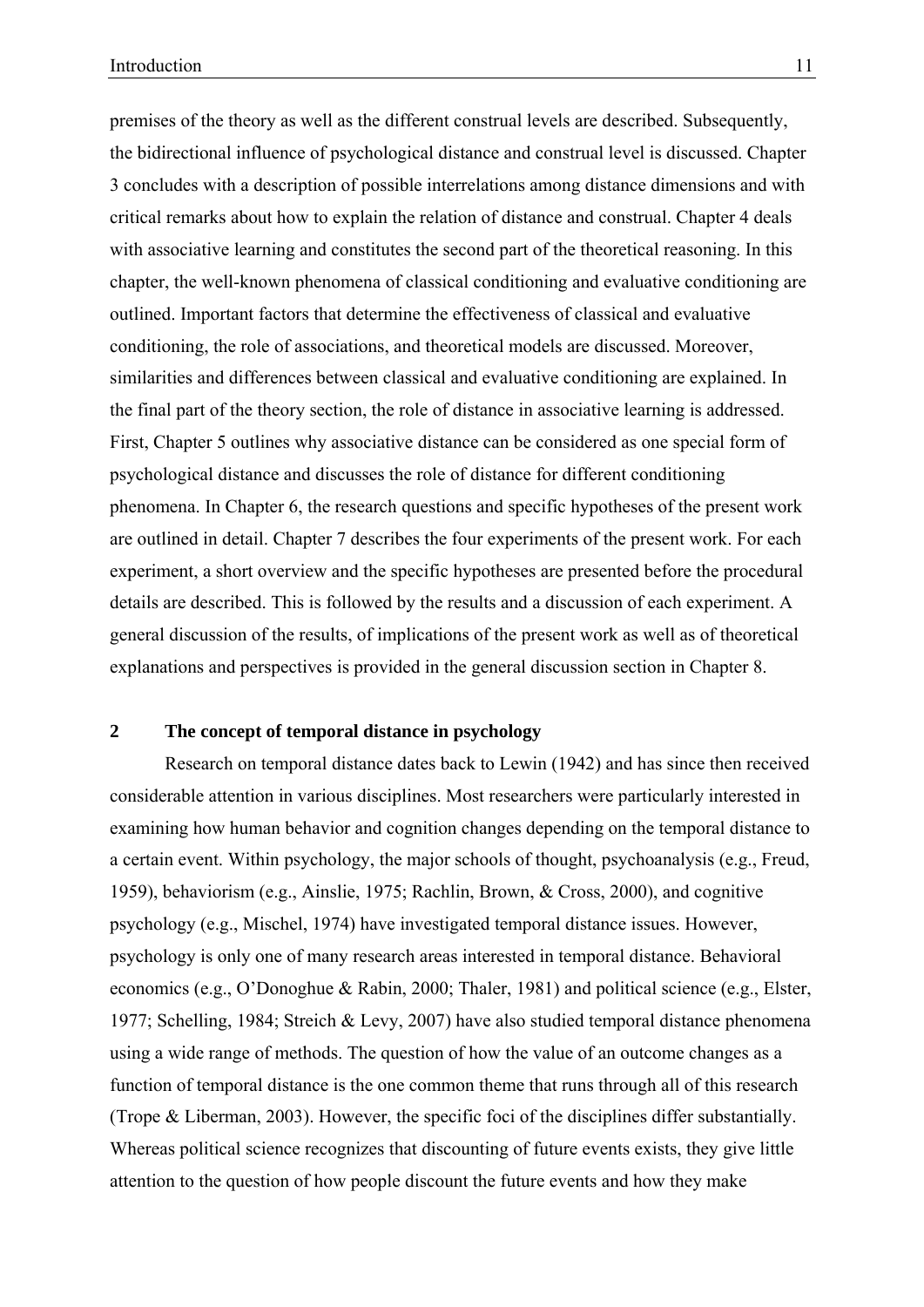premises of the theory as well as the different construal levels are described. Subsequently, the bidirectional influence of psychological distance and construal level is discussed. Chapter 3 concludes with a description of possible interrelations among distance dimensions and with critical remarks about how to explain the relation of distance and construal. Chapter 4 deals with associative learning and constitutes the second part of the theoretical reasoning. In this chapter, the well-known phenomena of classical conditioning and evaluative conditioning are outlined. Important factors that determine the effectiveness of classical and evaluative conditioning, the role of associations, and theoretical models are discussed. Moreover, similarities and differences between classical and evaluative conditioning are explained. In the final part of the theory section, the role of distance in associative learning is addressed. First, Chapter 5 outlines why associative distance can be considered as one special form of psychological distance and discusses the role of distance for different conditioning phenomena. In Chapter 6, the research questions and specific hypotheses of the present work are outlined in detail. Chapter 7 describes the four experiments of the present work. For each experiment, a short overview and the specific hypotheses are presented before the procedural details are described. This is followed by the results and a discussion of each experiment. A general discussion of the results, of implications of the present work as well as of theoretical explanations and perspectives is provided in the general discussion section in Chapter 8.

## 2 The concept of temporal distance in psychology

Research on temporal distance dates back to Lewin (1942) and has since then received considerable attention in various disciplines. Most researchers were particularly interested in examining how human behavior and cognition changes depending on the temporal distance to a certain event. Within psychology, the major schools of thought, psychoanalysis (e.g., Freud, 1959), behaviorism (e.g., Ainslie, 1975; Rachlin, Brown, & Cross, 2000), and cognitive psychology (e.g., Mischel, 1974) have investigated temporal distance issues. However, psychology is only one of many research areas interested in temporal distance. Behavioral economics (e.g., O'Donoghue & Rabin, 2000; Thaler, 1981) and political science (e.g., Elster, 1977; Schelling, 1984; Streich & Levy, 2007) have also studied temporal distance phenomena using a wide range of methods. The question of how the value of an outcome changes as a function of temporal distance is the one common theme that runs through all of this research (Trope & Liberman, 2003). However, the specific foci of the disciplines differ substantially. Whereas political science recognizes that discounting of future events exists, they give little attention to the question of how people discount the future events and how they make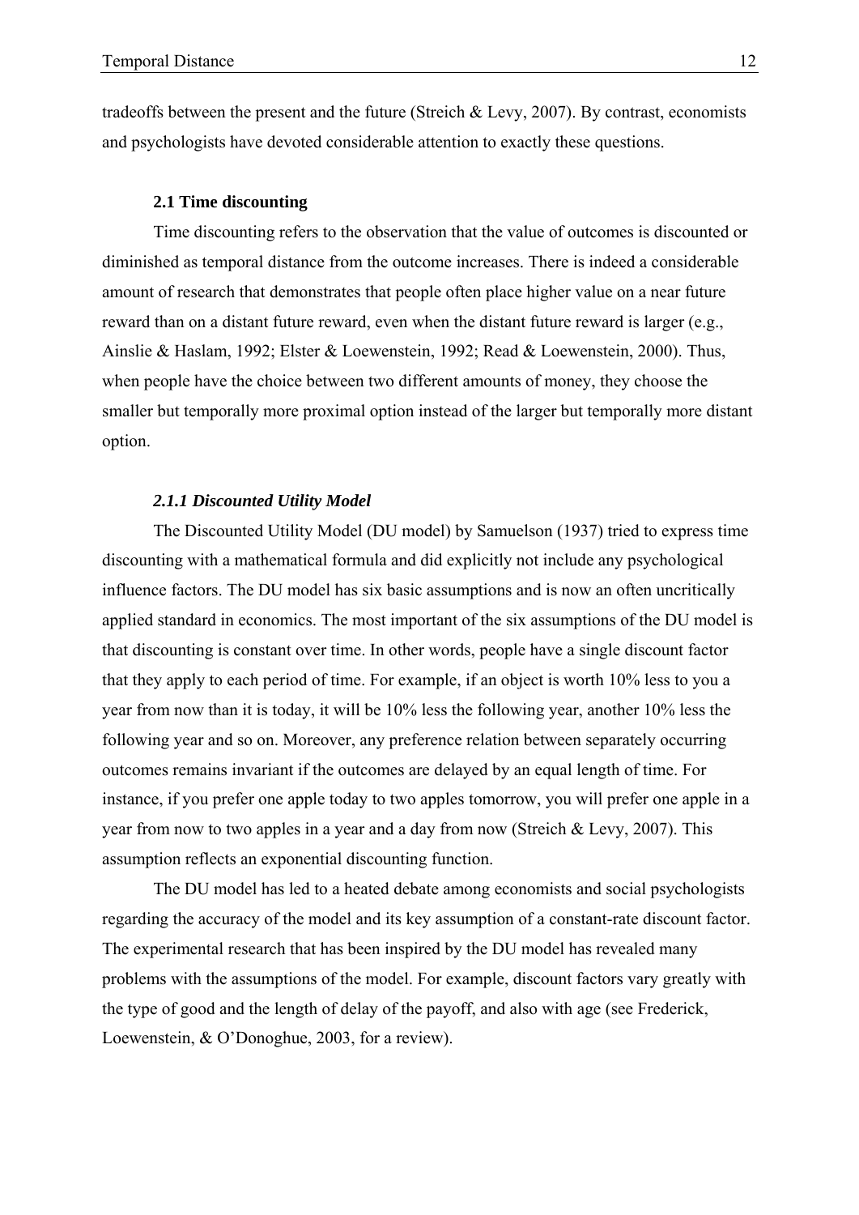tradeoffs between the present and the future (Streich & Levy, 2007). By contrast, economists and psychologists have devoted considerable attention to exactly these questions.

### 2.1 Time discounting

Time discounting refers to the observation that the value of outcomes is discounted or diminished as temporal distance from the outcome increases. There is indeed a considerable amount of research that demonstrates that people often place higher value on a near future reward than on a distant future reward, even when the distant future reward is larger (e.g., Ainslie & Haslam, 1992; Elster & Loewenstein, 1992; Read & Loewenstein, 2000). Thus, when people have the choice between two different amounts of money, they choose the smaller but temporally more proximal option instead of the larger but temporally more distant option.

#### *2.1.1 Discounted Utility Model*

The Discounted Utility Model (DU model) by Samuelson (1937) tried to express time discounting with a mathematical formula and did explicitly not include any psychological influence factors. The DU model has six basic assumptions and is now an often uncritically applied standard in economics. The most important of the six assumptions of the DU model is that discounting is constant over time. In other words, people have a single discount factor that they apply to each period of time. For example, if an object is worth 10% less to you a year from now than it is today, it will be 10% less the following year, another 10% less the following year and so on. Moreover, any preference relation between separately occurring outcomes remains invariant if the outcomes are delayed by an equal length of time. For instance, if you prefer one apple today to two apples tomorrow, you will prefer one apple in a year from now to two apples in a year and a day from now (Streich & Levy, 2007). This assumption reflects an exponential discounting function.

The DU model has led to a heated debate among economists and social psychologists regarding the accuracy of the model and its key assumption of a constant-rate discount factor. The experimental research that has been inspired by the DU model has revealed many problems with the assumptions of the model. For example, discount factors vary greatly with the type of good and the length of delay of the payoff, and also with age (see Frederick, Loewenstein, & O'Donoghue, 2003, for a review).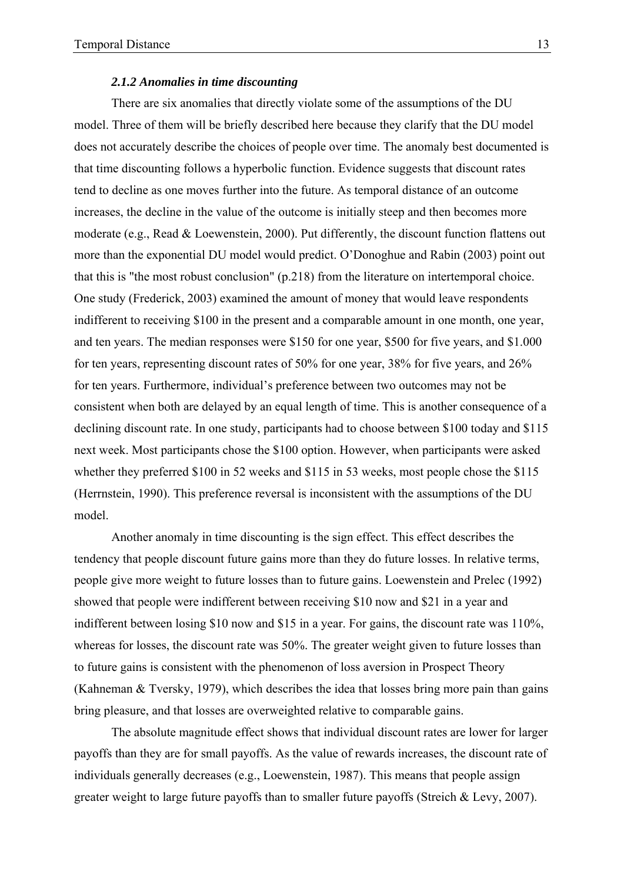### *2.1.2 Anomalies in time discounting*

There are six anomalies that directly violate some of the assumptions of the DU model. Three of them will be briefly described here because they clarify that the DU model does not accurately describe the choices of people over time. The anomaly best documented is that time discounting follows a hyperbolic function. Evidence suggests that discount rates tend to decline as one moves further into the future. As temporal distance of an outcome increases, the decline in the value of the outcome is initially steep and then becomes more moderate (e.g., Read & Loewenstein, 2000). Put differently, the discount function flattens out more than the exponential DU model would predict. O'Donoghue and Rabin (2003) point out that this is "the most robust conclusion" (p.218) from the literature on intertemporal choice. One study (Frederick, 2003) examined the amount of money that would leave respondents indifferent to receiving $100 in the present and a comparable amount in one month, one year, and ten years. The median responses were $150 for one year, $500 for five years, and $1.000 for ten years, representing discount rates of 50% for one year, 38% for five years, and 26% for ten years. Furthermore, individual's preference between two outcomes may not be consistent when both are delayed by an equal length of time. This is another consequence of a declining discount rate. In one study, participants had to choose between $100 today and $115 next week. Most participants chose the $100 option. However, when participants were asked whether they preferred $100 in 52 weeks and $115 in 53 weeks, most people chose the $115 (Herrnstein, 1990). This preference reversal is inconsistent with the assumptions of the DU model.

Another anomaly in time discounting is the sign effect. This effect describes the tendency that people discount future gains more than they do future losses. In relative terms, people give more weight to future losses than to future gains. Loewenstein and Prelec (1992) showed that people were indifferent between receiving $10 now and $21 in a year and indifferent between losing $10 now and $15 in a year. For gains, the discount rate was 110%, whereas for losses, the discount rate was 50%. The greater weight given to future losses than to future gains is consistent with the phenomenon of loss aversion in Prospect Theory (Kahneman & Tversky, 1979), which describes the idea that losses bring more pain than gains bring pleasure, and that losses are overweighted relative to comparable gains.

The absolute magnitude effect shows that individual discount rates are lower for larger payoffs than they are for small payoffs. As the value of rewards increases, the discount rate of individuals generally decreases (e.g., Loewenstein, 1987). This means that people assign greater weight to large future payoffs than to smaller future payoffs (Streich & Levy, 2007).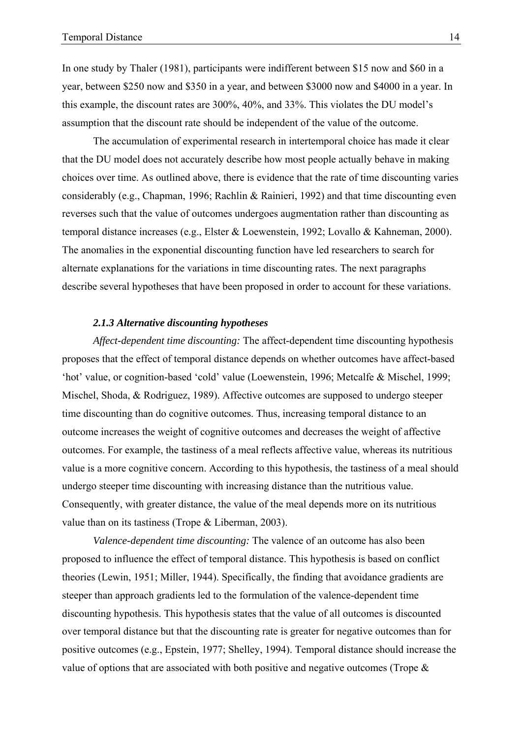In one study by Thaler (1981), participants were indifferent between \$15 now and \$60 in a year, between \$250 now and \$350 in a year, and between \$3000 now and \$4000 in a year. In this example, the discount rates are 300%, 40%, and 33%. This violates the DU model's assumption that the discount rate should be independent of the value of the outcome.

The accumulation of experimental research in intertemporal choice has made it clear that the DU model does not accurately describe how most people actually behave in making choices over time. As outlined above, there is evidence that the rate of time discounting varies considerably (e.g., Chapman, 1996; Rachlin & Rainieri, 1992) and that time discounting even reverses such that the value of outcomes undergoes augmentation rather than discounting as temporal distance increases (e.g., Elster & Loewenstein, 1992; Lovallo & Kahneman, 2000). The anomalies in the exponential discounting function have led researchers to search for alternate explanations for the variations in time discounting rates. The next paragraphs describe several hypotheses that have been proposed in order to account for these variations.

#### *2.1.3 Alternative discounting hypotheses*

*Affect-dependent time discounting:* The affect-dependent time discounting hypothesis proposes that the effect of temporal distance depends on whether outcomes have affect-based 'hot' value, or cognition-based 'cold' value (Loewenstein, 1996; Metcalfe & Mischel, 1999; Mischel, Shoda, & Rodriguez, 1989). Affective outcomes are supposed to undergo steeper time discounting than do cognitive outcomes. Thus, increasing temporal distance to an outcome increases the weight of cognitive outcomes and decreases the weight of affective outcomes. For example, the tastiness of a meal reflects affective value, whereas its nutritious value is a more cognitive concern. According to this hypothesis, the tastiness of a meal should undergo steeper time discounting with increasing distance than the nutritious value. Consequently, with greater distance, the value of the meal depends more on its nutritious value than on its tastiness (Trope & Liberman, 2003).

*Valence-dependent time discounting:* The valence of an outcome has also been proposed to influence the effect of temporal distance. This hypothesis is based on conflict theories (Lewin, 1951; Miller, 1944). Specifically, the finding that avoidance gradients are steeper than approach gradients led to the formulation of the valence-dependent time discounting hypothesis. This hypothesis states that the value of all outcomes is discounted over temporal distance but that the discounting rate is greater for negative outcomes than for positive outcomes (e.g., Epstein, 1977; Shelley, 1994). Temporal distance should increase the value of options that are associated with both positive and negative outcomes (Trope &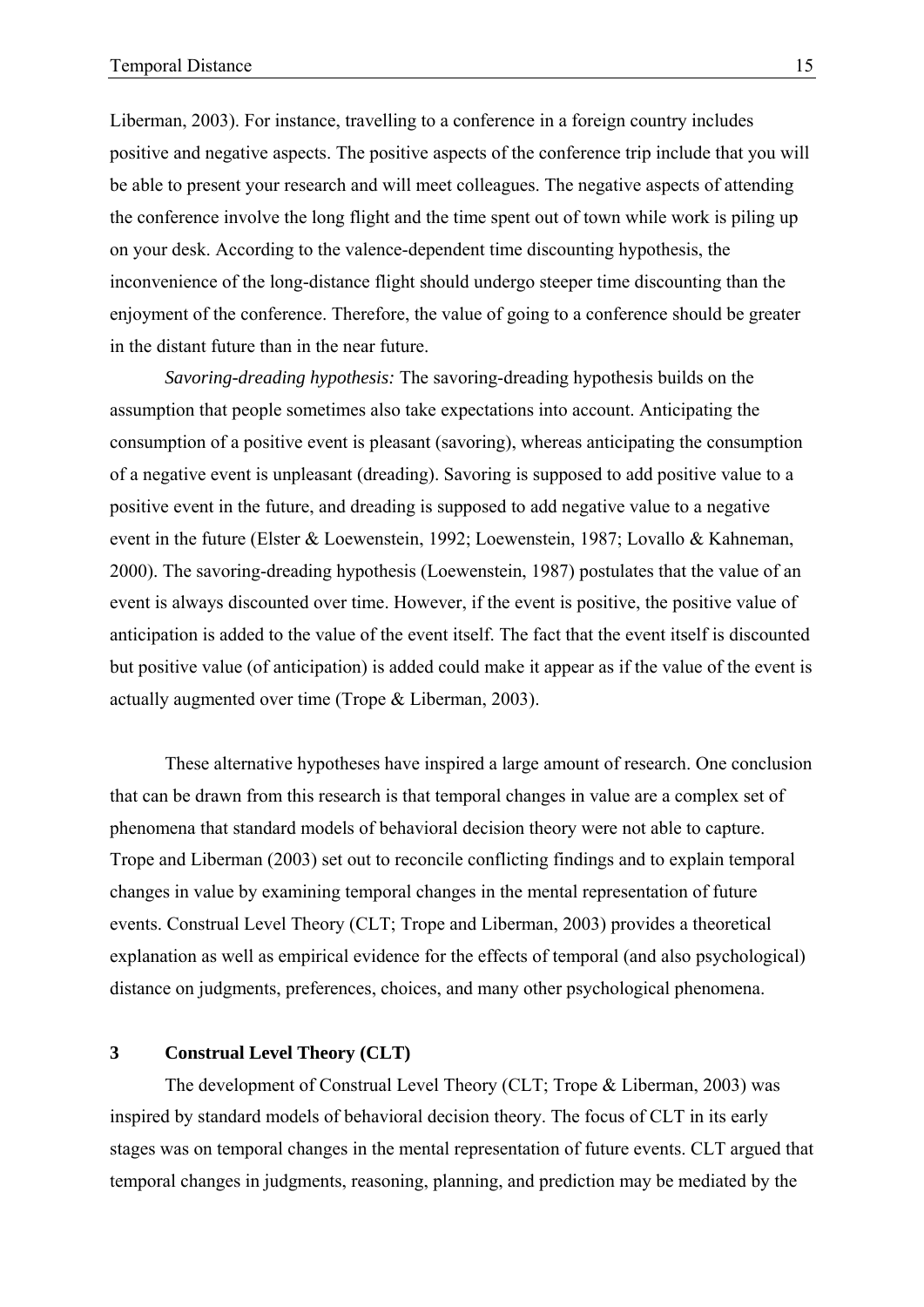Liberman, 2003). For instance, travelling to a conference in a foreign country includes positive and negative aspects. The positive aspects of the conference trip include that you will be able to present your research and will meet colleagues. The negative aspects of attending the conference involve the long flight and the time spent out of town while work is piling up on your desk. According to the valence-dependent time discounting hypothesis, the inconvenience of the long-distance flight should undergo steeper time discounting than the enjoyment of the conference. Therefore, the value of going to a conference should be greater in the distant future than in the near future.

*Savoring-dreading hypothesis:* The savoring-dreading hypothesis builds on the assumption that people sometimes also take expectations into account. Anticipating the consumption of a positive event is pleasant (savoring), whereas anticipating the consumption of a negative event is unpleasant (dreading). Savoring is supposed to add positive value to a positive event in the future, and dreading is supposed to add negative value to a negative event in the future (Elster & Loewenstein, 1992; Loewenstein, 1987; Lovallo & Kahneman, 2000). The savoring-dreading hypothesis (Loewenstein, 1987) postulates that the value of an event is always discounted over time. However, if the event is positive, the positive value of anticipation is added to the value of the event itself. The fact that the event itself is discounted but positive value (of anticipation) is added could make it appear as if the value of the event is actually augmented over time (Trope & Liberman, 2003).

These alternative hypotheses have inspired a large amount of research. One conclusion that can be drawn from this research is that temporal changes in value are a complex set of phenomena that standard models of behavioral decision theory were not able to capture. Trope and Liberman (2003) set out to reconcile conflicting findings and to explain temporal changes in value by examining temporal changes in the mental representation of future events. Construal Level Theory (CLT; Trope and Liberman, 2003) provides a theoretical explanation as well as empirical evidence for the effects of temporal (and also psychological) distance on judgments, preferences, choices, and many other psychological phenomena.

# 3 Construal Level Theory (CLT)

The development of Construal Level Theory (CLT; Trope & Liberman, 2003) was inspired by standard models of behavioral decision theory. The focus of CLT in its early stages was on temporal changes in the mental representation of future events. CLT argued that temporal changes in judgments, reasoning, planning, and prediction may be mediated by the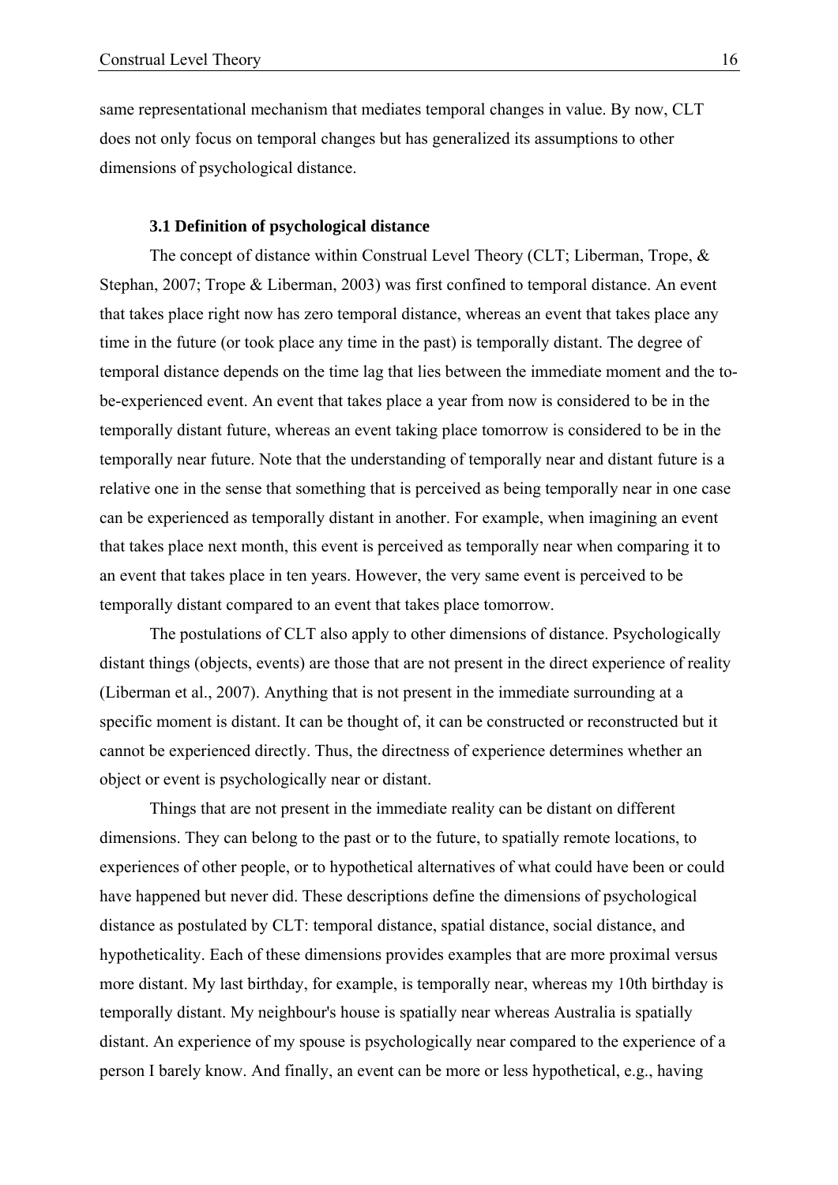same representational mechanism that mediates temporal changes in value. By now, CLT does not only focus on temporal changes but has generalized its assumptions to other dimensions of psychological distance.

### 3.1 Definition of psychological distance

The concept of distance within Construal Level Theory (CLT; Liberman, Trope, & Stephan, 2007; Trope & Liberman, 2003) was first confined to temporal distance. An event that takes place right now has zero temporal distance, whereas an event that takes place any time in the future (or took place any time in the past) is temporally distant. The degree of temporal distance depends on the time lag that lies between the immediate moment and the to-be-experienced event. An event that takes place a year from now is considered to be in the temporally distant future, whereas an event taking place tomorrow is considered to be in the temporally near future. Note that the understanding of temporally near and distant future is a relative one in the sense that something that is perceived as being temporally near in one case can be experienced as temporally distant in another. For example, when imagining an event that takes place next month, this event is perceived as temporally near when comparing it to an event that takes place in ten years. However, the very same event is perceived to be temporally distant compared to an event that takes place tomorrow.

The postulations of CLT also apply to other dimensions of distance. Psychologically distant things (objects, events) are those that are not present in the direct experience of reality (Liberman et al., 2007). Anything that is not present in the immediate surrounding at a specific moment is distant. It can be thought of, it can be constructed or reconstructed but it cannot be experienced directly. Thus, the directness of experience determines whether an object or event is psychologically near or distant.

Things that are not present in the immediate reality can be distant on different dimensions. They can belong to the past or to the future, to spatially remote locations, to experiences of other people, or to hypothetical alternatives of what could have been or could have happened but never did. These descriptions define the dimensions of psychological distance as postulated by CLT: temporal distance, spatial distance, social distance, and hypotheticality. Each of these dimensions provides examples that are more proximal versus more distant. My last birthday, for example, is temporally near, whereas my 10th birthday is temporally distant. My neighbour's house is spatially near whereas Australia is spatially distant. An experience of my spouse is psychologically near compared to the experience of a person I barely know. And finally, an event can be more or less hypothetical, e.g., having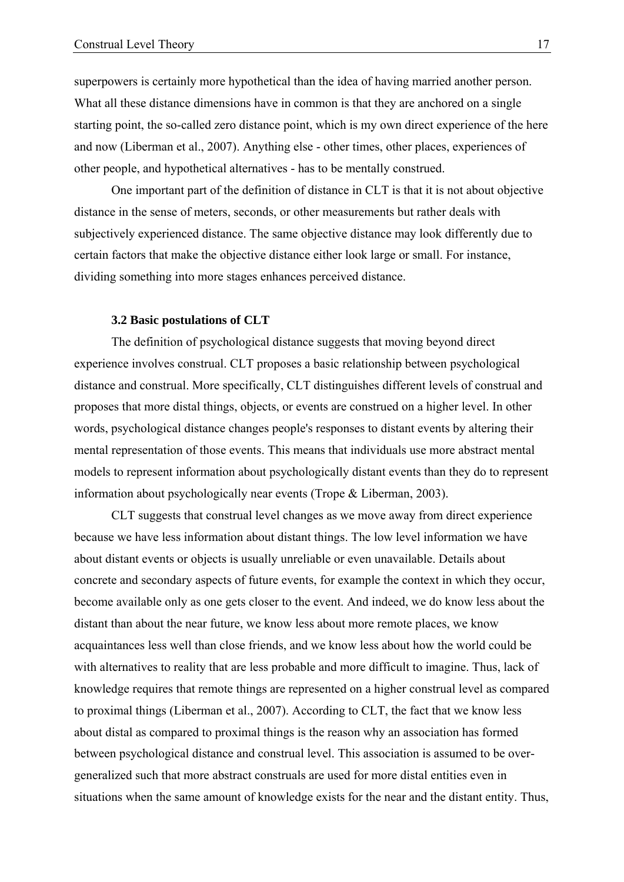superpowers is certainly more hypothetical than the idea of having married another person. What all these distance dimensions have in common is that they are anchored on a single starting point, the so-called zero distance point, which is my own direct experience of the here and now (Liberman et al., 2007). Anything else - other times, other places, experiences of other people, and hypothetical alternatives - has to be mentally construed.

One important part of the definition of distance in CLT is that it is not about objective distance in the sense of meters, seconds, or other measurements but rather deals with subjectively experienced distance. The same objective distance may look differently due to certain factors that make the objective distance either look large or small. For instance, dividing something into more stages enhances perceived distance.

### 3.2 Basic postulations of CLT

The definition of psychological distance suggests that moving beyond direct experience involves construal. CLT proposes a basic relationship between psychological distance and construal. More specifically, CLT distinguishes different levels of construal and proposes that more distal things, objects, or events are construed on a higher level. In other words, psychological distance changes people's responses to distant events by altering their mental representation of those events. This means that individuals use more abstract mental models to represent information about psychologically distant events than they do to represent information about psychologically near events (Trope & Liberman, 2003).

CLT suggests that construal level changes as we move away from direct experience because we have less information about distant things. The low level information we have about distant events or objects is usually unreliable or even unavailable. Details about concrete and secondary aspects of future events, for example the context in which they occur, become available only as one gets closer to the event. And indeed, we do know less about the distant than about the near future, we know less about more remote places, we know acquaintances less well than close friends, and we know less about how the world could be with alternatives to reality that are less probable and more difficult to imagine. Thus, lack of knowledge requires that remote things are represented on a higher construal level as compared to proximal things (Liberman et al., 2007). According to CLT, the fact that we know less about distal as compared to proximal things is the reason why an association has formed between psychological distance and construal level. This association is assumed to be over-generalized such that more abstract construals are used for more distal entities even in situations when the same amount of knowledge exists for the near and the distant entity. Thus,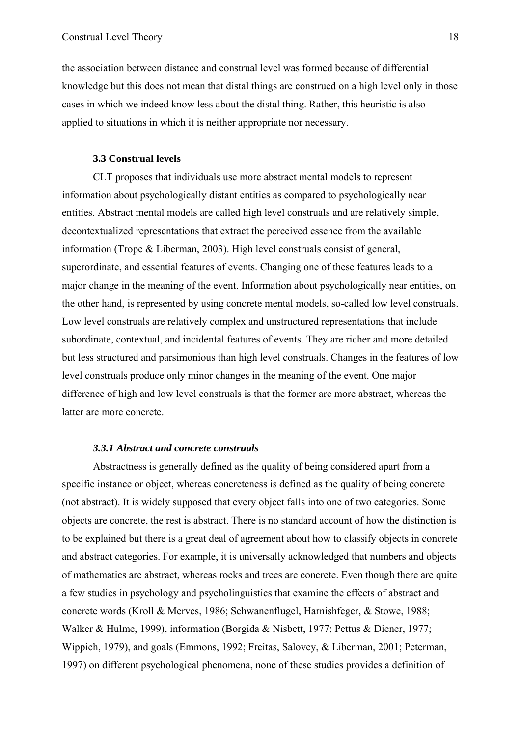the association between distance and construal level was formed because of differential knowledge but this does not mean that distal things are construed on a high level only in those cases in which we indeed know less about the distal thing. Rather, this heuristic is also applied to situations in which it is neither appropriate nor necessary.

### 3.3 Construal levels

CLT proposes that individuals use more abstract mental models to represent information about psychologically distant entities as compared to psychologically near entities. Abstract mental models are called high level construals and are relatively simple, decontextualized representations that extract the perceived essence from the available information (Trope & Liberman, 2003). High level construals consist of general, superordinate, and essential features of events. Changing one of these features leads to a major change in the meaning of the event. Information about psychologically near entities, on the other hand, is represented by using concrete mental models, so-called low level construals. Low level construals are relatively complex and unstructured representations that include subordinate, contextual, and incidental features of events. They are richer and more detailed but less structured and parsimonious than high level construals. Changes in the features of low level construals produce only minor changes in the meaning of the event. One major difference of high and low level construals is that the former are more abstract, whereas the latter are more concrete.

#### *3.3.1 Abstract and concrete construals*

Abstractness is generally defined as the quality of being considered apart from a specific instance or object, whereas concreteness is defined as the quality of being concrete (not abstract). It is widely supposed that every object falls into one of two categories. Some objects are concrete, the rest is abstract. There is no standard account of how the distinction is to be explained but there is a great deal of agreement about how to classify objects in concrete and abstract categories. For example, it is universally acknowledged that numbers and objects of mathematics are abstract, whereas rocks and trees are concrete. Even though there are quite a few studies in psychology and psycholinguistics that examine the effects of abstract and concrete words (Kroll & Merves, 1986; Schwanenflugel, Harnishfeger, & Stowe, 1988; Walker & Hulme, 1999), information (Borgida & Nisbett, 1977; Pettus & Diener, 1977; Wippich, 1979), and goals (Emmons, 1992; Freitas, Salovey, & Liberman, 2001; Peterman, 1997) on different psychological phenomena, none of these studies provides a definition of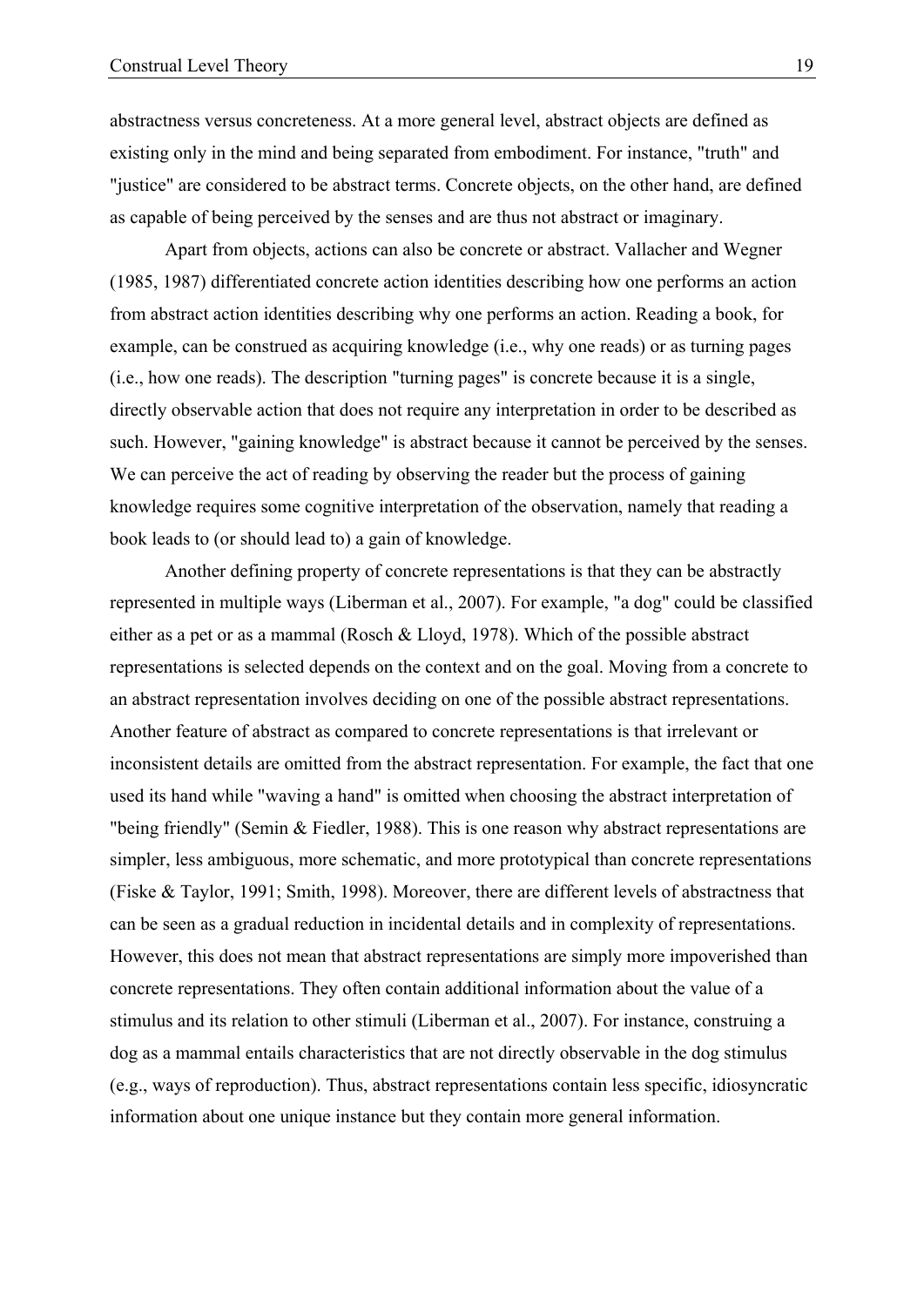abstractness versus concreteness. At a more general level, abstract objects are defined as existing only in the mind and being separated from embodiment. For instance, "truth" and "justice" are considered to be abstract terms. Concrete objects, on the other hand, are defined as capable of being perceived by the senses and are thus not abstract or imaginary.

Apart from objects, actions can also be concrete or abstract. Vallacher and Wegner (1985, 1987) differentiated concrete action identities describing how one performs an action from abstract action identities describing why one performs an action. Reading a book, for example, can be construed as acquiring knowledge (i.e., why one reads) or as turning pages (i.e., how one reads). The description "turning pages" is concrete because it is a single, directly observable action that does not require any interpretation in order to be described as such. However, "gaining knowledge" is abstract because it cannot be perceived by the senses. We can perceive the act of reading by observing the reader but the process of gaining knowledge requires some cognitive interpretation of the observation, namely that reading a book leads to (or should lead to) a gain of knowledge.

Another defining property of concrete representations is that they can be abstractly represented in multiple ways (Liberman et al., 2007). For example, "a dog" could be classified either as a pet or as a mammal (Rosch & Lloyd, 1978). Which of the possible abstract representations is selected depends on the context and on the goal. Moving from a concrete to an abstract representation involves deciding on one of the possible abstract representations. Another feature of abstract as compared to concrete representations is that irrelevant or inconsistent details are omitted from the abstract representation. For example, the fact that one used its hand while "waving a hand" is omitted when choosing the abstract interpretation of "being friendly" (Semin & Fiedler, 1988). This is one reason why abstract representations are simpler, less ambiguous, more schematic, and more prototypical than concrete representations (Fiske & Taylor, 1991; Smith, 1998). Moreover, there are different levels of abstractness that can be seen as a gradual reduction in incidental details and in complexity of representations. However, this does not mean that abstract representations are simply more impoverished than concrete representations. They often contain additional information about the value of a stimulus and its relation to other stimuli (Liberman et al., 2007). For instance, construing a dog as a mammal entails characteristics that are not directly observable in the dog stimulus (e.g., ways of reproduction). Thus, abstract representations contain less specific, idiosyncratic information about one unique instance but they contain more general information.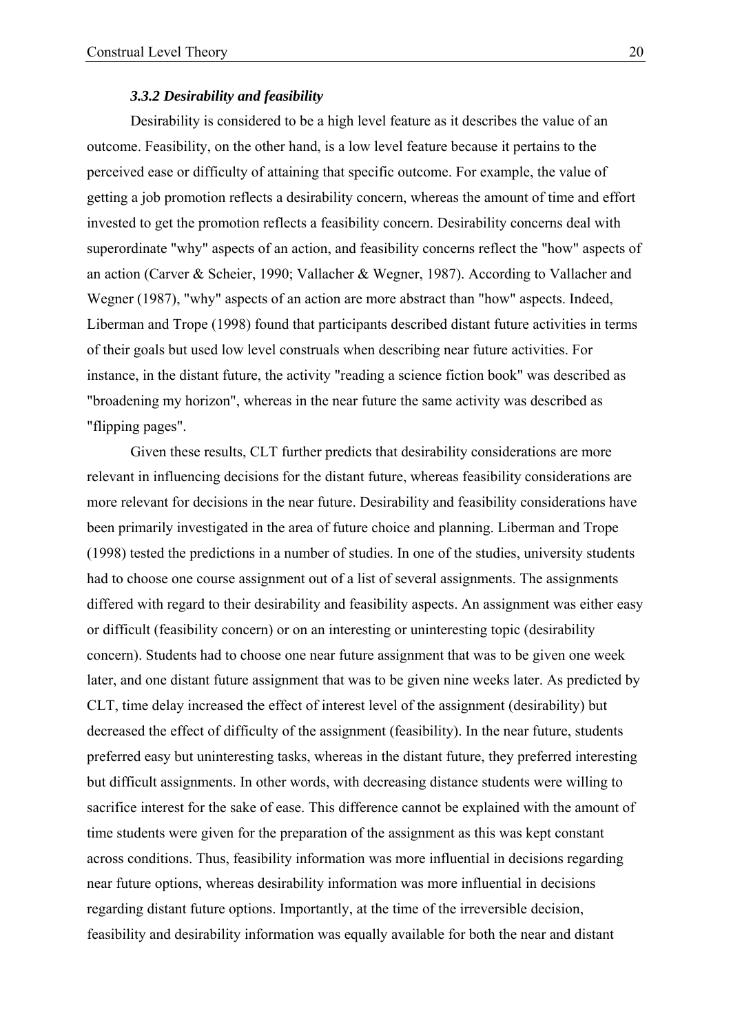### *3.3.2 Desirability and feasibility*

Desirability is considered to be a high level feature as it describes the value of an outcome. Feasibility, on the other hand, is a low level feature because it pertains to the perceived ease or difficulty of attaining that specific outcome. For example, the value of getting a job promotion reflects a desirability concern, whereas the amount of time and effort invested to get the promotion reflects a feasibility concern. Desirability concerns deal with superordinate "why" aspects of an action, and feasibility concerns reflect the "how" aspects of an action (Carver & Scheier, 1990; Vallacher & Wegner, 1987). According to Vallacher and Wegner (1987), "why" aspects of an action are more abstract than "how" aspects. Indeed, Liberman and Trope (1998) found that participants described distant future activities in terms of their goals but used low level construals when describing near future activities. For instance, in the distant future, the activity "reading a science fiction book" was described as "broadening my horizon", whereas in the near future the same activity was described as "flipping pages".

Given these results, CLT further predicts that desirability considerations are more relevant in influencing decisions for the distant future, whereas feasibility considerations are more relevant for decisions in the near future. Desirability and feasibility considerations have been primarily investigated in the area of future choice and planning. Liberman and Trope (1998) tested the predictions in a number of studies. In one of the studies, university students had to choose one course assignment out of a list of several assignments. The assignments differed with regard to their desirability and feasibility aspects. An assignment was either easy or difficult (feasibility concern) or on an interesting or uninteresting topic (desirability concern). Students had to choose one near future assignment that was to be given one week later, and one distant future assignment that was to be given nine weeks later. As predicted by CLT, time delay increased the effect of interest level of the assignment (desirability) but decreased the effect of difficulty of the assignment (feasibility). In the near future, students preferred easy but uninteresting tasks, whereas in the distant future, they preferred interesting but difficult assignments. In other words, with decreasing distance students were willing to sacrifice interest for the sake of ease. This difference cannot be explained with the amount of time students were given for the preparation of the assignment as this was kept constant across conditions. Thus, feasibility information was more influential in decisions regarding near future options, whereas desirability information was more influential in decisions regarding distant future options. Importantly, at the time of the irreversible decision, feasibility and desirability information was equally available for both the near and distant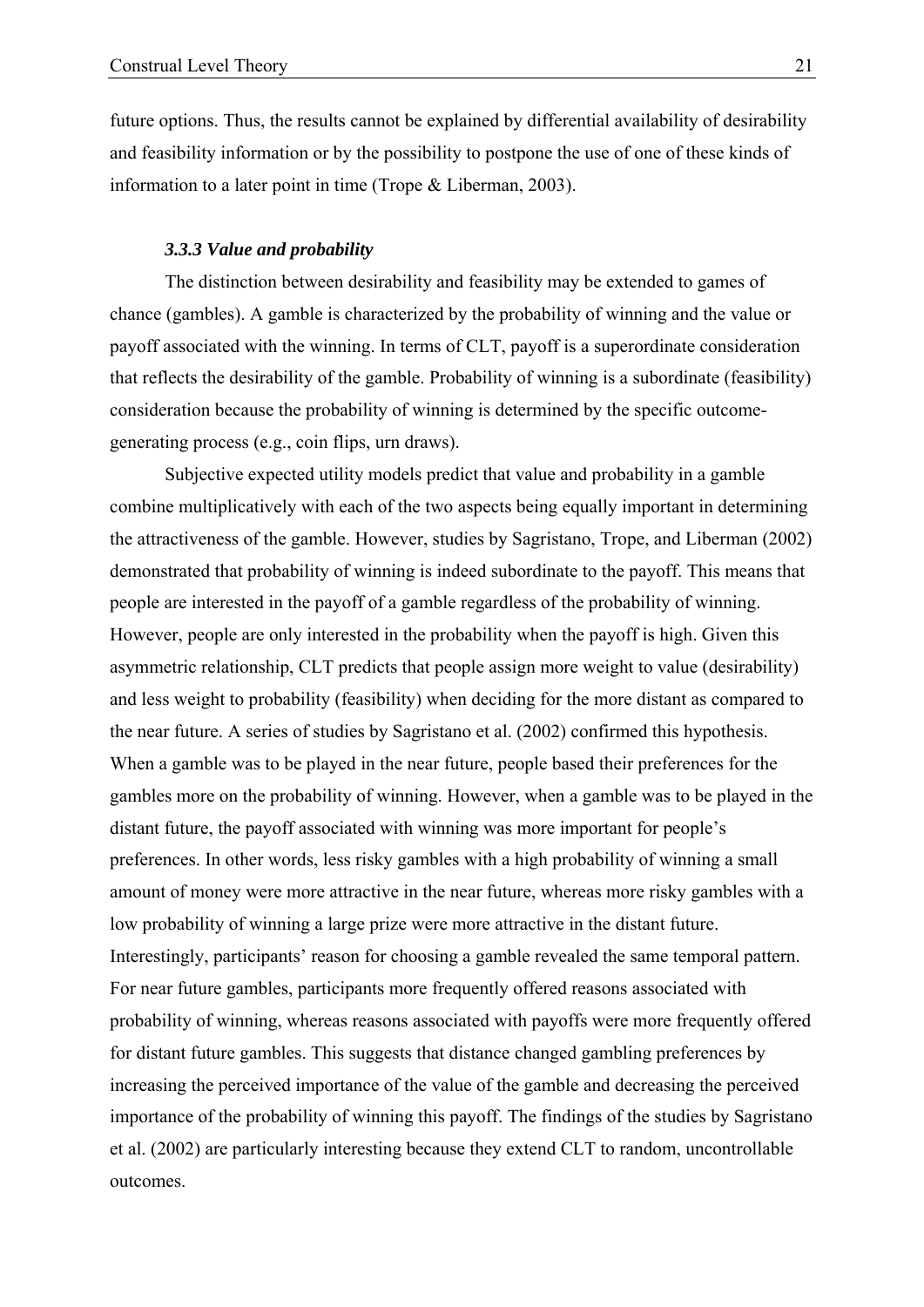future options. Thus, the results cannot be explained by differential availability of desirability and feasibility information or by the possibility to postpone the use of one of these kinds of information to a later point in time (Trope & Liberman, 2003).

#### *3.3.3 Value and probability*

The distinction between desirability and feasibility may be extended to games of chance (gambles). A gamble is characterized by the probability of winning and the value or payoff associated with the winning. In terms of CLT, payoff is a superordinate consideration that reflects the desirability of the gamble. Probability of winning is a subordinate (feasibility) consideration because the probability of winning is determined by the specific outcome-generating process (e.g., coin flips, urn draws).

Subjective expected utility models predict that value and probability in a gamble combine multiplicatively with each of the two aspects being equally important in determining the attractiveness of the gamble. However, studies by Sagristano, Trope, and Liberman (2002) demonstrated that probability of winning is indeed subordinate to the payoff. This means that people are interested in the payoff of a gamble regardless of the probability of winning. However, people are only interested in the probability when the payoff is high. Given this asymmetric relationship, CLT predicts that people assign more weight to value (desirability) and less weight to probability (feasibility) when deciding for the more distant as compared to the near future. A series of studies by Sagristano et al. (2002) confirmed this hypothesis. When a gamble was to be played in the near future, people based their preferences for the gambles more on the probability of winning. However, when a gamble was to be played in the distant future, the payoff associated with winning was more important for people's preferences. In other words, less risky gambles with a high probability of winning a small amount of money were more attractive in the near future, whereas more risky gambles with a low probability of winning a large prize were more attractive in the distant future. Interestingly, participants' reason for choosing a gamble revealed the same temporal pattern. For near future gambles, participants more frequently offered reasons associated with probability of winning, whereas reasons associated with payoffs were more frequently offered for distant future gambles. This suggests that distance changed gambling preferences by increasing the perceived importance of the value of the gamble and decreasing the perceived importance of the probability of winning this payoff. The findings of the studies by Sagristano et al. (2002) are particularly interesting because they extend CLT to random, uncontrollable outcomes.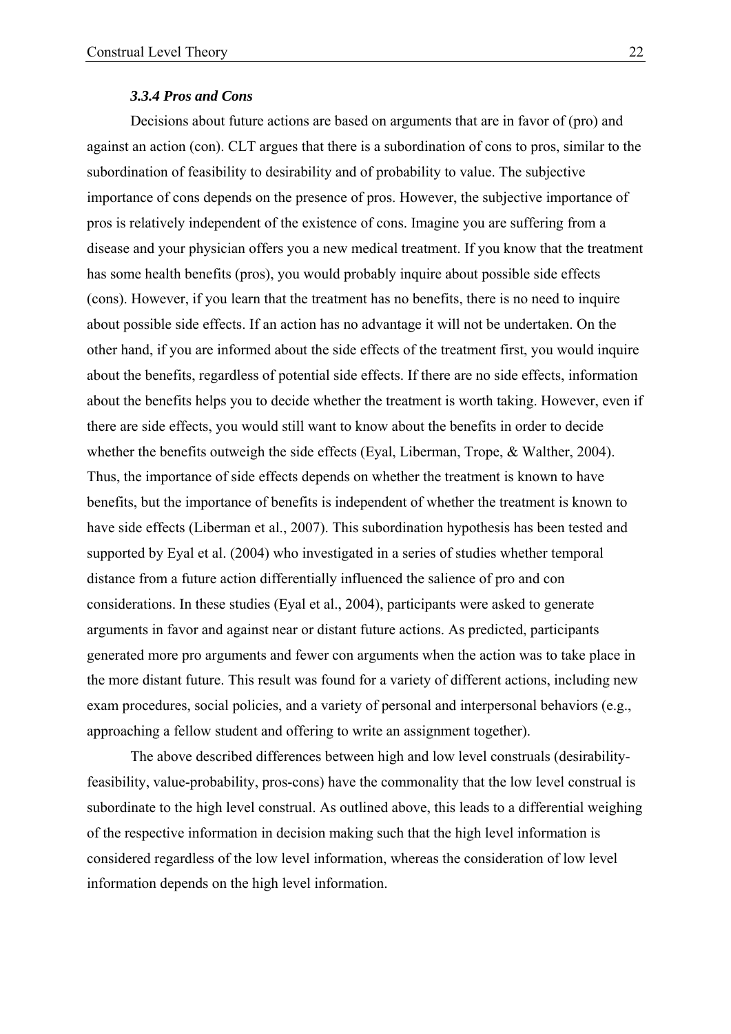### *3.3.4 Pros and Cons*

Decisions about future actions are based on arguments that are in favor of (pro) and against an action (con). CLT argues that there is a subordination of cons to pros, similar to the subordination of feasibility to desirability and of probability to value. The subjective importance of cons depends on the presence of pros. However, the subjective importance of pros is relatively independent of the existence of cons. Imagine you are suffering from a disease and your physician offers you a new medical treatment. If you know that the treatment has some health benefits (pros), you would probably inquire about possible side effects (cons). However, if you learn that the treatment has no benefits, there is no need to inquire about possible side effects. If an action has no advantage it will not be undertaken. On the other hand, if you are informed about the side effects of the treatment first, you would inquire about the benefits, regardless of potential side effects. If there are no side effects, information about the benefits helps you to decide whether the treatment is worth taking. However, even if there are side effects, you would still want to know about the benefits in order to decide whether the benefits outweigh the side effects (Eyal, Liberman, Trope, & Walther, 2004). Thus, the importance of side effects depends on whether the treatment is known to have benefits, but the importance of benefits is independent of whether the treatment is known to have side effects (Liberman et al., 2007). This subordination hypothesis has been tested and supported by Eyal et al. (2004) who investigated in a series of studies whether temporal distance from a future action differentially influenced the salience of pro and con considerations. In these studies (Eyal et al., 2004), participants were asked to generate arguments in favor and against near or distant future actions. As predicted, participants generated more pro arguments and fewer con arguments when the action was to take place in the more distant future. This result was found for a variety of different actions, including new exam procedures, social policies, and a variety of personal and interpersonal behaviors (e.g., approaching a fellow student and offering to write an assignment together).

The above described differences between high and low level construals (desirability-feasibility, value-probability, pros-cons) have the commonality that the low level construal is subordinate to the high level construal. As outlined above, this leads to a differential weighing of the respective information in decision making such that the high level information is considered regardless of the low level information, whereas the consideration of low level information depends on the high level information.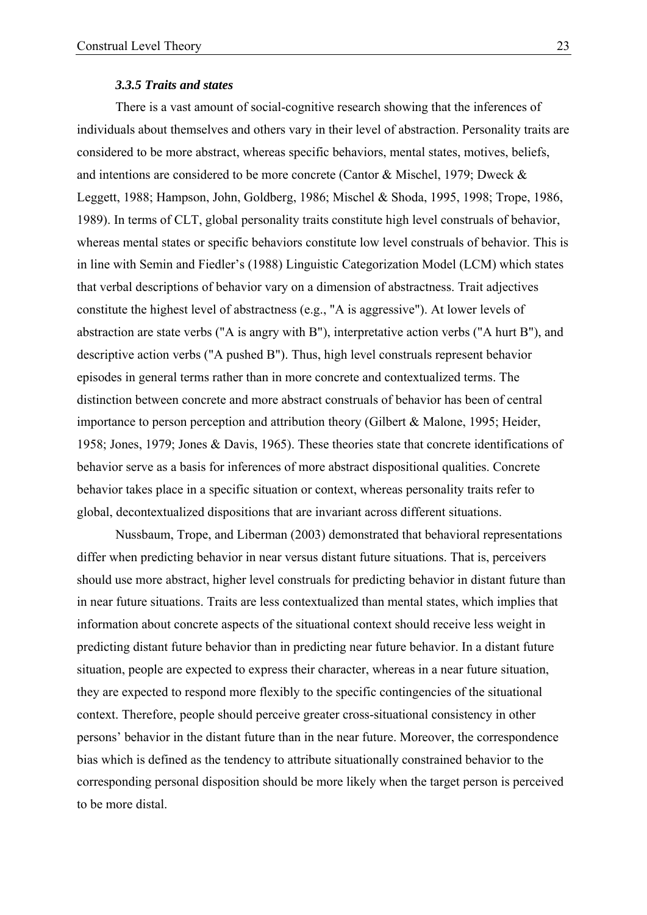### *3.3.5 Traits and states*

There is a vast amount of social-cognitive research showing that the inferences of individuals about themselves and others vary in their level of abstraction. Personality traits are considered to be more abstract, whereas specific behaviors, mental states, motives, beliefs, and intentions are considered to be more concrete (Cantor & Mischel, 1979; Dweck & Leggett, 1988; Hampson, John, Goldberg, 1986; Mischel & Shoda, 1995, 1998; Trope, 1986, 1989). In terms of CLT, global personality traits constitute high level construals of behavior, whereas mental states or specific behaviors constitute low level construals of behavior. This is in line with Semin and Fiedler's (1988) Linguistic Categorization Model (LCM) which states that verbal descriptions of behavior vary on a dimension of abstractness. Trait adjectives constitute the highest level of abstractness (e.g., "A is aggressive"). At lower levels of abstraction are state verbs ("A is angry with B"), interpretative action verbs ("A hurt B"), and descriptive action verbs ("A pushed B"). Thus, high level construals represent behavior episodes in general terms rather than in more concrete and contextualized terms. The distinction between concrete and more abstract construals of behavior has been of central importance to person perception and attribution theory (Gilbert & Malone, 1995; Heider, 1958; Jones, 1979; Jones & Davis, 1965). These theories state that concrete identifications of behavior serve as a basis for inferences of more abstract dispositional qualities. Concrete behavior takes place in a specific situation or context, whereas personality traits refer to global, decontextualized dispositions that are invariant across different situations.

Nussbaum, Trope, and Liberman (2003) demonstrated that behavioral representations differ when predicting behavior in near versus distant future situations. That is, perceivers should use more abstract, higher level construals for predicting behavior in distant future than in near future situations. Traits are less contextualized than mental states, which implies that information about concrete aspects of the situational context should receive less weight in predicting distant future behavior than in predicting near future behavior. In a distant future situation, people are expected to express their character, whereas in a near future situation, they are expected to respond more flexibly to the specific contingencies of the situational context. Therefore, people should perceive greater cross-situational consistency in other persons' behavior in the distant future than in the near future. Moreover, the correspondence bias which is defined as the tendency to attribute situationally constrained behavior to the corresponding personal disposition should be more likely when the target person is perceived to be more distal.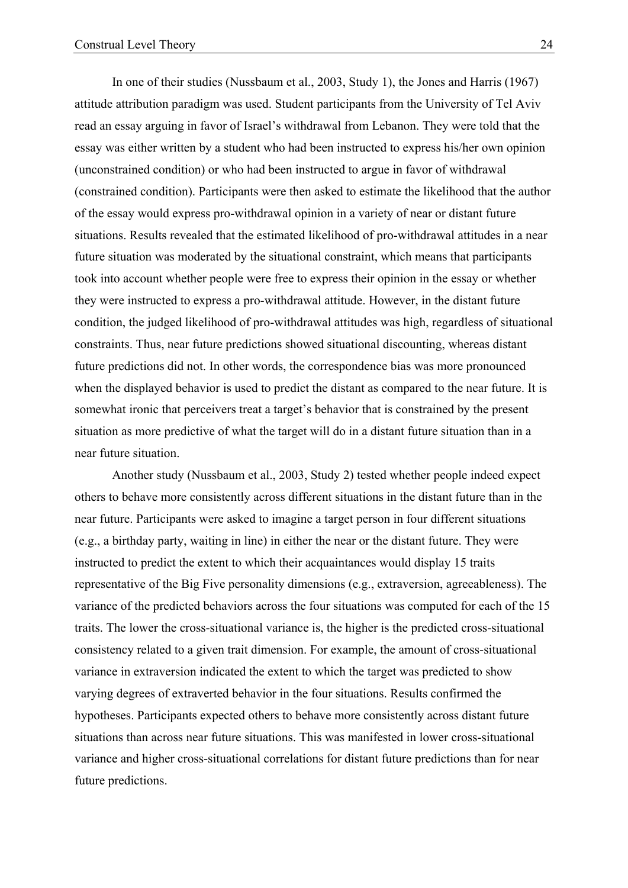In one of their studies (Nussbaum et al., 2003, Study 1), the Jones and Harris (1967) attitude attribution paradigm was used. Student participants from the University of Tel Aviv read an essay arguing in favor of Israel's withdrawal from Lebanon. They were told that the essay was either written by a student who had been instructed to express his/her own opinion (unconstrained condition) or who had been instructed to argue in favor of withdrawal (constrained condition). Participants were then asked to estimate the likelihood that the author of the essay would express pro-withdrawal opinion in a variety of near or distant future situations. Results revealed that the estimated likelihood of pro-withdrawal attitudes in a near future situation was moderated by the situational constraint, which means that participants took into account whether people were free to express their opinion in the essay or whether they were instructed to express a pro-withdrawal attitude. However, in the distant future condition, the judged likelihood of pro-withdrawal attitudes was high, regardless of situational constraints. Thus, near future predictions showed situational discounting, whereas distant future predictions did not. In other words, the correspondence bias was more pronounced when the displayed behavior is used to predict the distant as compared to the near future. It is somewhat ironic that perceivers treat a target's behavior that is constrained by the present situation as more predictive of what the target will do in a distant future situation than in a near future situation.

Another study (Nussbaum et al., 2003, Study 2) tested whether people indeed expect others to behave more consistently across different situations in the distant future than in the near future. Participants were asked to imagine a target person in four different situations (e.g., a birthday party, waiting in line) in either the near or the distant future. They were instructed to predict the extent to which their acquaintances would display 15 traits representative of the Big Five personality dimensions (e.g., extraversion, agreeableness). The variance of the predicted behaviors across the four situations was computed for each of the 15 traits. The lower the cross-situational variance is, the higher is the predicted cross-situational consistency related to a given trait dimension. For example, the amount of cross-situational variance in extraversion indicated the extent to which the target was predicted to show varying degrees of extraverted behavior in the four situations. Results confirmed the hypotheses. Participants expected others to behave more consistently across distant future situations than across near future situations. This was manifested in lower cross-situational variance and higher cross-situational correlations for distant future predictions than for near future predictions.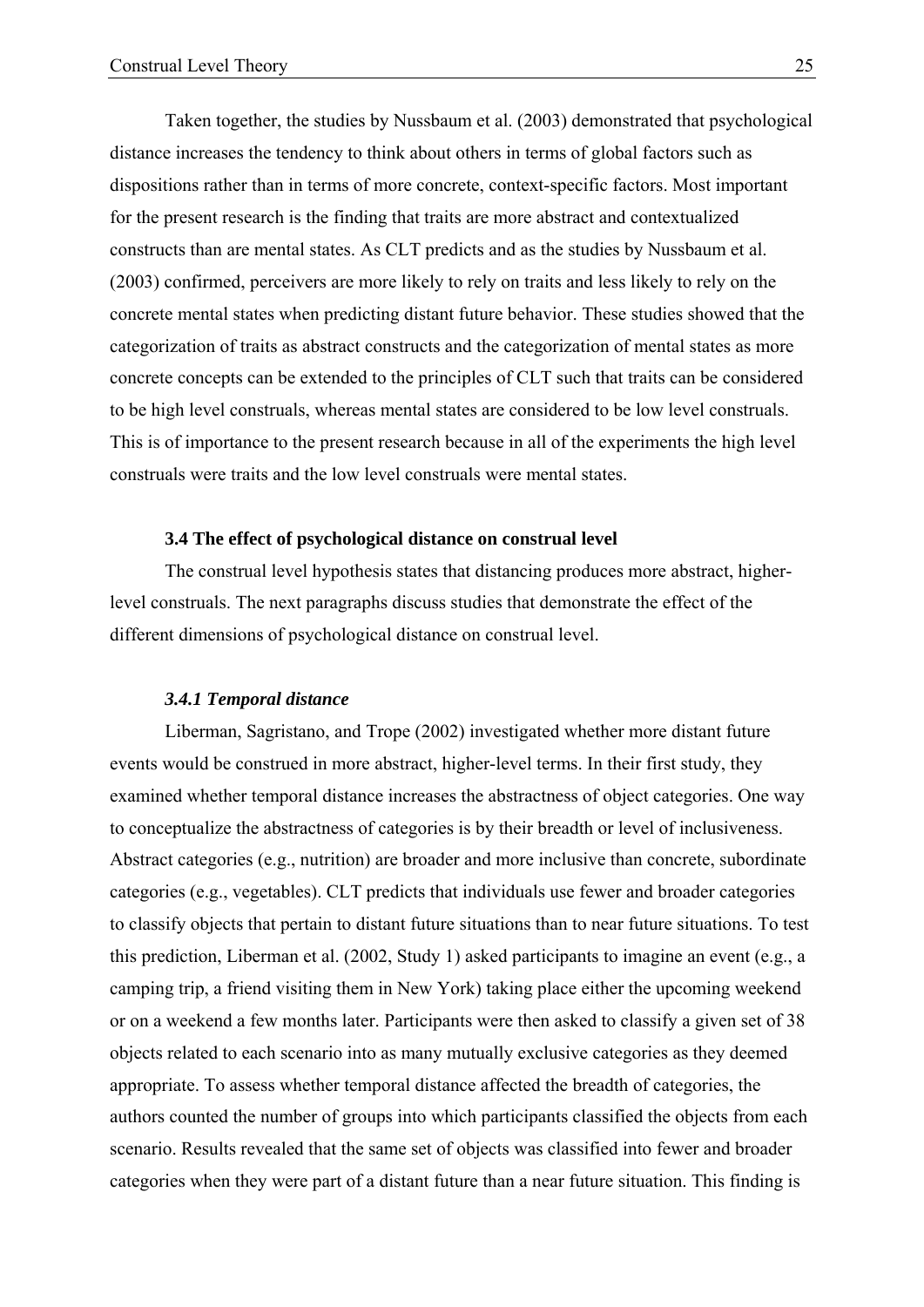Taken together, the studies by Nussbaum et al. (2003) demonstrated that psychological distance increases the tendency to think about others in terms of global factors such as dispositions rather than in terms of more concrete, context-specific factors. Most important for the present research is the finding that traits are more abstract and contextualized constructs than are mental states. As CLT predicts and as the studies by Nussbaum et al. (2003) confirmed, perceivers are more likely to rely on traits and less likely to rely on the concrete mental states when predicting distant future behavior. These studies showed that the categorization of traits as abstract constructs and the categorization of mental states as more concrete concepts can be extended to the principles of CLT such that traits can be considered to be high level construals, whereas mental states are considered to be low level construals. This is of importance to the present research because in all of the experiments the high level construals were traits and the low level construals were mental states.

### 3.4 The effect of psychological distance on construal level

The construal level hypothesis states that distancing produces more abstract, higher-level construals. The next paragraphs discuss studies that demonstrate the effect of the different dimensions of psychological distance on construal level.

#### *3.4.1 Temporal distance*

Liberman, Sagristano, and Trope (2002) investigated whether more distant future events would be construed in more abstract, higher-level terms. In their first study, they examined whether temporal distance increases the abstractness of object categories. One way to conceptualize the abstractness of categories is by their breadth or level of inclusiveness. Abstract categories (e.g., nutrition) are broader and more inclusive than concrete, subordinate categories (e.g., vegetables). CLT predicts that individuals use fewer and broader categories to classify objects that pertain to distant future situations than to near future situations. To test this prediction, Liberman et al. (2002, Study 1) asked participants to imagine an event (e.g., a camping trip, a friend visiting them in New York) taking place either the upcoming weekend or on a weekend a few months later. Participants were then asked to classify a given set of 38 objects related to each scenario into as many mutually exclusive categories as they deemed appropriate. To assess whether temporal distance affected the breadth of categories, the authors counted the number of groups into which participants classified the objects from each scenario. Results revealed that the same set of objects was classified into fewer and broader categories when they were part of a distant future than a near future situation. This finding is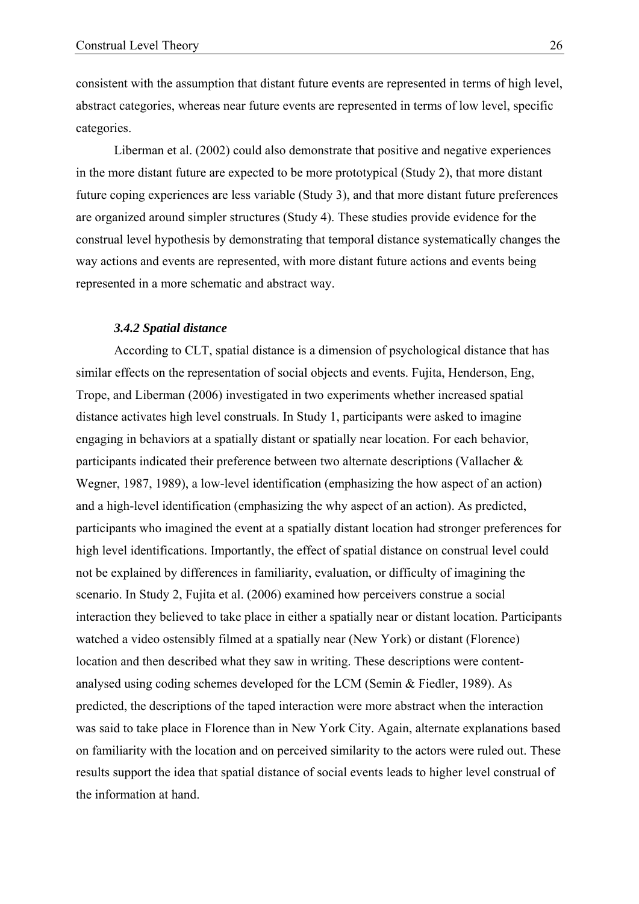consistent with the assumption that distant future events are represented in terms of high level, abstract categories, whereas near future events are represented in terms of low level, specific categories.

Liberman et al. (2002) could also demonstrate that positive and negative experiences in the more distant future are expected to be more prototypical (Study 2), that more distant future coping experiences are less variable (Study 3), and that more distant future preferences are organized around simpler structures (Study 4). These studies provide evidence for the construal level hypothesis by demonstrating that temporal distance systematically changes the way actions and events are represented, with more distant future actions and events being represented in a more schematic and abstract way.

### *3.4.2 Spatial distance*

According to CLT, spatial distance is a dimension of psychological distance that has similar effects on the representation of social objects and events. Fujita, Henderson, Eng, Trope, and Liberman (2006) investigated in two experiments whether increased spatial distance activates high level construals. In Study 1, participants were asked to imagine engaging in behaviors at a spatially distant or spatially near location. For each behavior, participants indicated their preference between two alternate descriptions (Vallacher & Wegner, 1987, 1989), a low-level identification (emphasizing the how aspect of an action) and a high-level identification (emphasizing the why aspect of an action). As predicted, participants who imagined the event at a spatially distant location had stronger preferences for high level identifications. Importantly, the effect of spatial distance on construal level could not be explained by differences in familiarity, evaluation, or difficulty of imagining the scenario. In Study 2, Fujita et al. (2006) examined how perceivers construe a social interaction they believed to take place in either a spatially near or distant location. Participants watched a video ostensibly filmed at a spatially near (New York) or distant (Florence) location and then described what they saw in writing. These descriptions were content-analysed using coding schemes developed for the LCM (Semin & Fiedler, 1989). As predicted, the descriptions of the taped interaction were more abstract when the interaction was said to take place in Florence than in New York City. Again, alternate explanations based on familiarity with the location and on perceived similarity to the actors were ruled out. These results support the idea that spatial distance of social events leads to higher level construal of the information at hand.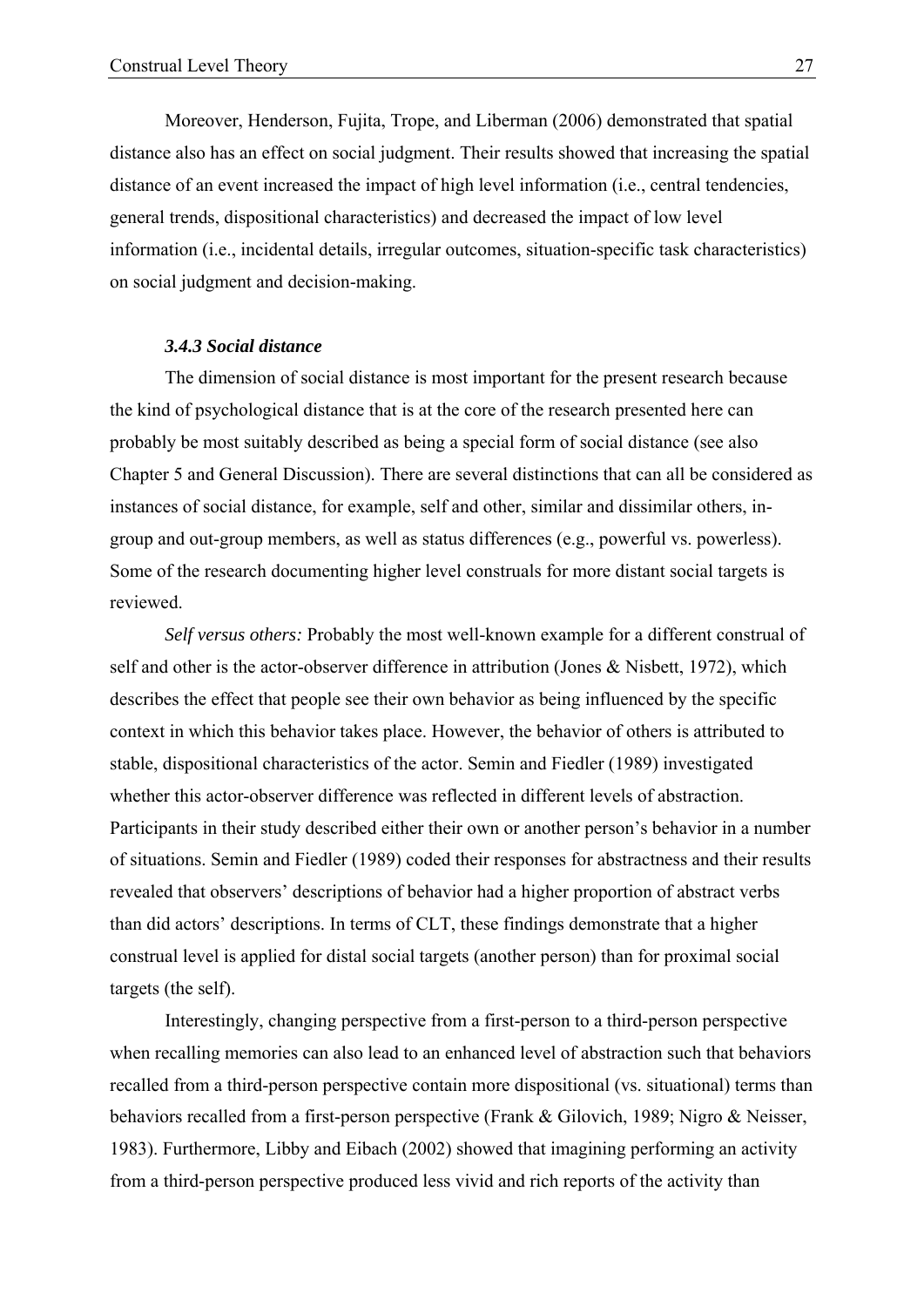Moreover, Henderson, Fujita, Trope, and Liberman (2006) demonstrated that spatial distance also has an effect on social judgment. Their results showed that increasing the spatial distance of an event increased the impact of high level information (i.e., central tendencies, general trends, dispositional characteristics) and decreased the impact of low level information (i.e., incidental details, irregular outcomes, situation-specific task characteristics) on social judgment and decision-making.

#### *3.4.3 Social distance*

The dimension of social distance is most important for the present research because the kind of psychological distance that is at the core of the research presented here can probably be most suitably described as being a special form of social distance (see also Chapter 5 and General Discussion). There are several distinctions that can all be considered as instances of social distance, for example, self and other, similar and dissimilar others, in-group and out-group members, as well as status differences (e.g., powerful vs. powerless). Some of the research documenting higher level construals for more distant social targets is reviewed.

*Self versus others:* Probably the most well-known example for a different construal of self and other is the actor-observer difference in attribution (Jones & Nisbett, 1972), which describes the effect that people see their own behavior as being influenced by the specific context in which this behavior takes place. However, the behavior of others is attributed to stable, dispositional characteristics of the actor. Semin and Fiedler (1989) investigated whether this actor-observer difference was reflected in different levels of abstraction. Participants in their study described either their own or another person's behavior in a number of situations. Semin and Fiedler (1989) coded their responses for abstractness and their results revealed that observers' descriptions of behavior had a higher proportion of abstract verbs than did actors' descriptions. In terms of CLT, these findings demonstrate that a higher construal level is applied for distal social targets (another person) than for proximal social targets (the self).

Interestingly, changing perspective from a first-person to a third-person perspective when recalling memories can also lead to an enhanced level of abstraction such that behaviors recalled from a third-person perspective contain more dispositional (vs. situational) terms than behaviors recalled from a first-person perspective (Frank & Gilovich, 1989; Nigro & Neisser, 1983). Furthermore, Libby and Eibach (2002) showed that imagining performing an activity from a third-person perspective produced less vivid and rich reports of the activity than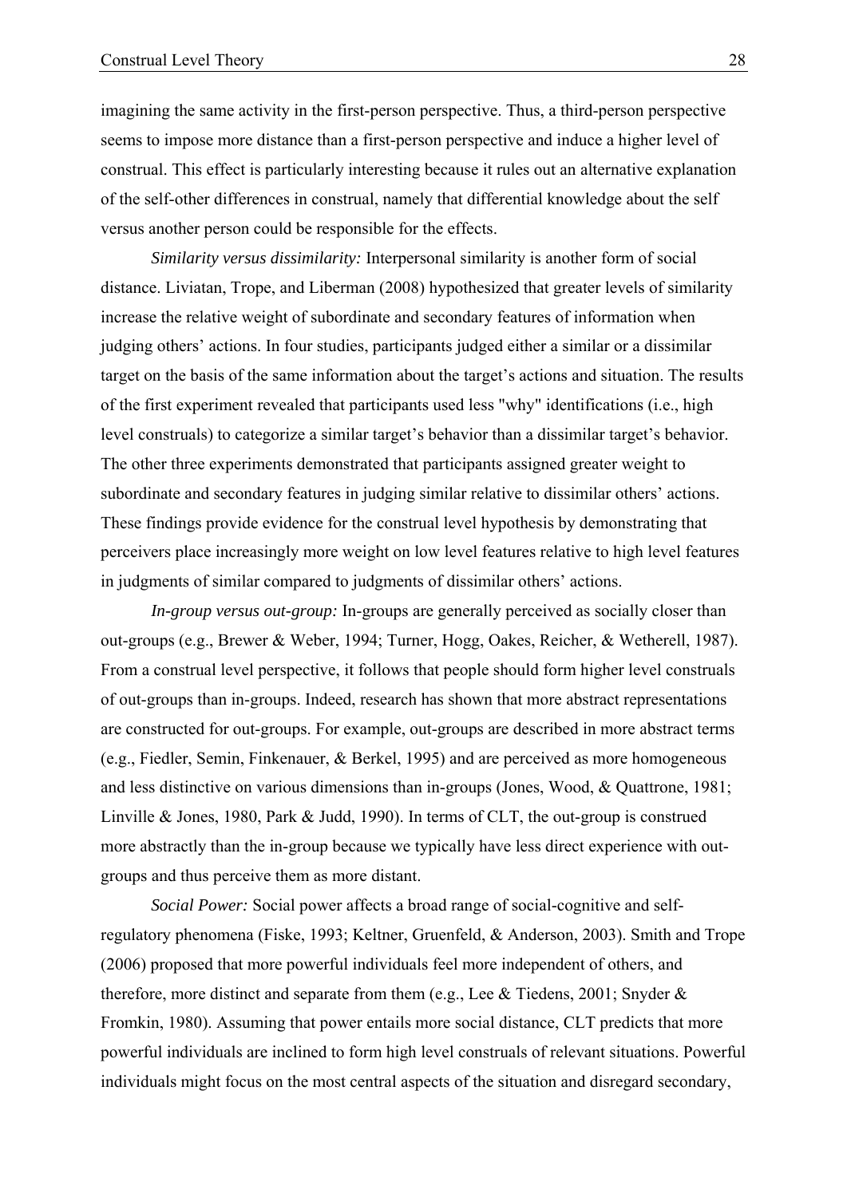imagining the same activity in the first-person perspective. Thus, a third-person perspective seems to impose more distance than a first-person perspective and induce a higher level of construal. This effect is particularly interesting because it rules out an alternative explanation of the self-other differences in construal, namely that differential knowledge about the self versus another person could be responsible for the effects.

*Similarity versus dissimilarity:* Interpersonal similarity is another form of social distance. Liviatan, Trope, and Liberman (2008) hypothesized that greater levels of similarity increase the relative weight of subordinate and secondary features of information when judging others' actions. In four studies, participants judged either a similar or a dissimilar target on the basis of the same information about the target's actions and situation. The results of the first experiment revealed that participants used less "why" identifications (i.e., high level construals) to categorize a similar target's behavior than a dissimilar target's behavior. The other three experiments demonstrated that participants assigned greater weight to subordinate and secondary features in judging similar relative to dissimilar others' actions. These findings provide evidence for the construal level hypothesis by demonstrating that perceivers place increasingly more weight on low level features relative to high level features in judgments of similar compared to judgments of dissimilar others' actions.

*In-group versus out-group:* In-groups are generally perceived as socially closer than out-groups (e.g., Brewer & Weber, 1994; Turner, Hogg, Oakes, Reicher, & Wetherell, 1987). From a construal level perspective, it follows that people should form higher level construals of out-groups than in-groups. Indeed, research has shown that more abstract representations are constructed for out-groups. For example, out-groups are described in more abstract terms (e.g., Fiedler, Semin, Finkenauer, & Berkel, 1995) and are perceived as more homogeneous and less distinctive on various dimensions than in-groups (Jones, Wood, & Quattrone, 1981; Linville & Jones, 1980, Park & Judd, 1990). In terms of CLT, the out-group is construed more abstractly than the in-group because we typically have less direct experience with out-groups and thus perceive them as more distant.

*Social Power:* Social power affects a broad range of social-cognitive and self-regulatory phenomena (Fiske, 1993; Keltner, Gruenfeld, & Anderson, 2003). Smith and Trope (2006) proposed that more powerful individuals feel more independent of others, and therefore, more distinct and separate from them (e.g., Lee & Tiedens, 2001; Snyder & Fromkin, 1980). Assuming that power entails more social distance, CLT predicts that more powerful individuals are inclined to form high level construals of relevant situations. Powerful individuals might focus on the most central aspects of the situation and disregard secondary,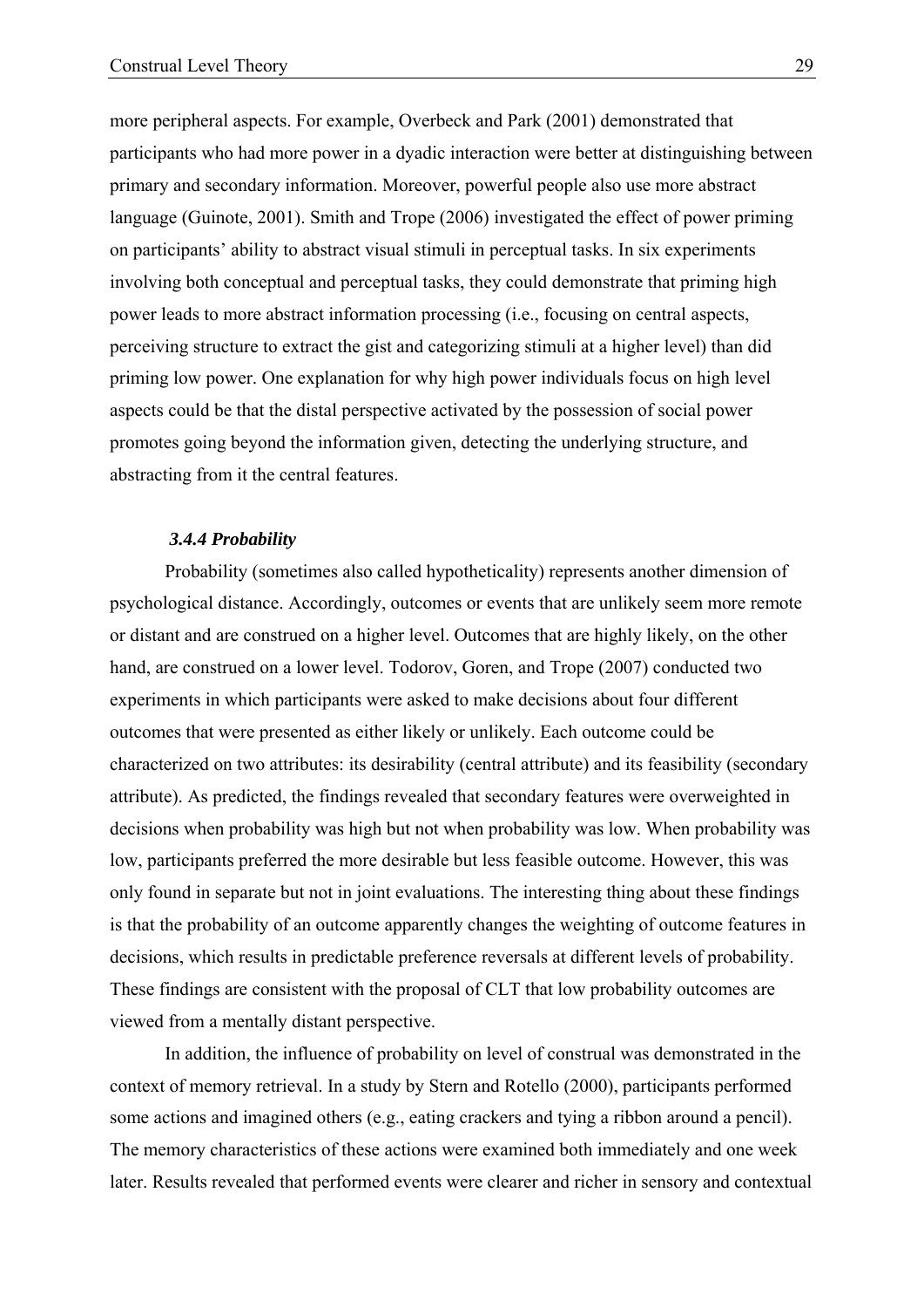more peripheral aspects. For example, Overbeck and Park (2001) demonstrated that participants who had more power in a dyadic interaction were better at distinguishing between primary and secondary information. Moreover, powerful people also use more abstract language (Guinote, 2001). Smith and Trope (2006) investigated the effect of power priming on participants' ability to abstract visual stimuli in perceptual tasks. In six experiments involving both conceptual and perceptual tasks, they could demonstrate that priming high power leads to more abstract information processing (i.e., focusing on central aspects, perceiving structure to extract the gist and categorizing stimuli at a higher level) than did priming low power. One explanation for why high power individuals focus on high level aspects could be that the distal perspective activated by the possession of social power promotes going beyond the information given, detecting the underlying structure, and abstracting from it the central features.

#### *3.4.4 Probability*

Probability (sometimes also called hypotheticality) represents another dimension of psychological distance. Accordingly, outcomes or events that are unlikely seem more remote or distant and are construed on a higher level. Outcomes that are highly likely, on the other hand, are construed on a lower level. Todorov, Goren, and Trope (2007) conducted two experiments in which participants were asked to make decisions about four different outcomes that were presented as either likely or unlikely. Each outcome could be characterized on two attributes: its desirability (central attribute) and its feasibility (secondary attribute). As predicted, the findings revealed that secondary features were overweighted in decisions when probability was high but not when probability was low. When probability was low, participants preferred the more desirable but less feasible outcome. However, this was only found in separate but not in joint evaluations. The interesting thing about these findings is that the probability of an outcome apparently changes the weighting of outcome features in decisions, which results in predictable preference reversals at different levels of probability. These findings are consistent with the proposal of CLT that low probability outcomes are viewed from a mentally distant perspective.

In addition, the influence of probability on level of construal was demonstrated in the context of memory retrieval. In a study by Stern and Rotello (2000), participants performed some actions and imagined others (e.g., eating crackers and tying a ribbon around a pencil). The memory characteristics of these actions were examined both immediately and one week later. Results revealed that performed events were clearer and richer in sensory and contextual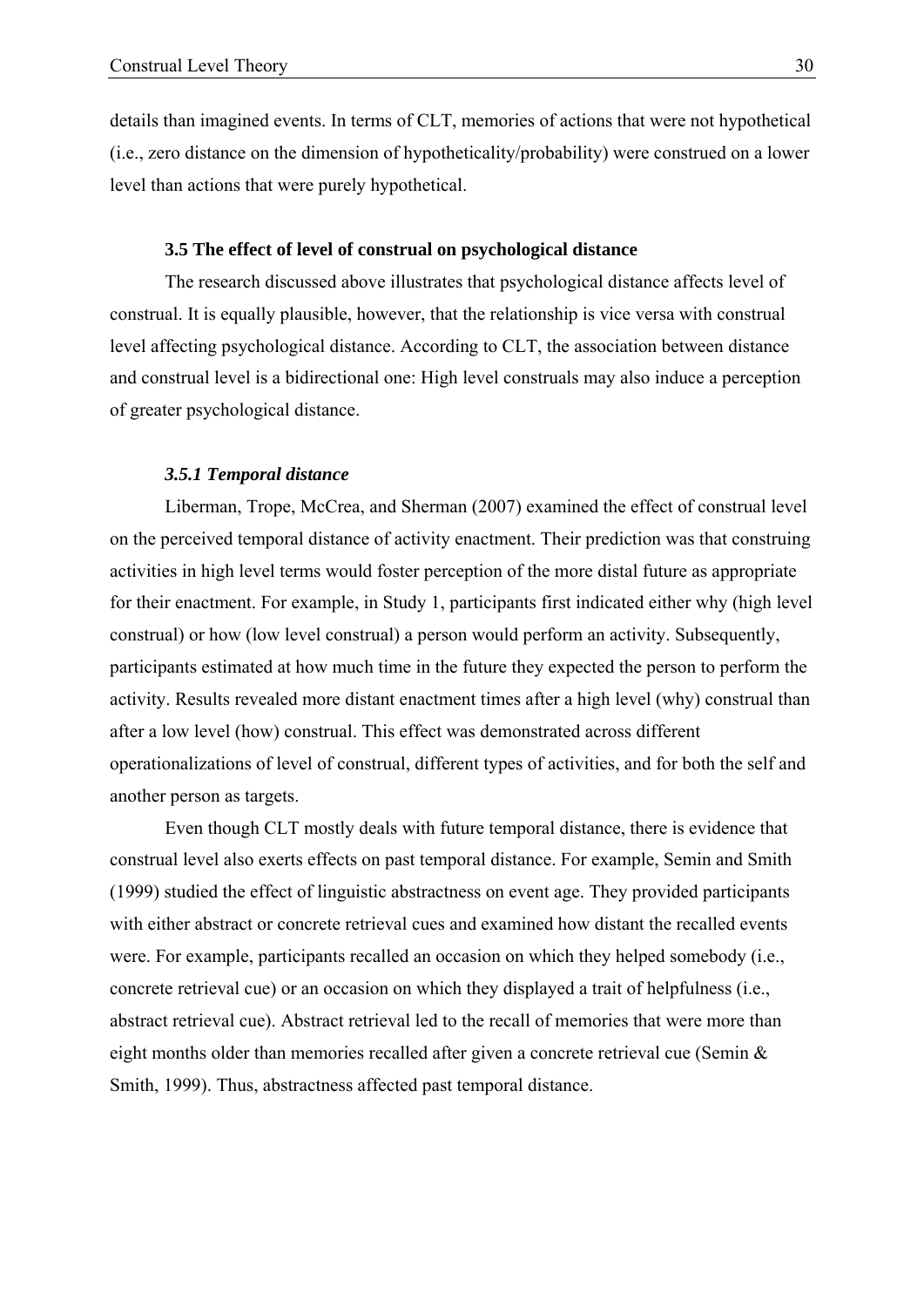details than imagined events. In terms of CLT, memories of actions that were not hypothetical (i.e., zero distance on the dimension of hypotheticality/probability) were construed on a lower level than actions that were purely hypothetical.

### 3.5 The effect of level of construal on psychological distance

The research discussed above illustrates that psychological distance affects level of construal. It is equally plausible, however, that the relationship is vice versa with construal level affecting psychological distance. According to CLT, the association between distance and construal level is a bidirectional one: High level construals may also induce a perception of greater psychological distance.

#### *3.5.1 Temporal distance*

Liberman, Trope, McCrea, and Sherman (2007) examined the effect of construal level on the perceived temporal distance of activity enactment. Their prediction was that construing activities in high level terms would foster perception of the more distal future as appropriate for their enactment. For example, in Study 1, participants first indicated either why (high level construal) or how (low level construal) a person would perform an activity. Subsequently, participants estimated at how much time in the future they expected the person to perform the activity. Results revealed more distant enactment times after a high level (why) construal than after a low level (how) construal. This effect was demonstrated across different operationalizations of level of construal, different types of activities, and for both the self and another person as targets.

Even though CLT mostly deals with future temporal distance, there is evidence that construal level also exerts effects on past temporal distance. For example, Semin and Smith (1999) studied the effect of linguistic abstractness on event age. They provided participants with either abstract or concrete retrieval cues and examined how distant the recalled events were. For example, participants recalled an occasion on which they helped somebody (i.e., concrete retrieval cue) or an occasion on which they displayed a trait of helpfulness (i.e., abstract retrieval cue). Abstract retrieval led to the recall of memories that were more than eight months older than memories recalled after given a concrete retrieval cue (Semin & Smith, 1999). Thus, abstractness affected past temporal distance.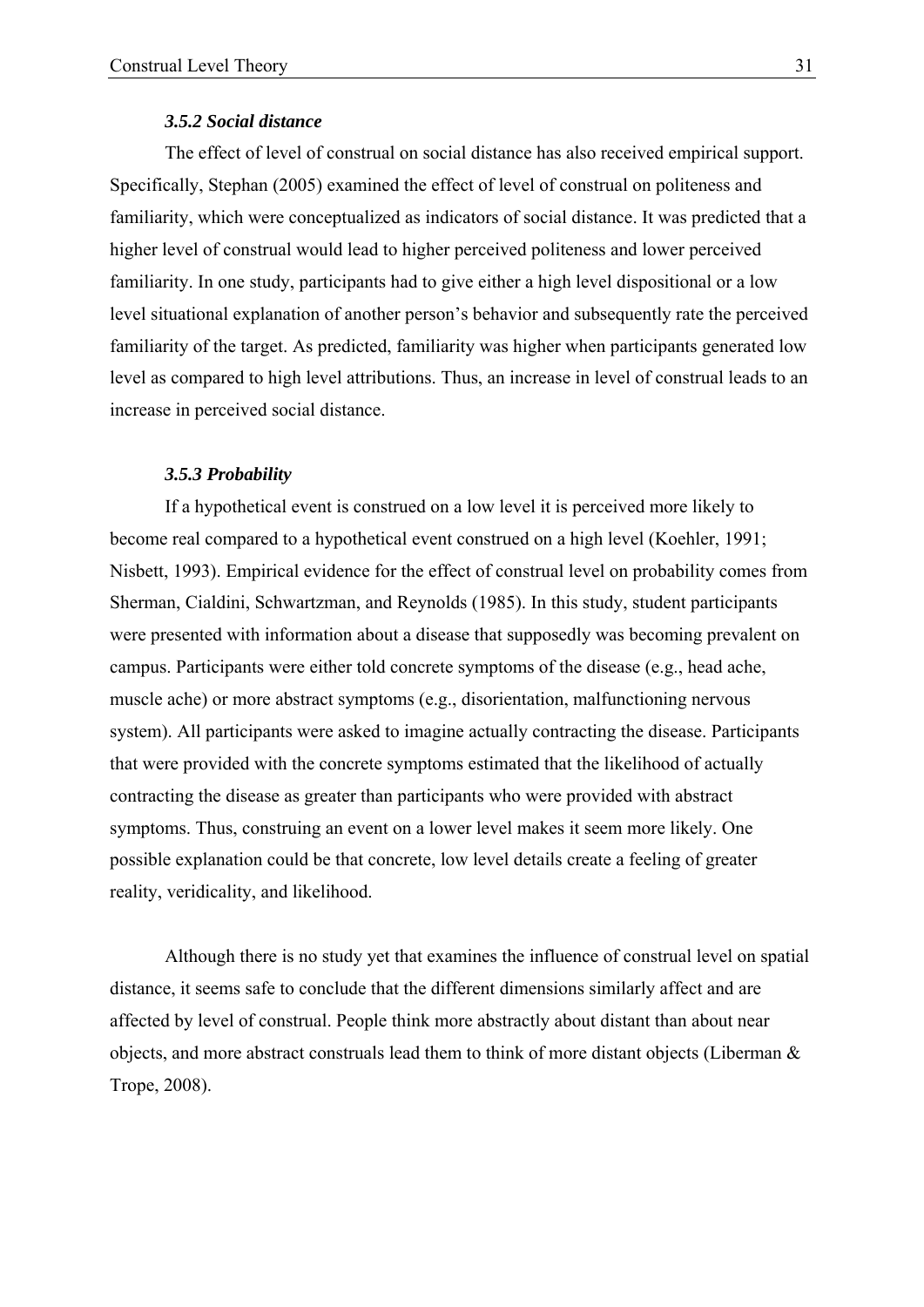### *3.5.2 Social distance*

The effect of level of construal on social distance has also received empirical support. Specifically, Stephan (2005) examined the effect of level of construal on politeness and familiarity, which were conceptualized as indicators of social distance. It was predicted that a higher level of construal would lead to higher perceived politeness and lower perceived familiarity. In one study, participants had to give either a high level dispositional or a low level situational explanation of another person's behavior and subsequently rate the perceived familiarity of the target. As predicted, familiarity was higher when participants generated low level as compared to high level attributions. Thus, an increase in level of construal leads to an increase in perceived social distance.

### *3.5.3 Probability*

If a hypothetical event is construed on a low level it is perceived more likely to become real compared to a hypothetical event construed on a high level (Koehler, 1991; Nisbett, 1993). Empirical evidence for the effect of construal level on probability comes from Sherman, Cialdini, Schwartzman, and Reynolds (1985). In this study, student participants were presented with information about a disease that supposedly was becoming prevalent on campus. Participants were either told concrete symptoms of the disease (e.g., head ache, muscle ache) or more abstract symptoms (e.g., disorientation, malfunctioning nervous system). All participants were asked to imagine actually contracting the disease. Participants that were provided with the concrete symptoms estimated that the likelihood of actually contracting the disease as greater than participants who were provided with abstract symptoms. Thus, construing an event on a lower level makes it seem more likely. One possible explanation could be that concrete, low level details create a feeling of greater reality, veridicality, and likelihood.

Although there is no study yet that examines the influence of construal level on spatial distance, it seems safe to conclude that the different dimensions similarly affect and are affected by level of construal. People think more abstractly about distant than about near objects, and more abstract construals lead them to think of more distant objects (Liberman & Trope, 2008).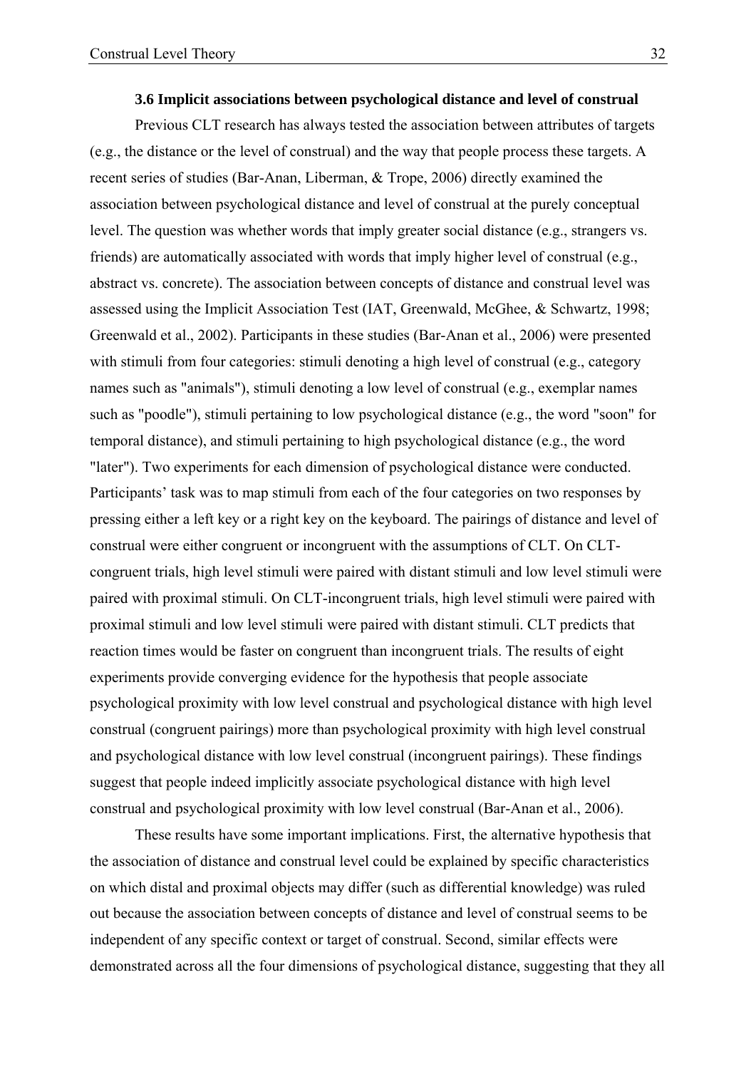### 3.6 Implicit associations between psychological distance and level of construal

Previous CLT research has always tested the association between attributes of targets (e.g., the distance or the level of construal) and the way that people process these targets. A recent series of studies (Bar-Anan, Liberman, & Trope, 2006) directly examined the association between psychological distance and level of construal at the purely conceptual level. The question was whether words that imply greater social distance (e.g., strangers vs. friends) are automatically associated with words that imply higher level of construal (e.g., abstract vs. concrete). The association between concepts of distance and construal level was assessed using the Implicit Association Test (IAT, Greenwald, McGhee, & Schwartz, 1998; Greenwald et al., 2002). Participants in these studies (Bar-Anan et al., 2006) were presented with stimuli from four categories: stimuli denoting a high level of construal (e.g., category names such as "animals"), stimuli denoting a low level of construal (e.g., exemplar names such as "poodle"), stimuli pertaining to low psychological distance (e.g., the word "soon" for temporal distance), and stimuli pertaining to high psychological distance (e.g., the word "later"). Two experiments for each dimension of psychological distance were conducted. Participants' task was to map stimuli from each of the four categories on two responses by pressing either a left key or a right key on the keyboard. The pairings of distance and level of construal were either congruent or incongruent with the assumptions of CLT. On CLT-congruent trials, high level stimuli were paired with distant stimuli and low level stimuli were paired with proximal stimuli. On CLT-incongruent trials, high level stimuli were paired with proximal stimuli and low level stimuli were paired with distant stimuli. CLT predicts that reaction times would be faster on congruent than incongruent trials. The results of eight experiments provide converging evidence for the hypothesis that people associate psychological proximity with low level construal and psychological distance with high level construal (congruent pairings) more than psychological proximity with high level construal and psychological distance with low level construal (incongruent pairings). These findings suggest that people indeed implicitly associate psychological distance with high level construal and psychological proximity with low level construal (Bar-Anan et al., 2006).

These results have some important implications. First, the alternative hypothesis that the association of distance and construal level could be explained by specific characteristics on which distal and proximal objects may differ (such as differential knowledge) was ruled out because the association between concepts of distance and level of construal seems to be independent of any specific context or target of construal. Second, similar effects were demonstrated across all the four dimensions of psychological distance, suggesting that they all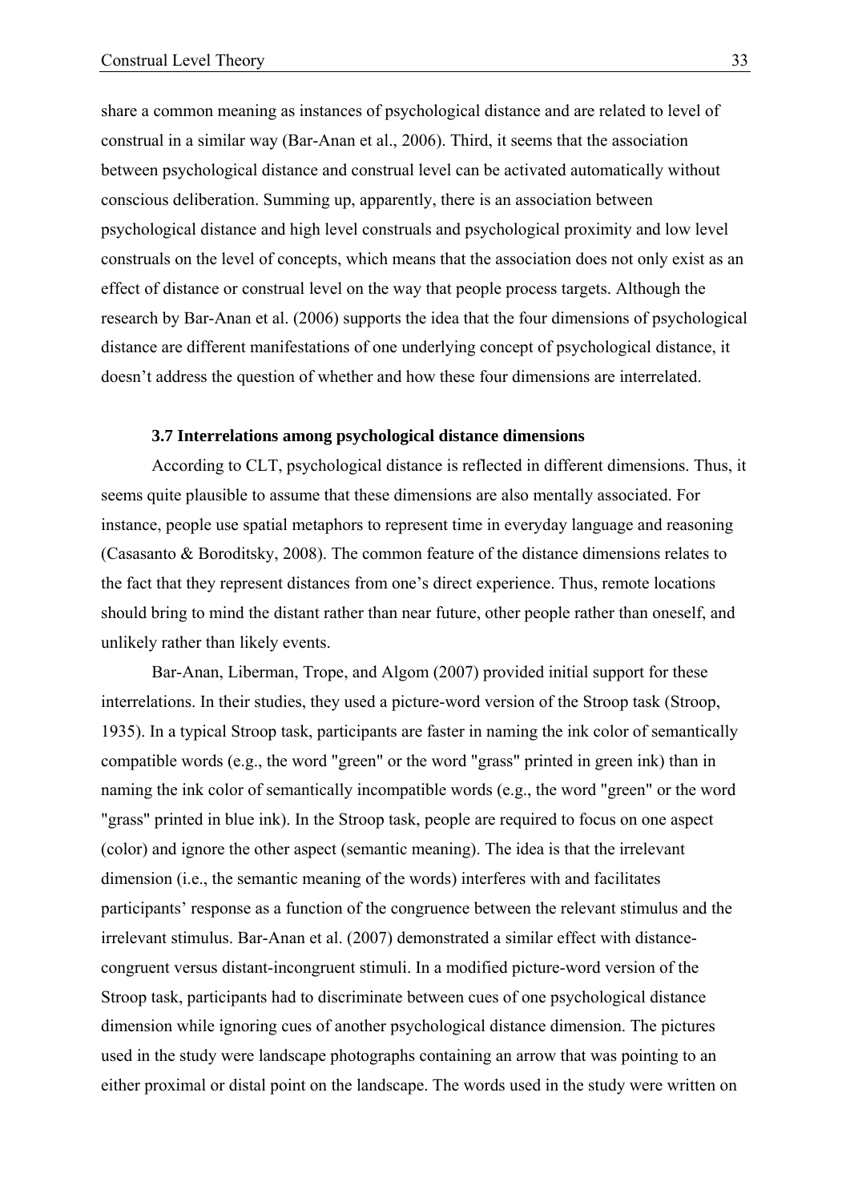share a common meaning as instances of psychological distance and are related to level of construal in a similar way (Bar-Anan et al., 2006). Third, it seems that the association between psychological distance and construal level can be activated automatically without conscious deliberation. Summing up, apparently, there is an association between psychological distance and high level construals and psychological proximity and low level construals on the level of concepts, which means that the association does not only exist as an effect of distance or construal level on the way that people process targets. Although the research by Bar-Anan et al. (2006) supports the idea that the four dimensions of psychological distance are different manifestations of one underlying concept of psychological distance, it doesn't address the question of whether and how these four dimensions are interrelated.

### 3.7 Interrelations among psychological distance dimensions

According to CLT, psychological distance is reflected in different dimensions. Thus, it seems quite plausible to assume that these dimensions are also mentally associated. For instance, people use spatial metaphors to represent time in everyday language and reasoning (Casasanto & Boroditsky, 2008). The common feature of the distance dimensions relates to the fact that they represent distances from one's direct experience. Thus, remote locations should bring to mind the distant rather than near future, other people rather than oneself, and unlikely rather than likely events.

Bar-Anan, Liberman, Trope, and Algom (2007) provided initial support for these interrelations. In their studies, they used a picture-word version of the Stroop task (Stroop, 1935). In a typical Stroop task, participants are faster in naming the ink color of semantically compatible words (e.g., the word "green" or the word "grass" printed in green ink) than in naming the ink color of semantically incompatible words (e.g., the word "green" or the word "grass" printed in blue ink). In the Stroop task, people are required to focus on one aspect (color) and ignore the other aspect (semantic meaning). The idea is that the irrelevant dimension (i.e., the semantic meaning of the words) interferes with and facilitates participants' response as a function of the congruence between the relevant stimulus and the irrelevant stimulus. Bar-Anan et al. (2007) demonstrated a similar effect with distance-congruent versus distant-incongruent stimuli. In a modified picture-word version of the Stroop task, participants had to discriminate between cues of one psychological distance dimension while ignoring cues of another psychological distance dimension. The pictures used in the study were landscape photographs containing an arrow that was pointing to an either proximal or distal point on the landscape. The words used in the study were written on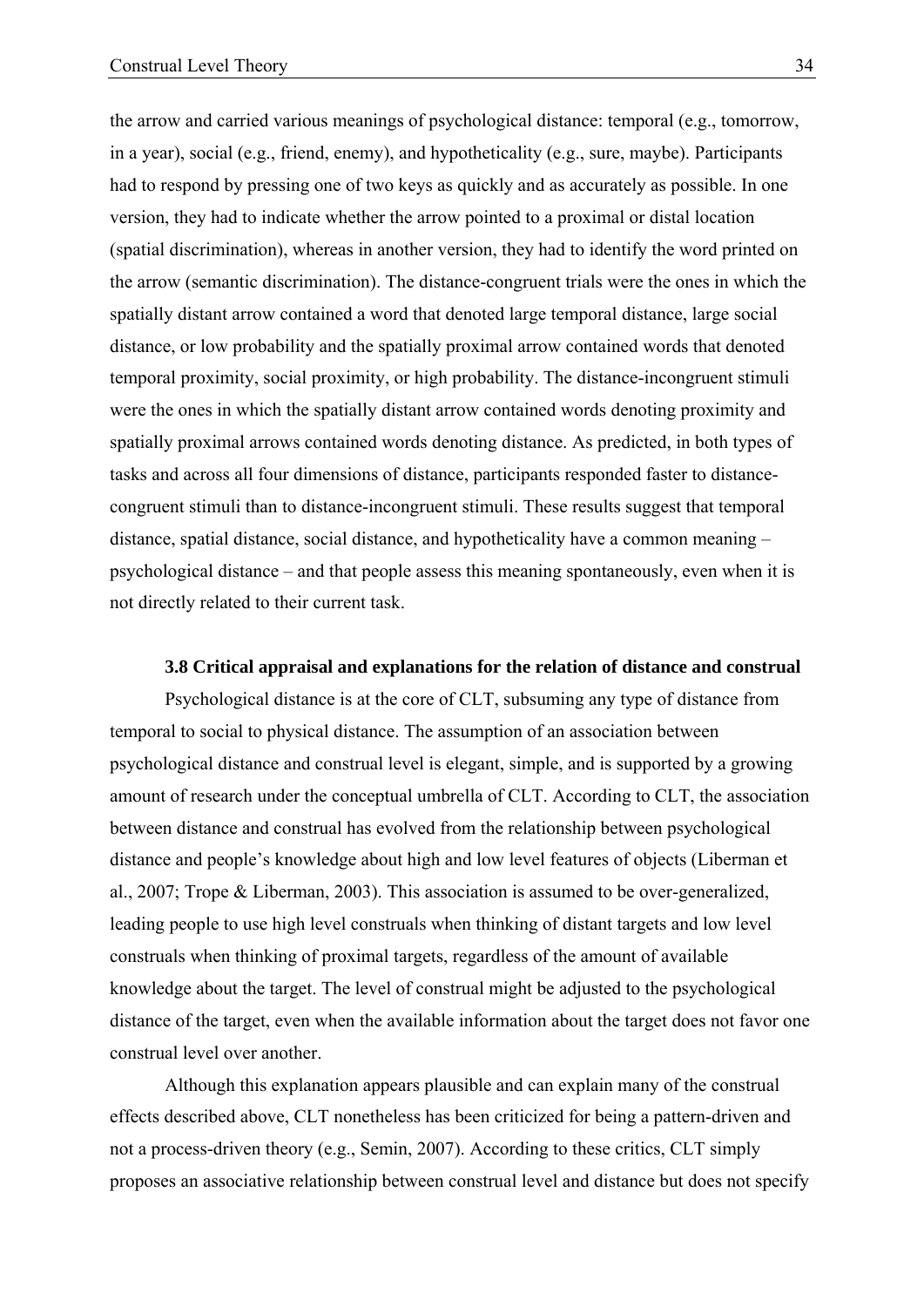the arrow and carried various meanings of psychological distance: temporal (e.g., tomorrow, in a year), social (e.g., friend, enemy), and hypotheticality (e.g., sure, maybe). Participants had to respond by pressing one of two keys as quickly and as accurately as possible. In one version, they had to indicate whether the arrow pointed to a proximal or distal location (spatial discrimination), whereas in another version, they had to identify the word printed on the arrow (semantic discrimination). The distance-congruent trials were the ones in which the spatially distant arrow contained a word that denoted large temporal distance, large social distance, or low probability and the spatially proximal arrow contained words that denoted temporal proximity, social proximity, or high probability. The distance-incongruent stimuli were the ones in which the spatially distant arrow contained words denoting proximity and spatially proximal arrows contained words denoting distance. As predicted, in both types of tasks and across all four dimensions of distance, participants responded faster to distance-congruent stimuli than to distance-incongruent stimuli. These results suggest that temporal distance, spatial distance, social distance, and hypotheticality have a common meaning – psychological distance – and that people assess this meaning spontaneously, even when it is not directly related to their current task.

### 3.8 Critical appraisal and explanations for the relation of distance and construal

Psychological distance is at the core of CLT, subsuming any type of distance from temporal to social to physical distance. The assumption of an association between psychological distance and construal level is elegant, simple, and is supported by a growing amount of research under the conceptual umbrella of CLT. According to CLT, the association between distance and construal has evolved from the relationship between psychological distance and people's knowledge about high and low level features of objects (Liberman et al., 2007; Trope & Liberman, 2003). This association is assumed to be over-generalized, leading people to use high level construals when thinking of distant targets and low level construals when thinking of proximal targets, regardless of the amount of available knowledge about the target. The level of construal might be adjusted to the psychological distance of the target, even when the available information about the target does not favor one construal level over another.

Although this explanation appears plausible and can explain many of the construal effects described above, CLT nonetheless has been criticized for being a pattern-driven and not a process-driven theory (e.g., Semin, 2007). According to these critics, CLT simply proposes an associative relationship between construal level and distance but does not specify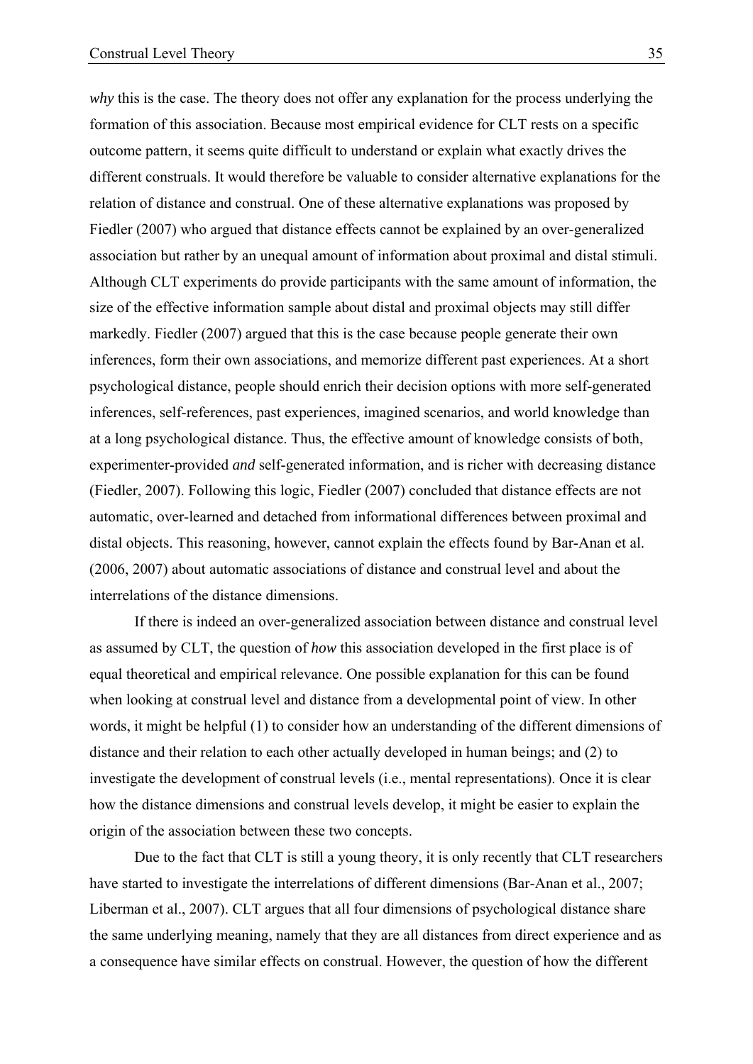*why* this is the case. The theory does not offer any explanation for the process underlying the formation of this association. Because most empirical evidence for CLT rests on a specific outcome pattern, it seems quite difficult to understand or explain what exactly drives the different construals. It would therefore be valuable to consider alternative explanations for the relation of distance and construal. One of these alternative explanations was proposed by Fiedler (2007) who argued that distance effects cannot be explained by an over-generalized association but rather by an unequal amount of information about proximal and distal stimuli. Although CLT experiments do provide participants with the same amount of information, the size of the effective information sample about distal and proximal objects may still differ markedly. Fiedler (2007) argued that this is the case because people generate their own inferences, form their own associations, and memorize different past experiences. At a short psychological distance, people should enrich their decision options with more self-generated inferences, self-references, past experiences, imagined scenarios, and world knowledge than at a long psychological distance. Thus, the effective amount of knowledge consists of both, experimenter-provided *and* self-generated information, and is richer with decreasing distance (Fiedler, 2007). Following this logic, Fiedler (2007) concluded that distance effects are not automatic, over-learned and detached from informational differences between proximal and distal objects. This reasoning, however, cannot explain the effects found by Bar-Anan et al. (2006, 2007) about automatic associations of distance and construal level and about the interrelations of the distance dimensions.

If there is indeed an over-generalized association between distance and construal level as assumed by CLT, the question of *how* this association developed in the first place is of equal theoretical and empirical relevance. One possible explanation for this can be found when looking at construal level and distance from a developmental point of view. In other words, it might be helpful (1) to consider how an understanding of the different dimensions of distance and their relation to each other actually developed in human beings; and (2) to investigate the development of construal levels (i.e., mental representations). Once it is clear how the distance dimensions and construal levels develop, it might be easier to explain the origin of the association between these two concepts.

Due to the fact that CLT is still a young theory, it is only recently that CLT researchers have started to investigate the interrelations of different dimensions (Bar-Anan et al., 2007; Liberman et al., 2007). CLT argues that all four dimensions of psychological distance share the same underlying meaning, namely that they are all distances from direct experience and as a consequence have similar effects on construal. However, the question of how the different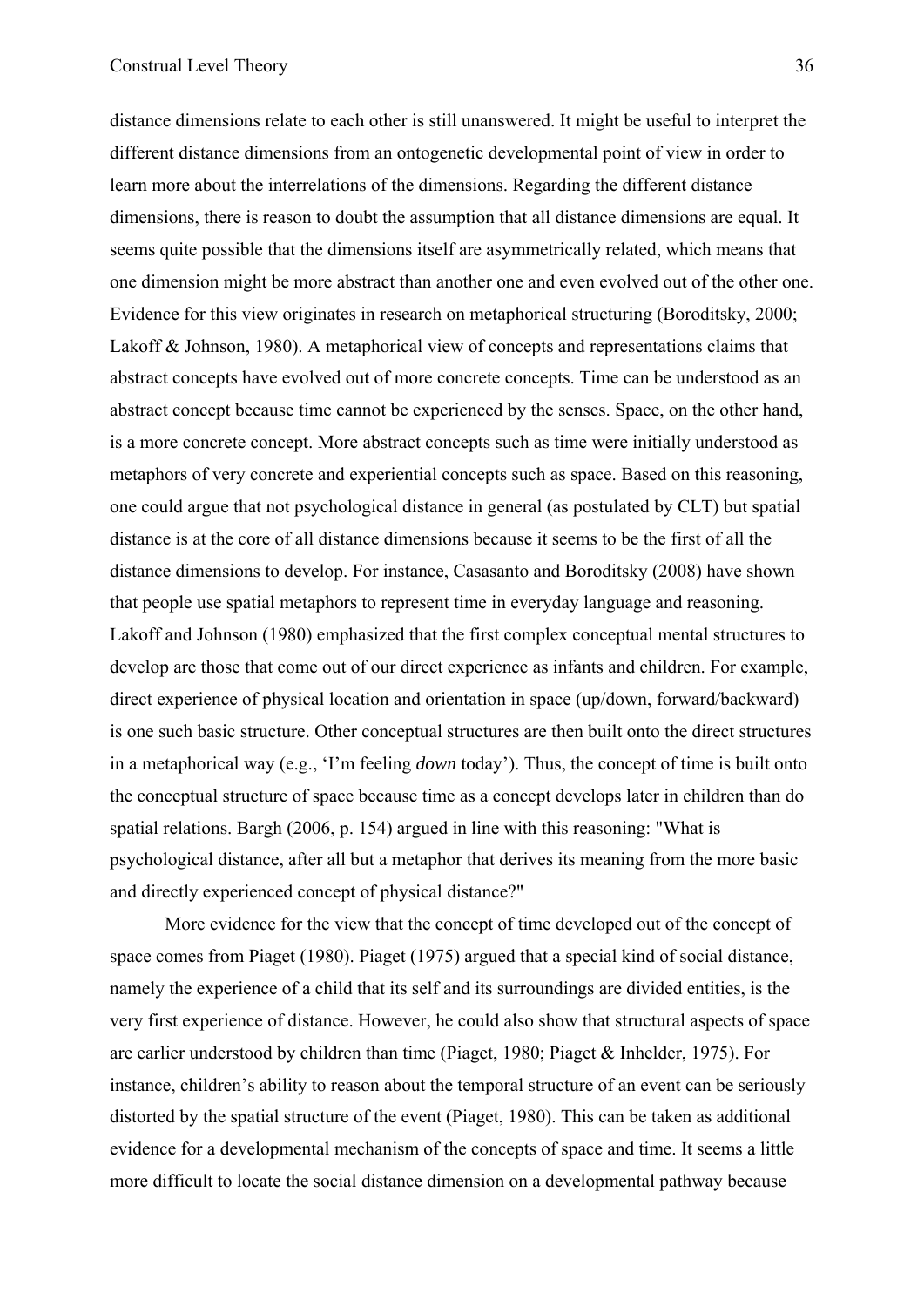distance dimensions relate to each other is still unanswered. It might be useful to interpret the different distance dimensions from an ontogenetic developmental point of view in order to learn more about the interrelations of the dimensions. Regarding the different distance dimensions, there is reason to doubt the assumption that all distance dimensions are equal. It seems quite possible that the dimensions itself are asymmetrically related, which means that one dimension might be more abstract than another one and even evolved out of the other one. Evidence for this view originates in research on metaphorical structuring (Boroditsky, 2000; Lakoff & Johnson, 1980). A metaphorical view of concepts and representations claims that abstract concepts have evolved out of more concrete concepts. Time can be understood as an abstract concept because time cannot be experienced by the senses. Space, on the other hand, is a more concrete concept. More abstract concepts such as time were initially understood as metaphors of very concrete and experiential concepts such as space. Based on this reasoning, one could argue that not psychological distance in general (as postulated by CLT) but spatial distance is at the core of all distance dimensions because it seems to be the first of all the distance dimensions to develop. For instance, Casasanto and Boroditsky (2008) have shown that people use spatial metaphors to represent time in everyday language and reasoning. Lakoff and Johnson (1980) emphasized that the first complex conceptual mental structures to develop are those that come out of our direct experience as infants and children. For example, direct experience of physical location and orientation in space (up/down, forward/backward) is one such basic structure. Other conceptual structures are then built onto the direct structures in a metaphorical way (e.g., 'I'm feeling *down* today'). Thus, the concept of time is built onto the conceptual structure of space because time as a concept develops later in children than do spatial relations. Bargh (2006, p. 154) argued in line with this reasoning: "What is psychological distance, after all but a metaphor that derives its meaning from the more basic and directly experienced concept of physical distance?"

More evidence for the view that the concept of time developed out of the concept of space comes from Piaget (1980). Piaget (1975) argued that a special kind of social distance, namely the experience of a child that its self and its surroundings are divided entities, is the very first experience of distance. However, he could also show that structural aspects of space are earlier understood by children than time (Piaget, 1980; Piaget & Inhelder, 1975). For instance, children's ability to reason about the temporal structure of an event can be seriously distorted by the spatial structure of the event (Piaget, 1980). This can be taken as additional evidence for a developmental mechanism of the concepts of space and time. It seems a little more difficult to locate the social distance dimension on a developmental pathway because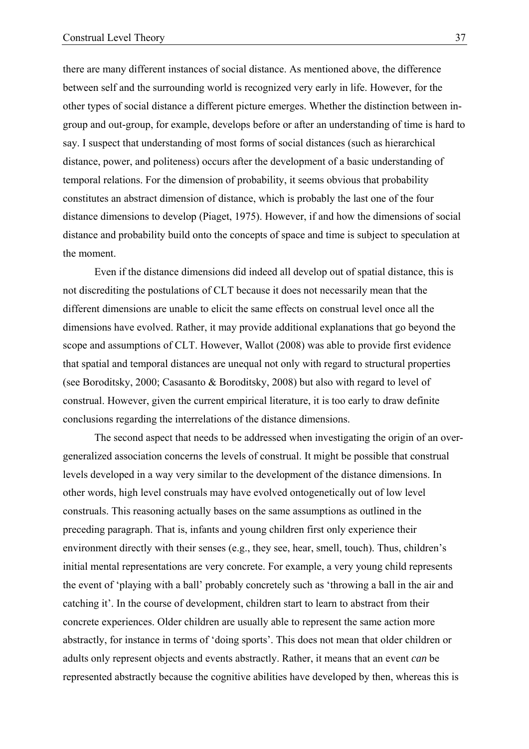there are many different instances of social distance. As mentioned above, the difference between self and the surrounding world is recognized very early in life. However, for the other types of social distance a different picture emerges. Whether the distinction between in-group and out-group, for example, develops before or after an understanding of time is hard to say. I suspect that understanding of most forms of social distances (such as hierarchical distance, power, and politeness) occurs after the development of a basic understanding of temporal relations. For the dimension of probability, it seems obvious that probability constitutes an abstract dimension of distance, which is probably the last one of the four distance dimensions to develop (Piaget, 1975). However, if and how the dimensions of social distance and probability build onto the concepts of space and time is subject to speculation at the moment.

Even if the distance dimensions did indeed all develop out of spatial distance, this is not discrediting the postulations of CLT because it does not necessarily mean that the different dimensions are unable to elicit the same effects on construal level once all the dimensions have evolved. Rather, it may provide additional explanations that go beyond the scope and assumptions of CLT. However, Wallot (2008) was able to provide first evidence that spatial and temporal distances are unequal not only with regard to structural properties (see Boroditsky, 2000; Casasanto & Boroditsky, 2008) but also with regard to level of construal. However, given the current empirical literature, it is too early to draw definite conclusions regarding the interrelations of the distance dimensions.

The second aspect that needs to be addressed when investigating the origin of an over-generalized association concerns the levels of construal. It might be possible that construal levels developed in a way very similar to the development of the distance dimensions. In other words, high level construals may have evolved ontogenetically out of low level construals. This reasoning actually bases on the same assumptions as outlined in the preceding paragraph. That is, infants and young children first only experience their environment directly with their senses (e.g., they see, hear, smell, touch). Thus, children's initial mental representations are very concrete. For example, a very young child represents the event of 'playing with a ball' probably concretely such as 'throwing a ball in the air and catching it'. In the course of development, children start to learn to abstract from their concrete experiences. Older children are usually able to represent the same action more abstractly, for instance in terms of 'doing sports'. This does not mean that older children or adults only represent objects and events abstractly. Rather, it means that an event *can* be represented abstractly because the cognitive abilities have developed by then, whereas this is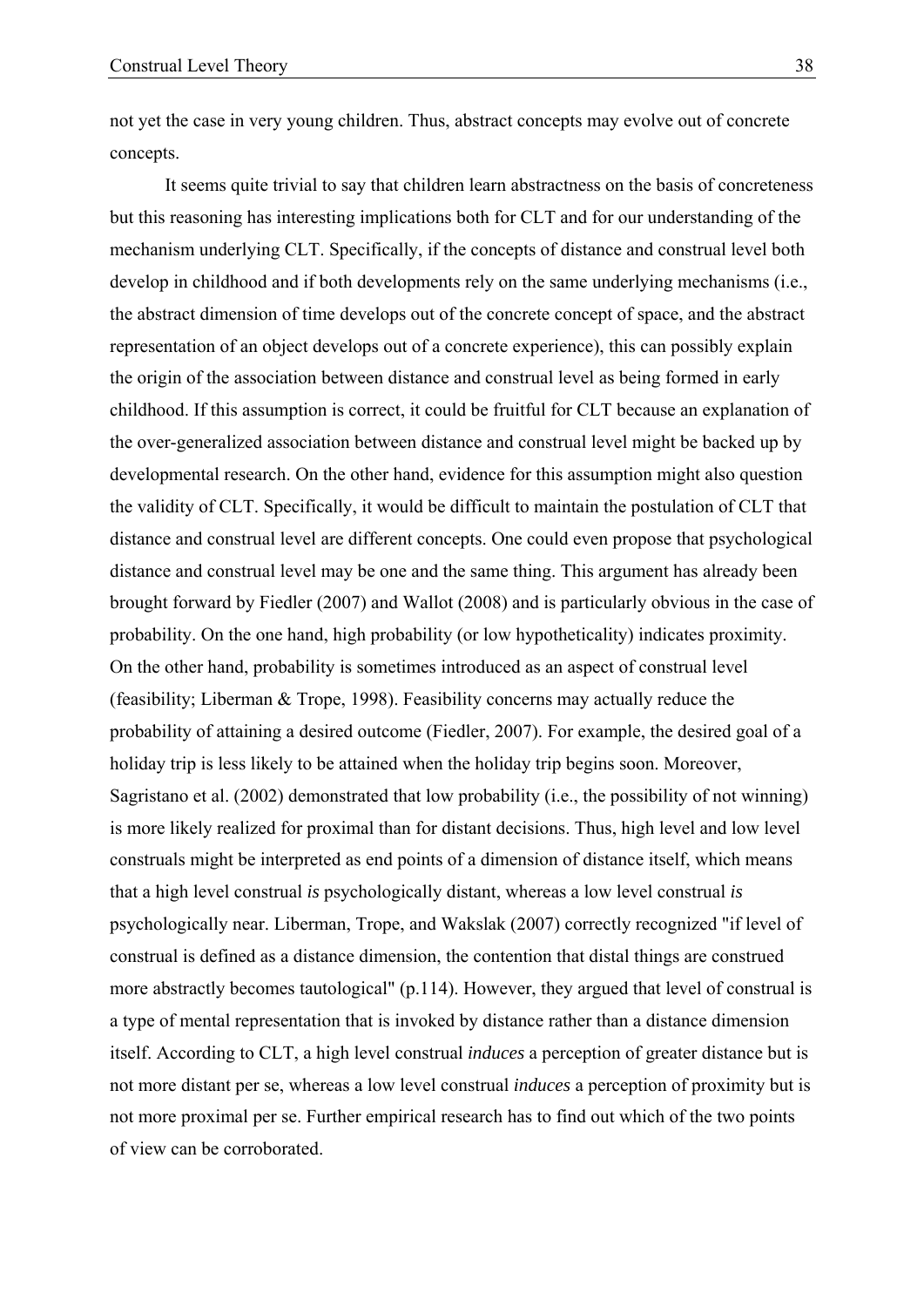not yet the case in very young children. Thus, abstract concepts may evolve out of concrete concepts.

It seems quite trivial to say that children learn abstractness on the basis of concreteness but this reasoning has interesting implications both for CLT and for our understanding of the mechanism underlying CLT. Specifically, if the concepts of distance and construal level both develop in childhood and if both developments rely on the same underlying mechanisms (i.e., the abstract dimension of time develops out of the concrete concept of space, and the abstract representation of an object develops out of a concrete experience), this can possibly explain the origin of the association between distance and construal level as being formed in early childhood. If this assumption is correct, it could be fruitful for CLT because an explanation of the over-generalized association between distance and construal level might be backed up by developmental research. On the other hand, evidence for this assumption might also question the validity of CLT. Specifically, it would be difficult to maintain the postulation of CLT that distance and construal level are different concepts. One could even propose that psychological distance and construal level may be one and the same thing. This argument has already been brought forward by Fiedler (2007) and Wallot (2008) and is particularly obvious in the case of probability. On the one hand, high probability (or low hypotheticality) indicates proximity. On the other hand, probability is sometimes introduced as an aspect of construal level (feasibility; Liberman & Trope, 1998). Feasibility concerns may actually reduce the probability of attaining a desired outcome (Fiedler, 2007). For example, the desired goal of a holiday trip is less likely to be attained when the holiday trip begins soon. Moreover, Sagristano et al. (2002) demonstrated that low probability (i.e., the possibility of not winning) is more likely realized for proximal than for distant decisions. Thus, high level and low level construals might be interpreted as end points of a dimension of distance itself, which means that a high level construal *is* psychologically distant, whereas a low level construal *is* psychologically near. Liberman, Trope, and Wakslak (2007) correctly recognized "if level of construal is defined as a distance dimension, the contention that distal things are construed more abstractly becomes tautological" (p.114). However, they argued that level of construal is a type of mental representation that is invoked by distance rather than a distance dimension itself. According to CLT, a high level construal *induces* a perception of greater distance but is not more distant per se, whereas a low level construal *induces* a perception of proximity but is not more proximal per se. Further empirical research has to find out which of the two points of view can be corroborated.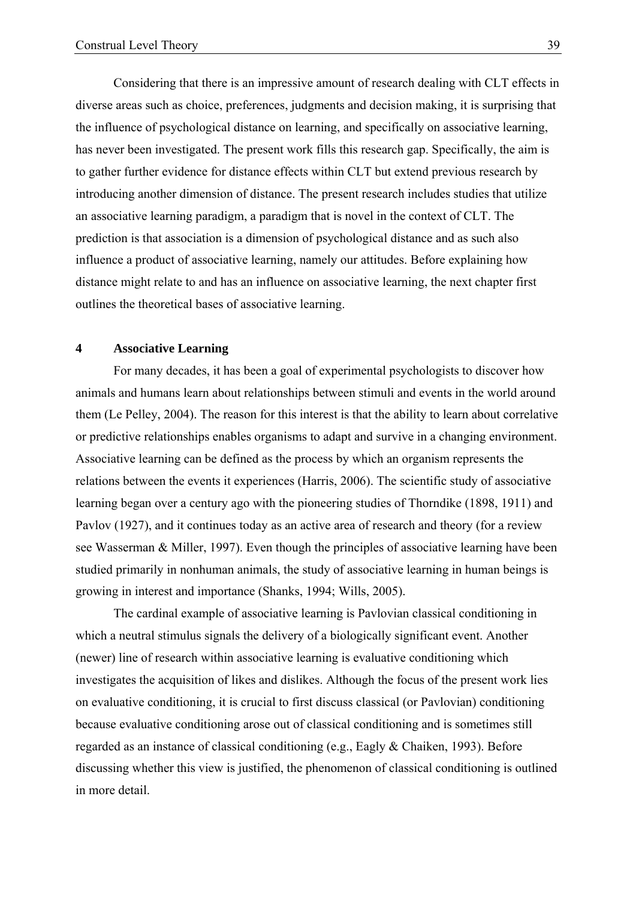Considering that there is an impressive amount of research dealing with CLT effects in diverse areas such as choice, preferences, judgments and decision making, it is surprising that the influence of psychological distance on learning, and specifically on associative learning, has never been investigated. The present work fills this research gap. Specifically, the aim is to gather further evidence for distance effects within CLT but extend previous research by introducing another dimension of distance. The present research includes studies that utilize an associative learning paradigm, a paradigm that is novel in the context of CLT. The prediction is that association is a dimension of psychological distance and as such also influence a product of associative learning, namely our attitudes. Before explaining how distance might relate to and has an influence on associative learning, the next chapter first outlines the theoretical bases of associative learning.

# 4 Associative Learning

For many decades, it has been a goal of experimental psychologists to discover how animals and humans learn about relationships between stimuli and events in the world around them (Le Pelley, 2004). The reason for this interest is that the ability to learn about correlative or predictive relationships enables organisms to adapt and survive in a changing environment. Associative learning can be defined as the process by which an organism represents the relations between the events it experiences (Harris, 2006). The scientific study of associative learning began over a century ago with the pioneering studies of Thorndike (1898, 1911) and Pavlov (1927), and it continues today as an active area of research and theory (for a review see Wasserman & Miller, 1997). Even though the principles of associative learning have been studied primarily in nonhuman animals, the study of associative learning in human beings is growing in interest and importance (Shanks, 1994; Wills, 2005).

The cardinal example of associative learning is Pavlovian classical conditioning in which a neutral stimulus signals the delivery of a biologically significant event. Another (newer) line of research within associative learning is evaluative conditioning which investigates the acquisition of likes and dislikes. Although the focus of the present work lies on evaluative conditioning, it is crucial to first discuss classical (or Pavlovian) conditioning because evaluative conditioning arose out of classical conditioning and is sometimes still regarded as an instance of classical conditioning (e.g., Eagly & Chaiken, 1993). Before discussing whether this view is justified, the phenomenon of classical conditioning is outlined in more detail.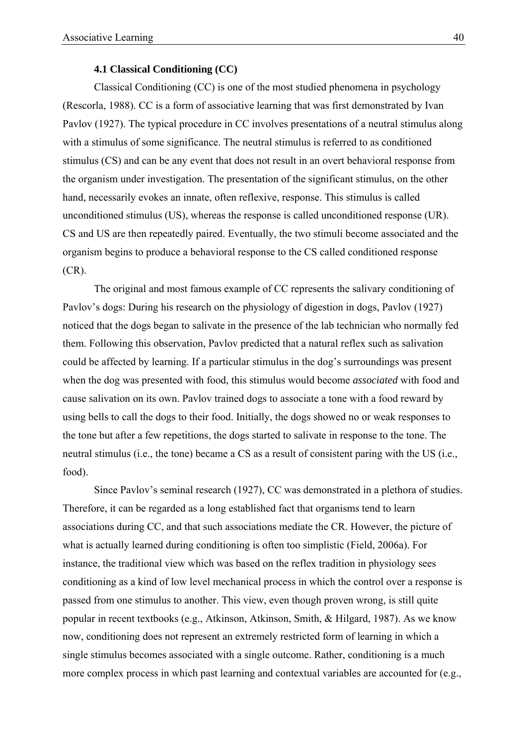### 4.1 Classical Conditioning (CC)

Classical Conditioning (CC) is one of the most studied phenomena in psychology (Rescorla, 1988). CC is a form of associative learning that was first demonstrated by Ivan Pavlov (1927). The typical procedure in CC involves presentations of a neutral stimulus along with a stimulus of some significance. The neutral stimulus is referred to as conditioned stimulus (CS) and can be any event that does not result in an overt behavioral response from the organism under investigation. The presentation of the significant stimulus, on the other hand, necessarily evokes an innate, often reflexive, response. This stimulus is called unconditioned stimulus (US), whereas the response is called unconditioned response (UR). CS and US are then repeatedly paired. Eventually, the two stimuli become associated and the organism begins to produce a behavioral response to the CS called conditioned response (CR).

The original and most famous example of CC represents the salivary conditioning of Pavlov's dogs: During his research on the physiology of digestion in dogs, Pavlov (1927) noticed that the dogs began to salivate in the presence of the lab technician who normally fed them. Following this observation, Pavlov predicted that a natural reflex such as salivation could be affected by learning. If a particular stimulus in the dog's surroundings was present when the dog was presented with food, this stimulus would become *associated* with food and cause salivation on its own. Pavlov trained dogs to associate a tone with a food reward by using bells to call the dogs to their food. Initially, the dogs showed no or weak responses to the tone but after a few repetitions, the dogs started to salivate in response to the tone. The neutral stimulus (i.e., the tone) became a CS as a result of consistent paring with the US (i.e., food).

Since Pavlov's seminal research (1927), CC was demonstrated in a plethora of studies. Therefore, it can be regarded as a long established fact that organisms tend to learn associations during CC, and that such associations mediate the CR. However, the picture of what is actually learned during conditioning is often too simplistic (Field, 2006a). For instance, the traditional view which was based on the reflex tradition in physiology sees conditioning as a kind of low level mechanical process in which the control over a response is passed from one stimulus to another. This view, even though proven wrong, is still quite popular in recent textbooks (e.g., Atkinson, Atkinson, Smith, & Hilgard, 1987). As we know now, conditioning does not represent an extremely restricted form of learning in which a single stimulus becomes associated with a single outcome. Rather, conditioning is a much more complex process in which past learning and contextual variables are accounted for (e.g.,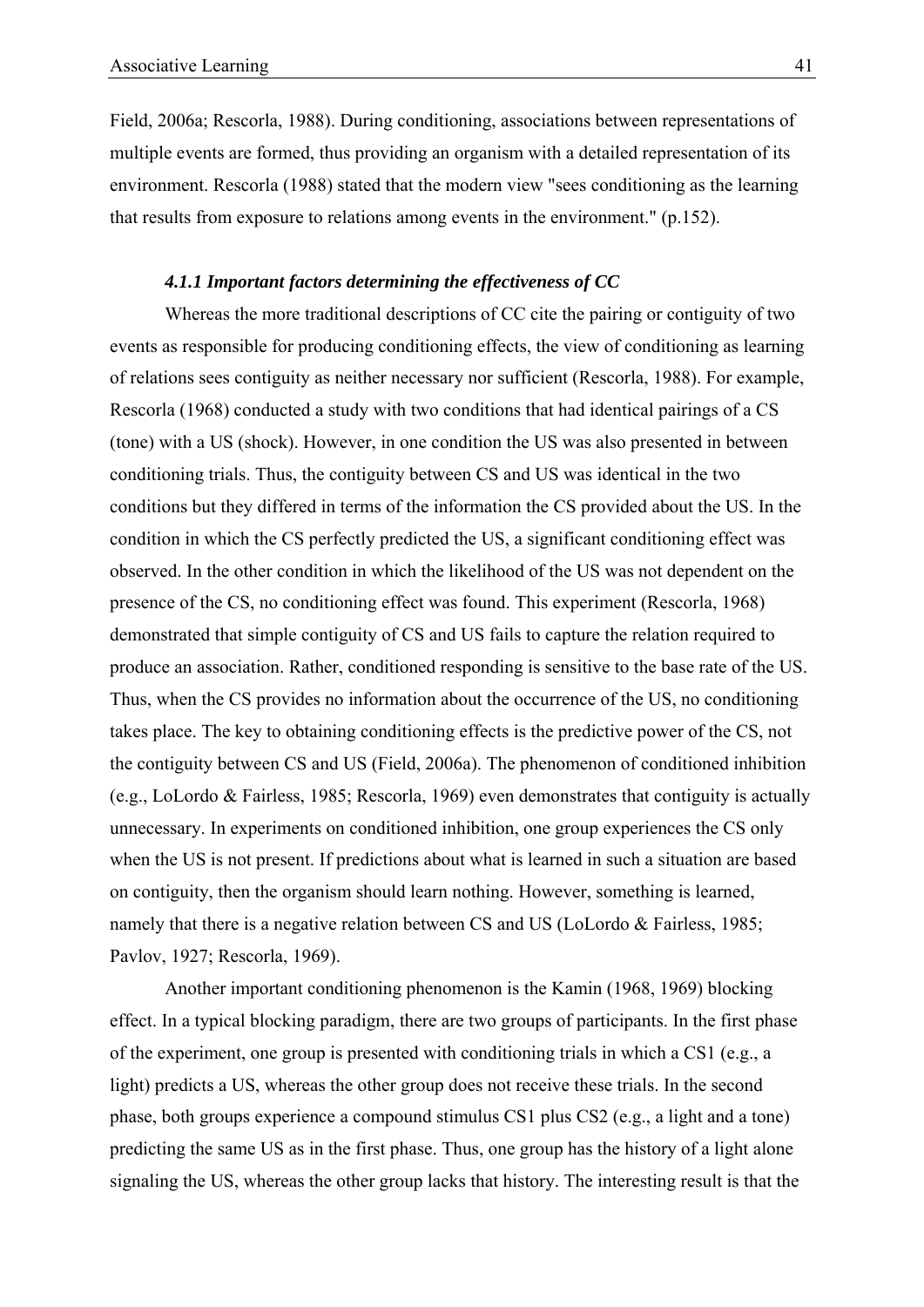Field, 2006a; Rescorla, 1988). During conditioning, associations between representations of multiple events are formed, thus providing an organism with a detailed representation of its environment. Rescorla (1988) stated that the modern view "sees conditioning as the learning that results from exposure to relations among events in the environment." (p.152).

#### *4.1.1 Important factors determining the effectiveness of CC*

Whereas the more traditional descriptions of CC cite the pairing or contiguity of two events as responsible for producing conditioning effects, the view of conditioning as learning of relations sees contiguity as neither necessary nor sufficient (Rescorla, 1988). For example, Rescorla (1968) conducted a study with two conditions that had identical pairings of a CS (tone) with a US (shock). However, in one condition the US was also presented in between conditioning trials. Thus, the contiguity between CS and US was identical in the two conditions but they differed in terms of the information the CS provided about the US. In the condition in which the CS perfectly predicted the US, a significant conditioning effect was observed. In the other condition in which the likelihood of the US was not dependent on the presence of the CS, no conditioning effect was found. This experiment (Rescorla, 1968) demonstrated that simple contiguity of CS and US fails to capture the relation required to produce an association. Rather, conditioned responding is sensitive to the base rate of the US. Thus, when the CS provides no information about the occurrence of the US, no conditioning takes place. The key to obtaining conditioning effects is the predictive power of the CS, not the contiguity between CS and US (Field, 2006a). The phenomenon of conditioned inhibition (e.g., LoLordo & Fairless, 1985; Rescorla, 1969) even demonstrates that contiguity is actually unnecessary. In experiments on conditioned inhibition, one group experiences the CS only when the US is not present. If predictions about what is learned in such a situation are based on contiguity, then the organism should learn nothing. However, something is learned, namely that there is a negative relation between CS and US (LoLordo & Fairless, 1985; Pavlov, 1927; Rescorla, 1969).

Another important conditioning phenomenon is the Kamin (1968, 1969) blocking effect. In a typical blocking paradigm, there are two groups of participants. In the first phase of the experiment, one group is presented with conditioning trials in which a CS1 (e.g., a light) predicts a US, whereas the other group does not receive these trials. In the second phase, both groups experience a compound stimulus CS1 plus CS2 (e.g., a light and a tone) predicting the same US as in the first phase. Thus, one group has the history of a light alone signaling the US, whereas the other group lacks that history. The interesting result is that the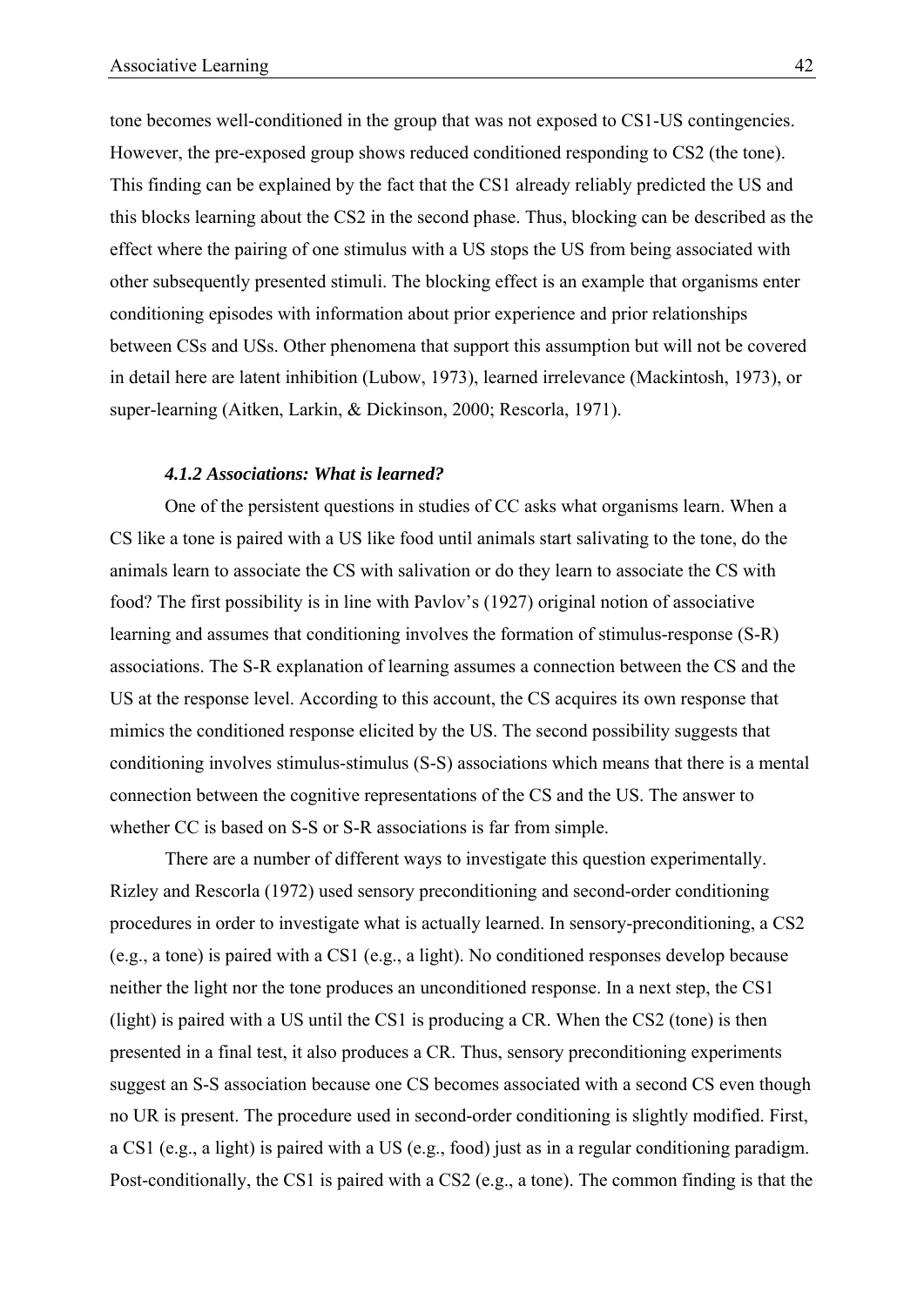tone becomes well-conditioned in the group that was not exposed to CS1-US contingencies. However, the pre-exposed group shows reduced conditioned responding to CS2 (the tone). This finding can be explained by the fact that the CS1 already reliably predicted the US and this blocks learning about the CS2 in the second phase. Thus, blocking can be described as the effect where the pairing of one stimulus with a US stops the US from being associated with other subsequently presented stimuli. The blocking effect is an example that organisms enter conditioning episodes with information about prior experience and prior relationships between CSs and USs. Other phenomena that support this assumption but will not be covered in detail here are latent inhibition (Lubow, 1973), learned irrelevance (Mackintosh, 1973), or super-learning (Aitken, Larkin, & Dickinson, 2000; Rescorla, 1971).

#### *4.1.2 Associations: What is learned?*

One of the persistent questions in studies of CC asks what organisms learn. When a CS like a tone is paired with a US like food until animals start salivating to the tone, do the animals learn to associate the CS with salivation or do they learn to associate the CS with food? The first possibility is in line with Pavlov's (1927) original notion of associative learning and assumes that conditioning involves the formation of stimulus-response (S-R) associations. The S-R explanation of learning assumes a connection between the CS and the US at the response level. According to this account, the CS acquires its own response that mimics the conditioned response elicited by the US. The second possibility suggests that conditioning involves stimulus-stimulus (S-S) associations which means that there is a mental connection between the cognitive representations of the CS and the US. The answer to whether CC is based on S-S or S-R associations is far from simple.

There are a number of different ways to investigate this question experimentally. Rizley and Rescorla (1972) used sensory preconditioning and second-order conditioning procedures in order to investigate what is actually learned. In sensory-preconditioning, a CS2 (e.g., a tone) is paired with a CS1 (e.g., a light). No conditioned responses develop because neither the light nor the tone produces an unconditioned response. In a next step, the CS1 (light) is paired with a US until the CS1 is producing a CR. When the CS2 (tone) is then presented in a final test, it also produces a CR. Thus, sensory preconditioning experiments suggest an S-S association because one CS becomes associated with a second CS even though no UR is present. The procedure used in second-order conditioning is slightly modified. First, a CS1 (e.g., a light) is paired with a US (e.g., food) just as in a regular conditioning paradigm. Post-conditionally, the CS1 is paired with a CS2 (e.g., a tone). The common finding is that the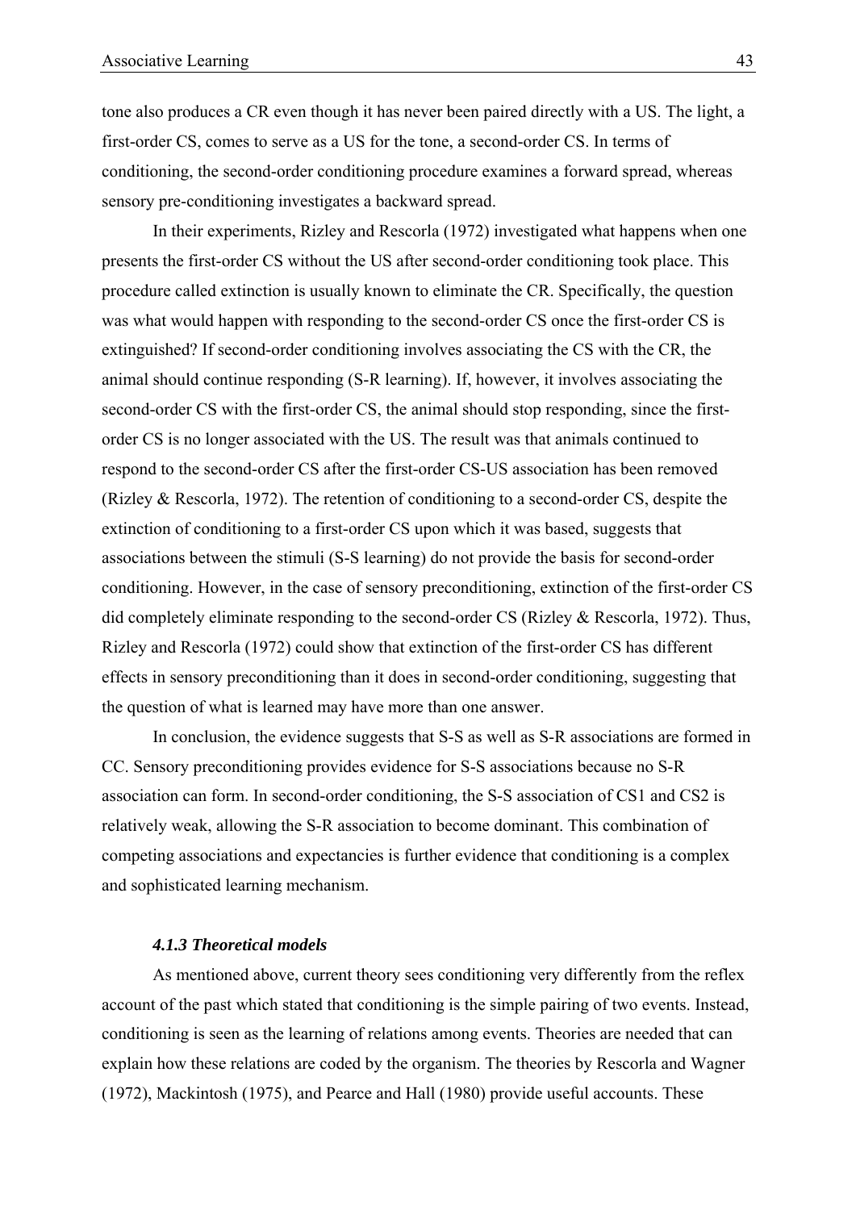tone also produces a CR even though it has never been paired directly with a US. The light, a first-order CS, comes to serve as a US for the tone, a second-order CS. In terms of conditioning, the second-order conditioning procedure examines a forward spread, whereas sensory pre-conditioning investigates a backward spread.

In their experiments, Rizley and Rescorla (1972) investigated what happens when one presents the first-order CS without the US after second-order conditioning took place. This procedure called extinction is usually known to eliminate the CR. Specifically, the question was what would happen with responding to the second-order CS once the first-order CS is extinguished? If second-order conditioning involves associating the CS with the CR, the animal should continue responding (S-R learning). If, however, it involves associating the second-order CS with the first-order CS, the animal should stop responding, since the first-order CS is no longer associated with the US. The result was that animals continued to respond to the second-order CS after the first-order CS-US association has been removed (Rizley & Rescorla, 1972). The retention of conditioning to a second-order CS, despite the extinction of conditioning to a first-order CS upon which it was based, suggests that associations between the stimuli (S-S learning) do not provide the basis for second-order conditioning. However, in the case of sensory preconditioning, extinction of the first-order CS did completely eliminate responding to the second-order CS (Rizley & Rescorla, 1972). Thus, Rizley and Rescorla (1972) could show that extinction of the first-order CS has different effects in sensory preconditioning than it does in second-order conditioning, suggesting that the question of what is learned may have more than one answer.

In conclusion, the evidence suggests that S-S as well as S-R associations are formed in CC. Sensory preconditioning provides evidence for S-S associations because no S-R association can form. In second-order conditioning, the S-S association of CS1 and CS2 is relatively weak, allowing the S-R association to become dominant. This combination of competing associations and expectancies is further evidence that conditioning is a complex and sophisticated learning mechanism.

#### *4.1.3 Theoretical models*

As mentioned above, current theory sees conditioning very differently from the reflex account of the past which stated that conditioning is the simple pairing of two events. Instead, conditioning is seen as the learning of relations among events. Theories are needed that can explain how these relations are coded by the organism. The theories by Rescorla and Wagner (1972), Mackintosh (1975), and Pearce and Hall (1980) provide useful accounts. These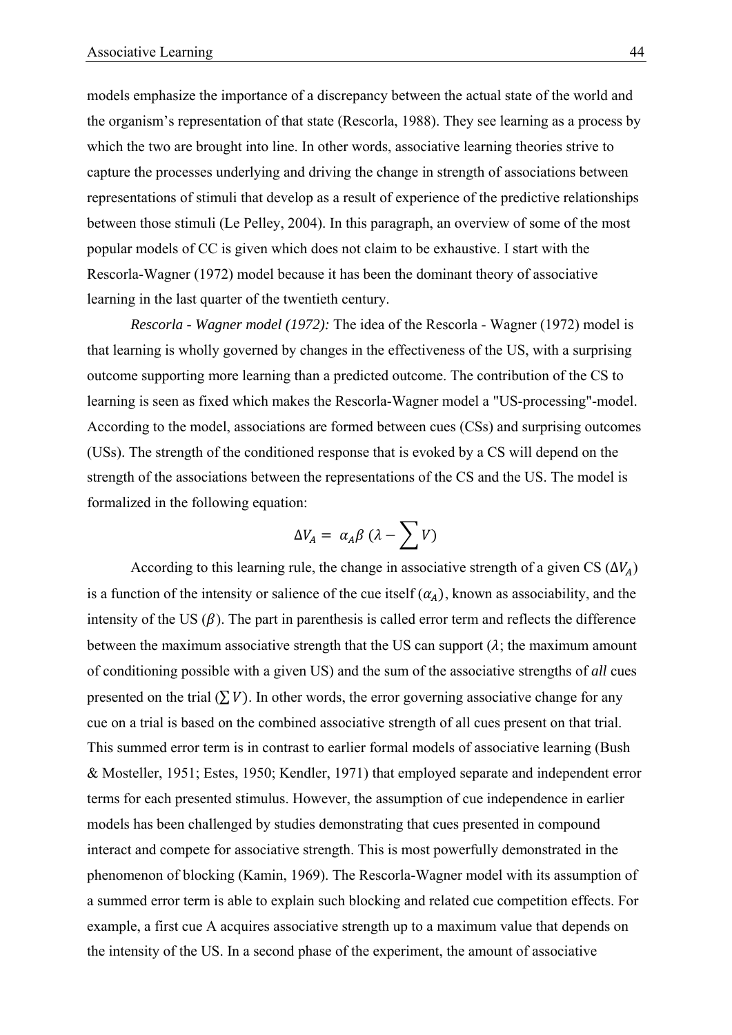models emphasize the importance of a discrepancy between the actual state of the world and the organism's representation of that state (Rescorla, 1988). They see learning as a process by which the two are brought into line. In other words, associative learning theories strive to capture the processes underlying and driving the change in strength of associations between representations of stimuli that develop as a result of experience of the predictive relationships between those stimuli (Le Pelley, 2004). In this paragraph, an overview of some of the most popular models of CC is given which does not claim to be exhaustive. I start with the Rescorla-Wagner (1972) model because it has been the dominant theory of associative learning in the last quarter of the twentieth century.

*Rescorla - Wagner model (1972):* The idea of the Rescorla - Wagner (1972) model is that learning is wholly governed by changes in the effectiveness of the US, with a surprising outcome supporting more learning than a predicted outcome. The contribution of the CS to learning is seen as fixed which makes the Rescorla-Wagner model a "US-processing"-model. According to the model, associations are formed between cues (CSs) and surprising outcomes (USs). The strength of the conditioned response that is evoked by a CS will depend on the strength of the associations between the representations of the CS and the US. The model is formalized in the following equation:

$$\Delta V_A = \alpha_A \beta \left(\lambda - \sum V\right)$$

According to this learning rule, the change in associative strength of a given CS ($\Delta V_A$) is a function of the intensity or salience of the cue itself ($\alpha_A$), known as associability, and the intensity of the US ($\beta$). The part in parenthesis is called error term and reflects the difference between the maximum associative strength that the US can support ($\lambda$; the maximum amount of conditioning possible with a given US) and the sum of the associative strengths of *all* cues presented on the trial ($\sum V$). In other words, the error governing associative change for any cue on a trial is based on the combined associative strength of all cues present on that trial. This summed error term is in contrast to earlier formal models of associative learning (Bush & Mosteller, 1951; Estes, 1950; Kendler, 1971) that employed separate and independent error terms for each presented stimulus. However, the assumption of cue independence in earlier models has been challenged by studies demonstrating that cues presented in compound interact and compete for associative strength. This is most powerfully demonstrated in the phenomenon of blocking (Kamin, 1969). The Rescorla-Wagner model with its assumption of a summed error term is able to explain such blocking and related cue competition effects. For example, a first cue A acquires associative strength up to a maximum value that depends on the intensity of the US. In a second phase of the experiment, the amount of associative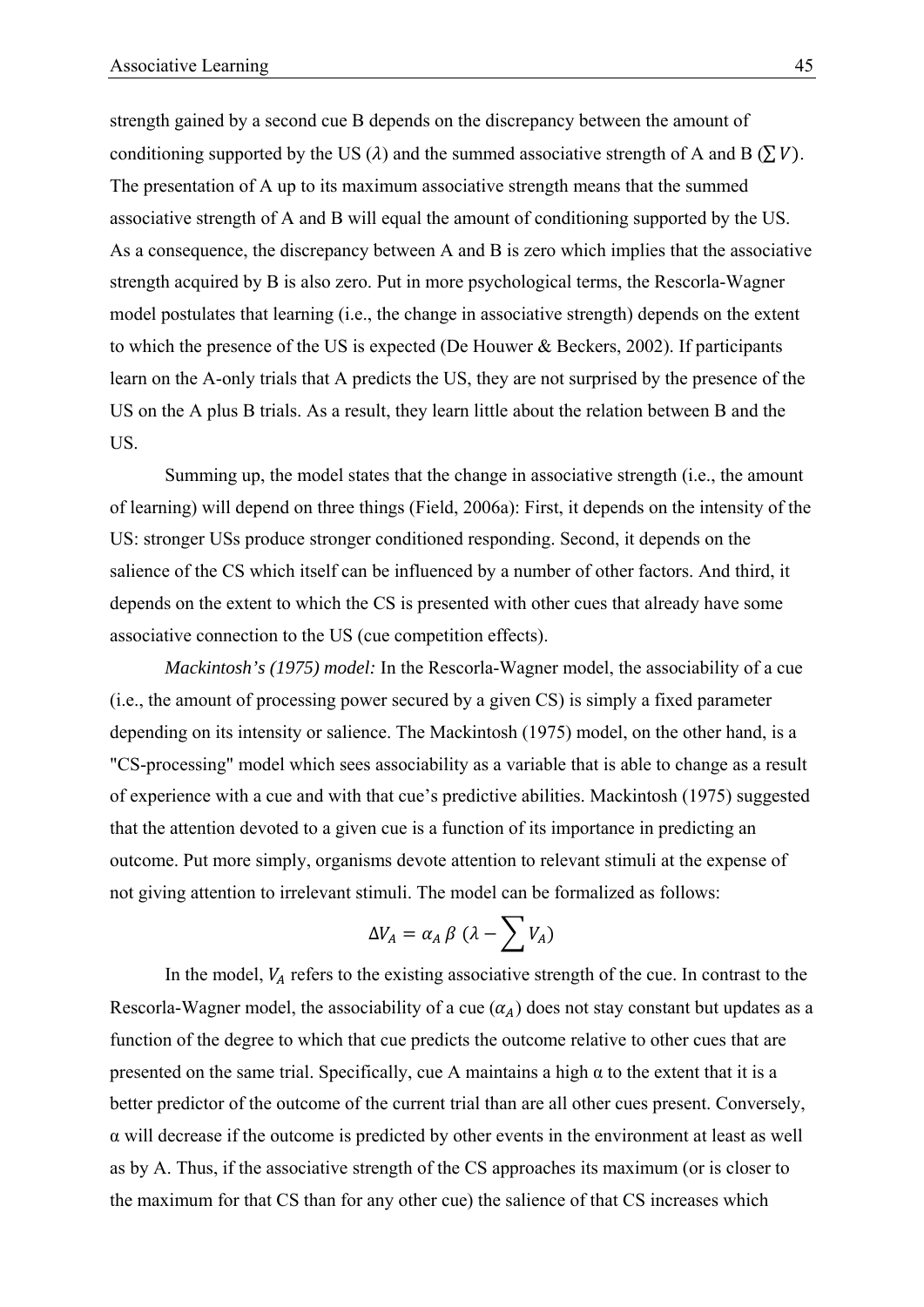strength gained by a second cue B depends on the discrepancy between the amount of conditioning supported by the US ($\lambda$) and the summed associative strength of A and B ($\sum V$). The presentation of A up to its maximum associative strength means that the summed associative strength of A and B will equal the amount of conditioning supported by the US. As a consequence, the discrepancy between A and B is zero which implies that the associative strength acquired by B is also zero. Put in more psychological terms, the Rescorla-Wagner model postulates that learning (i.e., the change in associative strength) depends on the extent to which the presence of the US is expected (De Houwer & Beckers, 2002). If participants learn on the A-only trials that A predicts the US, they are not surprised by the presence of the US on the A plus B trials. As a result, they learn little about the relation between B and the US.

Summing up, the model states that the change in associative strength (i.e., the amount of learning) will depend on three things (Field, 2006a): First, it depends on the intensity of the US: stronger USs produce stronger conditioned responding. Second, it depends on the salience of the CS which itself can be influenced by a number of other factors. And third, it depends on the extent to which the CS is presented with other cues that already have some associative connection to the US (cue competition effects).

*Mackintosh's (1975) model:* In the Rescorla-Wagner model, the associability of a cue (i.e., the amount of processing power secured by a given CS) is simply a fixed parameter depending on its intensity or salience. The Mackintosh (1975) model, on the other hand, is a "CS-processing" model which sees associability as a variable that is able to change as a result of experience with a cue and with that cue's predictive abilities. Mackintosh (1975) suggested that the attention devoted to a given cue is a function of its importance in predicting an outcome. Put more simply, organisms devote attention to relevant stimuli at the expense of not giving attention to irrelevant stimuli. The model can be formalized as follows:

$$\Delta V_A = \alpha_A \, \beta \, (\lambda - \sum V_A)$$

In the model, $V_A$ refers to the existing associative strength of the cue. In contrast to the Rescorla-Wagner model, the associability of a cue ($\alpha_A$) does not stay constant but updates as a function of the degree to which that cue predicts the outcome relative to other cues that are presented on the same trial. Specifically, cue A maintains a high $\alpha$ to the extent that it is a better predictor of the outcome of the current trial than are all other cues present. Conversely, $\alpha$ will decrease if the outcome is predicted by other events in the environment at least as well as by A. Thus, if the associative strength of the CS approaches its maximum (or is closer to the maximum for that CS than for any other cue) the salience of that CS increases which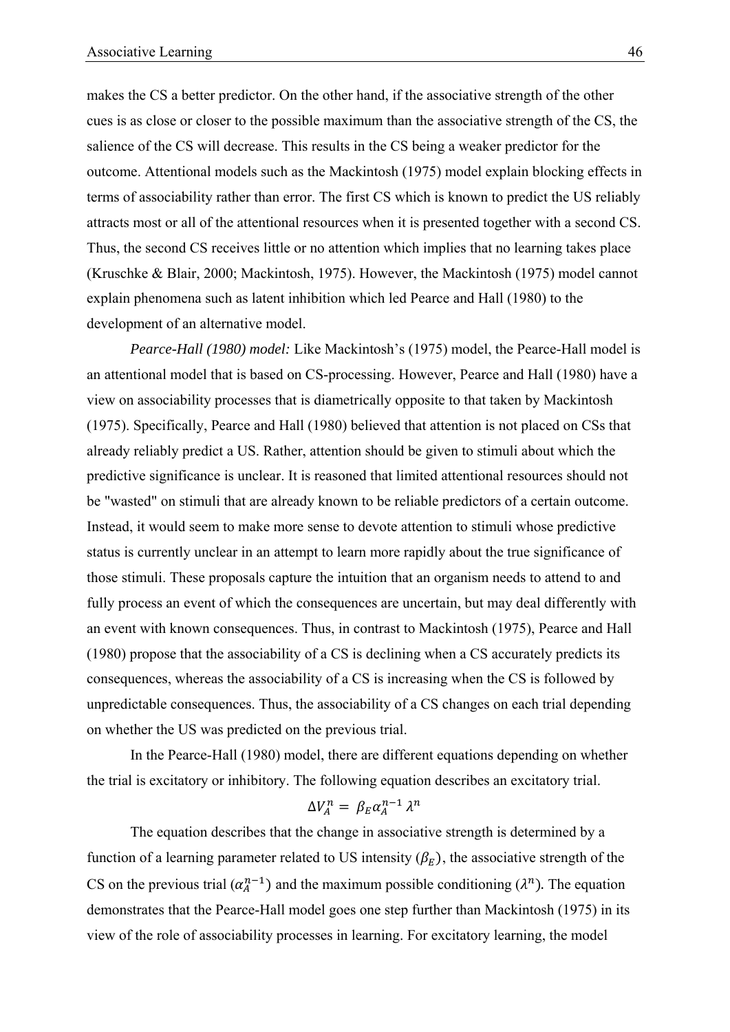makes the CS a better predictor. On the other hand, if the associative strength of the other cues is as close or closer to the possible maximum than the associative strength of the CS, the salience of the CS will decrease. This results in the CS being a weaker predictor for the outcome. Attentional models such as the Mackintosh (1975) model explain blocking effects in terms of associability rather than error. The first CS which is known to predict the US reliably attracts most or all of the attentional resources when it is presented together with a second CS. Thus, the second CS receives little or no attention which implies that no learning takes place (Kruschke & Blair, 2000; Mackintosh, 1975). However, the Mackintosh (1975) model cannot explain phenomena such as latent inhibition which led Pearce and Hall (1980) to the development of an alternative model.

*Pearce-Hall (1980) model:* Like Mackintosh's (1975) model, the Pearce-Hall model is an attentional model that is based on CS-processing. However, Pearce and Hall (1980) have a view on associability processes that is diametrically opposite to that taken by Mackintosh (1975). Specifically, Pearce and Hall (1980) believed that attention is not placed on CSs that already reliably predict a US. Rather, attention should be given to stimuli about which the predictive significance is unclear. It is reasoned that limited attentional resources should not be "wasted" on stimuli that are already known to be reliable predictors of a certain outcome. Instead, it would seem to make more sense to devote attention to stimuli whose predictive status is currently unclear in an attempt to learn more rapidly about the true significance of those stimuli. These proposals capture the intuition that an organism needs to attend to and fully process an event of which the consequences are uncertain, but may deal differently with an event with known consequences. Thus, in contrast to Mackintosh (1975), Pearce and Hall (1980) propose that the associability of a CS is declining when a CS accurately predicts its consequences, whereas the associability of a CS is increasing when the CS is followed by unpredictable consequences. Thus, the associability of a CS changes on each trial depending on whether the US was predicted on the previous trial.

In the Pearce-Hall (1980) model, there are different equations depending on whether the trial is excitatory or inhibitory. The following equation describes an excitatory trial.

$$\Delta V_A^n = \beta_E \alpha_A^{n-1} \lambda^n$$

The equation describes that the change in associative strength is determined by a function of a learning parameter related to US intensity ($\beta_E$), the associative strength of the CS on the previous trial ($\alpha_A^{n-1}$) and the maximum possible conditioning ($\lambda^n$). The equation demonstrates that the Pearce-Hall model goes one step further than Mackintosh (1975) in its view of the role of associability processes in learning. For excitatory learning, the model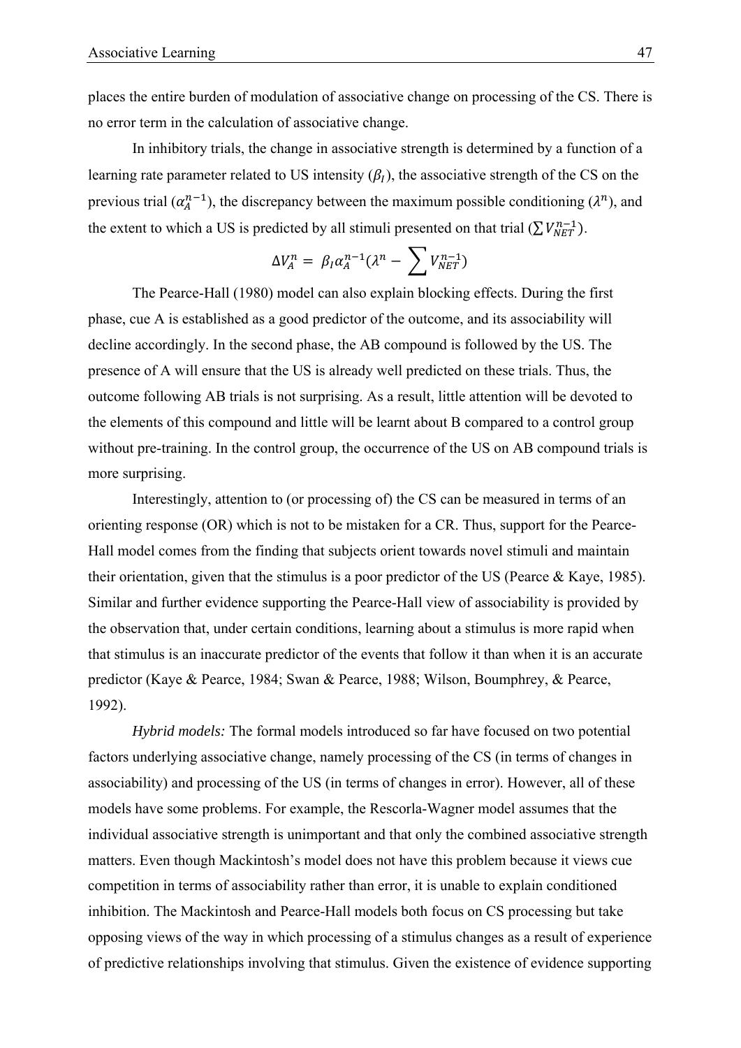places the entire burden of modulation of associative change on processing of the CS. There is no error term in the calculation of associative change.

In inhibitory trials, the change in associative strength is determined by a function of a learning rate parameter related to US intensity ($\beta_I$), the associative strength of the CS on the previous trial ($\alpha_A^{n-1}$), the discrepancy between the maximum possible conditioning ($\lambda^n$), and the extent to which a US is predicted by all stimuli presented on that trial ($\sum V_{NET}^{n-1}$).

$$\Delta V_A^n = \beta_I \alpha_A^{n-1}(\lambda^n - \sum V_{NET}^{n-1})$$

The Pearce-Hall (1980) model can also explain blocking effects. During the first phase, cue A is established as a good predictor of the outcome, and its associability will decline accordingly. In the second phase, the AB compound is followed by the US. The presence of A will ensure that the US is already well predicted on these trials. Thus, the outcome following AB trials is not surprising. As a result, little attention will be devoted to the elements of this compound and little will be learnt about B compared to a control group without pre-training. In the control group, the occurrence of the US on AB compound trials is more surprising.

Interestingly, attention to (or processing of) the CS can be measured in terms of an orienting response (OR) which is not to be mistaken for a CR. Thus, support for the Pearce-Hall model comes from the finding that subjects orient towards novel stimuli and maintain their orientation, given that the stimulus is a poor predictor of the US (Pearce & Kaye, 1985). Similar and further evidence supporting the Pearce-Hall view of associability is provided by the observation that, under certain conditions, learning about a stimulus is more rapid when that stimulus is an inaccurate predictor of the events that follow it than when it is an accurate predictor (Kaye & Pearce, 1984; Swan & Pearce, 1988; Wilson, Boumphrey, & Pearce, 1992).

*Hybrid models:* The formal models introduced so far have focused on two potential factors underlying associative change, namely processing of the CS (in terms of changes in associability) and processing of the US (in terms of changes in error). However, all of these models have some problems. For example, the Rescorla-Wagner model assumes that the individual associative strength is unimportant and that only the combined associative strength matters. Even though Mackintosh's model does not have this problem because it views cue competition in terms of associability rather than error, it is unable to explain conditioned inhibition. The Mackintosh and Pearce-Hall models both focus on CS processing but take opposing views of the way in which processing of a stimulus changes as a result of experience of predictive relationships involving that stimulus. Given the existence of evidence supporting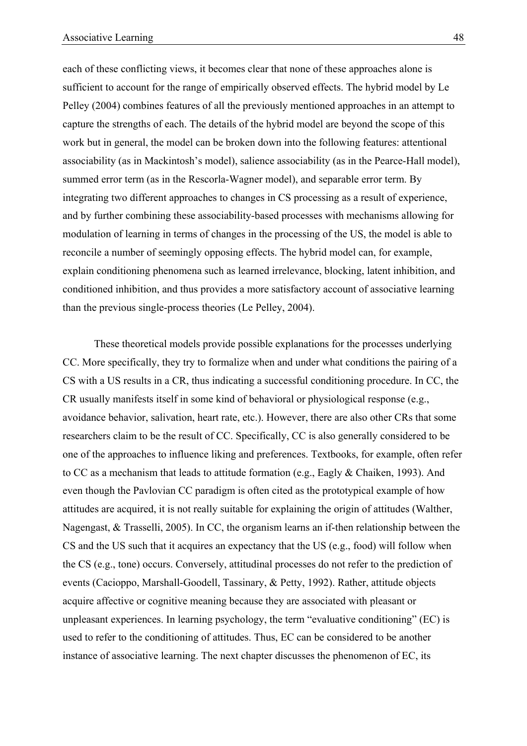each of these conflicting views, it becomes clear that none of these approaches alone is sufficient to account for the range of empirically observed effects. The hybrid model by Le Pelley (2004) combines features of all the previously mentioned approaches in an attempt to capture the strengths of each. The details of the hybrid model are beyond the scope of this work but in general, the model can be broken down into the following features: attentional associability (as in Mackintosh's model), salience associability (as in the Pearce-Hall model), summed error term (as in the Rescorla-Wagner model), and separable error term. By integrating two different approaches to changes in CS processing as a result of experience, and by further combining these associability-based processes with mechanisms allowing for modulation of learning in terms of changes in the processing of the US, the model is able to reconcile a number of seemingly opposing effects. The hybrid model can, for example, explain conditioning phenomena such as learned irrelevance, blocking, latent inhibition, and conditioned inhibition, and thus provides a more satisfactory account of associative learning than the previous single-process theories (Le Pelley, 2004).

These theoretical models provide possible explanations for the processes underlying CC. More specifically, they try to formalize when and under what conditions the pairing of a CS with a US results in a CR, thus indicating a successful conditioning procedure. In CC, the CR usually manifests itself in some kind of behavioral or physiological response (e.g., avoidance behavior, salivation, heart rate, etc.). However, there are also other CRs that some researchers claim to be the result of CC. Specifically, CC is also generally considered to be one of the approaches to influence liking and preferences. Textbooks, for example, often refer to CC as a mechanism that leads to attitude formation (e.g., Eagly & Chaiken, 1993). And even though the Pavlovian CC paradigm is often cited as the prototypical example of how attitudes are acquired, it is not really suitable for explaining the origin of attitudes (Walther, Nagengast, & Trasselli, 2005). In CC, the organism learns an if-then relationship between the CS and the US such that it acquires an expectancy that the US (e.g., food) will follow when the CS (e.g., tone) occurs. Conversely, attitudinal processes do not refer to the prediction of events (Cacioppo, Marshall-Goodell, Tassinary, & Petty, 1992). Rather, attitude objects acquire affective or cognitive meaning because they are associated with pleasant or unpleasant experiences. In learning psychology, the term "evaluative conditioning" (EC) is used to refer to the conditioning of attitudes. Thus, EC can be considered to be another instance of associative learning. The next chapter discusses the phenomenon of EC, its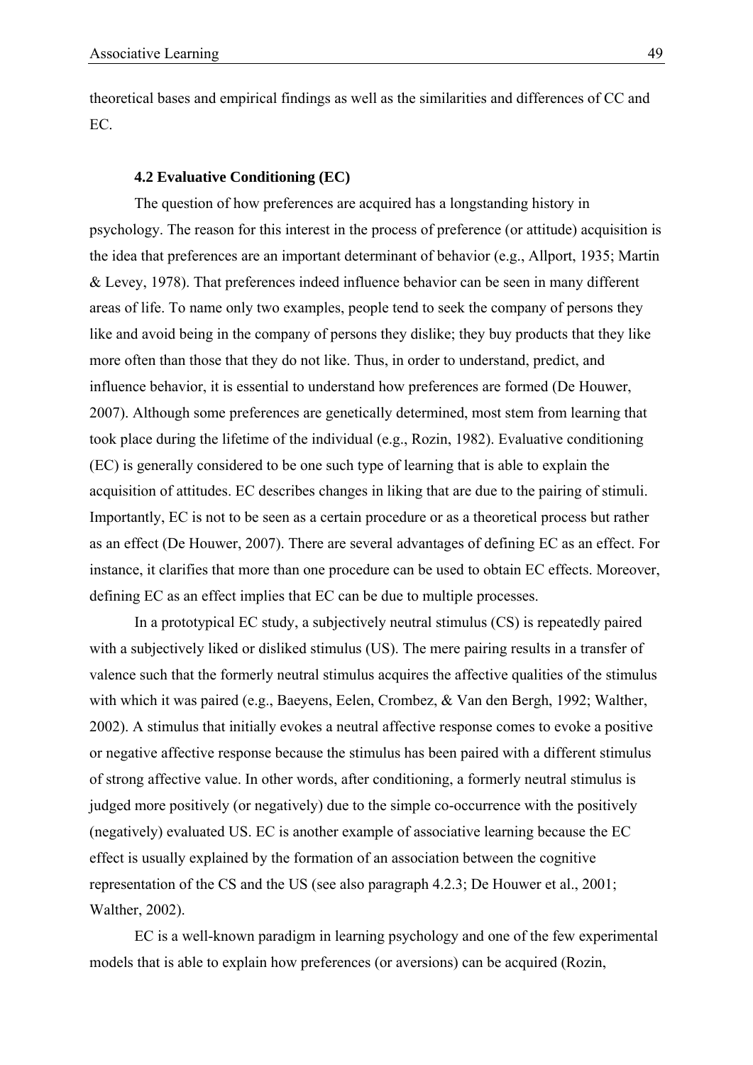theoretical bases and empirical findings as well as the similarities and differences of CC and EC.

### 4.2 Evaluative Conditioning (EC)

The question of how preferences are acquired has a longstanding history in psychology. The reason for this interest in the process of preference (or attitude) acquisition is the idea that preferences are an important determinant of behavior (e.g., Allport, 1935; Martin & Levey, 1978). That preferences indeed influence behavior can be seen in many different areas of life. To name only two examples, people tend to seek the company of persons they like and avoid being in the company of persons they dislike; they buy products that they like more often than those that they do not like. Thus, in order to understand, predict, and influence behavior, it is essential to understand how preferences are formed (De Houwer, 2007). Although some preferences are genetically determined, most stem from learning that took place during the lifetime of the individual (e.g., Rozin, 1982). Evaluative conditioning (EC) is generally considered to be one such type of learning that is able to explain the acquisition of attitudes. EC describes changes in liking that are due to the pairing of stimuli. Importantly, EC is not to be seen as a certain procedure or as a theoretical process but rather as an effect (De Houwer, 2007). There are several advantages of defining EC as an effect. For instance, it clarifies that more than one procedure can be used to obtain EC effects. Moreover, defining EC as an effect implies that EC can be due to multiple processes.

In a prototypical EC study, a subjectively neutral stimulus (CS) is repeatedly paired with a subjectively liked or disliked stimulus (US). The mere pairing results in a transfer of valence such that the formerly neutral stimulus acquires the affective qualities of the stimulus with which it was paired (e.g., Baeyens, Eelen, Crombez, & Van den Bergh, 1992; Walther, 2002). A stimulus that initially evokes a neutral affective response comes to evoke a positive or negative affective response because the stimulus has been paired with a different stimulus of strong affective value. In other words, after conditioning, a formerly neutral stimulus is judged more positively (or negatively) due to the simple co-occurrence with the positively (negatively) evaluated US. EC is another example of associative learning because the EC effect is usually explained by the formation of an association between the cognitive representation of the CS and the US (see also paragraph 4.2.3; De Houwer et al., 2001; Walther, 2002).

EC is a well-known paradigm in learning psychology and one of the few experimental models that is able to explain how preferences (or aversions) can be acquired (Rozin,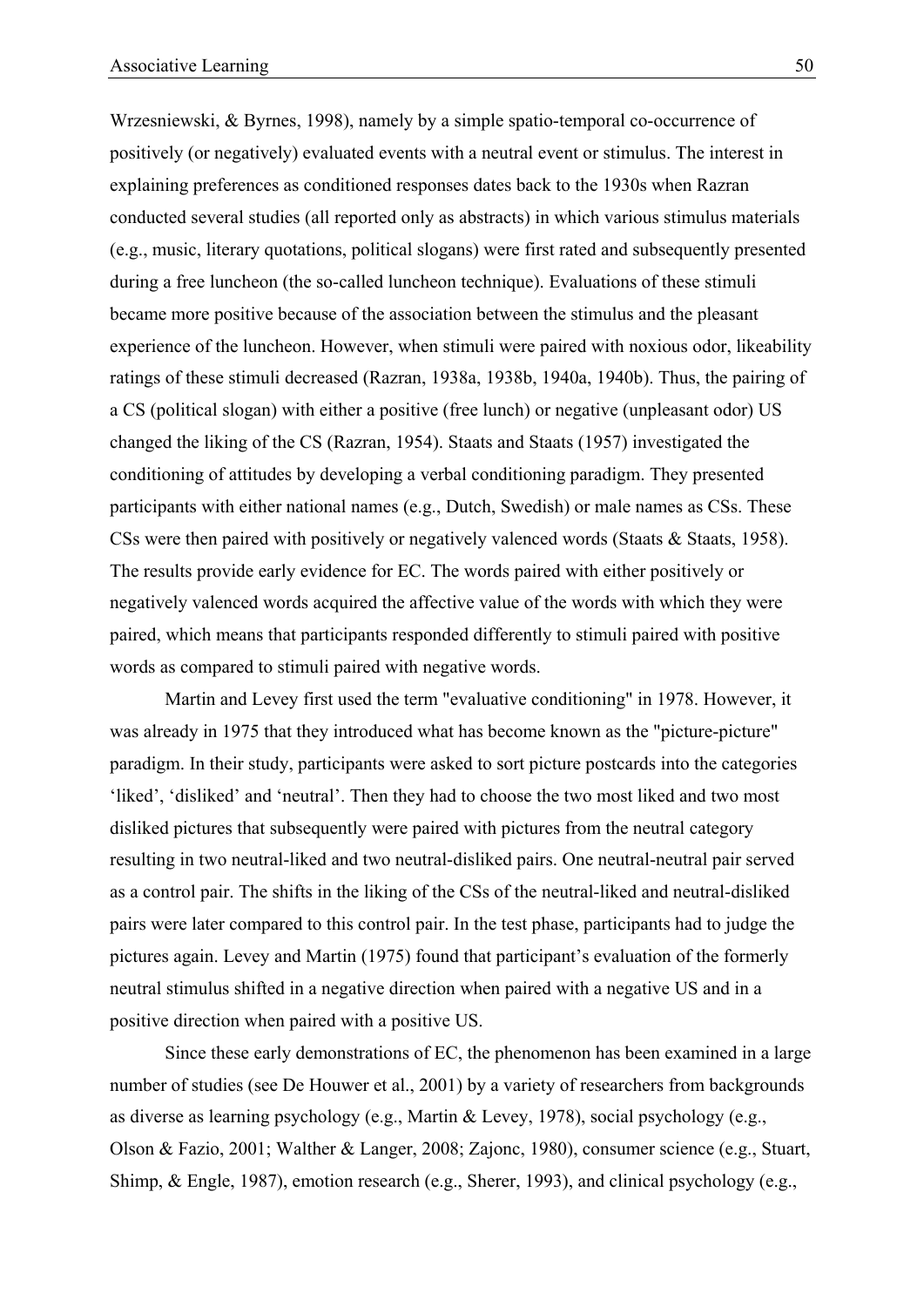Wrzesniewski, & Byrnes, 1998), namely by a simple spatio-temporal co-occurrence of positively (or negatively) evaluated events with a neutral event or stimulus. The interest in explaining preferences as conditioned responses dates back to the 1930s when Razran conducted several studies (all reported only as abstracts) in which various stimulus materials (e.g., music, literary quotations, political slogans) were first rated and subsequently presented during a free luncheon (the so-called luncheon technique). Evaluations of these stimuli became more positive because of the association between the stimulus and the pleasant experience of the luncheon. However, when stimuli were paired with noxious odor, likeability ratings of these stimuli decreased (Razran, 1938a, 1938b, 1940a, 1940b). Thus, the pairing of a CS (political slogan) with either a positive (free lunch) or negative (unpleasant odor) US changed the liking of the CS (Razran, 1954). Staats and Staats (1957) investigated the conditioning of attitudes by developing a verbal conditioning paradigm. They presented participants with either national names (e.g., Dutch, Swedish) or male names as CSs. These CSs were then paired with positively or negatively valenced words (Staats & Staats, 1958). The results provide early evidence for EC. The words paired with either positively or negatively valenced words acquired the affective value of the words with which they were paired, which means that participants responded differently to stimuli paired with positive words as compared to stimuli paired with negative words.

Martin and Levey first used the term "evaluative conditioning" in 1978. However, it was already in 1975 that they introduced what has become known as the "picture-picture" paradigm. In their study, participants were asked to sort picture postcards into the categories 'liked', 'disliked' and 'neutral'. Then they had to choose the two most liked and two most disliked pictures that subsequently were paired with pictures from the neutral category resulting in two neutral-liked and two neutral-disliked pairs. One neutral-neutral pair served as a control pair. The shifts in the liking of the CSs of the neutral-liked and neutral-disliked pairs were later compared to this control pair. In the test phase, participants had to judge the pictures again. Levey and Martin (1975) found that participant's evaluation of the formerly neutral stimulus shifted in a negative direction when paired with a negative US and in a positive direction when paired with a positive US.

Since these early demonstrations of EC, the phenomenon has been examined in a large number of studies (see De Houwer et al., 2001) by a variety of researchers from backgrounds as diverse as learning psychology (e.g., Martin & Levey, 1978), social psychology (e.g., Olson & Fazio, 2001; Walther & Langer, 2008; Zajonc, 1980), consumer science (e.g., Stuart, Shimp, & Engle, 1987), emotion research (e.g., Sherer, 1993), and clinical psychology (e.g.,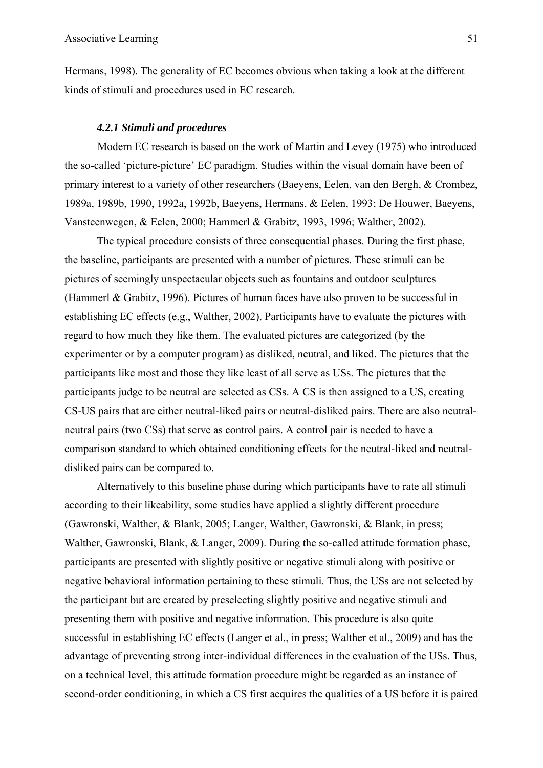Hermans, 1998). The generality of EC becomes obvious when taking a look at the different kinds of stimuli and procedures used in EC research.

#### *4.2.1 Stimuli and procedures*

Modern EC research is based on the work of Martin and Levey (1975) who introduced the so-called 'picture-picture' EC paradigm. Studies within the visual domain have been of primary interest to a variety of other researchers (Baeyens, Eelen, van den Bergh, & Crombez, 1989a, 1989b, 1990, 1992a, 1992b, Baeyens, Hermans, & Eelen, 1993; De Houwer, Baeyens, Vansteenwegen, & Eelen, 2000; Hammerl & Grabitz, 1993, 1996; Walther, 2002).

The typical procedure consists of three consequential phases. During the first phase, the baseline, participants are presented with a number of pictures. These stimuli can be pictures of seemingly unspectacular objects such as fountains and outdoor sculptures (Hammerl & Grabitz, 1996). Pictures of human faces have also proven to be successful in establishing EC effects (e.g., Walther, 2002). Participants have to evaluate the pictures with regard to how much they like them. The evaluated pictures are categorized (by the experimenter or by a computer program) as disliked, neutral, and liked. The pictures that the participants like most and those they like least of all serve as USs. The pictures that the participants judge to be neutral are selected as CSs. A CS is then assigned to a US, creating CS-US pairs that are either neutral-liked pairs or neutral-disliked pairs. There are also neutral-neutral pairs (two CSs) that serve as control pairs. A control pair is needed to have a comparison standard to which obtained conditioning effects for the neutral-liked and neutral-disliked pairs can be compared to.

Alternatively to this baseline phase during which participants have to rate all stimuli according to their likeability, some studies have applied a slightly different procedure (Gawronski, Walther, & Blank, 2005; Langer, Walther, Gawronski, & Blank, in press; Walther, Gawronski, Blank, & Langer, 2009). During the so-called attitude formation phase, participants are presented with slightly positive or negative stimuli along with positive or negative behavioral information pertaining to these stimuli. Thus, the USs are not selected by the participant but are created by preselecting slightly positive and negative stimuli and presenting them with positive and negative information. This procedure is also quite successful in establishing EC effects (Langer et al., in press; Walther et al., 2009) and has the advantage of preventing strong inter-individual differences in the evaluation of the USs. Thus, on a technical level, this attitude formation procedure might be regarded as an instance of second-order conditioning, in which a CS first acquires the qualities of a US before it is paired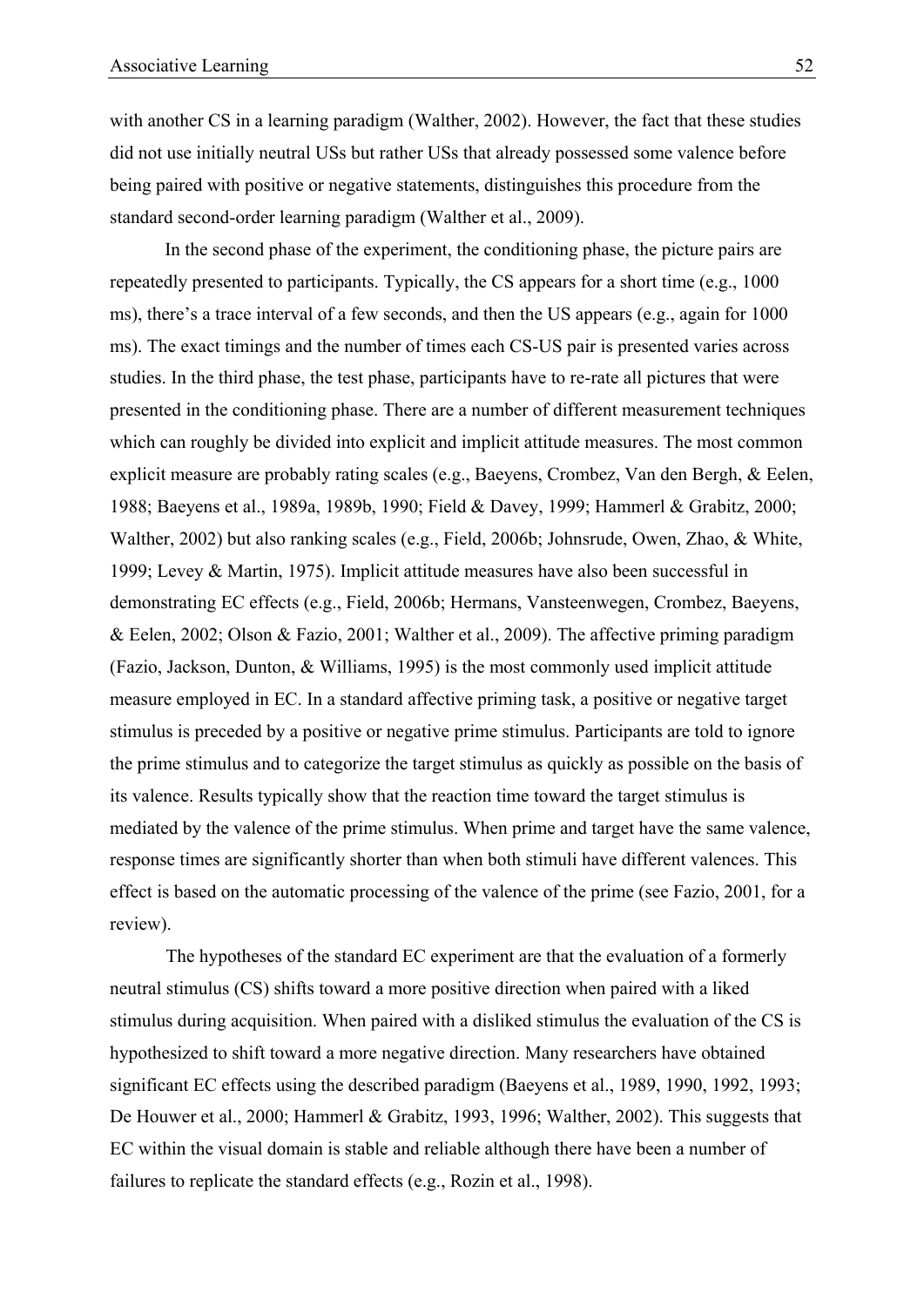with another CS in a learning paradigm (Walther, 2002). However, the fact that these studies did not use initially neutral USs but rather USs that already possessed some valence before being paired with positive or negative statements, distinguishes this procedure from the standard second-order learning paradigm (Walther et al., 2009).

In the second phase of the experiment, the conditioning phase, the picture pairs are repeatedly presented to participants. Typically, the CS appears for a short time (e.g., 1000 ms), there's a trace interval of a few seconds, and then the US appears (e.g., again for 1000 ms). The exact timings and the number of times each CS-US pair is presented varies across studies. In the third phase, the test phase, participants have to re-rate all pictures that were presented in the conditioning phase. There are a number of different measurement techniques which can roughly be divided into explicit and implicit attitude measures. The most common explicit measure are probably rating scales (e.g., Baeyens, Crombez, Van den Bergh, & Eelen, 1988; Baeyens et al., 1989a, 1989b, 1990; Field & Davey, 1999; Hammerl & Grabitz, 2000; Walther, 2002) but also ranking scales (e.g., Field, 2006b; Johnsrude, Owen, Zhao, & White, 1999; Levey & Martin, 1975). Implicit attitude measures have also been successful in demonstrating EC effects (e.g., Field, 2006b; Hermans, Vansteenwegen, Crombez, Baeyens, & Eelen, 2002; Olson & Fazio, 2001; Walther et al., 2009). The affective priming paradigm (Fazio, Jackson, Dunton, & Williams, 1995) is the most commonly used implicit attitude measure employed in EC. In a standard affective priming task, a positive or negative target stimulus is preceded by a positive or negative prime stimulus. Participants are told to ignore the prime stimulus and to categorize the target stimulus as quickly as possible on the basis of its valence. Results typically show that the reaction time toward the target stimulus is mediated by the valence of the prime stimulus. When prime and target have the same valence, response times are significantly shorter than when both stimuli have different valences. This effect is based on the automatic processing of the valence of the prime (see Fazio, 2001, for a review).

The hypotheses of the standard EC experiment are that the evaluation of a formerly neutral stimulus (CS) shifts toward a more positive direction when paired with a liked stimulus during acquisition. When paired with a disliked stimulus the evaluation of the CS is hypothesized to shift toward a more negative direction. Many researchers have obtained significant EC effects using the described paradigm (Baeyens et al., 1989, 1990, 1992, 1993; De Houwer et al., 2000; Hammerl & Grabitz, 1993, 1996; Walther, 2002). This suggests that EC within the visual domain is stable and reliable although there have been a number of failures to replicate the standard effects (e.g., Rozin et al., 1998).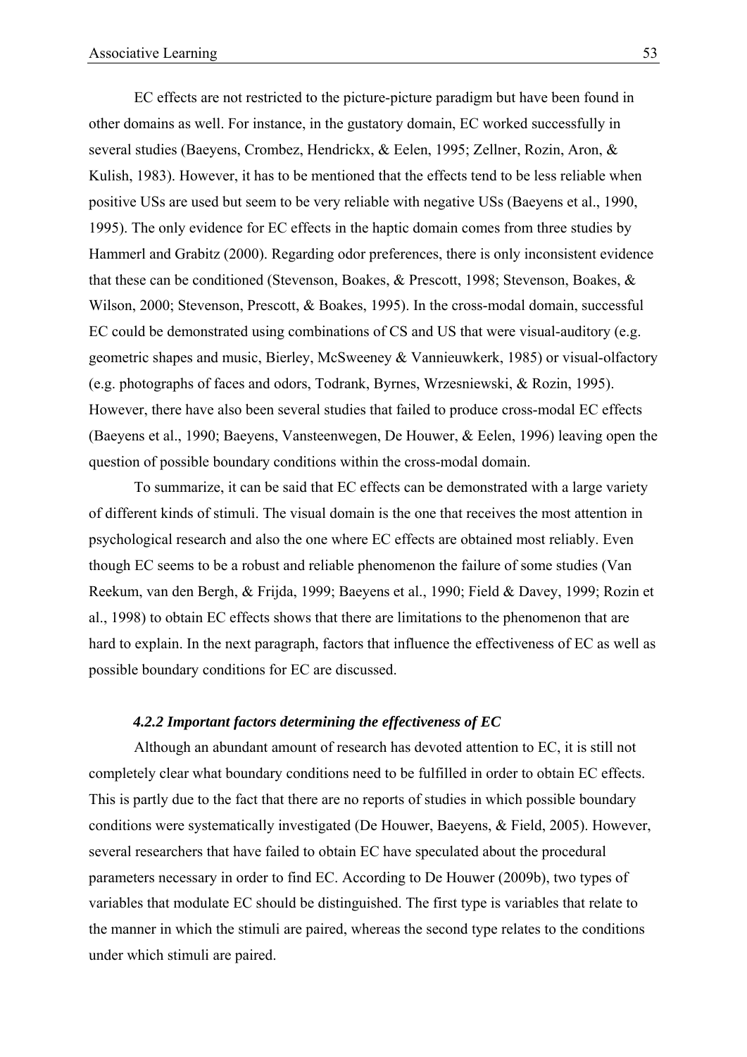EC effects are not restricted to the picture-picture paradigm but have been found in other domains as well. For instance, in the gustatory domain, EC worked successfully in several studies (Baeyens, Crombez, Hendrickx, & Eelen, 1995; Zellner, Rozin, Aron, & Kulish, 1983). However, it has to be mentioned that the effects tend to be less reliable when positive USs are used but seem to be very reliable with negative USs (Baeyens et al., 1990, 1995). The only evidence for EC effects in the haptic domain comes from three studies by Hammerl and Grabitz (2000). Regarding odor preferences, there is only inconsistent evidence that these can be conditioned (Stevenson, Boakes, & Prescott, 1998; Stevenson, Boakes, & Wilson, 2000; Stevenson, Prescott, & Boakes, 1995). In the cross-modal domain, successful EC could be demonstrated using combinations of CS and US that were visual-auditory (e.g. geometric shapes and music, Bierley, McSweeney & Vannieuwkerk, 1985) or visual-olfactory (e.g. photographs of faces and odors, Todrank, Byrnes, Wrzesniewski, & Rozin, 1995). However, there have also been several studies that failed to produce cross-modal EC effects (Baeyens et al., 1990; Baeyens, Vansteenwegen, De Houwer, & Eelen, 1996) leaving open the question of possible boundary conditions within the cross-modal domain.

To summarize, it can be said that EC effects can be demonstrated with a large variety of different kinds of stimuli. The visual domain is the one that receives the most attention in psychological research and also the one where EC effects are obtained most reliably. Even though EC seems to be a robust and reliable phenomenon the failure of some studies (Van Reekum, van den Bergh, & Frijda, 1999; Baeyens et al., 1990; Field & Davey, 1999; Rozin et al., 1998) to obtain EC effects shows that there are limitations to the phenomenon that are hard to explain. In the next paragraph, factors that influence the effectiveness of EC as well as possible boundary conditions for EC are discussed.

#### *4.2.2 Important factors determining the effectiveness of EC*

Although an abundant amount of research has devoted attention to EC, it is still not completely clear what boundary conditions need to be fulfilled in order to obtain EC effects. This is partly due to the fact that there are no reports of studies in which possible boundary conditions were systematically investigated (De Houwer, Baeyens, & Field, 2005). However, several researchers that have failed to obtain EC have speculated about the procedural parameters necessary in order to find EC. According to De Houwer (2009b), two types of variables that modulate EC should be distinguished. The first type is variables that relate to the manner in which the stimuli are paired, whereas the second type relates to the conditions under which stimuli are paired.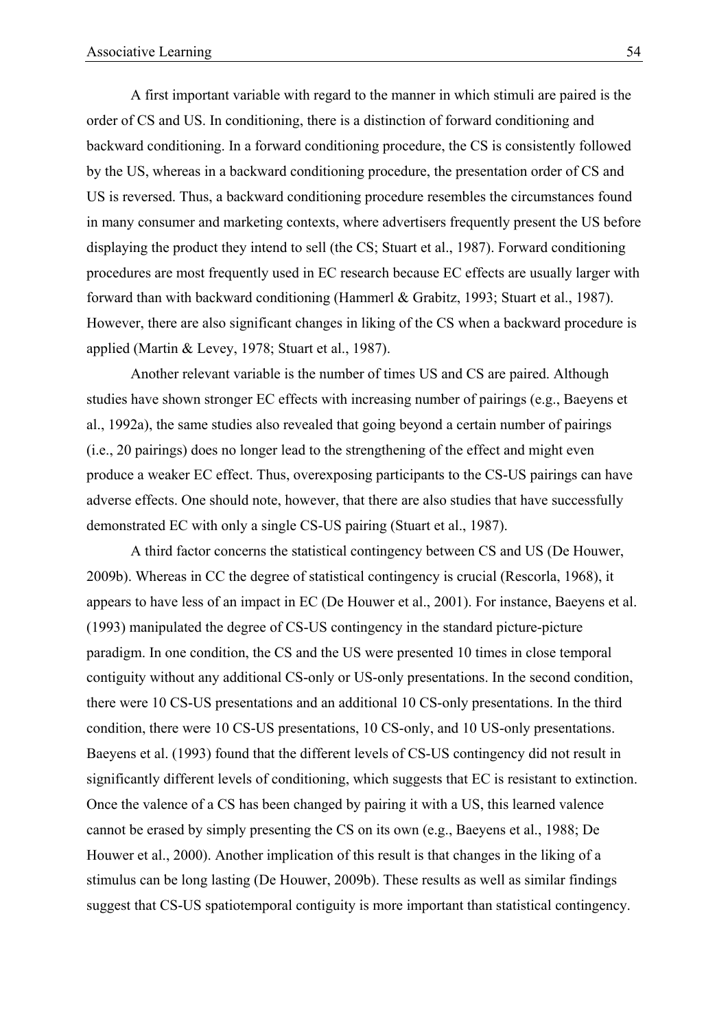A first important variable with regard to the manner in which stimuli are paired is the order of CS and US. In conditioning, there is a distinction of forward conditioning and backward conditioning. In a forward conditioning procedure, the CS is consistently followed by the US, whereas in a backward conditioning procedure, the presentation order of CS and US is reversed. Thus, a backward conditioning procedure resembles the circumstances found in many consumer and marketing contexts, where advertisers frequently present the US before displaying the product they intend to sell (the CS; Stuart et al., 1987). Forward conditioning procedures are most frequently used in EC research because EC effects are usually larger with forward than with backward conditioning (Hammerl & Grabitz, 1993; Stuart et al., 1987). However, there are also significant changes in liking of the CS when a backward procedure is applied (Martin & Levey, 1978; Stuart et al., 1987).

Another relevant variable is the number of times US and CS are paired. Although studies have shown stronger EC effects with increasing number of pairings (e.g., Baeyens et al., 1992a), the same studies also revealed that going beyond a certain number of pairings (i.e., 20 pairings) does no longer lead to the strengthening of the effect and might even produce a weaker EC effect. Thus, overexposing participants to the CS-US pairings can have adverse effects. One should note, however, that there are also studies that have successfully demonstrated EC with only a single CS-US pairing (Stuart et al., 1987).

A third factor concerns the statistical contingency between CS and US (De Houwer, 2009b). Whereas in CC the degree of statistical contingency is crucial (Rescorla, 1968), it appears to have less of an impact in EC (De Houwer et al., 2001). For instance, Baeyens et al. (1993) manipulated the degree of CS-US contingency in the standard picture-picture paradigm. In one condition, the CS and the US were presented 10 times in close temporal contiguity without any additional CS-only or US-only presentations. In the second condition, there were 10 CS-US presentations and an additional 10 CS-only presentations. In the third condition, there were 10 CS-US presentations, 10 CS-only, and 10 US-only presentations. Baeyens et al. (1993) found that the different levels of CS-US contingency did not result in significantly different levels of conditioning, which suggests that EC is resistant to extinction. Once the valence of a CS has been changed by pairing it with a US, this learned valence cannot be erased by simply presenting the CS on its own (e.g., Baeyens et al., 1988; De Houwer et al., 2000). Another implication of this result is that changes in the liking of a stimulus can be long lasting (De Houwer, 2009b). These results as well as similar findings suggest that CS-US spatiotemporal contiguity is more important than statistical contingency.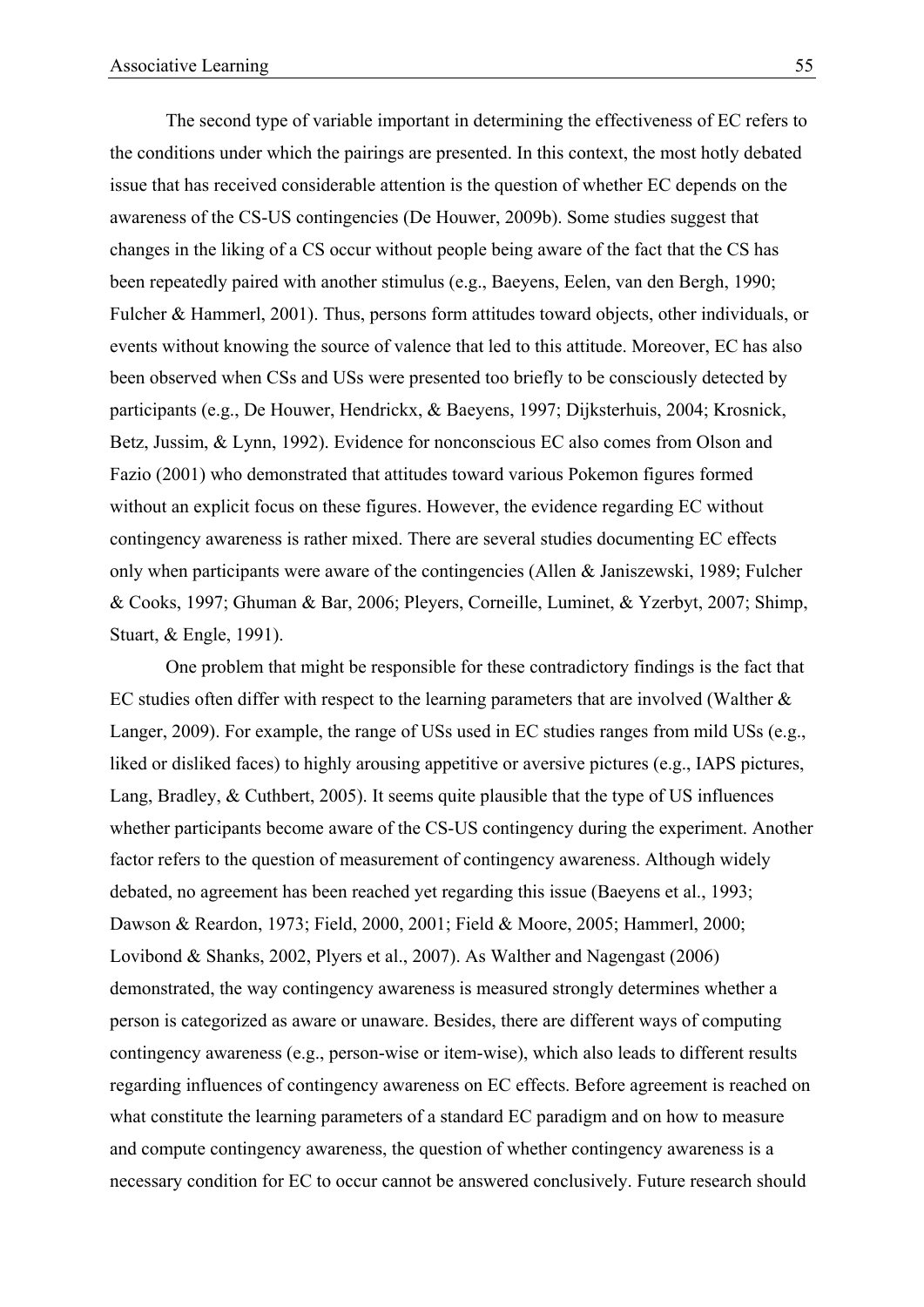The second type of variable important in determining the effectiveness of EC refers to the conditions under which the pairings are presented. In this context, the most hotly debated issue that has received considerable attention is the question of whether EC depends on the awareness of the CS-US contingencies (De Houwer, 2009b). Some studies suggest that changes in the liking of a CS occur without people being aware of the fact that the CS has been repeatedly paired with another stimulus (e.g., Baeyens, Eelen, van den Bergh, 1990; Fulcher & Hammerl, 2001). Thus, persons form attitudes toward objects, other individuals, or events without knowing the source of valence that led to this attitude. Moreover, EC has also been observed when CSs and USs were presented too briefly to be consciously detected by participants (e.g., De Houwer, Hendrickx, & Baeyens, 1997; Dijksterhuis, 2004; Krosnick, Betz, Jussim, & Lynn, 1992). Evidence for nonconscious EC also comes from Olson and Fazio (2001) who demonstrated that attitudes toward various Pokemon figures formed without an explicit focus on these figures. However, the evidence regarding EC without contingency awareness is rather mixed. There are several studies documenting EC effects only when participants were aware of the contingencies (Allen & Janiszewski, 1989; Fulcher & Cooks, 1997; Ghuman & Bar, 2006; Pleyers, Corneille, Luminet, & Yzerbyt, 2007; Shimp, Stuart, & Engle, 1991).

One problem that might be responsible for these contradictory findings is the fact that EC studies often differ with respect to the learning parameters that are involved (Walther & Langer, 2009). For example, the range of USs used in EC studies ranges from mild USs (e.g., liked or disliked faces) to highly arousing appetitive or aversive pictures (e.g., IAPS pictures, Lang, Bradley, & Cuthbert, 2005). It seems quite plausible that the type of US influences whether participants become aware of the CS-US contingency during the experiment. Another factor refers to the question of measurement of contingency awareness. Although widely debated, no agreement has been reached yet regarding this issue (Baeyens et al., 1993; Dawson & Reardon, 1973; Field, 2000, 2001; Field & Moore, 2005; Hammerl, 2000; Lovibond & Shanks, 2002, Plyers et al., 2007). As Walther and Nagengast (2006) demonstrated, the way contingency awareness is measured strongly determines whether a person is categorized as aware or unaware. Besides, there are different ways of computing contingency awareness (e.g., person-wise or item-wise), which also leads to different results regarding influences of contingency awareness on EC effects. Before agreement is reached on what constitute the learning parameters of a standard EC paradigm and on how to measure and compute contingency awareness, the question of whether contingency awareness is a necessary condition for EC to occur cannot be answered conclusively. Future research should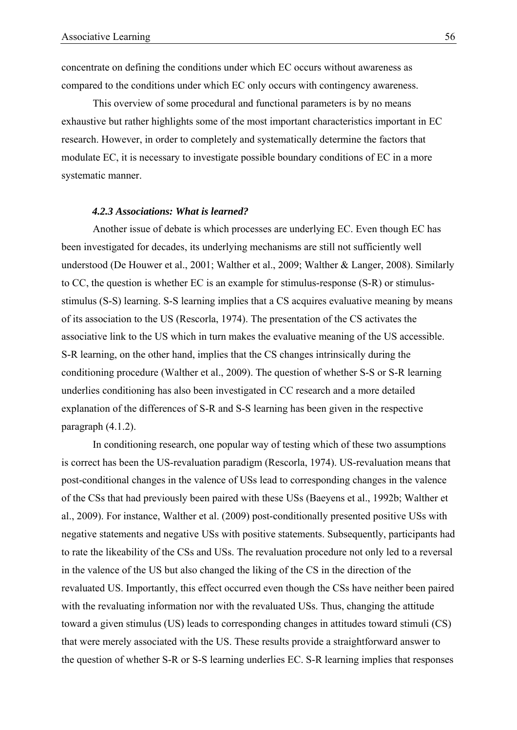concentrate on defining the conditions under which EC occurs without awareness as compared to the conditions under which EC only occurs with contingency awareness.

This overview of some procedural and functional parameters is by no means exhaustive but rather highlights some of the most important characteristics important in EC research. However, in order to completely and systematically determine the factors that modulate EC, it is necessary to investigate possible boundary conditions of EC in a more systematic manner.

#### *4.2.3 Associations: What is learned?*

Another issue of debate is which processes are underlying EC. Even though EC has been investigated for decades, its underlying mechanisms are still not sufficiently well understood (De Houwer et al., 2001; Walther et al., 2009; Walther & Langer, 2008). Similarly to CC, the question is whether EC is an example for stimulus-response (S-R) or stimulus-stimulus (S-S) learning. S-S learning implies that a CS acquires evaluative meaning by means of its association to the US (Rescorla, 1974). The presentation of the CS activates the associative link to the US which in turn makes the evaluative meaning of the US accessible. S-R learning, on the other hand, implies that the CS changes intrinsically during the conditioning procedure (Walther et al., 2009). The question of whether S-S or S-R learning underlies conditioning has also been investigated in CC research and a more detailed explanation of the differences of S-R and S-S learning has been given in the respective paragraph (4.1.2).

In conditioning research, one popular way of testing which of these two assumptions is correct has been the US-revaluation paradigm (Rescorla, 1974). US-revaluation means that post-conditional changes in the valence of USs lead to corresponding changes in the valence of the CSs that had previously been paired with these USs (Baeyens et al., 1992b; Walther et al., 2009). For instance, Walther et al. (2009) post-conditionally presented positive USs with negative statements and negative USs with positive statements. Subsequently, participants had to rate the likeability of the CSs and USs. The revaluation procedure not only led to a reversal in the valence of the US but also changed the liking of the CS in the direction of the revaluated US. Importantly, this effect occurred even though the CSs have neither been paired with the revaluating information nor with the revaluated USs. Thus, changing the attitude toward a given stimulus (US) leads to corresponding changes in attitudes toward stimuli (CS) that were merely associated with the US. These results provide a straightforward answer to the question of whether S-R or S-S learning underlies EC. S-R learning implies that responses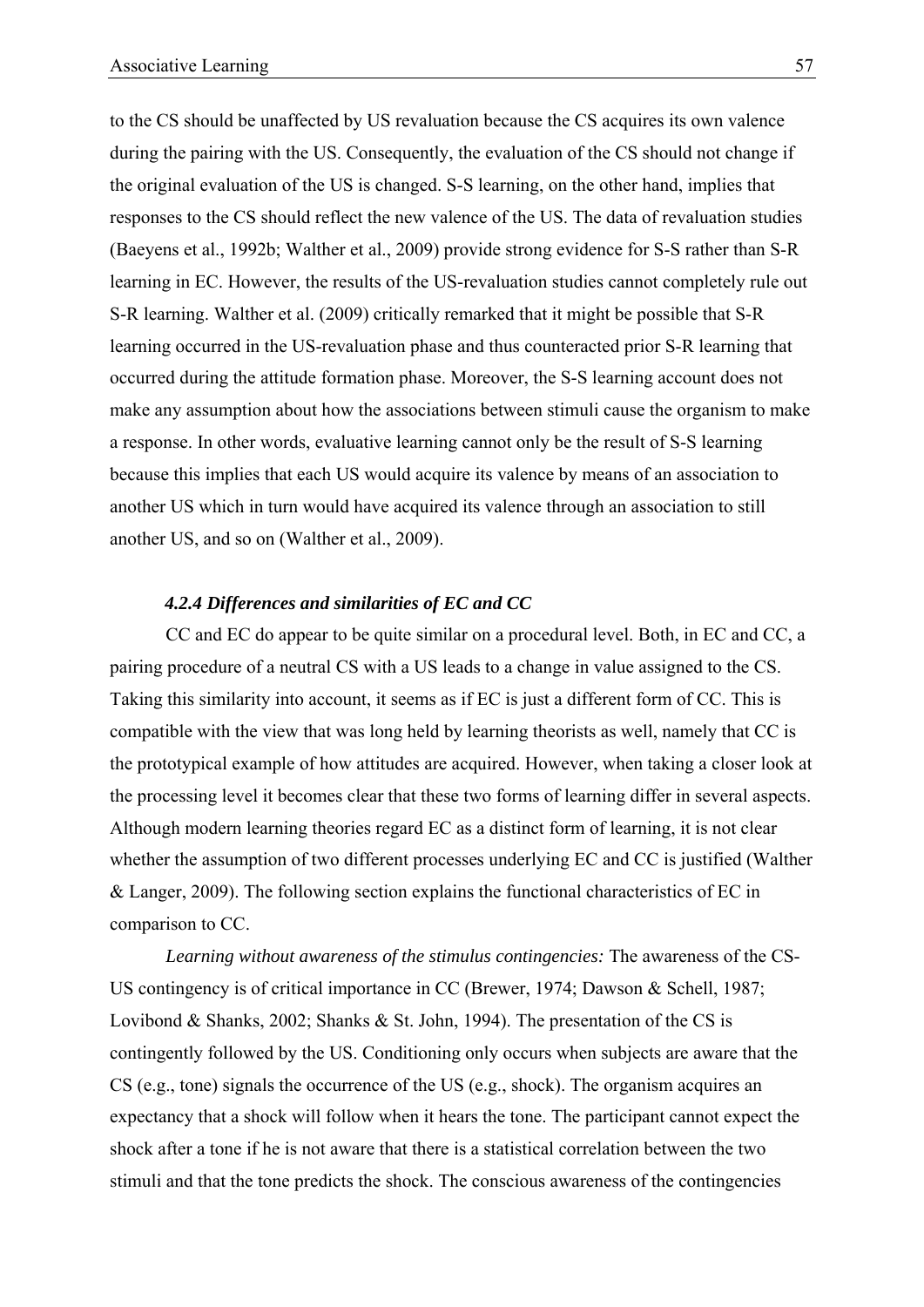to the CS should be unaffected by US revaluation because the CS acquires its own valence during the pairing with the US. Consequently, the evaluation of the CS should not change if the original evaluation of the US is changed. S-S learning, on the other hand, implies that responses to the CS should reflect the new valence of the US. The data of revaluation studies (Baeyens et al., 1992b; Walther et al., 2009) provide strong evidence for S-S rather than S-R learning in EC. However, the results of the US-revaluation studies cannot completely rule out S-R learning. Walther et al. (2009) critically remarked that it might be possible that S-R learning occurred in the US-revaluation phase and thus counteracted prior S-R learning that occurred during the attitude formation phase. Moreover, the S-S learning account does not make any assumption about how the associations between stimuli cause the organism to make a response. In other words, evaluative learning cannot only be the result of S-S learning because this implies that each US would acquire its valence by means of an association to another US which in turn would have acquired its valence through an association to still another US, and so on (Walther et al., 2009).

#### *4.2.4 Differences and similarities of EC and CC*

CC and EC do appear to be quite similar on a procedural level. Both, in EC and CC, a pairing procedure of a neutral CS with a US leads to a change in value assigned to the CS. Taking this similarity into account, it seems as if EC is just a different form of CC. This is compatible with the view that was long held by learning theorists as well, namely that CC is the prototypical example of how attitudes are acquired. However, when taking a closer look at the processing level it becomes clear that these two forms of learning differ in several aspects. Although modern learning theories regard EC as a distinct form of learning, it is not clear whether the assumption of two different processes underlying EC and CC is justified (Walther & Langer, 2009). The following section explains the functional characteristics of EC in comparison to CC.

*Learning without awareness of the stimulus contingencies:* The awareness of the CS-US contingency is of critical importance in CC (Brewer, 1974; Dawson & Schell, 1987; Lovibond & Shanks, 2002; Shanks & St. John, 1994). The presentation of the CS is contingently followed by the US. Conditioning only occurs when subjects are aware that the CS (e.g., tone) signals the occurrence of the US (e.g., shock). The organism acquires an expectancy that a shock will follow when it hears the tone. The participant cannot expect the shock after a tone if he is not aware that there is a statistical correlation between the two stimuli and that the tone predicts the shock. The conscious awareness of the contingencies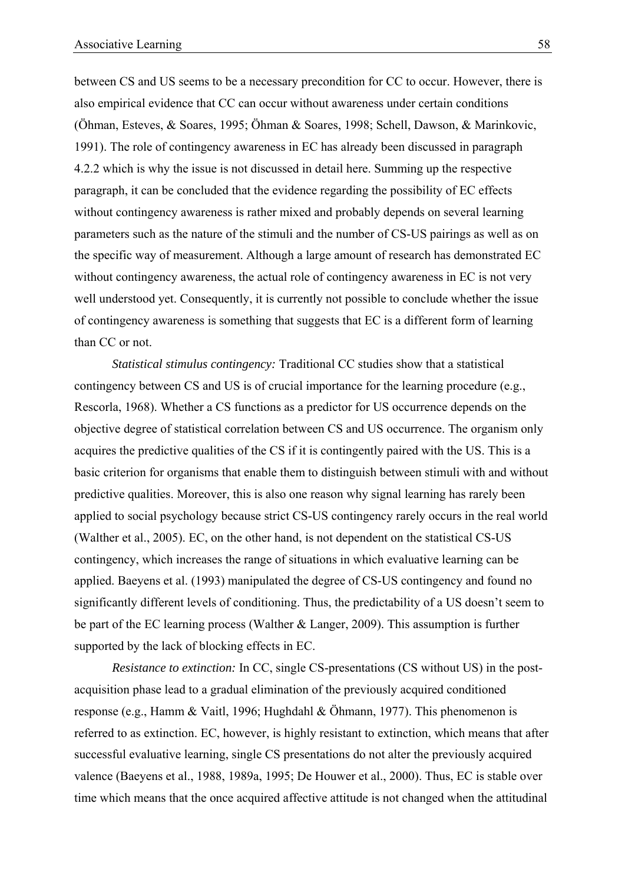between CS and US seems to be a necessary precondition for CC to occur. However, there is also empirical evidence that CC can occur without awareness under certain conditions (Öhman, Esteves, & Soares, 1995; Öhman & Soares, 1998; Schell, Dawson, & Marinkovic, 1991). The role of contingency awareness in EC has already been discussed in paragraph 4.2.2 which is why the issue is not discussed in detail here. Summing up the respective paragraph, it can be concluded that the evidence regarding the possibility of EC effects without contingency awareness is rather mixed and probably depends on several learning parameters such as the nature of the stimuli and the number of CS-US pairings as well as on the specific way of measurement. Although a large amount of research has demonstrated EC without contingency awareness, the actual role of contingency awareness in EC is not very well understood yet. Consequently, it is currently not possible to conclude whether the issue of contingency awareness is something that suggests that EC is a different form of learning than CC or not.

*Statistical stimulus contingency:* Traditional CC studies show that a statistical contingency between CS and US is of crucial importance for the learning procedure (e.g., Rescorla, 1968). Whether a CS functions as a predictor for US occurrence depends on the objective degree of statistical correlation between CS and US occurrence. The organism only acquires the predictive qualities of the CS if it is contingently paired with the US. This is a basic criterion for organisms that enable them to distinguish between stimuli with and without predictive qualities. Moreover, this is also one reason why signal learning has rarely been applied to social psychology because strict CS-US contingency rarely occurs in the real world (Walther et al., 2005). EC, on the other hand, is not dependent on the statistical CS-US contingency, which increases the range of situations in which evaluative learning can be applied. Baeyens et al. (1993) manipulated the degree of CS-US contingency and found no significantly different levels of conditioning. Thus, the predictability of a US doesn't seem to be part of the EC learning process (Walther & Langer, 2009). This assumption is further supported by the lack of blocking effects in EC.

*Resistance to extinction:* In CC, single CS-presentations (CS without US) in the post-acquisition phase lead to a gradual elimination of the previously acquired conditioned response (e.g., Hamm & Vaitl, 1996; Hughdahl & Öhmann, 1977). This phenomenon is referred to as extinction. EC, however, is highly resistant to extinction, which means that after successful evaluative learning, single CS presentations do not alter the previously acquired valence (Baeyens et al., 1988, 1989a, 1995; De Houwer et al., 2000). Thus, EC is stable over time which means that the once acquired affective attitude is not changed when the attitudinal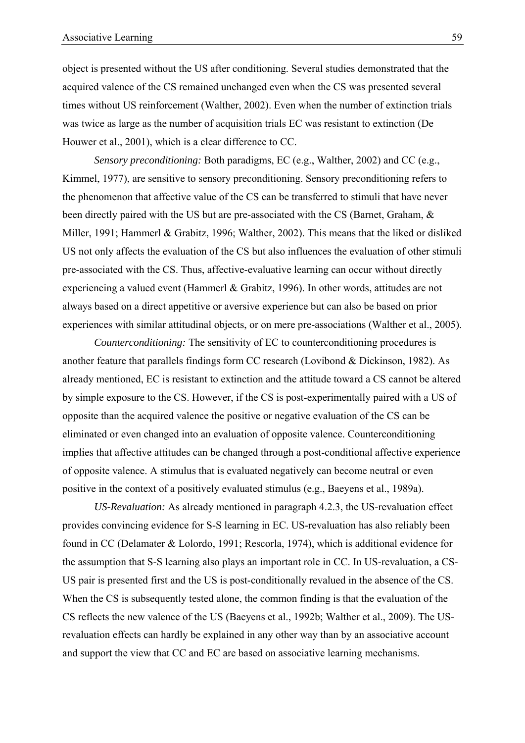object is presented without the US after conditioning. Several studies demonstrated that the acquired valence of the CS remained unchanged even when the CS was presented several times without US reinforcement (Walther, 2002). Even when the number of extinction trials was twice as large as the number of acquisition trials EC was resistant to extinction (De Houwer et al., 2001), which is a clear difference to CC.

*Sensory preconditioning:* Both paradigms, EC (e.g., Walther, 2002) and CC (e.g., Kimmel, 1977), are sensitive to sensory preconditioning. Sensory preconditioning refers to the phenomenon that affective value of the CS can be transferred to stimuli that have never been directly paired with the US but are pre-associated with the CS (Barnet, Graham, & Miller, 1991; Hammerl & Grabitz, 1996; Walther, 2002). This means that the liked or disliked US not only affects the evaluation of the CS but also influences the evaluation of other stimuli pre-associated with the CS. Thus, affective-evaluative learning can occur without directly experiencing a valued event (Hammerl & Grabitz, 1996). In other words, attitudes are not always based on a direct appetitive or aversive experience but can also be based on prior experiences with similar attitudinal objects, or on mere pre-associations (Walther et al., 2005).

*Counterconditioning:* The sensitivity of EC to counterconditioning procedures is another feature that parallels findings form CC research (Lovibond & Dickinson, 1982). As already mentioned, EC is resistant to extinction and the attitude toward a CS cannot be altered by simple exposure to the CS. However, if the CS is post-experimentally paired with a US of opposite than the acquired valence the positive or negative evaluation of the CS can be eliminated or even changed into an evaluation of opposite valence. Counterconditioning implies that affective attitudes can be changed through a post-conditional affective experience of opposite valence. A stimulus that is evaluated negatively can become neutral or even positive in the context of a positively evaluated stimulus (e.g., Baeyens et al., 1989a).

*US-Revaluation:* As already mentioned in paragraph 4.2.3, the US-revaluation effect provides convincing evidence for S-S learning in EC. US-revaluation has also reliably been found in CC (Delamater & Lolordo, 1991; Rescorla, 1974), which is additional evidence for the assumption that S-S learning also plays an important role in CC. In US-revaluation, a CS-US pair is presented first and the US is post-conditionally revalued in the absence of the CS. When the CS is subsequently tested alone, the common finding is that the evaluation of the CS reflects the new valence of the US (Baeyens et al., 1992b; Walther et al., 2009). The US-revaluation effects can hardly be explained in any other way than by an associative account and support the view that CC and EC are based on associative learning mechanisms.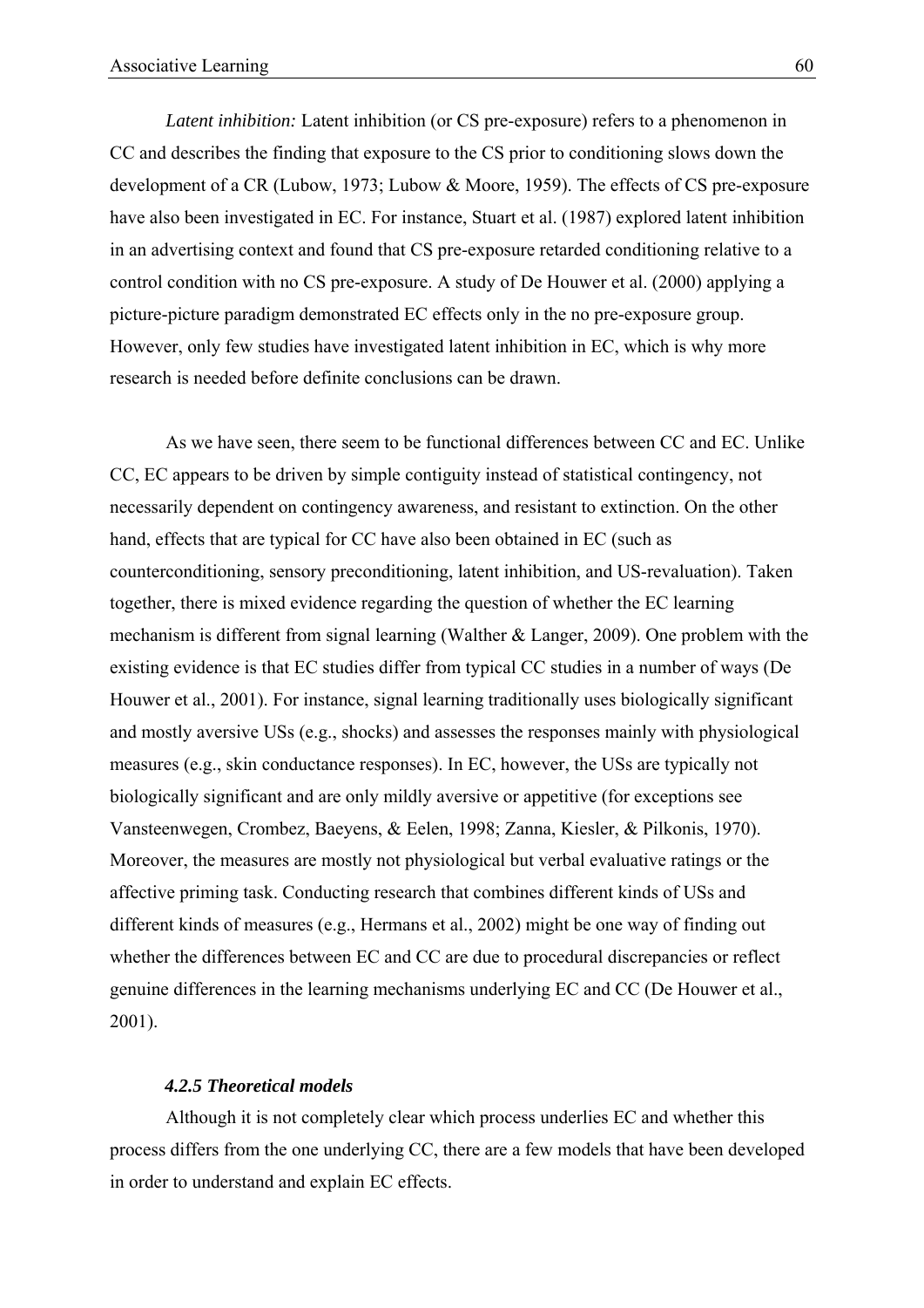*Latent inhibition:* Latent inhibition (or CS pre-exposure) refers to a phenomenon in CC and describes the finding that exposure to the CS prior to conditioning slows down the development of a CR (Lubow, 1973; Lubow & Moore, 1959). The effects of CS pre-exposure have also been investigated in EC. For instance, Stuart et al. (1987) explored latent inhibition in an advertising context and found that CS pre-exposure retarded conditioning relative to a control condition with no CS pre-exposure. A study of De Houwer et al. (2000) applying a picture-picture paradigm demonstrated EC effects only in the no pre-exposure group. However, only few studies have investigated latent inhibition in EC, which is why more research is needed before definite conclusions can be drawn.

As we have seen, there seem to be functional differences between CC and EC. Unlike CC, EC appears to be driven by simple contiguity instead of statistical contingency, not necessarily dependent on contingency awareness, and resistant to extinction. On the other hand, effects that are typical for CC have also been obtained in EC (such as counterconditioning, sensory preconditioning, latent inhibition, and US-revaluation). Taken together, there is mixed evidence regarding the question of whether the EC learning mechanism is different from signal learning (Walther & Langer, 2009). One problem with the existing evidence is that EC studies differ from typical CC studies in a number of ways (De Houwer et al., 2001). For instance, signal learning traditionally uses biologically significant and mostly aversive USs (e.g., shocks) and assesses the responses mainly with physiological measures (e.g., skin conductance responses). In EC, however, the USs are typically not biologically significant and are only mildly aversive or appetitive (for exceptions see Vansteenwegen, Crombez, Baeyens, & Eelen, 1998; Zanna, Kiesler, & Pilkonis, 1970). Moreover, the measures are mostly not physiological but verbal evaluative ratings or the affective priming task. Conducting research that combines different kinds of USs and different kinds of measures (e.g., Hermans et al., 2002) might be one way of finding out whether the differences between EC and CC are due to procedural discrepancies or reflect genuine differences in the learning mechanisms underlying EC and CC (De Houwer et al., 2001).

#### *4.2.5 Theoretical models*

Although it is not completely clear which process underlies EC and whether this process differs from the one underlying CC, there are a few models that have been developed in order to understand and explain EC effects.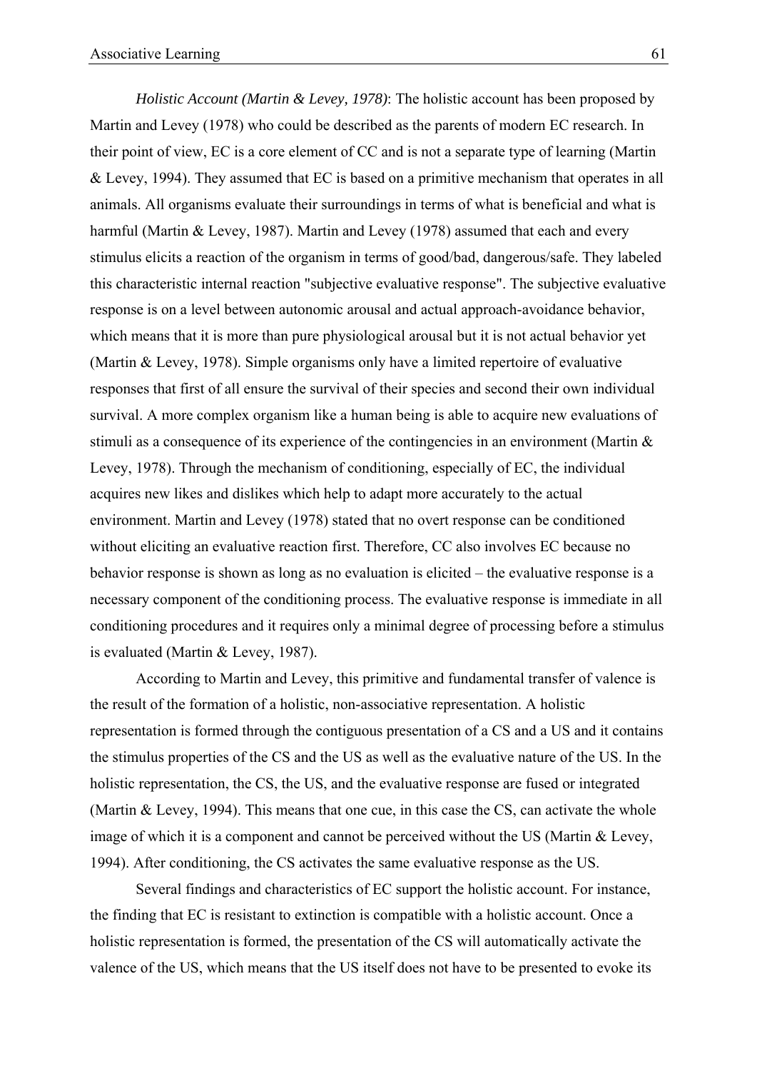*Holistic Account (Martin & Levey, 1978)*: The holistic account has been proposed by Martin and Levey (1978) who could be described as the parents of modern EC research. In their point of view, EC is a core element of CC and is not a separate type of learning (Martin & Levey, 1994). They assumed that EC is based on a primitive mechanism that operates in all animals. All organisms evaluate their surroundings in terms of what is beneficial and what is harmful (Martin & Levey, 1987). Martin and Levey (1978) assumed that each and every stimulus elicits a reaction of the organism in terms of good/bad, dangerous/safe. They labeled this characteristic internal reaction "subjective evaluative response". The subjective evaluative response is on a level between autonomic arousal and actual approach-avoidance behavior, which means that it is more than pure physiological arousal but it is not actual behavior yet (Martin & Levey, 1978). Simple organisms only have a limited repertoire of evaluative responses that first of all ensure the survival of their species and second their own individual survival. A more complex organism like a human being is able to acquire new evaluations of stimuli as a consequence of its experience of the contingencies in an environment (Martin & Levey, 1978). Through the mechanism of conditioning, especially of EC, the individual acquires new likes and dislikes which help to adapt more accurately to the actual environment. Martin and Levey (1978) stated that no overt response can be conditioned without eliciting an evaluative reaction first. Therefore, CC also involves EC because no behavior response is shown as long as no evaluation is elicited – the evaluative response is a necessary component of the conditioning process. The evaluative response is immediate in all conditioning procedures and it requires only a minimal degree of processing before a stimulus is evaluated (Martin & Levey, 1987).

According to Martin and Levey, this primitive and fundamental transfer of valence is the result of the formation of a holistic, non-associative representation. A holistic representation is formed through the contiguous presentation of a CS and a US and it contains the stimulus properties of the CS and the US as well as the evaluative nature of the US. In the holistic representation, the CS, the US, and the evaluative response are fused or integrated (Martin & Levey, 1994). This means that one cue, in this case the CS, can activate the whole image of which it is a component and cannot be perceived without the US (Martin & Levey, 1994). After conditioning, the CS activates the same evaluative response as the US.

Several findings and characteristics of EC support the holistic account. For instance, the finding that EC is resistant to extinction is compatible with a holistic account. Once a holistic representation is formed, the presentation of the CS will automatically activate the valence of the US, which means that the US itself does not have to be presented to evoke its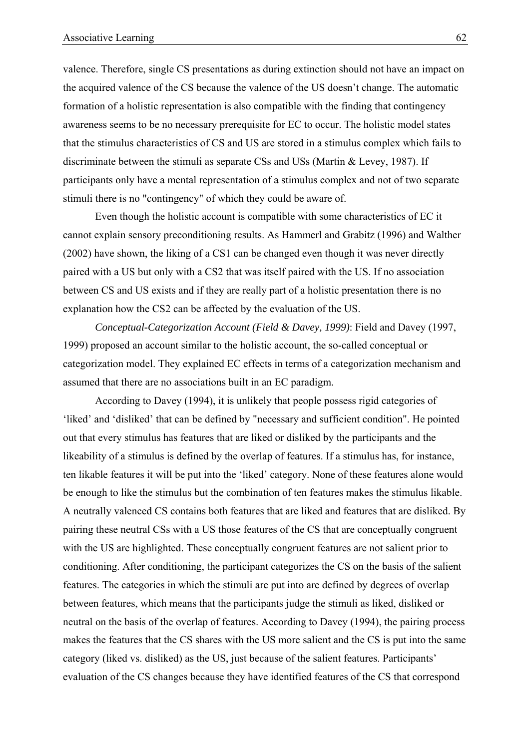valence. Therefore, single CS presentations as during extinction should not have an impact on the acquired valence of the CS because the valence of the US doesn't change. The automatic formation of a holistic representation is also compatible with the finding that contingency awareness seems to be no necessary prerequisite for EC to occur. The holistic model states that the stimulus characteristics of CS and US are stored in a stimulus complex which fails to discriminate between the stimuli as separate CSs and USs (Martin & Levey, 1987). If participants only have a mental representation of a stimulus complex and not of two separate stimuli there is no "contingency" of which they could be aware of.

Even though the holistic account is compatible with some characteristics of EC it cannot explain sensory preconditioning results. As Hammerl and Grabitz (1996) and Walther (2002) have shown, the liking of a CS1 can be changed even though it was never directly paired with a US but only with a CS2 that was itself paired with the US. If no association between CS and US exists and if they are really part of a holistic presentation there is no explanation how the CS2 can be affected by the evaluation of the US.

*Conceptual-Categorization Account (Field & Davey, 1999)*: Field and Davey (1997, 1999) proposed an account similar to the holistic account, the so-called conceptual or categorization model. They explained EC effects in terms of a categorization mechanism and assumed that there are no associations built in an EC paradigm.

According to Davey (1994), it is unlikely that people possess rigid categories of 'liked' and 'disliked' that can be defined by "necessary and sufficient condition". He pointed out that every stimulus has features that are liked or disliked by the participants and the likeability of a stimulus is defined by the overlap of features. If a stimulus has, for instance, ten likable features it will be put into the 'liked' category. None of these features alone would be enough to like the stimulus but the combination of ten features makes the stimulus likable. A neutrally valenced CS contains both features that are liked and features that are disliked. By pairing these neutral CSs with a US those features of the CS that are conceptually congruent with the US are highlighted. These conceptually congruent features are not salient prior to conditioning. After conditioning, the participant categorizes the CS on the basis of the salient features. The categories in which the stimuli are put into are defined by degrees of overlap between features, which means that the participants judge the stimuli as liked, disliked or neutral on the basis of the overlap of features. According to Davey (1994), the pairing process makes the features that the CS shares with the US more salient and the CS is put into the same category (liked vs. disliked) as the US, just because of the salient features. Participants' evaluation of the CS changes because they have identified features of the CS that correspond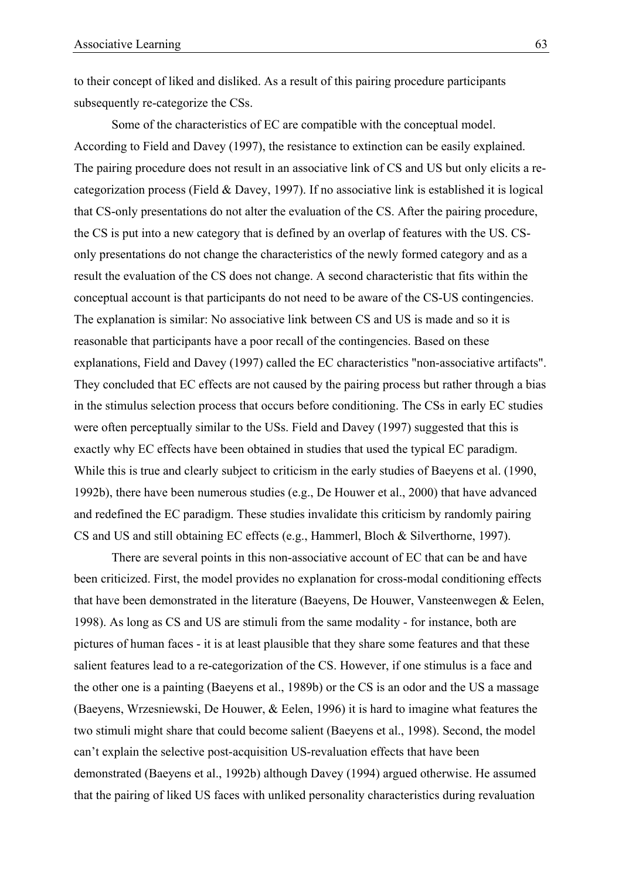to their concept of liked and disliked. As a result of this pairing procedure participants subsequently re-categorize the CSs.

Some of the characteristics of EC are compatible with the conceptual model. According to Field and Davey (1997), the resistance to extinction can be easily explained. The pairing procedure does not result in an associative link of CS and US but only elicits a re-categorization process (Field & Davey, 1997). If no associative link is established it is logical that CS-only presentations do not alter the evaluation of the CS. After the pairing procedure, the CS is put into a new category that is defined by an overlap of features with the US. CS-only presentations do not change the characteristics of the newly formed category and as a result the evaluation of the CS does not change. A second characteristic that fits within the conceptual account is that participants do not need to be aware of the CS-US contingencies. The explanation is similar: No associative link between CS and US is made and so it is reasonable that participants have a poor recall of the contingencies. Based on these explanations, Field and Davey (1997) called the EC characteristics "non-associative artifacts". They concluded that EC effects are not caused by the pairing process but rather through a bias in the stimulus selection process that occurs before conditioning. The CSs in early EC studies were often perceptually similar to the USs. Field and Davey (1997) suggested that this is exactly why EC effects have been obtained in studies that used the typical EC paradigm. While this is true and clearly subject to criticism in the early studies of Baeyens et al. (1990, 1992b), there have been numerous studies (e.g., De Houwer et al., 2000) that have advanced and redefined the EC paradigm. These studies invalidate this criticism by randomly pairing CS and US and still obtaining EC effects (e.g., Hammerl, Bloch & Silverthorne, 1997).

There are several points in this non-associative account of EC that can be and have been criticized. First, the model provides no explanation for cross-modal conditioning effects that have been demonstrated in the literature (Baeyens, De Houwer, Vansteenwegen & Eelen, 1998). As long as CS and US are stimuli from the same modality - for instance, both are pictures of human faces - it is at least plausible that they share some features and that these salient features lead to a re-categorization of the CS. However, if one stimulus is a face and the other one is a painting (Baeyens et al., 1989b) or the CS is an odor and the US a massage (Baeyens, Wrzesniewski, De Houwer, & Eelen, 1996) it is hard to imagine what features the two stimuli might share that could become salient (Baeyens et al., 1998). Second, the model can't explain the selective post-acquisition US-revaluation effects that have been demonstrated (Baeyens et al., 1992b) although Davey (1994) argued otherwise. He assumed that the pairing of liked US faces with unliked personality characteristics during revaluation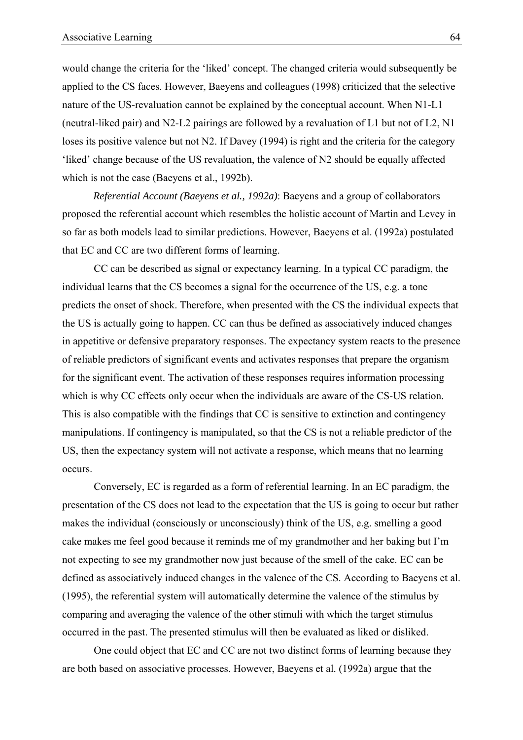would change the criteria for the 'liked' concept. The changed criteria would subsequently be applied to the CS faces. However, Baeyens and colleagues (1998) criticized that the selective nature of the US-revaluation cannot be explained by the conceptual account. When N1-L1 (neutral-liked pair) and N2-L2 pairings are followed by a revaluation of L1 but not of L2, N1 loses its positive valence but not N2. If Davey (1994) is right and the criteria for the category 'liked' change because of the US revaluation, the valence of N2 should be equally affected which is not the case (Baeyens et al., 1992b).

*Referential Account (Baeyens et al., 1992a)*: Baeyens and a group of collaborators proposed the referential account which resembles the holistic account of Martin and Levey in so far as both models lead to similar predictions. However, Baeyens et al. (1992a) postulated that EC and CC are two different forms of learning.

CC can be described as signal or expectancy learning. In a typical CC paradigm, the individual learns that the CS becomes a signal for the occurrence of the US, e.g. a tone predicts the onset of shock. Therefore, when presented with the CS the individual expects that the US is actually going to happen. CC can thus be defined as associatively induced changes in appetitive or defensive preparatory responses. The expectancy system reacts to the presence of reliable predictors of significant events and activates responses that prepare the organism for the significant event. The activation of these responses requires information processing which is why CC effects only occur when the individuals are aware of the CS-US relation. This is also compatible with the findings that CC is sensitive to extinction and contingency manipulations. If contingency is manipulated, so that the CS is not a reliable predictor of the US, then the expectancy system will not activate a response, which means that no learning occurs.

Conversely, EC is regarded as a form of referential learning. In an EC paradigm, the presentation of the CS does not lead to the expectation that the US is going to occur but rather makes the individual (consciously or unconsciously) think of the US, e.g. smelling a good cake makes me feel good because it reminds me of my grandmother and her baking but I'm not expecting to see my grandmother now just because of the smell of the cake. EC can be defined as associatively induced changes in the valence of the CS. According to Baeyens et al. (1995), the referential system will automatically determine the valence of the stimulus by comparing and averaging the valence of the other stimuli with which the target stimulus occurred in the past. The presented stimulus will then be evaluated as liked or disliked.

One could object that EC and CC are not two distinct forms of learning because they are both based on associative processes. However, Baeyens et al. (1992a) argue that the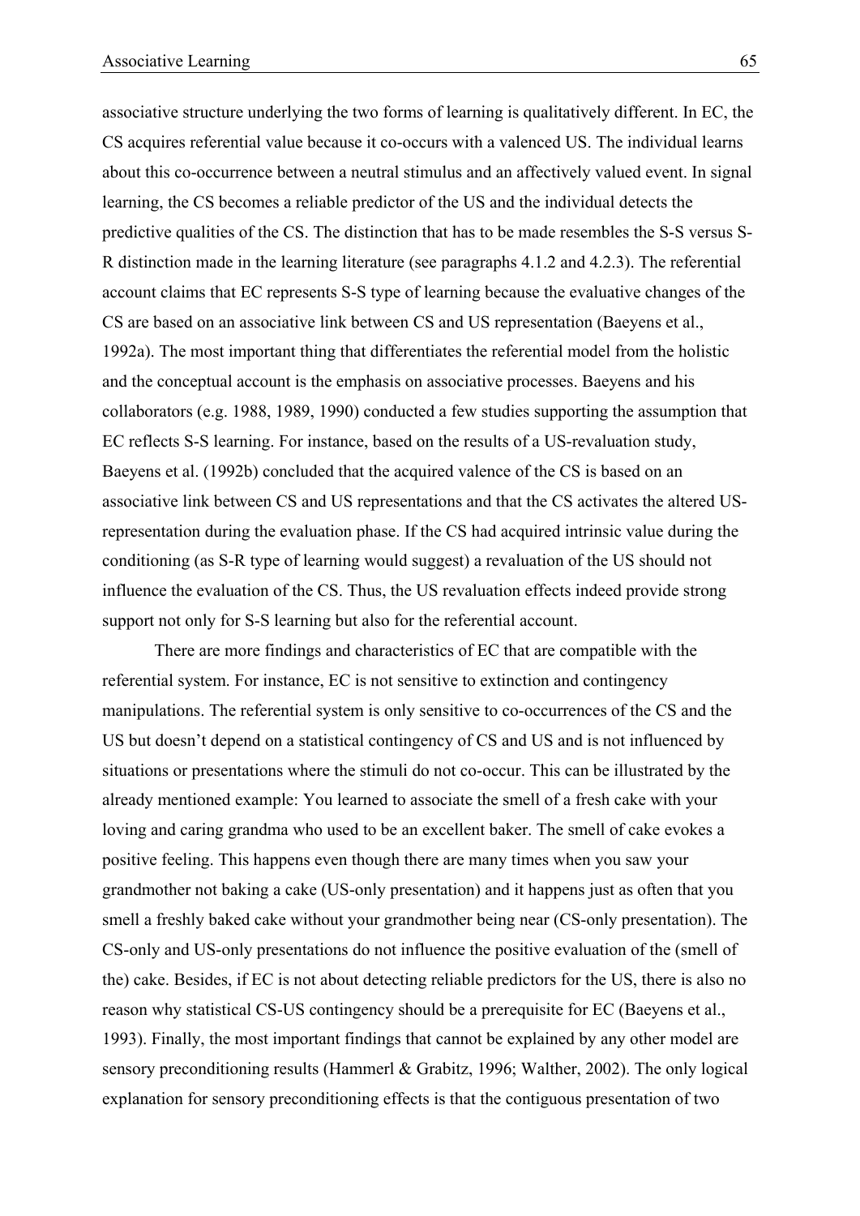associative structure underlying the two forms of learning is qualitatively different. In EC, the CS acquires referential value because it co-occurs with a valenced US. The individual learns about this co-occurrence between a neutral stimulus and an affectively valued event. In signal learning, the CS becomes a reliable predictor of the US and the individual detects the predictive qualities of the CS. The distinction that has to be made resembles the S-S versus S-R distinction made in the learning literature (see paragraphs 4.1.2 and 4.2.3). The referential account claims that EC represents S-S type of learning because the evaluative changes of the CS are based on an associative link between CS and US representation (Baeyens et al., 1992a). The most important thing that differentiates the referential model from the holistic and the conceptual account is the emphasis on associative processes. Baeyens and his collaborators (e.g. 1988, 1989, 1990) conducted a few studies supporting the assumption that EC reflects S-S learning. For instance, based on the results of a US-revaluation study, Baeyens et al. (1992b) concluded that the acquired valence of the CS is based on an associative link between CS and US representations and that the CS activates the altered US-representation during the evaluation phase. If the CS had acquired intrinsic value during the conditioning (as S-R type of learning would suggest) a revaluation of the US should not influence the evaluation of the CS. Thus, the US revaluation effects indeed provide strong support not only for S-S learning but also for the referential account.

There are more findings and characteristics of EC that are compatible with the referential system. For instance, EC is not sensitive to extinction and contingency manipulations. The referential system is only sensitive to co-occurrences of the CS and the US but doesn't depend on a statistical contingency of CS and US and is not influenced by situations or presentations where the stimuli do not co-occur. This can be illustrated by the already mentioned example: You learned to associate the smell of a fresh cake with your loving and caring grandma who used to be an excellent baker. The smell of cake evokes a positive feeling. This happens even though there are many times when you saw your grandmother not baking a cake (US-only presentation) and it happens just as often that you smell a freshly baked cake without your grandmother being near (CS-only presentation). The CS-only and US-only presentations do not influence the positive evaluation of the (smell of the) cake. Besides, if EC is not about detecting reliable predictors for the US, there is also no reason why statistical CS-US contingency should be a prerequisite for EC (Baeyens et al., 1993). Finally, the most important findings that cannot be explained by any other model are sensory preconditioning results (Hammerl & Grabitz, 1996; Walther, 2002). The only logical explanation for sensory preconditioning effects is that the contiguous presentation of two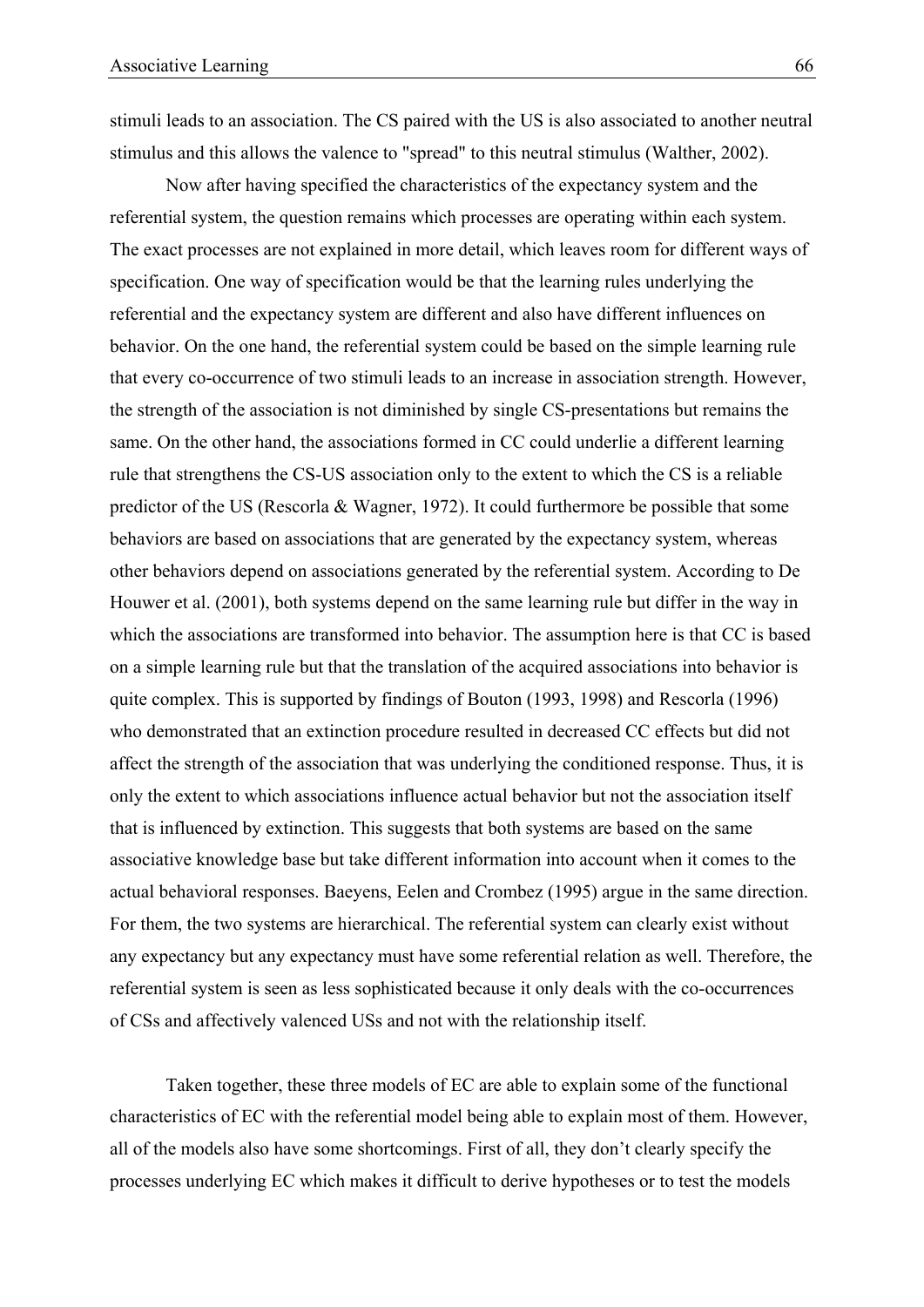stimuli leads to an association. The CS paired with the US is also associated to another neutral stimulus and this allows the valence to "spread" to this neutral stimulus (Walther, 2002).

Now after having specified the characteristics of the expectancy system and the referential system, the question remains which processes are operating within each system. The exact processes are not explained in more detail, which leaves room for different ways of specification. One way of specification would be that the learning rules underlying the referential and the expectancy system are different and also have different influences on behavior. On the one hand, the referential system could be based on the simple learning rule that every co-occurrence of two stimuli leads to an increase in association strength. However, the strength of the association is not diminished by single CS-presentations but remains the same. On the other hand, the associations formed in CC could underlie a different learning rule that strengthens the CS-US association only to the extent to which the CS is a reliable predictor of the US (Rescorla & Wagner, 1972). It could furthermore be possible that some behaviors are based on associations that are generated by the expectancy system, whereas other behaviors depend on associations generated by the referential system. According to De Houwer et al. (2001), both systems depend on the same learning rule but differ in the way in which the associations are transformed into behavior. The assumption here is that CC is based on a simple learning rule but that the translation of the acquired associations into behavior is quite complex. This is supported by findings of Bouton (1993, 1998) and Rescorla (1996) who demonstrated that an extinction procedure resulted in decreased CC effects but did not affect the strength of the association that was underlying the conditioned response. Thus, it is only the extent to which associations influence actual behavior but not the association itself that is influenced by extinction. This suggests that both systems are based on the same associative knowledge base but take different information into account when it comes to the actual behavioral responses. Baeyens, Eelen and Crombez (1995) argue in the same direction. For them, the two systems are hierarchical. The referential system can clearly exist without any expectancy but any expectancy must have some referential relation as well. Therefore, the referential system is seen as less sophisticated because it only deals with the co-occurrences of CSs and affectively valenced USs and not with the relationship itself.

Taken together, these three models of EC are able to explain some of the functional characteristics of EC with the referential model being able to explain most of them. However, all of the models also have some shortcomings. First of all, they don't clearly specify the processes underlying EC which makes it difficult to derive hypotheses or to test the models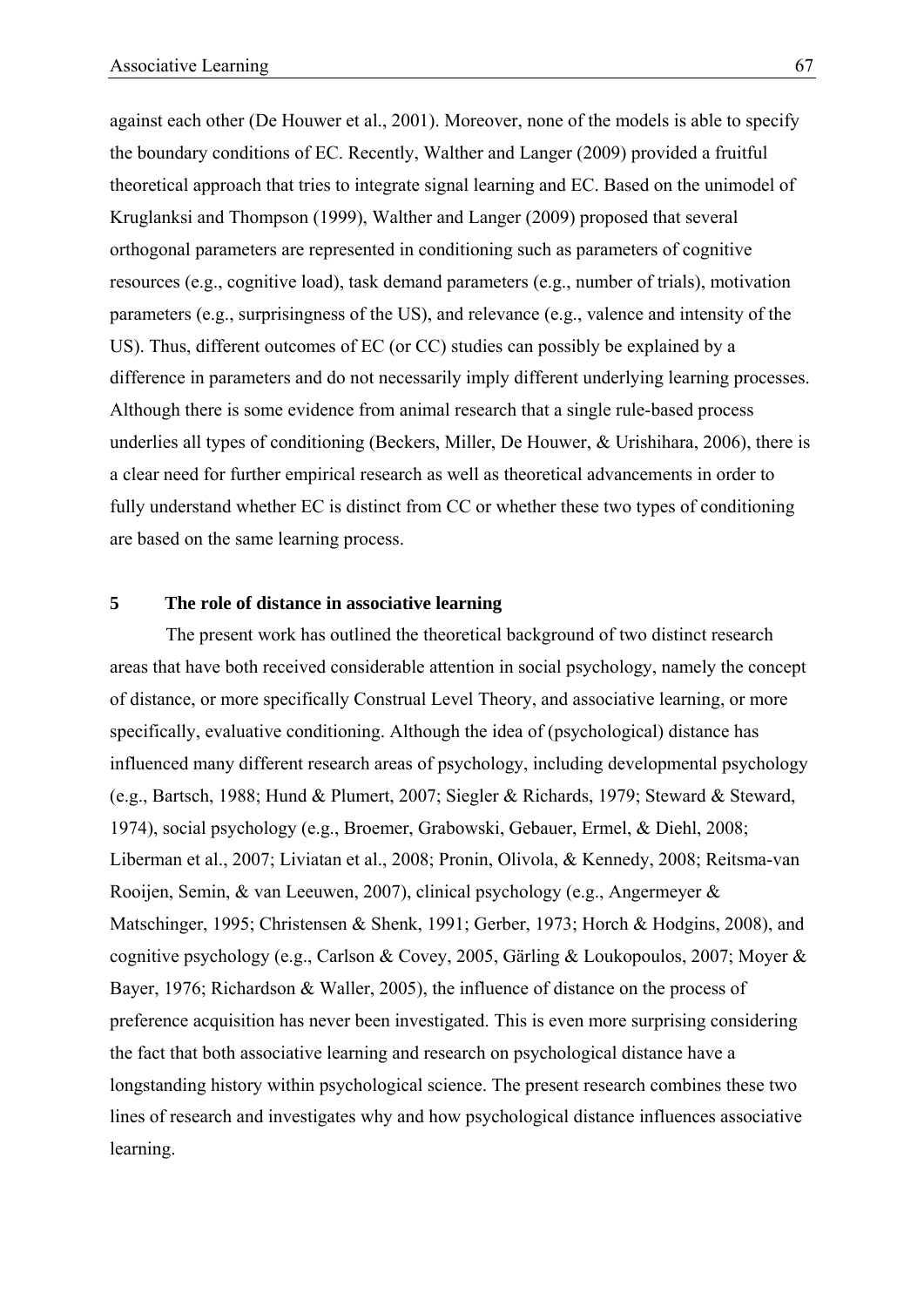against each other (De Houwer et al., 2001). Moreover, none of the models is able to specify the boundary conditions of EC. Recently, Walther and Langer (2009) provided a fruitful theoretical approach that tries to integrate signal learning and EC. Based on the unimodel of Kruglanksi and Thompson (1999), Walther and Langer (2009) proposed that several orthogonal parameters are represented in conditioning such as parameters of cognitive resources (e.g., cognitive load), task demand parameters (e.g., number of trials), motivation parameters (e.g., surprisingness of the US), and relevance (e.g., valence and intensity of the US). Thus, different outcomes of EC (or CC) studies can possibly be explained by a difference in parameters and do not necessarily imply different underlying learning processes. Although there is some evidence from animal research that a single rule-based process underlies all types of conditioning (Beckers, Miller, De Houwer, & Urishihara, 2006), there is a clear need for further empirical research as well as theoretical advancements in order to fully understand whether EC is distinct from CC or whether these two types of conditioning are based on the same learning process.

# 5 The role of distance in associative learning

The present work has outlined the theoretical background of two distinct research areas that have both received considerable attention in social psychology, namely the concept of distance, or more specifically Construal Level Theory, and associative learning, or more specifically, evaluative conditioning. Although the idea of (psychological) distance has influenced many different research areas of psychology, including developmental psychology (e.g., Bartsch, 1988; Hund & Plumert, 2007; Siegler & Richards, 1979; Steward & Steward, 1974), social psychology (e.g., Broemer, Grabowski, Gebauer, Ermel, & Diehl, 2008; Liberman et al., 2007; Liviatan et al., 2008; Pronin, Olivola, & Kennedy, 2008; Reitsma-van Rooijen, Semin, & van Leeuwen, 2007), clinical psychology (e.g., Angermeyer & Matschinger, 1995; Christensen & Shenk, 1991; Gerber, 1973; Horch & Hodgins, 2008), and cognitive psychology (e.g., Carlson & Covey, 2005, Gärling & Loukopoulos, 2007; Moyer & Bayer, 1976; Richardson & Waller, 2005), the influence of distance on the process of preference acquisition has never been investigated. This is even more surprising considering the fact that both associative learning and research on psychological distance have a longstanding history within psychological science. The present research combines these two lines of research and investigates why and how psychological distance influences associative learning.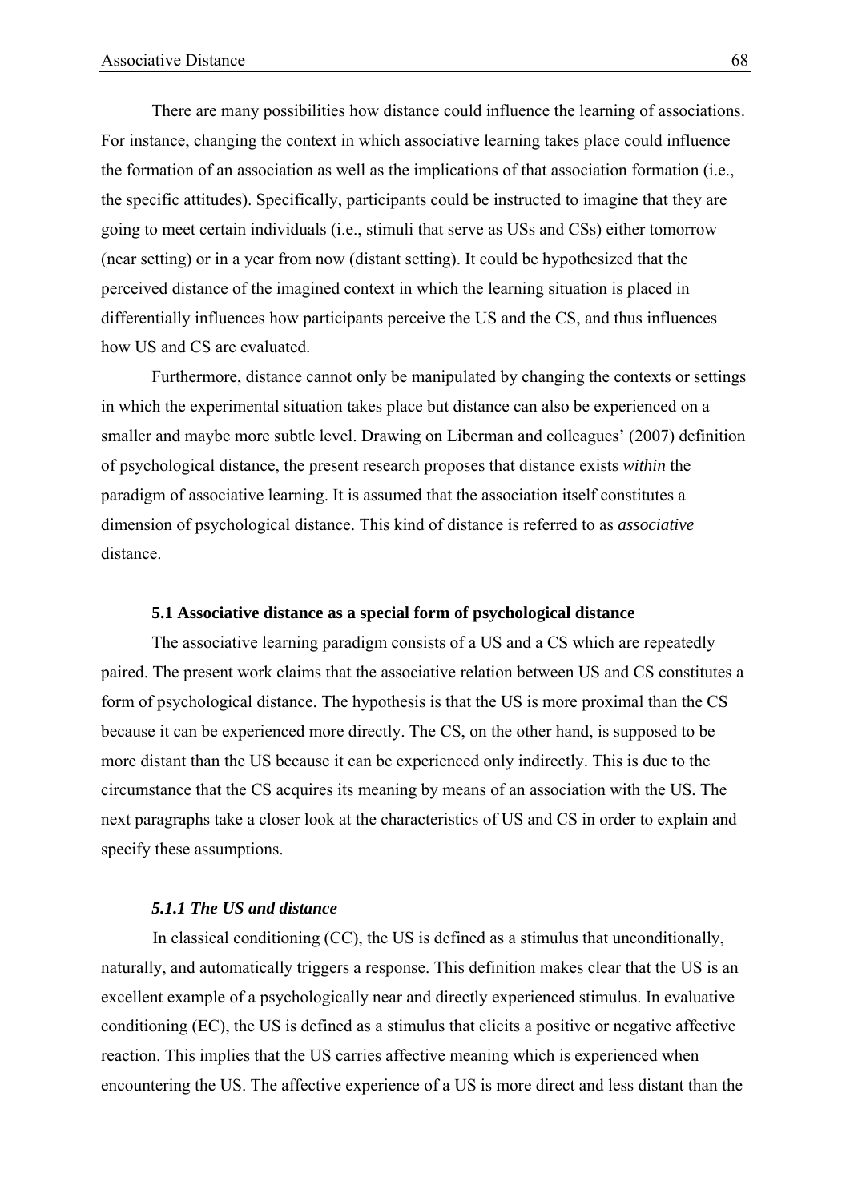There are many possibilities how distance could influence the learning of associations. For instance, changing the context in which associative learning takes place could influence the formation of an association as well as the implications of that association formation (i.e., the specific attitudes). Specifically, participants could be instructed to imagine that they are going to meet certain individuals (i.e., stimuli that serve as USs and CSs) either tomorrow (near setting) or in a year from now (distant setting). It could be hypothesized that the perceived distance of the imagined context in which the learning situation is placed in differentially influences how participants perceive the US and the CS, and thus influences how US and CS are evaluated.

Furthermore, distance cannot only be manipulated by changing the contexts or settings in which the experimental situation takes place but distance can also be experienced on a smaller and maybe more subtle level. Drawing on Liberman and colleagues' (2007) definition of psychological distance, the present research proposes that distance exists *within* the paradigm of associative learning. It is assumed that the association itself constitutes a dimension of psychological distance. This kind of distance is referred to as *associative* distance.

### 5.1 Associative distance as a special form of psychological distance

The associative learning paradigm consists of a US and a CS which are repeatedly paired. The present work claims that the associative relation between US and CS constitutes a form of psychological distance. The hypothesis is that the US is more proximal than the CS because it can be experienced more directly. The CS, on the other hand, is supposed to be more distant than the US because it can be experienced only indirectly. This is due to the circumstance that the CS acquires its meaning by means of an association with the US. The next paragraphs take a closer look at the characteristics of US and CS in order to explain and specify these assumptions.

#### *5.1.1 The US and distance*

In classical conditioning (CC), the US is defined as a stimulus that unconditionally, naturally, and automatically triggers a response. This definition makes clear that the US is an excellent example of a psychologically near and directly experienced stimulus. In evaluative conditioning (EC), the US is defined as a stimulus that elicits a positive or negative affective reaction. This implies that the US carries affective meaning which is experienced when encountering the US. The affective experience of a US is more direct and less distant than the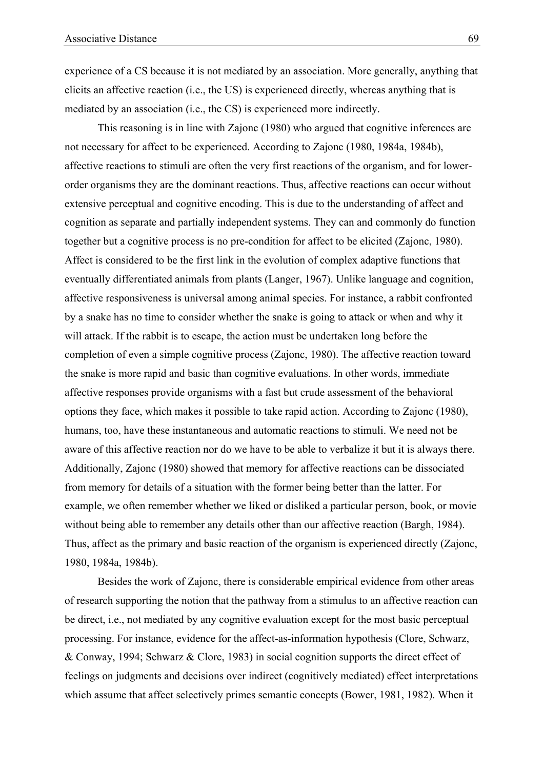experience of a CS because it is not mediated by an association. More generally, anything that elicits an affective reaction (i.e., the US) is experienced directly, whereas anything that is mediated by an association (i.e., the CS) is experienced more indirectly.

This reasoning is in line with Zajonc (1980) who argued that cognitive inferences are not necessary for affect to be experienced. According to Zajonc (1980, 1984a, 1984b), affective reactions to stimuli are often the very first reactions of the organism, and for lower-order organisms they are the dominant reactions. Thus, affective reactions can occur without extensive perceptual and cognitive encoding. This is due to the understanding of affect and cognition as separate and partially independent systems. They can and commonly do function together but a cognitive process is no pre-condition for affect to be elicited (Zajonc, 1980). Affect is considered to be the first link in the evolution of complex adaptive functions that eventually differentiated animals from plants (Langer, 1967). Unlike language and cognition, affective responsiveness is universal among animal species. For instance, a rabbit confronted by a snake has no time to consider whether the snake is going to attack or when and why it will attack. If the rabbit is to escape, the action must be undertaken long before the completion of even a simple cognitive process (Zajonc, 1980). The affective reaction toward the snake is more rapid and basic than cognitive evaluations. In other words, immediate affective responses provide organisms with a fast but crude assessment of the behavioral options they face, which makes it possible to take rapid action. According to Zajonc (1980), humans, too, have these instantaneous and automatic reactions to stimuli. We need not be aware of this affective reaction nor do we have to be able to verbalize it but it is always there. Additionally, Zajonc (1980) showed that memory for affective reactions can be dissociated from memory for details of a situation with the former being better than the latter. For example, we often remember whether we liked or disliked a particular person, book, or movie without being able to remember any details other than our affective reaction (Bargh, 1984). Thus, affect as the primary and basic reaction of the organism is experienced directly (Zajonc, 1980, 1984a, 1984b).

Besides the work of Zajonc, there is considerable empirical evidence from other areas of research supporting the notion that the pathway from a stimulus to an affective reaction can be direct, i.e., not mediated by any cognitive evaluation except for the most basic perceptual processing. For instance, evidence for the affect-as-information hypothesis (Clore, Schwarz, & Conway, 1994; Schwarz & Clore, 1983) in social cognition supports the direct effect of feelings on judgments and decisions over indirect (cognitively mediated) effect interpretations which assume that affect selectively primes semantic concepts (Bower, 1981, 1982). When it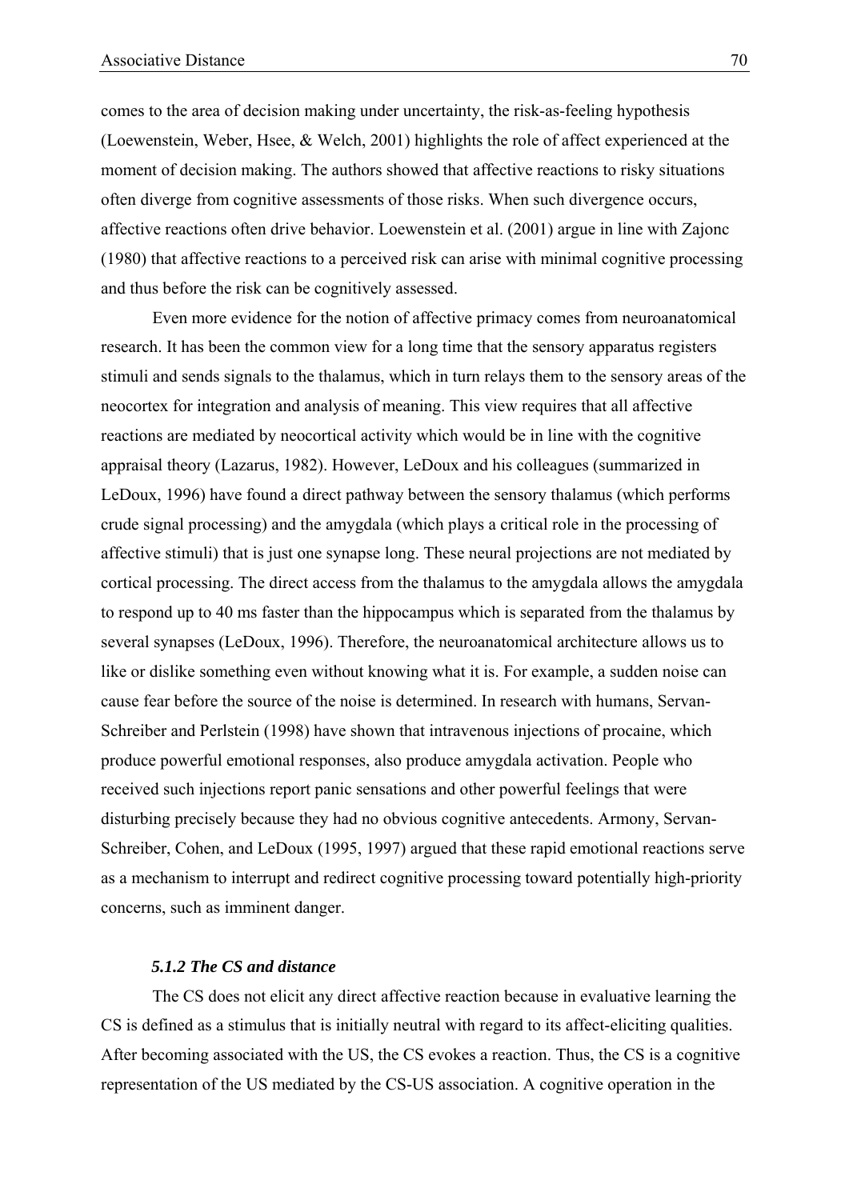comes to the area of decision making under uncertainty, the risk-as-feeling hypothesis (Loewenstein, Weber, Hsee, & Welch, 2001) highlights the role of affect experienced at the moment of decision making. The authors showed that affective reactions to risky situations often diverge from cognitive assessments of those risks. When such divergence occurs, affective reactions often drive behavior. Loewenstein et al. (2001) argue in line with Zajonc (1980) that affective reactions to a perceived risk can arise with minimal cognitive processing and thus before the risk can be cognitively assessed.

Even more evidence for the notion of affective primacy comes from neuroanatomical research. It has been the common view for a long time that the sensory apparatus registers stimuli and sends signals to the thalamus, which in turn relays them to the sensory areas of the neocortex for integration and analysis of meaning. This view requires that all affective reactions are mediated by neocortical activity which would be in line with the cognitive appraisal theory (Lazarus, 1982). However, LeDoux and his colleagues (summarized in LeDoux, 1996) have found a direct pathway between the sensory thalamus (which performs crude signal processing) and the amygdala (which plays a critical role in the processing of affective stimuli) that is just one synapse long. These neural projections are not mediated by cortical processing. The direct access from the thalamus to the amygdala allows the amygdala to respond up to 40 ms faster than the hippocampus which is separated from the thalamus by several synapses (LeDoux, 1996). Therefore, the neuroanatomical architecture allows us to like or dislike something even without knowing what it is. For example, a sudden noise can cause fear before the source of the noise is determined. In research with humans, Servan-Schreiber and Perlstein (1998) have shown that intravenous injections of procaine, which produce powerful emotional responses, also produce amygdala activation. People who received such injections report panic sensations and other powerful feelings that were disturbing precisely because they had no obvious cognitive antecedents. Armony, Servan-Schreiber, Cohen, and LeDoux (1995, 1997) argued that these rapid emotional reactions serve as a mechanism to interrupt and redirect cognitive processing toward potentially high-priority concerns, such as imminent danger.

### *5.1.2 The CS and distance*

The CS does not elicit any direct affective reaction because in evaluative learning the CS is defined as a stimulus that is initially neutral with regard to its affect-eliciting qualities. After becoming associated with the US, the CS evokes a reaction. Thus, the CS is a cognitive representation of the US mediated by the CS-US association. A cognitive operation in the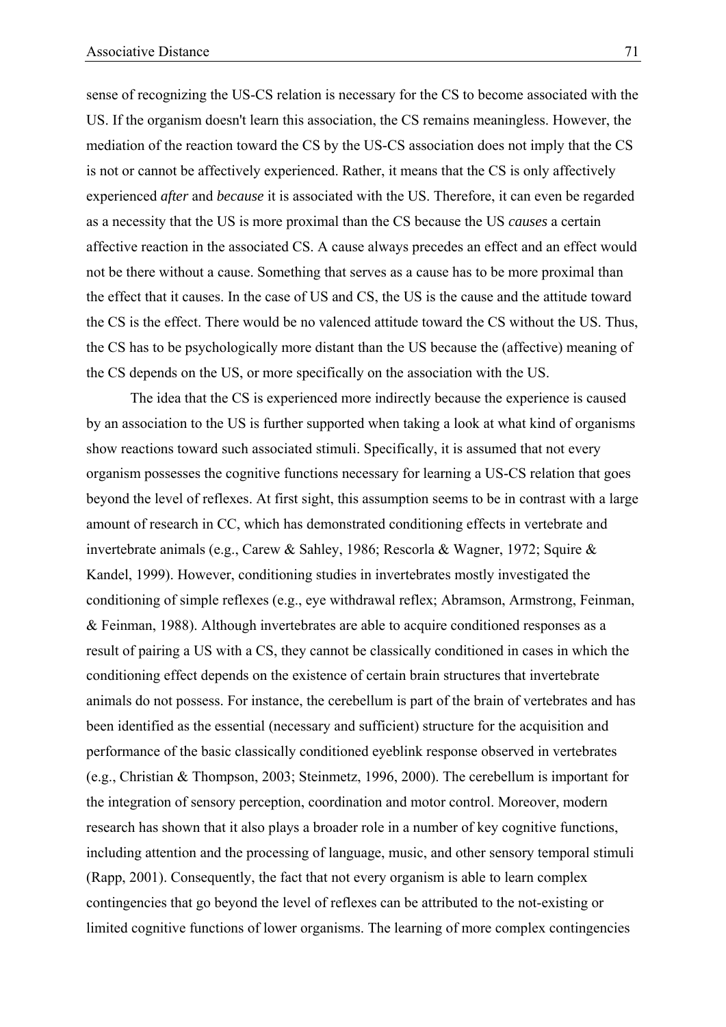sense of recognizing the US-CS relation is necessary for the CS to become associated with the US. If the organism doesn't learn this association, the CS remains meaningless. However, the mediation of the reaction toward the CS by the US-CS association does not imply that the CS is not or cannot be affectively experienced. Rather, it means that the CS is only affectively experienced *after* and *because* it is associated with the US. Therefore, it can even be regarded as a necessity that the US is more proximal than the CS because the US *causes* a certain affective reaction in the associated CS. A cause always precedes an effect and an effect would not be there without a cause. Something that serves as a cause has to be more proximal than the effect that it causes. In the case of US and CS, the US is the cause and the attitude toward the CS is the effect. There would be no valenced attitude toward the CS without the US. Thus, the CS has to be psychologically more distant than the US because the (affective) meaning of the CS depends on the US, or more specifically on the association with the US.

The idea that the CS is experienced more indirectly because the experience is caused by an association to the US is further supported when taking a look at what kind of organisms show reactions toward such associated stimuli. Specifically, it is assumed that not every organism possesses the cognitive functions necessary for learning a US-CS relation that goes beyond the level of reflexes. At first sight, this assumption seems to be in contrast with a large amount of research in CC, which has demonstrated conditioning effects in vertebrate and invertebrate animals (e.g., Carew & Sahley, 1986; Rescorla & Wagner, 1972; Squire & Kandel, 1999). However, conditioning studies in invertebrates mostly investigated the conditioning of simple reflexes (e.g., eye withdrawal reflex; Abramson, Armstrong, Feinman, & Feinman, 1988). Although invertebrates are able to acquire conditioned responses as a result of pairing a US with a CS, they cannot be classically conditioned in cases in which the conditioning effect depends on the existence of certain brain structures that invertebrate animals do not possess. For instance, the cerebellum is part of the brain of vertebrates and has been identified as the essential (necessary and sufficient) structure for the acquisition and performance of the basic classically conditioned eyeblink response observed in vertebrates (e.g., Christian & Thompson, 2003; Steinmetz, 1996, 2000). The cerebellum is important for the integration of sensory perception, coordination and motor control. Moreover, modern research has shown that it also plays a broader role in a number of key cognitive functions, including attention and the processing of language, music, and other sensory temporal stimuli (Rapp, 2001). Consequently, the fact that not every organism is able to learn complex contingencies that go beyond the level of reflexes can be attributed to the not-existing or limited cognitive functions of lower organisms. The learning of more complex contingencies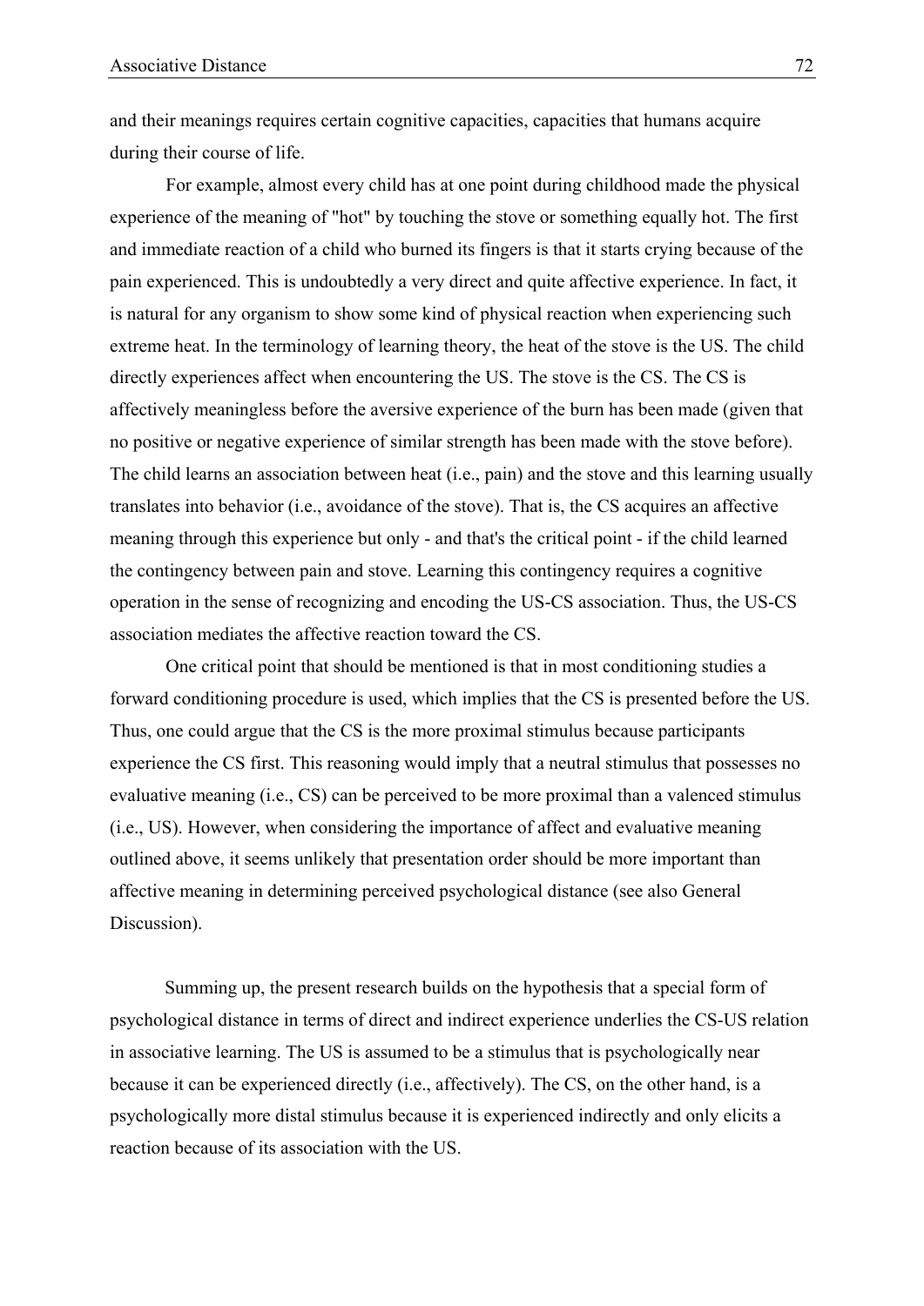and their meanings requires certain cognitive capacities, capacities that humans acquire during their course of life.

For example, almost every child has at one point during childhood made the physical experience of the meaning of "hot" by touching the stove or something equally hot. The first and immediate reaction of a child who burned its fingers is that it starts crying because of the pain experienced. This is undoubtedly a very direct and quite affective experience. In fact, it is natural for any organism to show some kind of physical reaction when experiencing such extreme heat. In the terminology of learning theory, the heat of the stove is the US. The child directly experiences affect when encountering the US. The stove is the CS. The CS is affectively meaningless before the aversive experience of the burn has been made (given that no positive or negative experience of similar strength has been made with the stove before). The child learns an association between heat (i.e., pain) and the stove and this learning usually translates into behavior (i.e., avoidance of the stove). That is, the CS acquires an affective meaning through this experience but only - and that's the critical point - if the child learned the contingency between pain and stove. Learning this contingency requires a cognitive operation in the sense of recognizing and encoding the US-CS association. Thus, the US-CS association mediates the affective reaction toward the CS.

One critical point that should be mentioned is that in most conditioning studies a forward conditioning procedure is used, which implies that the CS is presented before the US. Thus, one could argue that the CS is the more proximal stimulus because participants experience the CS first. This reasoning would imply that a neutral stimulus that possesses no evaluative meaning (i.e., CS) can be perceived to be more proximal than a valenced stimulus (i.e., US). However, when considering the importance of affect and evaluative meaning outlined above, it seems unlikely that presentation order should be more important than affective meaning in determining perceived psychological distance (see also General Discussion).

Summing up, the present research builds on the hypothesis that a special form of psychological distance in terms of direct and indirect experience underlies the CS-US relation in associative learning. The US is assumed to be a stimulus that is psychologically near because it can be experienced directly (i.e., affectively). The CS, on the other hand, is a psychologically more distal stimulus because it is experienced indirectly and only elicits a reaction because of its association with the US.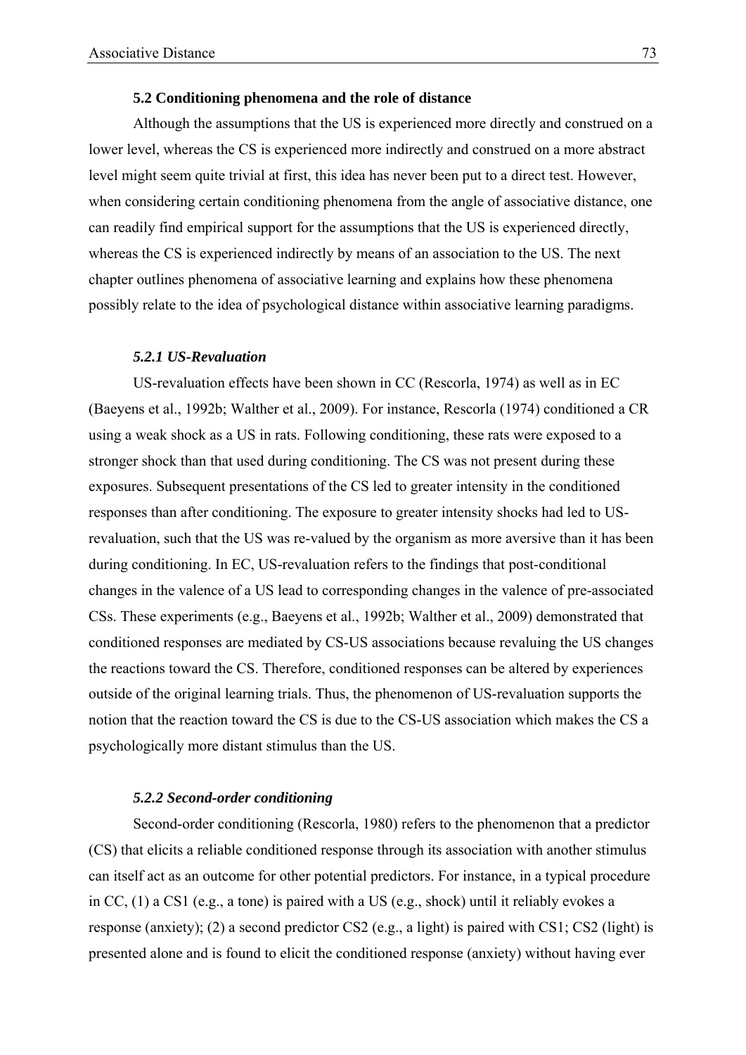### 5.2 Conditioning phenomena and the role of distance

Although the assumptions that the US is experienced more directly and construed on a lower level, whereas the CS is experienced more indirectly and construed on a more abstract level might seem quite trivial at first, this idea has never been put to a direct test. However, when considering certain conditioning phenomena from the angle of associative distance, one can readily find empirical support for the assumptions that the US is experienced directly, whereas the CS is experienced indirectly by means of an association to the US. The next chapter outlines phenomena of associative learning and explains how these phenomena possibly relate to the idea of psychological distance within associative learning paradigms.

#### *5.2.1 US-Revaluation*

US-revaluation effects have been shown in CC (Rescorla, 1974) as well as in EC (Baeyens et al., 1992b; Walther et al., 2009). For instance, Rescorla (1974) conditioned a CR using a weak shock as a US in rats. Following conditioning, these rats were exposed to a stronger shock than that used during conditioning. The CS was not present during these exposures. Subsequent presentations of the CS led to greater intensity in the conditioned responses than after conditioning. The exposure to greater intensity shocks had led to US-revaluation, such that the US was re-valued by the organism as more aversive than it has been during conditioning. In EC, US-revaluation refers to the findings that post-conditional changes in the valence of a US lead to corresponding changes in the valence of pre-associated CSs. These experiments (e.g., Baeyens et al., 1992b; Walther et al., 2009) demonstrated that conditioned responses are mediated by CS-US associations because revaluing the US changes the reactions toward the CS. Therefore, conditioned responses can be altered by experiences outside of the original learning trials. Thus, the phenomenon of US-revaluation supports the notion that the reaction toward the CS is due to the CS-US association which makes the CS a psychologically more distant stimulus than the US.

#### *5.2.2 Second-order conditioning*

Second-order conditioning (Rescorla, 1980) refers to the phenomenon that a predictor (CS) that elicits a reliable conditioned response through its association with another stimulus can itself act as an outcome for other potential predictors. For instance, in a typical procedure in CC, (1) a CS1 (e.g., a tone) is paired with a US (e.g., shock) until it reliably evokes a response (anxiety); (2) a second predictor CS2 (e.g., a light) is paired with CS1; CS2 (light) is presented alone and is found to elicit the conditioned response (anxiety) without having ever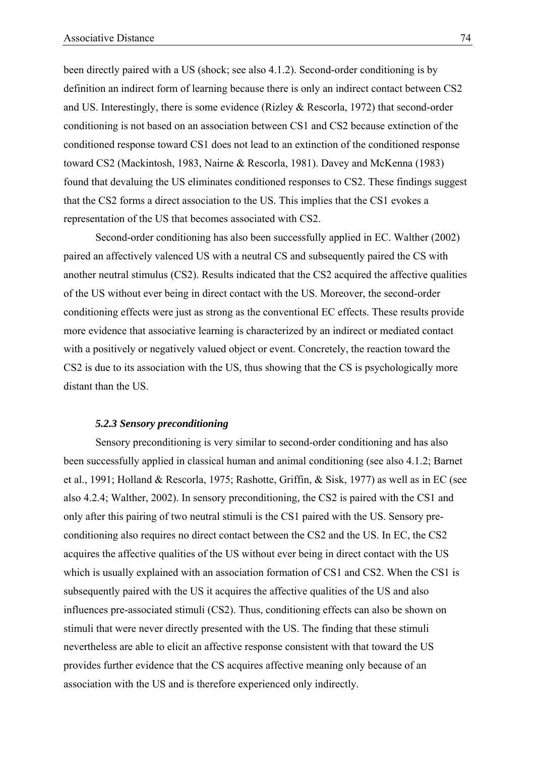been directly paired with a US (shock; see also 4.1.2). Second-order conditioning is by definition an indirect form of learning because there is only an indirect contact between CS2 and US. Interestingly, there is some evidence (Rizley & Rescorla, 1972) that second-order conditioning is not based on an association between CS1 and CS2 because extinction of the conditioned response toward CS1 does not lead to an extinction of the conditioned response toward CS2 (Mackintosh, 1983, Nairne & Rescorla, 1981). Davey and McKenna (1983) found that devaluing the US eliminates conditioned responses to CS2. These findings suggest that the CS2 forms a direct association to the US. This implies that the CS1 evokes a representation of the US that becomes associated with CS2.

Second-order conditioning has also been successfully applied in EC. Walther (2002) paired an affectively valenced US with a neutral CS and subsequently paired the CS with another neutral stimulus (CS2). Results indicated that the CS2 acquired the affective qualities of the US without ever being in direct contact with the US. Moreover, the second-order conditioning effects were just as strong as the conventional EC effects. These results provide more evidence that associative learning is characterized by an indirect or mediated contact with a positively or negatively valued object or event. Concretely, the reaction toward the CS2 is due to its association with the US, thus showing that the CS is psychologically more distant than the US.

#### *5.2.3 Sensory preconditioning*

Sensory preconditioning is very similar to second-order conditioning and has also been successfully applied in classical human and animal conditioning (see also 4.1.2; Barnet et al., 1991; Holland & Rescorla, 1975; Rashotte, Griffin, & Sisk, 1977) as well as in EC (see also 4.2.4; Walther, 2002). In sensory preconditioning, the CS2 is paired with the CS1 and only after this pairing of two neutral stimuli is the CS1 paired with the US. Sensory pre-conditioning also requires no direct contact between the CS2 and the US. In EC, the CS2 acquires the affective qualities of the US without ever being in direct contact with the US which is usually explained with an association formation of CS1 and CS2. When the CS1 is subsequently paired with the US it acquires the affective qualities of the US and also influences pre-associated stimuli (CS2). Thus, conditioning effects can also be shown on stimuli that were never directly presented with the US. The finding that these stimuli nevertheless are able to elicit an affective response consistent with that toward the US provides further evidence that the CS acquires affective meaning only because of an association with the US and is therefore experienced only indirectly.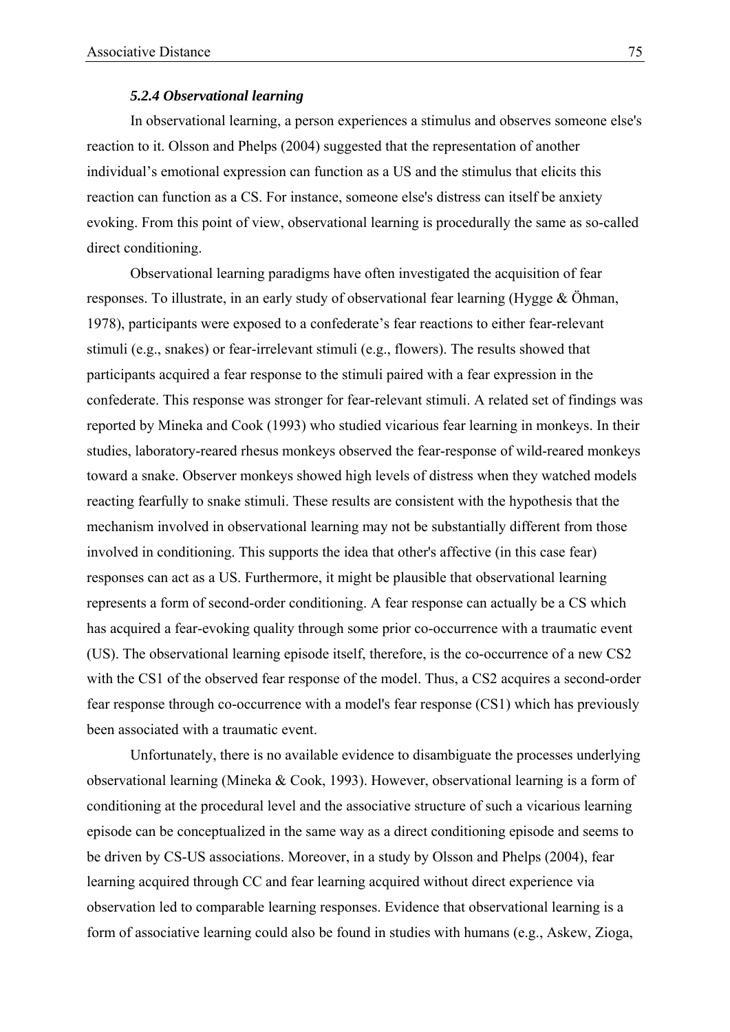### *5.2.4 Observational learning*

In observational learning, a person experiences a stimulus and observes someone else's reaction to it. Olsson and Phelps (2004) suggested that the representation of another individual's emotional expression can function as a US and the stimulus that elicits this reaction can function as a CS. For instance, someone else's distress can itself be anxiety evoking. From this point of view, observational learning is procedurally the same as so-called direct conditioning.

Observational learning paradigms have often investigated the acquisition of fear responses. To illustrate, in an early study of observational fear learning (Hygge & Öhman, 1978), participants were exposed to a confederate's fear reactions to either fear-relevant stimuli (e.g., snakes) or fear-irrelevant stimuli (e.g., flowers). The results showed that participants acquired a fear response to the stimuli paired with a fear expression in the confederate. This response was stronger for fear-relevant stimuli. A related set of findings was reported by Mineka and Cook (1993) who studied vicarious fear learning in monkeys. In their studies, laboratory-reared rhesus monkeys observed the fear-response of wild-reared monkeys toward a snake. Observer monkeys showed high levels of distress when they watched models reacting fearfully to snake stimuli. These results are consistent with the hypothesis that the mechanism involved in observational learning may not be substantially different from those involved in conditioning. This supports the idea that other's affective (in this case fear) responses can act as a US. Furthermore, it might be plausible that observational learning represents a form of second-order conditioning. A fear response can actually be a CS which has acquired a fear-evoking quality through some prior co-occurrence with a traumatic event (US). The observational learning episode itself, therefore, is the co-occurrence of a new CS2 with the CS1 of the observed fear response of the model. Thus, a CS2 acquires a second-order fear response through co-occurrence with a model's fear response (CS1) which has previously been associated with a traumatic event.

Unfortunately, there is no available evidence to disambiguate the processes underlying observational learning (Mineka & Cook, 1993). However, observational learning is a form of conditioning at the procedural level and the associative structure of such a vicarious learning episode can be conceptualized in the same way as a direct conditioning episode and seems to be driven by CS-US associations. Moreover, in a study by Olsson and Phelps (2004), fear learning acquired through CC and fear learning acquired without direct experience via observation led to comparable learning responses. Evidence that observational learning is a form of associative learning could also be found in studies with humans (e.g., Askew, Zioga,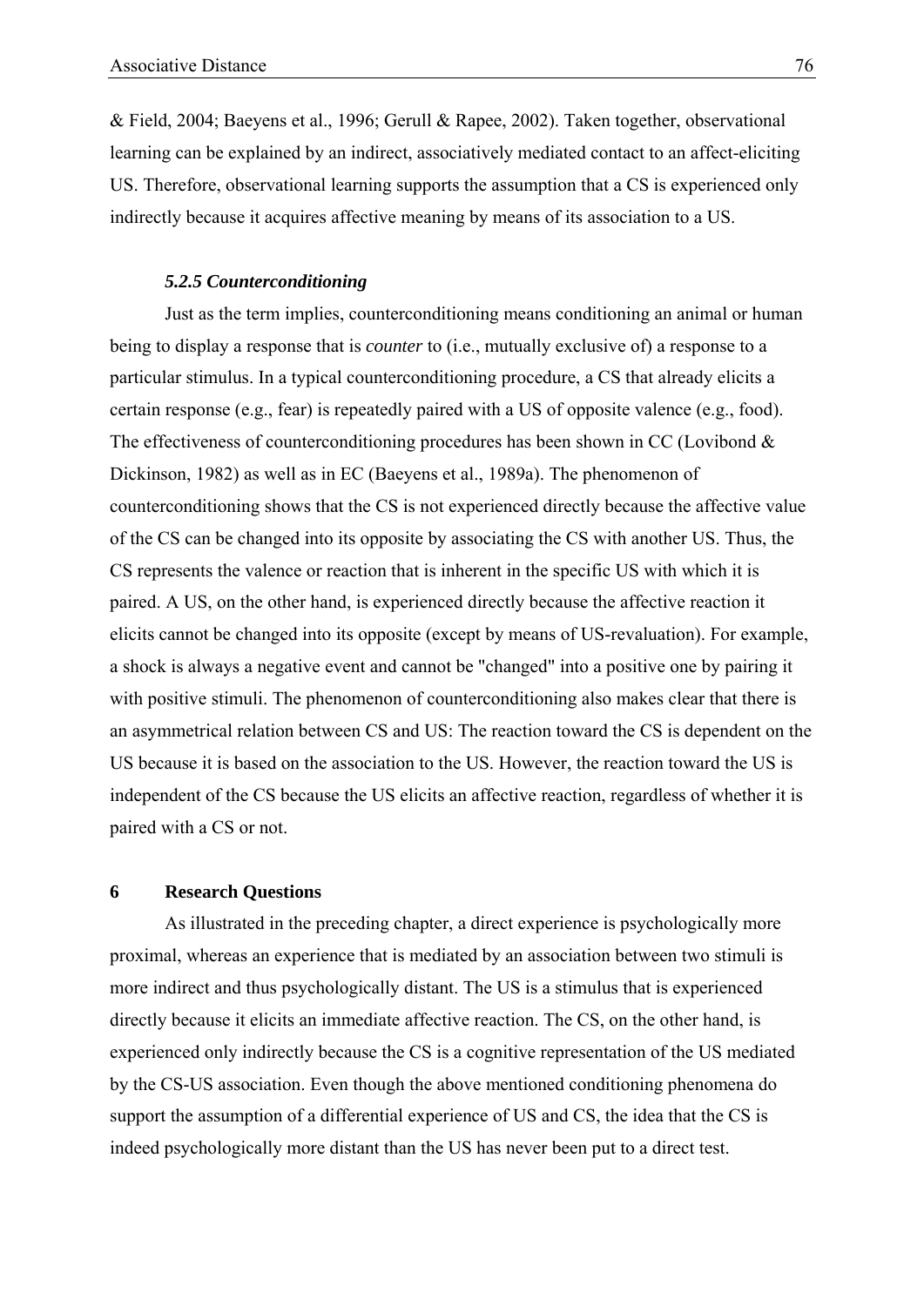& Field, 2004; Baeyens et al., 1996; Gerull & Rapee, 2002). Taken together, observational learning can be explained by an indirect, associatively mediated contact to an affect-eliciting US. Therefore, observational learning supports the assumption that a CS is experienced only indirectly because it acquires affective meaning by means of its association to a US.

### *5.2.5 Counterconditioning*

Just as the term implies, counterconditioning means conditioning an animal or human being to display a response that is *counter* to (i.e., mutually exclusive of) a response to a particular stimulus. In a typical counterconditioning procedure, a CS that already elicits a certain response (e.g., fear) is repeatedly paired with a US of opposite valence (e.g., food). The effectiveness of counterconditioning procedures has been shown in CC (Lovibond & Dickinson, 1982) as well as in EC (Baeyens et al., 1989a). The phenomenon of counterconditioning shows that the CS is not experienced directly because the affective value of the CS can be changed into its opposite by associating the CS with another US. Thus, the CS represents the valence or reaction that is inherent in the specific US with which it is paired. A US, on the other hand, is experienced directly because the affective reaction it elicits cannot be changed into its opposite (except by means of US-revaluation). For example, a shock is always a negative event and cannot be "changed" into a positive one by pairing it with positive stimuli. The phenomenon of counterconditioning also makes clear that there is an asymmetrical relation between CS and US: The reaction toward the CS is dependent on the US because it is based on the association to the US. However, the reaction toward the US is independent of the CS because the US elicits an affective reaction, regardless of whether it is paired with a CS or not.

## 6 Research Questions

As illustrated in the preceding chapter, a direct experience is psychologically more proximal, whereas an experience that is mediated by an association between two stimuli is more indirect and thus psychologically distant. The US is a stimulus that is experienced directly because it elicits an immediate affective reaction. The CS, on the other hand, is experienced only indirectly because the CS is a cognitive representation of the US mediated by the CS-US association. Even though the above mentioned conditioning phenomena do support the assumption of a differential experience of US and CS, the idea that the CS is indeed psychologically more distant than the US has never been put to a direct test.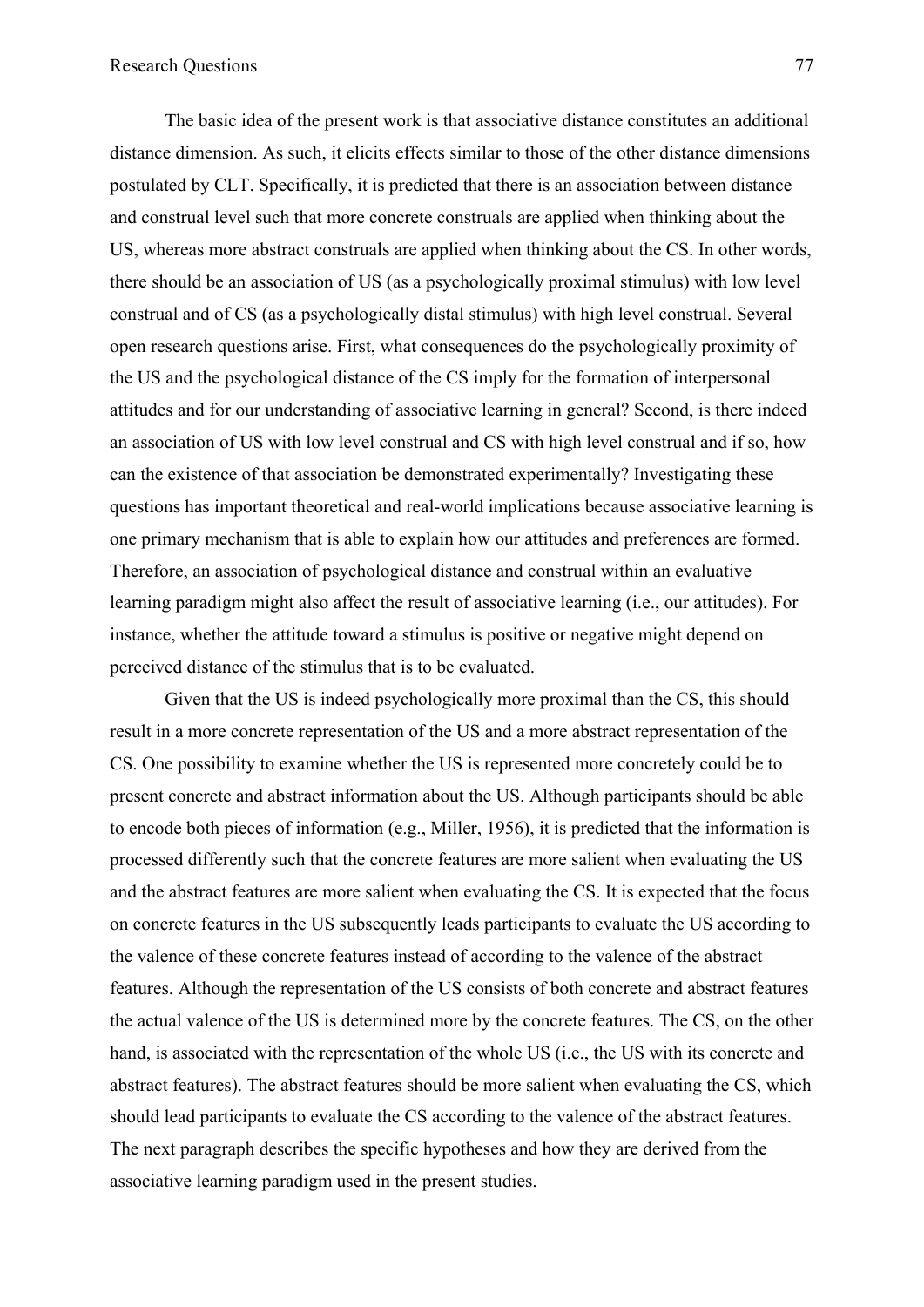The basic idea of the present work is that associative distance constitutes an additional distance dimension. As such, it elicits effects similar to those of the other distance dimensions postulated by CLT. Specifically, it is predicted that there is an association between distance and construal level such that more concrete construals are applied when thinking about the US, whereas more abstract construals are applied when thinking about the CS. In other words, there should be an association of US (as a psychologically proximal stimulus) with low level construal and of CS (as a psychologically distal stimulus) with high level construal. Several open research questions arise. First, what consequences do the psychologically proximity of the US and the psychological distance of the CS imply for the formation of interpersonal attitudes and for our understanding of associative learning in general? Second, is there indeed an association of US with low level construal and CS with high level construal and if so, how can the existence of that association be demonstrated experimentally? Investigating these questions has important theoretical and real-world implications because associative learning is one primary mechanism that is able to explain how our attitudes and preferences are formed. Therefore, an association of psychological distance and construal within an evaluative learning paradigm might also affect the result of associative learning (i.e., our attitudes). For instance, whether the attitude toward a stimulus is positive or negative might depend on perceived distance of the stimulus that is to be evaluated.

Given that the US is indeed psychologically more proximal than the CS, this should result in a more concrete representation of the US and a more abstract representation of the CS. One possibility to examine whether the US is represented more concretely could be to present concrete and abstract information about the US. Although participants should be able to encode both pieces of information (e.g., Miller, 1956), it is predicted that the information is processed differently such that the concrete features are more salient when evaluating the US and the abstract features are more salient when evaluating the CS. It is expected that the focus on concrete features in the US subsequently leads participants to evaluate the US according to the valence of these concrete features instead of according to the valence of the abstract features. Although the representation of the US consists of both concrete and abstract features the actual valence of the US is determined more by the concrete features. The CS, on the other hand, is associated with the representation of the whole US (i.e., the US with its concrete and abstract features). The abstract features should be more salient when evaluating the CS, which should lead participants to evaluate the CS according to the valence of the abstract features. The next paragraph describes the specific hypotheses and how they are derived from the associative learning paradigm used in the present studies.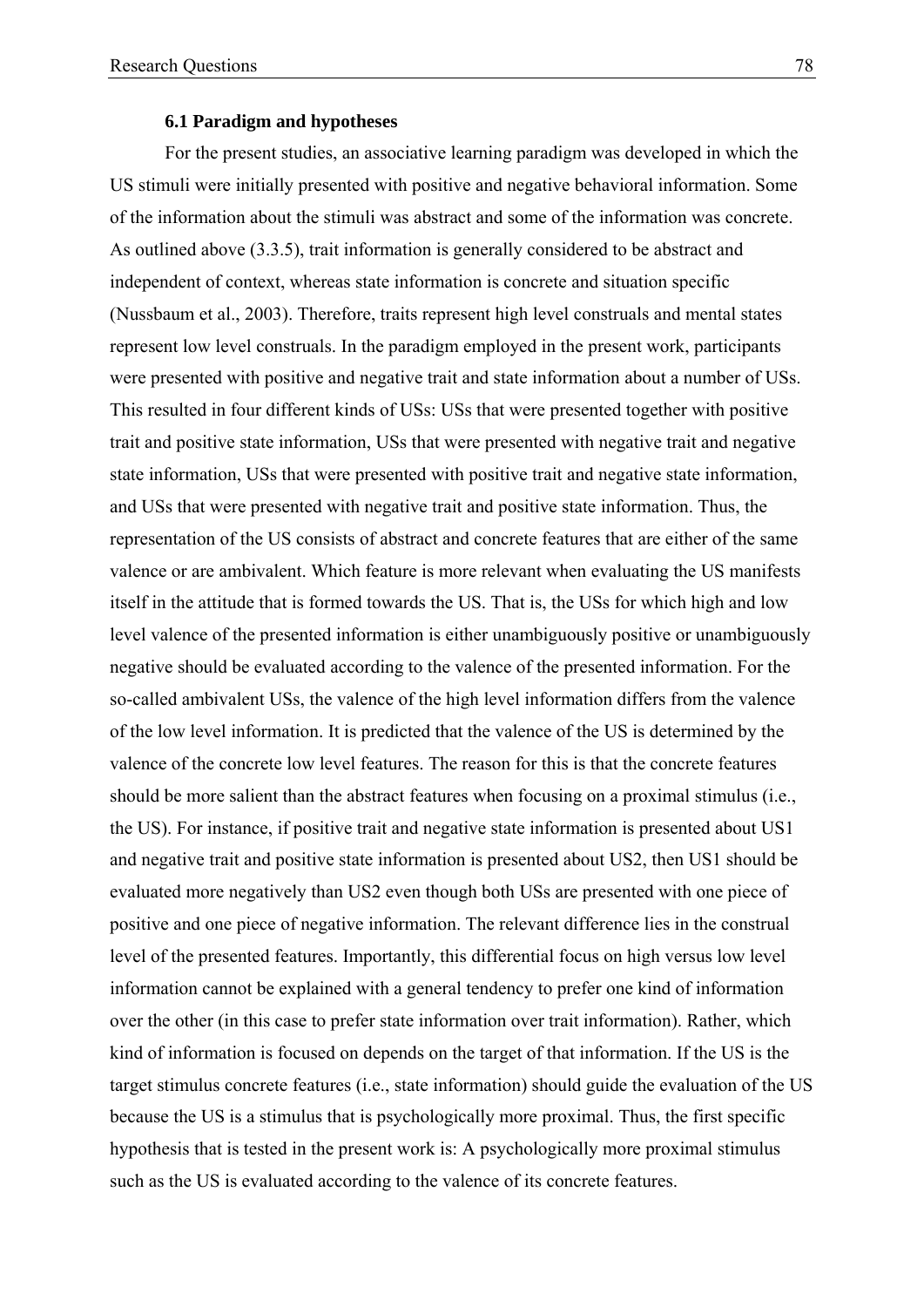### 6.1 Paradigm and hypotheses

For the present studies, an associative learning paradigm was developed in which the US stimuli were initially presented with positive and negative behavioral information. Some of the information about the stimuli was abstract and some of the information was concrete. As outlined above (3.3.5), trait information is generally considered to be abstract and independent of context, whereas state information is concrete and situation specific (Nussbaum et al., 2003). Therefore, traits represent high level construals and mental states represent low level construals. In the paradigm employed in the present work, participants were presented with positive and negative trait and state information about a number of USs. This resulted in four different kinds of USs: USs that were presented together with positive trait and positive state information, USs that were presented with negative trait and negative state information, USs that were presented with positive trait and negative state information, and USs that were presented with negative trait and positive state information. Thus, the representation of the US consists of abstract and concrete features that are either of the same valence or are ambivalent. Which feature is more relevant when evaluating the US manifests itself in the attitude that is formed towards the US. That is, the USs for which high and low level valence of the presented information is either unambiguously positive or unambiguously negative should be evaluated according to the valence of the presented information. For the so-called ambivalent USs, the valence of the high level information differs from the valence of the low level information. It is predicted that the valence of the US is determined by the valence of the concrete low level features. The reason for this is that the concrete features should be more salient than the abstract features when focusing on a proximal stimulus (i.e., the US). For instance, if positive trait and negative state information is presented about US1 and negative trait and positive state information is presented about US2, then US1 should be evaluated more negatively than US2 even though both USs are presented with one piece of positive and one piece of negative information. The relevant difference lies in the construal level of the presented features. Importantly, this differential focus on high versus low level information cannot be explained with a general tendency to prefer one kind of information over the other (in this case to prefer state information over trait information). Rather, which kind of information is focused on depends on the target of that information. If the US is the target stimulus concrete features (i.e., state information) should guide the evaluation of the US because the US is a stimulus that is psychologically more proximal. Thus, the first specific hypothesis that is tested in the present work is: A psychologically more proximal stimulus such as the US is evaluated according to the valence of its concrete features.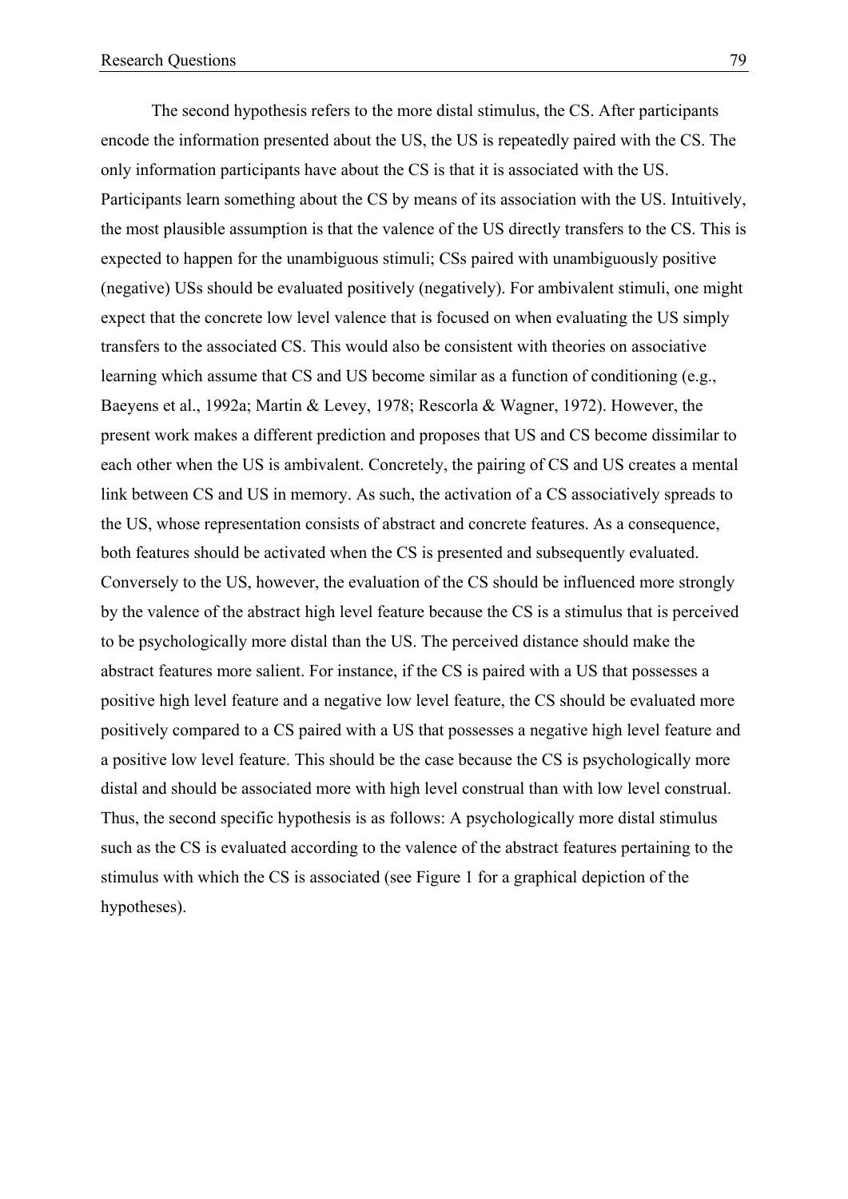The second hypothesis refers to the more distal stimulus, the CS. After participants encode the information presented about the US, the US is repeatedly paired with the CS. The only information participants have about the CS is that it is associated with the US. Participants learn something about the CS by means of its association with the US. Intuitively, the most plausible assumption is that the valence of the US directly transfers to the CS. This is expected to happen for the unambiguous stimuli; CSs paired with unambiguously positive (negative) USs should be evaluated positively (negatively). For ambivalent stimuli, one might expect that the concrete low level valence that is focused on when evaluating the US simply transfers to the associated CS. This would also be consistent with theories on associative learning which assume that CS and US become similar as a function of conditioning (e.g., Baeyens et al., 1992a; Martin & Levey, 1978; Rescorla & Wagner, 1972). However, the present work makes a different prediction and proposes that US and CS become dissimilar to each other when the US is ambivalent. Concretely, the pairing of CS and US creates a mental link between CS and US in memory. As such, the activation of a CS associatively spreads to the US, whose representation consists of abstract and concrete features. As a consequence, both features should be activated when the CS is presented and subsequently evaluated. Conversely to the US, however, the evaluation of the CS should be influenced more strongly by the valence of the abstract high level feature because the CS is a stimulus that is perceived to be psychologically more distal than the US. The perceived distance should make the abstract features more salient. For instance, if the CS is paired with a US that possesses a positive high level feature and a negative low level feature, the CS should be evaluated more positively compared to a CS paired with a US that possesses a negative high level feature and a positive low level feature. This should be the case because the CS is psychologically more distal and should be associated more with high level construal than with low level construal. Thus, the second specific hypothesis is as follows: A psychologically more distal stimulus such as the CS is evaluated according to the valence of the abstract features pertaining to the stimulus with which the CS is associated (see Figure 1 for a graphical depiction of the hypotheses).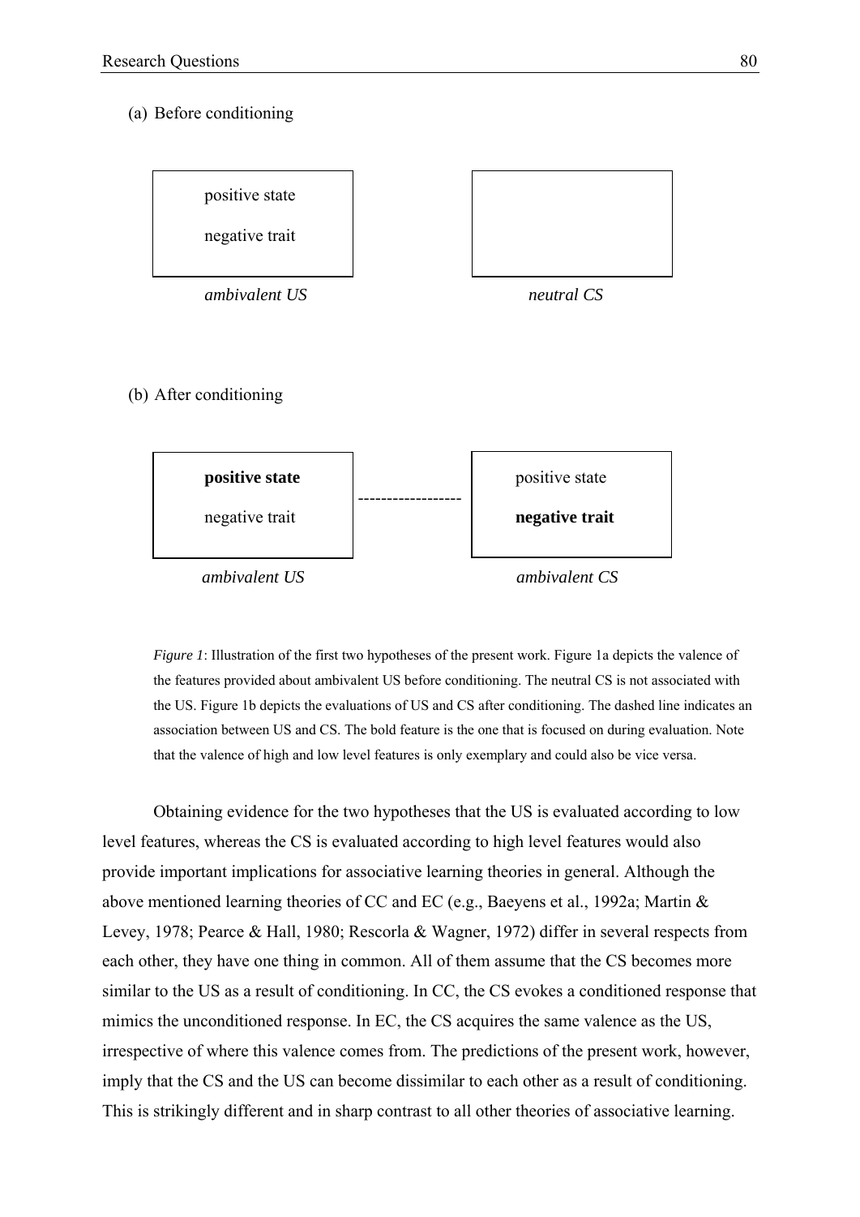(a) Before conditioning

| positive state<br>negative trait | | |
|---|---|---|
| *ambivalent US* | | *neutral CS* |

(b) After conditioning

| **positive state**<br>negative trait | ------------------ | positive state<br>**negative trait** |
|---|---|---|
| *ambivalent US* | | *ambivalent CS* |

*Figure 1*: Illustration of the first two hypotheses of the present work. Figure 1a depicts the valence of the features provided about ambivalent US before conditioning. The neutral CS is not associated with the US. Figure 1b depicts the evaluations of US and CS after conditioning. The dashed line indicates an association between US and CS. The bold feature is the one that is focused on during evaluation. Note that the valence of high and low level features is only exemplary and could also be vice versa.

Obtaining evidence for the two hypotheses that the US is evaluated according to low level features, whereas the CS is evaluated according to high level features would also provide important implications for associative learning theories in general. Although the above mentioned learning theories of CC and EC (e.g., Baeyens et al., 1992a; Martin & Levey, 1978; Pearce & Hall, 1980; Rescorla & Wagner, 1972) differ in several respects from each other, they have one thing in common. All of them assume that the CS becomes more similar to the US as a result of conditioning. In CC, the CS evokes a conditioned response that mimics the unconditioned response. In EC, the CS acquires the same valence as the US, irrespective of where this valence comes from. The predictions of the present work, however, imply that the CS and the US can become dissimilar to each other as a result of conditioning. This is strikingly different and in sharp contrast to all other theories of associative learning.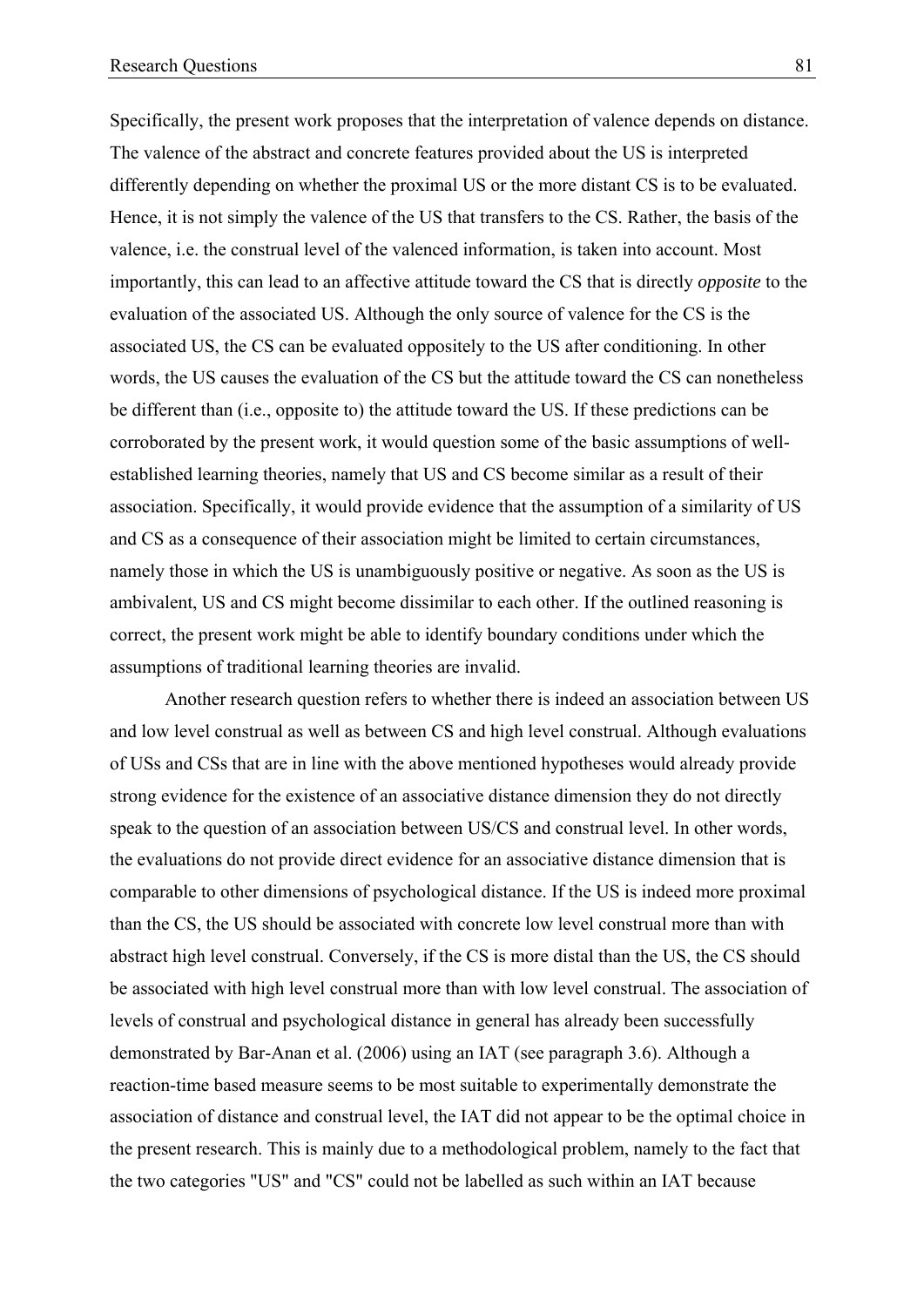Specifically, the present work proposes that the interpretation of valence depends on distance. The valence of the abstract and concrete features provided about the US is interpreted differently depending on whether the proximal US or the more distant CS is to be evaluated. Hence, it is not simply the valence of the US that transfers to the CS. Rather, the basis of the valence, i.e. the construal level of the valenced information, is taken into account. Most importantly, this can lead to an affective attitude toward the CS that is directly *opposite* to the evaluation of the associated US. Although the only source of valence for the CS is the associated US, the CS can be evaluated oppositely to the US after conditioning. In other words, the US causes the evaluation of the CS but the attitude toward the CS can nonetheless be different than (i.e., opposite to) the attitude toward the US. If these predictions can be corroborated by the present work, it would question some of the basic assumptions of well-established learning theories, namely that US and CS become similar as a result of their association. Specifically, it would provide evidence that the assumption of a similarity of US and CS as a consequence of their association might be limited to certain circumstances, namely those in which the US is unambiguously positive or negative. As soon as the US is ambivalent, US and CS might become dissimilar to each other. If the outlined reasoning is correct, the present work might be able to identify boundary conditions under which the assumptions of traditional learning theories are invalid.

Another research question refers to whether there is indeed an association between US and low level construal as well as between CS and high level construal. Although evaluations of USs and CSs that are in line with the above mentioned hypotheses would already provide strong evidence for the existence of an associative distance dimension they do not directly speak to the question of an association between US/CS and construal level. In other words, the evaluations do not provide direct evidence for an associative distance dimension that is comparable to other dimensions of psychological distance. If the US is indeed more proximal than the CS, the US should be associated with concrete low level construal more than with abstract high level construal. Conversely, if the CS is more distal than the US, the CS should be associated with high level construal more than with low level construal. The association of levels of construal and psychological distance in general has already been successfully demonstrated by Bar-Anan et al. (2006) using an IAT (see paragraph 3.6). Although a reaction-time based measure seems to be most suitable to experimentally demonstrate the association of distance and construal level, the IAT did not appear to be the optimal choice in the present research. This is mainly due to a methodological problem, namely to the fact that the two categories "US" and "CS" could not be labelled as such within an IAT because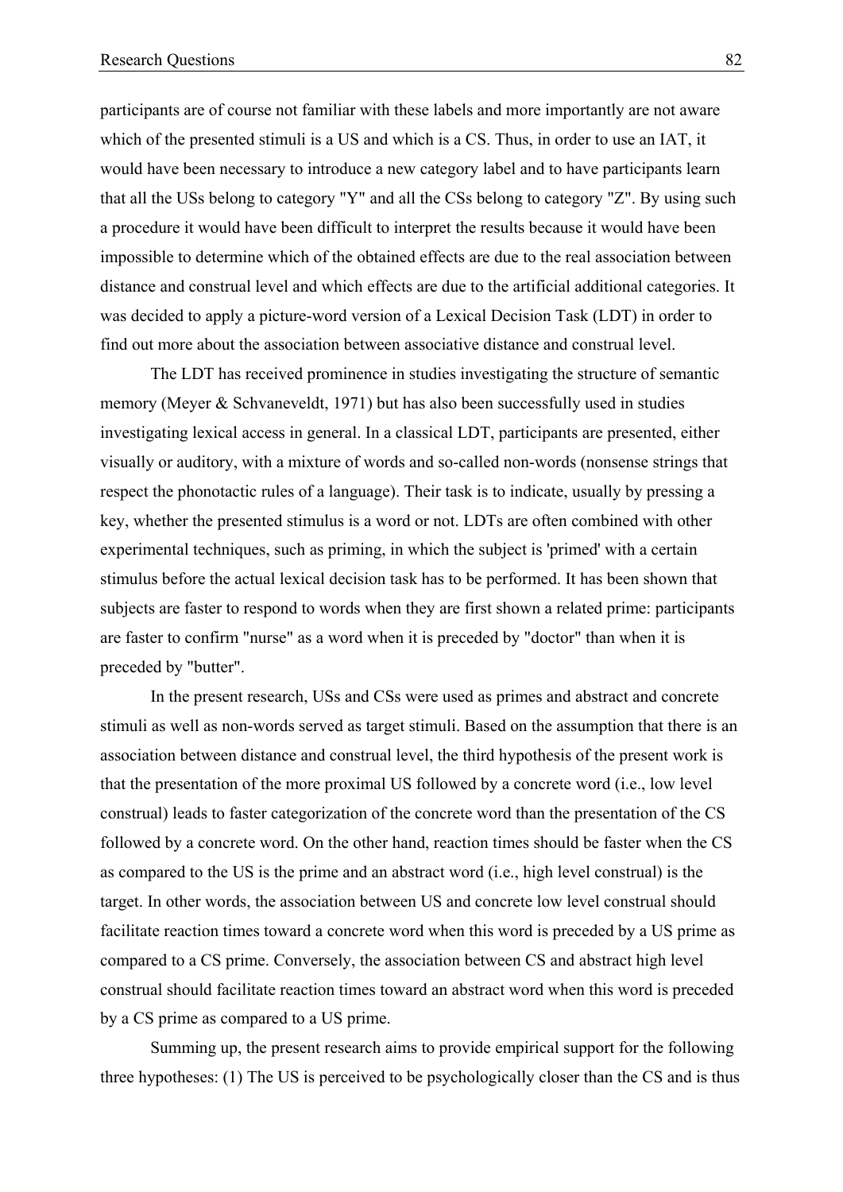participants are of course not familiar with these labels and more importantly are not aware which of the presented stimuli is a US and which is a CS. Thus, in order to use an IAT, it would have been necessary to introduce a new category label and to have participants learn that all the USs belong to category "Y" and all the CSs belong to category "Z". By using such a procedure it would have been difficult to interpret the results because it would have been impossible to determine which of the obtained effects are due to the real association between distance and construal level and which effects are due to the artificial additional categories. It was decided to apply a picture-word version of a Lexical Decision Task (LDT) in order to find out more about the association between associative distance and construal level.

The LDT has received prominence in studies investigating the structure of semantic memory (Meyer & Schvaneveldt, 1971) but has also been successfully used in studies investigating lexical access in general. In a classical LDT, participants are presented, either visually or auditory, with a mixture of words and so-called non-words (nonsense strings that respect the phonotactic rules of a language). Their task is to indicate, usually by pressing a key, whether the presented stimulus is a word or not. LDTs are often combined with other experimental techniques, such as priming, in which the subject is 'primed' with a certain stimulus before the actual lexical decision task has to be performed. It has been shown that subjects are faster to respond to words when they are first shown a related prime: participants are faster to confirm "nurse" as a word when it is preceded by "doctor" than when it is preceded by "butter".

In the present research, USs and CSs were used as primes and abstract and concrete stimuli as well as non-words served as target stimuli. Based on the assumption that there is an association between distance and construal level, the third hypothesis of the present work is that the presentation of the more proximal US followed by a concrete word (i.e., low level construal) leads to faster categorization of the concrete word than the presentation of the CS followed by a concrete word. On the other hand, reaction times should be faster when the CS as compared to the US is the prime and an abstract word (i.e., high level construal) is the target. In other words, the association between US and concrete low level construal should facilitate reaction times toward a concrete word when this word is preceded by a US prime as compared to a CS prime. Conversely, the association between CS and abstract high level construal should facilitate reaction times toward an abstract word when this word is preceded by a CS prime as compared to a US prime.

Summing up, the present research aims to provide empirical support for the following three hypotheses: (1) The US is perceived to be psychologically closer than the CS and is thus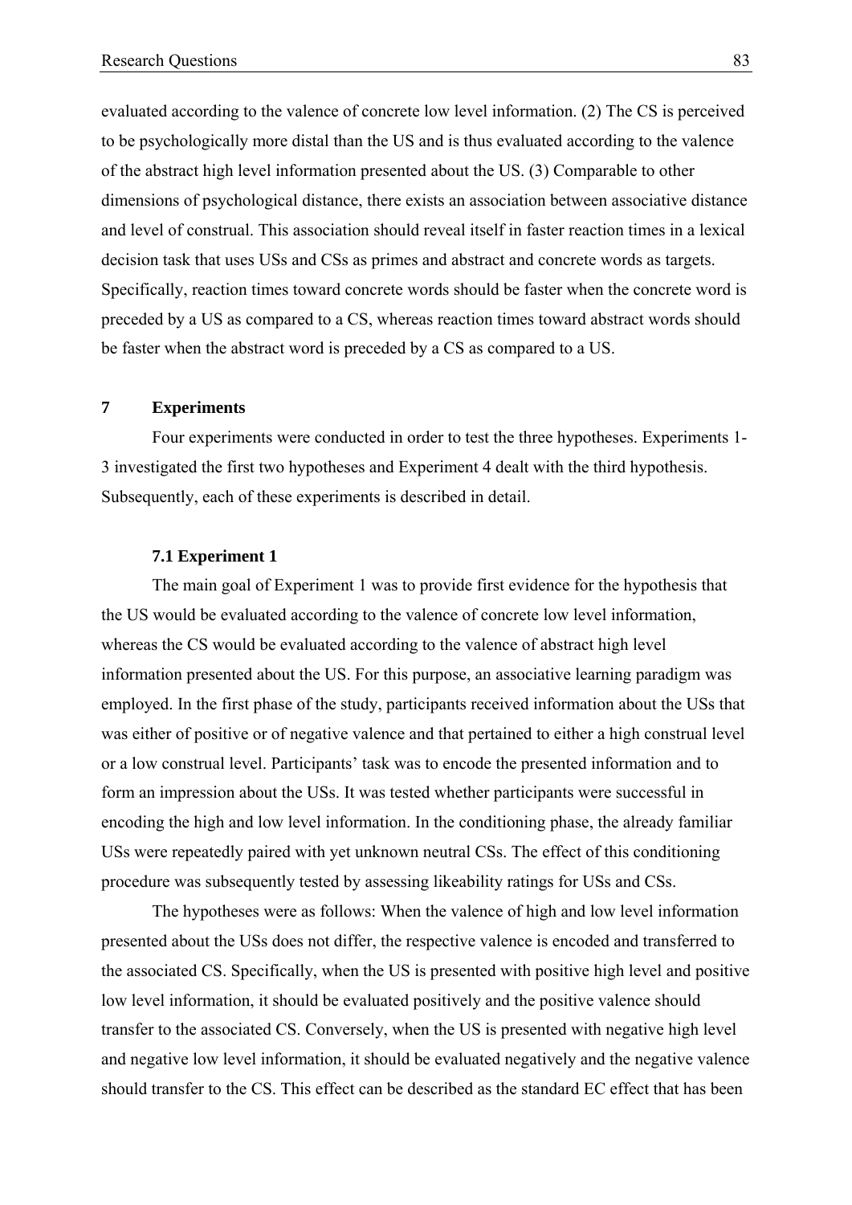evaluated according to the valence of concrete low level information. (2) The CS is perceived to be psychologically more distal than the US and is thus evaluated according to the valence of the abstract high level information presented about the US. (3) Comparable to other dimensions of psychological distance, there exists an association between associative distance and level of construal. This association should reveal itself in faster reaction times in a lexical decision task that uses USs and CSs as primes and abstract and concrete words as targets. Specifically, reaction times toward concrete words should be faster when the concrete word is preceded by a US as compared to a CS, whereas reaction times toward abstract words should be faster when the abstract word is preceded by a CS as compared to a US.

# 7 Experiments

Four experiments were conducted in order to test the three hypotheses. Experiments 1-3 investigated the first two hypotheses and Experiment 4 dealt with the third hypothesis. Subsequently, each of these experiments is described in detail.

## 7.1 Experiment 1

The main goal of Experiment 1 was to provide first evidence for the hypothesis that the US would be evaluated according to the valence of concrete low level information, whereas the CS would be evaluated according to the valence of abstract high level information presented about the US. For this purpose, an associative learning paradigm was employed. In the first phase of the study, participants received information about the USs that was either of positive or of negative valence and that pertained to either a high construal level or a low construal level. Participants' task was to encode the presented information and to form an impression about the USs. It was tested whether participants were successful in encoding the high and low level information. In the conditioning phase, the already familiar USs were repeatedly paired with yet unknown neutral CSs. The effect of this conditioning procedure was subsequently tested by assessing likeability ratings for USs and CSs.

The hypotheses were as follows: When the valence of high and low level information presented about the USs does not differ, the respective valence is encoded and transferred to the associated CS. Specifically, when the US is presented with positive high level and positive low level information, it should be evaluated positively and the positive valence should transfer to the associated CS. Conversely, when the US is presented with negative high level and negative low level information, it should be evaluated negatively and the negative valence should transfer to the CS. This effect can be described as the standard EC effect that has been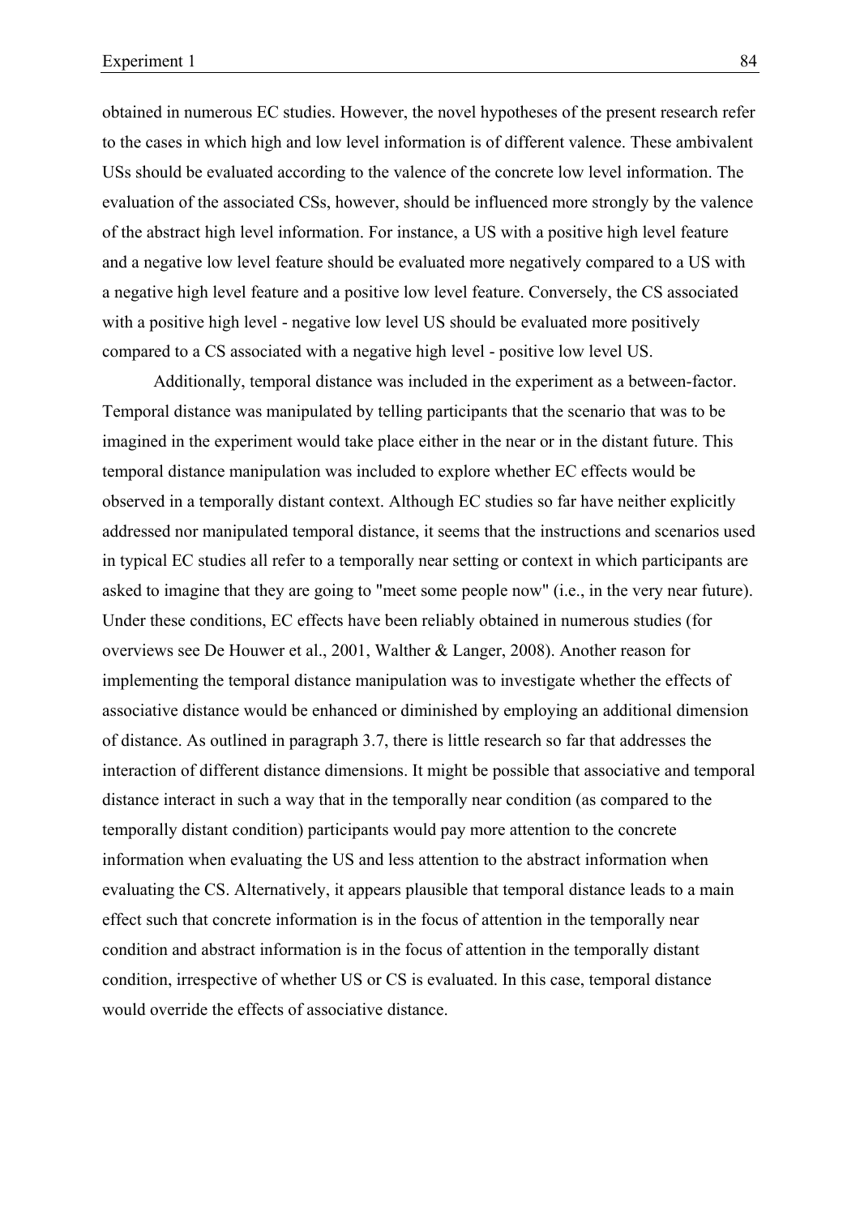obtained in numerous EC studies. However, the novel hypotheses of the present research refer to the cases in which high and low level information is of different valence. These ambivalent USs should be evaluated according to the valence of the concrete low level information. The evaluation of the associated CSs, however, should be influenced more strongly by the valence of the abstract high level information. For instance, a US with a positive high level feature and a negative low level feature should be evaluated more negatively compared to a US with a negative high level feature and a positive low level feature. Conversely, the CS associated with a positive high level - negative low level US should be evaluated more positively compared to a CS associated with a negative high level - positive low level US.

Additionally, temporal distance was included in the experiment as a between-factor. Temporal distance was manipulated by telling participants that the scenario that was to be imagined in the experiment would take place either in the near or in the distant future. This temporal distance manipulation was included to explore whether EC effects would be observed in a temporally distant context. Although EC studies so far have neither explicitly addressed nor manipulated temporal distance, it seems that the instructions and scenarios used in typical EC studies all refer to a temporally near setting or context in which participants are asked to imagine that they are going to "meet some people now" (i.e., in the very near future). Under these conditions, EC effects have been reliably obtained in numerous studies (for overviews see De Houwer et al., 2001, Walther & Langer, 2008). Another reason for implementing the temporal distance manipulation was to investigate whether the effects of associative distance would be enhanced or diminished by employing an additional dimension of distance. As outlined in paragraph 3.7, there is little research so far that addresses the interaction of different distance dimensions. It might be possible that associative and temporal distance interact in such a way that in the temporally near condition (as compared to the temporally distant condition) participants would pay more attention to the concrete information when evaluating the US and less attention to the abstract information when evaluating the CS. Alternatively, it appears plausible that temporal distance leads to a main effect such that concrete information is in the focus of attention in the temporally near condition and abstract information is in the focus of attention in the temporally distant condition, irrespective of whether US or CS is evaluated. In this case, temporal distance would override the effects of associative distance.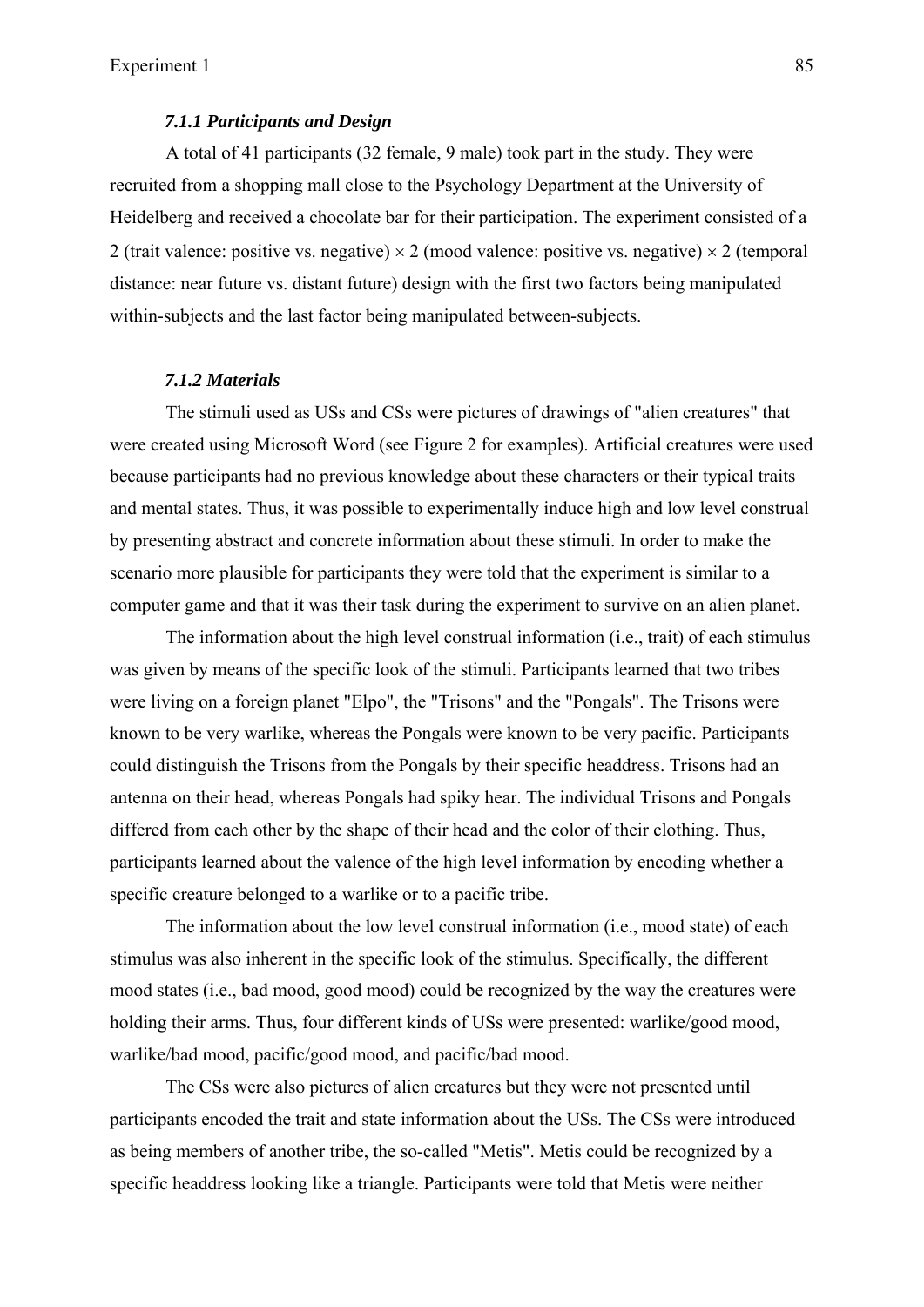### *7.1.1 Participants and Design*

A total of 41 participants (32 female, 9 male) took part in the study. They were recruited from a shopping mall close to the Psychology Department at the University of Heidelberg and received a chocolate bar for their participation. The experiment consisted of a 2 (trait valence: positive vs. negative) × 2 (mood valence: positive vs. negative) × 2 (temporal distance: near future vs. distant future) design with the first two factors being manipulated within-subjects and the last factor being manipulated between-subjects.

### *7.1.2 Materials*

The stimuli used as USs and CSs were pictures of drawings of "alien creatures" that were created using Microsoft Word (see Figure 2 for examples). Artificial creatures were used because participants had no previous knowledge about these characters or their typical traits and mental states. Thus, it was possible to experimentally induce high and low level construal by presenting abstract and concrete information about these stimuli. In order to make the scenario more plausible for participants they were told that the experiment is similar to a computer game and that it was their task during the experiment to survive on an alien planet.

The information about the high level construal information (i.e., trait) of each stimulus was given by means of the specific look of the stimuli. Participants learned that two tribes were living on a foreign planet "Elpo", the "Trisons" and the "Pongals". The Trisons were known to be very warlike, whereas the Pongals were known to be very pacific. Participants could distinguish the Trisons from the Pongals by their specific headdress. Trisons had an antenna on their head, whereas Pongals had spiky hear. The individual Trisons and Pongals differed from each other by the shape of their head and the color of their clothing. Thus, participants learned about the valence of the high level information by encoding whether a specific creature belonged to a warlike or to a pacific tribe.

The information about the low level construal information (i.e., mood state) of each stimulus was also inherent in the specific look of the stimulus. Specifically, the different mood states (i.e., bad mood, good mood) could be recognized by the way the creatures were holding their arms. Thus, four different kinds of USs were presented: warlike/good mood, warlike/bad mood, pacific/good mood, and pacific/bad mood.

The CSs were also pictures of alien creatures but they were not presented until participants encoded the trait and state information about the USs. The CSs were introduced as being members of another tribe, the so-called "Metis". Metis could be recognized by a specific headdress looking like a triangle. Participants were told that Metis were neither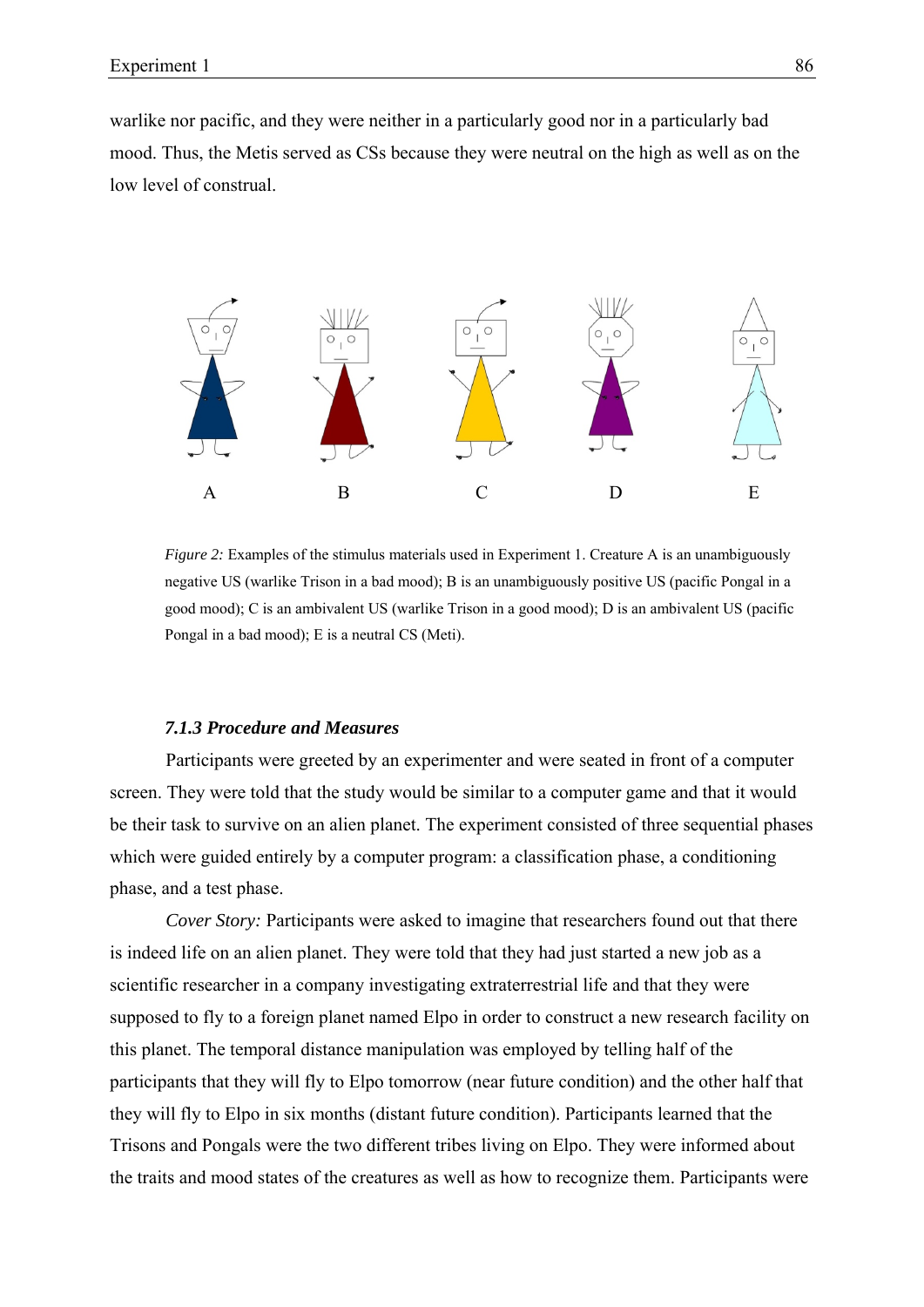warlike nor pacific, and they were neither in a particularly good nor in a particularly bad mood. Thus, the Metis served as CSs because they were neutral on the high as well as on the low level of construal.

A B C D E

*Figure 2:* Examples of the stimulus materials used in Experiment 1. Creature A is an unambiguously negative US (warlike Trison in a bad mood); B is an unambiguously positive US (pacific Pongal in a good mood); C is an ambivalent US (warlike Trison in a good mood); D is an ambivalent US (pacific Pongal in a bad mood); E is a neutral CS (Meti).

### *7.1.3 Procedure and Measures*

Participants were greeted by an experimenter and were seated in front of a computer screen. They were told that the study would be similar to a computer game and that it would be their task to survive on an alien planet. The experiment consisted of three sequential phases which were guided entirely by a computer program: a classification phase, a conditioning phase, and a test phase.

*Cover Story:* Participants were asked to imagine that researchers found out that there is indeed life on an alien planet. They were told that they had just started a new job as a scientific researcher in a company investigating extraterrestrial life and that they were supposed to fly to a foreign planet named Elpo in order to construct a new research facility on this planet. The temporal distance manipulation was employed by telling half of the participants that they will fly to Elpo tomorrow (near future condition) and the other half that they will fly to Elpo in six months (distant future condition). Participants learned that the Trisons and Pongals were the two different tribes living on Elpo. They were informed about the traits and mood states of the creatures as well as how to recognize them. Participants were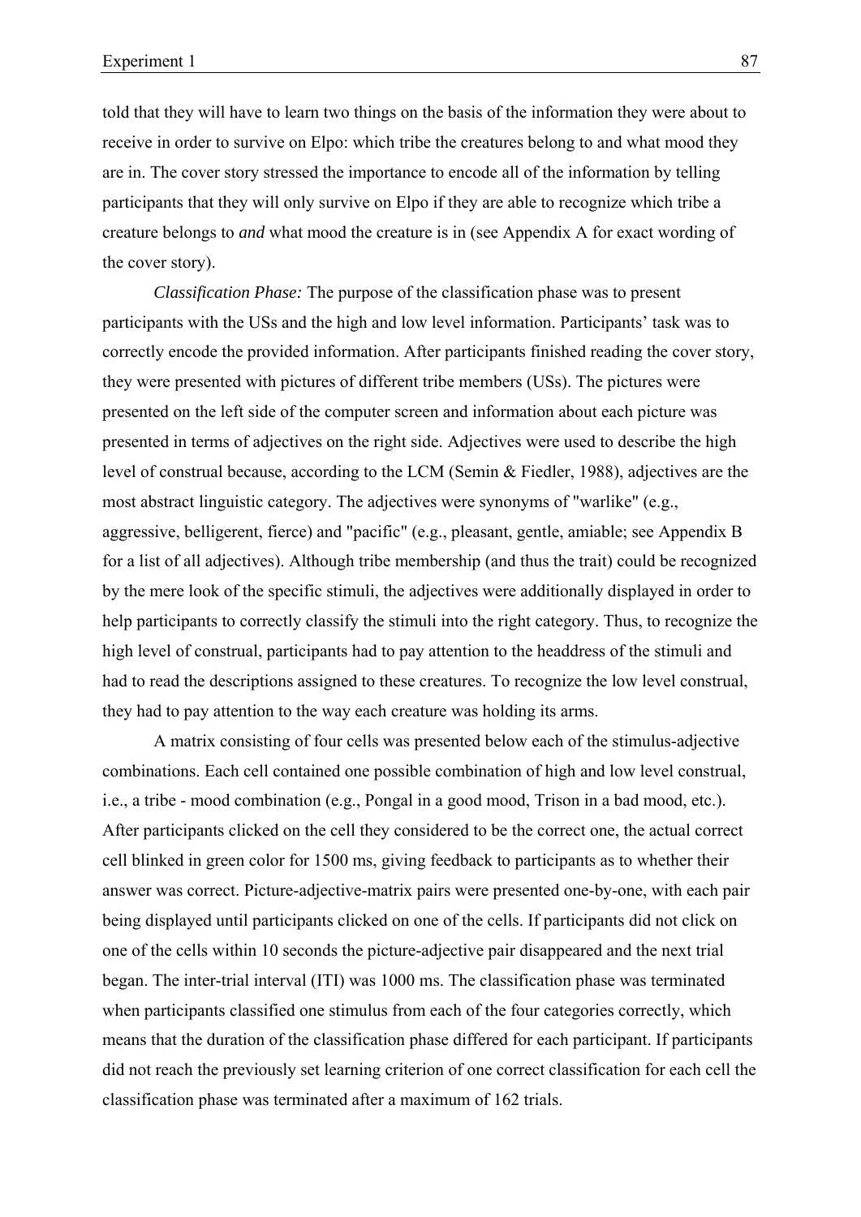told that they will have to learn two things on the basis of the information they were about to receive in order to survive on Elpo: which tribe the creatures belong to and what mood they are in. The cover story stressed the importance to encode all of the information by telling participants that they will only survive on Elpo if they are able to recognize which tribe a creature belongs to *and* what mood the creature is in (see Appendix A for exact wording of the cover story).

*Classification Phase:* The purpose of the classification phase was to present participants with the USs and the high and low level information. Participants' task was to correctly encode the provided information. After participants finished reading the cover story, they were presented with pictures of different tribe members (USs). The pictures were presented on the left side of the computer screen and information about each picture was presented in terms of adjectives on the right side. Adjectives were used to describe the high level of construal because, according to the LCM (Semin & Fiedler, 1988), adjectives are the most abstract linguistic category. The adjectives were synonyms of "warlike" (e.g., aggressive, belligerent, fierce) and "pacific" (e.g., pleasant, gentle, amiable; see Appendix B for a list of all adjectives). Although tribe membership (and thus the trait) could be recognized by the mere look of the specific stimuli, the adjectives were additionally displayed in order to help participants to correctly classify the stimuli into the right category. Thus, to recognize the high level of construal, participants had to pay attention to the headdress of the stimuli and had to read the descriptions assigned to these creatures. To recognize the low level construal, they had to pay attention to the way each creature was holding its arms.

A matrix consisting of four cells was presented below each of the stimulus-adjective combinations. Each cell contained one possible combination of high and low level construal, i.e., a tribe - mood combination (e.g., Pongal in a good mood, Trison in a bad mood, etc.). After participants clicked on the cell they considered to be the correct one, the actual correct cell blinked in green color for 1500 ms, giving feedback to participants as to whether their answer was correct. Picture-adjective-matrix pairs were presented one-by-one, with each pair being displayed until participants clicked on one of the cells. If participants did not click on one of the cells within 10 seconds the picture-adjective pair disappeared and the next trial began. The inter-trial interval (ITI) was 1000 ms. The classification phase was terminated when participants classified one stimulus from each of the four categories correctly, which means that the duration of the classification phase differed for each participant. If participants did not reach the previously set learning criterion of one correct classification for each cell the classification phase was terminated after a maximum of 162 trials.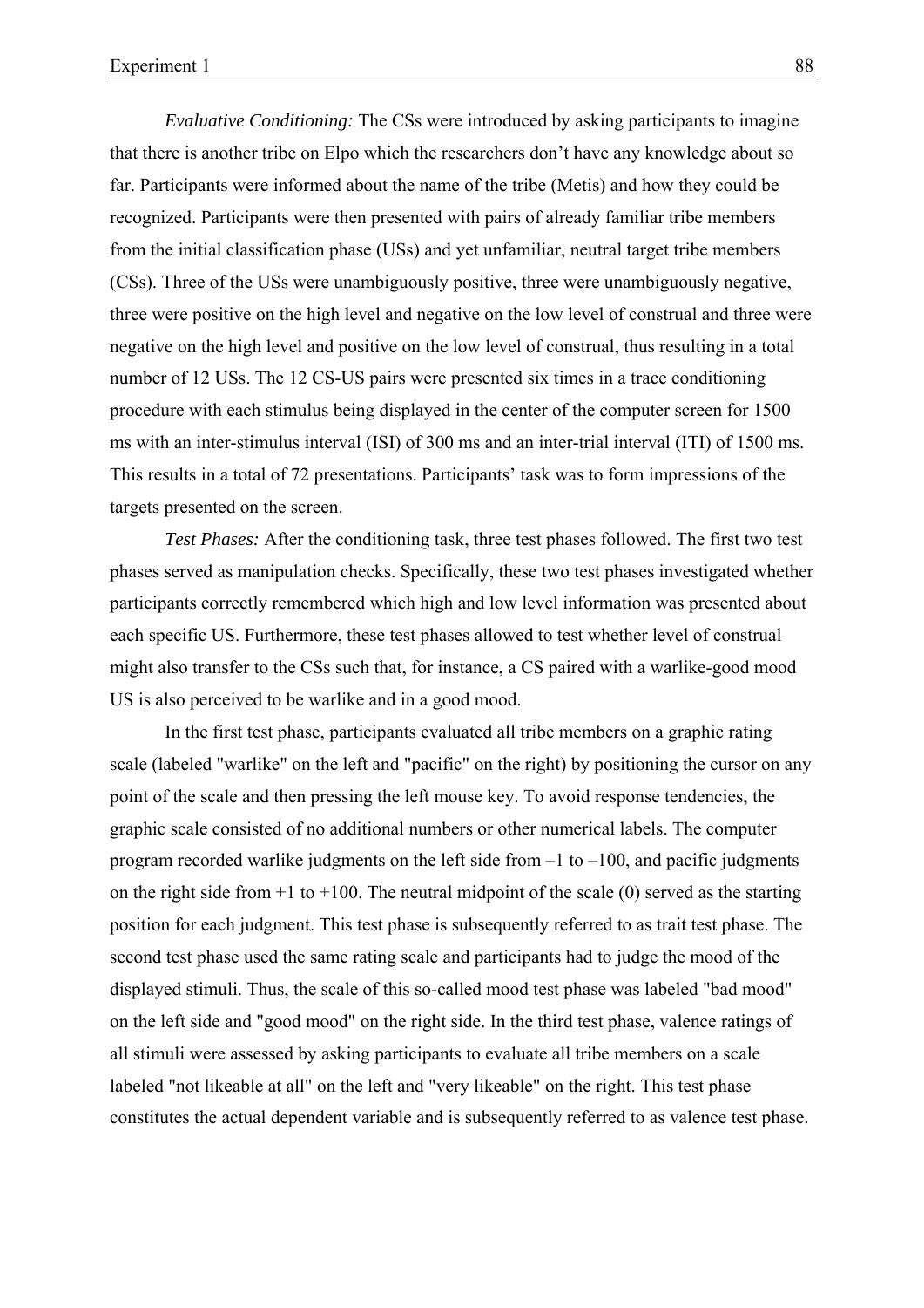*Evaluative Conditioning:* The CSs were introduced by asking participants to imagine that there is another tribe on Elpo which the researchers don't have any knowledge about so far. Participants were informed about the name of the tribe (Metis) and how they could be recognized. Participants were then presented with pairs of already familiar tribe members from the initial classification phase (USs) and yet unfamiliar, neutral target tribe members (CSs). Three of the USs were unambiguously positive, three were unambiguously negative, three were positive on the high level and negative on the low level of construal and three were negative on the high level and positive on the low level of construal, thus resulting in a total number of 12 USs. The 12 CS-US pairs were presented six times in a trace conditioning procedure with each stimulus being displayed in the center of the computer screen for 1500 ms with an inter-stimulus interval (ISI) of 300 ms and an inter-trial interval (ITI) of 1500 ms. This results in a total of 72 presentations. Participants' task was to form impressions of the targets presented on the screen.

*Test Phases:* After the conditioning task, three test phases followed. The first two test phases served as manipulation checks. Specifically, these two test phases investigated whether participants correctly remembered which high and low level information was presented about each specific US. Furthermore, these test phases allowed to test whether level of construal might also transfer to the CSs such that, for instance, a CS paired with a warlike-good mood US is also perceived to be warlike and in a good mood.

In the first test phase, participants evaluated all tribe members on a graphic rating scale (labeled "warlike" on the left and "pacific" on the right) by positioning the cursor on any point of the scale and then pressing the left mouse key. To avoid response tendencies, the graphic scale consisted of no additional numbers or other numerical labels. The computer program recorded warlike judgments on the left side from –1 to –100, and pacific judgments on the right side from +1 to +100. The neutral midpoint of the scale (0) served as the starting position for each judgment. This test phase is subsequently referred to as trait test phase. The second test phase used the same rating scale and participants had to judge the mood of the displayed stimuli. Thus, the scale of this so-called mood test phase was labeled "bad mood" on the left side and "good mood" on the right side. In the third test phase, valence ratings of all stimuli were assessed by asking participants to evaluate all tribe members on a scale labeled "not likeable at all" on the left and "very likeable" on the right. This test phase constitutes the actual dependent variable and is subsequently referred to as valence test phase.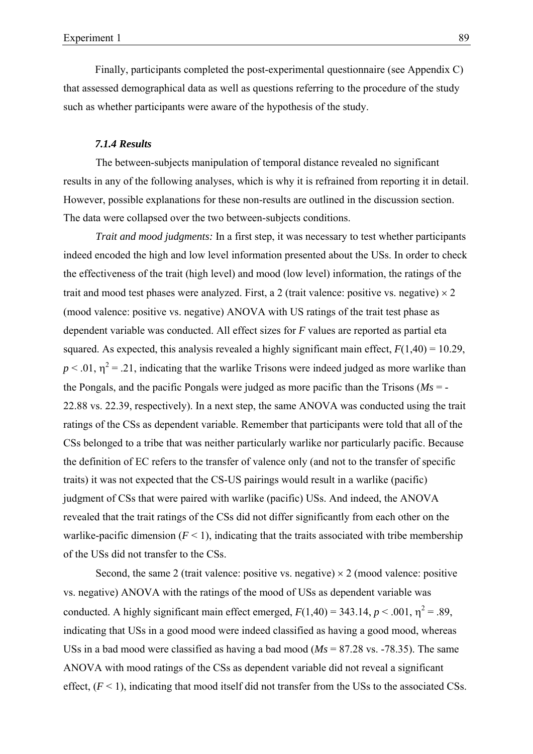Finally, participants completed the post-experimental questionnaire (see Appendix C) that assessed demographical data as well as questions referring to the procedure of the study such as whether participants were aware of the hypothesis of the study.

### *7.1.4 Results*

The between-subjects manipulation of temporal distance revealed no significant results in any of the following analyses, which is why it is refrained from reporting it in detail. However, possible explanations for these non-results are outlined in the discussion section. The data were collapsed over the two between-subjects conditions.

*Trait and mood judgments:* In a first step, it was necessary to test whether participants indeed encoded the high and low level information presented about the USs. In order to check the effectiveness of the trait (high level) and mood (low level) information, the ratings of the trait and mood test phases were analyzed. First, a 2 (trait valence: positive vs. negative) $\times$ 2 (mood valence: positive vs. negative) ANOVA with US ratings of the trait test phase as dependent variable was conducted. All effect sizes for $F$ values are reported as partial eta squared. As expected, this analysis revealed a highly significant main effect, $F(1,40) = 10.29$, $p < .01$, $\eta^2 = .21$, indicating that the warlike Trisons were indeed judged as more warlike than the Pongals, and the pacific Pongals were judged as more pacific than the Trisons (*Ms* = -22.88 vs. 22.39, respectively). In a next step, the same ANOVA was conducted using the trait ratings of the CSs as dependent variable. Remember that participants were told that all of the CSs belonged to a tribe that was neither particularly warlike nor particularly pacific. Because the definition of EC refers to the transfer of valence only (and not to the transfer of specific traits) it was not expected that the CS-US pairings would result in a warlike (pacific) judgment of CSs that were paired with warlike (pacific) USs. And indeed, the ANOVA revealed that the trait ratings of the CSs did not differ significantly from each other on the warlike-pacific dimension ($F < 1$), indicating that the traits associated with tribe membership of the USs did not transfer to the CSs.

Second, the same 2 (trait valence: positive vs. negative) $\times$ 2 (mood valence: positive vs. negative) ANOVA with the ratings of the mood of USs as dependent variable was conducted. A highly significant main effect emerged, $F(1,40) = 343.14$, $p < .001$, $\eta^2 = .89$, indicating that USs in a good mood were indeed classified as having a good mood, whereas USs in a bad mood were classified as having a bad mood (*Ms* = 87.28 vs. -78.35). The same ANOVA with mood ratings of the CSs as dependent variable did not reveal a significant effect, ($F < 1$), indicating that mood itself did not transfer from the USs to the associated CSs.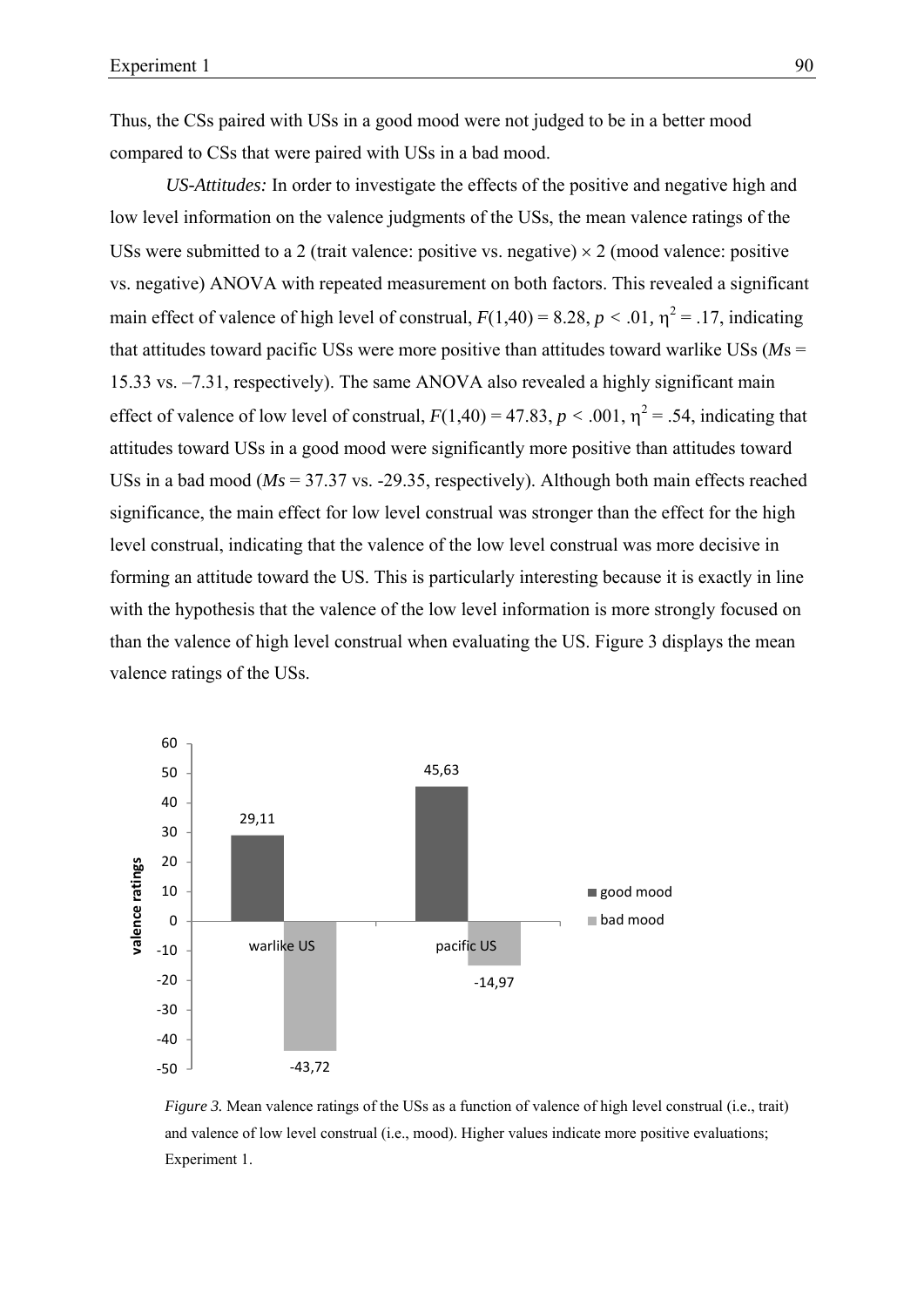Thus, the CSs paired with USs in a good mood were not judged to be in a better mood compared to CSs that were paired with USs in a bad mood.

*US-Attitudes:* In order to investigate the effects of the positive and negative high and low level information on the valence judgments of the USs, the mean valence ratings of the USs were submitted to a 2 (trait valence: positive vs. negative) $\times$ 2 (mood valence: positive vs. negative) ANOVA with repeated measurement on both factors. This revealed a significant main effect of valence of high level of construal, $F(1,40) = 8.28$, $p < .01$, $\eta^2 = .17$, indicating that attitudes toward pacific USs were more positive than attitudes toward warlike USs (*M*s = 15.33 vs. –7.31, respectively). The same ANOVA also revealed a highly significant main effect of valence of low level of construal, $F(1,40) = 47.83$, $p < .001$, $\eta^2 = .54$, indicating that attitudes toward USs in a good mood were significantly more positive than attitudes toward USs in a bad mood (*Ms* = 37.37 vs. -29.35, respectively). Although both main effects reached significance, the main effect for low level construal was stronger than the effect for the high level construal, indicating that the valence of the low level construal was more decisive in forming an attitude toward the US. This is particularly interesting because it is exactly in line with the hypothesis that the valence of the low level information is more strongly focused on than the valence of high level construal when evaluating the US. Figure 3 displays the mean valence ratings of the USs.

| | good mood | bad mood |
|---|---|---|
| warlike US | 29,11 | -43,72 |
| pacific US | 45,63 | -14,97 |

*Figure 3.* Mean valence ratings of the USs as a function of valence of high level construal (i.e., trait) and valence of low level construal (i.e., mood). Higher values indicate more positive evaluations; Experiment 1.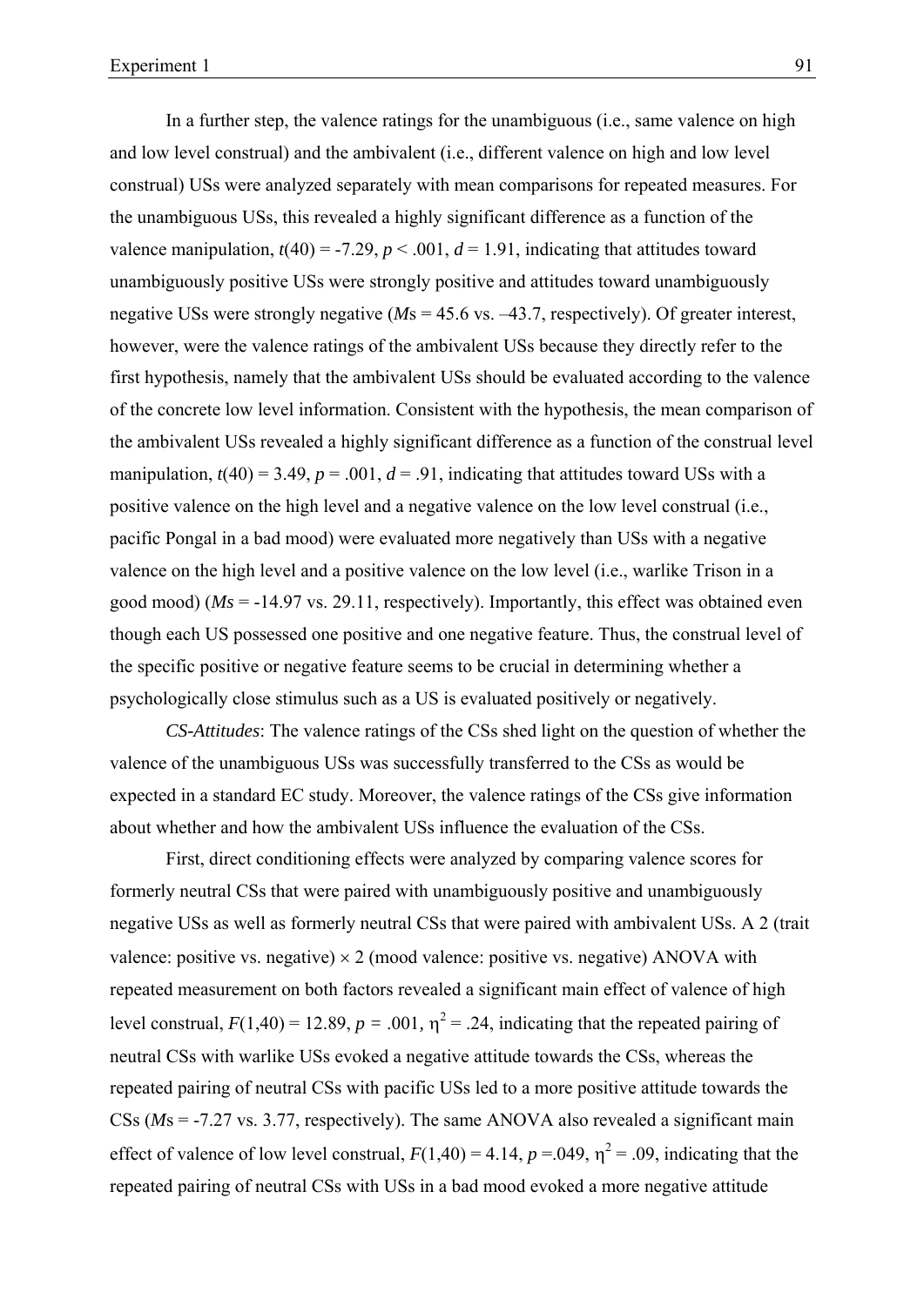In a further step, the valence ratings for the unambiguous (i.e., same valence on high and low level construal) and the ambivalent (i.e., different valence on high and low level construal) USs were analyzed separately with mean comparisons for repeated measures. For the unambiguous USs, this revealed a highly significant difference as a function of the valence manipulation, $t(40) = -7.29$, $p < .001$, $d = 1.91$, indicating that attitudes toward unambiguously positive USs were strongly positive and attitudes toward unambiguously negative USs were strongly negative (*M*s = 45.6 vs. –43.7, respectively). Of greater interest, however, were the valence ratings of the ambivalent USs because they directly refer to the first hypothesis, namely that the ambivalent USs should be evaluated according to the valence of the concrete low level information. Consistent with the hypothesis, the mean comparison of the ambivalent USs revealed a highly significant difference as a function of the construal level manipulation, $t(40) = 3.49$, $p = .001$, $d = .91$, indicating that attitudes toward USs with a positive valence on the high level and a negative valence on the low level construal (i.e., pacific Pongal in a bad mood) were evaluated more negatively than USs with a negative valence on the high level and a positive valence on the low level (i.e., warlike Trison in a good mood) (*Ms* = -14.97 vs. 29.11, respectively). Importantly, this effect was obtained even though each US possessed one positive and one negative feature. Thus, the construal level of the specific positive or negative feature seems to be crucial in determining whether a psychologically close stimulus such as a US is evaluated positively or negatively.

*CS-Attitudes*: The valence ratings of the CSs shed light on the question of whether the valence of the unambiguous USs was successfully transferred to the CSs as would be expected in a standard EC study. Moreover, the valence ratings of the CSs give information about whether and how the ambivalent USs influence the evaluation of the CSs.

First, direct conditioning effects were analyzed by comparing valence scores for formerly neutral CSs that were paired with unambiguously positive and unambiguously negative USs as well as formerly neutral CSs that were paired with ambivalent USs. A 2 (trait valence: positive vs. negative) × 2 (mood valence: positive vs. negative) ANOVA with repeated measurement on both factors revealed a significant main effect of valence of high level construal, $F(1,40) = 12.89$, $p = .001$, $\eta^2 = .24$, indicating that the repeated pairing of neutral CSs with warlike USs evoked a negative attitude towards the CSs, whereas the repeated pairing of neutral CSs with pacific USs led to a more positive attitude towards the CSs (*M*s = -7.27 vs. 3.77, respectively). The same ANOVA also revealed a significant main effect of valence of low level construal, $F(1,40) = 4.14$, $p = .049$, $\eta^2 = .09$, indicating that the repeated pairing of neutral CSs with USs in a bad mood evoked a more negative attitude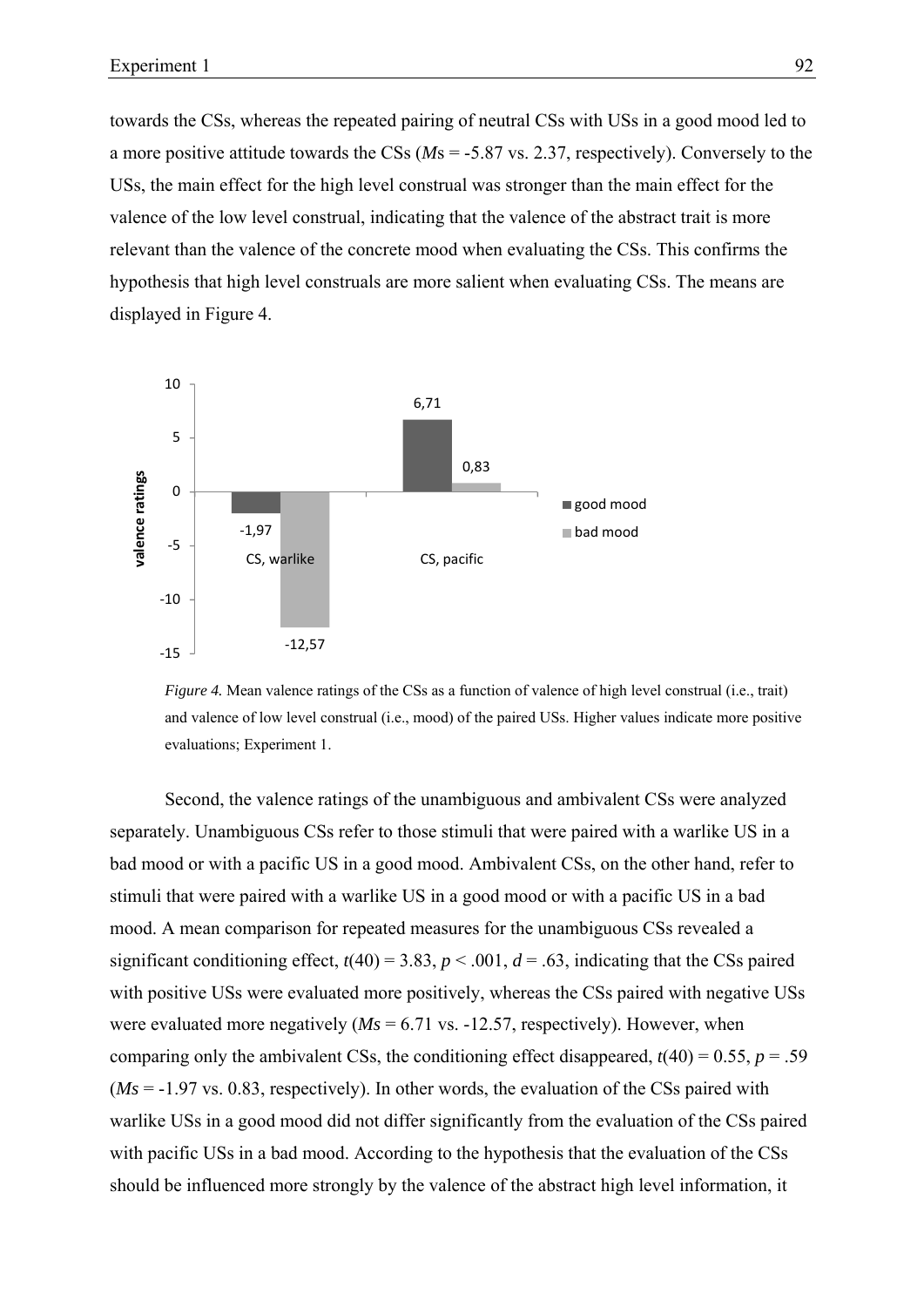towards the CSs, whereas the repeated pairing of neutral CSs with USs in a good mood led to a more positive attitude towards the CSs (*M*s = -5.87 vs. 2.37, respectively). Conversely to the USs, the main effect for the high level construal was stronger than the main effect for the valence of the low level construal, indicating that the valence of the abstract trait is more relevant than the valence of the concrete mood when evaluating the CSs. This confirms the hypothesis that high level construals are more salient when evaluating CSs. The means are displayed in Figure 4.

*Figure 4.* Mean valence ratings of the CSs as a function of valence of high level construal (i.e., trait) and valence of low level construal (i.e., mood) of the paired USs. Higher values indicate more positive evaluations; Experiment 1.

Second, the valence ratings of the unambiguous and ambivalent CSs were analyzed separately. Unambiguous CSs refer to those stimuli that were paired with a warlike US in a bad mood or with a pacific US in a good mood. Ambivalent CSs, on the other hand, refer to stimuli that were paired with a warlike US in a good mood or with a pacific US in a bad mood. A mean comparison for repeated measures for the unambiguous CSs revealed a significant conditioning effect, $t(40) = 3.83$, $p < .001$, $d = .63$, indicating that the CSs paired with positive USs were evaluated more positively, whereas the CSs paired with negative USs were evaluated more negatively (*Ms* = 6.71 vs. -12.57, respectively). However, when comparing only the ambivalent CSs, the conditioning effect disappeared, $t(40) = 0.55$, $p = .59$ (*Ms* = -1.97 vs. 0.83, respectively). In other words, the evaluation of the CSs paired with warlike USs in a good mood did not differ significantly from the evaluation of the CSs paired with pacific USs in a bad mood. According to the hypothesis that the evaluation of the CSs should be influenced more strongly by the valence of the abstract high level information, it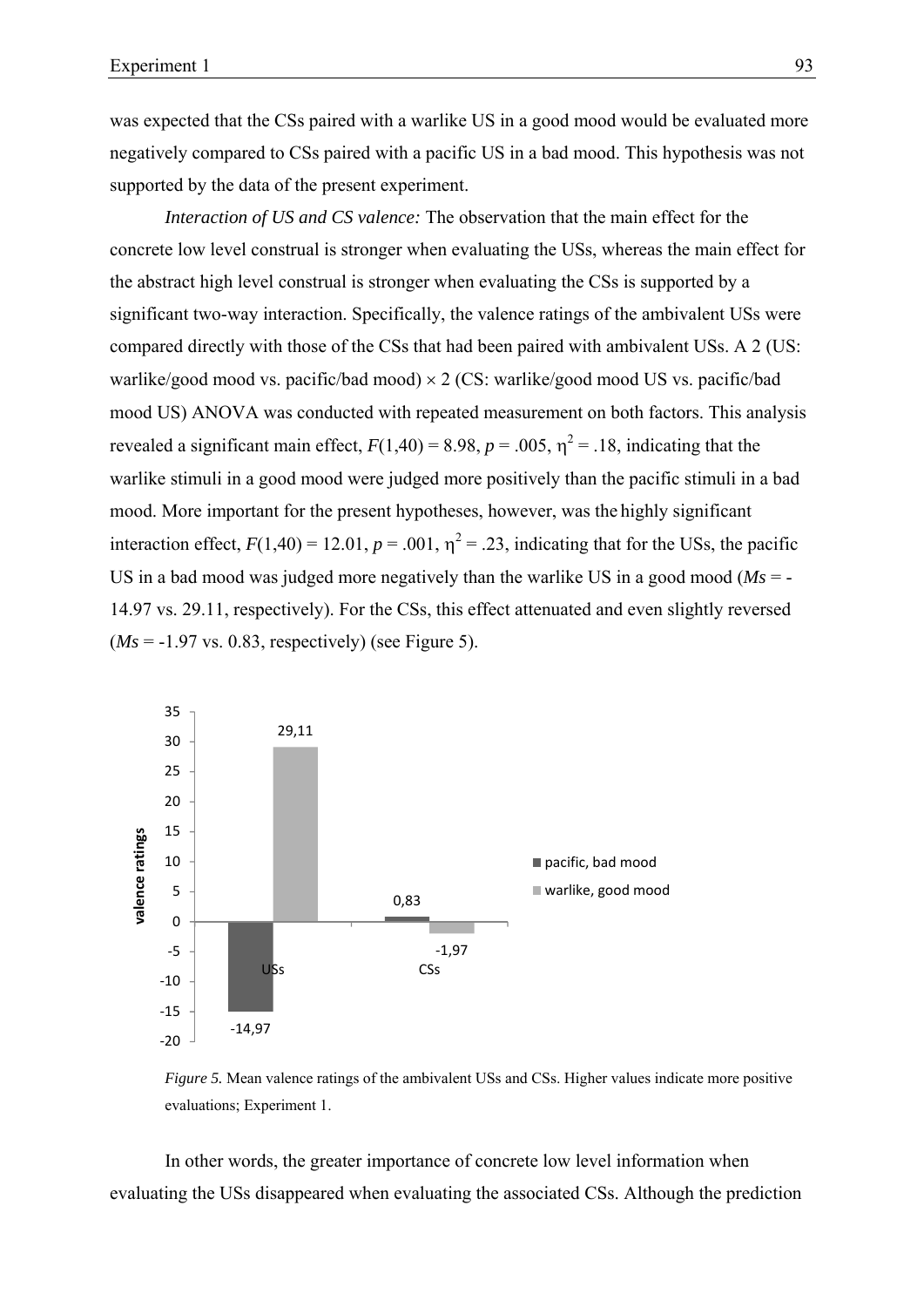was expected that the CSs paired with a warlike US in a good mood would be evaluated more negatively compared to CSs paired with a pacific US in a bad mood. This hypothesis was not supported by the data of the present experiment.

*Interaction of US and CS valence:* The observation that the main effect for the concrete low level construal is stronger when evaluating the USs, whereas the main effect for the abstract high level construal is stronger when evaluating the CSs is supported by a significant two-way interaction. Specifically, the valence ratings of the ambivalent USs were compared directly with those of the CSs that had been paired with ambivalent USs. A 2 (US: warlike/good mood vs. pacific/bad mood) × 2 (CS: warlike/good mood US vs. pacific/bad mood US) ANOVA was conducted with repeated measurement on both factors. This analysis revealed a significant main effect, $F(1,40) = 8.98$, $p = .005$, $\eta^2 = .18$, indicating that the warlike stimuli in a good mood were judged more positively than the pacific stimuli in a bad mood. More important for the present hypotheses, however, was the highly significant interaction effect, $F(1,40) = 12.01$, $p = .001$, $\eta^2 = .23$, indicating that for the USs, the pacific US in a bad mood was judged more negatively than the warlike US in a good mood (*Ms* = -14.97 vs. 29.11, respectively). For the CSs, this effect attenuated and even slightly reversed (*Ms* = -1.97 vs. 0.83, respectively) (see Figure 5).

*Figure 5.* Mean valence ratings of the ambivalent USs and CSs. Higher values indicate more positive evaluations; Experiment 1.

In other words, the greater importance of concrete low level information when evaluating the USs disappeared when evaluating the associated CSs. Although the prediction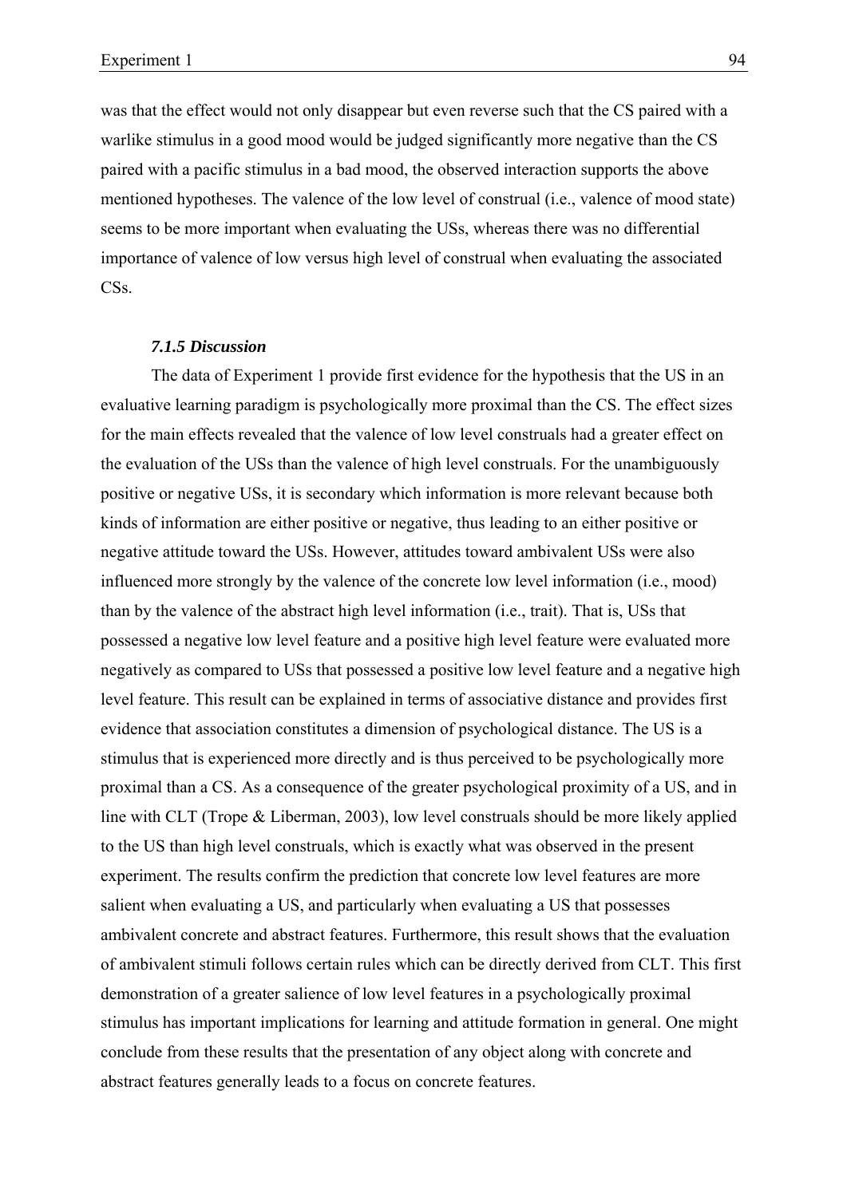was that the effect would not only disappear but even reverse such that the CS paired with a warlike stimulus in a good mood would be judged significantly more negative than the CS paired with a pacific stimulus in a bad mood, the observed interaction supports the above mentioned hypotheses. The valence of the low level of construal (i.e., valence of mood state) seems to be more important when evaluating the USs, whereas there was no differential importance of valence of low versus high level of construal when evaluating the associated CSs.

#### *7.1.5 Discussion*

The data of Experiment 1 provide first evidence for the hypothesis that the US in an evaluative learning paradigm is psychologically more proximal than the CS. The effect sizes for the main effects revealed that the valence of low level construals had a greater effect on the evaluation of the USs than the valence of high level construals. For the unambiguously positive or negative USs, it is secondary which information is more relevant because both kinds of information are either positive or negative, thus leading to an either positive or negative attitude toward the USs. However, attitudes toward ambivalent USs were also influenced more strongly by the valence of the concrete low level information (i.e., mood) than by the valence of the abstract high level information (i.e., trait). That is, USs that possessed a negative low level feature and a positive high level feature were evaluated more negatively as compared to USs that possessed a positive low level feature and a negative high level feature. This result can be explained in terms of associative distance and provides first evidence that association constitutes a dimension of psychological distance. The US is a stimulus that is experienced more directly and is thus perceived to be psychologically more proximal than a CS. As a consequence of the greater psychological proximity of a US, and in line with CLT (Trope & Liberman, 2003), low level construals should be more likely applied to the US than high level construals, which is exactly what was observed in the present experiment. The results confirm the prediction that concrete low level features are more salient when evaluating a US, and particularly when evaluating a US that possesses ambivalent concrete and abstract features. Furthermore, this result shows that the evaluation of ambivalent stimuli follows certain rules which can be directly derived from CLT. This first demonstration of a greater salience of low level features in a psychologically proximal stimulus has important implications for learning and attitude formation in general. One might conclude from these results that the presentation of any object along with concrete and abstract features generally leads to a focus on concrete features.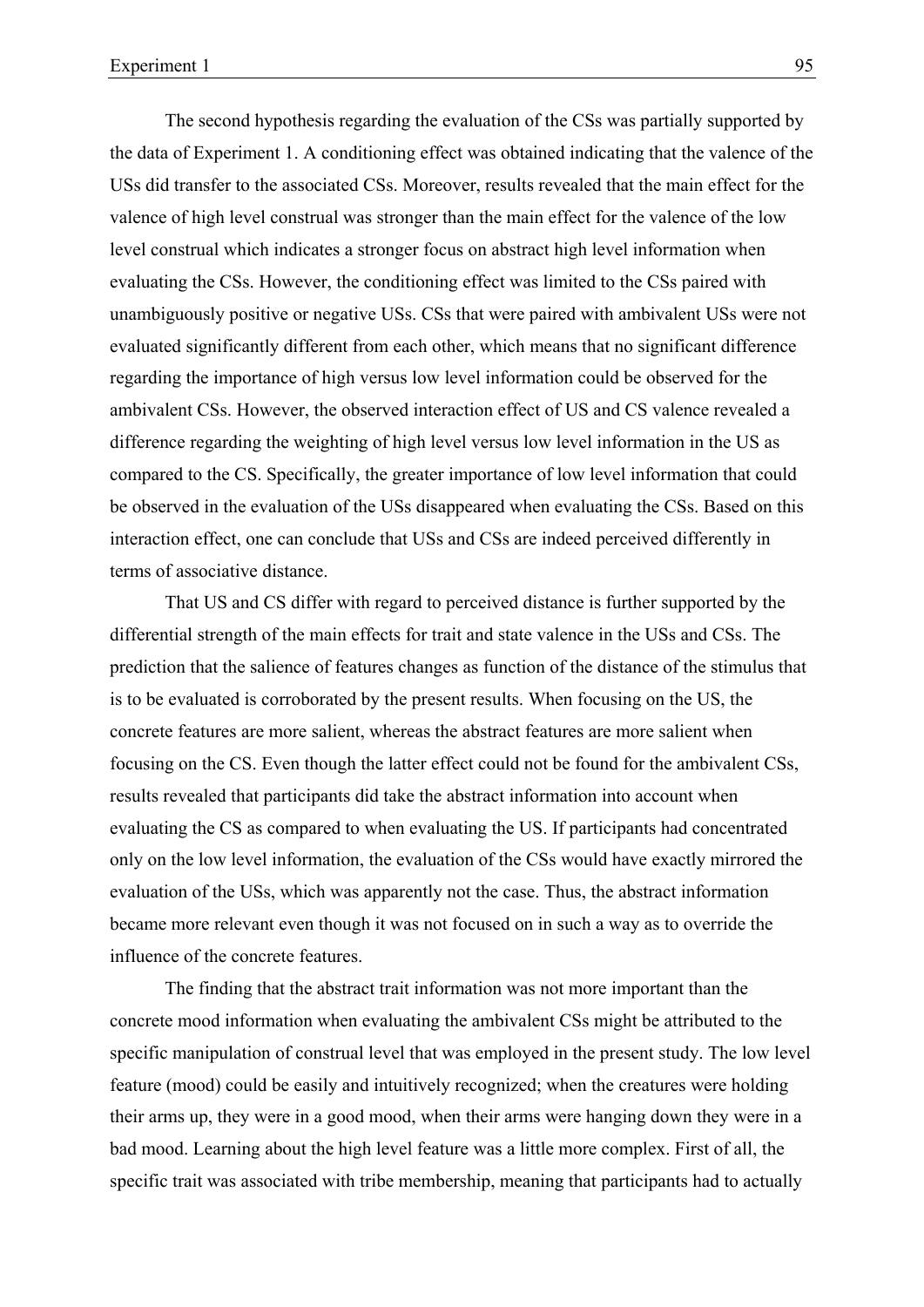The second hypothesis regarding the evaluation of the CSs was partially supported by the data of Experiment 1. A conditioning effect was obtained indicating that the valence of the USs did transfer to the associated CSs. Moreover, results revealed that the main effect for the valence of high level construal was stronger than the main effect for the valence of the low level construal which indicates a stronger focus on abstract high level information when evaluating the CSs. However, the conditioning effect was limited to the CSs paired with unambiguously positive or negative USs. CSs that were paired with ambivalent USs were not evaluated significantly different from each other, which means that no significant difference regarding the importance of high versus low level information could be observed for the ambivalent CSs. However, the observed interaction effect of US and CS valence revealed a difference regarding the weighting of high level versus low level information in the US as compared to the CS. Specifically, the greater importance of low level information that could be observed in the evaluation of the USs disappeared when evaluating the CSs. Based on this interaction effect, one can conclude that USs and CSs are indeed perceived differently in terms of associative distance.

That US and CS differ with regard to perceived distance is further supported by the differential strength of the main effects for trait and state valence in the USs and CSs. The prediction that the salience of features changes as function of the distance of the stimulus that is to be evaluated is corroborated by the present results. When focusing on the US, the concrete features are more salient, whereas the abstract features are more salient when focusing on the CS. Even though the latter effect could not be found for the ambivalent CSs, results revealed that participants did take the abstract information into account when evaluating the CS as compared to when evaluating the US. If participants had concentrated only on the low level information, the evaluation of the CSs would have exactly mirrored the evaluation of the USs, which was apparently not the case. Thus, the abstract information became more relevant even though it was not focused on in such a way as to override the influence of the concrete features.

The finding that the abstract trait information was not more important than the concrete mood information when evaluating the ambivalent CSs might be attributed to the specific manipulation of construal level that was employed in the present study. The low level feature (mood) could be easily and intuitively recognized; when the creatures were holding their arms up, they were in a good mood, when their arms were hanging down they were in a bad mood. Learning about the high level feature was a little more complex. First of all, the specific trait was associated with tribe membership, meaning that participants had to actually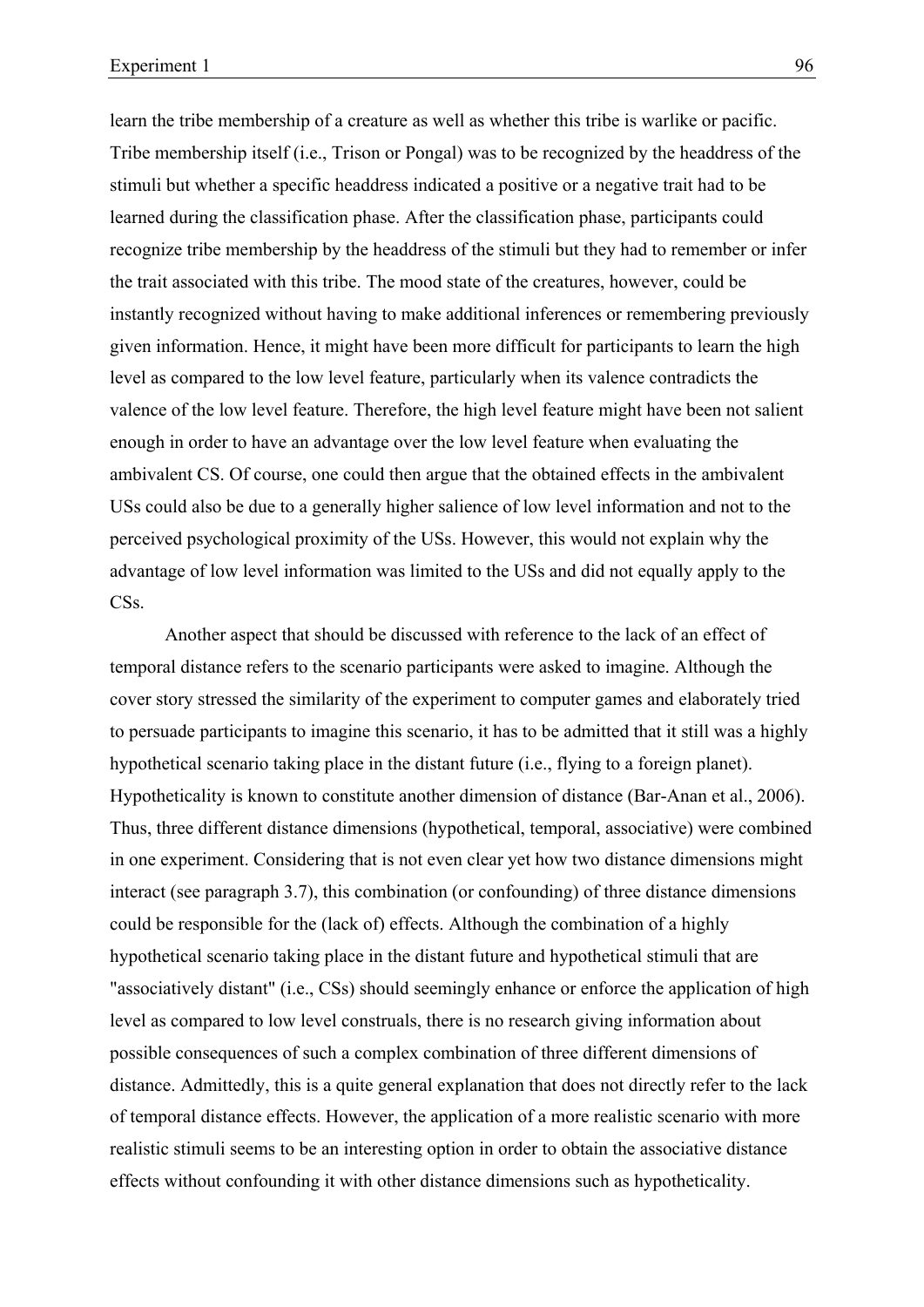learn the tribe membership of a creature as well as whether this tribe is warlike or pacific. Tribe membership itself (i.e., Trison or Pongal) was to be recognized by the headdress of the stimuli but whether a specific headdress indicated a positive or a negative trait had to be learned during the classification phase. After the classification phase, participants could recognize tribe membership by the headdress of the stimuli but they had to remember or infer the trait associated with this tribe. The mood state of the creatures, however, could be instantly recognized without having to make additional inferences or remembering previously given information. Hence, it might have been more difficult for participants to learn the high level as compared to the low level feature, particularly when its valence contradicts the valence of the low level feature. Therefore, the high level feature might have been not salient enough in order to have an advantage over the low level feature when evaluating the ambivalent CS. Of course, one could then argue that the obtained effects in the ambivalent USs could also be due to a generally higher salience of low level information and not to the perceived psychological proximity of the USs. However, this would not explain why the advantage of low level information was limited to the USs and did not equally apply to the CSs.

Another aspect that should be discussed with reference to the lack of an effect of temporal distance refers to the scenario participants were asked to imagine. Although the cover story stressed the similarity of the experiment to computer games and elaborately tried to persuade participants to imagine this scenario, it has to be admitted that it still was a highly hypothetical scenario taking place in the distant future (i.e., flying to a foreign planet). Hypotheticality is known to constitute another dimension of distance (Bar-Anan et al., 2006). Thus, three different distance dimensions (hypothetical, temporal, associative) were combined in one experiment. Considering that is not even clear yet how two distance dimensions might interact (see paragraph 3.7), this combination (or confounding) of three distance dimensions could be responsible for the (lack of) effects. Although the combination of a highly hypothetical scenario taking place in the distant future and hypothetical stimuli that are "associatively distant" (i.e., CSs) should seemingly enhance or enforce the application of high level as compared to low level construals, there is no research giving information about possible consequences of such a complex combination of three different dimensions of distance. Admittedly, this is a quite general explanation that does not directly refer to the lack of temporal distance effects. However, the application of a more realistic scenario with more realistic stimuli seems to be an interesting option in order to obtain the associative distance effects without confounding it with other distance dimensions such as hypotheticality.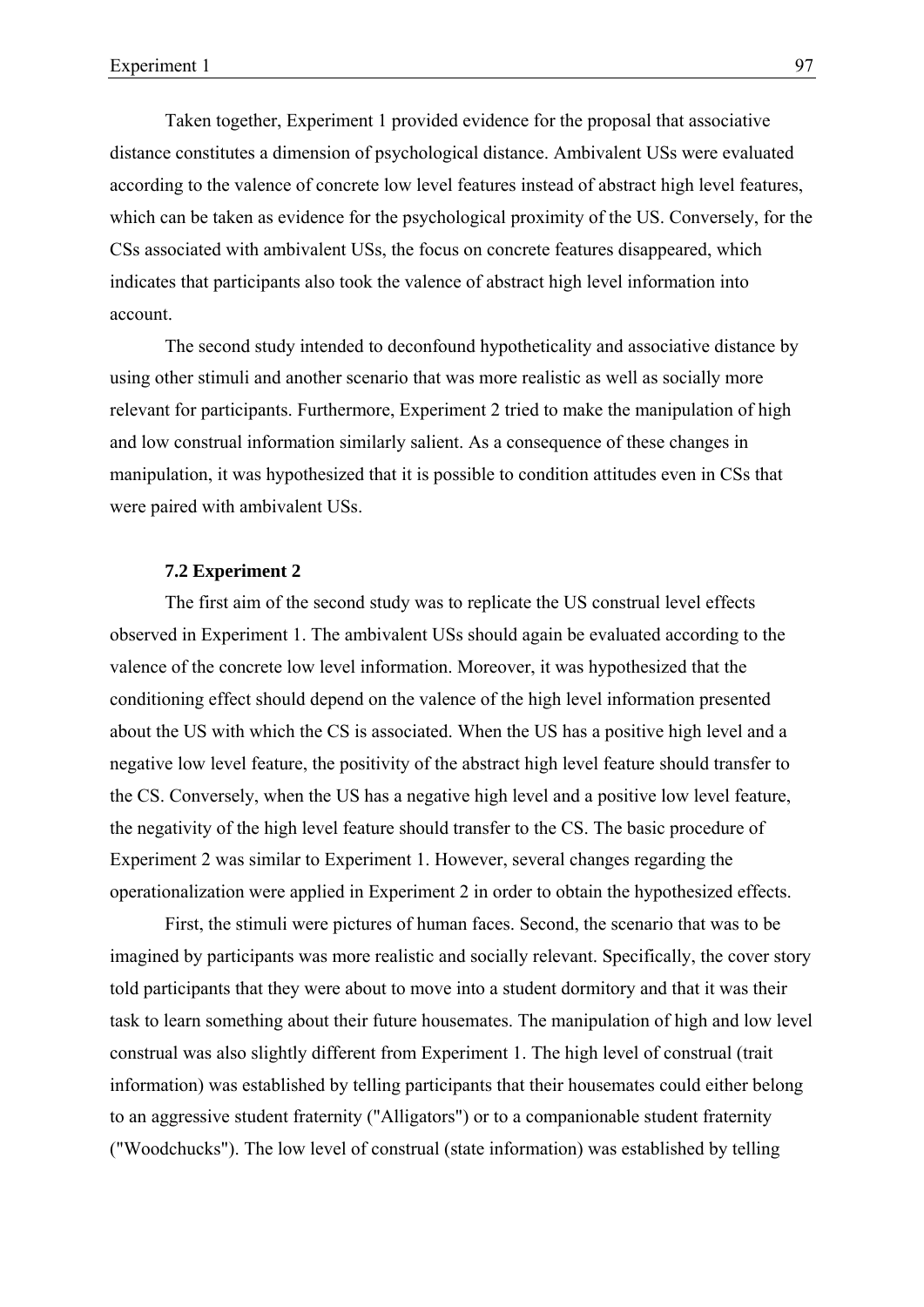Taken together, Experiment 1 provided evidence for the proposal that associative distance constitutes a dimension of psychological distance. Ambivalent USs were evaluated according to the valence of concrete low level features instead of abstract high level features, which can be taken as evidence for the psychological proximity of the US. Conversely, for the CSs associated with ambivalent USs, the focus on concrete features disappeared, which indicates that participants also took the valence of abstract high level information into account.

The second study intended to deconfound hypotheticality and associative distance by using other stimuli and another scenario that was more realistic as well as socially more relevant for participants. Furthermore, Experiment 2 tried to make the manipulation of high and low construal information similarly salient. As a consequence of these changes in manipulation, it was hypothesized that it is possible to condition attitudes even in CSs that were paired with ambivalent USs.

### 7.2 Experiment 2

The first aim of the second study was to replicate the US construal level effects observed in Experiment 1. The ambivalent USs should again be evaluated according to the valence of the concrete low level information. Moreover, it was hypothesized that the conditioning effect should depend on the valence of the high level information presented about the US with which the CS is associated. When the US has a positive high level and a negative low level feature, the positivity of the abstract high level feature should transfer to the CS. Conversely, when the US has a negative high level and a positive low level feature, the negativity of the high level feature should transfer to the CS. The basic procedure of Experiment 2 was similar to Experiment 1. However, several changes regarding the operationalization were applied in Experiment 2 in order to obtain the hypothesized effects.

First, the stimuli were pictures of human faces. Second, the scenario that was to be imagined by participants was more realistic and socially relevant. Specifically, the cover story told participants that they were about to move into a student dormitory and that it was their task to learn something about their future housemates. The manipulation of high and low level construal was also slightly different from Experiment 1. The high level of construal (trait information) was established by telling participants that their housemates could either belong to an aggressive student fraternity ("Alligators") or to a companionable student fraternity ("Woodchucks"). The low level of construal (state information) was established by telling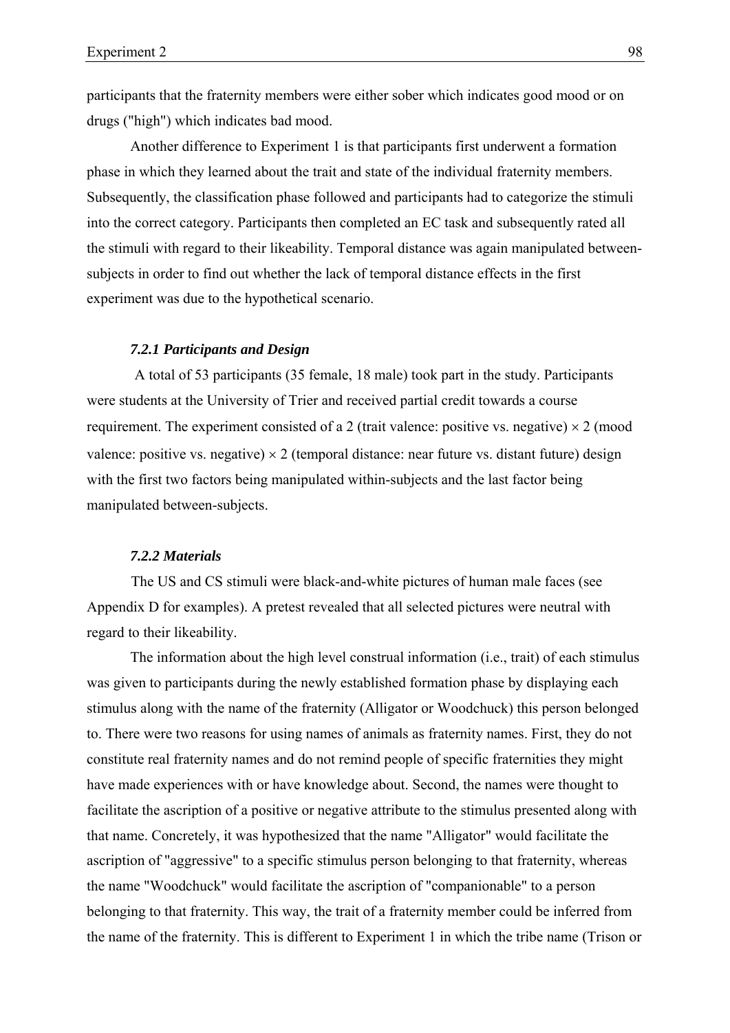participants that the fraternity members were either sober which indicates good mood or on drugs ("high") which indicates bad mood.

Another difference to Experiment 1 is that participants first underwent a formation phase in which they learned about the trait and state of the individual fraternity members. Subsequently, the classification phase followed and participants had to categorize the stimuli into the correct category. Participants then completed an EC task and subsequently rated all the stimuli with regard to their likeability. Temporal distance was again manipulated between-subjects in order to find out whether the lack of temporal distance effects in the first experiment was due to the hypothetical scenario.

### *7.2.1 Participants and Design*

A total of 53 participants (35 female, 18 male) took part in the study. Participants were students at the University of Trier and received partial credit towards a course requirement. The experiment consisted of a 2 (trait valence: positive vs. negative) $\times$ 2 (mood valence: positive vs. negative) $\times$ 2 (temporal distance: near future vs. distant future) design with the first two factors being manipulated within-subjects and the last factor being manipulated between-subjects.

### *7.2.2 Materials*

The US and CS stimuli were black-and-white pictures of human male faces (see Appendix D for examples). A pretest revealed that all selected pictures were neutral with regard to their likeability.

The information about the high level construal information (i.e., trait) of each stimulus was given to participants during the newly established formation phase by displaying each stimulus along with the name of the fraternity (Alligator or Woodchuck) this person belonged to. There were two reasons for using names of animals as fraternity names. First, they do not constitute real fraternity names and do not remind people of specific fraternities they might have made experiences with or have knowledge about. Second, the names were thought to facilitate the ascription of a positive or negative attribute to the stimulus presented along with that name. Concretely, it was hypothesized that the name "Alligator" would facilitate the ascription of "aggressive" to a specific stimulus person belonging to that fraternity, whereas the name "Woodchuck" would facilitate the ascription of "companionable" to a person belonging to that fraternity. This way, the trait of a fraternity member could be inferred from the name of the fraternity. This is different to Experiment 1 in which the tribe name (Trison or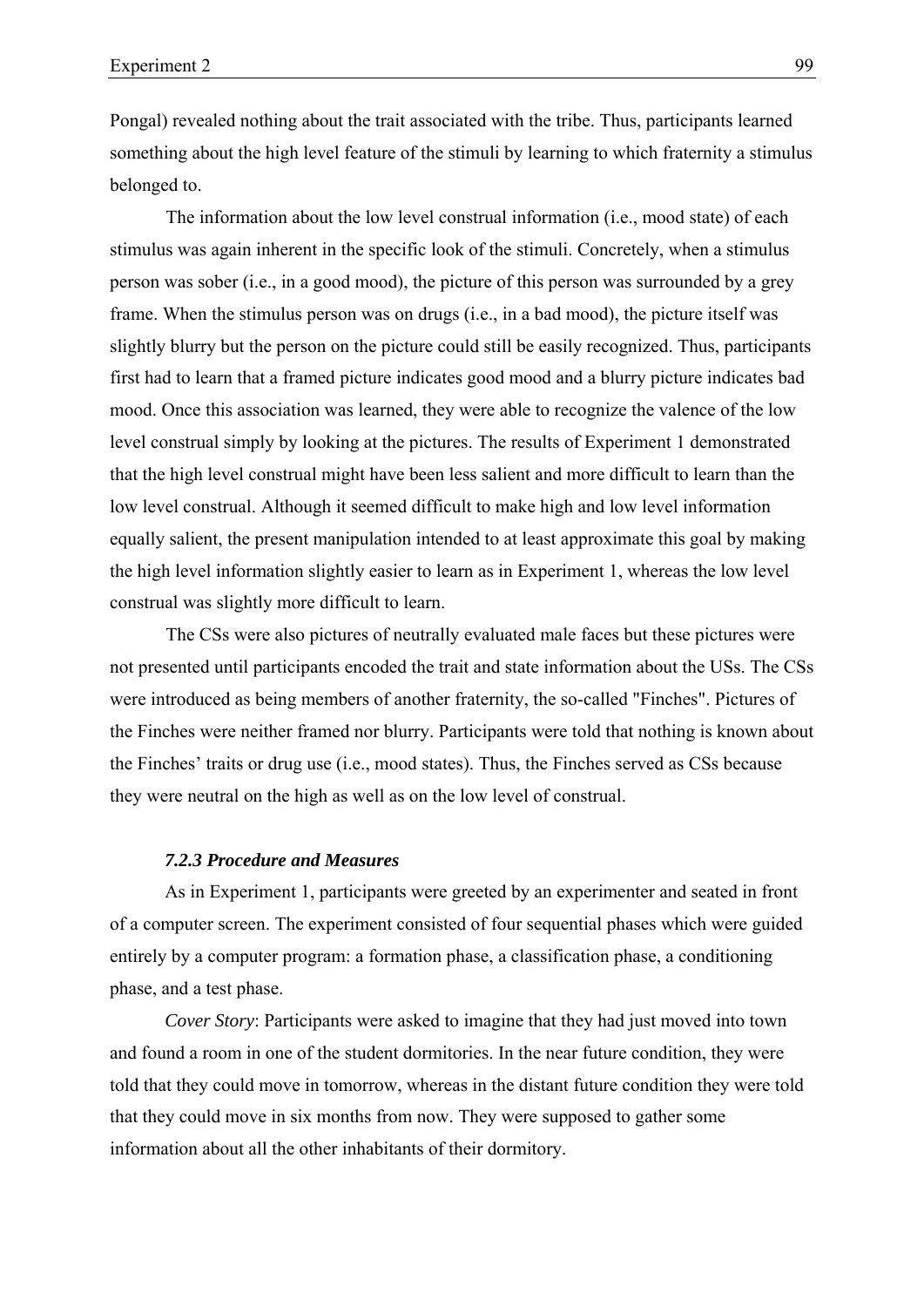Pongal) revealed nothing about the trait associated with the tribe. Thus, participants learned something about the high level feature of the stimuli by learning to which fraternity a stimulus belonged to.

The information about the low level construal information (i.e., mood state) of each stimulus was again inherent in the specific look of the stimuli. Concretely, when a stimulus person was sober (i.e., in a good mood), the picture of this person was surrounded by a grey frame. When the stimulus person was on drugs (i.e., in a bad mood), the picture itself was slightly blurry but the person on the picture could still be easily recognized. Thus, participants first had to learn that a framed picture indicates good mood and a blurry picture indicates bad mood. Once this association was learned, they were able to recognize the valence of the low level construal simply by looking at the pictures. The results of Experiment 1 demonstrated that the high level construal might have been less salient and more difficult to learn than the low level construal. Although it seemed difficult to make high and low level information equally salient, the present manipulation intended to at least approximate this goal by making the high level information slightly easier to learn as in Experiment 1, whereas the low level construal was slightly more difficult to learn.

The CSs were also pictures of neutrally evaluated male faces but these pictures were not presented until participants encoded the trait and state information about the USs. The CSs were introduced as being members of another fraternity, the so-called "Finches". Pictures of the Finches were neither framed nor blurry. Participants were told that nothing is known about the Finches' traits or drug use (i.e., mood states). Thus, the Finches served as CSs because they were neutral on the high as well as on the low level of construal.

### *7.2.3 Procedure and Measures*

As in Experiment 1, participants were greeted by an experimenter and seated in front of a computer screen. The experiment consisted of four sequential phases which were guided entirely by a computer program: a formation phase, a classification phase, a conditioning phase, and a test phase.

*Cover Story*: Participants were asked to imagine that they had just moved into town and found a room in one of the student dormitories. In the near future condition, they were told that they could move in tomorrow, whereas in the distant future condition they were told that they could move in six months from now. They were supposed to gather some information about all the other inhabitants of their dormitory.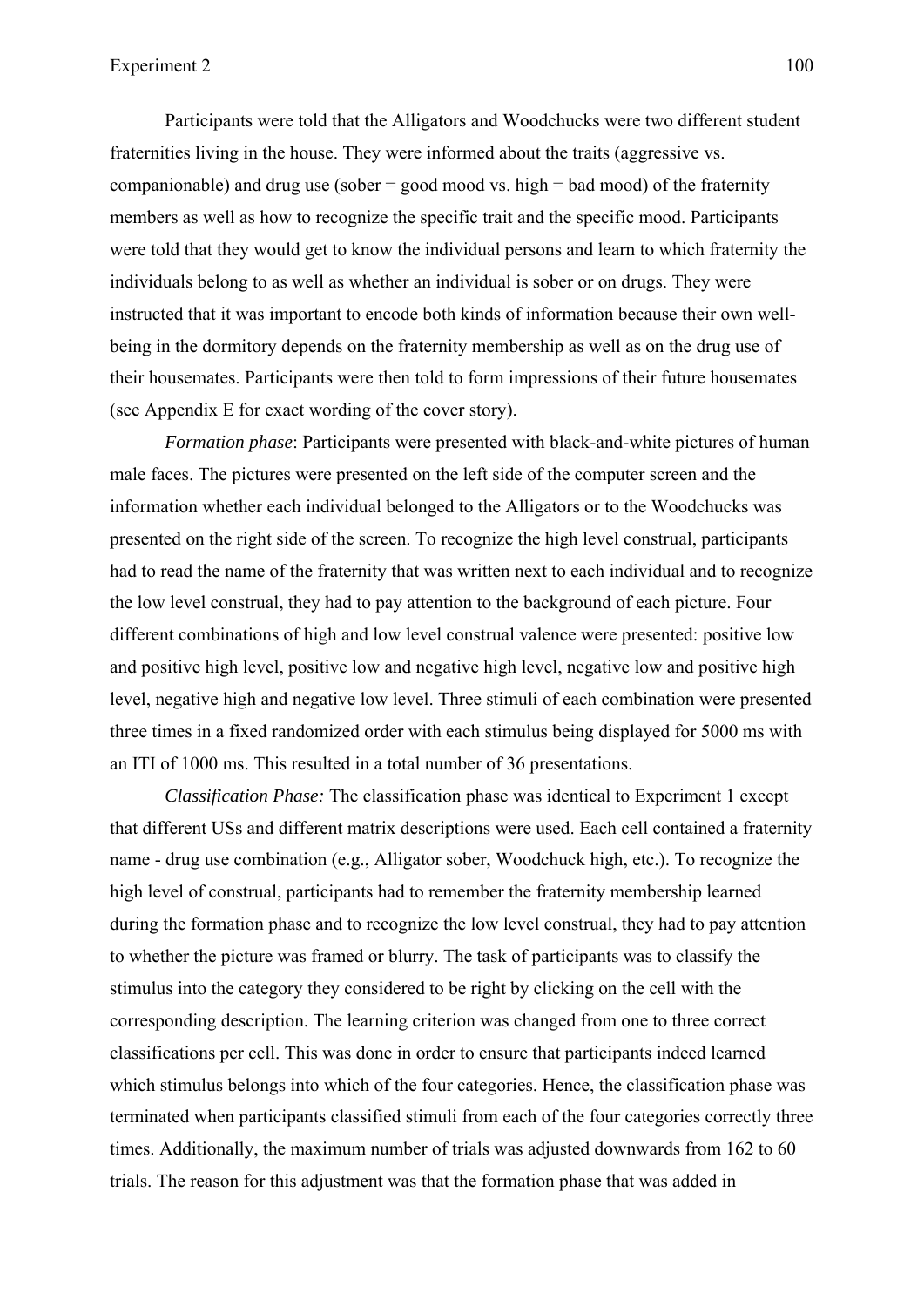Participants were told that the Alligators and Woodchucks were two different student fraternities living in the house. They were informed about the traits (aggressive vs. companionable) and drug use (sober = good mood vs. high = bad mood) of the fraternity members as well as how to recognize the specific trait and the specific mood. Participants were told that they would get to know the individual persons and learn to which fraternity the individuals belong to as well as whether an individual is sober or on drugs. They were instructed that it was important to encode both kinds of information because their own well-being in the dormitory depends on the fraternity membership as well as on the drug use of their housemates. Participants were then told to form impressions of their future housemates (see Appendix E for exact wording of the cover story).

*Formation phase*: Participants were presented with black-and-white pictures of human male faces. The pictures were presented on the left side of the computer screen and the information whether each individual belonged to the Alligators or to the Woodchucks was presented on the right side of the screen. To recognize the high level construal, participants had to read the name of the fraternity that was written next to each individual and to recognize the low level construal, they had to pay attention to the background of each picture. Four different combinations of high and low level construal valence were presented: positive low and positive high level, positive low and negative high level, negative low and positive high level, negative high and negative low level. Three stimuli of each combination were presented three times in a fixed randomized order with each stimulus being displayed for 5000 ms with an ITI of 1000 ms. This resulted in a total number of 36 presentations.

*Classification Phase:* The classification phase was identical to Experiment 1 except that different USs and different matrix descriptions were used. Each cell contained a fraternity name - drug use combination (e.g., Alligator sober, Woodchuck high, etc.). To recognize the high level of construal, participants had to remember the fraternity membership learned during the formation phase and to recognize the low level construal, they had to pay attention to whether the picture was framed or blurry. The task of participants was to classify the stimulus into the category they considered to be right by clicking on the cell with the corresponding description. The learning criterion was changed from one to three correct classifications per cell. This was done in order to ensure that participants indeed learned which stimulus belongs into which of the four categories. Hence, the classification phase was terminated when participants classified stimuli from each of the four categories correctly three times. Additionally, the maximum number of trials was adjusted downwards from 162 to 60 trials. The reason for this adjustment was that the formation phase that was added in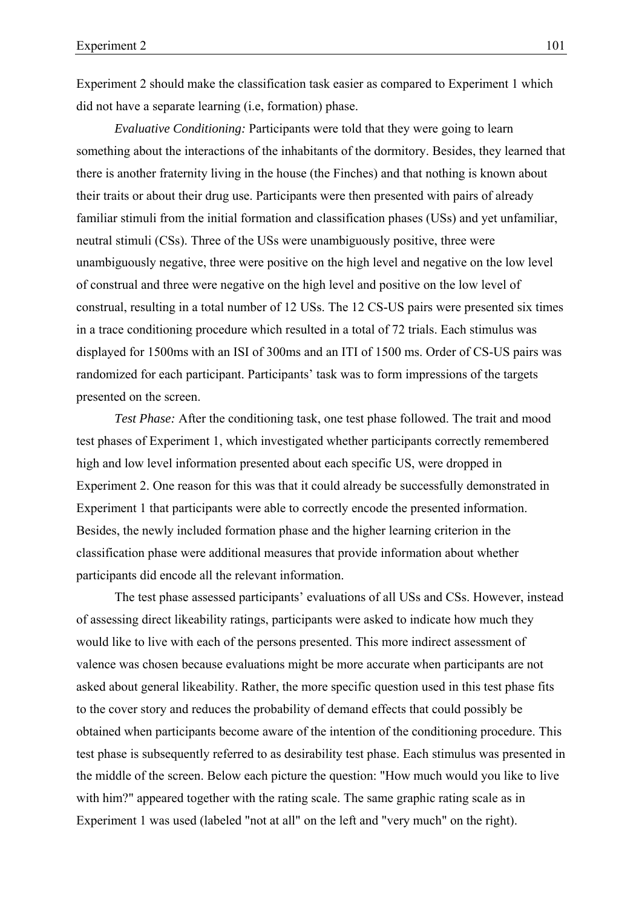Experiment 2 should make the classification task easier as compared to Experiment 1 which did not have a separate learning (i.e, formation) phase.

*Evaluative Conditioning:* Participants were told that they were going to learn something about the interactions of the inhabitants of the dormitory. Besides, they learned that there is another fraternity living in the house (the Finches) and that nothing is known about their traits or about their drug use. Participants were then presented with pairs of already familiar stimuli from the initial formation and classification phases (USs) and yet unfamiliar, neutral stimuli (CSs). Three of the USs were unambiguously positive, three were unambiguously negative, three were positive on the high level and negative on the low level of construal and three were negative on the high level and positive on the low level of construal, resulting in a total number of 12 USs. The 12 CS-US pairs were presented six times in a trace conditioning procedure which resulted in a total of 72 trials. Each stimulus was displayed for 1500ms with an ISI of 300ms and an ITI of 1500 ms. Order of CS-US pairs was randomized for each participant. Participants' task was to form impressions of the targets presented on the screen.

*Test Phase:* After the conditioning task, one test phase followed. The trait and mood test phases of Experiment 1, which investigated whether participants correctly remembered high and low level information presented about each specific US, were dropped in Experiment 2. One reason for this was that it could already be successfully demonstrated in Experiment 1 that participants were able to correctly encode the presented information. Besides, the newly included formation phase and the higher learning criterion in the classification phase were additional measures that provide information about whether participants did encode all the relevant information.

The test phase assessed participants' evaluations of all USs and CSs. However, instead of assessing direct likeability ratings, participants were asked to indicate how much they would like to live with each of the persons presented. This more indirect assessment of valence was chosen because evaluations might be more accurate when participants are not asked about general likeability. Rather, the more specific question used in this test phase fits to the cover story and reduces the probability of demand effects that could possibly be obtained when participants become aware of the intention of the conditioning procedure. This test phase is subsequently referred to as desirability test phase. Each stimulus was presented in the middle of the screen. Below each picture the question: "How much would you like to live with him?" appeared together with the rating scale. The same graphic rating scale as in Experiment 1 was used (labeled "not at all" on the left and "very much" on the right).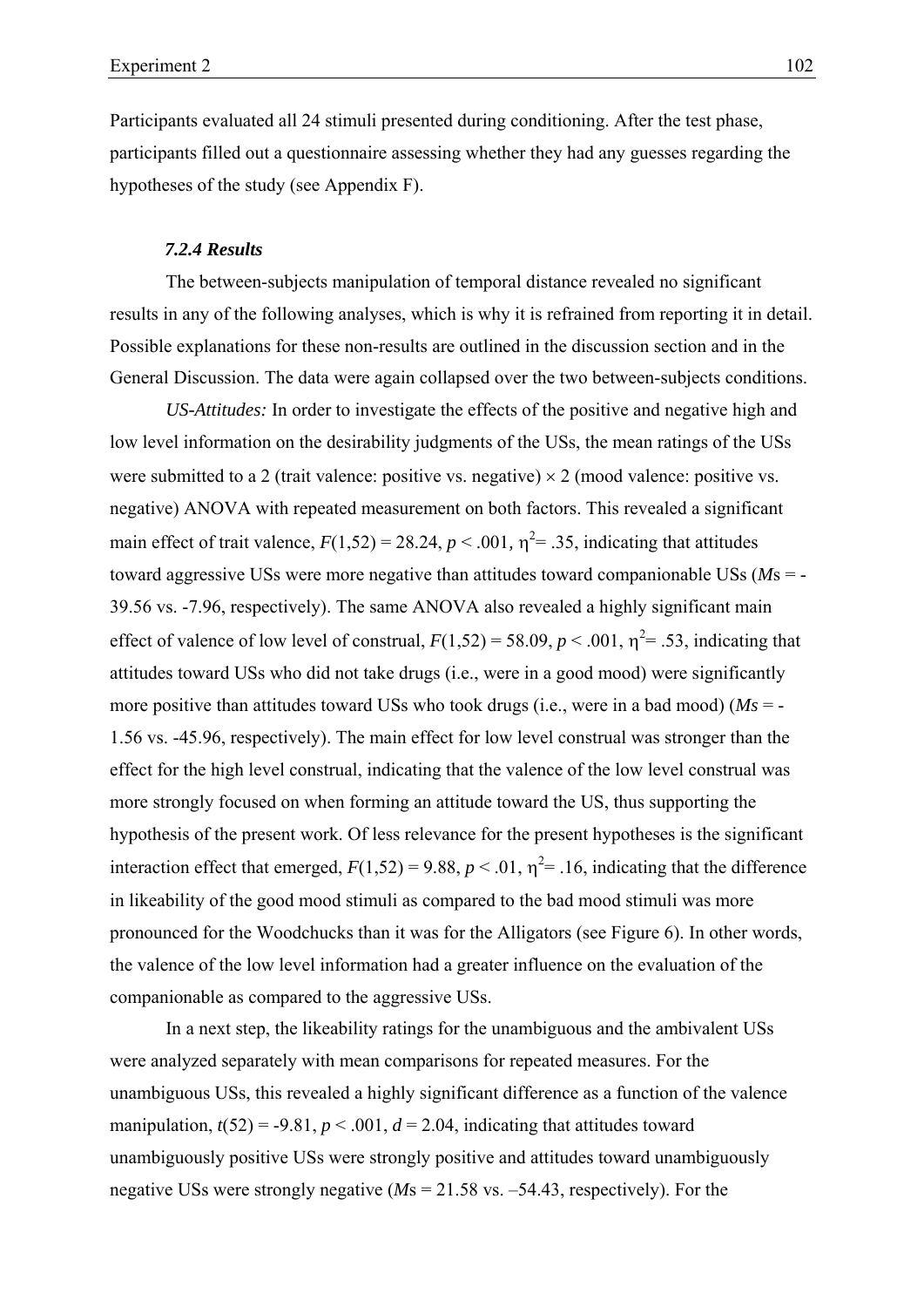Participants evaluated all 24 stimuli presented during conditioning. After the test phase, participants filled out a questionnaire assessing whether they had any guesses regarding the hypotheses of the study (see Appendix F).

#### *7.2.4 Results*

The between-subjects manipulation of temporal distance revealed no significant results in any of the following analyses, which is why it is refrained from reporting it in detail. Possible explanations for these non-results are outlined in the discussion section and in the General Discussion. The data were again collapsed over the two between-subjects conditions.

*US-Attitudes:* In order to investigate the effects of the positive and negative high and low level information on the desirability judgments of the USs, the mean ratings of the USs were submitted to a 2 (trait valence: positive vs. negative) × 2 (mood valence: positive vs. negative) ANOVA with repeated measurement on both factors. This revealed a significant main effect of trait valence, $F(1,52) = 28.24$, $p < .001$, $\eta^2 = .35$, indicating that attitudes toward aggressive USs were more negative than attitudes toward companionable USs (*M*s = -39.56 vs. -7.96, respectively). The same ANOVA also revealed a highly significant main effect of valence of low level of construal, $F(1,52) = 58.09$, $p < .001$, $\eta^2 = .53$, indicating that attitudes toward USs who did not take drugs (i.e., were in a good mood) were significantly more positive than attitudes toward USs who took drugs (i.e., were in a bad mood) (*Ms* = -1.56 vs. -45.96, respectively). The main effect for low level construal was stronger than the effect for the high level construal, indicating that the valence of the low level construal was more strongly focused on when forming an attitude toward the US, thus supporting the hypothesis of the present work. Of less relevance for the present hypotheses is the significant interaction effect that emerged, $F(1,52) = 9.88$, $p < .01$, $\eta^2 = .16$, indicating that the difference in likeability of the good mood stimuli as compared to the bad mood stimuli was more pronounced for the Woodchucks than it was for the Alligators (see Figure 6). In other words, the valence of the low level information had a greater influence on the evaluation of the companionable as compared to the aggressive USs.

In a next step, the likeability ratings for the unambiguous and the ambivalent USs were analyzed separately with mean comparisons for repeated measures. For the unambiguous USs, this revealed a highly significant difference as a function of the valence manipulation, $t(52) = -9.81$, $p < .001$, $d = 2.04$, indicating that attitudes toward unambiguously positive USs were strongly positive and attitudes toward unambiguously negative USs were strongly negative (*M*s = 21.58 vs. –54.43, respectively). For the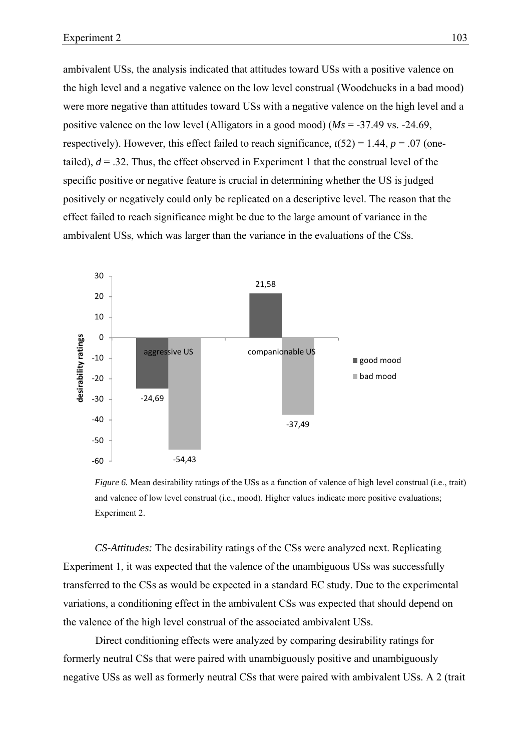ambivalent USs, the analysis indicated that attitudes toward USs with a positive valence on the high level and a negative valence on the low level construal (Woodchucks in a bad mood) were more negative than attitudes toward USs with a negative valence on the high level and a positive valence on the low level (Alligators in a good mood) (*Ms* = -37.49 vs. -24.69, respectively). However, this effect failed to reach significance, $t(52) = 1.44$, $p = .07$ (one-tailed), $d = .32$. Thus, the effect observed in Experiment 1 that the construal level of the specific positive or negative feature is crucial in determining whether the US is judged positively or negatively could only be replicated on a descriptive level. The reason that the effect failed to reach significance might be due to the large amount of variance in the ambivalent USs, which was larger than the variance in the evaluations of the CSs.

| desirability ratings | good mood | bad mood |
|---|---|---|
| aggressive US | -24,69 | -54,43 |
| companionable US | 21,58 | -37,49 |

*Figure 6.* Mean desirability ratings of the USs as a function of valence of high level construal (i.e., trait) and valence of low level construal (i.e., mood). Higher values indicate more positive evaluations; Experiment 2.

*CS-Attitudes:* The desirability ratings of the CSs were analyzed next. Replicating Experiment 1, it was expected that the valence of the unambiguous USs was successfully transferred to the CSs as would be expected in a standard EC study. Due to the experimental variations, a conditioning effect in the ambivalent CSs was expected that should depend on the valence of the high level construal of the associated ambivalent USs.

Direct conditioning effects were analyzed by comparing desirability ratings for formerly neutral CSs that were paired with unambiguously positive and unambiguously negative USs as well as formerly neutral CSs that were paired with ambivalent USs. A 2 (trait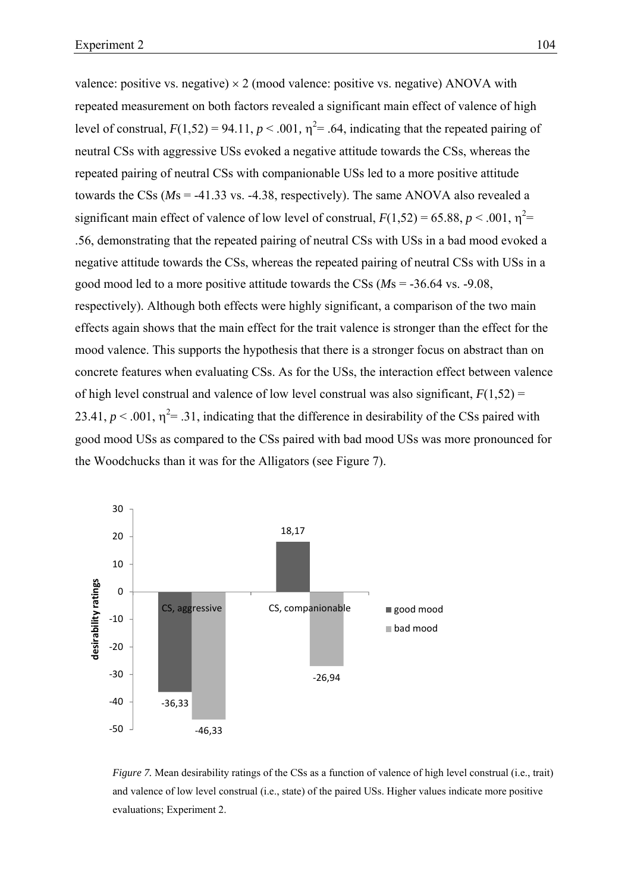valence: positive vs. negative) × 2 (mood valence: positive vs. negative) ANOVA with repeated measurement on both factors revealed a significant main effect of valence of high level of construal, $F(1,52) = 94.11$, $p < .001$, $\eta^2 = .64$, indicating that the repeated pairing of neutral CSs with aggressive USs evoked a negative attitude towards the CSs, whereas the repeated pairing of neutral CSs with companionable USs led to a more positive attitude towards the CSs (*M*s = -41.33 vs. -4.38, respectively). The same ANOVA also revealed a significant main effect of valence of low level of construal, $F(1,52) = 65.88$, $p < .001$, $\eta^2 = .56$, demonstrating that the repeated pairing of neutral CSs with USs in a bad mood evoked a negative attitude towards the CSs, whereas the repeated pairing of neutral CSs with USs in a good mood led to a more positive attitude towards the CSs (*M*s = -36.64 vs. -9.08, respectively). Although both effects were highly significant, a comparison of the two main effects again shows that the main effect for the trait valence is stronger than the effect for the mood valence. This supports the hypothesis that there is a stronger focus on abstract than on concrete features when evaluating CSs. As for the USs, the interaction effect between valence of high level construal and valence of low level construal was also significant, $F(1,52) = 23.41$, $p < .001$, $\eta^2 = .31$, indicating that the difference in desirability of the CSs paired with good mood USs as compared to the CSs paired with bad mood USs was more pronounced for the Woodchucks than it was for the Alligators (see Figure 7).

| desirability ratings | good mood | bad mood |
|---|---|---|
| CS, aggressive | -36,33 | -46,33 |
| CS, companionable | 18,17 | -26,94 |

*Figure 7.* Mean desirability ratings of the CSs as a function of valence of high level construal (i.e., trait) and valence of low level construal (i.e., state) of the paired USs. Higher values indicate more positive evaluations; Experiment 2.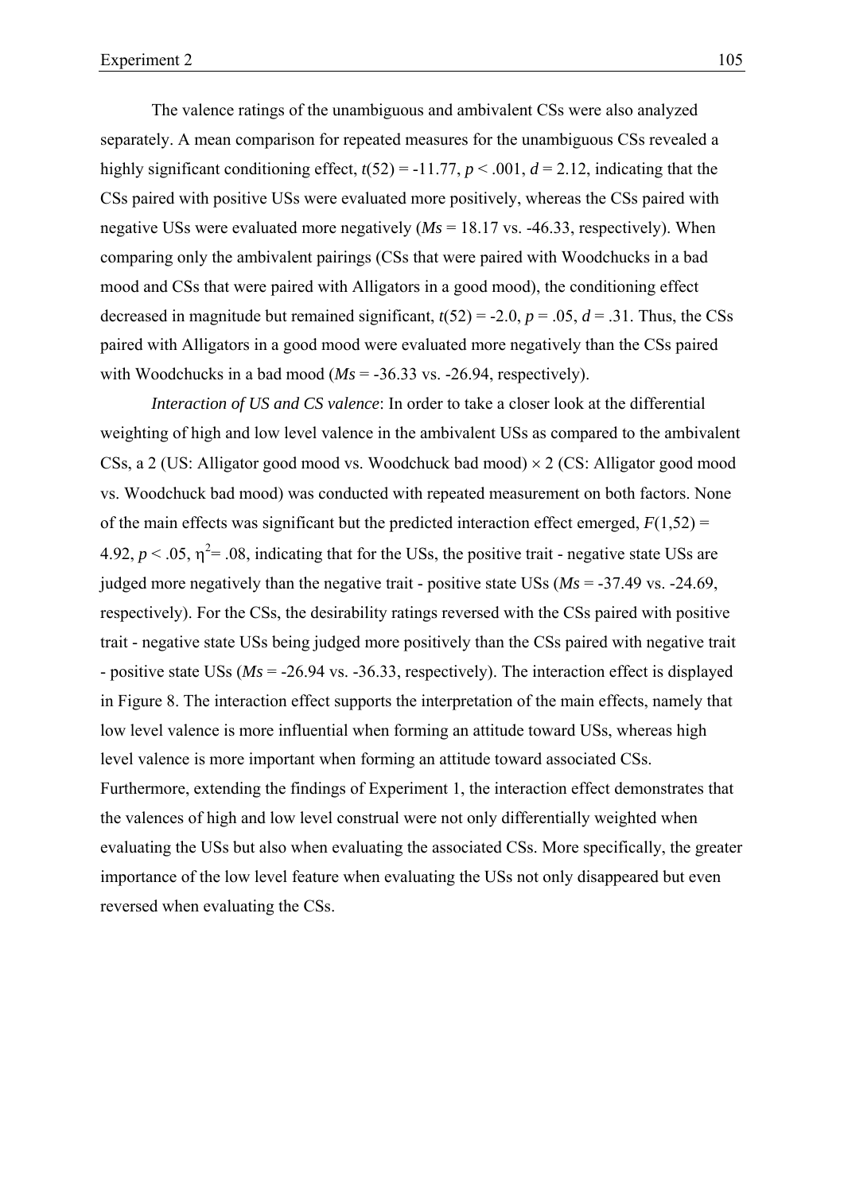The valence ratings of the unambiguous and ambivalent CSs were also analyzed separately. A mean comparison for repeated measures for the unambiguous CSs revealed a highly significant conditioning effect, $t(52) = -11.77$, $p < .001$, $d = 2.12$, indicating that the CSs paired with positive USs were evaluated more positively, whereas the CSs paired with negative USs were evaluated more negatively (*Ms* = 18.17 vs. -46.33, respectively). When comparing only the ambivalent pairings (CSs that were paired with Woodchucks in a bad mood and CSs that were paired with Alligators in a good mood), the conditioning effect decreased in magnitude but remained significant, $t(52) = -2.0$, $p = .05$, $d = .31$. Thus, the CSs paired with Alligators in a good mood were evaluated more negatively than the CSs paired with Woodchucks in a bad mood (*Ms* = -36.33 vs. -26.94, respectively).

*Interaction of US and CS valence*: In order to take a closer look at the differential weighting of high and low level valence in the ambivalent USs as compared to the ambivalent CSs, a 2 (US: Alligator good mood vs. Woodchuck bad mood) $\times$ 2 (CS: Alligator good mood vs. Woodchuck bad mood) was conducted with repeated measurement on both factors. None of the main effects was significant but the predicted interaction effect emerged, $F(1,52) = 4.92$, $p < .05$, $\eta^2 = .08$, indicating that for the USs, the positive trait - negative state USs are judged more negatively than the negative trait - positive state USs (*Ms* = -37.49 vs. -24.69, respectively). For the CSs, the desirability ratings reversed with the CSs paired with positive trait - negative state USs being judged more positively than the CSs paired with negative trait - positive state USs (*Ms* = -26.94 vs. -36.33, respectively). The interaction effect is displayed in Figure 8. The interaction effect supports the interpretation of the main effects, namely that low level valence is more influential when forming an attitude toward USs, whereas high level valence is more important when forming an attitude toward associated CSs. Furthermore, extending the findings of Experiment 1, the interaction effect demonstrates that the valences of high and low level construal were not only differentially weighted when evaluating the USs but also when evaluating the associated CSs. More specifically, the greater importance of the low level feature when evaluating the USs not only disappeared but even reversed when evaluating the CSs.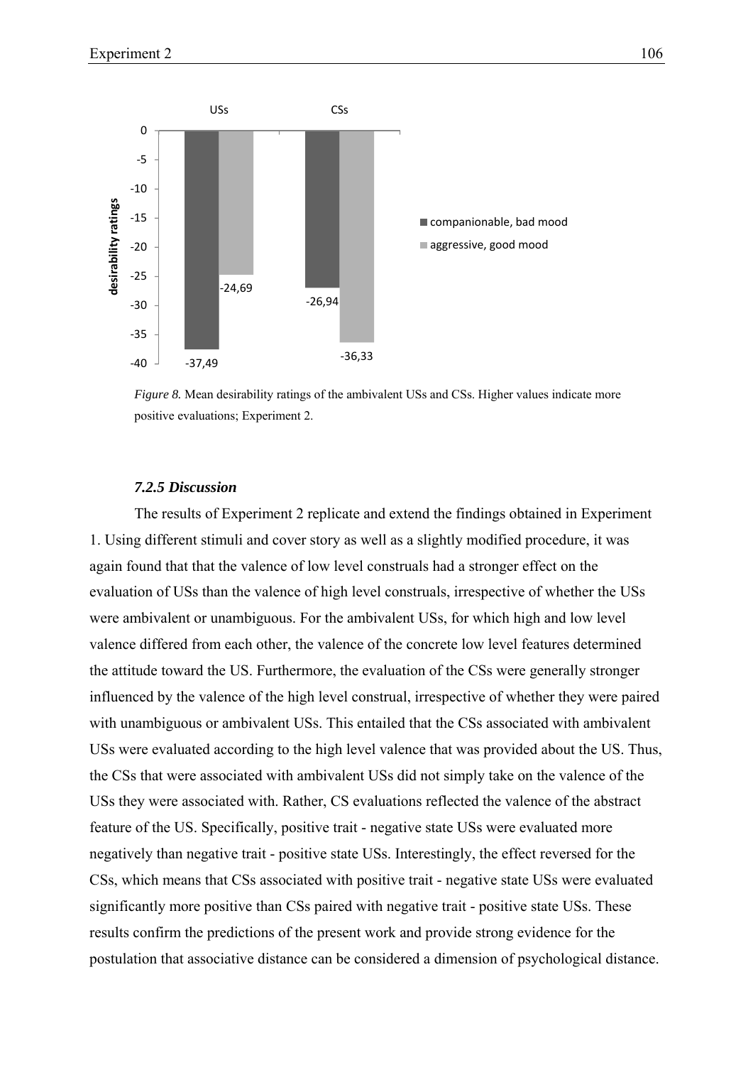*Figure 8.* Mean desirability ratings of the ambivalent USs and CSs. Higher values indicate more positive evaluations; Experiment 2.

### *7.2.5 Discussion*

The results of Experiment 2 replicate and extend the findings obtained in Experiment 1. Using different stimuli and cover story as well as a slightly modified procedure, it was again found that that the valence of low level construals had a stronger effect on the evaluation of USs than the valence of high level construals, irrespective of whether the USs were ambivalent or unambiguous. For the ambivalent USs, for which high and low level valence differed from each other, the valence of the concrete low level features determined the attitude toward the US. Furthermore, the evaluation of the CSs were generally stronger influenced by the valence of the high level construal, irrespective of whether they were paired with unambiguous or ambivalent USs. This entailed that the CSs associated with ambivalent USs were evaluated according to the high level valence that was provided about the US. Thus, the CSs that were associated with ambivalent USs did not simply take on the valence of the USs they were associated with. Rather, CS evaluations reflected the valence of the abstract feature of the US. Specifically, positive trait - negative state USs were evaluated more negatively than negative trait - positive state USs. Interestingly, the effect reversed for the CSs, which means that CSs associated with positive trait - negative state USs were evaluated significantly more positive than CSs paired with negative trait - positive state USs. These results confirm the predictions of the present work and provide strong evidence for the postulation that associative distance can be considered a dimension of psychological distance.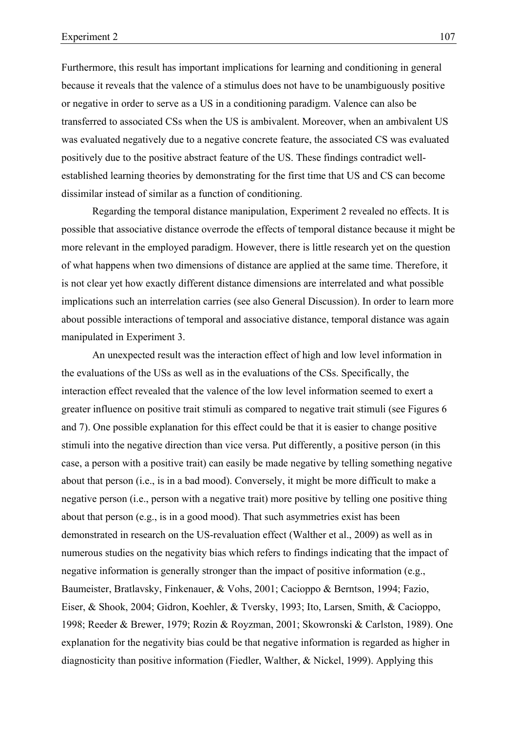Furthermore, this result has important implications for learning and conditioning in general because it reveals that the valence of a stimulus does not have to be unambiguously positive or negative in order to serve as a US in a conditioning paradigm. Valence can also be transferred to associated CSs when the US is ambivalent. Moreover, when an ambivalent US was evaluated negatively due to a negative concrete feature, the associated CS was evaluated positively due to the positive abstract feature of the US. These findings contradict well-established learning theories by demonstrating for the first time that US and CS can become dissimilar instead of similar as a function of conditioning.

Regarding the temporal distance manipulation, Experiment 2 revealed no effects. It is possible that associative distance overrode the effects of temporal distance because it might be more relevant in the employed paradigm. However, there is little research yet on the question of what happens when two dimensions of distance are applied at the same time. Therefore, it is not clear yet how exactly different distance dimensions are interrelated and what possible implications such an interrelation carries (see also General Discussion). In order to learn more about possible interactions of temporal and associative distance, temporal distance was again manipulated in Experiment 3.

An unexpected result was the interaction effect of high and low level information in the evaluations of the USs as well as in the evaluations of the CSs. Specifically, the interaction effect revealed that the valence of the low level information seemed to exert a greater influence on positive trait stimuli as compared to negative trait stimuli (see Figures 6 and 7). One possible explanation for this effect could be that it is easier to change positive stimuli into the negative direction than vice versa. Put differently, a positive person (in this case, a person with a positive trait) can easily be made negative by telling something negative about that person (i.e., is in a bad mood). Conversely, it might be more difficult to make a negative person (i.e., person with a negative trait) more positive by telling one positive thing about that person (e.g., is in a good mood). That such asymmetries exist has been demonstrated in research on the US-revaluation effect (Walther et al., 2009) as well as in numerous studies on the negativity bias which refers to findings indicating that the impact of negative information is generally stronger than the impact of positive information (e.g., Baumeister, Bratlavsky, Finkenauer, & Vohs, 2001; Cacioppo & Berntson, 1994; Fazio, Eiser, & Shook, 2004; Gidron, Koehler, & Tversky, 1993; Ito, Larsen, Smith, & Cacioppo, 1998; Reeder & Brewer, 1979; Rozin & Royzman, 2001; Skowronski & Carlston, 1989). One explanation for the negativity bias could be that negative information is regarded as higher in diagnosticity than positive information (Fiedler, Walther, & Nickel, 1999). Applying this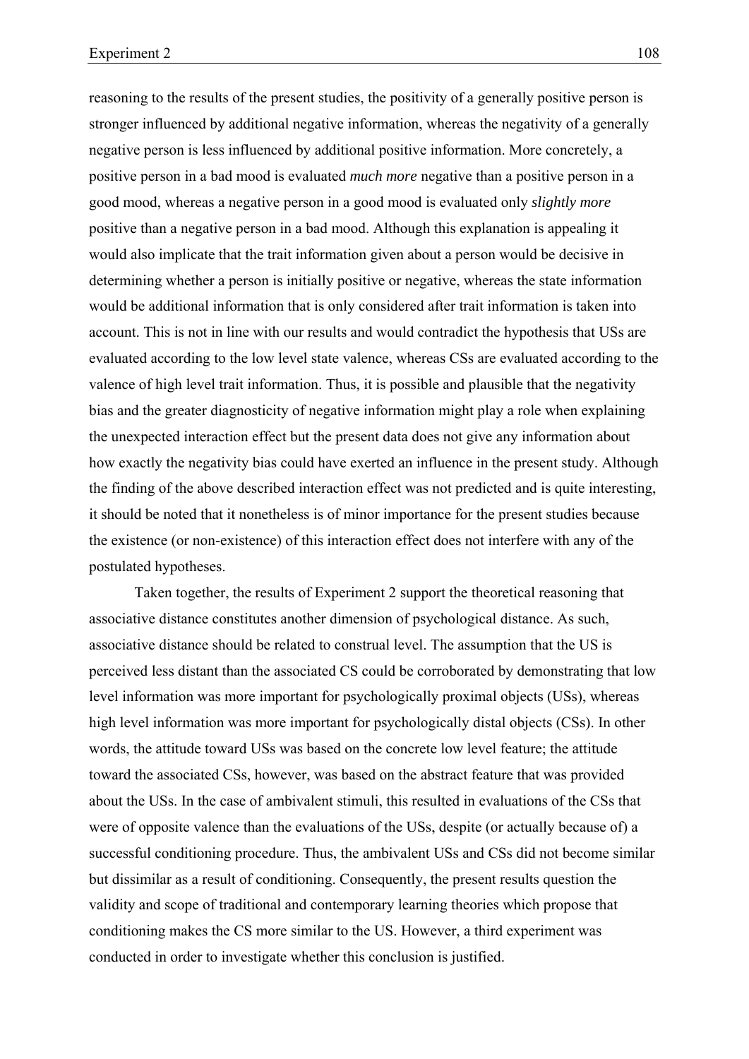reasoning to the results of the present studies, the positivity of a generally positive person is stronger influenced by additional negative information, whereas the negativity of a generally negative person is less influenced by additional positive information. More concretely, a positive person in a bad mood is evaluated *much more* negative than a positive person in a good mood, whereas a negative person in a good mood is evaluated only *slightly more* positive than a negative person in a bad mood. Although this explanation is appealing it would also implicate that the trait information given about a person would be decisive in determining whether a person is initially positive or negative, whereas the state information would be additional information that is only considered after trait information is taken into account. This is not in line with our results and would contradict the hypothesis that USs are evaluated according to the low level state valence, whereas CSs are evaluated according to the valence of high level trait information. Thus, it is possible and plausible that the negativity bias and the greater diagnosticity of negative information might play a role when explaining the unexpected interaction effect but the present data does not give any information about how exactly the negativity bias could have exerted an influence in the present study. Although the finding of the above described interaction effect was not predicted and is quite interesting, it should be noted that it nonetheless is of minor importance for the present studies because the existence (or non-existence) of this interaction effect does not interfere with any of the postulated hypotheses.

Taken together, the results of Experiment 2 support the theoretical reasoning that associative distance constitutes another dimension of psychological distance. As such, associative distance should be related to construal level. The assumption that the US is perceived less distant than the associated CS could be corroborated by demonstrating that low level information was more important for psychologically proximal objects (USs), whereas high level information was more important for psychologically distal objects (CSs). In other words, the attitude toward USs was based on the concrete low level feature; the attitude toward the associated CSs, however, was based on the abstract feature that was provided about the USs. In the case of ambivalent stimuli, this resulted in evaluations of the CSs that were of opposite valence than the evaluations of the USs, despite (or actually because of) a successful conditioning procedure. Thus, the ambivalent USs and CSs did not become similar but dissimilar as a result of conditioning. Consequently, the present results question the validity and scope of traditional and contemporary learning theories which propose that conditioning makes the CS more similar to the US. However, a third experiment was conducted in order to investigate whether this conclusion is justified.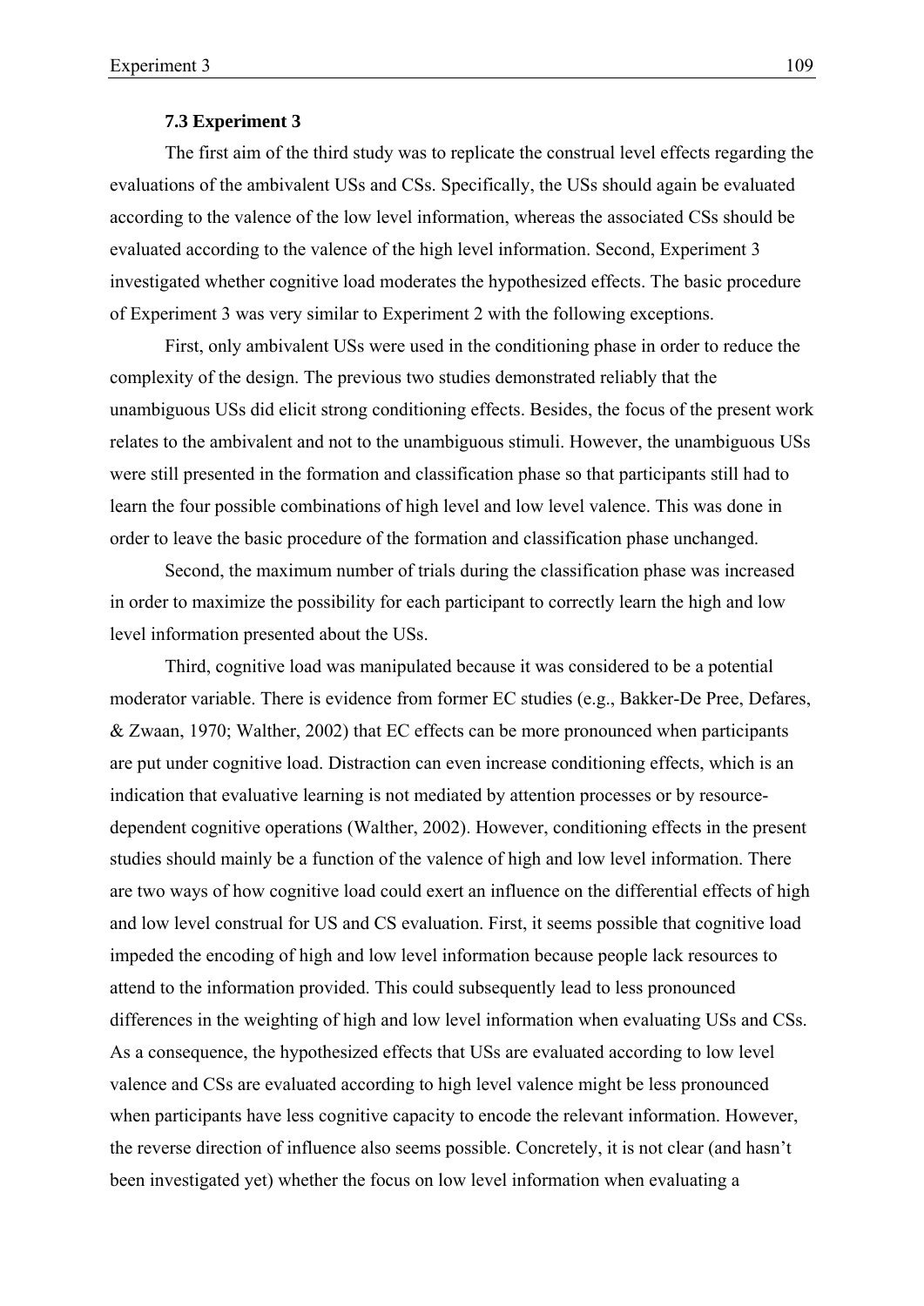### 7.3 Experiment 3

The first aim of the third study was to replicate the construal level effects regarding the evaluations of the ambivalent USs and CSs. Specifically, the USs should again be evaluated according to the valence of the low level information, whereas the associated CSs should be evaluated according to the valence of the high level information. Second, Experiment 3 investigated whether cognitive load moderates the hypothesized effects. The basic procedure of Experiment 3 was very similar to Experiment 2 with the following exceptions.

First, only ambivalent USs were used in the conditioning phase in order to reduce the complexity of the design. The previous two studies demonstrated reliably that the unambiguous USs did elicit strong conditioning effects. Besides, the focus of the present work relates to the ambivalent and not to the unambiguous stimuli. However, the unambiguous USs were still presented in the formation and classification phase so that participants still had to learn the four possible combinations of high level and low level valence. This was done in order to leave the basic procedure of the formation and classification phase unchanged.

Second, the maximum number of trials during the classification phase was increased in order to maximize the possibility for each participant to correctly learn the high and low level information presented about the USs.

Third, cognitive load was manipulated because it was considered to be a potential moderator variable. There is evidence from former EC studies (e.g., Bakker-De Pree, Defares, & Zwaan, 1970; Walther, 2002) that EC effects can be more pronounced when participants are put under cognitive load. Distraction can even increase conditioning effects, which is an indication that evaluative learning is not mediated by attention processes or by resource-dependent cognitive operations (Walther, 2002). However, conditioning effects in the present studies should mainly be a function of the valence of high and low level information. There are two ways of how cognitive load could exert an influence on the differential effects of high and low level construal for US and CS evaluation. First, it seems possible that cognitive load impeded the encoding of high and low level information because people lack resources to attend to the information provided. This could subsequently lead to less pronounced differences in the weighting of high and low level information when evaluating USs and CSs. As a consequence, the hypothesized effects that USs are evaluated according to low level valence and CSs are evaluated according to high level valence might be less pronounced when participants have less cognitive capacity to encode the relevant information. However, the reverse direction of influence also seems possible. Concretely, it is not clear (and hasn't been investigated yet) whether the focus on low level information when evaluating a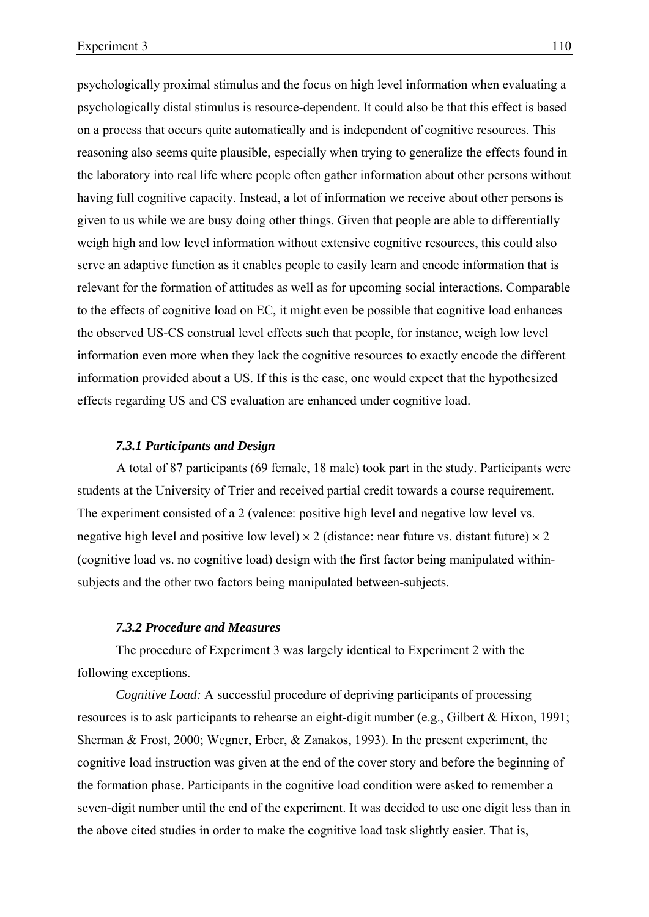psychologically proximal stimulus and the focus on high level information when evaluating a psychologically distal stimulus is resource-dependent. It could also be that this effect is based on a process that occurs quite automatically and is independent of cognitive resources. This reasoning also seems quite plausible, especially when trying to generalize the effects found in the laboratory into real life where people often gather information about other persons without having full cognitive capacity. Instead, a lot of information we receive about other persons is given to us while we are busy doing other things. Given that people are able to differentially weigh high and low level information without extensive cognitive resources, this could also serve an adaptive function as it enables people to easily learn and encode information that is relevant for the formation of attitudes as well as for upcoming social interactions. Comparable to the effects of cognitive load on EC, it might even be possible that cognitive load enhances the observed US-CS construal level effects such that people, for instance, weigh low level information even more when they lack the cognitive resources to exactly encode the different information provided about a US. If this is the case, one would expect that the hypothesized effects regarding US and CS evaluation are enhanced under cognitive load.

### *7.3.1 Participants and Design*

A total of 87 participants (69 female, 18 male) took part in the study. Participants were students at the University of Trier and received partial credit towards a course requirement. The experiment consisted of a 2 (valence: positive high level and negative low level vs. negative high level and positive low level) $\times$ 2 (distance: near future vs. distant future) $\times$ 2 (cognitive load vs. no cognitive load) design with the first factor being manipulated within-subjects and the other two factors being manipulated between-subjects.

### *7.3.2 Procedure and Measures*

The procedure of Experiment 3 was largely identical to Experiment 2 with the following exceptions.

*Cognitive Load:* A successful procedure of depriving participants of processing resources is to ask participants to rehearse an eight-digit number (e.g., Gilbert & Hixon, 1991; Sherman & Frost, 2000; Wegner, Erber, & Zanakos, 1993). In the present experiment, the cognitive load instruction was given at the end of the cover story and before the beginning of the formation phase. Participants in the cognitive load condition were asked to remember a seven-digit number until the end of the experiment. It was decided to use one digit less than in the above cited studies in order to make the cognitive load task slightly easier. That is,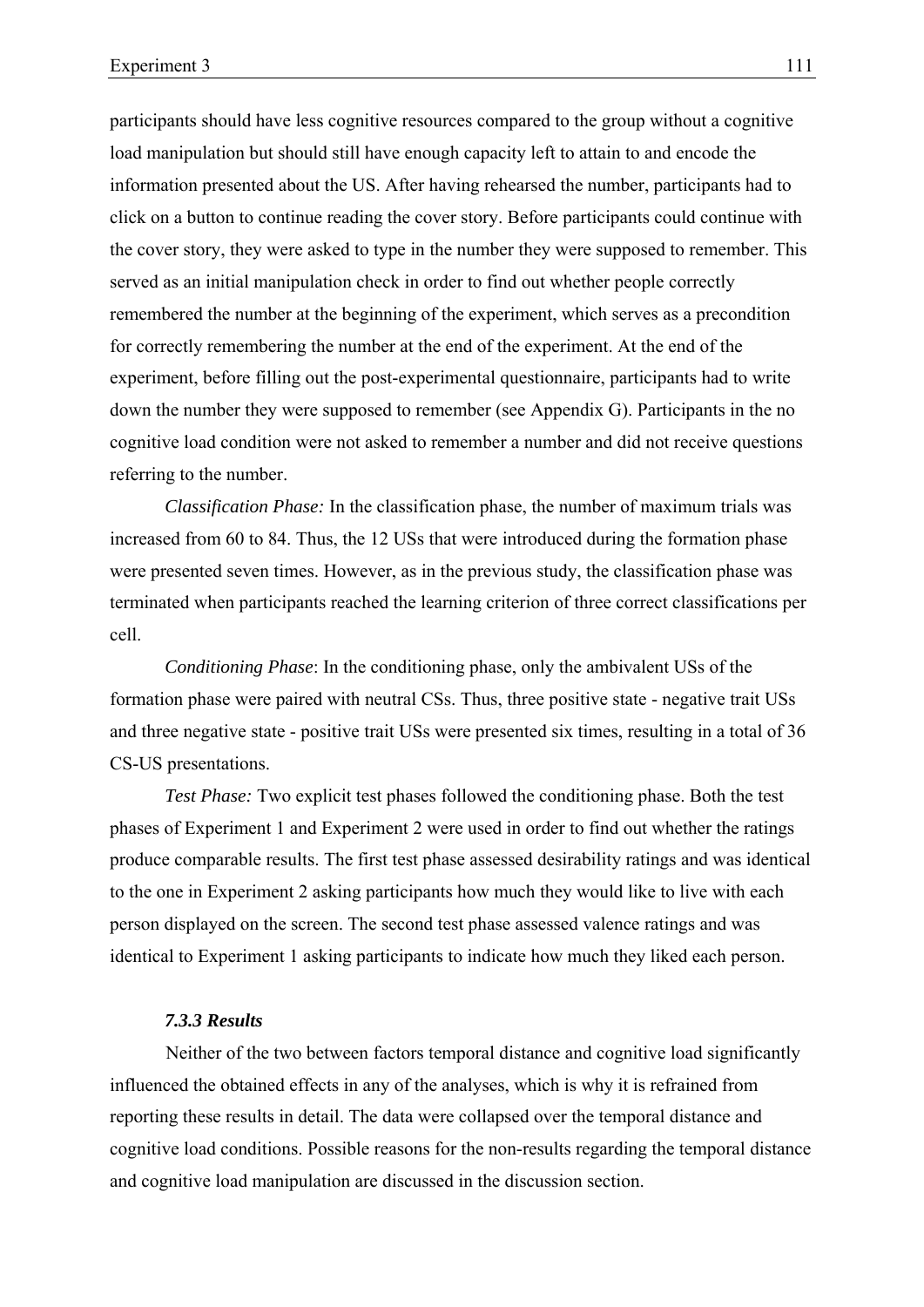participants should have less cognitive resources compared to the group without a cognitive load manipulation but should still have enough capacity left to attain to and encode the information presented about the US. After having rehearsed the number, participants had to click on a button to continue reading the cover story. Before participants could continue with the cover story, they were asked to type in the number they were supposed to remember. This served as an initial manipulation check in order to find out whether people correctly remembered the number at the beginning of the experiment, which serves as a precondition for correctly remembering the number at the end of the experiment. At the end of the experiment, before filling out the post-experimental questionnaire, participants had to write down the number they were supposed to remember (see Appendix G). Participants in the no cognitive load condition were not asked to remember a number and did not receive questions referring to the number.

*Classification Phase:* In the classification phase, the number of maximum trials was increased from 60 to 84. Thus, the 12 USs that were introduced during the formation phase were presented seven times. However, as in the previous study, the classification phase was terminated when participants reached the learning criterion of three correct classifications per cell.

*Conditioning Phase*: In the conditioning phase, only the ambivalent USs of the formation phase were paired with neutral CSs. Thus, three positive state - negative trait USs and three negative state - positive trait USs were presented six times, resulting in a total of 36 CS-US presentations.

*Test Phase:* Two explicit test phases followed the conditioning phase. Both the test phases of Experiment 1 and Experiment 2 were used in order to find out whether the ratings produce comparable results. The first test phase assessed desirability ratings and was identical to the one in Experiment 2 asking participants how much they would like to live with each person displayed on the screen. The second test phase assessed valence ratings and was identical to Experiment 1 asking participants to indicate how much they liked each person.

#### 7.3.3 Results

Neither of the two between factors temporal distance and cognitive load significantly influenced the obtained effects in any of the analyses, which is why it is refrained from reporting these results in detail. The data were collapsed over the temporal distance and cognitive load conditions. Possible reasons for the non-results regarding the temporal distance and cognitive load manipulation are discussed in the discussion section.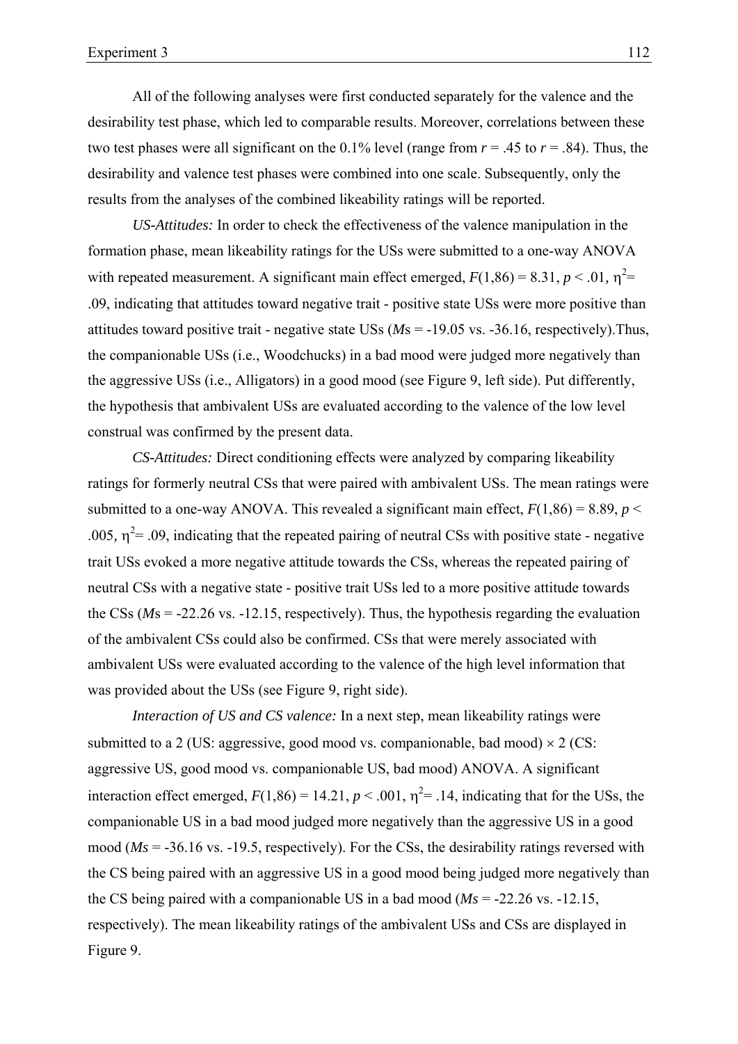All of the following analyses were first conducted separately for the valence and the desirability test phase, which led to comparable results. Moreover, correlations between these two test phases were all significant on the 0.1% level (range from $r = .45$ to $r = .84$). Thus, the desirability and valence test phases were combined into one scale. Subsequently, only the results from the analyses of the combined likeability ratings will be reported.

*US-Attitudes:* In order to check the effectiveness of the valence manipulation in the formation phase, mean likeability ratings for the USs were submitted to a one-way ANOVA with repeated measurement. A significant main effect emerged, $F(1,86) = 8.31$, $p < .01$, $\eta^2 = .09$, indicating that attitudes toward negative trait - positive state USs were more positive than attitudes toward positive trait - negative state USs (*M*s = -19.05 vs. -36.16, respectively).Thus, the companionable USs (i.e., Woodchucks) in a bad mood were judged more negatively than the aggressive USs (i.e., Alligators) in a good mood (see Figure 9, left side). Put differently, the hypothesis that ambivalent USs are evaluated according to the valence of the low level construal was confirmed by the present data.

*CS-Attitudes:* Direct conditioning effects were analyzed by comparing likeability ratings for formerly neutral CSs that were paired with ambivalent USs. The mean ratings were submitted to a one-way ANOVA. This revealed a significant main effect, $F(1,86) = 8.89$, $p < .005$, $\eta^2 = .09$, indicating that the repeated pairing of neutral CSs with positive state - negative trait USs evoked a more negative attitude towards the CSs, whereas the repeated pairing of neutral CSs with a negative state - positive trait USs led to a more positive attitude towards the CSs (*M*s = -22.26 vs. -12.15, respectively). Thus, the hypothesis regarding the evaluation of the ambivalent CSs could also be confirmed. CSs that were merely associated with ambivalent USs were evaluated according to the valence of the high level information that was provided about the USs (see Figure 9, right side).

*Interaction of US and CS valence:* In a next step, mean likeability ratings were submitted to a 2 (US: aggressive, good mood vs. companionable, bad mood) $\times$ 2 (CS: aggressive US, good mood vs. companionable US, bad mood) ANOVA. A significant interaction effect emerged, $F(1,86) = 14.21$, $p < .001$, $\eta^2 = .14$, indicating that for the USs, the companionable US in a bad mood judged more negatively than the aggressive US in a good mood (*Ms* = -36.16 vs. -19.5, respectively). For the CSs, the desirability ratings reversed with the CS being paired with an aggressive US in a good mood being judged more negatively than the CS being paired with a companionable US in a bad mood (*Ms* = -22.26 vs. -12.15, respectively). The mean likeability ratings of the ambivalent USs and CSs are displayed in Figure 9.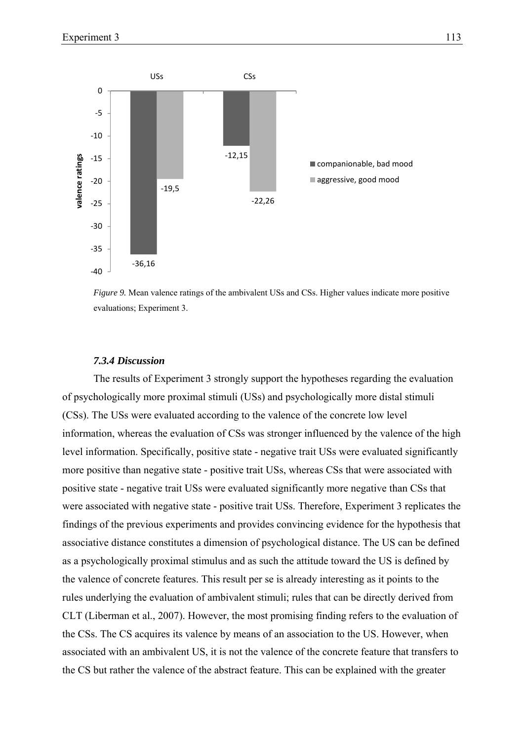*Figure 9.* Mean valence ratings of the ambivalent USs and CSs. Higher values indicate more positive evaluations; Experiment 3.

#### *7.3.4 Discussion*

The results of Experiment 3 strongly support the hypotheses regarding the evaluation of psychologically more proximal stimuli (USs) and psychologically more distal stimuli (CSs). The USs were evaluated according to the valence of the concrete low level information, whereas the evaluation of CSs was stronger influenced by the valence of the high level information. Specifically, positive state - negative trait USs were evaluated significantly more positive than negative state - positive trait USs, whereas CSs that were associated with positive state - negative trait USs were evaluated significantly more negative than CSs that were associated with negative state - positive trait USs. Therefore, Experiment 3 replicates the findings of the previous experiments and provides convincing evidence for the hypothesis that associative distance constitutes a dimension of psychological distance. The US can be defined as a psychologically proximal stimulus and as such the attitude toward the US is defined by the valence of concrete features. This result per se is already interesting as it points to the rules underlying the evaluation of ambivalent stimuli; rules that can be directly derived from CLT (Liberman et al., 2007). However, the most promising finding refers to the evaluation of the CSs. The CS acquires its valence by means of an association to the US. However, when associated with an ambivalent US, it is not the valence of the concrete feature that transfers to the CS but rather the valence of the abstract feature. This can be explained with the greater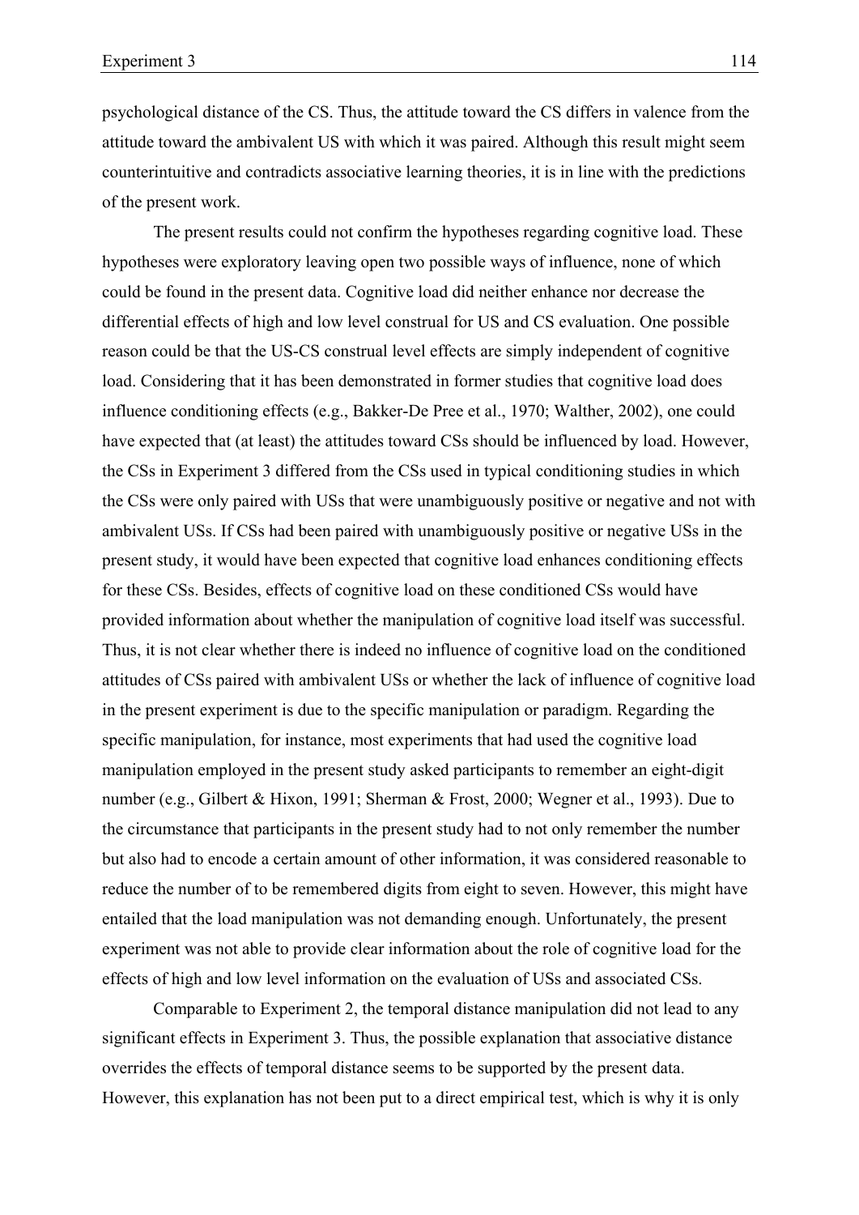psychological distance of the CS. Thus, the attitude toward the CS differs in valence from the attitude toward the ambivalent US with which it was paired. Although this result might seem counterintuitive and contradicts associative learning theories, it is in line with the predictions of the present work.

The present results could not confirm the hypotheses regarding cognitive load. These hypotheses were exploratory leaving open two possible ways of influence, none of which could be found in the present data. Cognitive load did neither enhance nor decrease the differential effects of high and low level construal for US and CS evaluation. One possible reason could be that the US-CS construal level effects are simply independent of cognitive load. Considering that it has been demonstrated in former studies that cognitive load does influence conditioning effects (e.g., Bakker-De Pree et al., 1970; Walther, 2002), one could have expected that (at least) the attitudes toward CSs should be influenced by load. However, the CSs in Experiment 3 differed from the CSs used in typical conditioning studies in which the CSs were only paired with USs that were unambiguously positive or negative and not with ambivalent USs. If CSs had been paired with unambiguously positive or negative USs in the present study, it would have been expected that cognitive load enhances conditioning effects for these CSs. Besides, effects of cognitive load on these conditioned CSs would have provided information about whether the manipulation of cognitive load itself was successful. Thus, it is not clear whether there is indeed no influence of cognitive load on the conditioned attitudes of CSs paired with ambivalent USs or whether the lack of influence of cognitive load in the present experiment is due to the specific manipulation or paradigm. Regarding the specific manipulation, for instance, most experiments that had used the cognitive load manipulation employed in the present study asked participants to remember an eight-digit number (e.g., Gilbert & Hixon, 1991; Sherman & Frost, 2000; Wegner et al., 1993). Due to the circumstance that participants in the present study had to not only remember the number but also had to encode a certain amount of other information, it was considered reasonable to reduce the number of to be remembered digits from eight to seven. However, this might have entailed that the load manipulation was not demanding enough. Unfortunately, the present experiment was not able to provide clear information about the role of cognitive load for the effects of high and low level information on the evaluation of USs and associated CSs.

Comparable to Experiment 2, the temporal distance manipulation did not lead to any significant effects in Experiment 3. Thus, the possible explanation that associative distance overrides the effects of temporal distance seems to be supported by the present data. However, this explanation has not been put to a direct empirical test, which is why it is only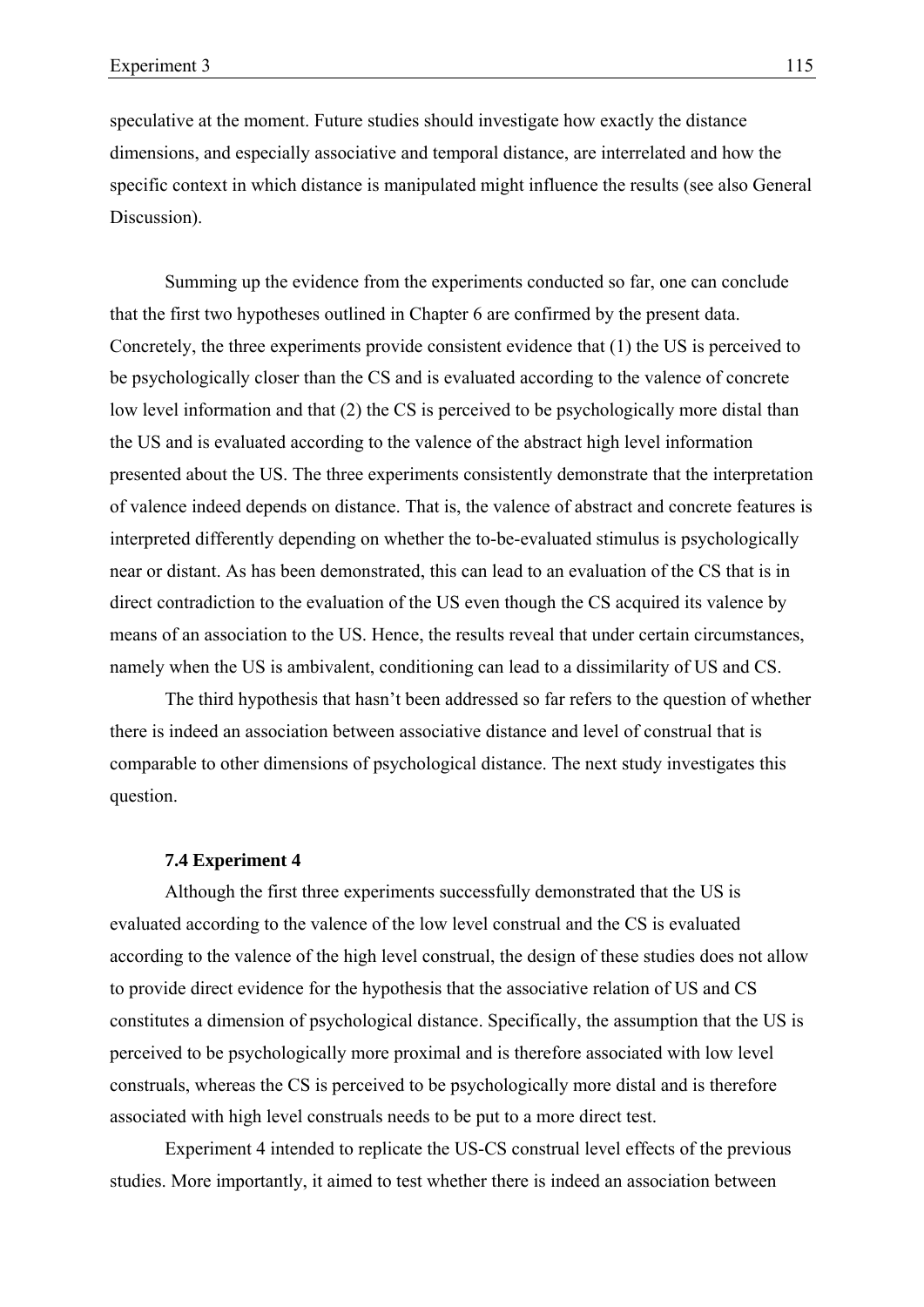speculative at the moment. Future studies should investigate how exactly the distance dimensions, and especially associative and temporal distance, are interrelated and how the specific context in which distance is manipulated might influence the results (see also General Discussion).

Summing up the evidence from the experiments conducted so far, one can conclude that the first two hypotheses outlined in Chapter 6 are confirmed by the present data. Concretely, the three experiments provide consistent evidence that (1) the US is perceived to be psychologically closer than the CS and is evaluated according to the valence of concrete low level information and that (2) the CS is perceived to be psychologically more distal than the US and is evaluated according to the valence of the abstract high level information presented about the US. The three experiments consistently demonstrate that the interpretation of valence indeed depends on distance. That is, the valence of abstract and concrete features is interpreted differently depending on whether the to-be-evaluated stimulus is psychologically near or distant. As has been demonstrated, this can lead to an evaluation of the CS that is in direct contradiction to the evaluation of the US even though the CS acquired its valence by means of an association to the US. Hence, the results reveal that under certain circumstances, namely when the US is ambivalent, conditioning can lead to a dissimilarity of US and CS.

The third hypothesis that hasn't been addressed so far refers to the question of whether there is indeed an association between associative distance and level of construal that is comparable to other dimensions of psychological distance. The next study investigates this question.

### 7.4 Experiment 4

Although the first three experiments successfully demonstrated that the US is evaluated according to the valence of the low level construal and the CS is evaluated according to the valence of the high level construal, the design of these studies does not allow to provide direct evidence for the hypothesis that the associative relation of US and CS constitutes a dimension of psychological distance. Specifically, the assumption that the US is perceived to be psychologically more proximal and is therefore associated with low level construals, whereas the CS is perceived to be psychologically more distal and is therefore associated with high level construals needs to be put to a more direct test.

Experiment 4 intended to replicate the US-CS construal level effects of the previous studies. More importantly, it aimed to test whether there is indeed an association between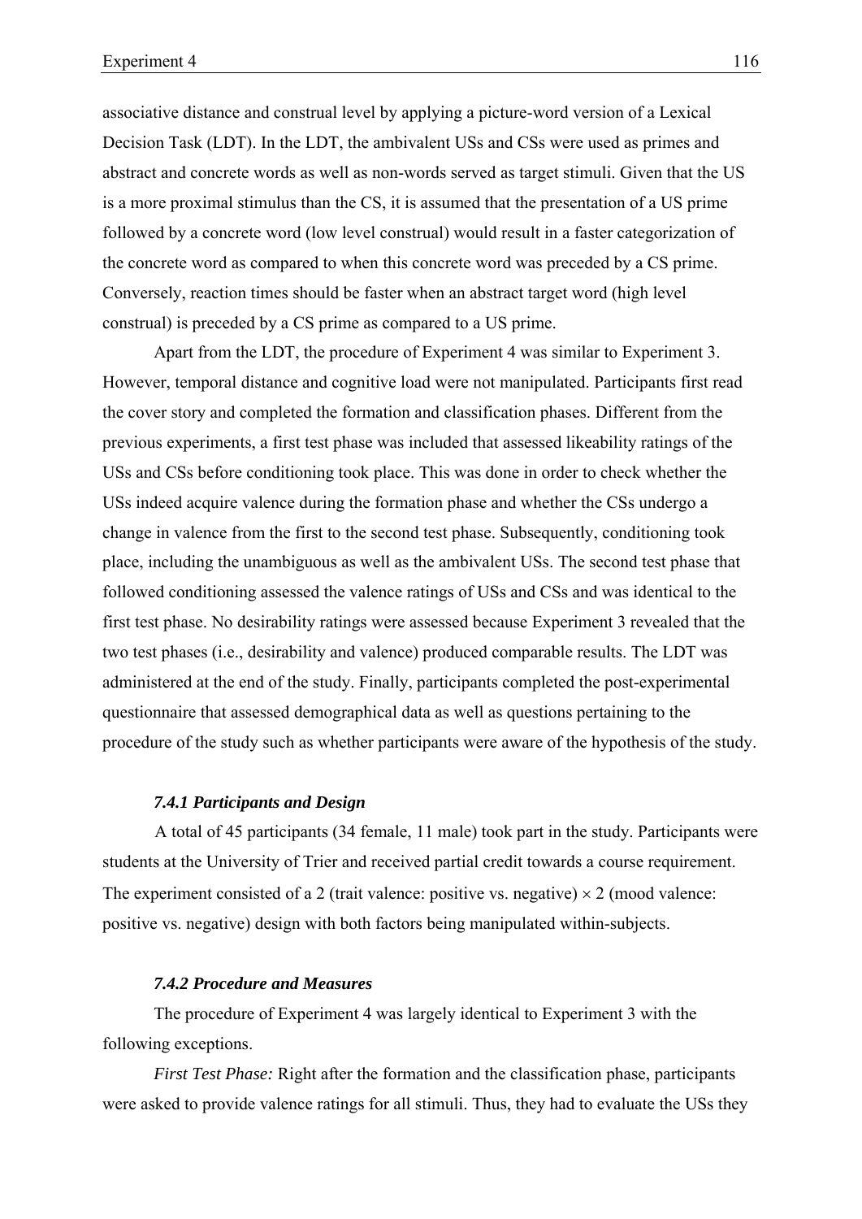associative distance and construal level by applying a picture-word version of a Lexical Decision Task (LDT). In the LDT, the ambivalent USs and CSs were used as primes and abstract and concrete words as well as non-words served as target stimuli. Given that the US is a more proximal stimulus than the CS, it is assumed that the presentation of a US prime followed by a concrete word (low level construal) would result in a faster categorization of the concrete word as compared to when this concrete word was preceded by a CS prime. Conversely, reaction times should be faster when an abstract target word (high level construal) is preceded by a CS prime as compared to a US prime.

Apart from the LDT, the procedure of Experiment 4 was similar to Experiment 3. However, temporal distance and cognitive load were not manipulated. Participants first read the cover story and completed the formation and classification phases. Different from the previous experiments, a first test phase was included that assessed likeability ratings of the USs and CSs before conditioning took place. This was done in order to check whether the USs indeed acquire valence during the formation phase and whether the CSs undergo a change in valence from the first to the second test phase. Subsequently, conditioning took place, including the unambiguous as well as the ambivalent USs. The second test phase that followed conditioning assessed the valence ratings of USs and CSs and was identical to the first test phase. No desirability ratings were assessed because Experiment 3 revealed that the two test phases (i.e., desirability and valence) produced comparable results. The LDT was administered at the end of the study. Finally, participants completed the post-experimental questionnaire that assessed demographical data as well as questions pertaining to the procedure of the study such as whether participants were aware of the hypothesis of the study.

#### *7.4.1 Participants and Design*

A total of 45 participants (34 female, 11 male) took part in the study. Participants were students at the University of Trier and received partial credit towards a course requirement. The experiment consisted of a 2 (trait valence: positive vs. negative) $\times$ 2 (mood valence: positive vs. negative) design with both factors being manipulated within-subjects.

#### *7.4.2 Procedure and Measures*

The procedure of Experiment 4 was largely identical to Experiment 3 with the following exceptions.

*First Test Phase:* Right after the formation and the classification phase, participants were asked to provide valence ratings for all stimuli. Thus, they had to evaluate the USs they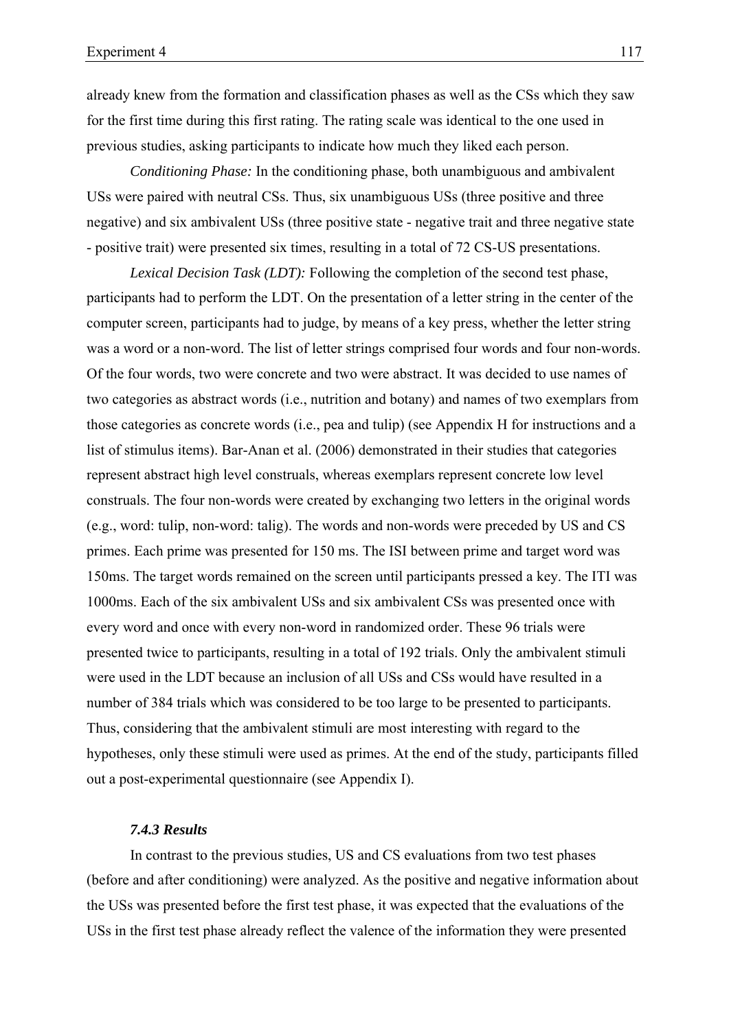already knew from the formation and classification phases as well as the CSs which they saw for the first time during this first rating. The rating scale was identical to the one used in previous studies, asking participants to indicate how much they liked each person.

*Conditioning Phase:* In the conditioning phase, both unambiguous and ambivalent USs were paired with neutral CSs. Thus, six unambiguous USs (three positive and three negative) and six ambivalent USs (three positive state - negative trait and three negative state - positive trait) were presented six times, resulting in a total of 72 CS-US presentations.

*Lexical Decision Task (LDT):* Following the completion of the second test phase, participants had to perform the LDT. On the presentation of a letter string in the center of the computer screen, participants had to judge, by means of a key press, whether the letter string was a word or a non-word. The list of letter strings comprised four words and four non-words. Of the four words, two were concrete and two were abstract. It was decided to use names of two categories as abstract words (i.e., nutrition and botany) and names of two exemplars from those categories as concrete words (i.e., pea and tulip) (see Appendix H for instructions and a list of stimulus items). Bar-Anan et al. (2006) demonstrated in their studies that categories represent abstract high level construals, whereas exemplars represent concrete low level construals. The four non-words were created by exchanging two letters in the original words (e.g., word: tulip, non-word: talig). The words and non-words were preceded by US and CS primes. Each prime was presented for 150 ms. The ISI between prime and target word was 150ms. The target words remained on the screen until participants pressed a key. The ITI was 1000ms. Each of the six ambivalent USs and six ambivalent CSs was presented once with every word and once with every non-word in randomized order. These 96 trials were presented twice to participants, resulting in a total of 192 trials. Only the ambivalent stimuli were used in the LDT because an inclusion of all USs and CSs would have resulted in a number of 384 trials which was considered to be too large to be presented to participants. Thus, considering that the ambivalent stimuli are most interesting with regard to the hypotheses, only these stimuli were used as primes. At the end of the study, participants filled out a post-experimental questionnaire (see Appendix I).

### *7.4.3 Results*

In contrast to the previous studies, US and CS evaluations from two test phases (before and after conditioning) were analyzed. As the positive and negative information about the USs was presented before the first test phase, it was expected that the evaluations of the USs in the first test phase already reflect the valence of the information they were presented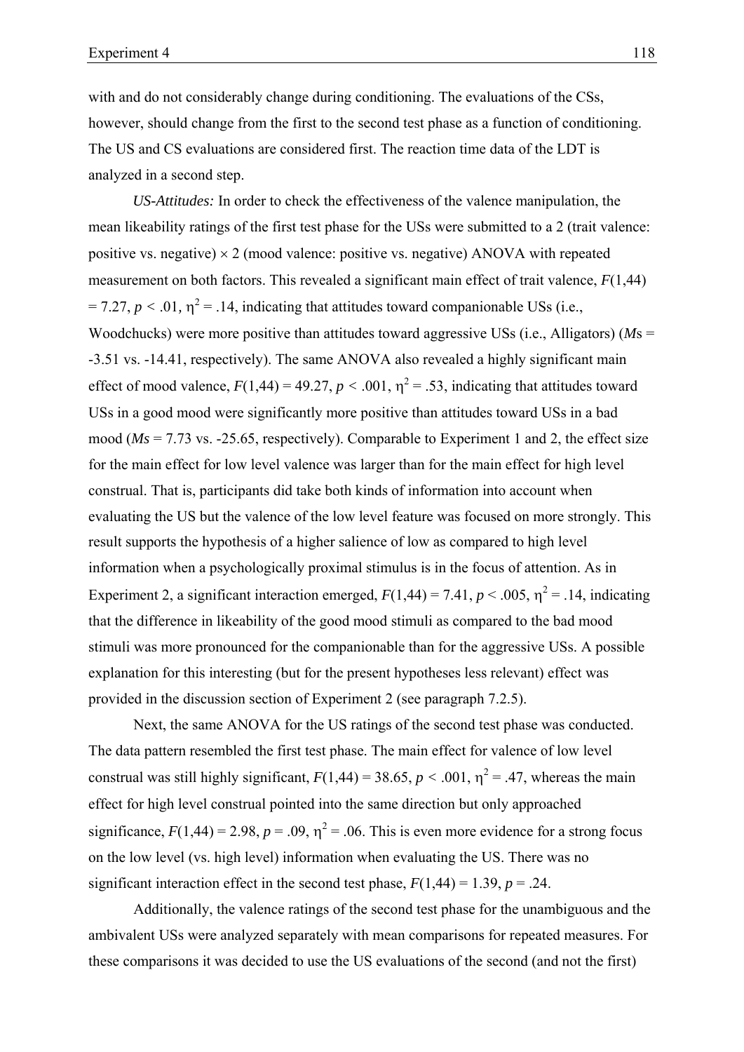with and do not considerably change during conditioning. The evaluations of the CSs, however, should change from the first to the second test phase as a function of conditioning. The US and CS evaluations are considered first. The reaction time data of the LDT is analyzed in a second step.

*US-Attitudes:* In order to check the effectiveness of the valence manipulation, the mean likeability ratings of the first test phase for the USs were submitted to a 2 (trait valence: positive vs. negative) $\times$ 2 (mood valence: positive vs. negative) ANOVA with repeated measurement on both factors. This revealed a significant main effect of trait valence, $F(1,44) = 7.27$, $p < .01$, $\eta^2 = .14$, indicating that attitudes toward companionable USs (i.e., Woodchucks) were more positive than attitudes toward aggressive USs (i.e., Alligators) (*M*s = -3.51 vs. -14.41, respectively). The same ANOVA also revealed a highly significant main effect of mood valence, $F(1,44) = 49.27$, $p < .001$, $\eta^2 = .53$, indicating that attitudes toward USs in a good mood were significantly more positive than attitudes toward USs in a bad mood (*Ms* = 7.73 vs. -25.65, respectively). Comparable to Experiment 1 and 2, the effect size for the main effect for low level valence was larger than for the main effect for high level construal. That is, participants did take both kinds of information into account when evaluating the US but the valence of the low level feature was focused on more strongly. This result supports the hypothesis of a higher salience of low as compared to high level information when a psychologically proximal stimulus is in the focus of attention. As in Experiment 2, a significant interaction emerged, $F(1,44) = 7.41$, $p < .005$, $\eta^2 = .14$, indicating that the difference in likeability of the good mood stimuli as compared to the bad mood stimuli was more pronounced for the companionable than for the aggressive USs. A possible explanation for this interesting (but for the present hypotheses less relevant) effect was provided in the discussion section of Experiment 2 (see paragraph 7.2.5).

Next, the same ANOVA for the US ratings of the second test phase was conducted. The data pattern resembled the first test phase. The main effect for valence of low level construal was still highly significant, $F(1,44) = 38.65$, $p < .001$, $\eta^2 = .47$, whereas the main effect for high level construal pointed into the same direction but only approached significance, $F(1,44) = 2.98$, $p = .09$, $\eta^2 = .06$. This is even more evidence for a strong focus on the low level (vs. high level) information when evaluating the US. There was no significant interaction effect in the second test phase, $F(1,44) = 1.39$, $p = .24$.

Additionally, the valence ratings of the second test phase for the unambiguous and the ambivalent USs were analyzed separately with mean comparisons for repeated measures. For these comparisons it was decided to use the US evaluations of the second (and not the first)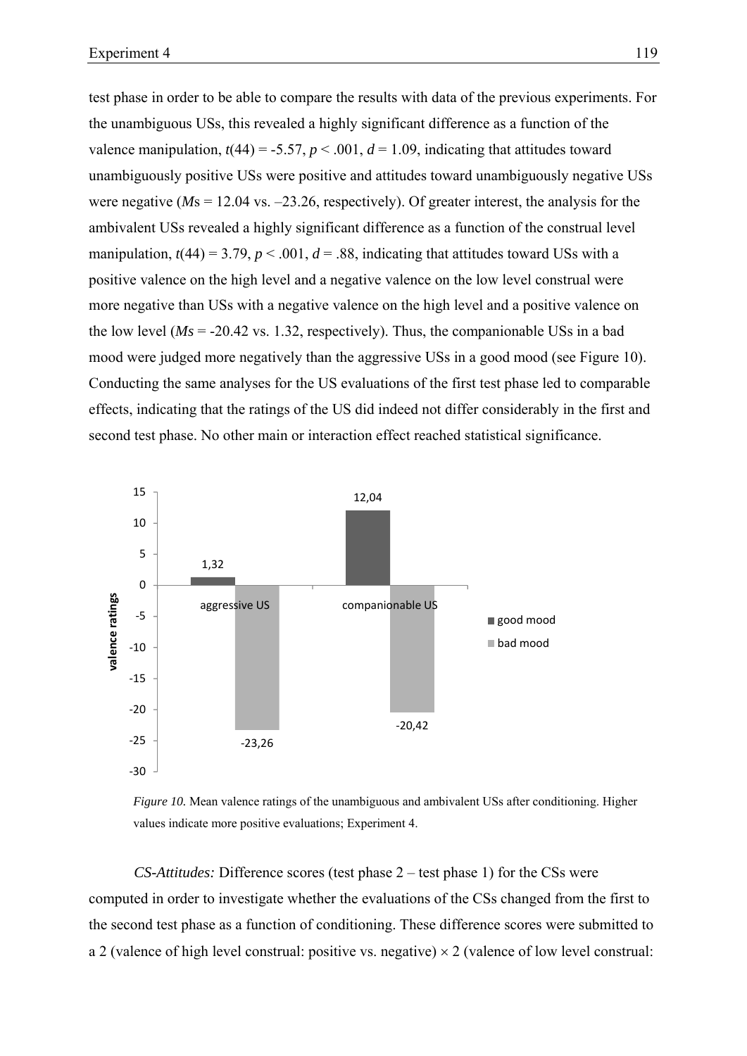test phase in order to be able to compare the results with data of the previous experiments. For the unambiguous USs, this revealed a highly significant difference as a function of the valence manipulation, $t(44) = -5.57$, $p < .001$, $d = 1.09$, indicating that attitudes toward unambiguously positive USs were positive and attitudes toward unambiguously negative USs were negative (*M*s = 12.04 vs. –23.26, respectively). Of greater interest, the analysis for the ambivalent USs revealed a highly significant difference as a function of the construal level manipulation, $t(44) = 3.79$, $p < .001$, $d = .88$, indicating that attitudes toward USs with a positive valence on the high level and a negative valence on the low level construal were more negative than USs with a negative valence on the high level and a positive valence on the low level (*Ms* = -20.42 vs. 1.32, respectively). Thus, the companionable USs in a bad mood were judged more negatively than the aggressive USs in a good mood (see Figure 10). Conducting the same analyses for the US evaluations of the first test phase led to comparable effects, indicating that the ratings of the US did indeed not differ considerably in the first and second test phase. No other main or interaction effect reached statistical significance.

*Figure 10.* Mean valence ratings of the unambiguous and ambivalent USs after conditioning. Higher values indicate more positive evaluations; Experiment 4.

*CS-Attitudes:* Difference scores (test phase 2 – test phase 1) for the CSs were computed in order to investigate whether the evaluations of the CSs changed from the first to the second test phase as a function of conditioning. These difference scores were submitted to a 2 (valence of high level construal: positive vs. negative) × 2 (valence of low level construal: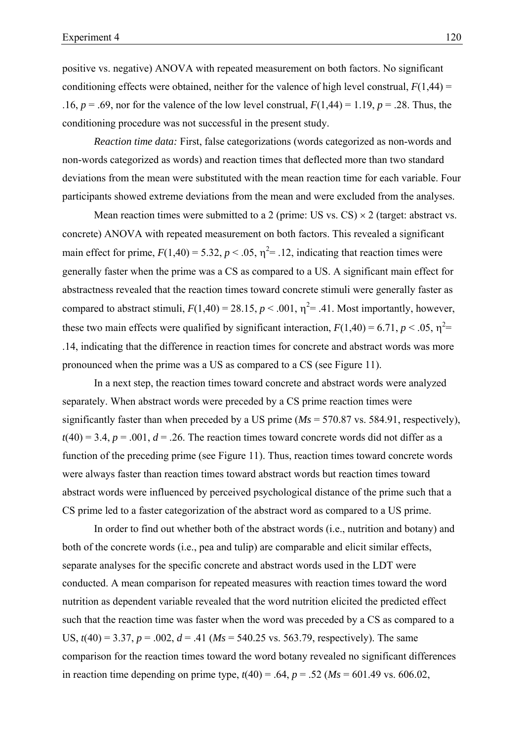positive vs. negative) ANOVA with repeated measurement on both factors. No significant conditioning effects were obtained, neither for the valence of high level construal, $F(1,44) = .16$, $p = .69$, nor for the valence of the low level construal, $F(1,44) = 1.19$, $p = .28$. Thus, the conditioning procedure was not successful in the present study.

*Reaction time data:* First, false categorizations (words categorized as non-words and non-words categorized as words) and reaction times that deflected more than two standard deviations from the mean were substituted with the mean reaction time for each variable. Four participants showed extreme deviations from the mean and were excluded from the analyses.

Mean reaction times were submitted to a 2 (prime: US vs. CS) × 2 (target: abstract vs. concrete) ANOVA with repeated measurement on both factors. This revealed a significant main effect for prime, $F(1,40) = 5.32$, $p < .05$, $\eta^2 = .12$, indicating that reaction times were generally faster when the prime was a CS as compared to a US. A significant main effect for abstractness revealed that the reaction times toward concrete stimuli were generally faster as compared to abstract stimuli, $F(1,40) = 28.15$, $p < .001$, $\eta^2 = .41$. Most importantly, however, these two main effects were qualified by significant interaction, $F(1,40) = 6.71$, $p < .05$, $\eta^2 = .14$, indicating that the difference in reaction times for concrete and abstract words was more pronounced when the prime was a US as compared to a CS (see Figure 11).

In a next step, the reaction times toward concrete and abstract words were analyzed separately. When abstract words were preceded by a CS prime reaction times were significantly faster than when preceded by a US prime (*Ms* = 570.87 vs. 584.91, respectively), $t(40) = 3.4$, $p = .001$, $d = .26$. The reaction times toward concrete words did not differ as a function of the preceding prime (see Figure 11). Thus, reaction times toward concrete words were always faster than reaction times toward abstract words but reaction times toward abstract words were influenced by perceived psychological distance of the prime such that a CS prime led to a faster categorization of the abstract word as compared to a US prime.

In order to find out whether both of the abstract words (i.e., nutrition and botany) and both of the concrete words (i.e., pea and tulip) are comparable and elicit similar effects, separate analyses for the specific concrete and abstract words used in the LDT were conducted. A mean comparison for repeated measures with reaction times toward the word nutrition as dependent variable revealed that the word nutrition elicited the predicted effect such that the reaction time was faster when the word was preceded by a CS as compared to a US, $t(40) = 3.37$, $p = .002$, $d = .41$ (*Ms* = 540.25 vs. 563.79, respectively). The same comparison for the reaction times toward the word botany revealed no significant differences in reaction time depending on prime type, $t(40) = .64$, $p = .52$ (*Ms* = 601.49 vs. 606.02,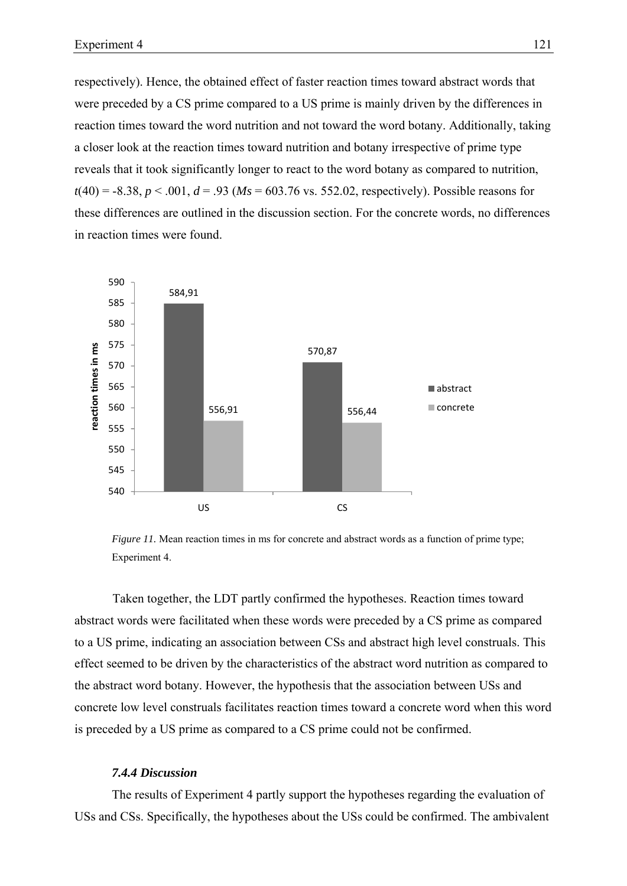respectively). Hence, the obtained effect of faster reaction times toward abstract words that were preceded by a CS prime compared to a US prime is mainly driven by the differences in reaction times toward the word nutrition and not toward the word botany. Additionally, taking a closer look at the reaction times toward nutrition and botany irrespective of prime type reveals that it took significantly longer to react to the word botany as compared to nutrition, $t(40) = -8.38$, $p < .001$, $d = .93$ ($Ms = 603.76$ vs. $552.02$, respectively). Possible reasons for these differences are outlined in the discussion section. For the concrete words, no differences in reaction times were found.

*Figure 11.* Mean reaction times in ms for concrete and abstract words as a function of prime type; Experiment 4.

Taken together, the LDT partly confirmed the hypotheses. Reaction times toward abstract words were facilitated when these words were preceded by a CS prime as compared to a US prime, indicating an association between CSs and abstract high level construals. This effect seemed to be driven by the characteristics of the abstract word nutrition as compared to the abstract word botany. However, the hypothesis that the association between USs and concrete low level construals facilitates reaction times toward a concrete word when this word is preceded by a US prime as compared to a CS prime could not be confirmed.

### *7.4.4 Discussion*

The results of Experiment 4 partly support the hypotheses regarding the evaluation of USs and CSs. Specifically, the hypotheses about the USs could be confirmed. The ambivalent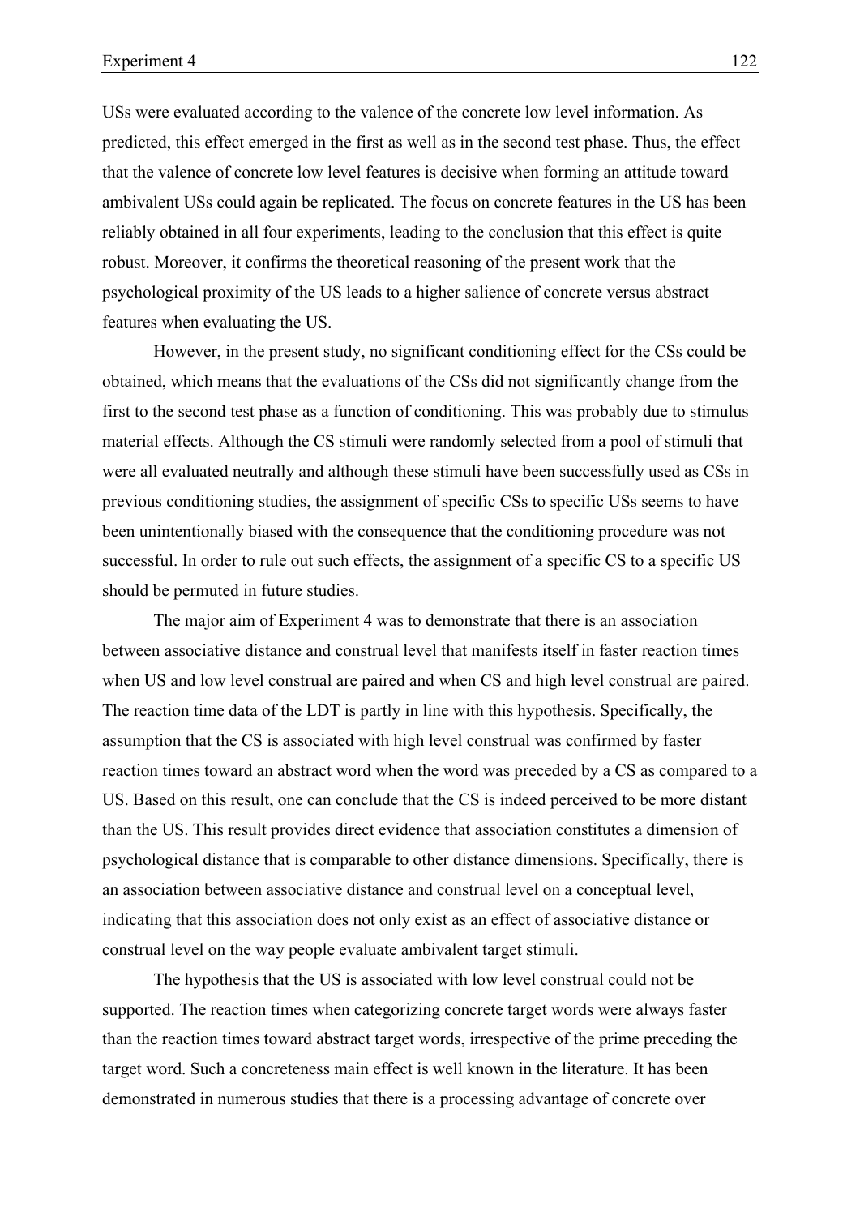USs were evaluated according to the valence of the concrete low level information. As predicted, this effect emerged in the first as well as in the second test phase. Thus, the effect that the valence of concrete low level features is decisive when forming an attitude toward ambivalent USs could again be replicated. The focus on concrete features in the US has been reliably obtained in all four experiments, leading to the conclusion that this effect is quite robust. Moreover, it confirms the theoretical reasoning of the present work that the psychological proximity of the US leads to a higher salience of concrete versus abstract features when evaluating the US.

However, in the present study, no significant conditioning effect for the CSs could be obtained, which means that the evaluations of the CSs did not significantly change from the first to the second test phase as a function of conditioning. This was probably due to stimulus material effects. Although the CS stimuli were randomly selected from a pool of stimuli that were all evaluated neutrally and although these stimuli have been successfully used as CSs in previous conditioning studies, the assignment of specific CSs to specific USs seems to have been unintentionally biased with the consequence that the conditioning procedure was not successful. In order to rule out such effects, the assignment of a specific CS to a specific US should be permuted in future studies.

The major aim of Experiment 4 was to demonstrate that there is an association between associative distance and construal level that manifests itself in faster reaction times when US and low level construal are paired and when CS and high level construal are paired. The reaction time data of the LDT is partly in line with this hypothesis. Specifically, the assumption that the CS is associated with high level construal was confirmed by faster reaction times toward an abstract word when the word was preceded by a CS as compared to a US. Based on this result, one can conclude that the CS is indeed perceived to be more distant than the US. This result provides direct evidence that association constitutes a dimension of psychological distance that is comparable to other distance dimensions. Specifically, there is an association between associative distance and construal level on a conceptual level, indicating that this association does not only exist as an effect of associative distance or construal level on the way people evaluate ambivalent target stimuli.

The hypothesis that the US is associated with low level construal could not be supported. The reaction times when categorizing concrete target words were always faster than the reaction times toward abstract target words, irrespective of the prime preceding the target word. Such a concreteness main effect is well known in the literature. It has been demonstrated in numerous studies that there is a processing advantage of concrete over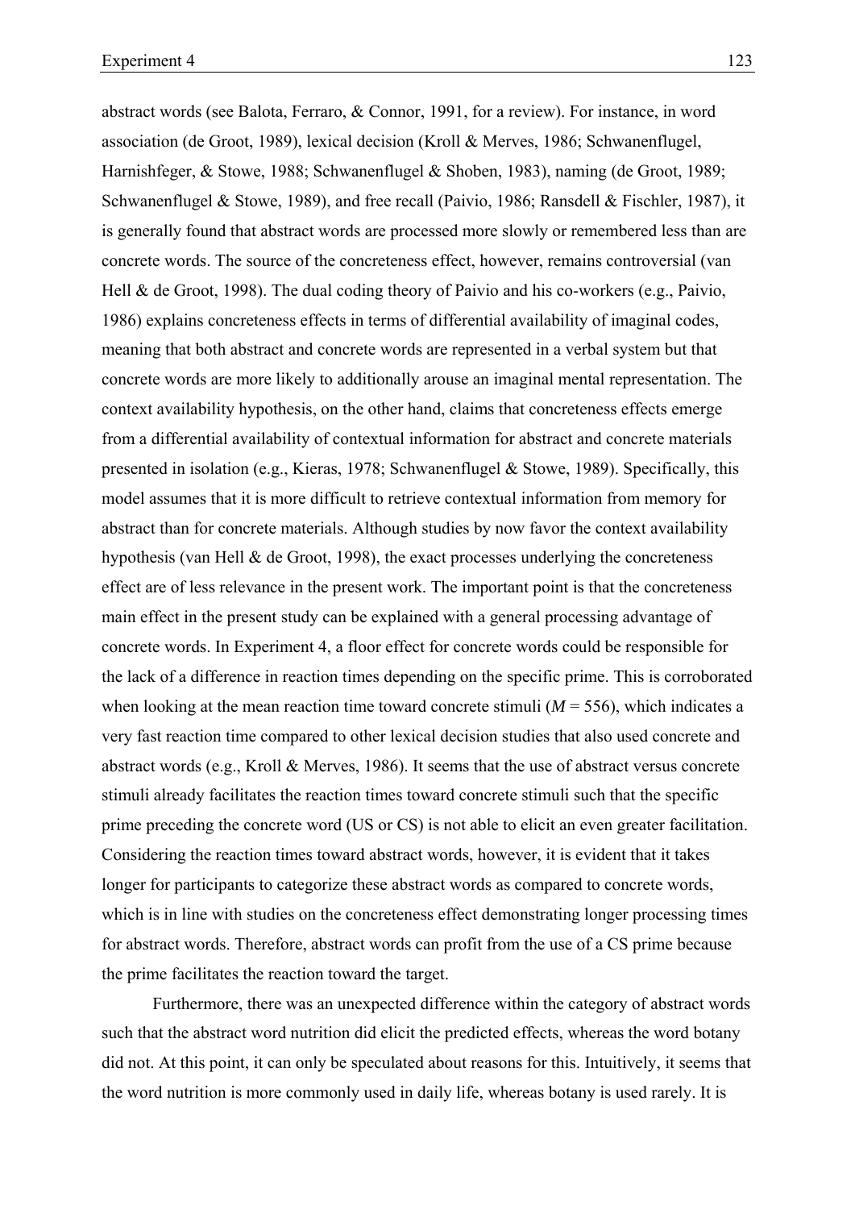abstract words (see Balota, Ferraro, & Connor, 1991, for a review). For instance, in word association (de Groot, 1989), lexical decision (Kroll & Merves, 1986; Schwanenflugel, Harnishfeger, & Stowe, 1988; Schwanenflugel & Shoben, 1983), naming (de Groot, 1989; Schwanenflugel & Stowe, 1989), and free recall (Paivio, 1986; Ransdell & Fischler, 1987), it is generally found that abstract words are processed more slowly or remembered less than are concrete words. The source of the concreteness effect, however, remains controversial (van Hell & de Groot, 1998). The dual coding theory of Paivio and his co-workers (e.g., Paivio, 1986) explains concreteness effects in terms of differential availability of imaginal codes, meaning that both abstract and concrete words are represented in a verbal system but that concrete words are more likely to additionally arouse an imaginal mental representation. The context availability hypothesis, on the other hand, claims that concreteness effects emerge from a differential availability of contextual information for abstract and concrete materials presented in isolation (e.g., Kieras, 1978; Schwanenflugel & Stowe, 1989). Specifically, this model assumes that it is more difficult to retrieve contextual information from memory for abstract than for concrete materials. Although studies by now favor the context availability hypothesis (van Hell & de Groot, 1998), the exact processes underlying the concreteness effect are of less relevance in the present work. The important point is that the concreteness main effect in the present study can be explained with a general processing advantage of concrete words. In Experiment 4, a floor effect for concrete words could be responsible for the lack of a difference in reaction times depending on the specific prime. This is corroborated when looking at the mean reaction time toward concrete stimuli ($M = 556$), which indicates a very fast reaction time compared to other lexical decision studies that also used concrete and abstract words (e.g., Kroll & Merves, 1986). It seems that the use of abstract versus concrete stimuli already facilitates the reaction times toward concrete stimuli such that the specific prime preceding the concrete word (US or CS) is not able to elicit an even greater facilitation. Considering the reaction times toward abstract words, however, it is evident that it takes longer for participants to categorize these abstract words as compared to concrete words, which is in line with studies on the concreteness effect demonstrating longer processing times for abstract words. Therefore, abstract words can profit from the use of a CS prime because the prime facilitates the reaction toward the target.

Furthermore, there was an unexpected difference within the category of abstract words such that the abstract word nutrition did elicit the predicted effects, whereas the word botany did not. At this point, it can only be speculated about reasons for this. Intuitively, it seems that the word nutrition is more commonly used in daily life, whereas botany is used rarely. It is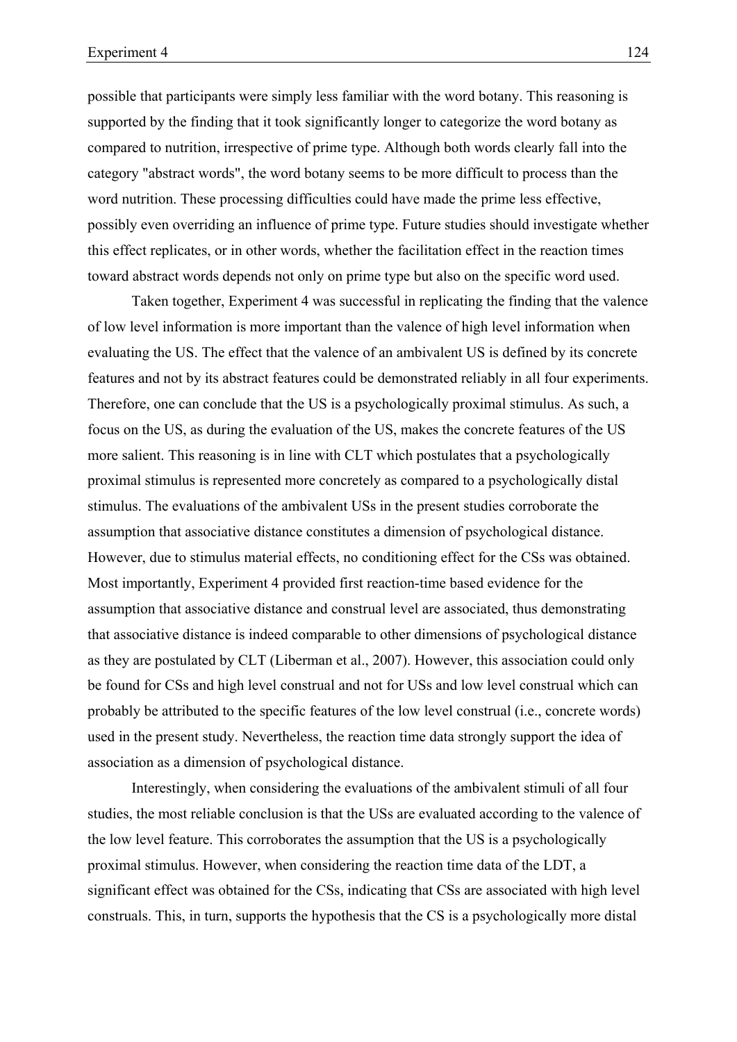possible that participants were simply less familiar with the word botany. This reasoning is supported by the finding that it took significantly longer to categorize the word botany as compared to nutrition, irrespective of prime type. Although both words clearly fall into the category "abstract words", the word botany seems to be more difficult to process than the word nutrition. These processing difficulties could have made the prime less effective, possibly even overriding an influence of prime type. Future studies should investigate whether this effect replicates, or in other words, whether the facilitation effect in the reaction times toward abstract words depends not only on prime type but also on the specific word used.

Taken together, Experiment 4 was successful in replicating the finding that the valence of low level information is more important than the valence of high level information when evaluating the US. The effect that the valence of an ambivalent US is defined by its concrete features and not by its abstract features could be demonstrated reliably in all four experiments. Therefore, one can conclude that the US is a psychologically proximal stimulus. As such, a focus on the US, as during the evaluation of the US, makes the concrete features of the US more salient. This reasoning is in line with CLT which postulates that a psychologically proximal stimulus is represented more concretely as compared to a psychologically distal stimulus. The evaluations of the ambivalent USs in the present studies corroborate the assumption that associative distance constitutes a dimension of psychological distance. However, due to stimulus material effects, no conditioning effect for the CSs was obtained. Most importantly, Experiment 4 provided first reaction-time based evidence for the assumption that associative distance and construal level are associated, thus demonstrating that associative distance is indeed comparable to other dimensions of psychological distance as they are postulated by CLT (Liberman et al., 2007). However, this association could only be found for CSs and high level construal and not for USs and low level construal which can probably be attributed to the specific features of the low level construal (i.e., concrete words) used in the present study. Nevertheless, the reaction time data strongly support the idea of association as a dimension of psychological distance.

Interestingly, when considering the evaluations of the ambivalent stimuli of all four studies, the most reliable conclusion is that the USs are evaluated according to the valence of the low level feature. This corroborates the assumption that the US is a psychologically proximal stimulus. However, when considering the reaction time data of the LDT, a significant effect was obtained for the CSs, indicating that CSs are associated with high level construals. This, in turn, supports the hypothesis that the CS is a psychologically more distal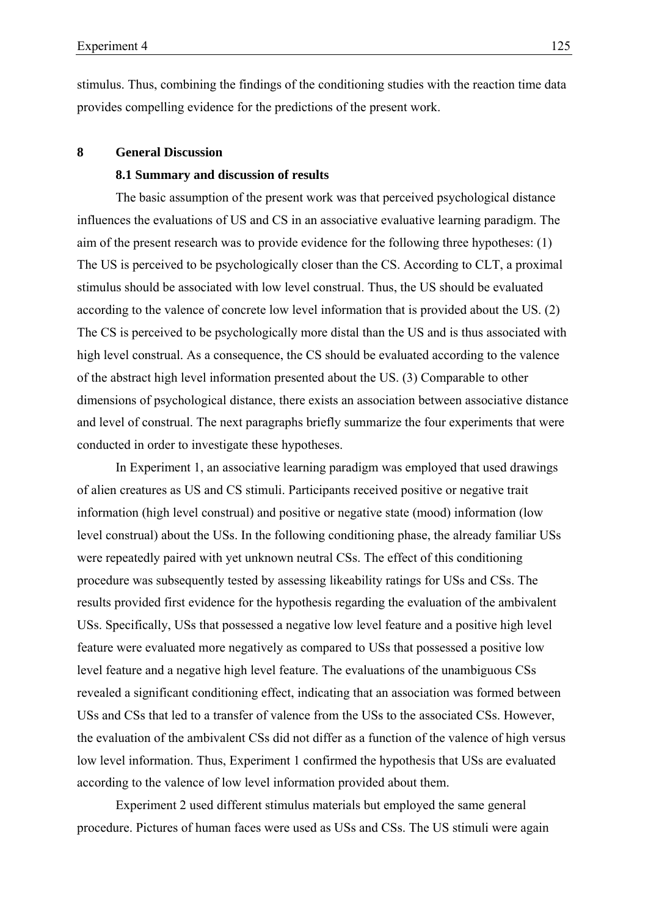stimulus. Thus, combining the findings of the conditioning studies with the reaction time data provides compelling evidence for the predictions of the present work.

# 8 General Discussion

## 8.1 Summary and discussion of results

The basic assumption of the present work was that perceived psychological distance influences the evaluations of US and CS in an associative evaluative learning paradigm. The aim of the present research was to provide evidence for the following three hypotheses: (1) The US is perceived to be psychologically closer than the CS. According to CLT, a proximal stimulus should be associated with low level construal. Thus, the US should be evaluated according to the valence of concrete low level information that is provided about the US. (2) The CS is perceived to be psychologically more distal than the US and is thus associated with high level construal. As a consequence, the CS should be evaluated according to the valence of the abstract high level information presented about the US. (3) Comparable to other dimensions of psychological distance, there exists an association between associative distance and level of construal. The next paragraphs briefly summarize the four experiments that were conducted in order to investigate these hypotheses.

In Experiment 1, an associative learning paradigm was employed that used drawings of alien creatures as US and CS stimuli. Participants received positive or negative trait information (high level construal) and positive or negative state (mood) information (low level construal) about the USs. In the following conditioning phase, the already familiar USs were repeatedly paired with yet unknown neutral CSs. The effect of this conditioning procedure was subsequently tested by assessing likeability ratings for USs and CSs. The results provided first evidence for the hypothesis regarding the evaluation of the ambivalent USs. Specifically, USs that possessed a negative low level feature and a positive high level feature were evaluated more negatively as compared to USs that possessed a positive low level feature and a negative high level feature. The evaluations of the unambiguous CSs revealed a significant conditioning effect, indicating that an association was formed between USs and CSs that led to a transfer of valence from the USs to the associated CSs. However, the evaluation of the ambivalent CSs did not differ as a function of the valence of high versus low level information. Thus, Experiment 1 confirmed the hypothesis that USs are evaluated according to the valence of low level information provided about them.

Experiment 2 used different stimulus materials but employed the same general procedure. Pictures of human faces were used as USs and CSs. The US stimuli were again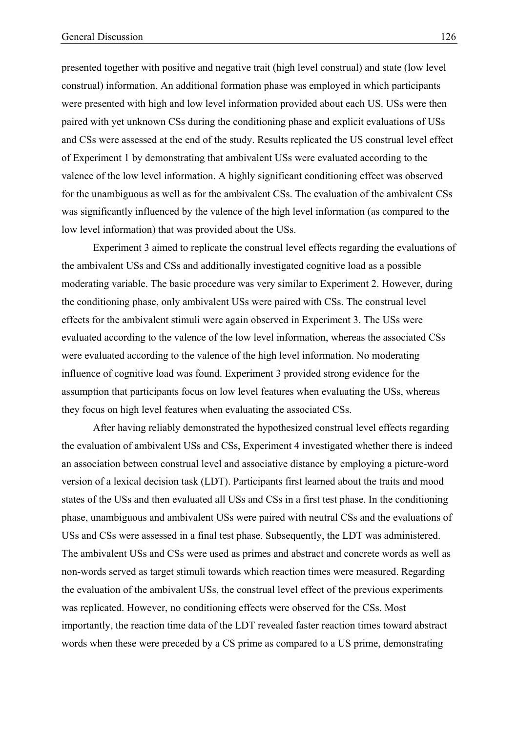presented together with positive and negative trait (high level construal) and state (low level construal) information. An additional formation phase was employed in which participants were presented with high and low level information provided about each US. USs were then paired with yet unknown CSs during the conditioning phase and explicit evaluations of USs and CSs were assessed at the end of the study. Results replicated the US construal level effect of Experiment 1 by demonstrating that ambivalent USs were evaluated according to the valence of the low level information. A highly significant conditioning effect was observed for the unambiguous as well as for the ambivalent CSs. The evaluation of the ambivalent CSs was significantly influenced by the valence of the high level information (as compared to the low level information) that was provided about the USs.

Experiment 3 aimed to replicate the construal level effects regarding the evaluations of the ambivalent USs and CSs and additionally investigated cognitive load as a possible moderating variable. The basic procedure was very similar to Experiment 2. However, during the conditioning phase, only ambivalent USs were paired with CSs. The construal level effects for the ambivalent stimuli were again observed in Experiment 3. The USs were evaluated according to the valence of the low level information, whereas the associated CSs were evaluated according to the valence of the high level information. No moderating influence of cognitive load was found. Experiment 3 provided strong evidence for the assumption that participants focus on low level features when evaluating the USs, whereas they focus on high level features when evaluating the associated CSs.

After having reliably demonstrated the hypothesized construal level effects regarding the evaluation of ambivalent USs and CSs, Experiment 4 investigated whether there is indeed an association between construal level and associative distance by employing a picture-word version of a lexical decision task (LDT). Participants first learned about the traits and mood states of the USs and then evaluated all USs and CSs in a first test phase. In the conditioning phase, unambiguous and ambivalent USs were paired with neutral CSs and the evaluations of USs and CSs were assessed in a final test phase. Subsequently, the LDT was administered. The ambivalent USs and CSs were used as primes and abstract and concrete words as well as non-words served as target stimuli towards which reaction times were measured. Regarding the evaluation of the ambivalent USs, the construal level effect of the previous experiments was replicated. However, no conditioning effects were observed for the CSs. Most importantly, the reaction time data of the LDT revealed faster reaction times toward abstract words when these were preceded by a CS prime as compared to a US prime, demonstrating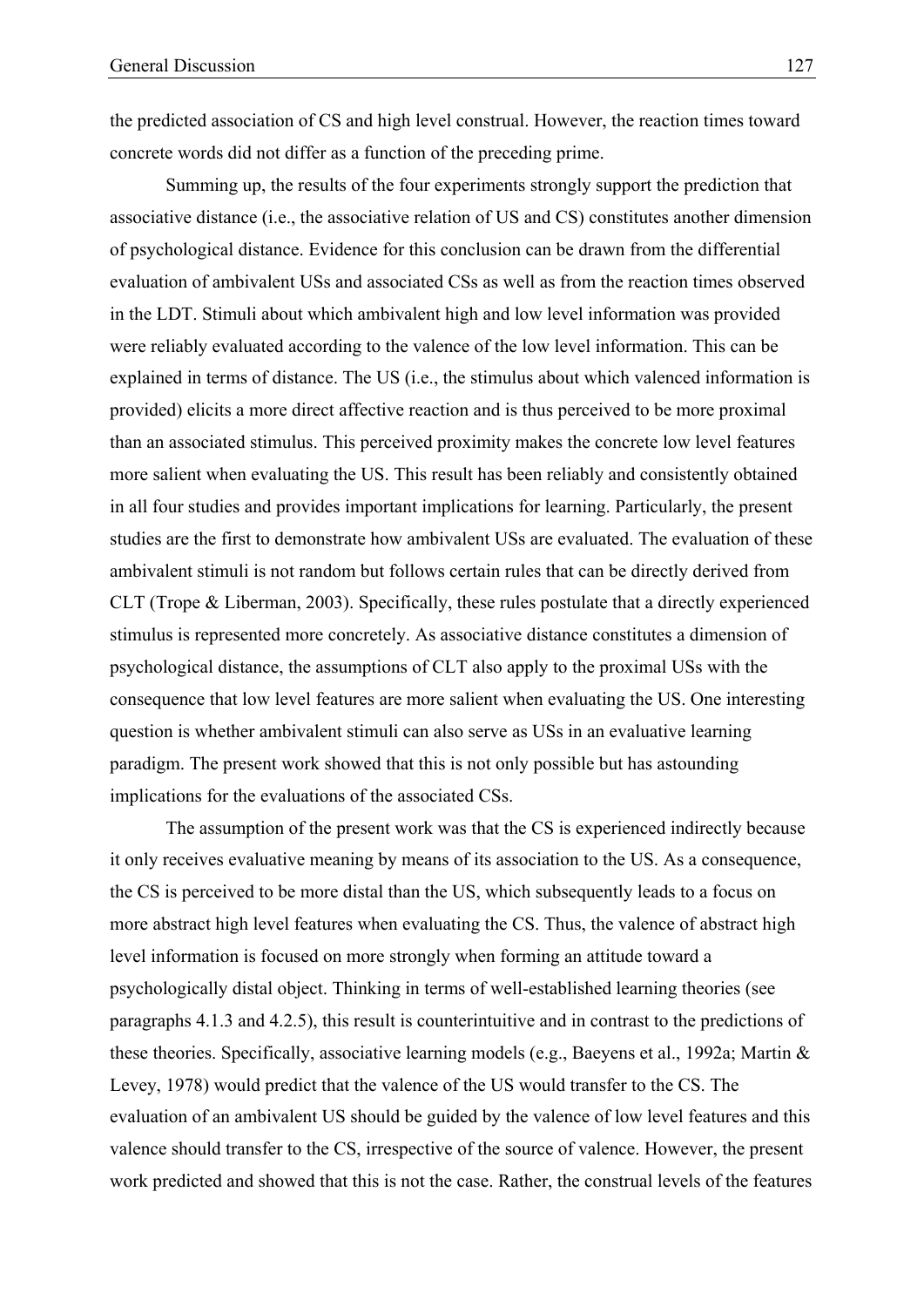the predicted association of CS and high level construal. However, the reaction times toward concrete words did not differ as a function of the preceding prime.

Summing up, the results of the four experiments strongly support the prediction that associative distance (i.e., the associative relation of US and CS) constitutes another dimension of psychological distance. Evidence for this conclusion can be drawn from the differential evaluation of ambivalent USs and associated CSs as well as from the reaction times observed in the LDT. Stimuli about which ambivalent high and low level information was provided were reliably evaluated according to the valence of the low level information. This can be explained in terms of distance. The US (i.e., the stimulus about which valenced information is provided) elicits a more direct affective reaction and is thus perceived to be more proximal than an associated stimulus. This perceived proximity makes the concrete low level features more salient when evaluating the US. This result has been reliably and consistently obtained in all four studies and provides important implications for learning. Particularly, the present studies are the first to demonstrate how ambivalent USs are evaluated. The evaluation of these ambivalent stimuli is not random but follows certain rules that can be directly derived from CLT (Trope & Liberman, 2003). Specifically, these rules postulate that a directly experienced stimulus is represented more concretely. As associative distance constitutes a dimension of psychological distance, the assumptions of CLT also apply to the proximal USs with the consequence that low level features are more salient when evaluating the US. One interesting question is whether ambivalent stimuli can also serve as USs in an evaluative learning paradigm. The present work showed that this is not only possible but has astounding implications for the evaluations of the associated CSs.

The assumption of the present work was that the CS is experienced indirectly because it only receives evaluative meaning by means of its association to the US. As a consequence, the CS is perceived to be more distal than the US, which subsequently leads to a focus on more abstract high level features when evaluating the CS. Thus, the valence of abstract high level information is focused on more strongly when forming an attitude toward a psychologically distal object. Thinking in terms of well-established learning theories (see paragraphs 4.1.3 and 4.2.5), this result is counterintuitive and in contrast to the predictions of these theories. Specifically, associative learning models (e.g., Baeyens et al., 1992a; Martin & Levey, 1978) would predict that the valence of the US would transfer to the CS. The evaluation of an ambivalent US should be guided by the valence of low level features and this valence should transfer to the CS, irrespective of the source of valence. However, the present work predicted and showed that this is not the case. Rather, the construal levels of the features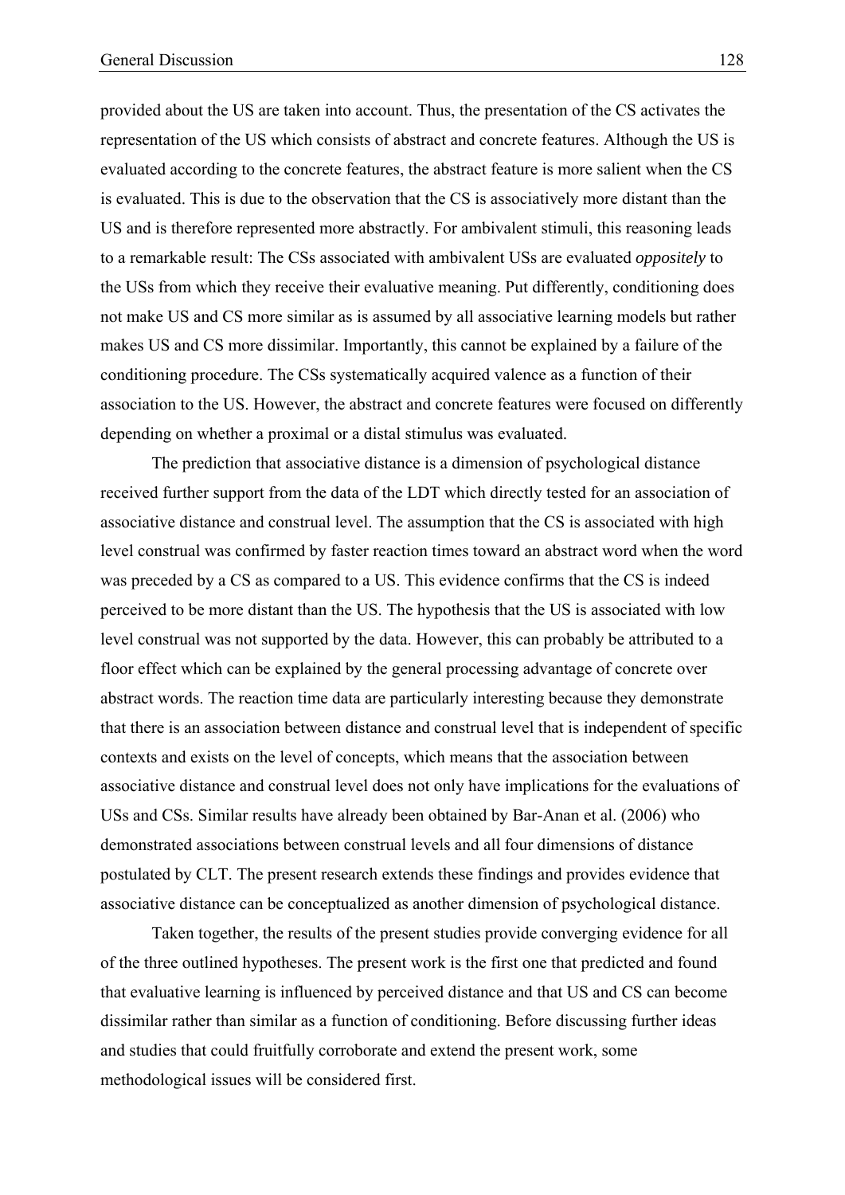provided about the US are taken into account. Thus, the presentation of the CS activates the representation of the US which consists of abstract and concrete features. Although the US is evaluated according to the concrete features, the abstract feature is more salient when the CS is evaluated. This is due to the observation that the CS is associatively more distant than the US and is therefore represented more abstractly. For ambivalent stimuli, this reasoning leads to a remarkable result: The CSs associated with ambivalent USs are evaluated *oppositely* to the USs from which they receive their evaluative meaning. Put differently, conditioning does not make US and CS more similar as is assumed by all associative learning models but rather makes US and CS more dissimilar. Importantly, this cannot be explained by a failure of the conditioning procedure. The CSs systematically acquired valence as a function of their association to the US. However, the abstract and concrete features were focused on differently depending on whether a proximal or a distal stimulus was evaluated.

The prediction that associative distance is a dimension of psychological distance received further support from the data of the LDT which directly tested for an association of associative distance and construal level. The assumption that the CS is associated with high level construal was confirmed by faster reaction times toward an abstract word when the word was preceded by a CS as compared to a US. This evidence confirms that the CS is indeed perceived to be more distant than the US. The hypothesis that the US is associated with low level construal was not supported by the data. However, this can probably be attributed to a floor effect which can be explained by the general processing advantage of concrete over abstract words. The reaction time data are particularly interesting because they demonstrate that there is an association between distance and construal level that is independent of specific contexts and exists on the level of concepts, which means that the association between associative distance and construal level does not only have implications for the evaluations of USs and CSs. Similar results have already been obtained by Bar-Anan et al. (2006) who demonstrated associations between construal levels and all four dimensions of distance postulated by CLT. The present research extends these findings and provides evidence that associative distance can be conceptualized as another dimension of psychological distance.

Taken together, the results of the present studies provide converging evidence for all of the three outlined hypotheses. The present work is the first one that predicted and found that evaluative learning is influenced by perceived distance and that US and CS can become dissimilar rather than similar as a function of conditioning. Before discussing further ideas and studies that could fruitfully corroborate and extend the present work, some methodological issues will be considered first.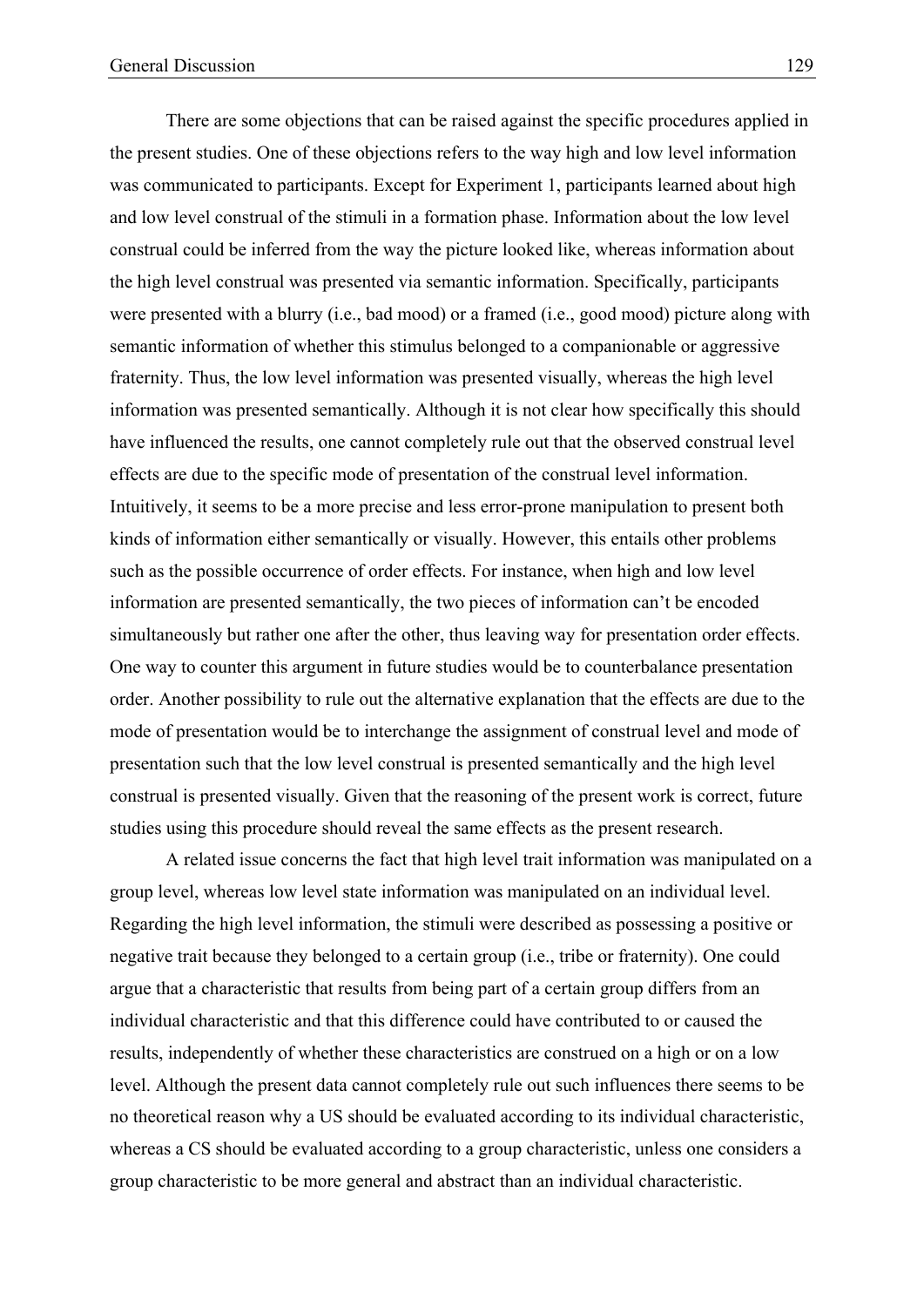There are some objections that can be raised against the specific procedures applied in the present studies. One of these objections refers to the way high and low level information was communicated to participants. Except for Experiment 1, participants learned about high and low level construal of the stimuli in a formation phase. Information about the low level construal could be inferred from the way the picture looked like, whereas information about the high level construal was presented via semantic information. Specifically, participants were presented with a blurry (i.e., bad mood) or a framed (i.e., good mood) picture along with semantic information of whether this stimulus belonged to a companionable or aggressive fraternity. Thus, the low level information was presented visually, whereas the high level information was presented semantically. Although it is not clear how specifically this should have influenced the results, one cannot completely rule out that the observed construal level effects are due to the specific mode of presentation of the construal level information. Intuitively, it seems to be a more precise and less error-prone manipulation to present both kinds of information either semantically or visually. However, this entails other problems such as the possible occurrence of order effects. For instance, when high and low level information are presented semantically, the two pieces of information can't be encoded simultaneously but rather one after the other, thus leaving way for presentation order effects. One way to counter this argument in future studies would be to counterbalance presentation order. Another possibility to rule out the alternative explanation that the effects are due to the mode of presentation would be to interchange the assignment of construal level and mode of presentation such that the low level construal is presented semantically and the high level construal is presented visually. Given that the reasoning of the present work is correct, future studies using this procedure should reveal the same effects as the present research.

A related issue concerns the fact that high level trait information was manipulated on a group level, whereas low level state information was manipulated on an individual level. Regarding the high level information, the stimuli were described as possessing a positive or negative trait because they belonged to a certain group (i.e., tribe or fraternity). One could argue that a characteristic that results from being part of a certain group differs from an individual characteristic and that this difference could have contributed to or caused the results, independently of whether these characteristics are construed on a high or on a low level. Although the present data cannot completely rule out such influences there seems to be no theoretical reason why a US should be evaluated according to its individual characteristic, whereas a CS should be evaluated according to a group characteristic, unless one considers a group characteristic to be more general and abstract than an individual characteristic.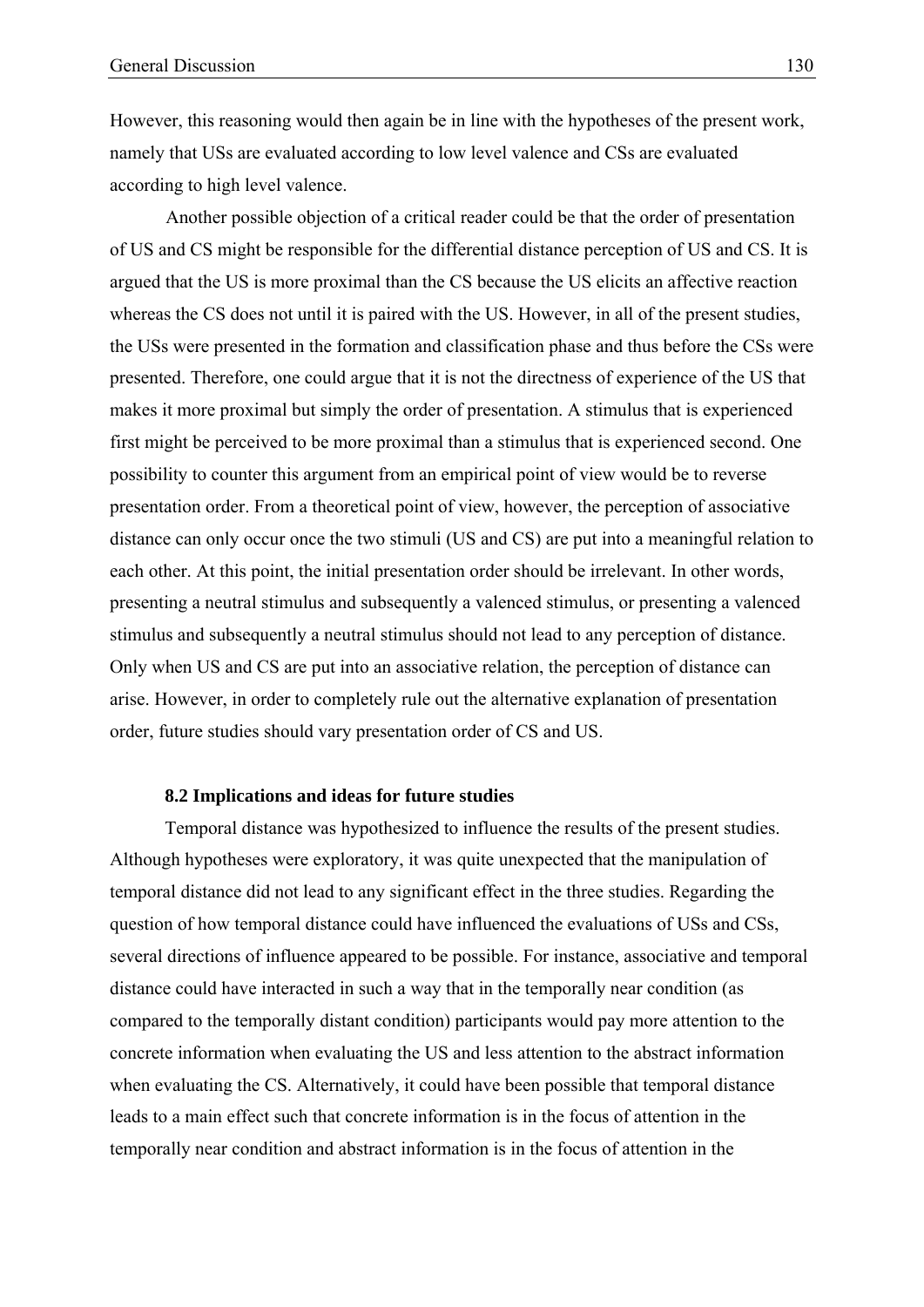However, this reasoning would then again be in line with the hypotheses of the present work, namely that USs are evaluated according to low level valence and CSs are evaluated according to high level valence.

Another possible objection of a critical reader could be that the order of presentation of US and CS might be responsible for the differential distance perception of US and CS. It is argued that the US is more proximal than the CS because the US elicits an affective reaction whereas the CS does not until it is paired with the US. However, in all of the present studies, the USs were presented in the formation and classification phase and thus before the CSs were presented. Therefore, one could argue that it is not the directness of experience of the US that makes it more proximal but simply the order of presentation. A stimulus that is experienced first might be perceived to be more proximal than a stimulus that is experienced second. One possibility to counter this argument from an empirical point of view would be to reverse presentation order. From a theoretical point of view, however, the perception of associative distance can only occur once the two stimuli (US and CS) are put into a meaningful relation to each other. At this point, the initial presentation order should be irrelevant. In other words, presenting a neutral stimulus and subsequently a valenced stimulus, or presenting a valenced stimulus and subsequently a neutral stimulus should not lead to any perception of distance. Only when US and CS are put into an associative relation, the perception of distance can arise. However, in order to completely rule out the alternative explanation of presentation order, future studies should vary presentation order of CS and US.

### 8.2 Implications and ideas for future studies

Temporal distance was hypothesized to influence the results of the present studies. Although hypotheses were exploratory, it was quite unexpected that the manipulation of temporal distance did not lead to any significant effect in the three studies. Regarding the question of how temporal distance could have influenced the evaluations of USs and CSs, several directions of influence appeared to be possible. For instance, associative and temporal distance could have interacted in such a way that in the temporally near condition (as compared to the temporally distant condition) participants would pay more attention to the concrete information when evaluating the US and less attention to the abstract information when evaluating the CS. Alternatively, it could have been possible that temporal distance leads to a main effect such that concrete information is in the focus of attention in the temporally near condition and abstract information is in the focus of attention in the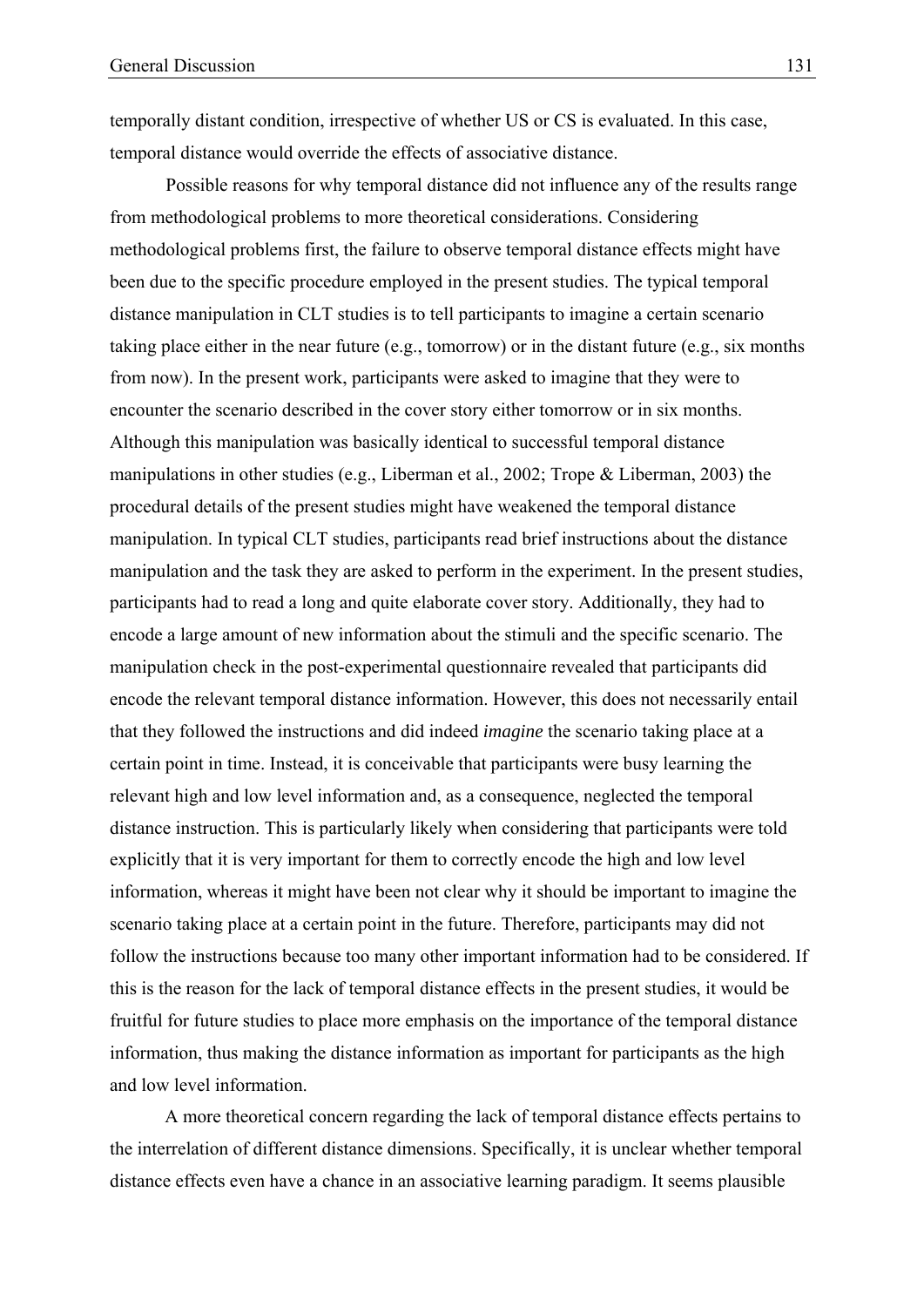temporally distant condition, irrespective of whether US or CS is evaluated. In this case, temporal distance would override the effects of associative distance.

Possible reasons for why temporal distance did not influence any of the results range from methodological problems to more theoretical considerations. Considering methodological problems first, the failure to observe temporal distance effects might have been due to the specific procedure employed in the present studies. The typical temporal distance manipulation in CLT studies is to tell participants to imagine a certain scenario taking place either in the near future (e.g., tomorrow) or in the distant future (e.g., six months from now). In the present work, participants were asked to imagine that they were to encounter the scenario described in the cover story either tomorrow or in six months. Although this manipulation was basically identical to successful temporal distance manipulations in other studies (e.g., Liberman et al., 2002; Trope & Liberman, 2003) the procedural details of the present studies might have weakened the temporal distance manipulation. In typical CLT studies, participants read brief instructions about the distance manipulation and the task they are asked to perform in the experiment. In the present studies, participants had to read a long and quite elaborate cover story. Additionally, they had to encode a large amount of new information about the stimuli and the specific scenario. The manipulation check in the post-experimental questionnaire revealed that participants did encode the relevant temporal distance information. However, this does not necessarily entail that they followed the instructions and did indeed *imagine* the scenario taking place at a certain point in time. Instead, it is conceivable that participants were busy learning the relevant high and low level information and, as a consequence, neglected the temporal distance instruction. This is particularly likely when considering that participants were told explicitly that it is very important for them to correctly encode the high and low level information, whereas it might have been not clear why it should be important to imagine the scenario taking place at a certain point in the future. Therefore, participants may did not follow the instructions because too many other important information had to be considered. If this is the reason for the lack of temporal distance effects in the present studies, it would be fruitful for future studies to place more emphasis on the importance of the temporal distance information, thus making the distance information as important for participants as the high and low level information.

A more theoretical concern regarding the lack of temporal distance effects pertains to the interrelation of different distance dimensions. Specifically, it is unclear whether temporal distance effects even have a chance in an associative learning paradigm. It seems plausible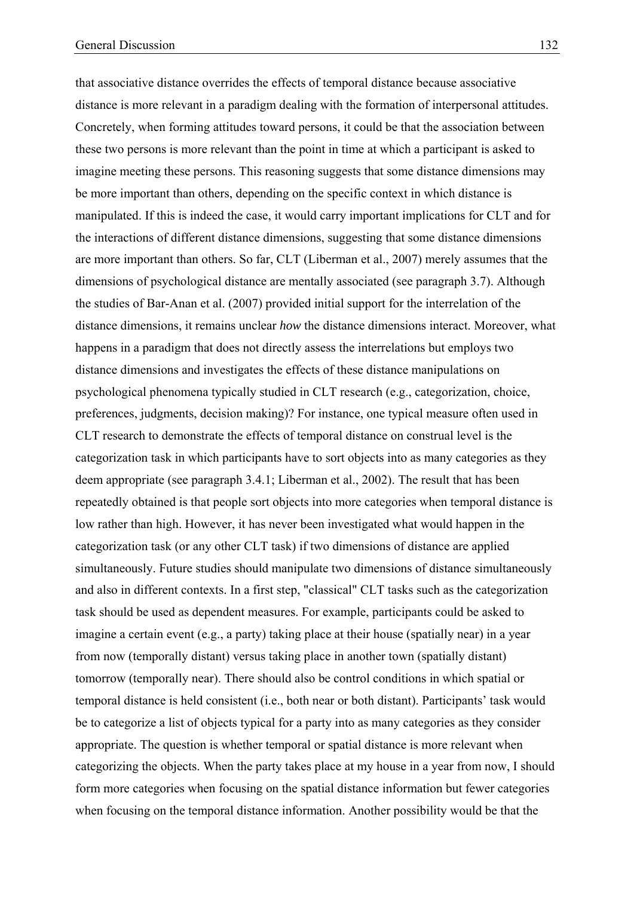that associative distance overrides the effects of temporal distance because associative distance is more relevant in a paradigm dealing with the formation of interpersonal attitudes. Concretely, when forming attitudes toward persons, it could be that the association between these two persons is more relevant than the point in time at which a participant is asked to imagine meeting these persons. This reasoning suggests that some distance dimensions may be more important than others, depending on the specific context in which distance is manipulated. If this is indeed the case, it would carry important implications for CLT and for the interactions of different distance dimensions, suggesting that some distance dimensions are more important than others. So far, CLT (Liberman et al., 2007) merely assumes that the dimensions of psychological distance are mentally associated (see paragraph 3.7). Although the studies of Bar-Anan et al. (2007) provided initial support for the interrelation of the distance dimensions, it remains unclear *how* the distance dimensions interact. Moreover, what happens in a paradigm that does not directly assess the interrelations but employs two distance dimensions and investigates the effects of these distance manipulations on psychological phenomena typically studied in CLT research (e.g., categorization, choice, preferences, judgments, decision making)? For instance, one typical measure often used in CLT research to demonstrate the effects of temporal distance on construal level is the categorization task in which participants have to sort objects into as many categories as they deem appropriate (see paragraph 3.4.1; Liberman et al., 2002). The result that has been repeatedly obtained is that people sort objects into more categories when temporal distance is low rather than high. However, it has never been investigated what would happen in the categorization task (or any other CLT task) if two dimensions of distance are applied simultaneously. Future studies should manipulate two dimensions of distance simultaneously and also in different contexts. In a first step, "classical" CLT tasks such as the categorization task should be used as dependent measures. For example, participants could be asked to imagine a certain event (e.g., a party) taking place at their house (spatially near) in a year from now (temporally distant) versus taking place in another town (spatially distant) tomorrow (temporally near). There should also be control conditions in which spatial or temporal distance is held consistent (i.e., both near or both distant). Participants' task would be to categorize a list of objects typical for a party into as many categories as they consider appropriate. The question is whether temporal or spatial distance is more relevant when categorizing the objects. When the party takes place at my house in a year from now, I should form more categories when focusing on the spatial distance information but fewer categories when focusing on the temporal distance information. Another possibility would be that the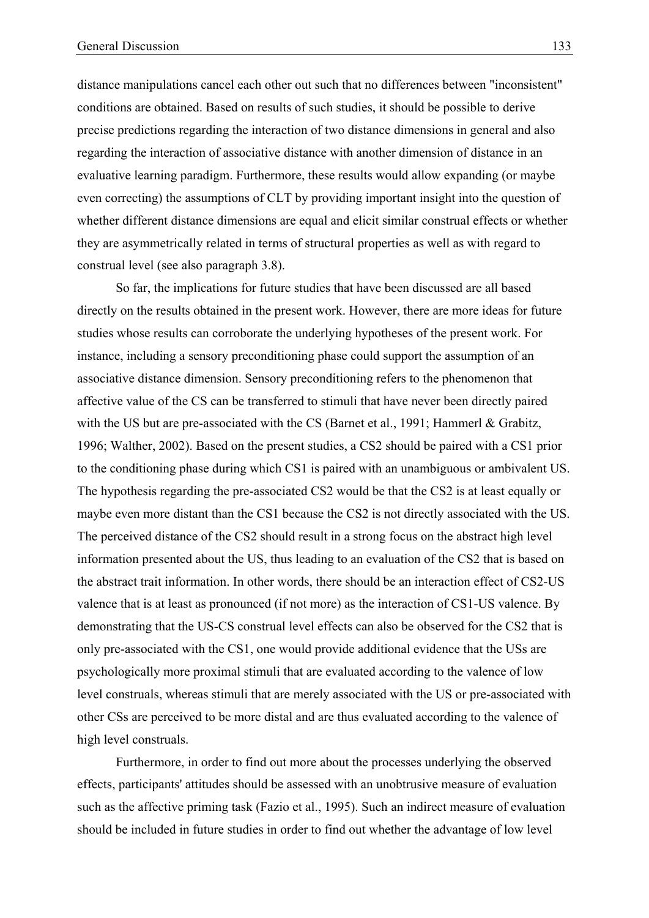distance manipulations cancel each other out such that no differences between "inconsistent" conditions are obtained. Based on results of such studies, it should be possible to derive precise predictions regarding the interaction of two distance dimensions in general and also regarding the interaction of associative distance with another dimension of distance in an evaluative learning paradigm. Furthermore, these results would allow expanding (or maybe even correcting) the assumptions of CLT by providing important insight into the question of whether different distance dimensions are equal and elicit similar construal effects or whether they are asymmetrically related in terms of structural properties as well as with regard to construal level (see also paragraph 3.8).

So far, the implications for future studies that have been discussed are all based directly on the results obtained in the present work. However, there are more ideas for future studies whose results can corroborate the underlying hypotheses of the present work. For instance, including a sensory preconditioning phase could support the assumption of an associative distance dimension. Sensory preconditioning refers to the phenomenon that affective value of the CS can be transferred to stimuli that have never been directly paired with the US but are pre-associated with the CS (Barnet et al., 1991; Hammerl & Grabitz, 1996; Walther, 2002). Based on the present studies, a CS2 should be paired with a CS1 prior to the conditioning phase during which CS1 is paired with an unambiguous or ambivalent US. The hypothesis regarding the pre-associated CS2 would be that the CS2 is at least equally or maybe even more distant than the CS1 because the CS2 is not directly associated with the US. The perceived distance of the CS2 should result in a strong focus on the abstract high level information presented about the US, thus leading to an evaluation of the CS2 that is based on the abstract trait information. In other words, there should be an interaction effect of CS2-US valence that is at least as pronounced (if not more) as the interaction of CS1-US valence. By demonstrating that the US-CS construal level effects can also be observed for the CS2 that is only pre-associated with the CS1, one would provide additional evidence that the USs are psychologically more proximal stimuli that are evaluated according to the valence of low level construals, whereas stimuli that are merely associated with the US or pre-associated with other CSs are perceived to be more distal and are thus evaluated according to the valence of high level construals.

Furthermore, in order to find out more about the processes underlying the observed effects, participants' attitudes should be assessed with an unobtrusive measure of evaluation such as the affective priming task (Fazio et al., 1995). Such an indirect measure of evaluation should be included in future studies in order to find out whether the advantage of low level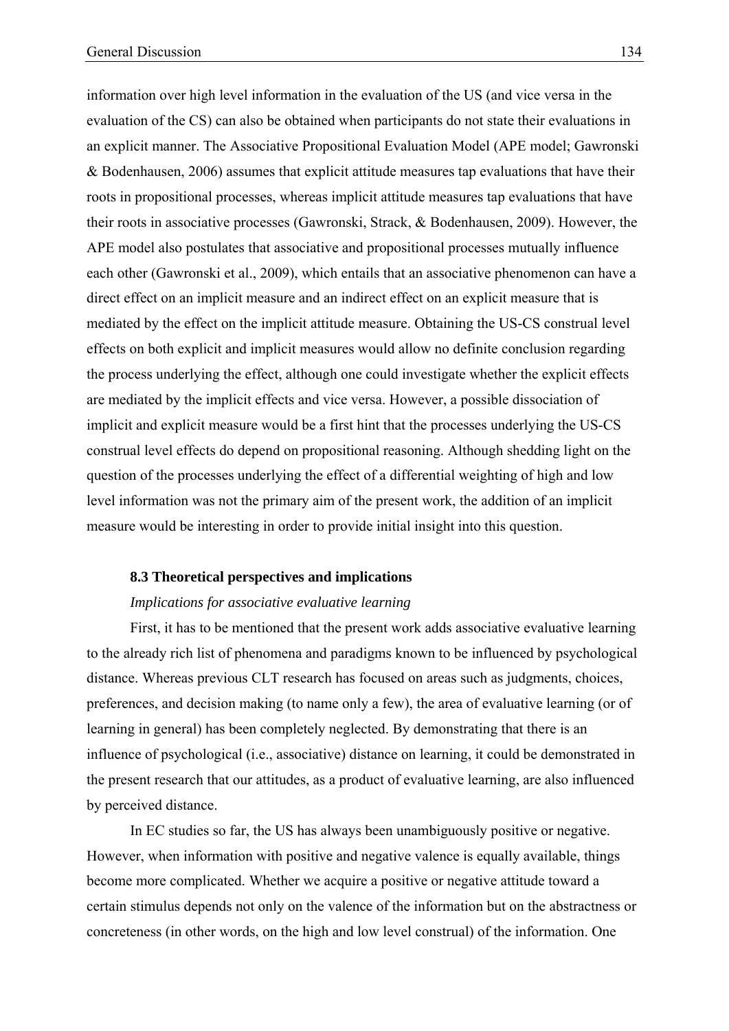information over high level information in the evaluation of the US (and vice versa in the evaluation of the CS) can also be obtained when participants do not state their evaluations in an explicit manner. The Associative Propositional Evaluation Model (APE model; Gawronski & Bodenhausen, 2006) assumes that explicit attitude measures tap evaluations that have their roots in propositional processes, whereas implicit attitude measures tap evaluations that have their roots in associative processes (Gawronski, Strack, & Bodenhausen, 2009). However, the APE model also postulates that associative and propositional processes mutually influence each other (Gawronski et al., 2009), which entails that an associative phenomenon can have a direct effect on an implicit measure and an indirect effect on an explicit measure that is mediated by the effect on the implicit attitude measure. Obtaining the US-CS construal level effects on both explicit and implicit measures would allow no definite conclusion regarding the process underlying the effect, although one could investigate whether the explicit effects are mediated by the implicit effects and vice versa. However, a possible dissociation of implicit and explicit measure would be a first hint that the processes underlying the US-CS construal level effects do depend on propositional reasoning. Although shedding light on the question of the processes underlying the effect of a differential weighting of high and low level information was not the primary aim of the present work, the addition of an implicit measure would be interesting in order to provide initial insight into this question.

### 8.3 Theoretical perspectives and implications

*Implications for associative evaluative learning*

First, it has to be mentioned that the present work adds associative evaluative learning to the already rich list of phenomena and paradigms known to be influenced by psychological distance. Whereas previous CLT research has focused on areas such as judgments, choices, preferences, and decision making (to name only a few), the area of evaluative learning (or of learning in general) has been completely neglected. By demonstrating that there is an influence of psychological (i.e., associative) distance on learning, it could be demonstrated in the present research that our attitudes, as a product of evaluative learning, are also influenced by perceived distance.

In EC studies so far, the US has always been unambiguously positive or negative. However, when information with positive and negative valence is equally available, things become more complicated. Whether we acquire a positive or negative attitude toward a certain stimulus depends not only on the valence of the information but on the abstractness or concreteness (in other words, on the high and low level construal) of the information. One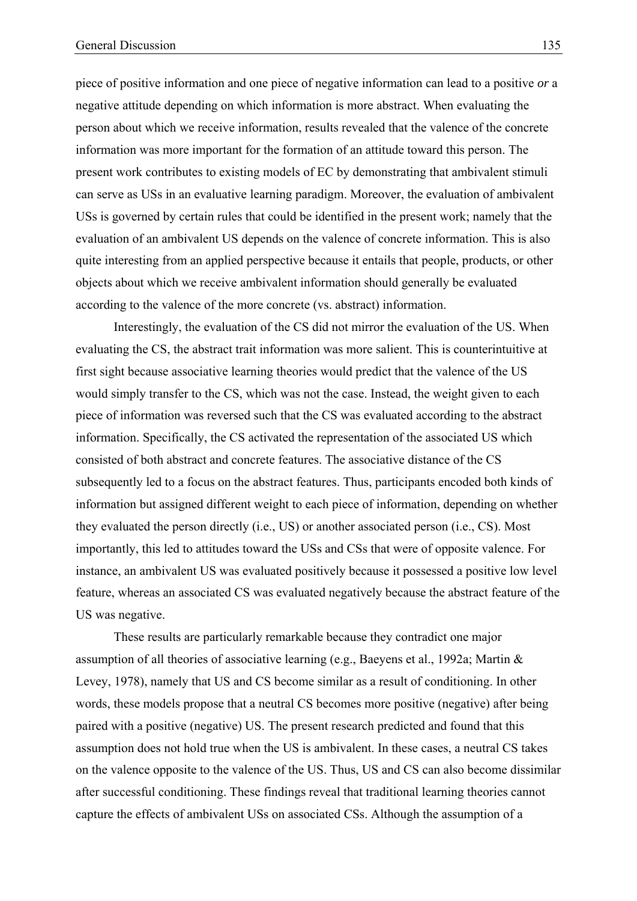piece of positive information and one piece of negative information can lead to a positive *or* a negative attitude depending on which information is more abstract. When evaluating the person about which we receive information, results revealed that the valence of the concrete information was more important for the formation of an attitude toward this person. The present work contributes to existing models of EC by demonstrating that ambivalent stimuli can serve as USs in an evaluative learning paradigm. Moreover, the evaluation of ambivalent USs is governed by certain rules that could be identified in the present work; namely that the evaluation of an ambivalent US depends on the valence of concrete information. This is also quite interesting from an applied perspective because it entails that people, products, or other objects about which we receive ambivalent information should generally be evaluated according to the valence of the more concrete (vs. abstract) information.

Interestingly, the evaluation of the CS did not mirror the evaluation of the US. When evaluating the CS, the abstract trait information was more salient. This is counterintuitive at first sight because associative learning theories would predict that the valence of the US would simply transfer to the CS, which was not the case. Instead, the weight given to each piece of information was reversed such that the CS was evaluated according to the abstract information. Specifically, the CS activated the representation of the associated US which consisted of both abstract and concrete features. The associative distance of the CS subsequently led to a focus on the abstract features. Thus, participants encoded both kinds of information but assigned different weight to each piece of information, depending on whether they evaluated the person directly (i.e., US) or another associated person (i.e., CS). Most importantly, this led to attitudes toward the USs and CSs that were of opposite valence. For instance, an ambivalent US was evaluated positively because it possessed a positive low level feature, whereas an associated CS was evaluated negatively because the abstract feature of the US was negative.

These results are particularly remarkable because they contradict one major assumption of all theories of associative learning (e.g., Baeyens et al., 1992a; Martin & Levey, 1978), namely that US and CS become similar as a result of conditioning. In other words, these models propose that a neutral CS becomes more positive (negative) after being paired with a positive (negative) US. The present research predicted and found that this assumption does not hold true when the US is ambivalent. In these cases, a neutral CS takes on the valence opposite to the valence of the US. Thus, US and CS can also become dissimilar after successful conditioning. These findings reveal that traditional learning theories cannot capture the effects of ambivalent USs on associated CSs. Although the assumption of a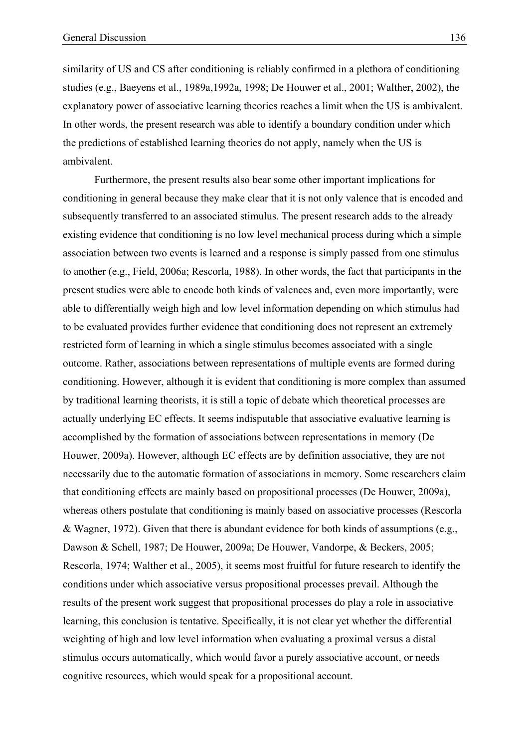similarity of US and CS after conditioning is reliably confirmed in a plethora of conditioning studies (e.g., Baeyens et al., 1989a,1992a, 1998; De Houwer et al., 2001; Walther, 2002), the explanatory power of associative learning theories reaches a limit when the US is ambivalent. In other words, the present research was able to identify a boundary condition under which the predictions of established learning theories do not apply, namely when the US is ambivalent.

Furthermore, the present results also bear some other important implications for conditioning in general because they make clear that it is not only valence that is encoded and subsequently transferred to an associated stimulus. The present research adds to the already existing evidence that conditioning is no low level mechanical process during which a simple association between two events is learned and a response is simply passed from one stimulus to another (e.g., Field, 2006a; Rescorla, 1988). In other words, the fact that participants in the present studies were able to encode both kinds of valences and, even more importantly, were able to differentially weigh high and low level information depending on which stimulus had to be evaluated provides further evidence that conditioning does not represent an extremely restricted form of learning in which a single stimulus becomes associated with a single outcome. Rather, associations between representations of multiple events are formed during conditioning. However, although it is evident that conditioning is more complex than assumed by traditional learning theorists, it is still a topic of debate which theoretical processes are actually underlying EC effects. It seems indisputable that associative evaluative learning is accomplished by the formation of associations between representations in memory (De Houwer, 2009a). However, although EC effects are by definition associative, they are not necessarily due to the automatic formation of associations in memory. Some researchers claim that conditioning effects are mainly based on propositional processes (De Houwer, 2009a), whereas others postulate that conditioning is mainly based on associative processes (Rescorla & Wagner, 1972). Given that there is abundant evidence for both kinds of assumptions (e.g., Dawson & Schell, 1987; De Houwer, 2009a; De Houwer, Vandorpe, & Beckers, 2005; Rescorla, 1974; Walther et al., 2005), it seems most fruitful for future research to identify the conditions under which associative versus propositional processes prevail. Although the results of the present work suggest that propositional processes do play a role in associative learning, this conclusion is tentative. Specifically, it is not clear yet whether the differential weighting of high and low level information when evaluating a proximal versus a distal stimulus occurs automatically, which would favor a purely associative account, or needs cognitive resources, which would speak for a propositional account.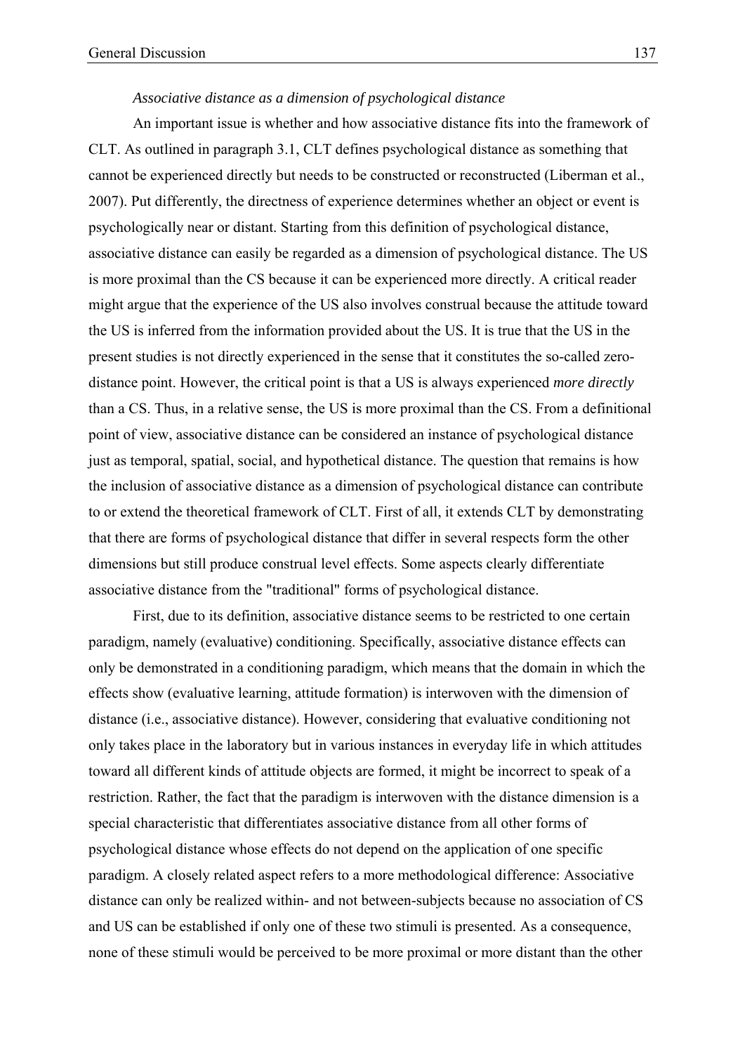*Associative distance as a dimension of psychological distance*

An important issue is whether and how associative distance fits into the framework of CLT. As outlined in paragraph 3.1, CLT defines psychological distance as something that cannot be experienced directly but needs to be constructed or reconstructed (Liberman et al., 2007). Put differently, the directness of experience determines whether an object or event is psychologically near or distant. Starting from this definition of psychological distance, associative distance can easily be regarded as a dimension of psychological distance. The US is more proximal than the CS because it can be experienced more directly. A critical reader might argue that the experience of the US also involves construal because the attitude toward the US is inferred from the information provided about the US. It is true that the US in the present studies is not directly experienced in the sense that it constitutes the so-called zero-distance point. However, the critical point is that a US is always experienced *more directly* than a CS. Thus, in a relative sense, the US is more proximal than the CS. From a definitional point of view, associative distance can be considered an instance of psychological distance just as temporal, spatial, social, and hypothetical distance. The question that remains is how the inclusion of associative distance as a dimension of psychological distance can contribute to or extend the theoretical framework of CLT. First of all, it extends CLT by demonstrating that there are forms of psychological distance that differ in several respects form the other dimensions but still produce construal level effects. Some aspects clearly differentiate associative distance from the "traditional" forms of psychological distance.

First, due to its definition, associative distance seems to be restricted to one certain paradigm, namely (evaluative) conditioning. Specifically, associative distance effects can only be demonstrated in a conditioning paradigm, which means that the domain in which the effects show (evaluative learning, attitude formation) is interwoven with the dimension of distance (i.e., associative distance). However, considering that evaluative conditioning not only takes place in the laboratory but in various instances in everyday life in which attitudes toward all different kinds of attitude objects are formed, it might be incorrect to speak of a restriction. Rather, the fact that the paradigm is interwoven with the distance dimension is a special characteristic that differentiates associative distance from all other forms of psychological distance whose effects do not depend on the application of one specific paradigm. A closely related aspect refers to a more methodological difference: Associative distance can only be realized within- and not between-subjects because no association of CS and US can be established if only one of these two stimuli is presented. As a consequence, none of these stimuli would be perceived to be more proximal or more distant than the other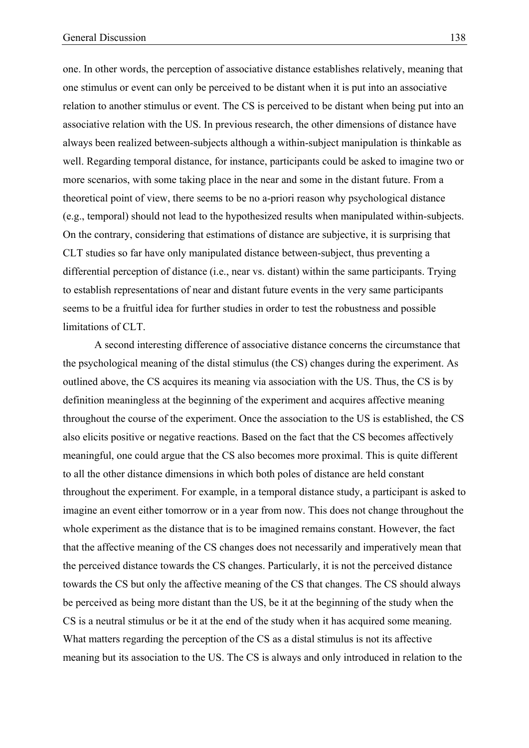one. In other words, the perception of associative distance establishes relatively, meaning that one stimulus or event can only be perceived to be distant when it is put into an associative relation to another stimulus or event. The CS is perceived to be distant when being put into an associative relation with the US. In previous research, the other dimensions of distance have always been realized between-subjects although a within-subject manipulation is thinkable as well. Regarding temporal distance, for instance, participants could be asked to imagine two or more scenarios, with some taking place in the near and some in the distant future. From a theoretical point of view, there seems to be no a-priori reason why psychological distance (e.g., temporal) should not lead to the hypothesized results when manipulated within-subjects. On the contrary, considering that estimations of distance are subjective, it is surprising that CLT studies so far have only manipulated distance between-subject, thus preventing a differential perception of distance (i.e., near vs. distant) within the same participants. Trying to establish representations of near and distant future events in the very same participants seems to be a fruitful idea for further studies in order to test the robustness and possible limitations of CLT.

A second interesting difference of associative distance concerns the circumstance that the psychological meaning of the distal stimulus (the CS) changes during the experiment. As outlined above, the CS acquires its meaning via association with the US. Thus, the CS is by definition meaningless at the beginning of the experiment and acquires affective meaning throughout the course of the experiment. Once the association to the US is established, the CS also elicits positive or negative reactions. Based on the fact that the CS becomes affectively meaningful, one could argue that the CS also becomes more proximal. This is quite different to all the other distance dimensions in which both poles of distance are held constant throughout the experiment. For example, in a temporal distance study, a participant is asked to imagine an event either tomorrow or in a year from now. This does not change throughout the whole experiment as the distance that is to be imagined remains constant. However, the fact that the affective meaning of the CS changes does not necessarily and imperatively mean that the perceived distance towards the CS changes. Particularly, it is not the perceived distance towards the CS but only the affective meaning of the CS that changes. The CS should always be perceived as being more distant than the US, be it at the beginning of the study when the CS is a neutral stimulus or be it at the end of the study when it has acquired some meaning. What matters regarding the perception of the CS as a distal stimulus is not its affective meaning but its association to the US. The CS is always and only introduced in relation to the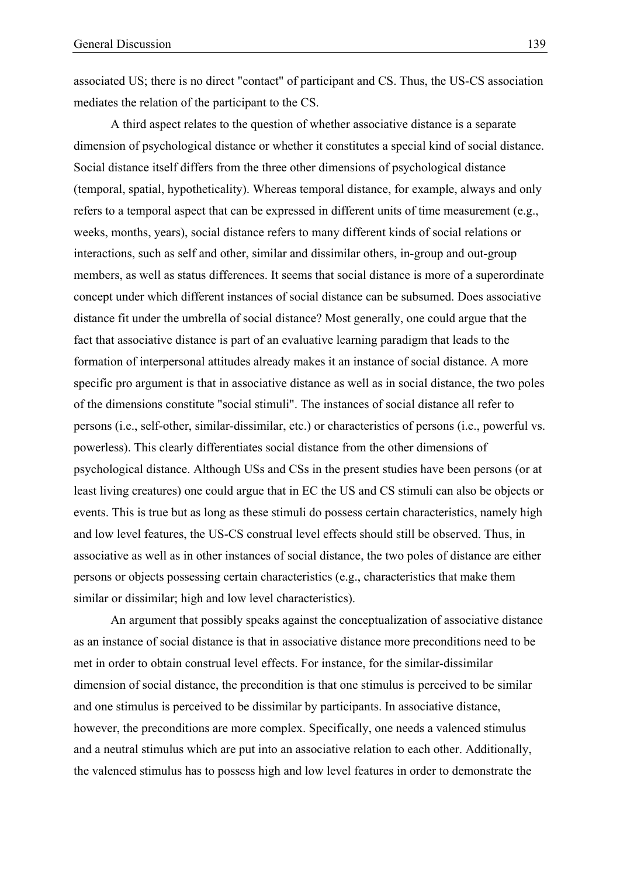associated US; there is no direct "contact" of participant and CS. Thus, the US-CS association mediates the relation of the participant to the CS.

A third aspect relates to the question of whether associative distance is a separate dimension of psychological distance or whether it constitutes a special kind of social distance. Social distance itself differs from the three other dimensions of psychological distance (temporal, spatial, hypotheticality). Whereas temporal distance, for example, always and only refers to a temporal aspect that can be expressed in different units of time measurement (e.g., weeks, months, years), social distance refers to many different kinds of social relations or interactions, such as self and other, similar and dissimilar others, in-group and out-group members, as well as status differences. It seems that social distance is more of a superordinate concept under which different instances of social distance can be subsumed. Does associative distance fit under the umbrella of social distance? Most generally, one could argue that the fact that associative distance is part of an evaluative learning paradigm that leads to the formation of interpersonal attitudes already makes it an instance of social distance. A more specific pro argument is that in associative distance as well as in social distance, the two poles of the dimensions constitute "social stimuli". The instances of social distance all refer to persons (i.e., self-other, similar-dissimilar, etc.) or characteristics of persons (i.e., powerful vs. powerless). This clearly differentiates social distance from the other dimensions of psychological distance. Although USs and CSs in the present studies have been persons (or at least living creatures) one could argue that in EC the US and CS stimuli can also be objects or events. This is true but as long as these stimuli do possess certain characteristics, namely high and low level features, the US-CS construal level effects should still be observed. Thus, in associative as well as in other instances of social distance, the two poles of distance are either persons or objects possessing certain characteristics (e.g., characteristics that make them similar or dissimilar; high and low level characteristics).

An argument that possibly speaks against the conceptualization of associative distance as an instance of social distance is that in associative distance more preconditions need to be met in order to obtain construal level effects. For instance, for the similar-dissimilar dimension of social distance, the precondition is that one stimulus is perceived to be similar and one stimulus is perceived to be dissimilar by participants. In associative distance, however, the preconditions are more complex. Specifically, one needs a valenced stimulus and a neutral stimulus which are put into an associative relation to each other. Additionally, the valenced stimulus has to possess high and low level features in order to demonstrate the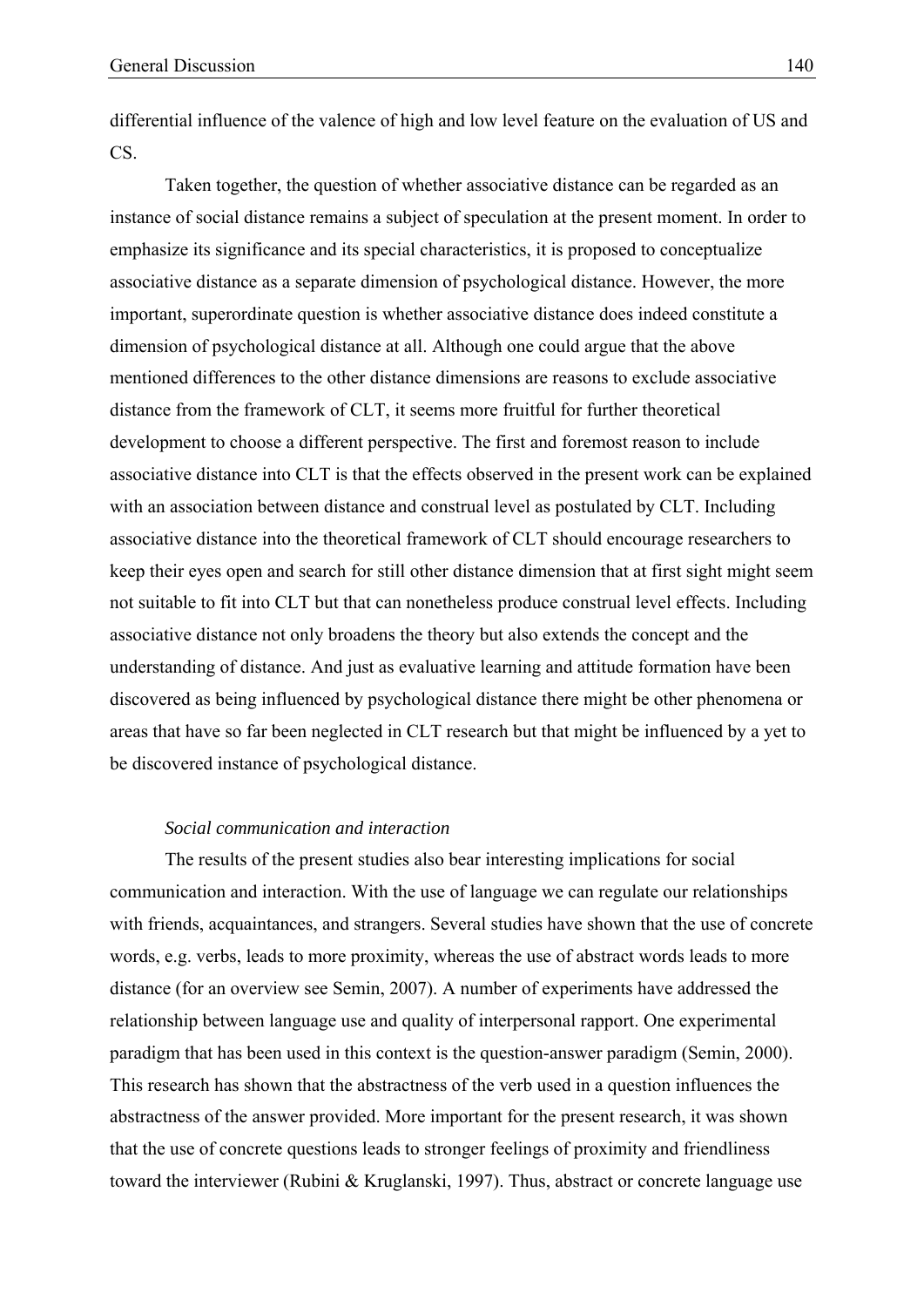differential influence of the valence of high and low level feature on the evaluation of US and CS.

Taken together, the question of whether associative distance can be regarded as an instance of social distance remains a subject of speculation at the present moment. In order to emphasize its significance and its special characteristics, it is proposed to conceptualize associative distance as a separate dimension of psychological distance. However, the more important, superordinate question is whether associative distance does indeed constitute a dimension of psychological distance at all. Although one could argue that the above mentioned differences to the other distance dimensions are reasons to exclude associative distance from the framework of CLT, it seems more fruitful for further theoretical development to choose a different perspective. The first and foremost reason to include associative distance into CLT is that the effects observed in the present work can be explained with an association between distance and construal level as postulated by CLT. Including associative distance into the theoretical framework of CLT should encourage researchers to keep their eyes open and search for still other distance dimension that at first sight might seem not suitable to fit into CLT but that can nonetheless produce construal level effects. Including associative distance not only broadens the theory but also extends the concept and the understanding of distance. And just as evaluative learning and attitude formation have been discovered as being influenced by psychological distance there might be other phenomena or areas that have so far been neglected in CLT research but that might be influenced by a yet to be discovered instance of psychological distance.

*Social communication and interaction*

The results of the present studies also bear interesting implications for social communication and interaction. With the use of language we can regulate our relationships with friends, acquaintances, and strangers. Several studies have shown that the use of concrete words, e.g. verbs, leads to more proximity, whereas the use of abstract words leads to more distance (for an overview see Semin, 2007). A number of experiments have addressed the relationship between language use and quality of interpersonal rapport. One experimental paradigm that has been used in this context is the question-answer paradigm (Semin, 2000). This research has shown that the abstractness of the verb used in a question influences the abstractness of the answer provided. More important for the present research, it was shown that the use of concrete questions leads to stronger feelings of proximity and friendliness toward the interviewer (Rubini & Kruglanski, 1997). Thus, abstract or concrete language use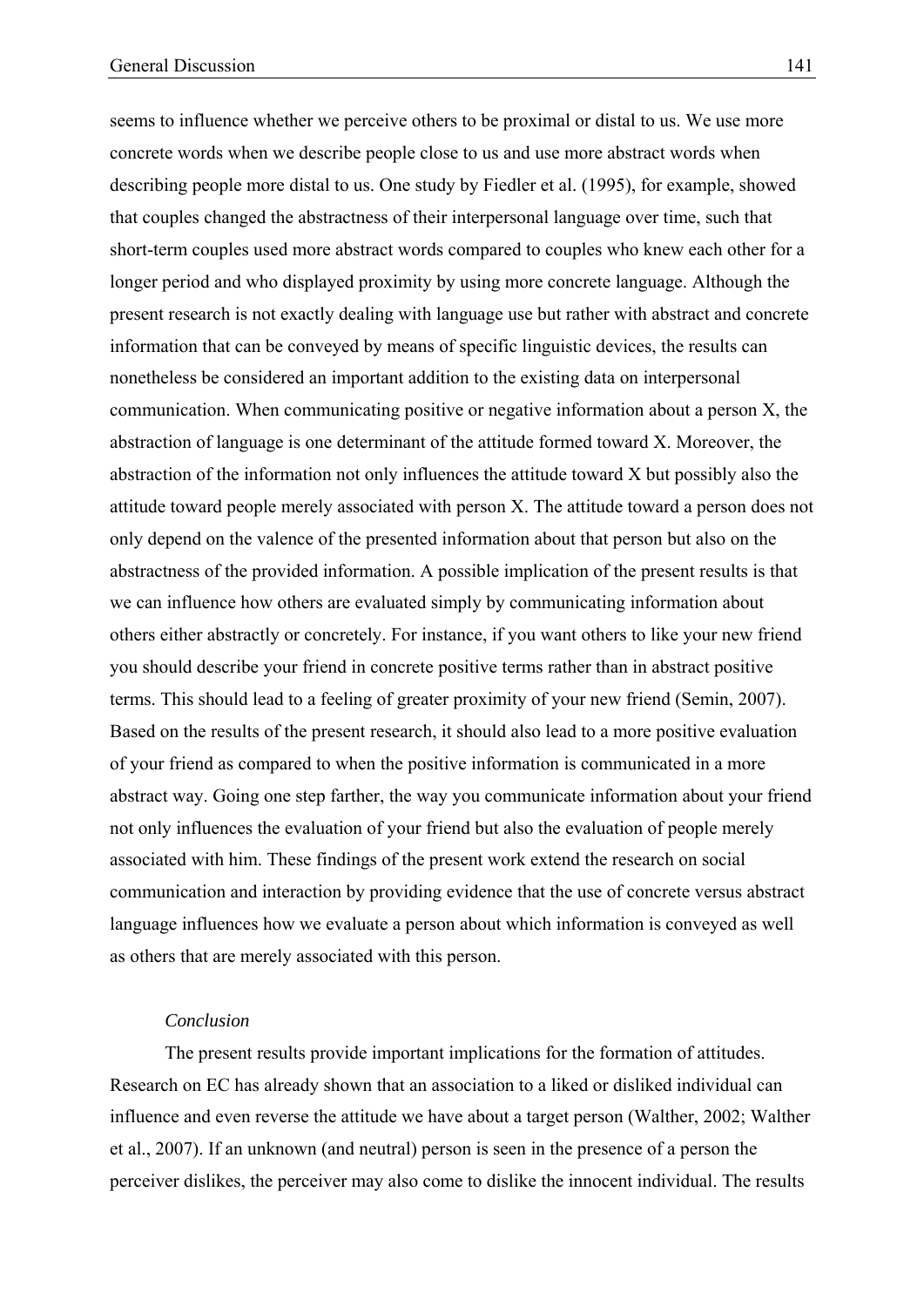seems to influence whether we perceive others to be proximal or distal to us. We use more concrete words when we describe people close to us and use more abstract words when describing people more distal to us. One study by Fiedler et al. (1995), for example, showed that couples changed the abstractness of their interpersonal language over time, such that short-term couples used more abstract words compared to couples who knew each other for a longer period and who displayed proximity by using more concrete language. Although the present research is not exactly dealing with language use but rather with abstract and concrete information that can be conveyed by means of specific linguistic devices, the results can nonetheless be considered an important addition to the existing data on interpersonal communication. When communicating positive or negative information about a person X, the abstraction of language is one determinant of the attitude formed toward X. Moreover, the abstraction of the information not only influences the attitude toward X but possibly also the attitude toward people merely associated with person X. The attitude toward a person does not only depend on the valence of the presented information about that person but also on the abstractness of the provided information. A possible implication of the present results is that we can influence how others are evaluated simply by communicating information about others either abstractly or concretely. For instance, if you want others to like your new friend you should describe your friend in concrete positive terms rather than in abstract positive terms. This should lead to a feeling of greater proximity of your new friend (Semin, 2007). Based on the results of the present research, it should also lead to a more positive evaluation of your friend as compared to when the positive information is communicated in a more abstract way. Going one step farther, the way you communicate information about your friend not only influences the evaluation of your friend but also the evaluation of people merely associated with him. These findings of the present work extend the research on social communication and interaction by providing evidence that the use of concrete versus abstract language influences how we evaluate a person about which information is conveyed as well as others that are merely associated with this person.

*Conclusion*

The present results provide important implications for the formation of attitudes. Research on EC has already shown that an association to a liked or disliked individual can influence and even reverse the attitude we have about a target person (Walther, 2002; Walther et al., 2007). If an unknown (and neutral) person is seen in the presence of a person the perceiver dislikes, the perceiver may also come to dislike the innocent individual. The results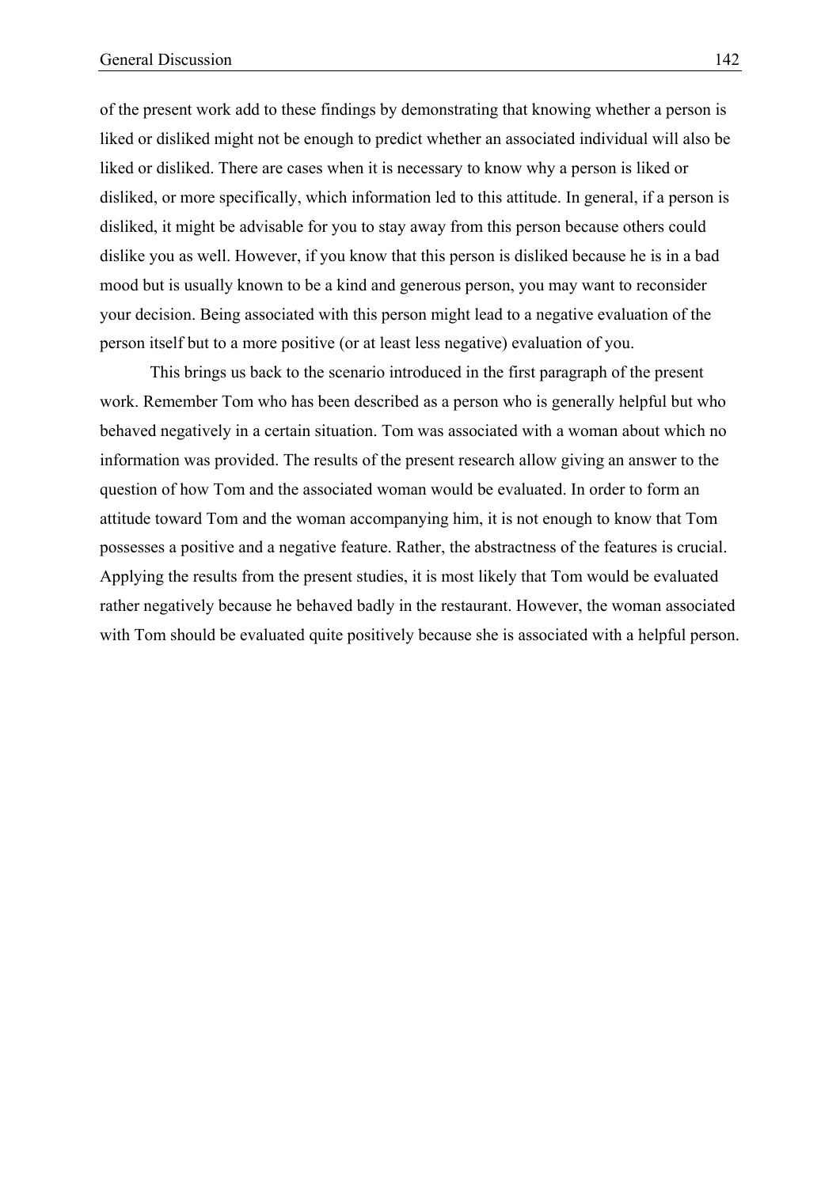of the present work add to these findings by demonstrating that knowing whether a person is liked or disliked might not be enough to predict whether an associated individual will also be liked or disliked. There are cases when it is necessary to know why a person is liked or disliked, or more specifically, which information led to this attitude. In general, if a person is disliked, it might be advisable for you to stay away from this person because others could dislike you as well. However, if you know that this person is disliked because he is in a bad mood but is usually known to be a kind and generous person, you may want to reconsider your decision. Being associated with this person might lead to a negative evaluation of the person itself but to a more positive (or at least less negative) evaluation of you.

This brings us back to the scenario introduced in the first paragraph of the present work. Remember Tom who has been described as a person who is generally helpful but who behaved negatively in a certain situation. Tom was associated with a woman about which no information was provided. The results of the present research allow giving an answer to the question of how Tom and the associated woman would be evaluated. In order to form an attitude toward Tom and the woman accompanying him, it is not enough to know that Tom possesses a positive and a negative feature. Rather, the abstractness of the features is crucial. Applying the results from the present studies, it is most likely that Tom would be evaluated rather negatively because he behaved badly in the restaurant. However, the woman associated with Tom should be evaluated quite positively because she is associated with a helpful person.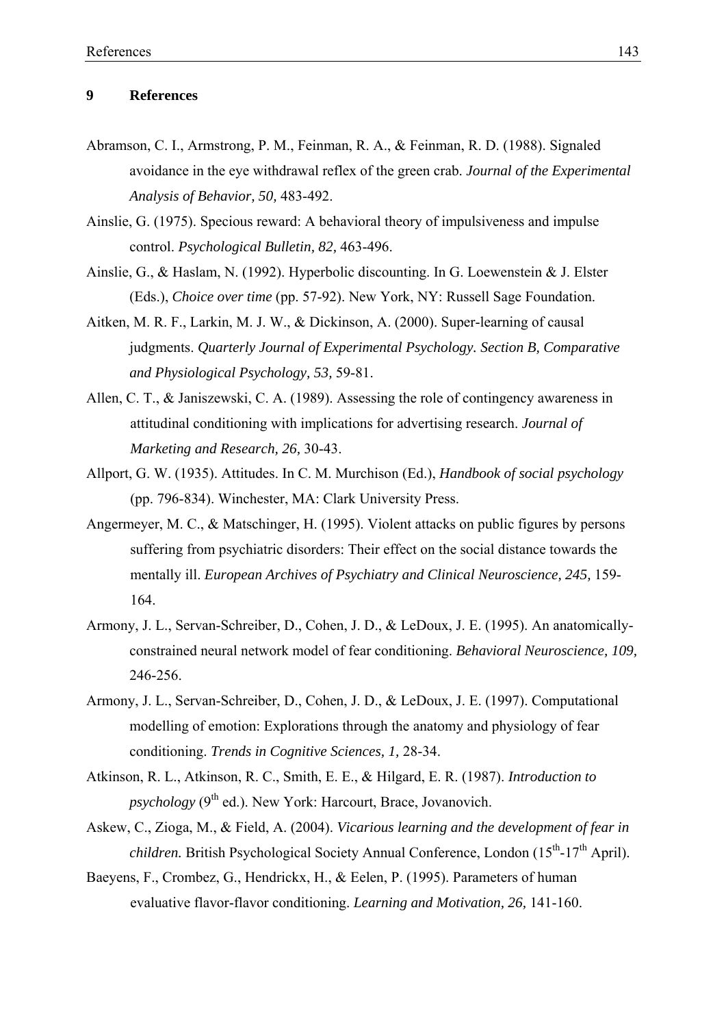# 9 References

Abramson, C. I., Armstrong, P. M., Feinman, R. A., & Feinman, R. D. (1988). Signaled avoidance in the eye withdrawal reflex of the green crab. *Journal of the Experimental Analysis of Behavior, 50,* 483-492.

Ainslie, G. (1975). Specious reward: A behavioral theory of impulsiveness and impulse control. *Psychological Bulletin, 82,* 463-496.

Ainslie, G., & Haslam, N. (1992). Hyperbolic discounting. In G. Loewenstein & J. Elster (Eds.), *Choice over time* (pp. 57-92). New York, NY: Russell Sage Foundation.

Aitken, M. R. F., Larkin, M. J. W., & Dickinson, A. (2000). Super-learning of causal judgments. *Quarterly Journal of Experimental Psychology. Section B, Comparative and Physiological Psychology, 53,* 59-81.

Allen, C. T., & Janiszewski, C. A. (1989). Assessing the role of contingency awareness in attitudinal conditioning with implications for advertising research. *Journal of Marketing and Research, 26,* 30-43.

Allport, G. W. (1935). Attitudes. In C. M. Murchison (Ed.), *Handbook of social psychology* (pp. 796-834). Winchester, MA: Clark University Press.

Angermeyer, M. C., & Matschinger, H. (1995). Violent attacks on public figures by persons suffering from psychiatric disorders: Their effect on the social distance towards the mentally ill. *European Archives of Psychiatry and Clinical Neuroscience, 245,* 159-164.

Armony, J. L., Servan-Schreiber, D., Cohen, J. D., & LeDoux, J. E. (1995). An anatomically-constrained neural network model of fear conditioning. *Behavioral Neuroscience, 109,* 246-256.

Armony, J. L., Servan-Schreiber, D., Cohen, J. D., & LeDoux, J. E. (1997). Computational modelling of emotion: Explorations through the anatomy and physiology of fear conditioning. *Trends in Cognitive Sciences, 1,* 28-34.

Atkinson, R. L., Atkinson, R. C., Smith, E. E., & Hilgard, E. R. (1987). *Introduction to psychology* (9th ed.). New York: Harcourt, Brace, Jovanovich.

Askew, C., Zioga, M., & Field, A. (2004). *Vicarious learning and the development of fear in children.* British Psychological Society Annual Conference, London (15th-17th April).

Baeyens, F., Crombez, G., Hendrickx, H., & Eelen, P. (1995). Parameters of human evaluative flavor-flavor conditioning. *Learning and Motivation, 26,* 141-160.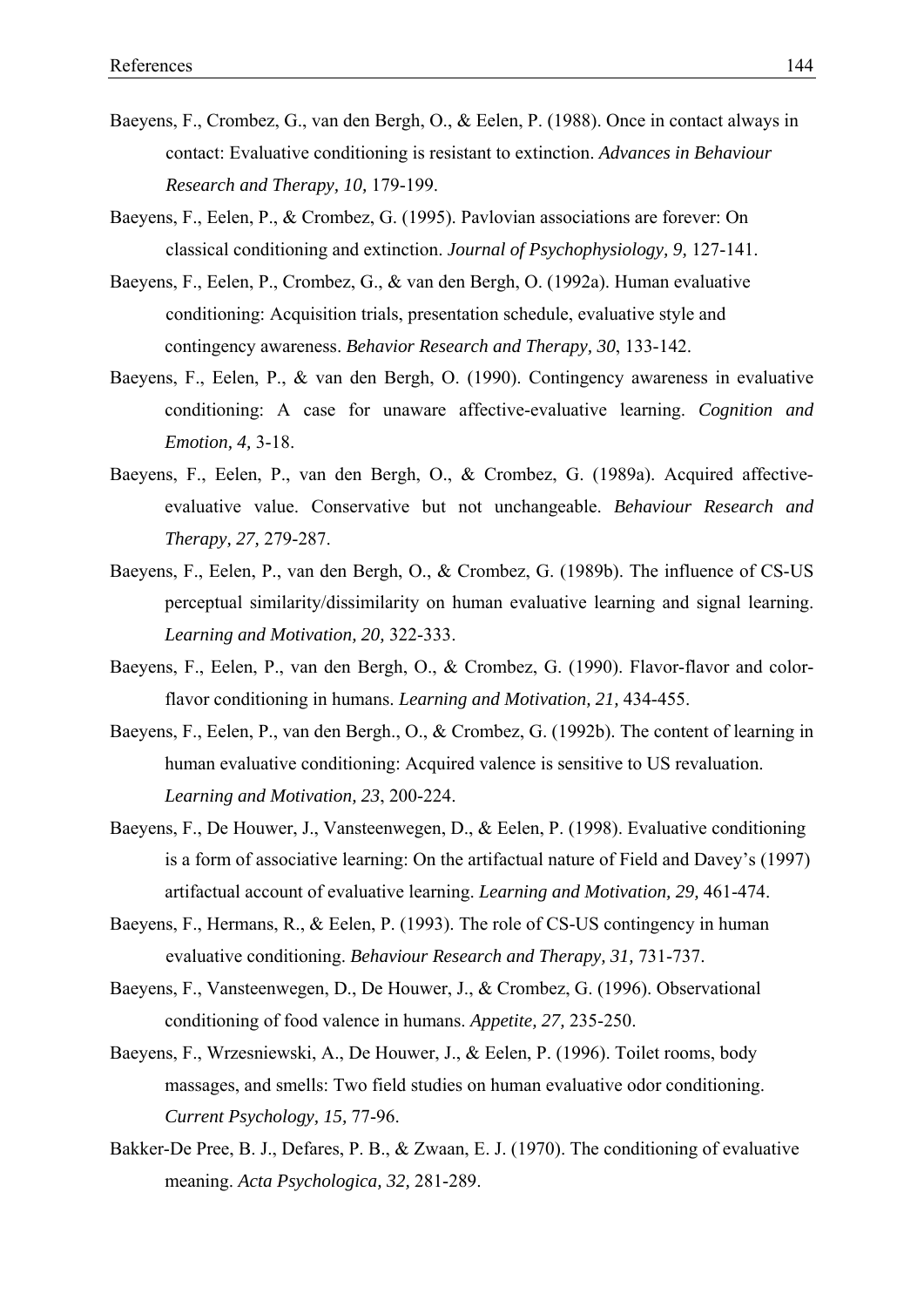Baeyens, F., Crombez, G., van den Bergh, O., & Eelen, P. (1988). Once in contact always in contact: Evaluative conditioning is resistant to extinction. *Advances in Behaviour Research and Therapy, 10,* 179-199.

Baeyens, F., Eelen, P., & Crombez, G. (1995). Pavlovian associations are forever: On classical conditioning and extinction. *Journal of Psychophysiology, 9,* 127-141.

Baeyens, F., Eelen, P., Crombez, G., & van den Bergh, O. (1992a). Human evaluative conditioning: Acquisition trials, presentation schedule, evaluative style and contingency awareness. *Behavior Research and Therapy, 30*, 133-142.

Baeyens, F., Eelen, P., & van den Bergh, O. (1990). Contingency awareness in evaluative conditioning: A case for unaware affective-evaluative learning. *Cognition and Emotion, 4,* 3-18.

Baeyens, F., Eelen, P., van den Bergh, O., & Crombez, G. (1989a). Acquired affective-evaluative value. Conservative but not unchangeable. *Behaviour Research and Therapy, 27,* 279-287.

Baeyens, F., Eelen, P., van den Bergh, O., & Crombez, G. (1989b). The influence of CS-US perceptual similarity/dissimilarity on human evaluative learning and signal learning. *Learning and Motivation, 20,* 322-333.

Baeyens, F., Eelen, P., van den Bergh, O., & Crombez, G. (1990). Flavor-flavor and color-flavor conditioning in humans. *Learning and Motivation, 21,* 434-455.

Baeyens, F., Eelen, P., van den Bergh., O., & Crombez, G. (1992b). The content of learning in human evaluative conditioning: Acquired valence is sensitive to US revaluation. *Learning and Motivation, 23*, 200-224.

Baeyens, F., De Houwer, J., Vansteenwegen, D., & Eelen, P. (1998). Evaluative conditioning is a form of associative learning: On the artifactual nature of Field and Davey's (1997) artifactual account of evaluative learning. *Learning and Motivation, 29,* 461-474.

Baeyens, F., Hermans, R., & Eelen, P. (1993). The role of CS-US contingency in human evaluative conditioning. *Behaviour Research and Therapy, 31,* 731-737.

Baeyens, F., Vansteenwegen, D., De Houwer, J., & Crombez, G. (1996). Observational conditioning of food valence in humans. *Appetite, 27,* 235-250.

Baeyens, F., Wrzesniewski, A., De Houwer, J., & Eelen, P. (1996). Toilet rooms, body massages, and smells: Two field studies on human evaluative odor conditioning. *Current Psychology, 15,* 77-96.

Bakker-De Pree, B. J., Defares, P. B., & Zwaan, E. J. (1970). The conditioning of evaluative meaning. *Acta Psychologica, 32,* 281-289.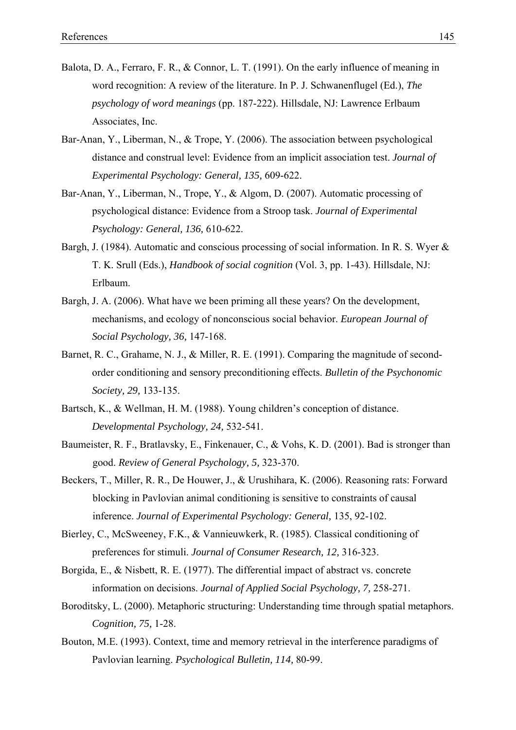Balota, D. A., Ferraro, F. R., & Connor, L. T. (1991). On the early influence of meaning in word recognition: A review of the literature. In P. J. Schwanenflugel (Ed.), *The psychology of word meanings* (pp. 187-222). Hillsdale, NJ: Lawrence Erlbaum Associates, Inc.

Bar-Anan, Y., Liberman, N., & Trope, Y. (2006). The association between psychological distance and construal level: Evidence from an implicit association test. *Journal of Experimental Psychology: General, 135,* 609-622.

Bar-Anan, Y., Liberman, N., Trope, Y., & Algom, D. (2007). Automatic processing of psychological distance: Evidence from a Stroop task. *Journal of Experimental Psychology: General, 136,* 610-622.

Bargh, J. (1984). Automatic and conscious processing of social information. In R. S. Wyer & T. K. Srull (Eds.), *Handbook of social cognition* (Vol. 3, pp. 1-43). Hillsdale, NJ: Erlbaum.

Bargh, J. A. (2006). What have we been priming all these years? On the development, mechanisms, and ecology of nonconscious social behavior. *European Journal of Social Psychology, 36,* 147-168.

Barnet, R. C., Grahame, N. J., & Miller, R. E. (1991). Comparing the magnitude of second-order conditioning and sensory preconditioning effects. *Bulletin of the Psychonomic Society, 29,* 133-135.

Bartsch, K., & Wellman, H. M. (1988). Young children's conception of distance. *Developmental Psychology, 24,* 532-541.

Baumeister, R. F., Bratlavsky, E., Finkenauer, C., & Vohs, K. D. (2001). Bad is stronger than good. *Review of General Psychology, 5,* 323-370.

Beckers, T., Miller, R. R., De Houwer, J., & Urushihara, K. (2006). Reasoning rats: Forward blocking in Pavlovian animal conditioning is sensitive to constraints of causal inference. *Journal of Experimental Psychology: General,* 135, 92-102.

Bierley, C., McSweeney, F.K., & Vannieuwkerk, R. (1985). Classical conditioning of preferences for stimuli. *Journal of Consumer Research, 12,* 316-323.

Borgida, E., & Nisbett, R. E. (1977). The differential impact of abstract vs. concrete information on decisions. *Journal of Applied Social Psychology, 7,* 258-271.

Boroditsky, L. (2000). Metaphoric structuring: Understanding time through spatial metaphors. *Cognition, 75,* 1-28.

Bouton, M.E. (1993). Context, time and memory retrieval in the interference paradigms of Pavlovian learning. *Psychological Bulletin, 114,* 80-99.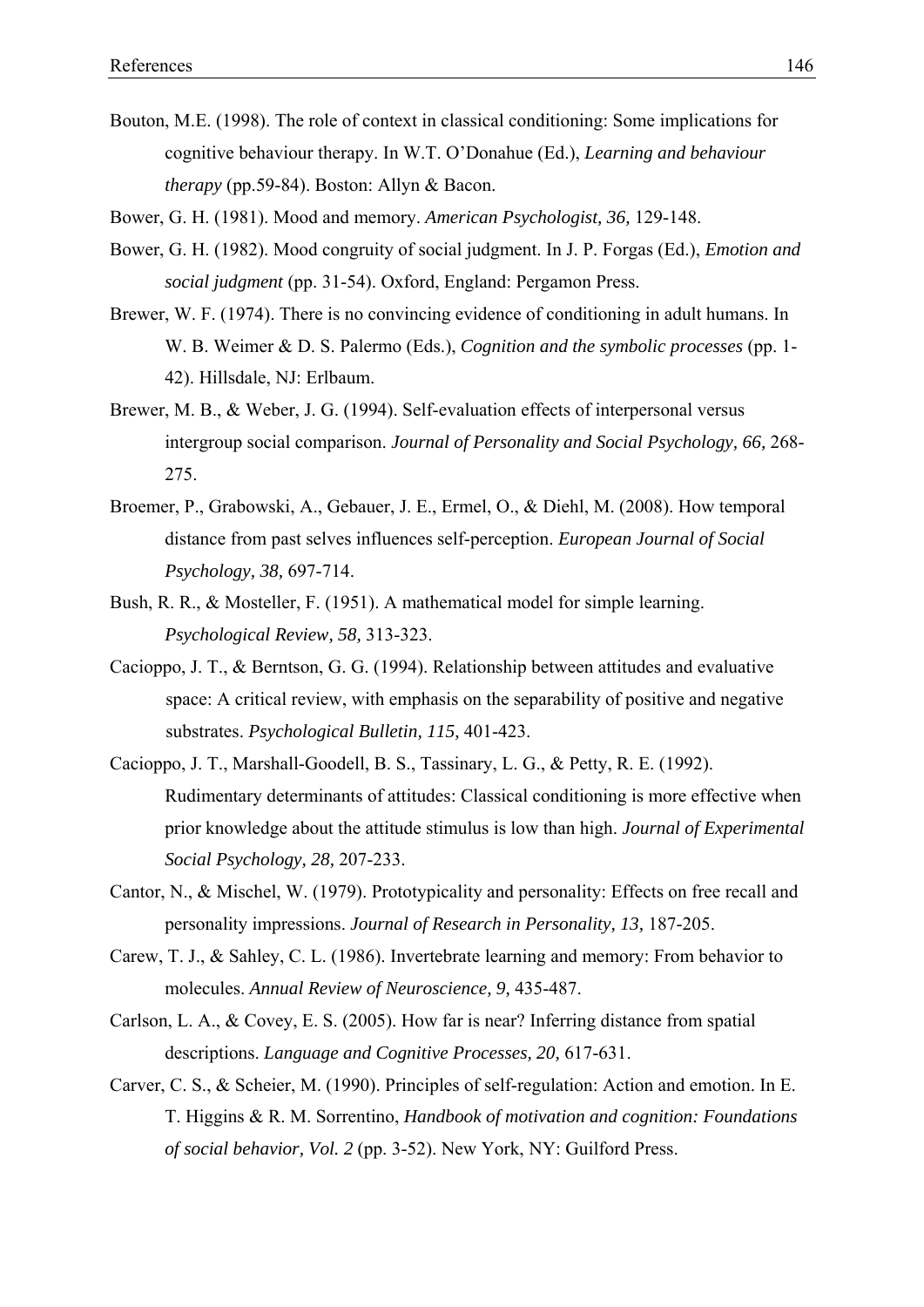Bouton, M.E. (1998). The role of context in classical conditioning: Some implications for cognitive behaviour therapy. In W.T. O'Donahue (Ed.), *Learning and behaviour therapy* (pp.59-84). Boston: Allyn & Bacon.

Bower, G. H. (1981). Mood and memory. *American Psychologist, 36,* 129-148.

Bower, G. H. (1982). Mood congruity of social judgment. In J. P. Forgas (Ed.), *Emotion and social judgment* (pp. 31-54). Oxford, England: Pergamon Press.

Brewer, W. F. (1974). There is no convincing evidence of conditioning in adult humans. In W. B. Weimer & D. S. Palermo (Eds.), *Cognition and the symbolic processes* (pp. 1-42). Hillsdale, NJ: Erlbaum.

Brewer, M. B., & Weber, J. G. (1994). Self-evaluation effects of interpersonal versus intergroup social comparison. *Journal of Personality and Social Psychology, 66,* 268-275.

Broemer, P., Grabowski, A., Gebauer, J. E., Ermel, O., & Diehl, M. (2008). How temporal distance from past selves influences self-perception. *European Journal of Social Psychology, 38,* 697-714.

Bush, R. R., & Mosteller, F. (1951). A mathematical model for simple learning. *Psychological Review, 58,* 313-323.

Cacioppo, J. T., & Berntson, G. G. (1994). Relationship between attitudes and evaluative space: A critical review, with emphasis on the separability of positive and negative substrates. *Psychological Bulletin, 115,* 401-423.

Cacioppo, J. T., Marshall-Goodell, B. S., Tassinary, L. G., & Petty, R. E. (1992). Rudimentary determinants of attitudes: Classical conditioning is more effective when prior knowledge about the attitude stimulus is low than high. *Journal of Experimental Social Psychology, 28,* 207-233.

Cantor, N., & Mischel, W. (1979). Prototypicality and personality: Effects on free recall and personality impressions. *Journal of Research in Personality, 13,* 187-205.

Carew, T. J., & Sahley, C. L. (1986). Invertebrate learning and memory: From behavior to molecules. *Annual Review of Neuroscience, 9,* 435-487.

Carlson, L. A., & Covey, E. S. (2005). How far is near? Inferring distance from spatial descriptions. *Language and Cognitive Processes, 20,* 617-631.

Carver, C. S., & Scheier, M. (1990). Principles of self-regulation: Action and emotion. In E. T. Higgins & R. M. Sorrentino, *Handbook of motivation and cognition: Foundations of social behavior, Vol. 2* (pp. 3-52). New York, NY: Guilford Press.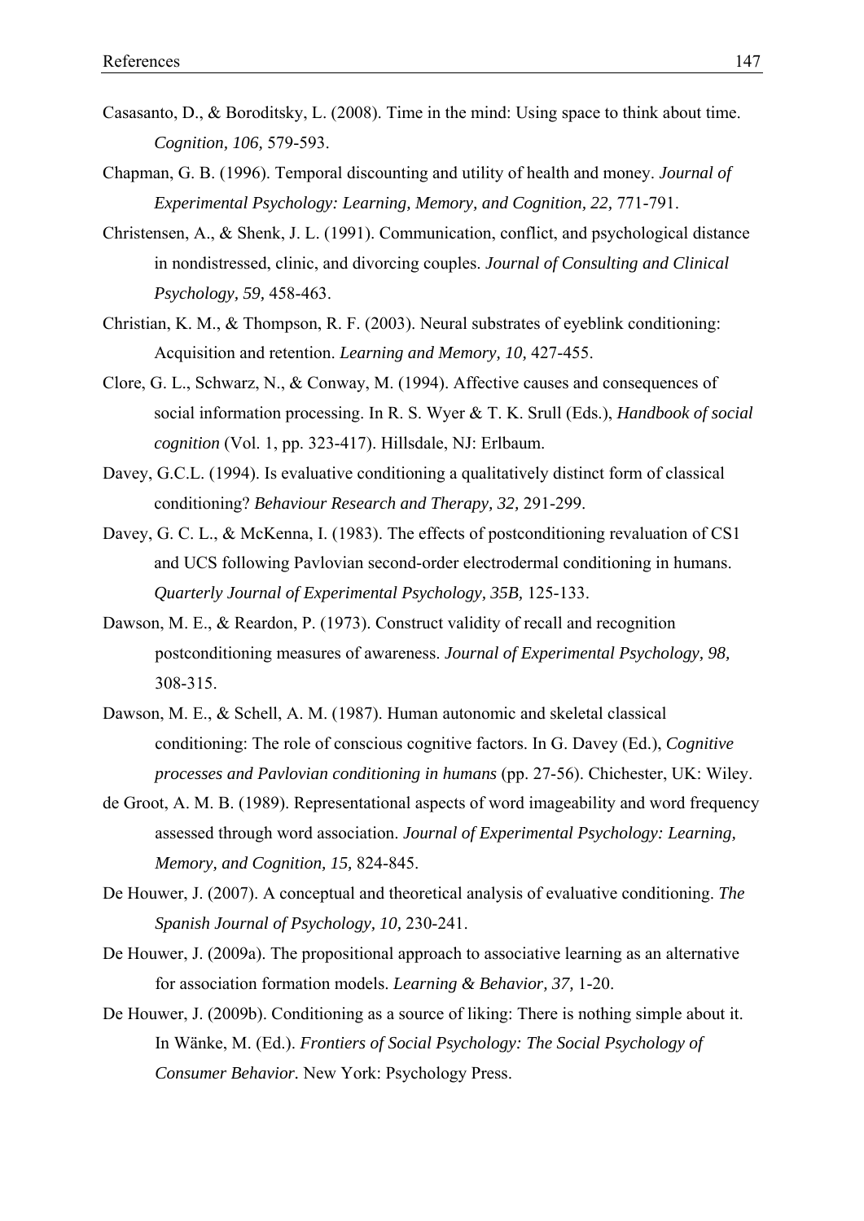Casasanto, D., & Boroditsky, L. (2008). Time in the mind: Using space to think about time. *Cognition, 106,* 579-593.

Chapman, G. B. (1996). Temporal discounting and utility of health and money. *Journal of Experimental Psychology: Learning, Memory, and Cognition, 22,* 771-791.

Christensen, A., & Shenk, J. L. (1991). Communication, conflict, and psychological distance in nondistressed, clinic, and divorcing couples. *Journal of Consulting and Clinical Psychology, 59,* 458-463.

Christian, K. M., & Thompson, R. F. (2003). Neural substrates of eyeblink conditioning: Acquisition and retention. *Learning and Memory, 10,* 427-455.

Clore, G. L., Schwarz, N., & Conway, M. (1994). Affective causes and consequences of social information processing. In R. S. Wyer & T. K. Srull (Eds.), *Handbook of social cognition* (Vol. 1, pp. 323-417). Hillsdale, NJ: Erlbaum.

Davey, G.C.L. (1994). Is evaluative conditioning a qualitatively distinct form of classical conditioning? *Behaviour Research and Therapy, 32,* 291-299.

Davey, G. C. L., & McKenna, I. (1983). The effects of postconditioning revaluation of CS1 and UCS following Pavlovian second-order electrodermal conditioning in humans. *Quarterly Journal of Experimental Psychology, 35B,* 125-133.

Dawson, M. E., & Reardon, P. (1973). Construct validity of recall and recognition postconditioning measures of awareness. *Journal of Experimental Psychology, 98,* 308-315.

Dawson, M. E., & Schell, A. M. (1987). Human autonomic and skeletal classical conditioning: The role of conscious cognitive factors. In G. Davey (Ed.), *Cognitive processes and Pavlovian conditioning in humans* (pp. 27-56). Chichester, UK: Wiley.

de Groot, A. M. B. (1989). Representational aspects of word imageability and word frequency assessed through word association. *Journal of Experimental Psychology: Learning, Memory, and Cognition, 15,* 824-845.

De Houwer, J. (2007). A conceptual and theoretical analysis of evaluative conditioning. *The Spanish Journal of Psychology, 10,* 230-241.

De Houwer, J. (2009a). The propositional approach to associative learning as an alternative for association formation models. *Learning & Behavior, 37,* 1-20.

De Houwer, J. (2009b). Conditioning as a source of liking: There is nothing simple about it. In Wänke, M. (Ed.). *Frontiers of Social Psychology: The Social Psychology of Consumer Behavior*. New York: Psychology Press.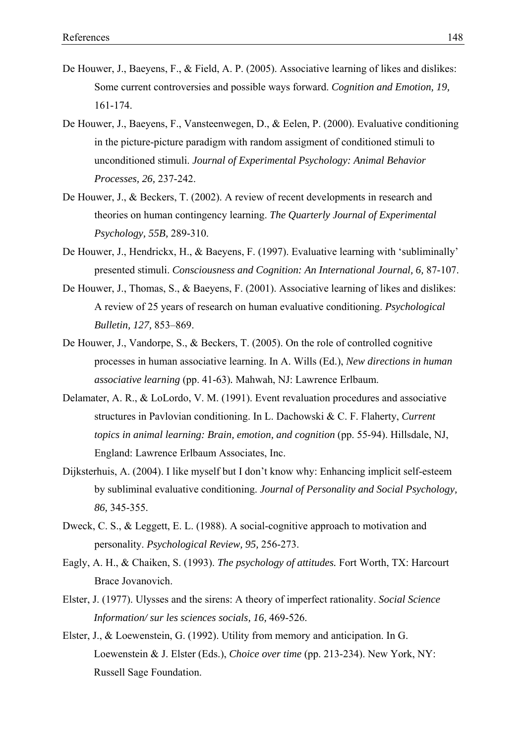De Houwer, J., Baeyens, F., & Field, A. P. (2005). Associative learning of likes and dislikes: Some current controversies and possible ways forward. *Cognition and Emotion, 19,* 161-174.

De Houwer, J., Baeyens, F., Vansteenwegen, D., & Eelen, P. (2000). Evaluative conditioning in the picture-picture paradigm with random assigment of conditioned stimuli to unconditioned stimuli. *Journal of Experimental Psychology: Animal Behavior Processes, 26,* 237-242.

De Houwer, J., & Beckers, T. (2002). A review of recent developments in research and theories on human contingency learning. *The Quarterly Journal of Experimental Psychology, 55B,* 289-310.

De Houwer, J., Hendrickx, H., & Baeyens, F. (1997). Evaluative learning with 'subliminally' presented stimuli. *Consciousness and Cognition: An International Journal, 6,* 87-107.

De Houwer, J., Thomas, S., & Baeyens, F. (2001). Associative learning of likes and dislikes: A review of 25 years of research on human evaluative conditioning. *Psychological Bulletin, 127,* 853–869.

De Houwer, J., Vandorpe, S., & Beckers, T. (2005). On the role of controlled cognitive processes in human associative learning. In A. Wills (Ed.), *New directions in human associative learning* (pp. 41-63). Mahwah, NJ: Lawrence Erlbaum.

Delamater, A. R., & LoLordo, V. M. (1991). Event revaluation procedures and associative structures in Pavlovian conditioning. In L. Dachowski & C. F. Flaherty, *Current topics in animal learning: Brain, emotion, and cognition* (pp. 55-94). Hillsdale, NJ, England: Lawrence Erlbaum Associates, Inc.

Dijksterhuis, A. (2004). I like myself but I don't know why: Enhancing implicit self-esteem by subliminal evaluative conditioning. *Journal of Personality and Social Psychology, 86,* 345-355.

Dweck, C. S., & Leggett, E. L. (1988). A social-cognitive approach to motivation and personality. *Psychological Review, 95,* 256-273.

Eagly, A. H., & Chaiken, S. (1993). *The psychology of attitudes.* Fort Worth, TX: Harcourt Brace Jovanovich.

Elster, J. (1977). Ulysses and the sirens: A theory of imperfect rationality. *Social Science Information/ sur les sciences socials, 16,* 469-526.

Elster, J., & Loewenstein, G. (1992). Utility from memory and anticipation. In G. Loewenstein & J. Elster (Eds.), *Choice over time* (pp. 213-234). New York, NY: Russell Sage Foundation.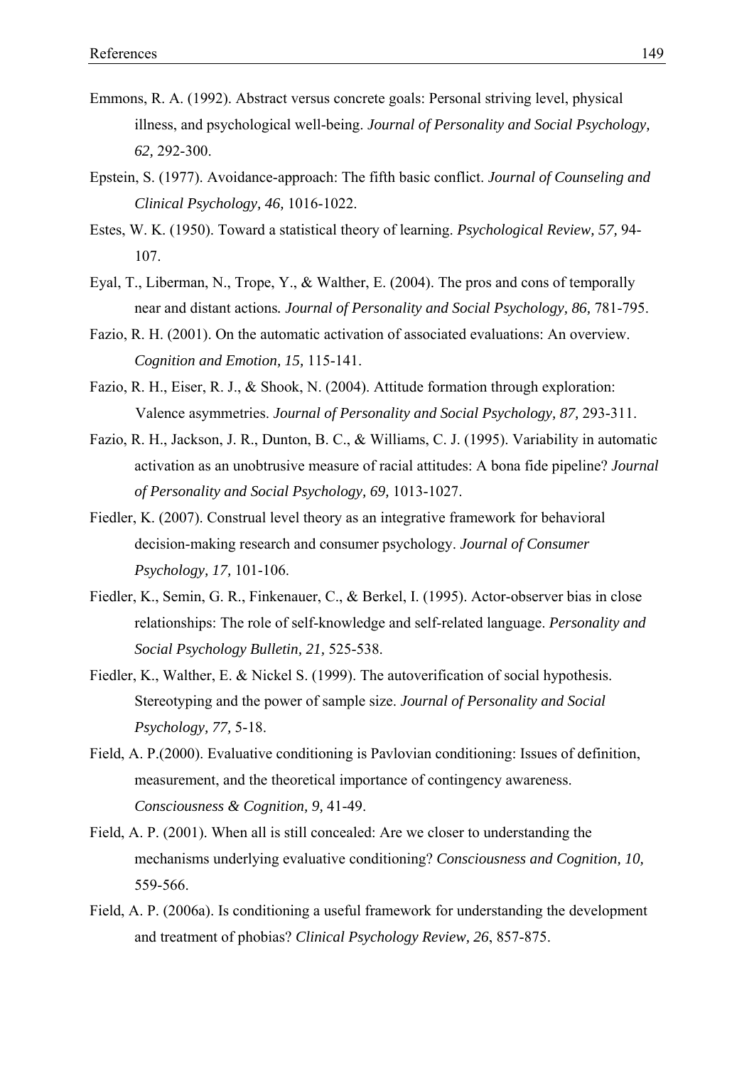Emmons, R. A. (1992). Abstract versus concrete goals: Personal striving level, physical illness, and psychological well-being. *Journal of Personality and Social Psychology, 62,* 292-300.

Epstein, S. (1977). Avoidance-approach: The fifth basic conflict. *Journal of Counseling and Clinical Psychology, 46,* 1016-1022.

Estes, W. K. (1950). Toward a statistical theory of learning. *Psychological Review, 57,* 94-107.

Eyal, T., Liberman, N., Trope, Y., & Walther, E. (2004). The pros and cons of temporally near and distant actions*. Journal of Personality and Social Psychology, 86,* 781-795.

Fazio, R. H. (2001). On the automatic activation of associated evaluations: An overview. *Cognition and Emotion, 15,* 115-141.

Fazio, R. H., Eiser, R. J., & Shook, N. (2004). Attitude formation through exploration: Valence asymmetries. *Journal of Personality and Social Psychology, 87,* 293-311.

Fazio, R. H., Jackson, J. R., Dunton, B. C., & Williams, C. J. (1995). Variability in automatic activation as an unobtrusive measure of racial attitudes: A bona fide pipeline? *Journal of Personality and Social Psychology, 69,* 1013-1027.

Fiedler, K. (2007). Construal level theory as an integrative framework for behavioral decision-making research and consumer psychology. *Journal of Consumer Psychology, 17,* 101-106.

Fiedler, K., Semin, G. R., Finkenauer, C., & Berkel, I. (1995). Actor-observer bias in close relationships: The role of self-knowledge and self-related language. *Personality and Social Psychology Bulletin, 21,* 525-538.

Fiedler, K., Walther, E. & Nickel S. (1999). The autoverification of social hypothesis. Stereotyping and the power of sample size. *Journal of Personality and Social Psychology, 77,* 5-18.

Field, A. P.(2000). Evaluative conditioning is Pavlovian conditioning: Issues of definition, measurement, and the theoretical importance of contingency awareness. *Consciousness & Cognition, 9,* 41-49.

Field, A. P. (2001). When all is still concealed: Are we closer to understanding the mechanisms underlying evaluative conditioning? *Consciousness and Cognition, 10,* 559-566.

Field, A. P. (2006a). Is conditioning a useful framework for understanding the development and treatment of phobias? *Clinical Psychology Review, 26*, 857-875.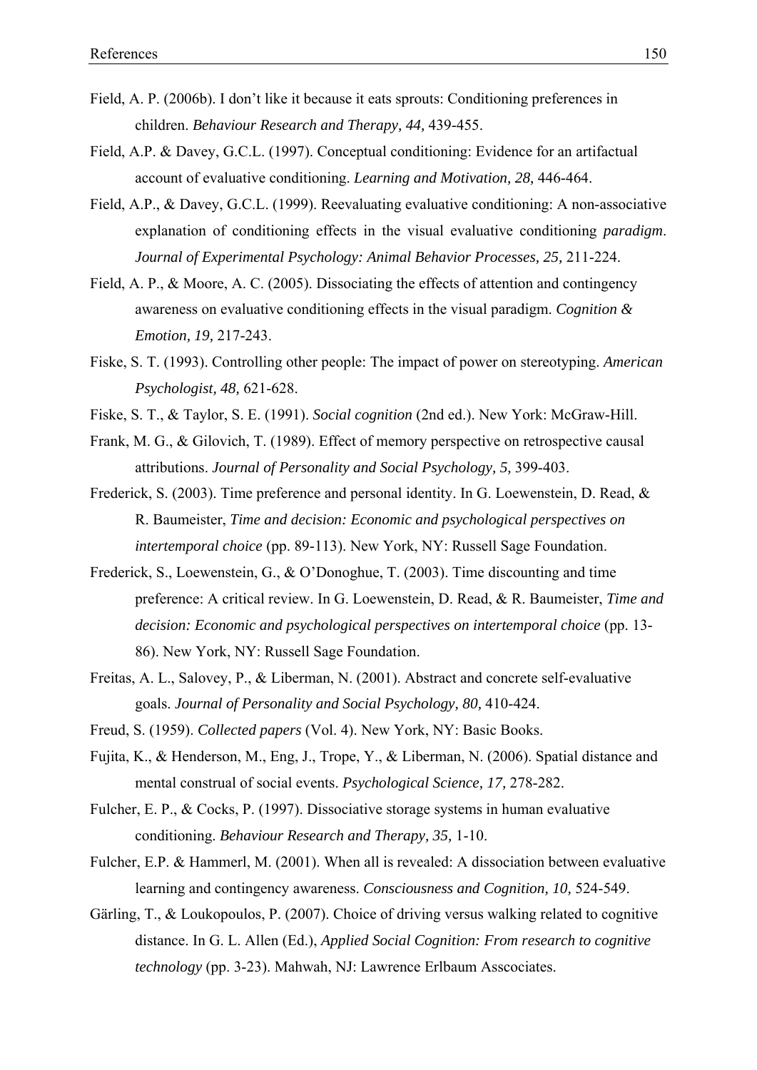Field, A. P. (2006b). I don't like it because it eats sprouts: Conditioning preferences in children. *Behaviour Research and Therapy, 44,* 439-455.

Field, A.P. & Davey, G.C.L. (1997). Conceptual conditioning: Evidence for an artifactual account of evaluative conditioning. *Learning and Motivation, 28,* 446-464.

Field, A.P., & Davey, G.C.L. (1999). Reevaluating evaluative conditioning: A non-associative explanation of conditioning effects in the visual evaluative conditioning *paradigm*. *Journal of Experimental Psychology: Animal Behavior Processes, 25,* 211-224.

Field, A. P., & Moore, A. C. (2005). Dissociating the effects of attention and contingency awareness on evaluative conditioning effects in the visual paradigm. *Cognition & Emotion, 19,* 217-243.

Fiske, S. T. (1993). Controlling other people: The impact of power on stereotyping. *American Psychologist, 48,* 621-628.

Fiske, S. T., & Taylor, S. E. (1991). *Social cognition* (2nd ed.). New York: McGraw-Hill.

Frank, M. G., & Gilovich, T. (1989). Effect of memory perspective on retrospective causal attributions. *Journal of Personality and Social Psychology, 5,* 399-403.

Frederick, S. (2003). Time preference and personal identity. In G. Loewenstein, D. Read, & R. Baumeister, *Time and decision: Economic and psychological perspectives on intertemporal choice* (pp. 89-113). New York, NY: Russell Sage Foundation.

Frederick, S., Loewenstein, G., & O'Donoghue, T. (2003). Time discounting and time preference: A critical review. In G. Loewenstein, D. Read, & R. Baumeister, *Time and decision: Economic and psychological perspectives on intertemporal choice* (pp. 13-86). New York, NY: Russell Sage Foundation.

Freitas, A. L., Salovey, P., & Liberman, N. (2001). Abstract and concrete self-evaluative goals. *Journal of Personality and Social Psychology, 80,* 410-424.

Freud, S. (1959). *Collected papers* (Vol. 4). New York, NY: Basic Books.

Fujita, K., & Henderson, M., Eng, J., Trope, Y., & Liberman, N. (2006). Spatial distance and mental construal of social events. *Psychological Science, 17,* 278-282.

Fulcher, E. P., & Cocks, P. (1997). Dissociative storage systems in human evaluative conditioning. *Behaviour Research and Therapy, 35,* 1-10.

Fulcher, E.P. & Hammerl, M. (2001). When all is revealed: A dissociation between evaluative learning and contingency awareness. *Consciousness and Cognition, 10,* 524-549.

Gärling, T., & Loukopoulos, P. (2007). Choice of driving versus walking related to cognitive distance. In G. L. Allen (Ed.), *Applied Social Cognition: From research to cognitive technology* (pp. 3-23). Mahwah, NJ: Lawrence Erlbaum Asscociates.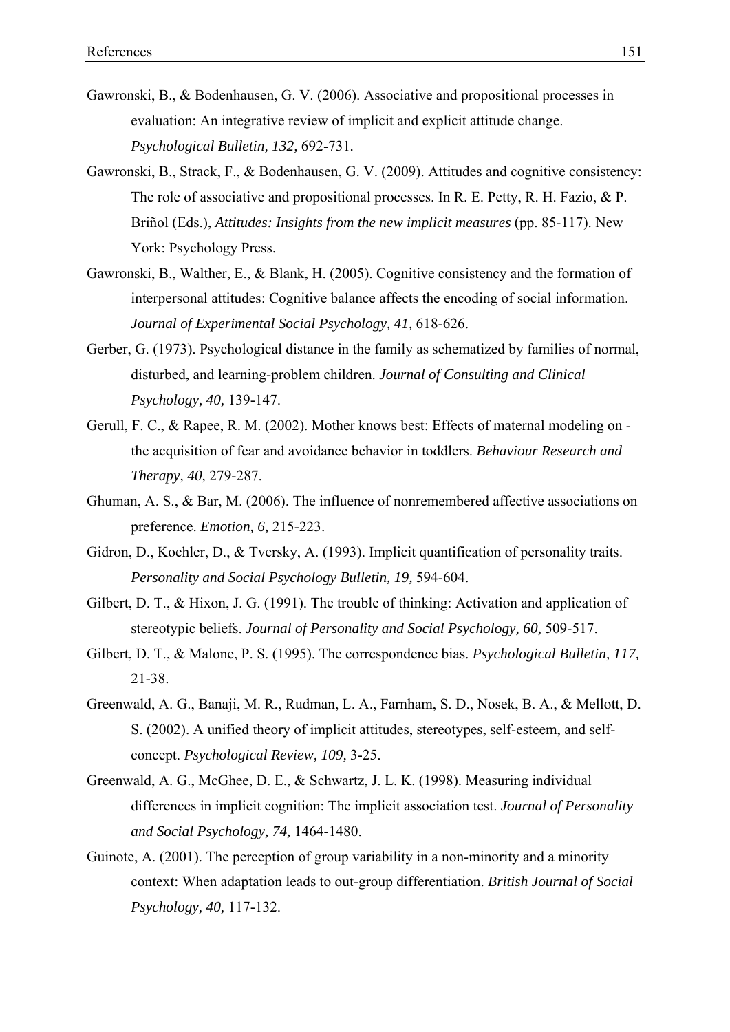Gawronski, B., & Bodenhausen, G. V. (2006). Associative and propositional processes in evaluation: An integrative review of implicit and explicit attitude change. *Psychological Bulletin, 132,* 692-731.

Gawronski, B., Strack, F., & Bodenhausen, G. V. (2009). Attitudes and cognitive consistency: The role of associative and propositional processes. In R. E. Petty, R. H. Fazio, & P. Briñol (Eds.), *Attitudes: Insights from the new implicit measures* (pp. 85-117). New York: Psychology Press.

Gawronski, B., Walther, E., & Blank, H. (2005). Cognitive consistency and the formation of interpersonal attitudes: Cognitive balance affects the encoding of social information. *Journal of Experimental Social Psychology, 41,* 618-626.

Gerber, G. (1973). Psychological distance in the family as schematized by families of normal, disturbed, and learning-problem children. *Journal of Consulting and Clinical Psychology, 40,* 139-147.

Gerull, F. C., & Rapee, R. M. (2002). Mother knows best: Effects of maternal modeling on - the acquisition of fear and avoidance behavior in toddlers. *Behaviour Research and Therapy, 40,* 279-287.

Ghuman, A. S., & Bar, M. (2006). The influence of nonremembered affective associations on preference. *Emotion, 6,* 215-223.

Gidron, D., Koehler, D., & Tversky, A. (1993). Implicit quantification of personality traits. *Personality and Social Psychology Bulletin, 19,* 594-604.

Gilbert, D. T., & Hixon, J. G. (1991). The trouble of thinking: Activation and application of stereotypic beliefs. *Journal of Personality and Social Psychology, 60,* 509-517.

Gilbert, D. T., & Malone, P. S. (1995). The correspondence bias. *Psychological Bulletin, 117,* 21-38.

Greenwald, A. G., Banaji, M. R., Rudman, L. A., Farnham, S. D., Nosek, B. A., & Mellott, D. S. (2002). A unified theory of implicit attitudes, stereotypes, self-esteem, and self-concept. *Psychological Review, 109,* 3-25.

Greenwald, A. G., McGhee, D. E., & Schwartz, J. L. K. (1998). Measuring individual differences in implicit cognition: The implicit association test. *Journal of Personality and Social Psychology, 74,* 1464-1480.

Guinote, A. (2001). The perception of group variability in a non-minority and a minority context: When adaptation leads to out-group differentiation. *British Journal of Social Psychology, 40,* 117-132.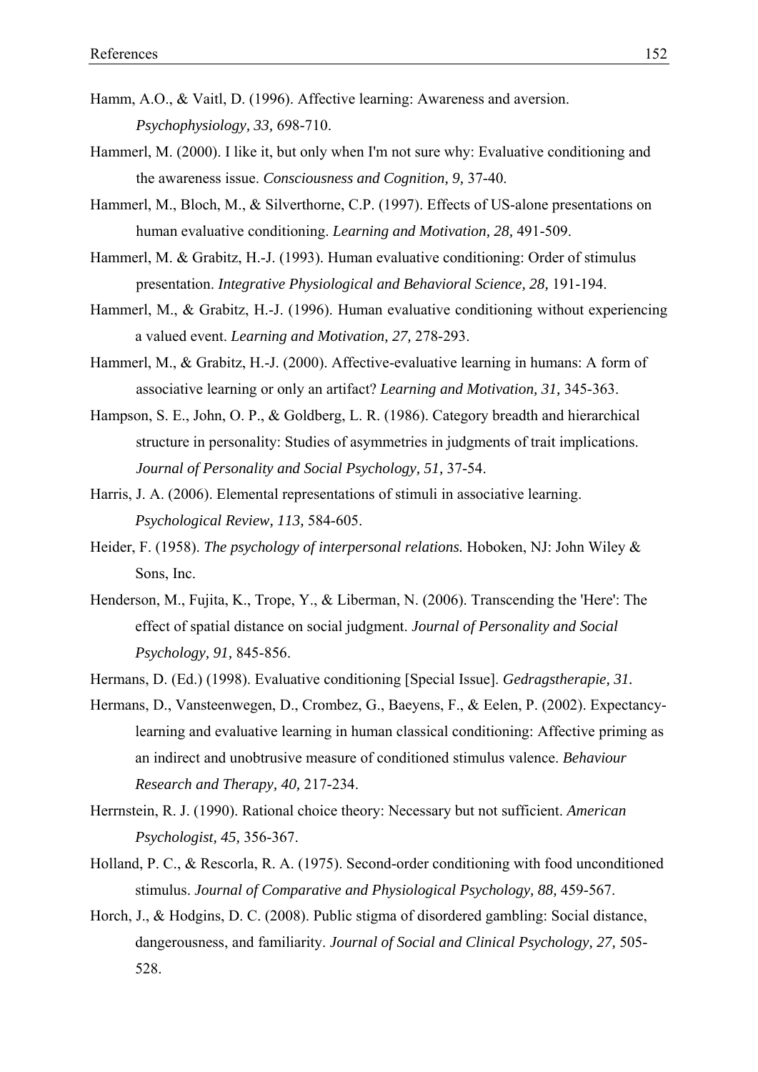Hamm, A.O., & Vaitl, D. (1996). Affective learning: Awareness and aversion. *Psychophysiology, 33,* 698-710.

Hammerl, M. (2000). I like it, but only when I'm not sure why: Evaluative conditioning and the awareness issue. *Consciousness and Cognition, 9,* 37-40.

Hammerl, M., Bloch, M., & Silverthorne, C.P. (1997). Effects of US-alone presentations on human evaluative conditioning. *Learning and Motivation, 28,* 491-509.

Hammerl, M. & Grabitz, H.-J. (1993). Human evaluative conditioning: Order of stimulus presentation. *Integrative Physiological and Behavioral Science, 28,* 191-194.

Hammerl, M., & Grabitz, H.-J. (1996). Human evaluative conditioning without experiencing a valued event. *Learning and Motivation, 27,* 278-293.

Hammerl, M., & Grabitz, H.-J. (2000). Affective-evaluative learning in humans: A form of associative learning or only an artifact? *Learning and Motivation, 31,* 345-363.

Hampson, S. E., John, O. P., & Goldberg, L. R. (1986). Category breadth and hierarchical structure in personality: Studies of asymmetries in judgments of trait implications. *Journal of Personality and Social Psychology, 51,* 37-54.

Harris, J. A. (2006). Elemental representations of stimuli in associative learning. *Psychological Review, 113,* 584-605.

Heider, F. (1958). *The psychology of interpersonal relations.* Hoboken, NJ: John Wiley & Sons, Inc.

Henderson, M., Fujita, K., Trope, Y., & Liberman, N. (2006). Transcending the 'Here': The effect of spatial distance on social judgment. *Journal of Personality and Social Psychology, 91,* 845-856.

Hermans, D. (Ed.) (1998). Evaluative conditioning [Special Issue]. *Gedragstherapie, 31.*

Hermans, D., Vansteenwegen, D., Crombez, G., Baeyens, F., & Eelen, P. (2002). Expectancy-learning and evaluative learning in human classical conditioning: Affective priming as an indirect and unobtrusive measure of conditioned stimulus valence. *Behaviour Research and Therapy, 40,* 217-234.

Herrnstein, R. J. (1990). Rational choice theory: Necessary but not sufficient. *American Psychologist, 45,* 356-367.

Holland, P. C., & Rescorla, R. A. (1975). Second-order conditioning with food unconditioned stimulus. *Journal of Comparative and Physiological Psychology, 88,* 459-567.

Horch, J., & Hodgins, D. C. (2008). Public stigma of disordered gambling: Social distance, dangerousness, and familiarity. *Journal of Social and Clinical Psychology, 27,* 505-528.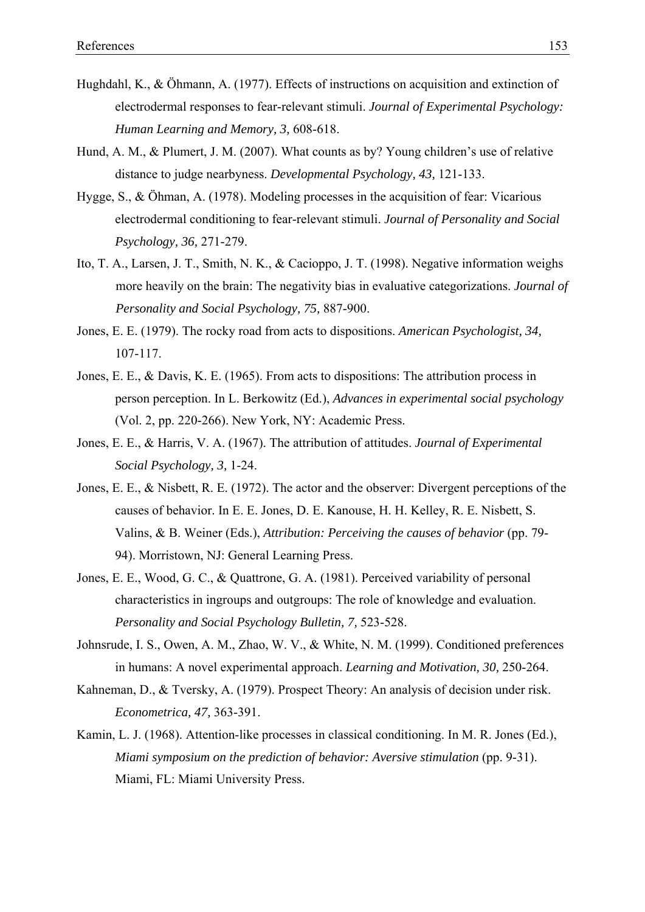Hughdahl, K., & Öhmann, A. (1977). Effects of instructions on acquisition and extinction of electrodermal responses to fear-relevant stimuli. *Journal of Experimental Psychology: Human Learning and Memory, 3,* 608-618.

Hund, A. M., & Plumert, J. M. (2007). What counts as by? Young children's use of relative distance to judge nearbyness. *Developmental Psychology, 43,* 121-133.

Hygge, S., & Öhman, A. (1978). Modeling processes in the acquisition of fear: Vicarious electrodermal conditioning to fear-relevant stimuli. *Journal of Personality and Social Psychology, 36,* 271-279.

Ito, T. A., Larsen, J. T., Smith, N. K., & Cacioppo, J. T. (1998). Negative information weighs more heavily on the brain: The negativity bias in evaluative categorizations. *Journal of Personality and Social Psychology, 75,* 887-900.

Jones, E. E. (1979). The rocky road from acts to dispositions. *American Psychologist, 34,* 107-117.

Jones, E. E., & Davis, K. E. (1965). From acts to dispositions: The attribution process in person perception. In L. Berkowitz (Ed.), *Advances in experimental social psychology* (Vol. 2, pp. 220-266). New York, NY: Academic Press.

Jones, E. E., & Harris, V. A. (1967). The attribution of attitudes. *Journal of Experimental Social Psychology, 3,* 1-24.

Jones, E. E., & Nisbett, R. E. (1972). The actor and the observer: Divergent perceptions of the causes of behavior. In E. E. Jones, D. E. Kanouse, H. H. Kelley, R. E. Nisbett, S. Valins, & B. Weiner (Eds.), *Attribution: Perceiving the causes of behavior* (pp. 79-94). Morristown, NJ: General Learning Press.

Jones, E. E., Wood, G. C., & Quattrone, G. A. (1981). Perceived variability of personal characteristics in ingroups and outgroups: The role of knowledge and evaluation. *Personality and Social Psychology Bulletin, 7,* 523-528.

Johnsrude, I. S., Owen, A. M., Zhao, W. V., & White, N. M. (1999). Conditioned preferences in humans: A novel experimental approach. *Learning and Motivation, 30,* 250-264.

Kahneman, D., & Tversky, A. (1979). Prospect Theory: An analysis of decision under risk. *Econometrica, 47,* 363-391.

Kamin, L. J. (1968). Attention-like processes in classical conditioning. In M. R. Jones (Ed.), *Miami symposium on the prediction of behavior: Aversive stimulation* (pp. 9-31). Miami, FL: Miami University Press.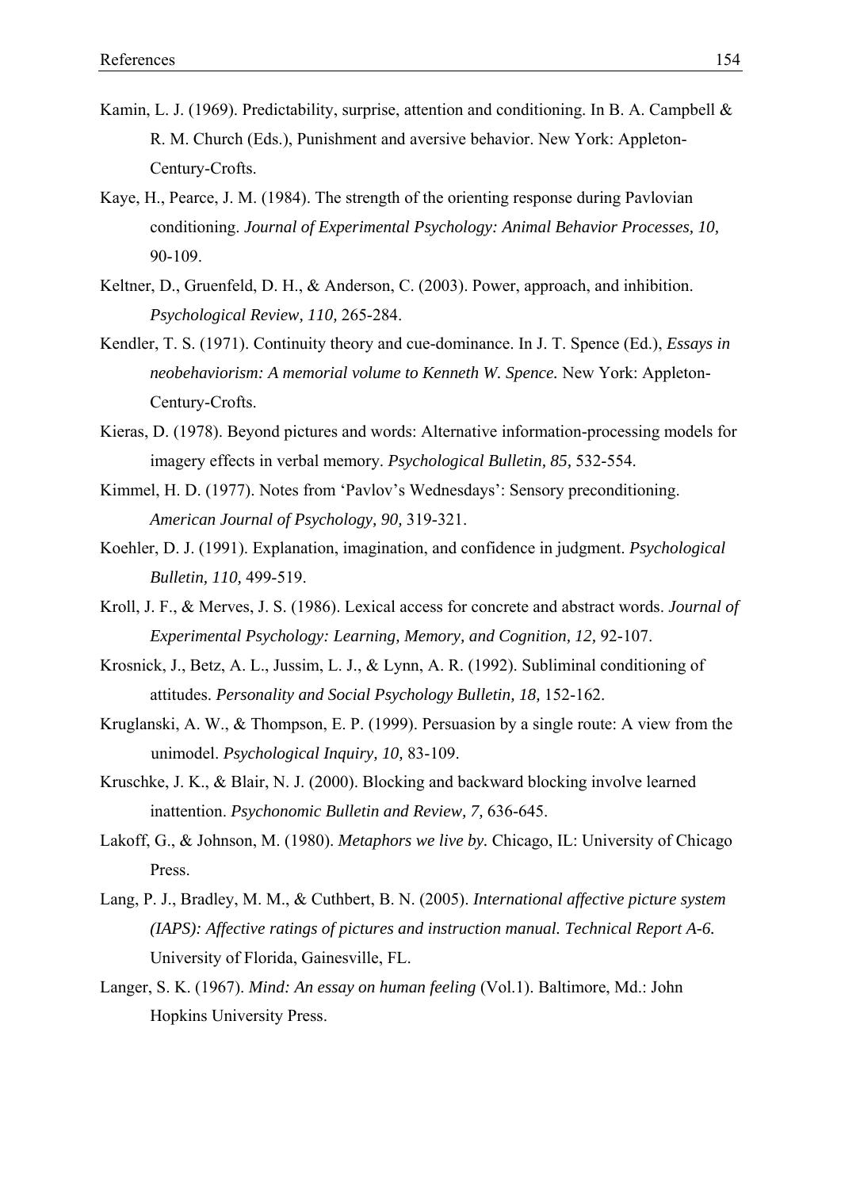Kamin, L. J. (1969). Predictability, surprise, attention and conditioning. In B. A. Campbell & R. M. Church (Eds.), Punishment and aversive behavior. New York: Appleton-Century-Crofts.

Kaye, H., Pearce, J. M. (1984). The strength of the orienting response during Pavlovian conditioning. *Journal of Experimental Psychology: Animal Behavior Processes, 10,* 90-109.

Keltner, D., Gruenfeld, D. H., & Anderson, C. (2003). Power, approach, and inhibition. *Psychological Review, 110,* 265-284.

Kendler, T. S. (1971). Continuity theory and cue-dominance. In J. T. Spence (Ed.), *Essays in neobehaviorism: A memorial volume to Kenneth W. Spence.* New York: Appleton-Century-Crofts.

Kieras, D. (1978). Beyond pictures and words: Alternative information-processing models for imagery effects in verbal memory. *Psychological Bulletin, 85,* 532-554.

Kimmel, H. D. (1977). Notes from 'Pavlov's Wednesdays': Sensory preconditioning. *American Journal of Psychology, 90,* 319-321.

Koehler, D. J. (1991). Explanation, imagination, and confidence in judgment. *Psychological Bulletin, 110,* 499-519.

Kroll, J. F., & Merves, J. S. (1986). Lexical access for concrete and abstract words. *Journal of Experimental Psychology: Learning, Memory, and Cognition, 12,* 92-107.

Krosnick, J., Betz, A. L., Jussim, L. J., & Lynn, A. R. (1992). Subliminal conditioning of attitudes. *Personality and Social Psychology Bulletin, 18,* 152-162.

Kruglanski, A. W., & Thompson, E. P. (1999). Persuasion by a single route: A view from the unimodel. *Psychological Inquiry, 10,* 83-109.

Kruschke, J. K., & Blair, N. J. (2000). Blocking and backward blocking involve learned inattention. *Psychonomic Bulletin and Review, 7,* 636-645.

Lakoff, G., & Johnson, M. (1980). *Metaphors we live by.* Chicago, IL: University of Chicago Press.

Lang, P. J., Bradley, M. M., & Cuthbert, B. N. (2005). *International affective picture system (IAPS): Affective ratings of pictures and instruction manual. Technical Report A-6.* University of Florida, Gainesville, FL.

Langer, S. K. (1967). *Mind: An essay on human feeling* (Vol.1). Baltimore, Md.: John Hopkins University Press.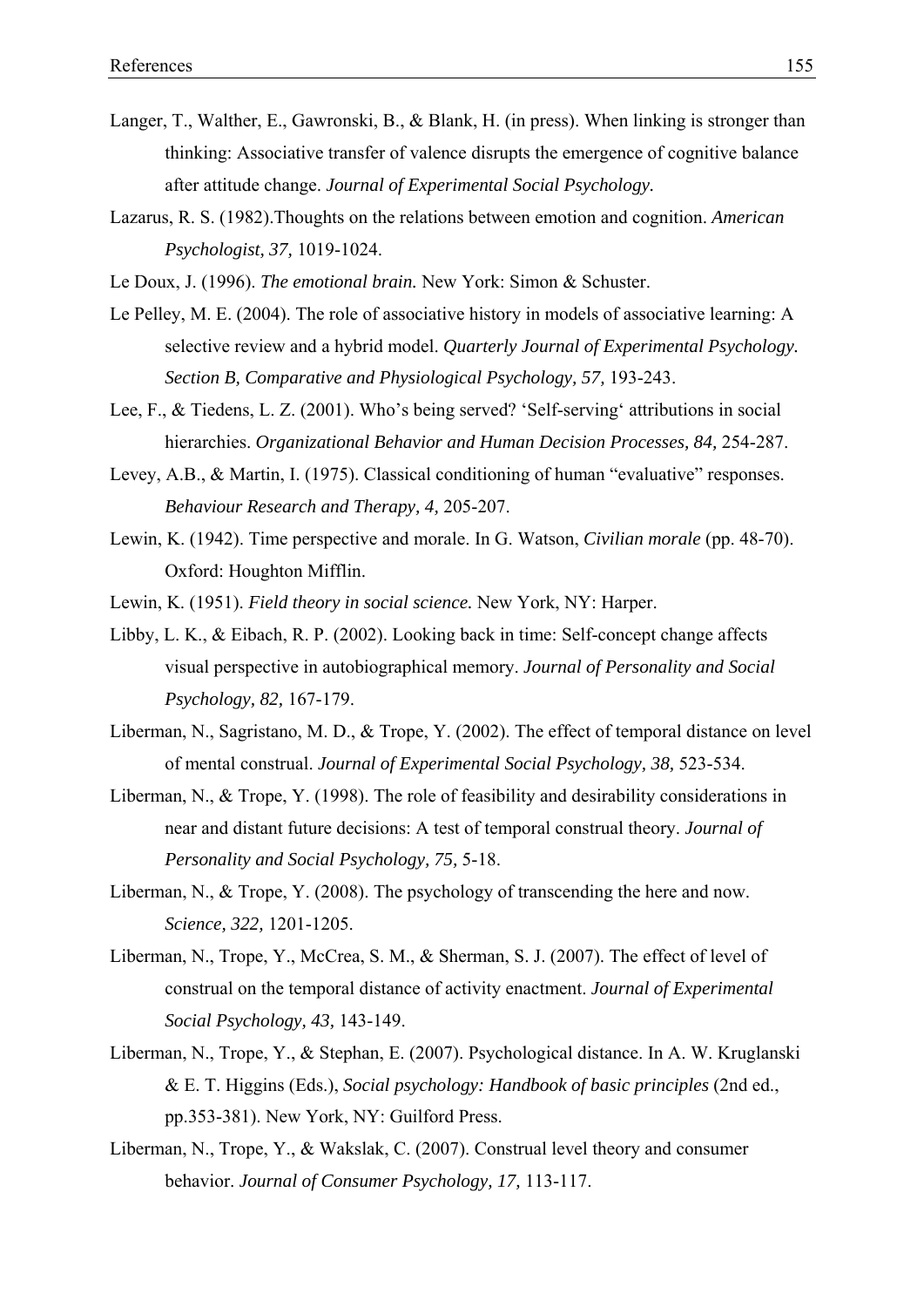Langer, T., Walther, E., Gawronski, B., & Blank, H. (in press). When linking is stronger than thinking: Associative transfer of valence disrupts the emergence of cognitive balance after attitude change. *Journal of Experimental Social Psychology.*

Lazarus, R. S. (1982).Thoughts on the relations between emotion and cognition. *American Psychologist, 37,* 1019-1024.

Le Doux, J. (1996). *The emotional brain.* New York: Simon & Schuster.

Le Pelley, M. E. (2004). The role of associative history in models of associative learning: A selective review and a hybrid model. *Quarterly Journal of Experimental Psychology. Section B, Comparative and Physiological Psychology, 57,* 193-243.

Lee, F., & Tiedens, L. Z. (2001). Who's being served? 'Self-serving' attributions in social hierarchies. *Organizational Behavior and Human Decision Processes, 84,* 254-287.

Levey, A.B., & Martin, I. (1975). Classical conditioning of human "evaluative" responses. *Behaviour Research and Therapy, 4,* 205-207.

Lewin, K. (1942). Time perspective and morale. In G. Watson, *Civilian morale* (pp. 48-70). Oxford: Houghton Mifflin.

Lewin, K. (1951). *Field theory in social science.* New York, NY: Harper.

Libby, L. K., & Eibach, R. P. (2002). Looking back in time: Self-concept change affects visual perspective in autobiographical memory. *Journal of Personality and Social Psychology, 82,* 167-179.

Liberman, N., Sagristano, M. D., & Trope, Y. (2002). The effect of temporal distance on level of mental construal. *Journal of Experimental Social Psychology, 38,* 523-534.

Liberman, N., & Trope, Y. (1998). The role of feasibility and desirability considerations in near and distant future decisions: A test of temporal construal theory. *Journal of Personality and Social Psychology, 75,* 5-18.

Liberman, N., & Trope, Y. (2008). The psychology of transcending the here and now. *Science, 322,* 1201-1205.

Liberman, N., Trope, Y., McCrea, S. M., & Sherman, S. J. (2007). The effect of level of construal on the temporal distance of activity enactment. *Journal of Experimental Social Psychology, 43,* 143-149.

Liberman, N., Trope, Y., & Stephan, E. (2007). Psychological distance. In A. W. Kruglanski & E. T. Higgins (Eds.), *Social psychology: Handbook of basic principles* (2nd ed., pp.353-381). New York, NY: Guilford Press.

Liberman, N., Trope, Y., & Wakslak, C. (2007). Construal level theory and consumer behavior. *Journal of Consumer Psychology, 17,* 113-117.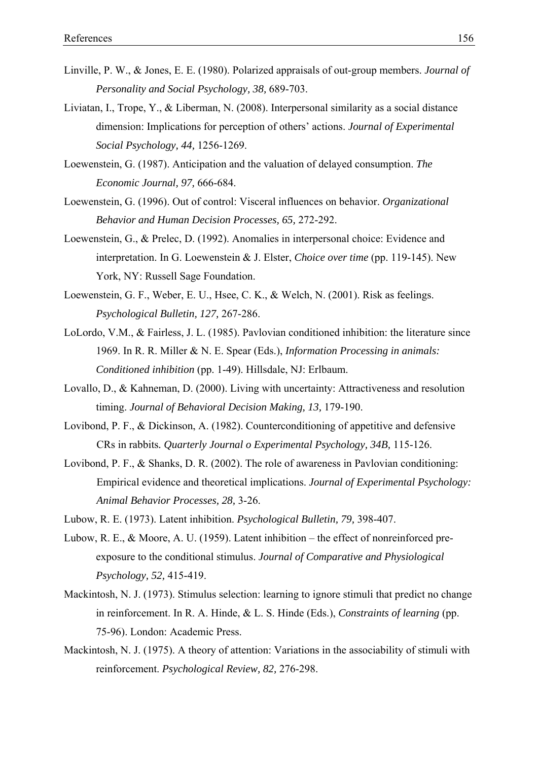Linville, P. W., & Jones, E. E. (1980). Polarized appraisals of out-group members. *Journal of Personality and Social Psychology, 38,* 689-703.

Liviatan, I., Trope, Y., & Liberman, N. (2008). Interpersonal similarity as a social distance dimension: Implications for perception of others' actions. *Journal of Experimental Social Psychology, 44,* 1256-1269.

Loewenstein, G. (1987). Anticipation and the valuation of delayed consumption. *The Economic Journal, 97,* 666-684.

Loewenstein, G. (1996). Out of control: Visceral influences on behavior. *Organizational Behavior and Human Decision Processes, 65,* 272-292.

Loewenstein, G., & Prelec, D. (1992). Anomalies in interpersonal choice: Evidence and interpretation. In G. Loewenstein & J. Elster, *Choice over time* (pp. 119-145). New York, NY: Russell Sage Foundation.

Loewenstein, G. F., Weber, E. U., Hsee, C. K., & Welch, N. (2001). Risk as feelings. *Psychological Bulletin, 127,* 267-286.

LoLordo, V.M., & Fairless, J. L. (1985). Pavlovian conditioned inhibition: the literature since 1969. In R. R. Miller & N. E. Spear (Eds.), *Information Processing in animals: Conditioned inhibition* (pp. 1-49). Hillsdale, NJ: Erlbaum.

Lovallo, D., & Kahneman, D. (2000). Living with uncertainty: Attractiveness and resolution timing. *Journal of Behavioral Decision Making, 13,* 179-190.

Lovibond, P. F., & Dickinson, A. (1982). Counterconditioning of appetitive and defensive CRs in rabbits. *Quarterly Journal o Experimental Psychology, 34B,* 115-126.

Lovibond, P. F., & Shanks, D. R. (2002). The role of awareness in Pavlovian conditioning: Empirical evidence and theoretical implications. *Journal of Experimental Psychology: Animal Behavior Processes, 28,* 3-26.

Lubow, R. E. (1973). Latent inhibition. *Psychological Bulletin, 79,* 398-407.

Lubow, R. E., & Moore, A. U. (1959). Latent inhibition – the effect of nonreinforced pre-exposure to the conditional stimulus. *Journal of Comparative and Physiological Psychology, 52,* 415-419.

Mackintosh, N. J. (1973). Stimulus selection: learning to ignore stimuli that predict no change in reinforcement. In R. A. Hinde, & L. S. Hinde (Eds.), *Constraints of learning* (pp. 75-96). London: Academic Press.

Mackintosh, N. J. (1975). A theory of attention: Variations in the associability of stimuli with reinforcement. *Psychological Review, 82,* 276-298.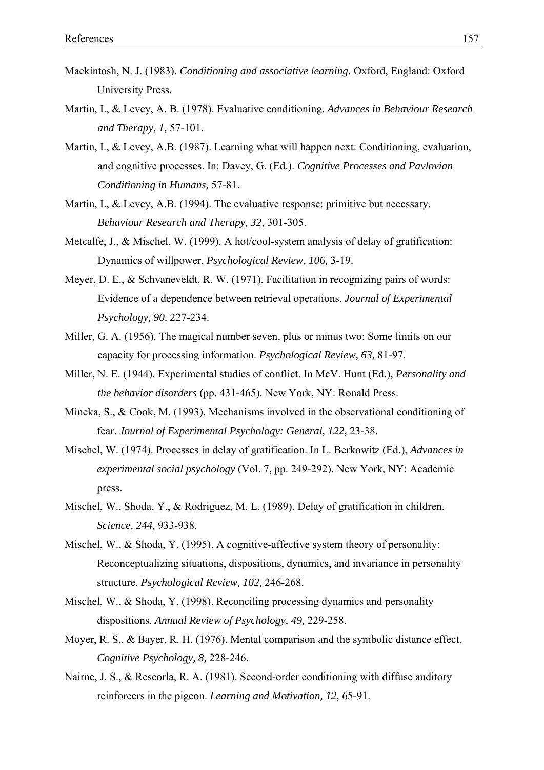Mackintosh, N. J. (1983). *Conditioning and associative learning.* Oxford, England: Oxford University Press.

Martin, I., & Levey, A. B. (1978). Evaluative conditioning. *Advances in Behaviour Research and Therapy, 1,* 57-101.

Martin, I., & Levey, A.B. (1987). Learning what will happen next: Conditioning, evaluation, and cognitive processes. In: Davey, G. (Ed.). *Cognitive Processes and Pavlovian Conditioning in Humans,* 57-81.

Martin, I., & Levey, A.B. (1994). The evaluative response: primitive but necessary. *Behaviour Research and Therapy, 32,* 301-305.

Metcalfe, J., & Mischel, W. (1999). A hot/cool-system analysis of delay of gratification: Dynamics of willpower. *Psychological Review, 106,* 3-19.

Meyer, D. E., & Schvaneveldt, R. W. (1971). Facilitation in recognizing pairs of words: Evidence of a dependence between retrieval operations. *Journal of Experimental Psychology, 90,* 227-234.

Miller, G. A. (1956). The magical number seven, plus or minus two: Some limits on our capacity for processing information. *Psychological Review, 63,* 81-97.

Miller, N. E. (1944). Experimental studies of conflict. In McV. Hunt (Ed.), *Personality and the behavior disorders* (pp. 431-465). New York, NY: Ronald Press.

Mineka, S., & Cook, M. (1993). Mechanisms involved in the observational conditioning of fear. *Journal of Experimental Psychology: General, 122,* 23-38.

Mischel, W. (1974). Processes in delay of gratification. In L. Berkowitz (Ed.), *Advances in experimental social psychology* (Vol. 7, pp. 249-292). New York, NY: Academic press.

Mischel, W., Shoda, Y., & Rodriguez, M. L. (1989). Delay of gratification in children. *Science, 244,* 933-938.

Mischel, W., & Shoda, Y. (1995). A cognitive-affective system theory of personality: Reconceptualizing situations, dispositions, dynamics, and invariance in personality structure. *Psychological Review, 102,* 246-268.

Mischel, W., & Shoda, Y. (1998). Reconciling processing dynamics and personality dispositions. *Annual Review of Psychology, 49,* 229-258.

Moyer, R. S., & Bayer, R. H. (1976). Mental comparison and the symbolic distance effect. *Cognitive Psychology, 8,* 228-246.

Nairne, J. S., & Rescorla, R. A. (1981). Second-order conditioning with diffuse auditory reinforcers in the pigeon. *Learning and Motivation, 12,* 65-91.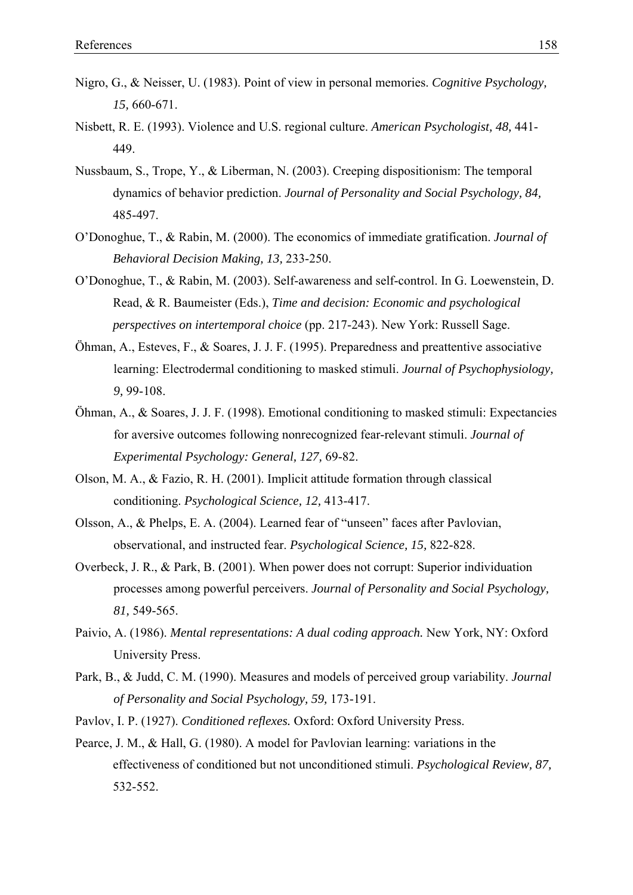Nigro, G., & Neisser, U. (1983). Point of view in personal memories. *Cognitive Psychology, 15,* 660-671.

Nisbett, R. E. (1993). Violence and U.S. regional culture. *American Psychologist, 48,* 441-449.

Nussbaum, S., Trope, Y., & Liberman, N. (2003). Creeping dispositionism: The temporal dynamics of behavior prediction. *Journal of Personality and Social Psychology, 84,* 485-497.

O'Donoghue, T., & Rabin, M. (2000). The economics of immediate gratification. *Journal of Behavioral Decision Making, 13,* 233-250.

O'Donoghue, T., & Rabin, M. (2003). Self-awareness and self-control. In G. Loewenstein, D. Read, & R. Baumeister (Eds.), *Time and decision: Economic and psychological perspectives on intertemporal choice* (pp. 217-243). New York: Russell Sage.

Öhman, A., Esteves, F., & Soares, J. J. F. (1995). Preparedness and preattentive associative learning: Electrodermal conditioning to masked stimuli. *Journal of Psychophysiology, 9,* 99-108.

Öhman, A., & Soares, J. J. F. (1998). Emotional conditioning to masked stimuli: Expectancies for aversive outcomes following nonrecognized fear-relevant stimuli. *Journal of Experimental Psychology: General, 127,* 69-82.

Olson, M. A., & Fazio, R. H. (2001). Implicit attitude formation through classical conditioning. *Psychological Science, 12,* 413-417.

Olsson, A., & Phelps, E. A. (2004). Learned fear of "unseen" faces after Pavlovian, observational, and instructed fear. *Psychological Science, 15,* 822-828.

Overbeck, J. R., & Park, B. (2001). When power does not corrupt: Superior individuation processes among powerful perceivers. *Journal of Personality and Social Psychology, 81,* 549-565.

Paivio, A. (1986). *Mental representations: A dual coding approach.* New York, NY: Oxford University Press.

Park, B., & Judd, C. M. (1990). Measures and models of perceived group variability. *Journal of Personality and Social Psychology, 59,* 173-191.

Pavlov, I. P. (1927). *Conditioned reflexes.* Oxford: Oxford University Press.

Pearce, J. M., & Hall, G. (1980). A model for Pavlovian learning: variations in the effectiveness of conditioned but not unconditioned stimuli. *Psychological Review, 87,* 532-552.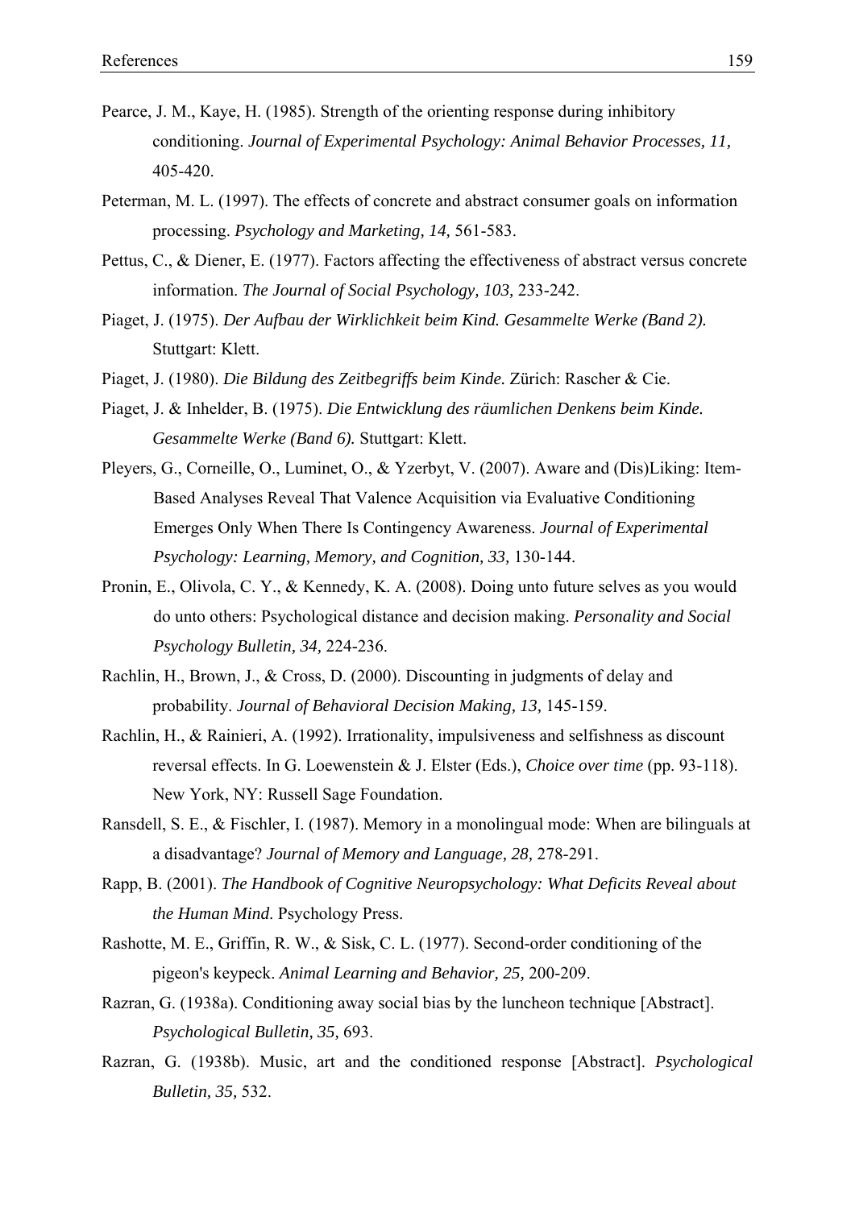Pearce, J. M., Kaye, H. (1985). Strength of the orienting response during inhibitory conditioning. *Journal of Experimental Psychology: Animal Behavior Processes, 11,* 405-420.

Peterman, M. L. (1997). The effects of concrete and abstract consumer goals on information processing. *Psychology and Marketing, 14,* 561-583.

Pettus, C., & Diener, E. (1977). Factors affecting the effectiveness of abstract versus concrete information. *The Journal of Social Psychology, 103,* 233-242.

Piaget, J. (1975). *Der Aufbau der Wirklichkeit beim Kind. Gesammelte Werke (Band 2).* Stuttgart: Klett.

Piaget, J. (1980). *Die Bildung des Zeitbegriffs beim Kinde.* Zürich: Rascher & Cie.

Piaget, J. & Inhelder, B. (1975). *Die Entwicklung des räumlichen Denkens beim Kinde. Gesammelte Werke (Band 6).* Stuttgart: Klett.

Pleyers, G., Corneille, O., Luminet, O., & Yzerbyt, V. (2007). Aware and (Dis)Liking: Item-Based Analyses Reveal That Valence Acquisition via Evaluative Conditioning Emerges Only When There Is Contingency Awareness. *Journal of Experimental Psychology: Learning, Memory, and Cognition, 33,* 130-144.

Pronin, E., Olivola, C. Y., & Kennedy, K. A. (2008). Doing unto future selves as you would do unto others: Psychological distance and decision making. *Personality and Social Psychology Bulletin, 34,* 224-236.

Rachlin, H., Brown, J., & Cross, D. (2000). Discounting in judgments of delay and probability. *Journal of Behavioral Decision Making, 13,* 145-159.

Rachlin, H., & Rainieri, A. (1992). Irrationality, impulsiveness and selfishness as discount reversal effects. In G. Loewenstein & J. Elster (Eds.), *Choice over time* (pp. 93-118). New York, NY: Russell Sage Foundation.

Ransdell, S. E., & Fischler, I. (1987). Memory in a monolingual mode: When are bilinguals at a disadvantage? *Journal of Memory and Language, 28,* 278-291.

Rapp, B. (2001). *The Handbook of Cognitive Neuropsychology: What Deficits Reveal about the Human Mind.* Psychology Press.

Rashotte, M. E., Griffin, R. W., & Sisk, C. L. (1977). Second-order conditioning of the pigeon's keypeck. *Animal Learning and Behavior, 25,* 200-209.

Razran, G. (1938a). Conditioning away social bias by the luncheon technique [Abstract]. *Psychological Bulletin, 35,* 693.

Razran, G. (1938b). Music, art and the conditioned response [Abstract]. *Psychological Bulletin, 35,* 532.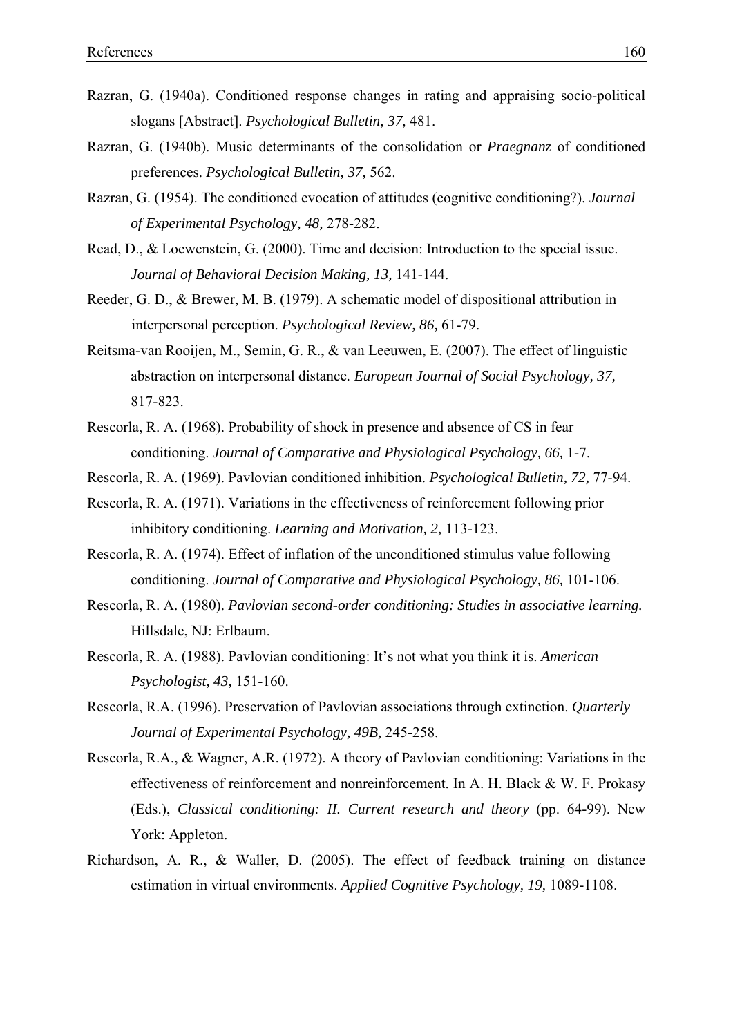Razran, G. (1940a). Conditioned response changes in rating and appraising socio-political slogans [Abstract]. *Psychological Bulletin, 37,* 481.

Razran, G. (1940b). Music determinants of the consolidation or *Praegnanz* of conditioned preferences. *Psychological Bulletin, 37,* 562.

Razran, G. (1954). The conditioned evocation of attitudes (cognitive conditioning?). *Journal of Experimental Psychology, 48,* 278-282.

Read, D., & Loewenstein, G. (2000). Time and decision: Introduction to the special issue. *Journal of Behavioral Decision Making, 13,* 141-144.

Reeder, G. D., & Brewer, M. B. (1979). A schematic model of dispositional attribution in interpersonal perception. *Psychological Review, 86,* 61-79.

Reitsma-van Rooijen, M., Semin, G. R., & van Leeuwen, E. (2007). The effect of linguistic abstraction on interpersonal distance*. European Journal of Social Psychology, 37,* 817-823.

Rescorla, R. A. (1968). Probability of shock in presence and absence of CS in fear conditioning. *Journal of Comparative and Physiological Psychology, 66,* 1-7.

Rescorla, R. A. (1969). Pavlovian conditioned inhibition. *Psychological Bulletin, 72,* 77-94.

Rescorla, R. A. (1971). Variations in the effectiveness of reinforcement following prior inhibitory conditioning. *Learning and Motivation, 2,* 113-123.

Rescorla, R. A. (1974). Effect of inflation of the unconditioned stimulus value following conditioning. *Journal of Comparative and Physiological Psychology, 86,* 101-106.

Rescorla, R. A. (1980). *Pavlovian second-order conditioning: Studies in associative learning.* Hillsdale, NJ: Erlbaum.

Rescorla, R. A. (1988). Pavlovian conditioning: It's not what you think it is. *American Psychologist, 43,* 151-160.

Rescorla, R.A. (1996). Preservation of Pavlovian associations through extinction. *Quarterly Journal of Experimental Psychology, 49B,* 245-258.

Rescorla, R.A., & Wagner, A.R. (1972). A theory of Pavlovian conditioning: Variations in the effectiveness of reinforcement and nonreinforcement. In A. H. Black & W. F. Prokasy (Eds.), *Classical conditioning: II. Current research and theory* (pp. 64-99). New York: Appleton.

Richardson, A. R., & Waller, D. (2005). The effect of feedback training on distance estimation in virtual environments. *Applied Cognitive Psychology, 19,* 1089-1108.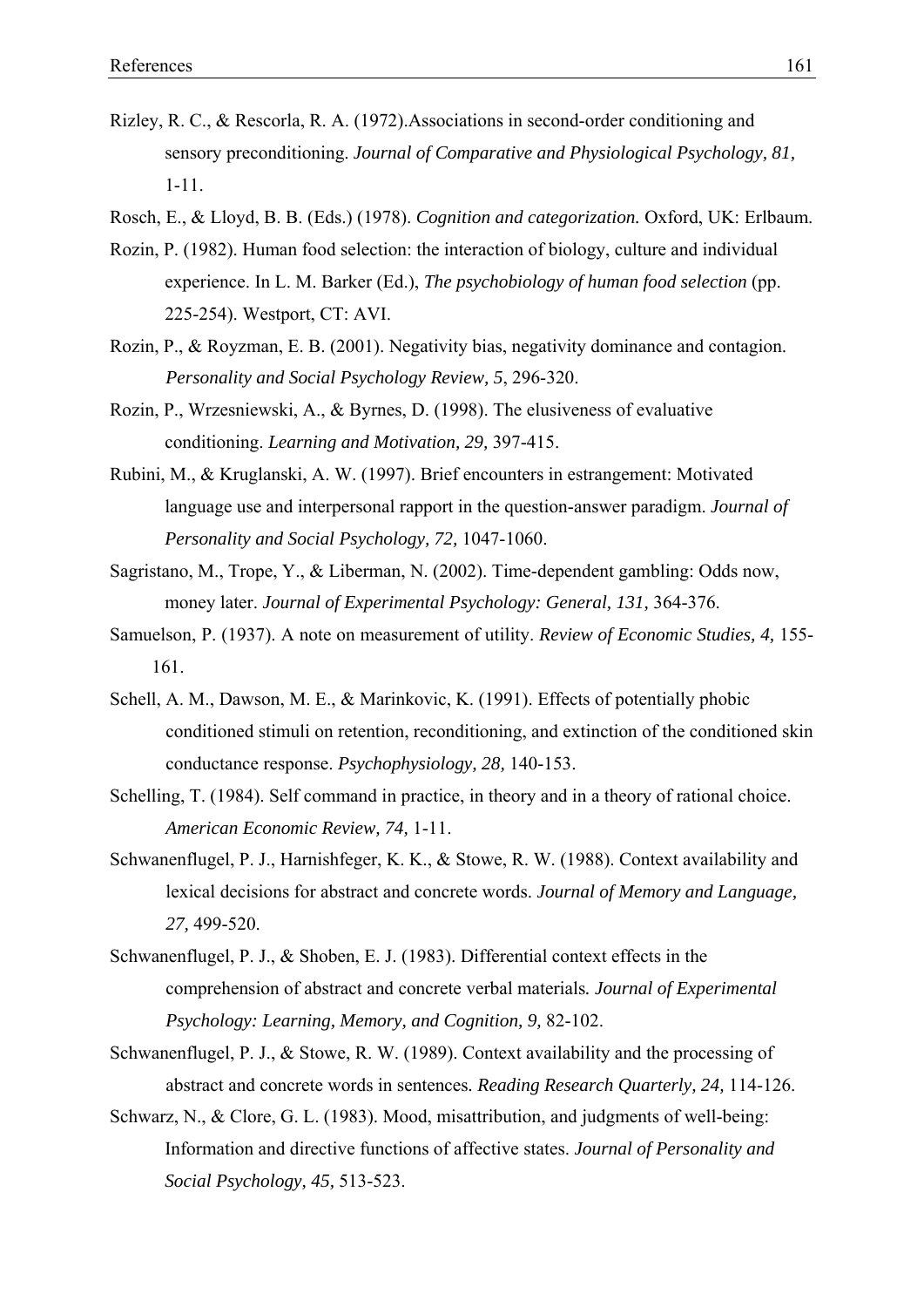Rizley, R. C., & Rescorla, R. A. (1972).Associations in second-order conditioning and sensory preconditioning. *Journal of Comparative and Physiological Psychology, 81,* 1-11.

Rosch, E., & Lloyd, B. B. (Eds.) (1978). *Cognition and categorization.* Oxford, UK: Erlbaum.

Rozin, P. (1982). Human food selection: the interaction of biology, culture and individual experience. In L. M. Barker (Ed.), *The psychobiology of human food selection* (pp. 225-254). Westport, CT: AVI.

Rozin, P., & Royzman, E. B. (2001). Negativity bias, negativity dominance and contagion. *Personality and Social Psychology Review, 5*, 296-320.

Rozin, P., Wrzesniewski, A., & Byrnes, D. (1998). The elusiveness of evaluative conditioning. *Learning and Motivation, 29,* 397-415.

Rubini, M., & Kruglanski, A. W. (1997). Brief encounters in estrangement: Motivated language use and interpersonal rapport in the question-answer paradigm. *Journal of Personality and Social Psychology, 72,* 1047-1060.

Sagristano, M., Trope, Y., & Liberman, N. (2002). Time-dependent gambling: Odds now, money later. *Journal of Experimental Psychology: General, 131,* 364-376.

Samuelson, P. (1937). A note on measurement of utility. *Review of Economic Studies, 4,* 155-161.

Schell, A. M., Dawson, M. E., & Marinkovic, K. (1991). Effects of potentially phobic conditioned stimuli on retention, reconditioning, and extinction of the conditioned skin conductance response. *Psychophysiology, 28,* 140-153.

Schelling, T. (1984). Self command in practice, in theory and in a theory of rational choice. *American Economic Review, 74,* 1-11.

Schwanenflugel, P. J., Harnishfeger, K. K., & Stowe, R. W. (1988). Context availability and lexical decisions for abstract and concrete words. *Journal of Memory and Language, 27,* 499-520.

Schwanenflugel, P. J., & Shoben, E. J. (1983). Differential context effects in the comprehension of abstract and concrete verbal materials*. Journal of Experimental Psychology: Learning, Memory, and Cognition, 9,* 82-102.

Schwanenflugel, P. J., & Stowe, R. W. (1989). Context availability and the processing of abstract and concrete words in sentences*. Reading Research Quarterly, 24,* 114-126.

Schwarz, N., & Clore, G. L. (1983). Mood, misattribution, and judgments of well-being: Information and directive functions of affective states. *Journal of Personality and Social Psychology, 45,* 513-523.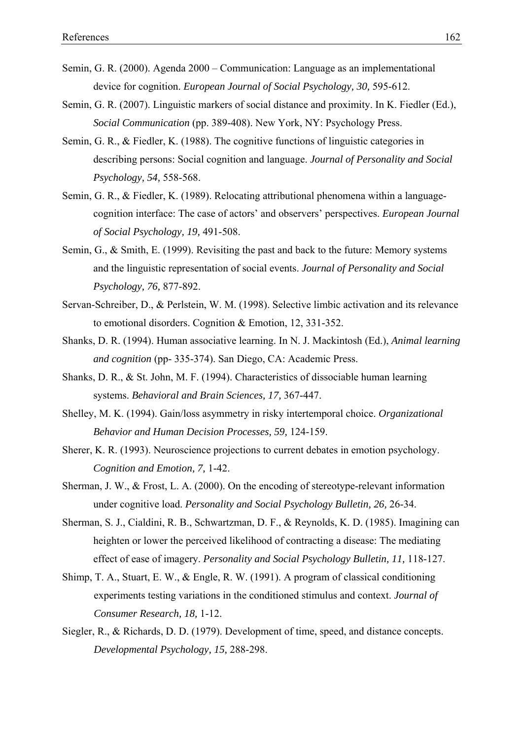Semin, G. R. (2000). Agenda 2000 – Communication: Language as an implementational device for cognition. *European Journal of Social Psychology, 30,* 595-612.

Semin, G. R. (2007). Linguistic markers of social distance and proximity. In K. Fiedler (Ed.), *Social Communication* (pp. 389-408). New York, NY: Psychology Press.

Semin, G. R., & Fiedler, K. (1988). The cognitive functions of linguistic categories in describing persons: Social cognition and language. *Journal of Personality and Social Psychology, 54,* 558-568.

Semin, G. R., & Fiedler, K. (1989). Relocating attributional phenomena within a language-cognition interface: The case of actors' and observers' perspectives. *European Journal of Social Psychology, 19,* 491-508.

Semin, G., & Smith, E. (1999). Revisiting the past and back to the future: Memory systems and the linguistic representation of social events. *Journal of Personality and Social Psychology, 76,* 877-892.

Servan-Schreiber, D., & Perlstein, W. M. (1998). Selective limbic activation and its relevance to emotional disorders. Cognition & Emotion, 12, 331-352.

Shanks, D. R. (1994). Human associative learning. In N. J. Mackintosh (Ed.), *Animal learning and cognition* (pp- 335-374). San Diego, CA: Academic Press.

Shanks, D. R., & St. John, M. F. (1994). Characteristics of dissociable human learning systems. *Behavioral and Brain Sciences, 17,* 367-447.

Shelley, M. K. (1994). Gain/loss asymmetry in risky intertemporal choice. *Organizational Behavior and Human Decision Processes, 59,* 124-159.

Sherer, K. R. (1993). Neuroscience projections to current debates in emotion psychology. *Cognition and Emotion, 7,* 1-42.

Sherman, J. W., & Frost, L. A. (2000). On the encoding of stereotype-relevant information under cognitive load. *Personality and Social Psychology Bulletin, 26,* 26-34.

Sherman, S. J., Cialdini, R. B., Schwartzman, D. F., & Reynolds, K. D. (1985). Imagining can heighten or lower the perceived likelihood of contracting a disease: The mediating effect of ease of imagery. *Personality and Social Psychology Bulletin, 11,* 118-127.

Shimp, T. A., Stuart, E. W., & Engle, R. W. (1991). A program of classical conditioning experiments testing variations in the conditioned stimulus and context. *Journal of Consumer Research, 18,* 1-12.

Siegler, R., & Richards, D. D. (1979). Development of time, speed, and distance concepts. *Developmental Psychology, 15,* 288-298.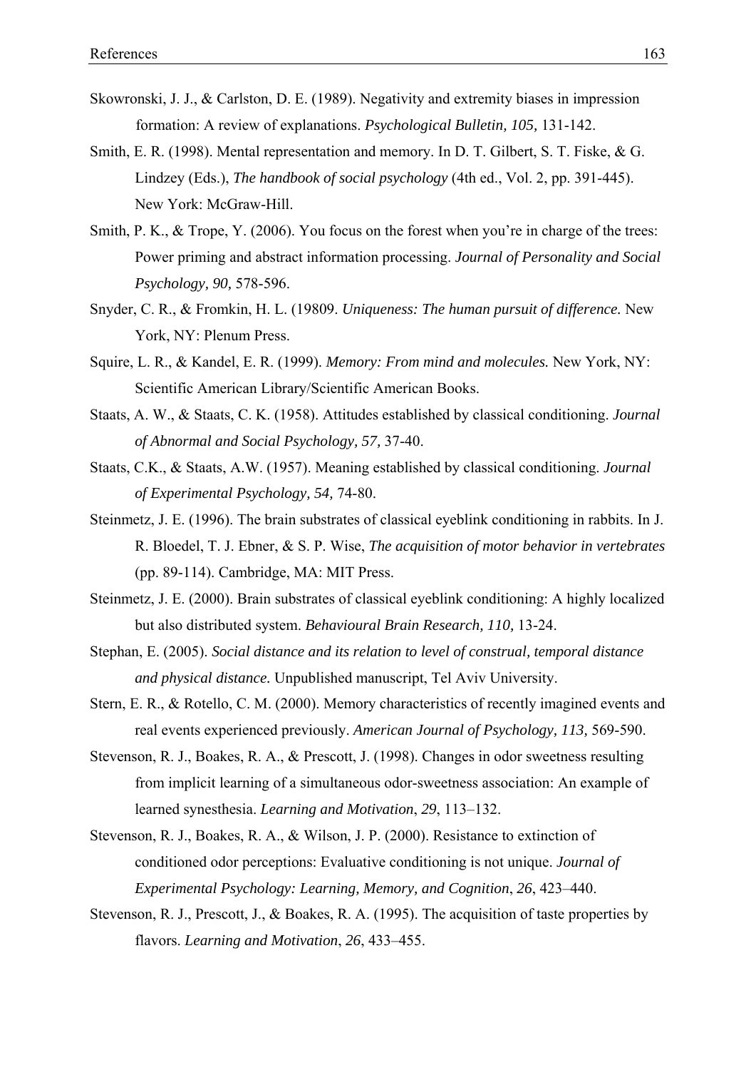Skowronski, J. J., & Carlston, D. E. (1989). Negativity and extremity biases in impression formation: A review of explanations. *Psychological Bulletin, 105,* 131-142.

Smith, E. R. (1998). Mental representation and memory. In D. T. Gilbert, S. T. Fiske, & G. Lindzey (Eds.), *The handbook of social psychology* (4th ed., Vol. 2, pp. 391-445). New York: McGraw-Hill.

Smith, P. K., & Trope, Y. (2006). You focus on the forest when you're in charge of the trees: Power priming and abstract information processing. *Journal of Personality and Social Psychology, 90,* 578-596.

Snyder, C. R., & Fromkin, H. L. (19809. *Uniqueness: The human pursuit of difference.* New York, NY: Plenum Press.

Squire, L. R., & Kandel, E. R. (1999). *Memory: From mind and molecules.* New York, NY: Scientific American Library/Scientific American Books.

Staats, A. W., & Staats, C. K. (1958). Attitudes established by classical conditioning. *Journal of Abnormal and Social Psychology, 57,* 37-40.

Staats, C.K., & Staats, A.W. (1957). Meaning established by classical conditioning. *Journal of Experimental Psychology, 54,* 74-80.

Steinmetz, J. E. (1996). The brain substrates of classical eyeblink conditioning in rabbits. In J. R. Bloedel, T. J. Ebner, & S. P. Wise, *The acquisition of motor behavior in vertebrates* (pp. 89-114). Cambridge, MA: MIT Press.

Steinmetz, J. E. (2000). Brain substrates of classical eyeblink conditioning: A highly localized but also distributed system. *Behavioural Brain Research, 110,* 13-24.

Stephan, E. (2005). *Social distance and its relation to level of construal, temporal distance and physical distance.* Unpublished manuscript, Tel Aviv University.

Stern, E. R., & Rotello, C. M. (2000). Memory characteristics of recently imagined events and real events experienced previously. *American Journal of Psychology, 113,* 569-590.

Stevenson, R. J., Boakes, R. A., & Prescott, J. (1998). Changes in odor sweetness resulting from implicit learning of a simultaneous odor-sweetness association: An example of learned synesthesia. *Learning and Motivation*, *29*, 113–132.

Stevenson, R. J., Boakes, R. A., & Wilson, J. P. (2000). Resistance to extinction of conditioned odor perceptions: Evaluative conditioning is not unique. *Journal of Experimental Psychology: Learning, Memory, and Cognition*, *26*, 423–440.

Stevenson, R. J., Prescott, J., & Boakes, R. A. (1995). The acquisition of taste properties by flavors. *Learning and Motivation*, *26*, 433–455.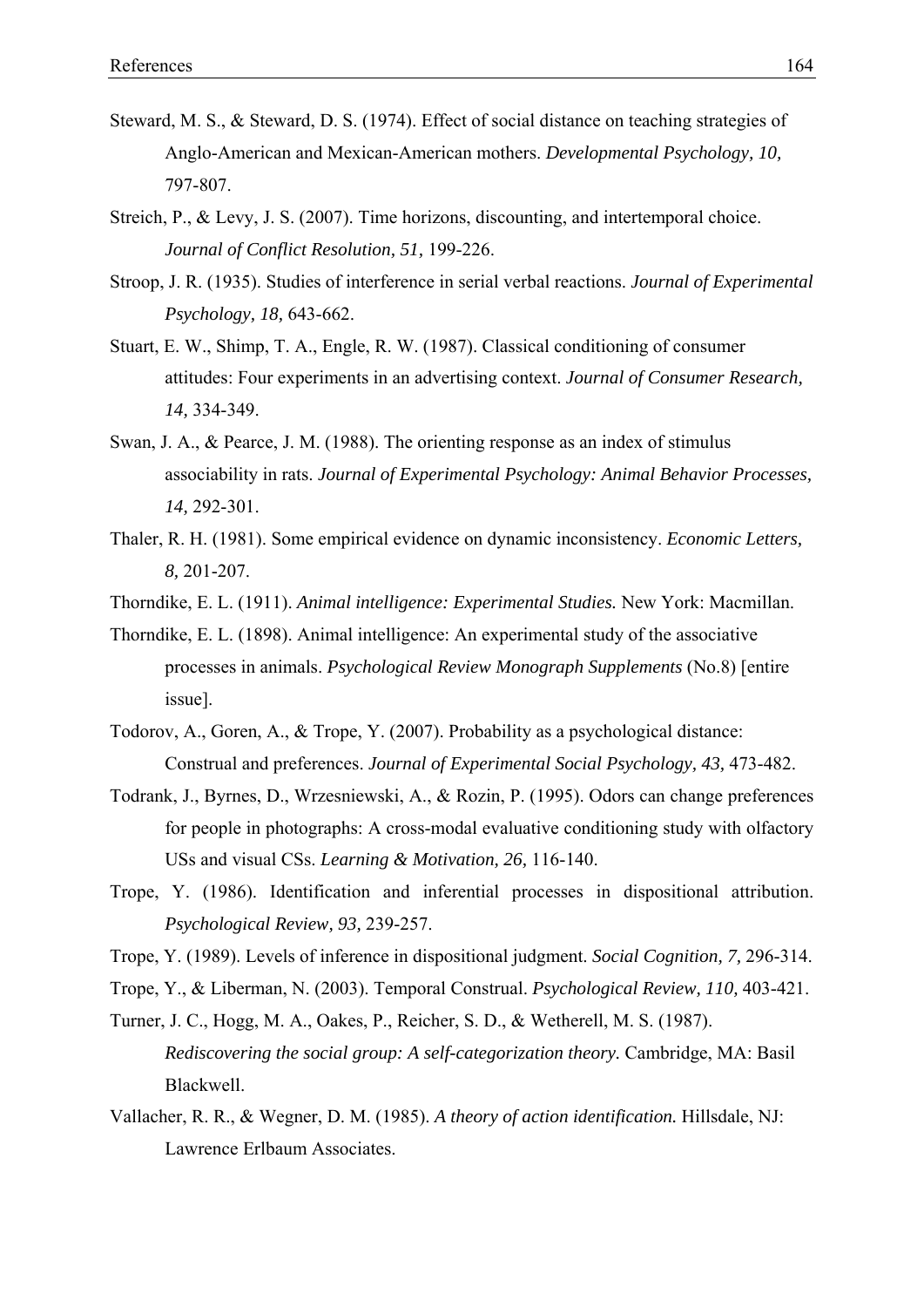Steward, M. S., & Steward, D. S. (1974). Effect of social distance on teaching strategies of Anglo-American and Mexican-American mothers. *Developmental Psychology, 10,* 797-807.

Streich, P., & Levy, J. S. (2007). Time horizons, discounting, and intertemporal choice. *Journal of Conflict Resolution, 51,* 199-226.

Stroop, J. R. (1935). Studies of interference in serial verbal reactions. *Journal of Experimental Psychology, 18,* 643-662.

Stuart, E. W., Shimp, T. A., Engle, R. W. (1987). Classical conditioning of consumer attitudes: Four experiments in an advertising context. *Journal of Consumer Research, 14,* 334-349.

Swan, J. A., & Pearce, J. M. (1988). The orienting response as an index of stimulus associability in rats. *Journal of Experimental Psychology: Animal Behavior Processes, 14,* 292-301.

Thaler, R. H. (1981). Some empirical evidence on dynamic inconsistency. *Economic Letters, 8,* 201-207.

Thorndike, E. L. (1911). *Animal intelligence: Experimental Studies.* New York: Macmillan.

Thorndike, E. L. (1898). Animal intelligence: An experimental study of the associative processes in animals. *Psychological Review Monograph Supplements* (No.8) [entire issue].

Todorov, A., Goren, A., & Trope, Y. (2007). Probability as a psychological distance: Construal and preferences. *Journal of Experimental Social Psychology, 43,* 473-482.

Todrank, J., Byrnes, D., Wrzesniewski, A., & Rozin, P. (1995). Odors can change preferences for people in photographs: A cross-modal evaluative conditioning study with olfactory USs and visual CSs. *Learning & Motivation, 26,* 116-140.

Trope, Y. (1986). Identification and inferential processes in dispositional attribution. *Psychological Review, 93,* 239-257.

Trope, Y. (1989). Levels of inference in dispositional judgment. *Social Cognition, 7,* 296-314.

Trope, Y., & Liberman, N. (2003). Temporal Construal. *Psychological Review, 110,* 403-421.

Turner, J. C., Hogg, M. A., Oakes, P., Reicher, S. D., & Wetherell, M. S. (1987). *Rediscovering the social group: A self-categorization theory.* Cambridge, MA: Basil Blackwell.

Vallacher, R. R., & Wegner, D. M. (1985). *A theory of action identification.* Hillsdale, NJ: Lawrence Erlbaum Associates.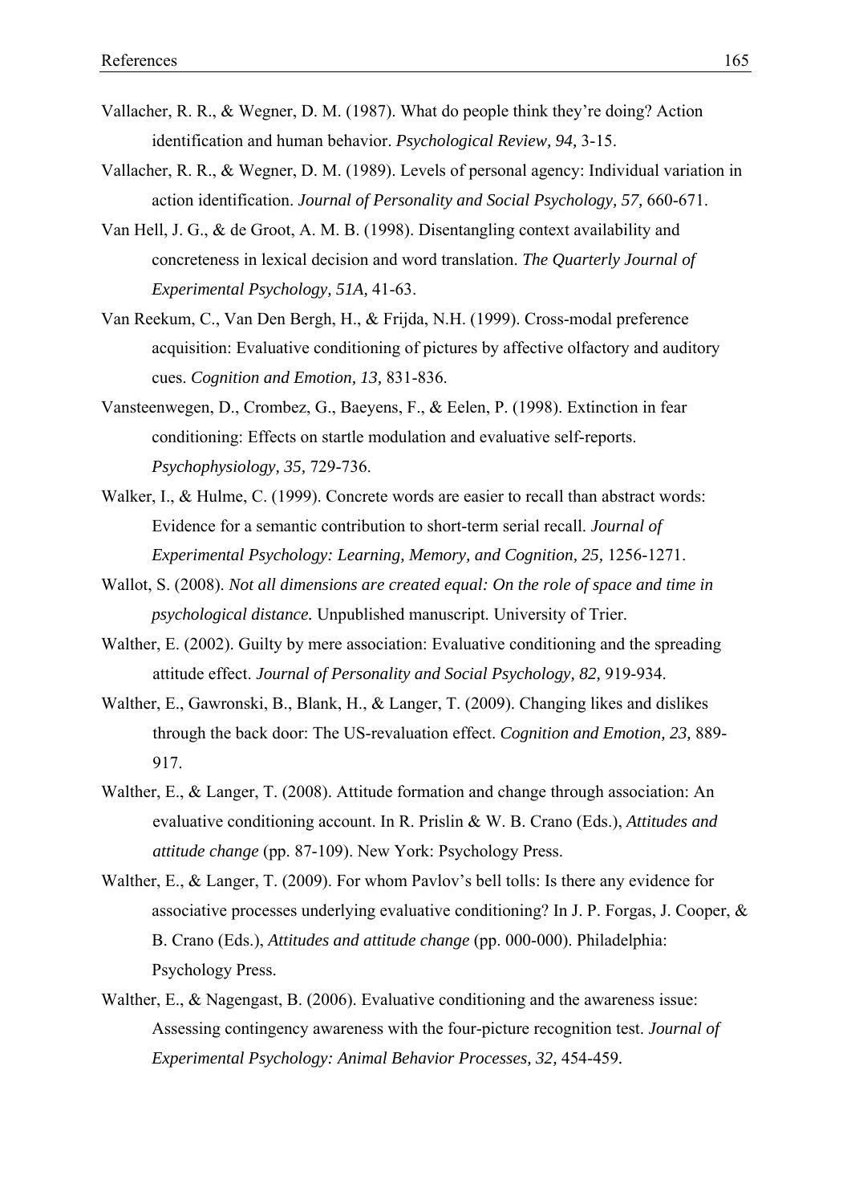Vallacher, R. R., & Wegner, D. M. (1987). What do people think they're doing? Action identification and human behavior. *Psychological Review, 94,* 3-15.

Vallacher, R. R., & Wegner, D. M. (1989). Levels of personal agency: Individual variation in action identification. *Journal of Personality and Social Psychology, 57,* 660-671.

Van Hell, J. G., & de Groot, A. M. B. (1998). Disentangling context availability and concreteness in lexical decision and word translation. *The Quarterly Journal of Experimental Psychology, 51A,* 41-63.

Van Reekum, C., Van Den Bergh, H., & Frijda, N.H. (1999). Cross-modal preference acquisition: Evaluative conditioning of pictures by affective olfactory and auditory cues. *Cognition and Emotion, 13,* 831-836.

Vansteenwegen, D., Crombez, G., Baeyens, F., & Eelen, P. (1998). Extinction in fear conditioning: Effects on startle modulation and evaluative self-reports. *Psychophysiology, 35,* 729-736.

Walker, I., & Hulme, C. (1999). Concrete words are easier to recall than abstract words: Evidence for a semantic contribution to short-term serial recall. *Journal of Experimental Psychology: Learning, Memory, and Cognition, 25,* 1256-1271.

Wallot, S. (2008). *Not all dimensions are created equal: On the role of space and time in psychological distance.* Unpublished manuscript. University of Trier.

Walther, E. (2002). Guilty by mere association: Evaluative conditioning and the spreading attitude effect. *Journal of Personality and Social Psychology, 82,* 919-934.

Walther, E., Gawronski, B., Blank, H., & Langer, T. (2009). Changing likes and dislikes through the back door: The US-revaluation effect. *Cognition and Emotion, 23,* 889-917.

Walther, E., & Langer, T. (2008). Attitude formation and change through association: An evaluative conditioning account. In R. Prislin & W. B. Crano (Eds.), *Attitudes and attitude change* (pp. 87-109). New York: Psychology Press.

Walther, E., & Langer, T. (2009). For whom Pavlov's bell tolls: Is there any evidence for associative processes underlying evaluative conditioning? In J. P. Forgas, J. Cooper, & B. Crano (Eds.), *Attitudes and attitude change* (pp. 000-000). Philadelphia: Psychology Press.

Walther, E., & Nagengast, B. (2006). Evaluative conditioning and the awareness issue: Assessing contingency awareness with the four-picture recognition test. *Journal of Experimental Psychology: Animal Behavior Processes, 32,* 454-459.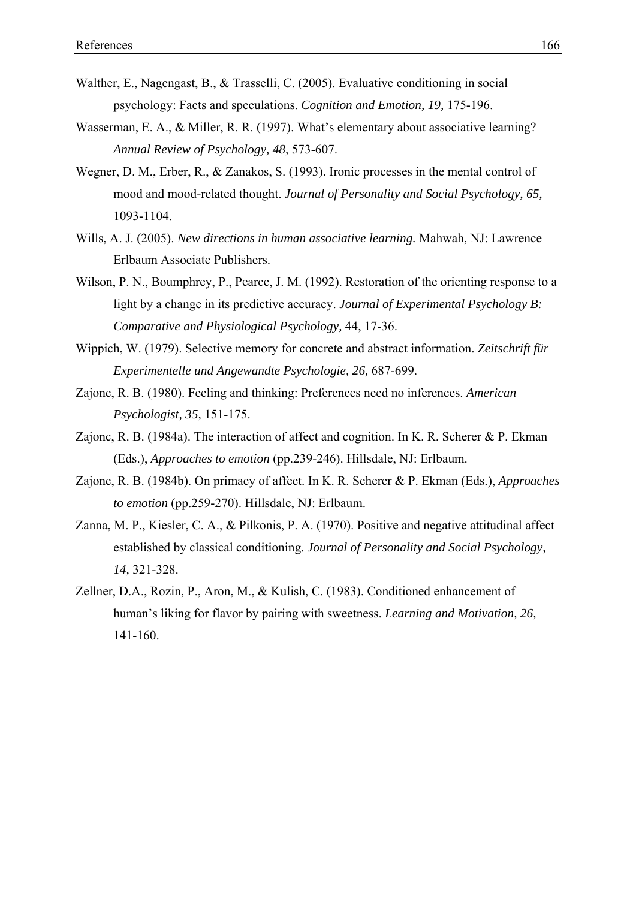Walther, E., Nagengast, B., & Trasselli, C. (2005). Evaluative conditioning in social psychology: Facts and speculations. *Cognition and Emotion, 19,* 175-196.

Wasserman, E. A., & Miller, R. R. (1997). What's elementary about associative learning? *Annual Review of Psychology, 48,* 573-607.

Wegner, D. M., Erber, R., & Zanakos, S. (1993). Ironic processes in the mental control of mood and mood-related thought. *Journal of Personality and Social Psychology, 65,* 1093-1104.

Wills, A. J. (2005). *New directions in human associative learning.* Mahwah, NJ: Lawrence Erlbaum Associate Publishers.

Wilson, P. N., Boumphrey, P., Pearce, J. M. (1992). Restoration of the orienting response to a light by a change in its predictive accuracy. *Journal of Experimental Psychology B: Comparative and Physiological Psychology,* 44, 17-36.

Wippich, W. (1979). Selective memory for concrete and abstract information. *Zeitschrift für Experimentelle und Angewandte Psychologie, 26,* 687-699.

Zajonc, R. B. (1980). Feeling and thinking: Preferences need no inferences. *American Psychologist, 35,* 151-175.

Zajonc, R. B. (1984a). The interaction of affect and cognition. In K. R. Scherer & P. Ekman (Eds.), *Approaches to emotion* (pp.239-246). Hillsdale, NJ: Erlbaum.

Zajonc, R. B. (1984b). On primacy of affect. In K. R. Scherer & P. Ekman (Eds.), *Approaches to emotion* (pp.259-270). Hillsdale, NJ: Erlbaum.

Zanna, M. P., Kiesler, C. A., & Pilkonis, P. A. (1970). Positive and negative attitudinal affect established by classical conditioning. *Journal of Personality and Social Psychology, 14,* 321-328.

Zellner, D.A., Rozin, P., Aron, M., & Kulish, C. (1983). Conditioned enhancement of human's liking for flavor by pairing with sweetness. *Learning and Motivation, 26,* 141-160.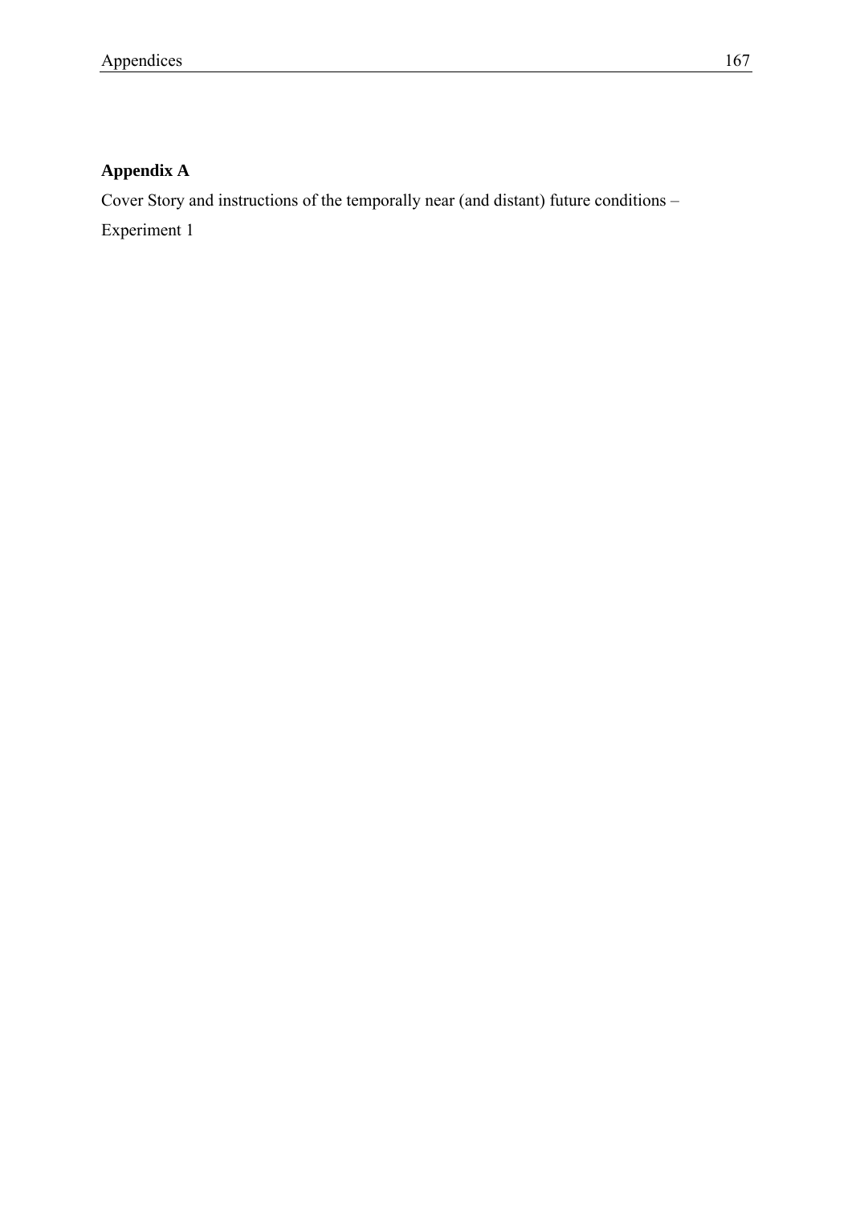## Appendix A

Cover Story and instructions of the temporally near (and distant) future conditions – Experiment 1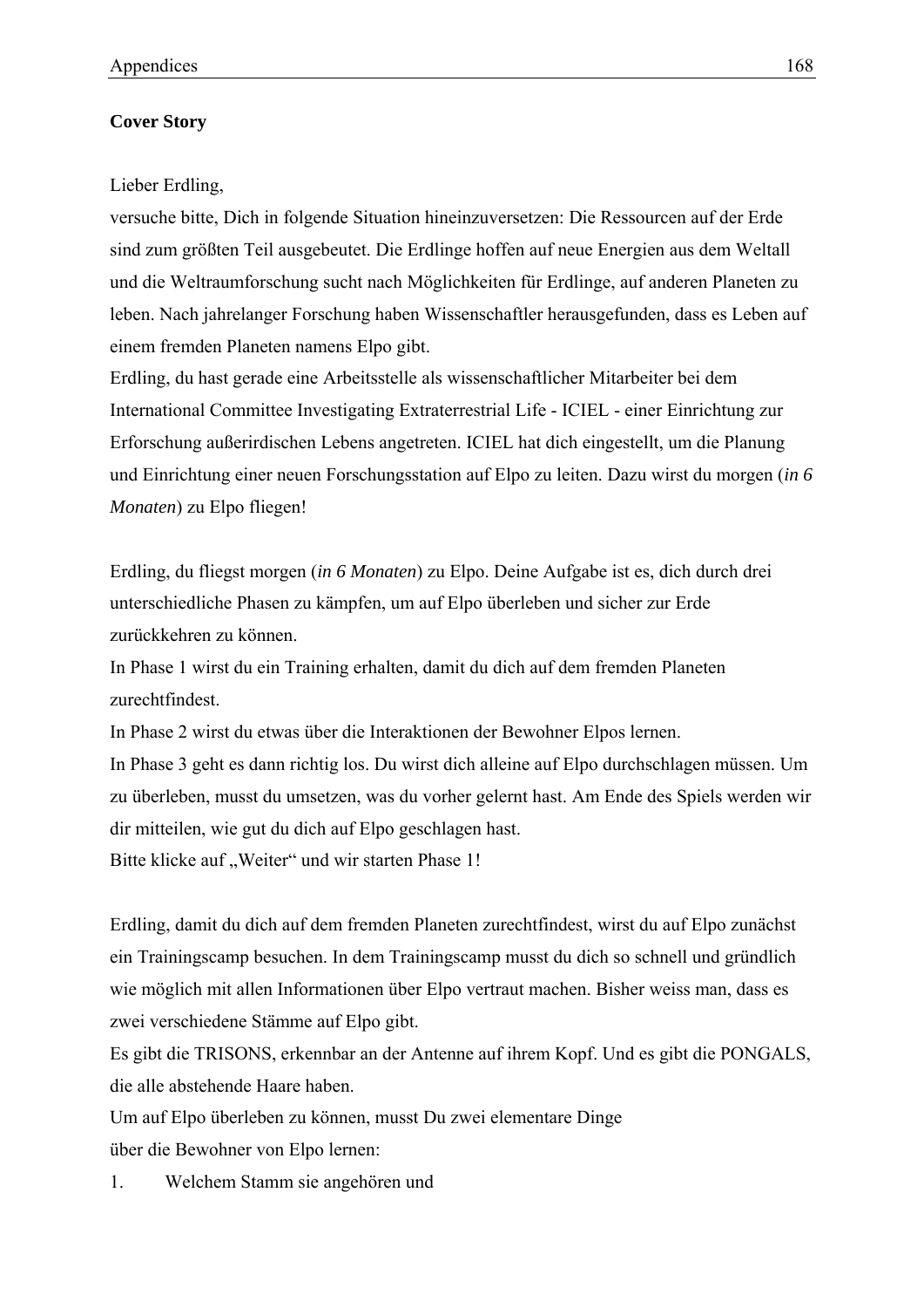**Cover Story**

Lieber Erdling,
versuche bitte, Dich in folgende Situation hineinzuversetzen: Die Ressourcen auf der Erde sind zum größten Teil ausgebeutet. Die Erdlinge hoffen auf neue Energien aus dem Weltall und die Weltraumforschung sucht nach Möglichkeiten für Erdlinge, auf anderen Planeten zu leben. Nach jahrelanger Forschung haben Wissenschaftler herausgefunden, dass es Leben auf einem fremden Planeten namens Elpo gibt.
Erdling, du hast gerade eine Arbeitsstelle als wissenschaftlicher Mitarbeiter bei dem International Committee Investigating Extraterrestrial Life - ICIEL - einer Einrichtung zur Erforschung außerirdischen Lebens angetreten. ICIEL hat dich eingestellt, um die Planung und Einrichtung einer neuen Forschungsstation auf Elpo zu leiten. Dazu wirst du morgen (*in 6 Monaten*) zu Elpo fliegen!

Erdling, du fliegst morgen (*in 6 Monaten*) zu Elpo. Deine Aufgabe ist es, dich durch drei unterschiedliche Phasen zu kämpfen, um auf Elpo überleben und sicher zur Erde zurückkehren zu können.
In Phase 1 wirst du ein Training erhalten, damit du dich auf dem fremden Planeten zurechtfindest.
In Phase 2 wirst du etwas über die Interaktionen der Bewohner Elpos lernen.
In Phase 3 geht es dann richtig los. Du wirst dich alleine auf Elpo durchschlagen müssen. Um zu überleben, musst du umsetzen, was du vorher gelernt hast. Am Ende des Spiels werden wir dir mitteilen, wie gut du dich auf Elpo geschlagen hast.
Bitte klicke auf „Weiter“ und wir starten Phase 1!

Erdling, damit du dich auf dem fremden Planeten zurechtfindest, wirst du auf Elpo zunächst ein Trainingscamp besuchen. In dem Trainingscamp musst du dich so schnell und gründlich wie möglich mit allen Informationen über Elpo vertraut machen. Bisher weiss man, dass es zwei verschiedene Stämme auf Elpo gibt.
Es gibt die TRISONS, erkennbar an der Antenne auf ihrem Kopf. Und es gibt die PONGALS, die alle abstehende Haare haben.
Um auf Elpo überleben zu können, musst Du zwei elementare Dinge
über die Bewohner von Elpo lernen:

1. Welchem Stamm sie angehören und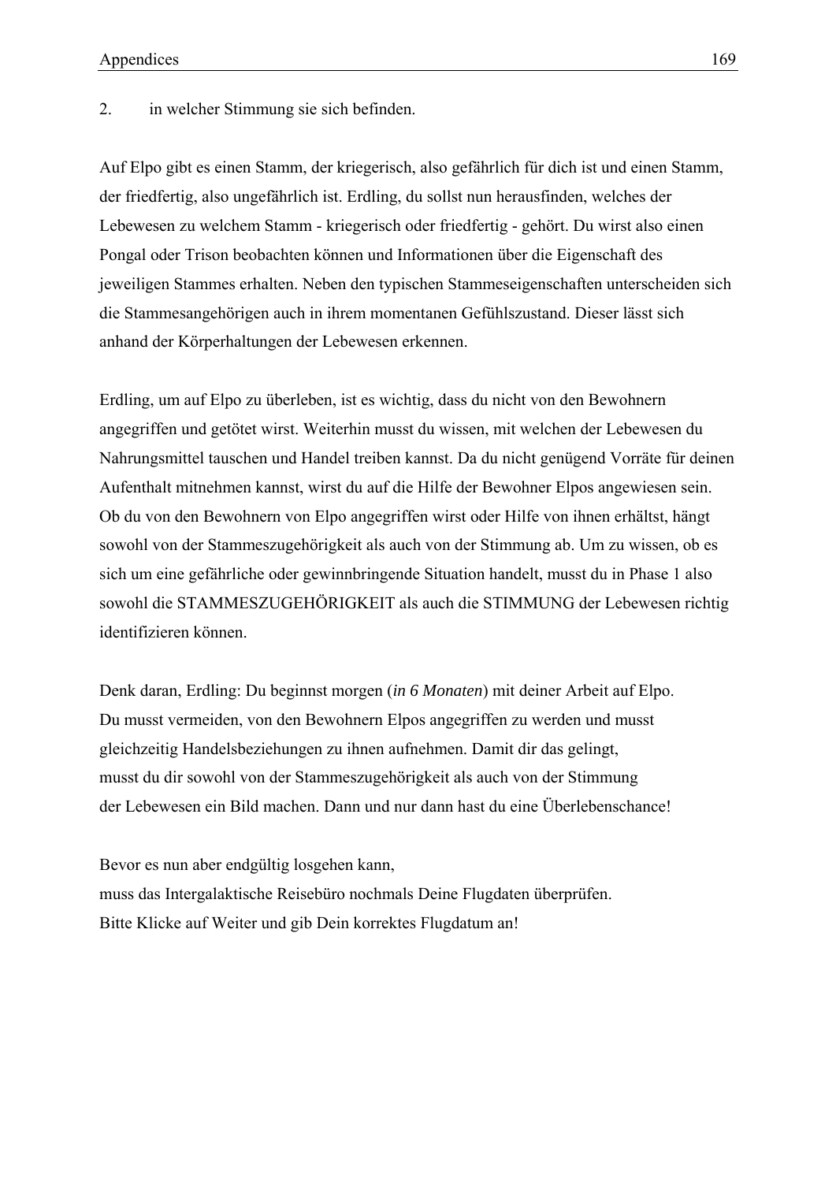2. in welcher Stimmung sie sich befinden.

Auf Elpo gibt es einen Stamm, der kriegerisch, also gefährlich für dich ist und einen Stamm, der friedfertig, also ungefährlich ist. Erdling, du sollst nun herausfinden, welches der Lebewesen zu welchem Stamm - kriegerisch oder friedfertig - gehört. Du wirst also einen Pongal oder Trison beobachten können und Informationen über die Eigenschaft des jeweiligen Stammes erhalten. Neben den typischen Stammeseigenschaften unterscheiden sich die Stammesangehörigen auch in ihrem momentanen Gefühlszustand. Dieser lässt sich anhand der Körperhaltungen der Lebewesen erkennen.

Erdling, um auf Elpo zu überleben, ist es wichtig, dass du nicht von den Bewohnern angegriffen und getötet wirst. Weiterhin musst du wissen, mit welchen der Lebewesen du Nahrungsmittel tauschen und Handel treiben kannst. Da du nicht genügend Vorräte für deinen Aufenthalt mitnehmen kannst, wirst du auf die Hilfe der Bewohner Elpos angewiesen sein. Ob du von den Bewohnern von Elpo angegriffen wirst oder Hilfe von ihnen erhältst, hängt sowohl von der Stammeszugehörigkeit als auch von der Stimmung ab. Um zu wissen, ob es sich um eine gefährliche oder gewinnbringende Situation handelt, musst du in Phase 1 also sowohl die STAMMESZUGEHÖRIGKEIT als auch die STIMMUNG der Lebewesen richtig identifizieren können.

Denk daran, Erdling: Du beginnst morgen (*in 6 Monaten*) mit deiner Arbeit auf Elpo.
Du musst vermeiden, von den Bewohnern Elpos angegriffen zu werden und musst gleichzeitig Handelsbeziehungen zu ihnen aufnehmen. Damit dir das gelingt, musst du dir sowohl von der Stammeszugehörigkeit als auch von der Stimmung der Lebewesen ein Bild machen. Dann und nur dann hast du eine Überlebenschance!

Bevor es nun aber endgültig losgehen kann,
muss das Intergalaktische Reisebüro nochmals Deine Flugdaten überprüfen.
Bitte Klicke auf Weiter und gib Dein korrektes Flugdatum an!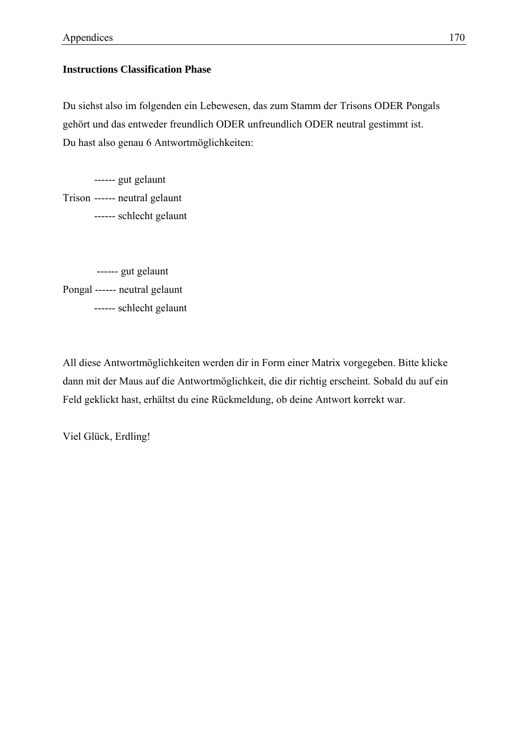**Instructions Classification Phase**

Du siehst also im folgenden ein Lebewesen, das zum Stamm der Trisons ODER Pongals gehört und das entweder freundlich ODER unfreundlich ODER neutral gestimmt ist.
Du hast also genau 6 Antwortmöglichkeiten:

```
       ------ gut gelaunt
Trison ------ neutral gelaunt
       ------ schlecht gelaunt


       ------ gut gelaunt
Pongal ------ neutral gelaunt
       ------ schlecht gelaunt
```

All diese Antwortmöglichkeiten werden dir in Form einer Matrix vorgegeben. Bitte klicke dann mit der Maus auf die Antwortmöglichkeit, die dir richtig erscheint. Sobald du auf ein Feld geklickt hast, erhältst du eine Rückmeldung, ob deine Antwort korrekt war.

Viel Glück, Erdling!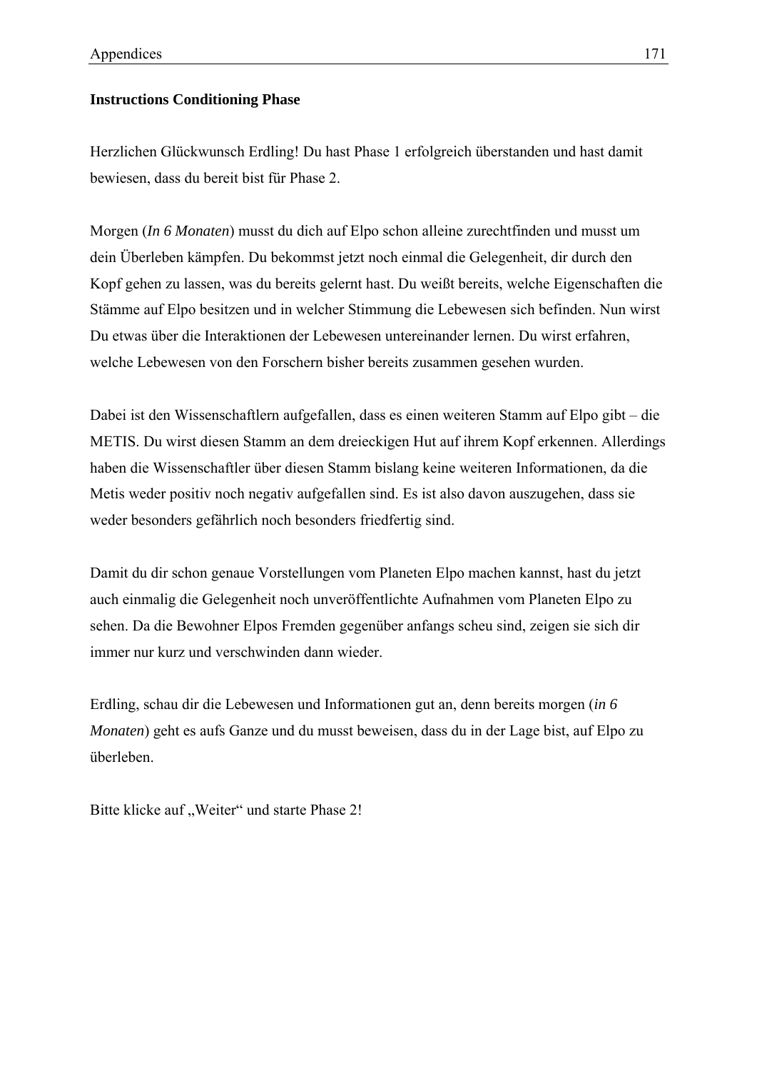**Instructions Conditioning Phase**

Herzlichen Glückwunsch Erdling! Du hast Phase 1 erfolgreich überstanden und hast damit bewiesen, dass du bereit bist für Phase 2.

Morgen (*In 6 Monaten*) musst du dich auf Elpo schon alleine zurechtfinden und musst um dein Überleben kämpfen. Du bekommst jetzt noch einmal die Gelegenheit, dir durch den Kopf gehen zu lassen, was du bereits gelernt hast. Du weißt bereits, welche Eigenschaften die Stämme auf Elpo besitzen und in welcher Stimmung die Lebewesen sich befinden. Nun wirst Du etwas über die Interaktionen der Lebewesen untereinander lernen. Du wirst erfahren, welche Lebewesen von den Forschern bisher bereits zusammen gesehen wurden.

Dabei ist den Wissenschaftlern aufgefallen, dass es einen weiteren Stamm auf Elpo gibt – die METIS. Du wirst diesen Stamm an dem dreieckigen Hut auf ihrem Kopf erkennen. Allerdings haben die Wissenschaftler über diesen Stamm bislang keine weiteren Informationen, da die Metis weder positiv noch negativ aufgefallen sind. Es ist also davon auszugehen, dass sie weder besonders gefährlich noch besonders friedfertig sind.

Damit du dir schon genaue Vorstellungen vom Planeten Elpo machen kannst, hast du jetzt auch einmalig die Gelegenheit noch unveröffentlichte Aufnahmen vom Planeten Elpo zu sehen. Da die Bewohner Elpos Fremden gegenüber anfangs scheu sind, zeigen sie sich dir immer nur kurz und verschwinden dann wieder.

Erdling, schau dir die Lebewesen und Informationen gut an, denn bereits morgen (*in 6 Monaten*) geht es aufs Ganze und du musst beweisen, dass du in der Lage bist, auf Elpo zu überleben.

Bitte klicke auf „Weiter" und starte Phase 2!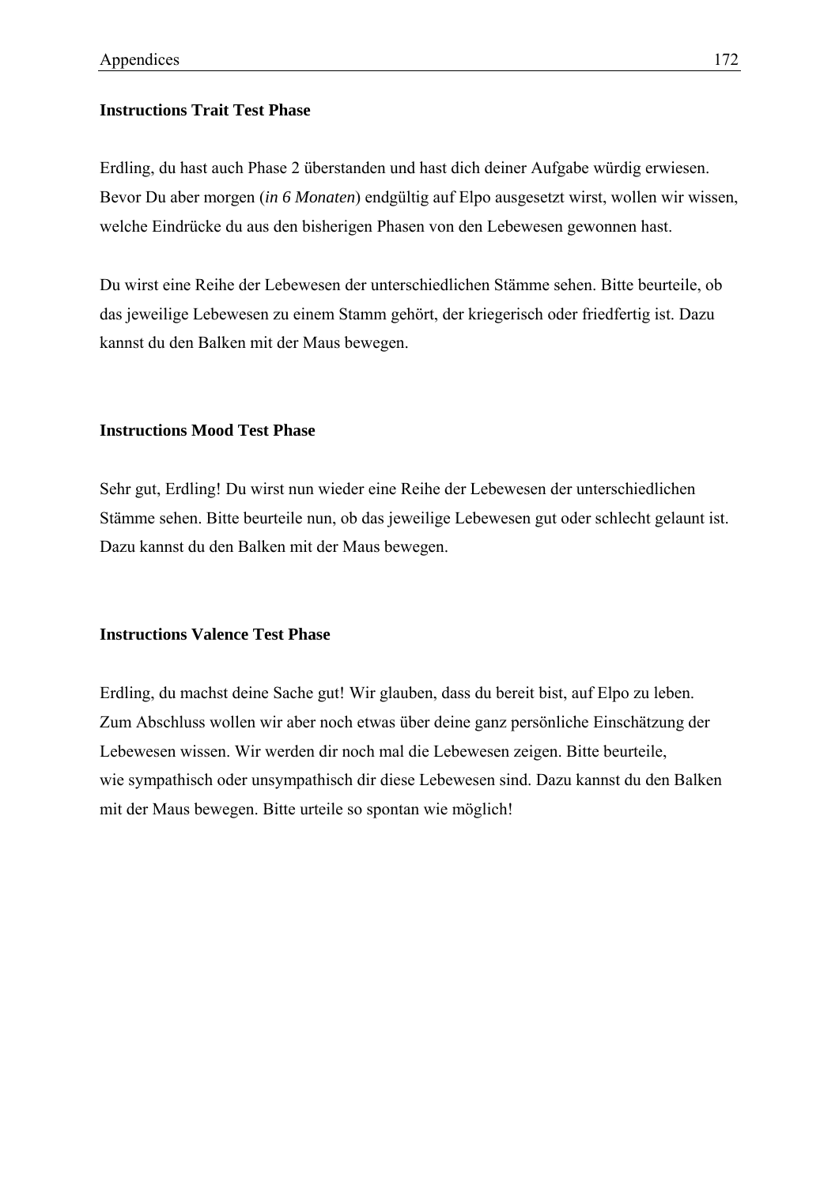**Instructions Trait Test Phase**

Erdling, du hast auch Phase 2 überstanden und hast dich deiner Aufgabe würdig erwiesen. Bevor Du aber morgen (*in 6 Monaten*) endgültig auf Elpo ausgesetzt wirst, wollen wir wissen, welche Eindrücke du aus den bisherigen Phasen von den Lebewesen gewonnen hast.

Du wirst eine Reihe der Lebewesen der unterschiedlichen Stämme sehen. Bitte beurteile, ob das jeweilige Lebewesen zu einem Stamm gehört, der kriegerisch oder friedfertig ist. Dazu kannst du den Balken mit der Maus bewegen.

**Instructions Mood Test Phase**

Sehr gut, Erdling! Du wirst nun wieder eine Reihe der Lebewesen der unterschiedlichen Stämme sehen. Bitte beurteile nun, ob das jeweilige Lebewesen gut oder schlecht gelaunt ist. Dazu kannst du den Balken mit der Maus bewegen.

**Instructions Valence Test Phase**

Erdling, du machst deine Sache gut! Wir glauben, dass du bereit bist, auf Elpo zu leben. Zum Abschluss wollen wir aber noch etwas über deine ganz persönliche Einschätzung der Lebewesen wissen. Wir werden dir noch mal die Lebewesen zeigen. Bitte beurteile, wie sympathisch oder unsympathisch dir diese Lebewesen sind. Dazu kannst du den Balken mit der Maus bewegen. Bitte urteile so spontan wie möglich!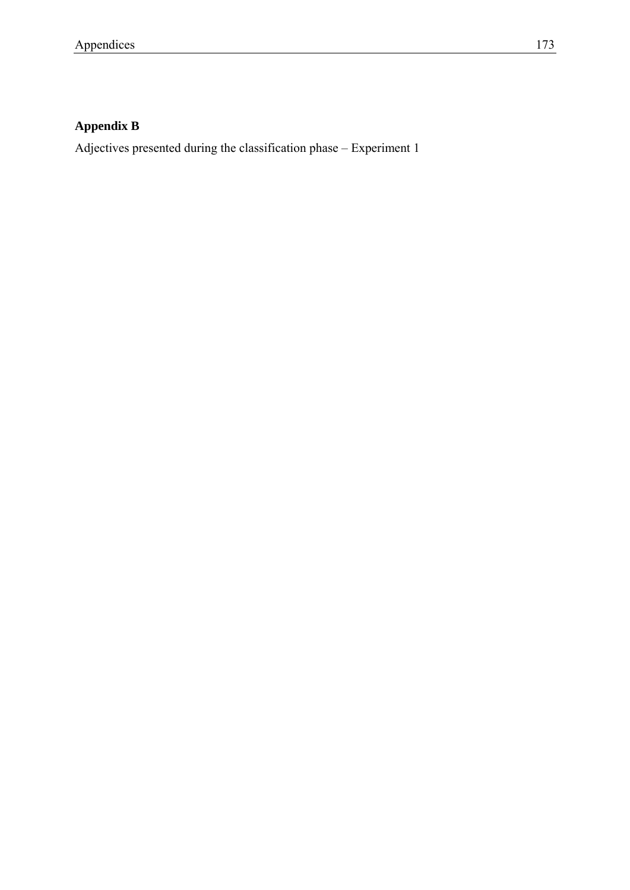## Appendix B

Adjectives presented during the classification phase – Experiment 1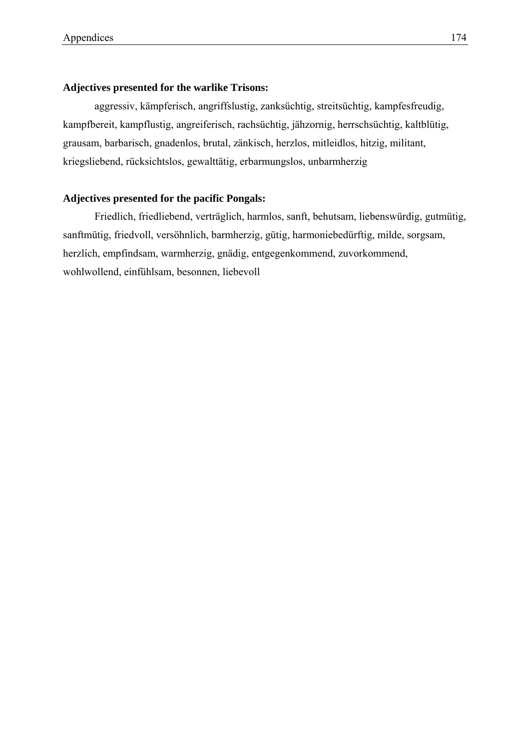**Adjectives presented for the warlike Trisons:**

aggressiv, kämpferisch, angriffslustig, zanksüchtig, streitsüchtig, kampfesfreudig, kampfbereit, kampflustig, angreiferisch, rachsüchtig, jähzornig, herrschsüchtig, kaltblütig, grausam, barbarisch, gnadenlos, brutal, zänkisch, herzlos, mitleidlos, hitzig, militant, kriegsliebend, rücksichtslos, gewalttätig, erbarmungslos, unbarmherzig

**Adjectives presented for the pacific Pongals:**

Friedlich, friedliebend, verträglich, harmlos, sanft, behutsam, liebenswürdig, gutmütig, sanftmütig, friedvoll, versöhnlich, barmherzig, gütig, harmoniebedürftig, milde, sorgsam, herzlich, empfindsam, warmherzig, gnädig, entgegenkommend, zuvorkommend, wohlwollend, einfühlsam, besonnen, liebevoll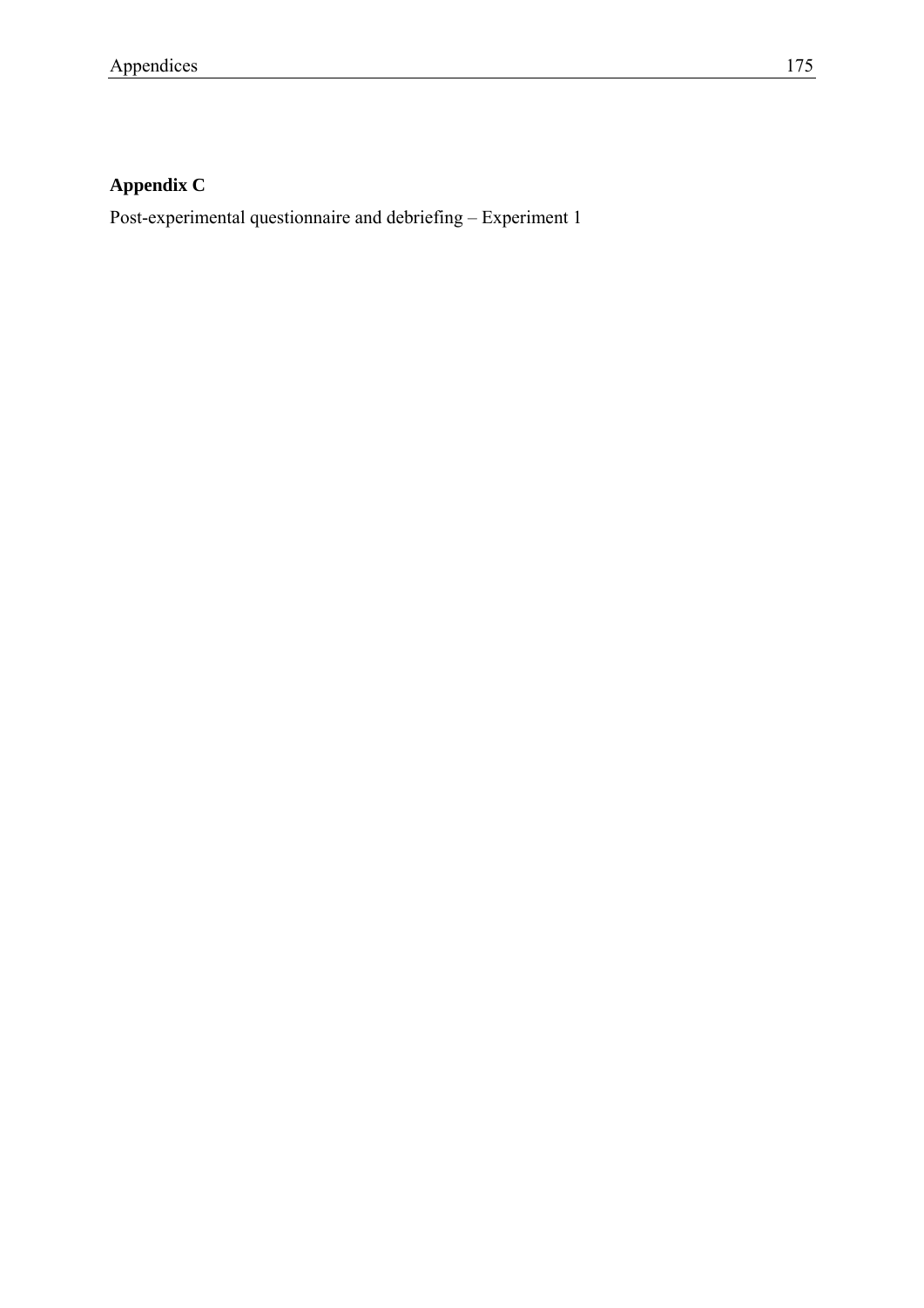## Appendix C

Post-experimental questionnaire and debriefing – Experiment 1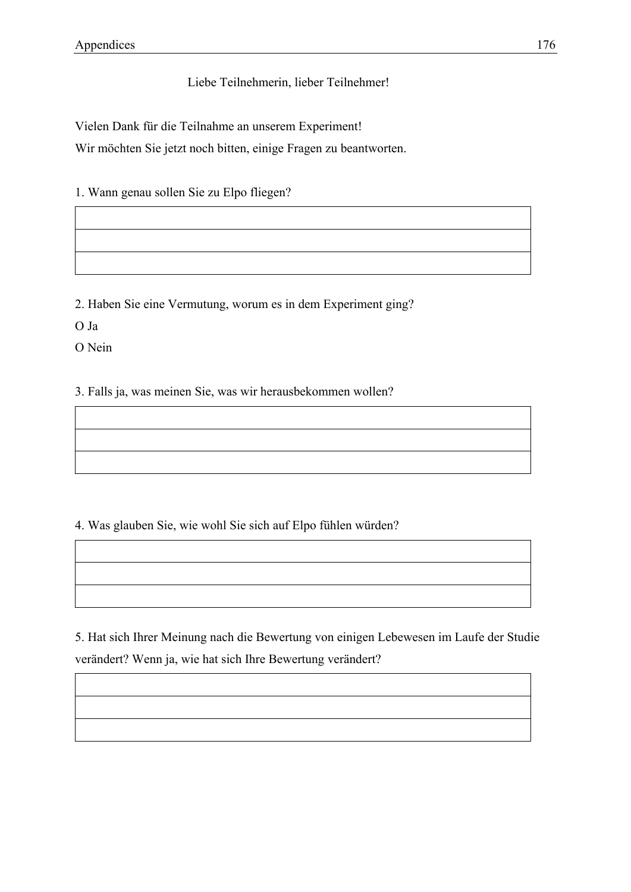Liebe Teilnehmerin, lieber Teilnehmer!

Vielen Dank für die Teilnahme an unserem Experiment!

Wir möchten Sie jetzt noch bitten, einige Fragen zu beantworten.

1. Wann genau sollen Sie zu Elpo fliegen?

| |
|---|
| |
| |

2. Haben Sie eine Vermutung, worum es in dem Experiment ging?

O Ja

O Nein

3. Falls ja, was meinen Sie, was wir herausbekommen wollen?

| |
|---|
| |
| |

4. Was glauben Sie, wie wohl Sie sich auf Elpo fühlen würden?

| |
|---|
| |
| |

5. Hat sich Ihrer Meinung nach die Bewertung von einigen Lebewesen im Laufe der Studie verändert? Wenn ja, wie hat sich Ihre Bewertung verändert?

| |
|---|
| |
| |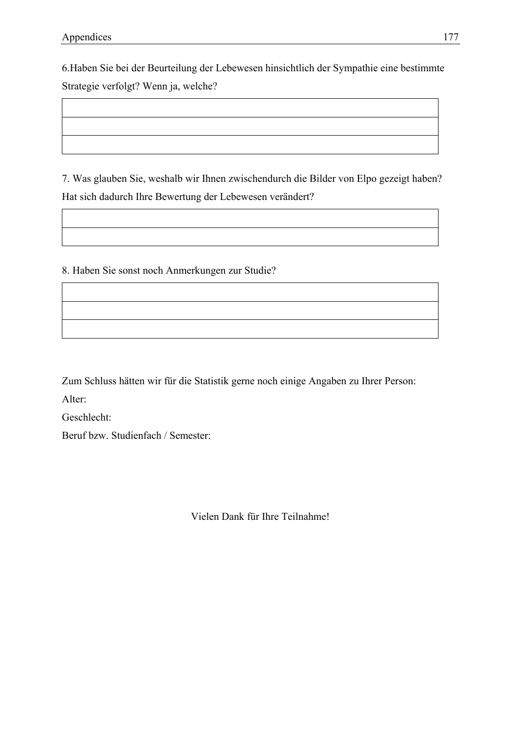6.Haben Sie bei der Beurteilung der Lebewesen hinsichtlich der Sympathie eine bestimmte Strategie verfolgt? Wenn ja, welche?

| |
|---|
| |
| |

7. Was glauben Sie, weshalb wir Ihnen zwischendurch die Bilder von Elpo gezeigt haben? Hat sich dadurch Ihre Bewertung der Lebewesen verändert?

| |
|---|
| |

8. Haben Sie sonst noch Anmerkungen zur Studie?

| |
|---|
| |
| |

Zum Schluss hätten wir für die Statistik gerne noch einige Angaben zu Ihrer Person:

Alter:

Geschlecht:

Beruf bzw. Studienfach / Semester:

Vielen Dank für Ihre Teilnahme!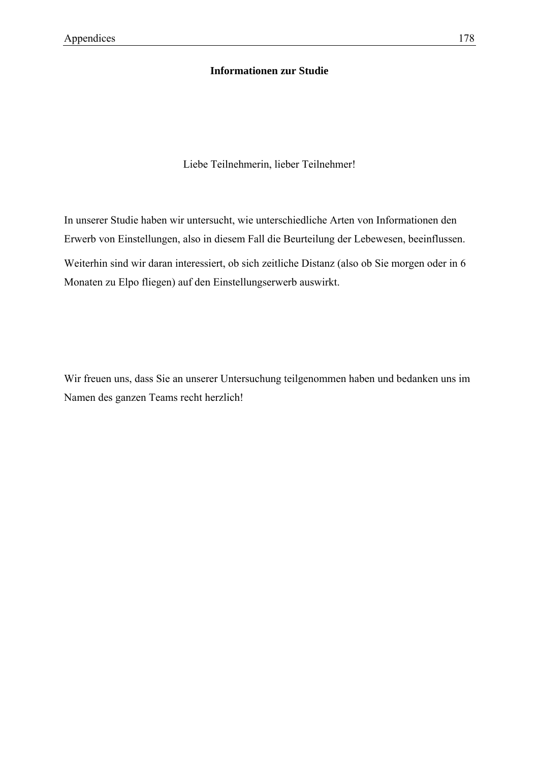**Informationen zur Studie**

Liebe Teilnehmerin, lieber Teilnehmer!

In unserer Studie haben wir untersucht, wie unterschiedliche Arten von Informationen den Erwerb von Einstellungen, also in diesem Fall die Beurteilung der Lebewesen, beeinflussen.

Weiterhin sind wir daran interessiert, ob sich zeitliche Distanz (also ob Sie morgen oder in 6 Monaten zu Elpo fliegen) auf den Einstellungserwerb auswirkt.

Wir freuen uns, dass Sie an unserer Untersuchung teilgenommen haben und bedanken uns im Namen des ganzen Teams recht herzlich!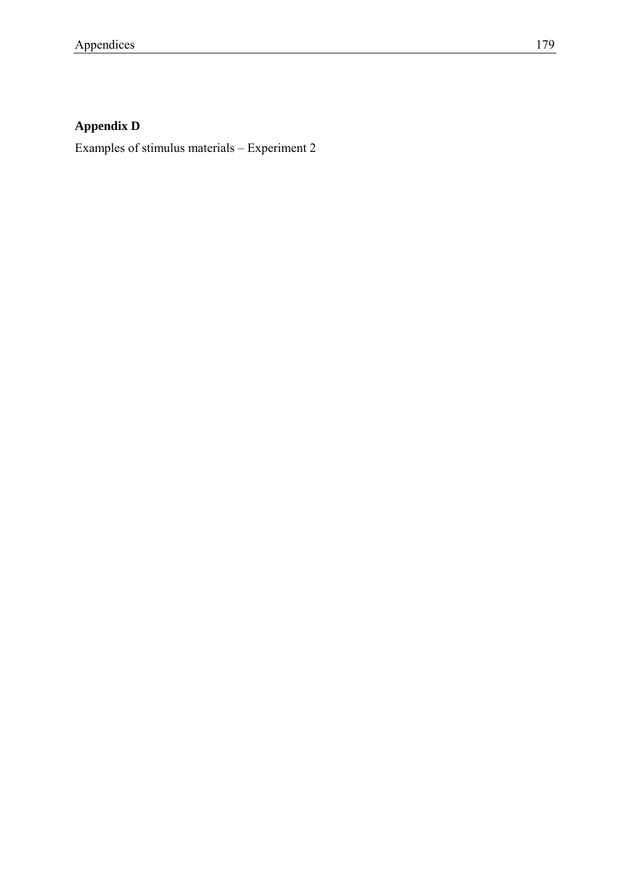## Appendix D

Examples of stimulus materials – Experiment 2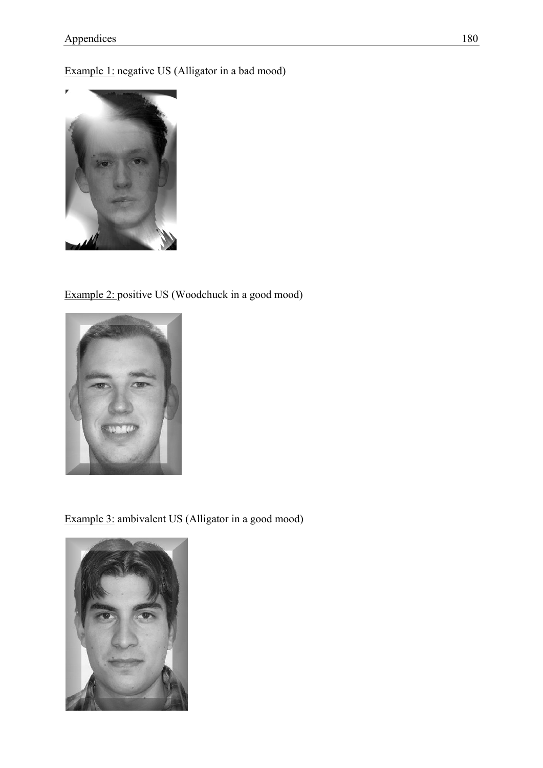Example 1: negative US (Alligator in a bad mood)

Example 2: positive US (Woodchuck in a good mood)

Example 3: ambivalent US (Alligator in a good mood)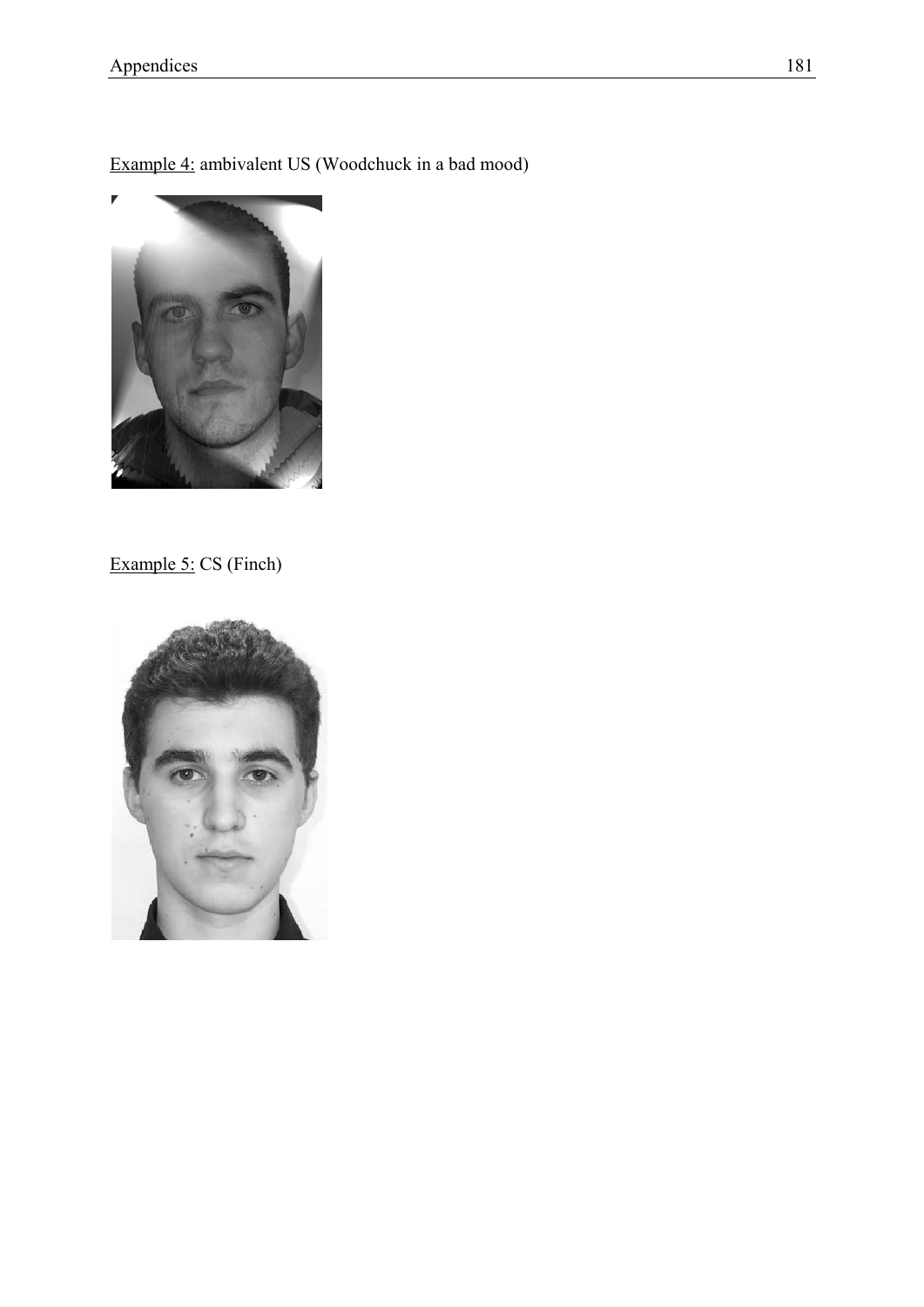Example 4: ambivalent US (Woodchuck in a bad mood)

Example 5: CS (Finch)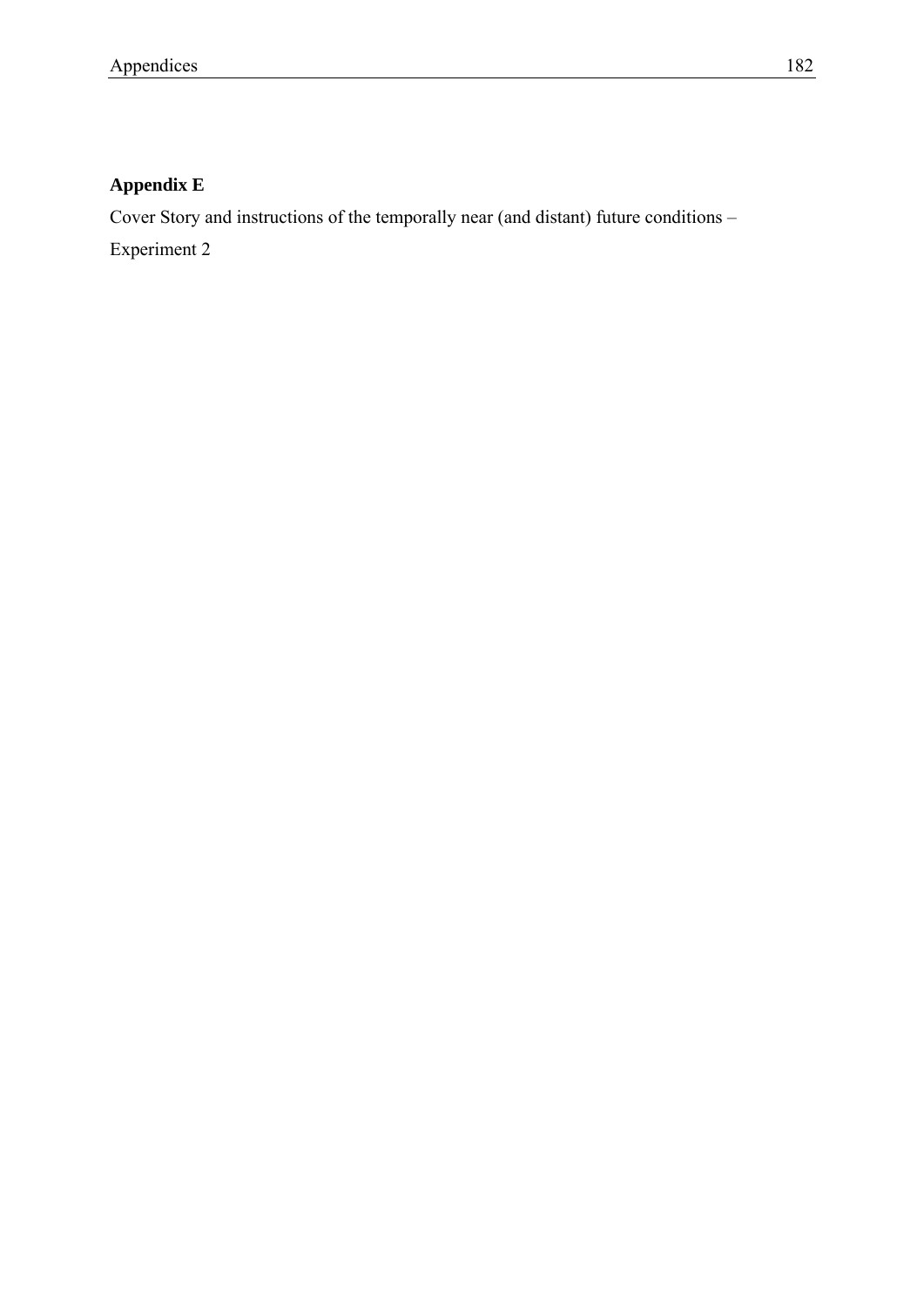## Appendix E

Cover Story and instructions of the temporally near (and distant) future conditions – Experiment 2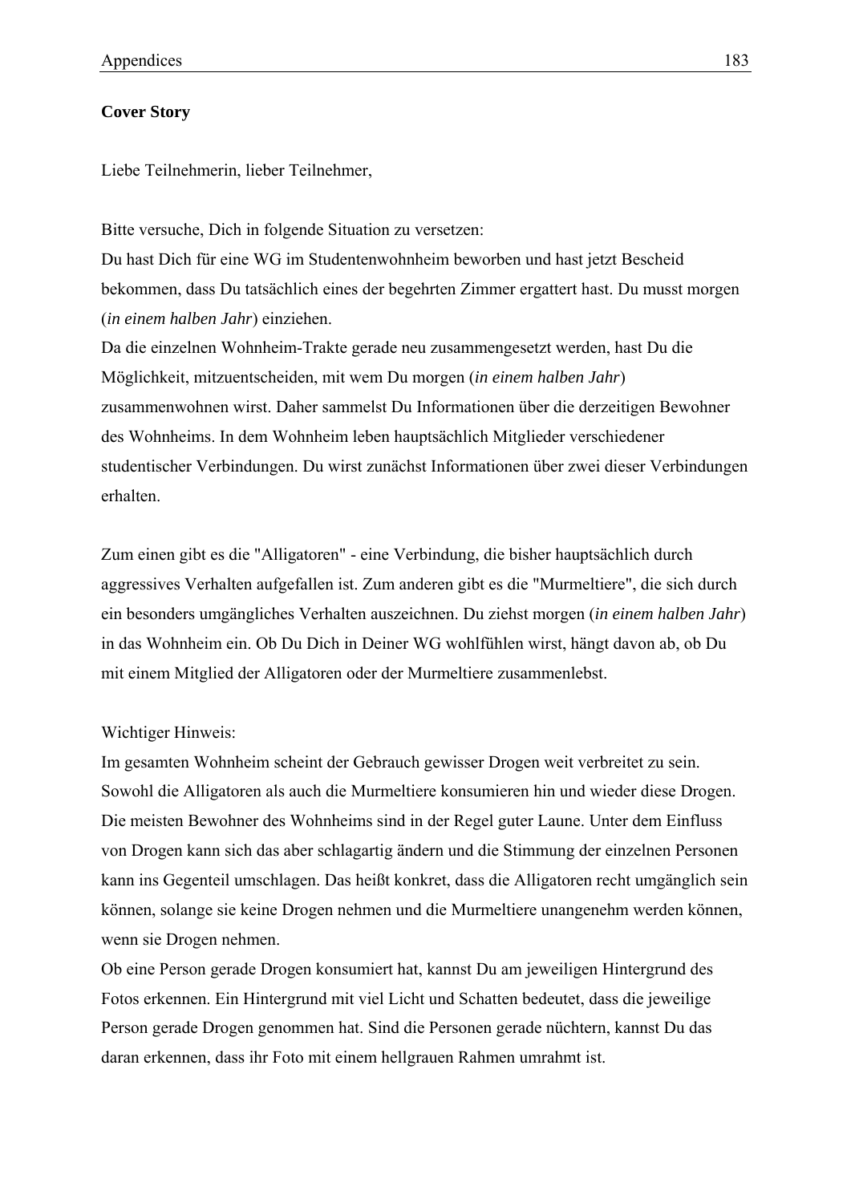**Cover Story**

Liebe Teilnehmerin, lieber Teilnehmer,

Bitte versuche, Dich in folgende Situation zu versetzen:
Du hast Dich für eine WG im Studentenwohnheim beworben und hast jetzt Bescheid bekommen, dass Du tatsächlich eines der begehrten Zimmer ergattert hast. Du musst morgen (*in einem halben Jahr*) einziehen.
Da die einzelnen Wohnheim-Trakte gerade neu zusammengesetzt werden, hast Du die Möglichkeit, mitzuentscheiden, mit wem Du morgen (*in einem halben Jahr*) zusammenwohnen wirst. Daher sammelst Du Informationen über die derzeitigen Bewohner des Wohnheims. In dem Wohnheim leben hauptsächlich Mitglieder verschiedener studentischer Verbindungen. Du wirst zunächst Informationen über zwei dieser Verbindungen erhalten.

Zum einen gibt es die "Alligatoren" - eine Verbindung, die bisher hauptsächlich durch aggressives Verhalten aufgefallen ist. Zum anderen gibt es die "Murmeltiere", die sich durch ein besonders umgängliches Verhalten auszeichnen. Du ziehst morgen (*in einem halben Jahr*) in das Wohnheim ein. Ob Du Dich in Deiner WG wohlfühlen wirst, hängt davon ab, ob Du mit einem Mitglied der Alligatoren oder der Murmeltiere zusammenlebst.

Wichtiger Hinweis:
Im gesamten Wohnheim scheint der Gebrauch gewisser Drogen weit verbreitet zu sein. Sowohl die Alligatoren als auch die Murmeltiere konsumieren hin und wieder diese Drogen. Die meisten Bewohner des Wohnheims sind in der Regel guter Laune. Unter dem Einfluss von Drogen kann sich das aber schlagartig ändern und die Stimmung der einzelnen Personen kann ins Gegenteil umschlagen. Das heißt konkret, dass die Alligatoren recht umgänglich sein können, solange sie keine Drogen nehmen und die Murmeltiere unangenehm werden können, wenn sie Drogen nehmen.
Ob eine Person gerade Drogen konsumiert hat, kannst Du am jeweiligen Hintergrund des Fotos erkennen. Ein Hintergrund mit viel Licht und Schatten bedeutet, dass die jeweilige Person gerade Drogen genommen hat. Sind die Personen gerade nüchtern, kannst Du das daran erkennen, dass ihr Foto mit einem hellgrauen Rahmen umrahmt ist.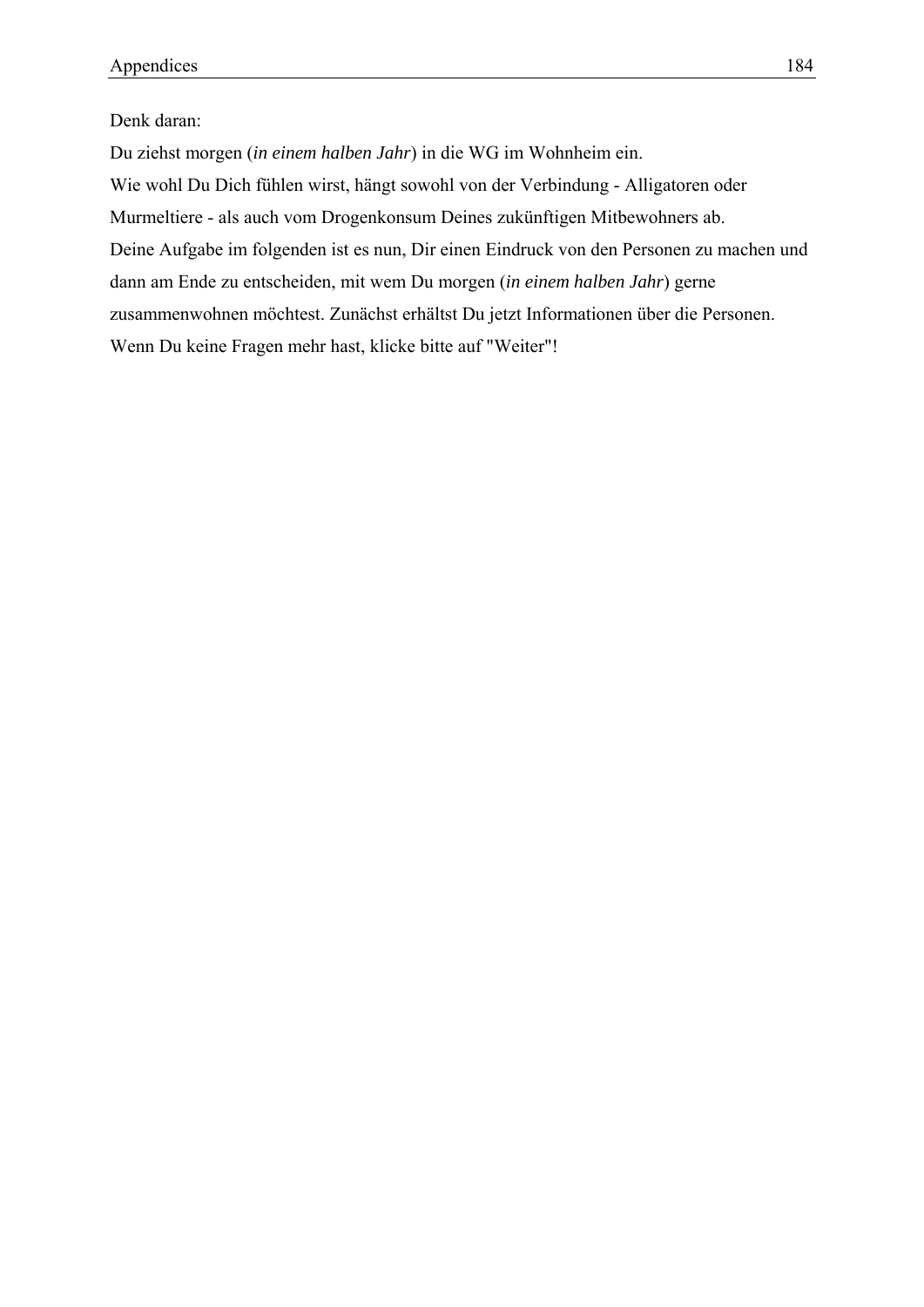Denk daran:

Du ziehst morgen (*in einem halben Jahr*) in die WG im Wohnheim ein.

Wie wohl Du Dich fühlen wirst, hängt sowohl von der Verbindung - Alligatoren oder Murmeltiere - als auch vom Drogenkonsum Deines zukünftigen Mitbewohners ab.

Deine Aufgabe im folgenden ist es nun, Dir einen Eindruck von den Personen zu machen und dann am Ende zu entscheiden, mit wem Du morgen (*in einem halben Jahr*) gerne zusammenwohnen möchtest. Zunächst erhältst Du jetzt Informationen über die Personen.

Wenn Du keine Fragen mehr hast, klicke bitte auf "Weiter"!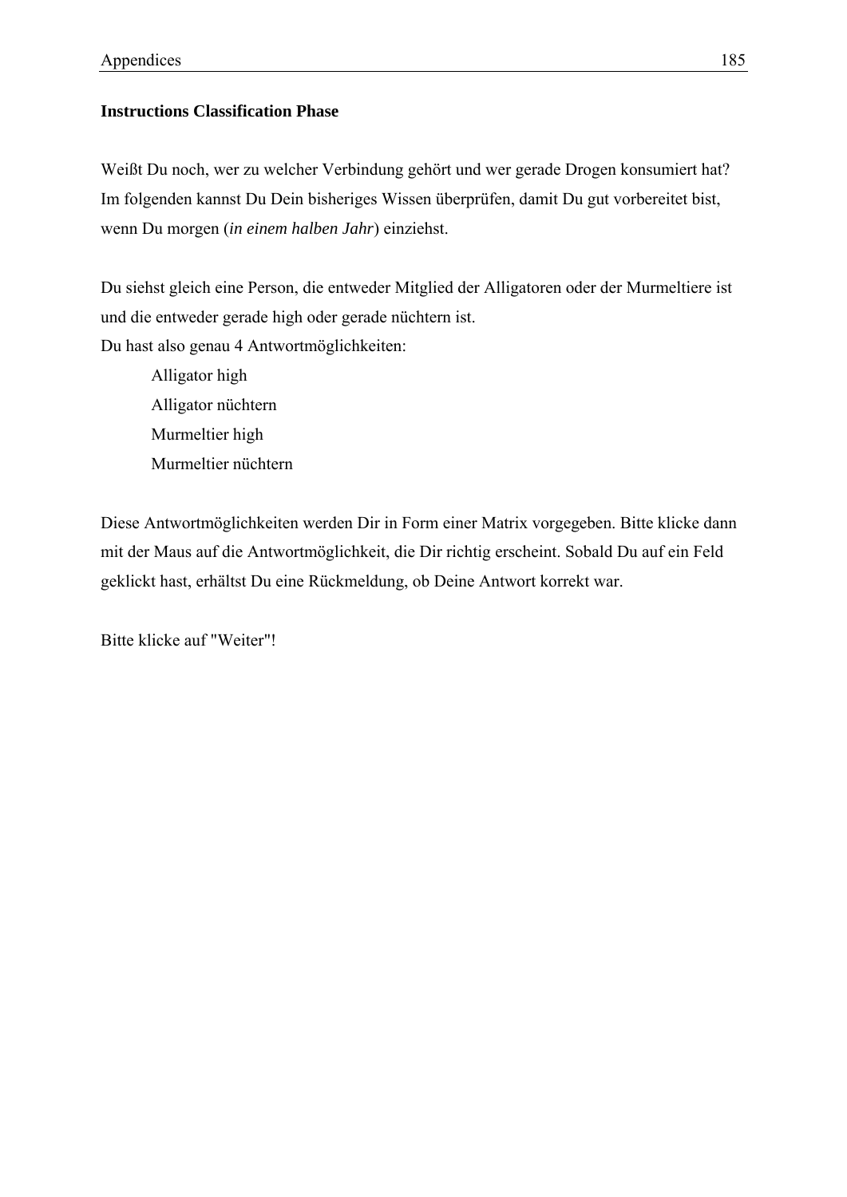**Instructions Classification Phase**

Weißt Du noch, wer zu welcher Verbindung gehört und wer gerade Drogen konsumiert hat? Im folgenden kannst Du Dein bisheriges Wissen überprüfen, damit Du gut vorbereitet bist, wenn Du morgen (*in einem halben Jahr*) einziehst.

Du siehst gleich eine Person, die entweder Mitglied der Alligatoren oder der Murmeltiere ist und die entweder gerade high oder gerade nüchtern ist.
Du hast also genau 4 Antwortmöglichkeiten:

Alligator high
Alligator nüchtern
Murmeltier high
Murmeltier nüchtern

Diese Antwortmöglichkeiten werden Dir in Form einer Matrix vorgegeben. Bitte klicke dann mit der Maus auf die Antwortmöglichkeit, die Dir richtig erscheint. Sobald Du auf ein Feld geklickt hast, erhältst Du eine Rückmeldung, ob Deine Antwort korrekt war.

Bitte klicke auf "Weiter"!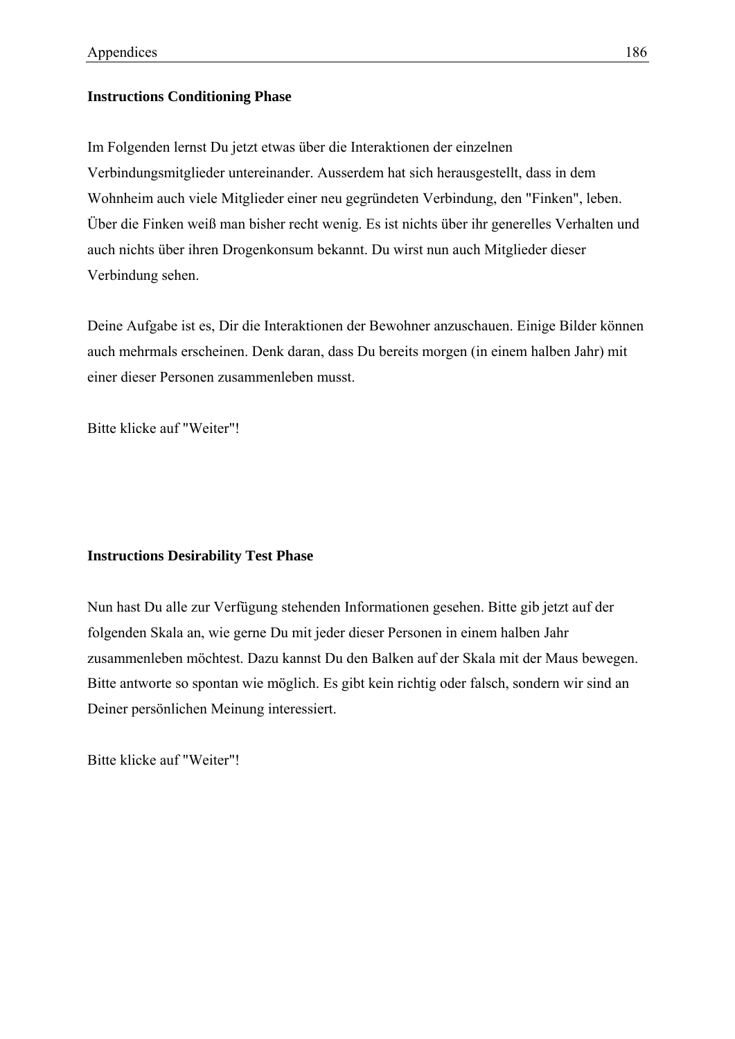**Instructions Conditioning Phase**

Im Folgenden lernst Du jetzt etwas über die Interaktionen der einzelnen Verbindungsmitglieder untereinander. Ausserdem hat sich herausgestellt, dass in dem Wohnheim auch viele Mitglieder einer neu gegründeten Verbindung, den "Finken", leben. Über die Finken weiß man bisher recht wenig. Es ist nichts über ihr generelles Verhalten und auch nichts über ihren Drogenkonsum bekannt. Du wirst nun auch Mitglieder dieser Verbindung sehen.

Deine Aufgabe ist es, Dir die Interaktionen der Bewohner anzuschauen. Einige Bilder können auch mehrmals erscheinen. Denk daran, dass Du bereits morgen (in einem halben Jahr) mit einer dieser Personen zusammenleben musst.

Bitte klicke auf "Weiter"!

**Instructions Desirability Test Phase**

Nun hast Du alle zur Verfügung stehenden Informationen gesehen. Bitte gib jetzt auf der folgenden Skala an, wie gerne Du mit jeder dieser Personen in einem halben Jahr zusammenleben möchtest. Dazu kannst Du den Balken auf der Skala mit der Maus bewegen. Bitte antworte so spontan wie möglich. Es gibt kein richtig oder falsch, sondern wir sind an Deiner persönlichen Meinung interessiert.

Bitte klicke auf "Weiter"!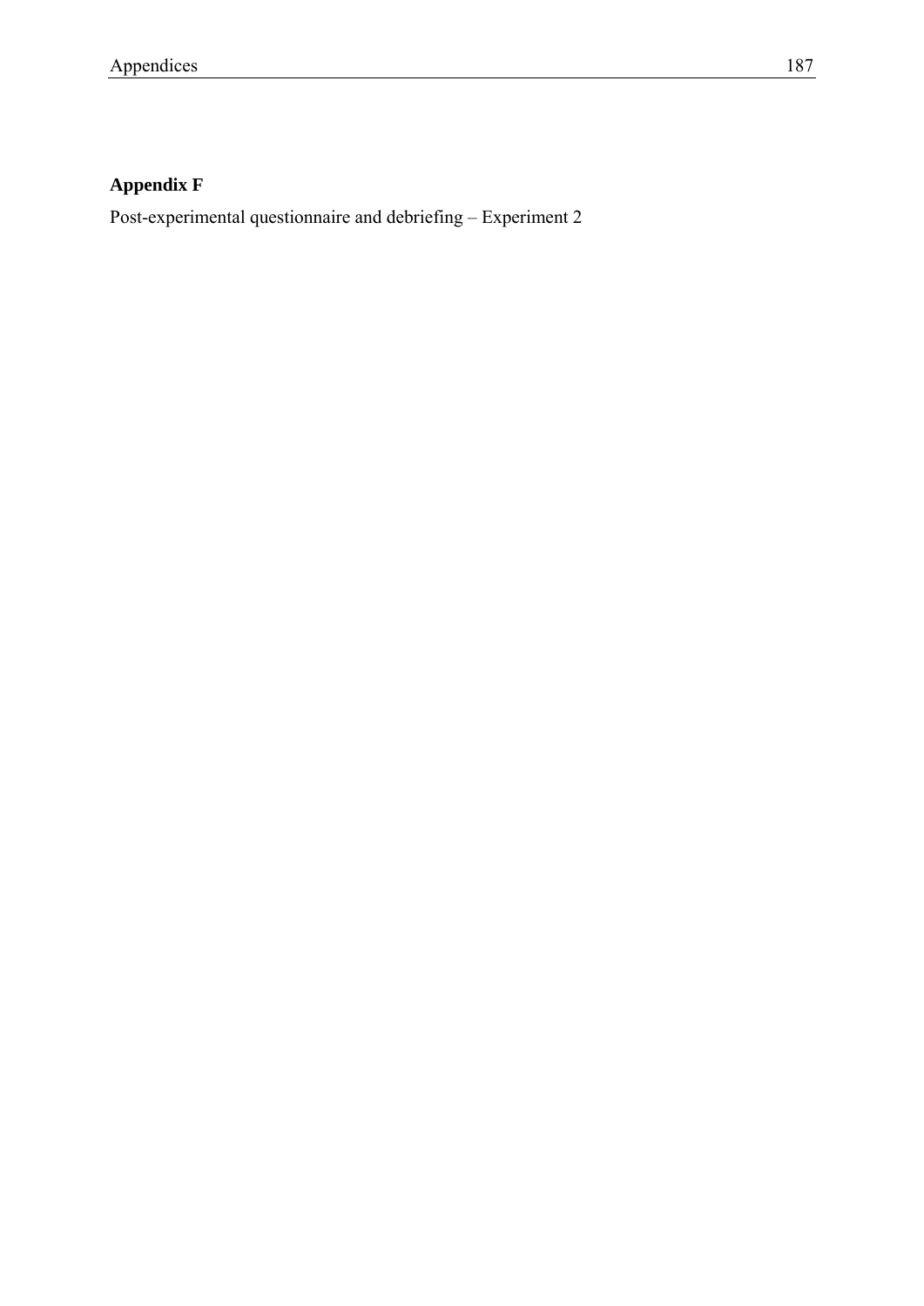## Appendix F

Post-experimental questionnaire and debriefing – Experiment 2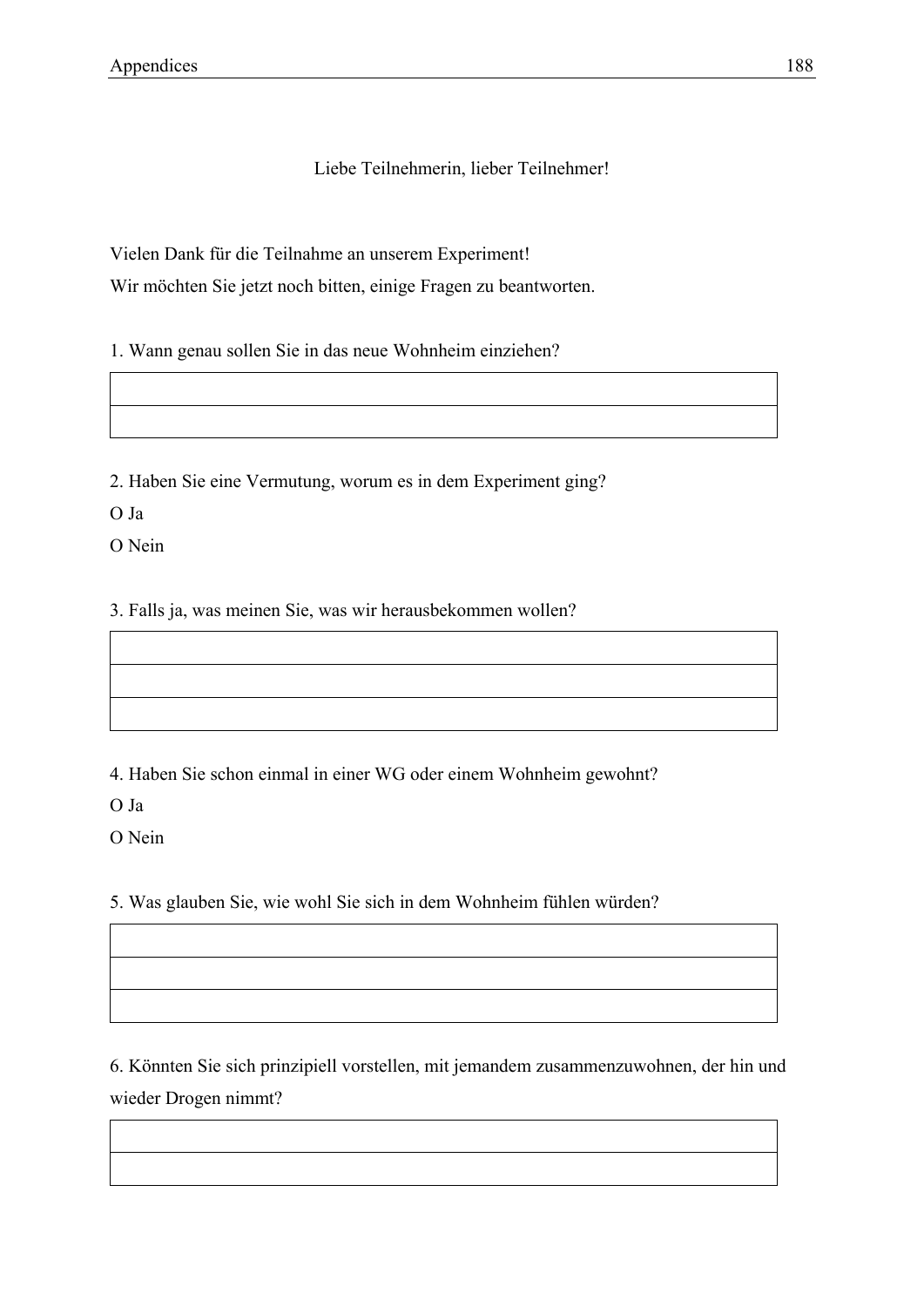Liebe Teilnehmerin, lieber Teilnehmer!

Vielen Dank für die Teilnahme an unserem Experiment!

Wir möchten Sie jetzt noch bitten, einige Fragen zu beantworten.

1. Wann genau sollen Sie in das neue Wohnheim einziehen?

| |
|---|
| |

2. Haben Sie eine Vermutung, worum es in dem Experiment ging?

O Ja

O Nein

3. Falls ja, was meinen Sie, was wir herausbekommen wollen?

| |
|---|
| |
| |

4. Haben Sie schon einmal in einer WG oder einem Wohnheim gewohnt?

O Ja

O Nein

5. Was glauben Sie, wie wohl Sie sich in dem Wohnheim fühlen würden?

| |
|---|
| |
| |

6. Könnten Sie sich prinzipiell vorstellen, mit jemandem zusammenzuwohnen, der hin und wieder Drogen nimmt?

| |
|---|
| |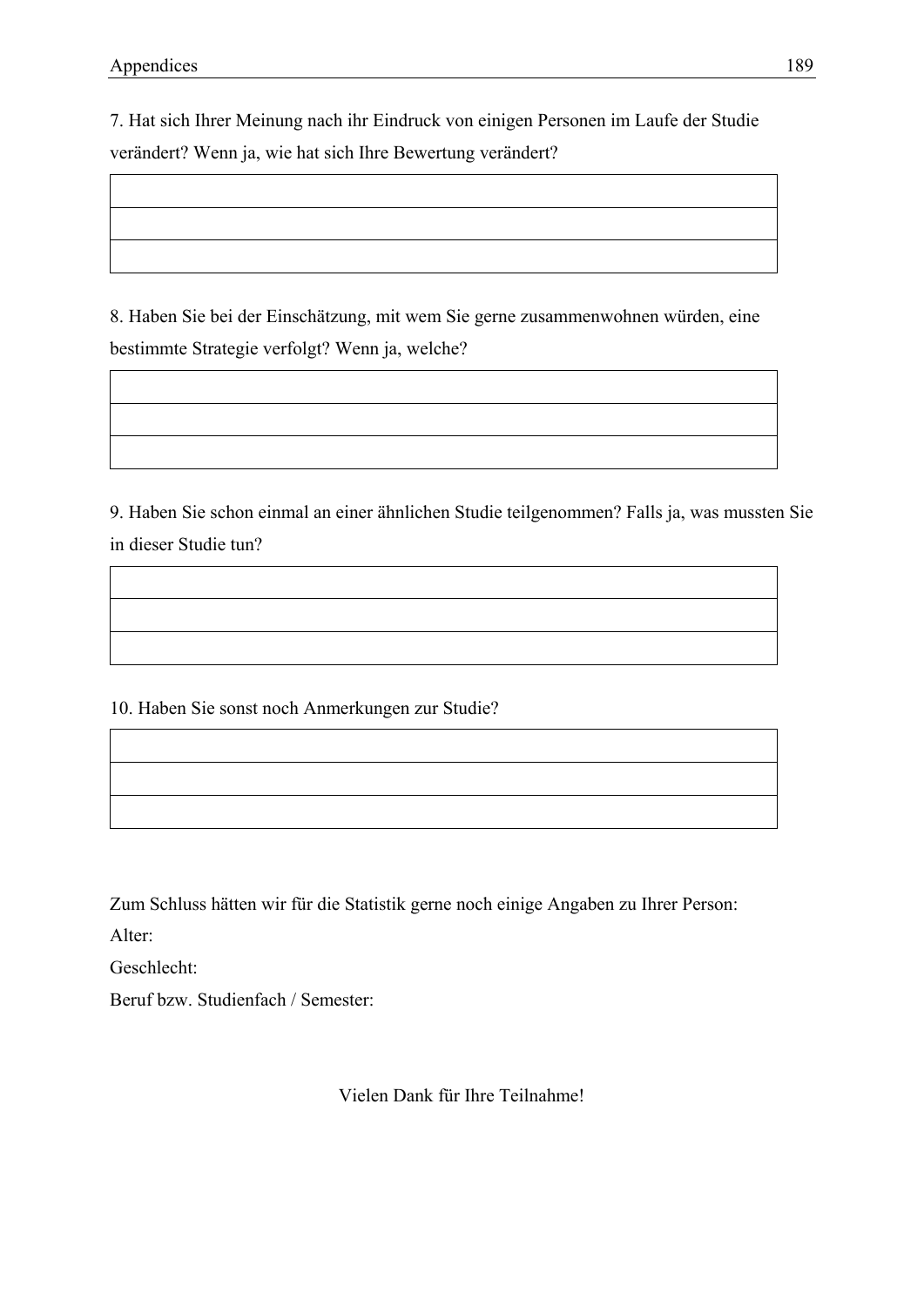7. Hat sich Ihrer Meinung nach ihr Eindruck von einigen Personen im Laufe der Studie verändert? Wenn ja, wie hat sich Ihre Bewertung verändert?

| |
|---|
| |
| |

8. Haben Sie bei der Einschätzung, mit wem Sie gerne zusammenwohnen würden, eine bestimmte Strategie verfolgt? Wenn ja, welche?

| |
|---|
| |
| |

9. Haben Sie schon einmal an einer ähnlichen Studie teilgenommen? Falls ja, was mussten Sie in dieser Studie tun?

| |
|---|
| |
| |

10. Haben Sie sonst noch Anmerkungen zur Studie?

| |
|---|
| |
| |

Zum Schluss hätten wir für die Statistik gerne noch einige Angaben zu Ihrer Person:

Alter:

Geschlecht:

Beruf bzw. Studienfach / Semester:

Vielen Dank für Ihre Teilnahme!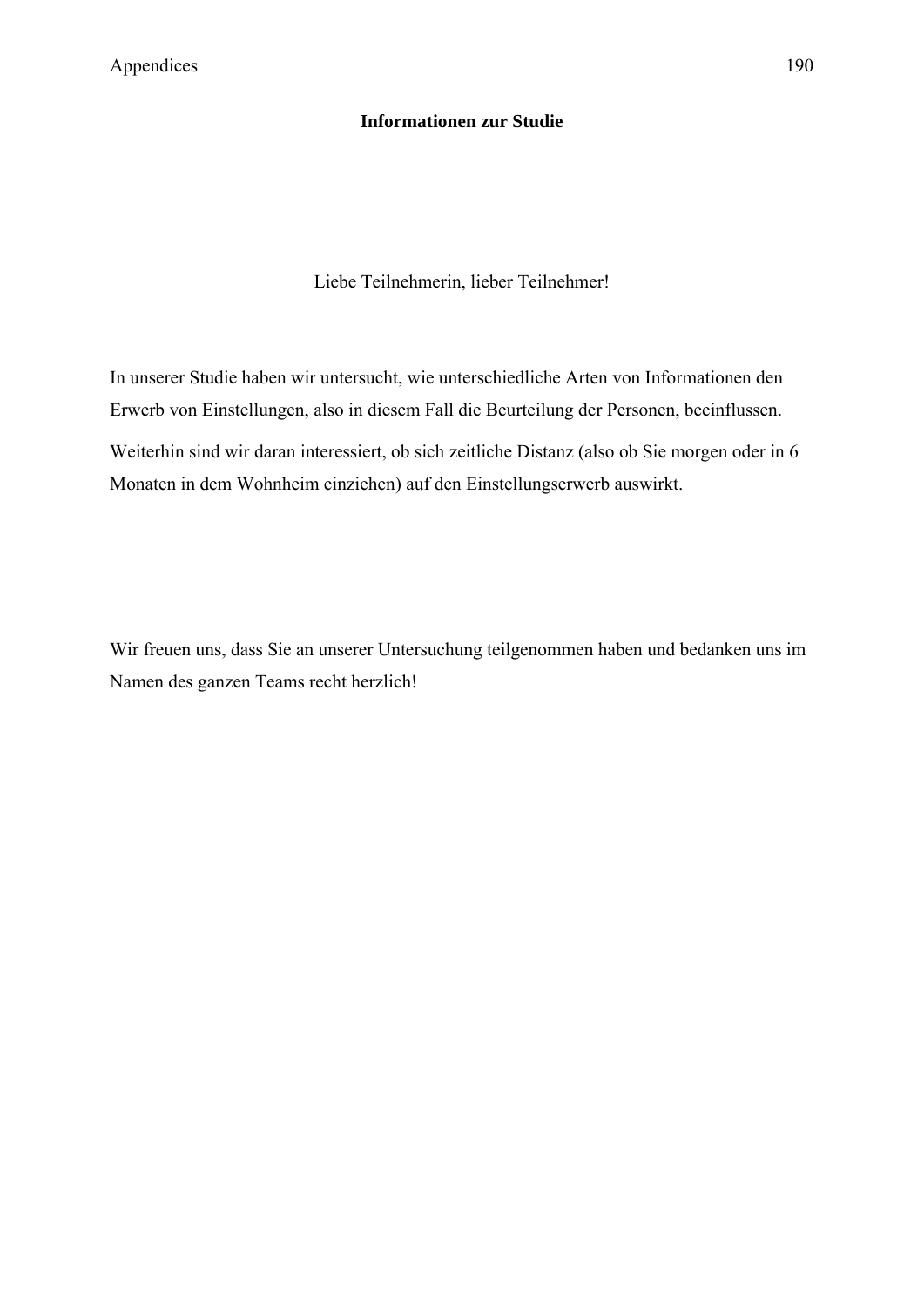**Informationen zur Studie**

Liebe Teilnehmerin, lieber Teilnehmer!

In unserer Studie haben wir untersucht, wie unterschiedliche Arten von Informationen den Erwerb von Einstellungen, also in diesem Fall die Beurteilung der Personen, beeinflussen.

Weiterhin sind wir daran interessiert, ob sich zeitliche Distanz (also ob Sie morgen oder in 6 Monaten in dem Wohnheim einziehen) auf den Einstellungserwerb auswirkt.

Wir freuen uns, dass Sie an unserer Untersuchung teilgenommen haben und bedanken uns im Namen des ganzen Teams recht herzlich!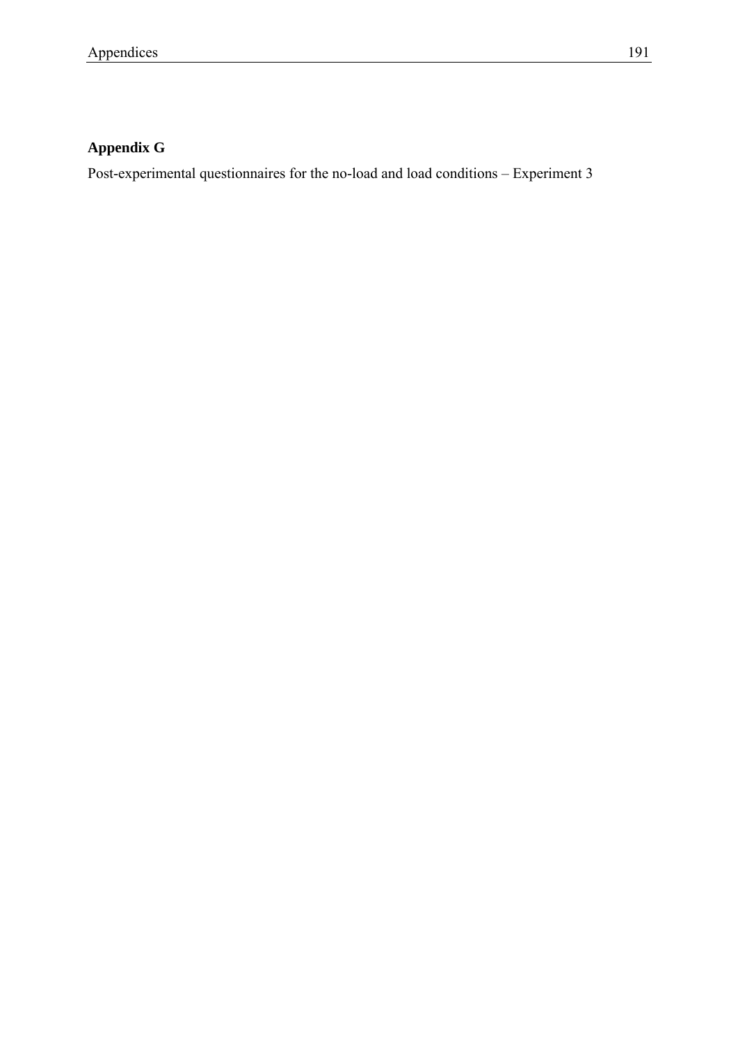## Appendix G

Post-experimental questionnaires for the no-load and load conditions – Experiment 3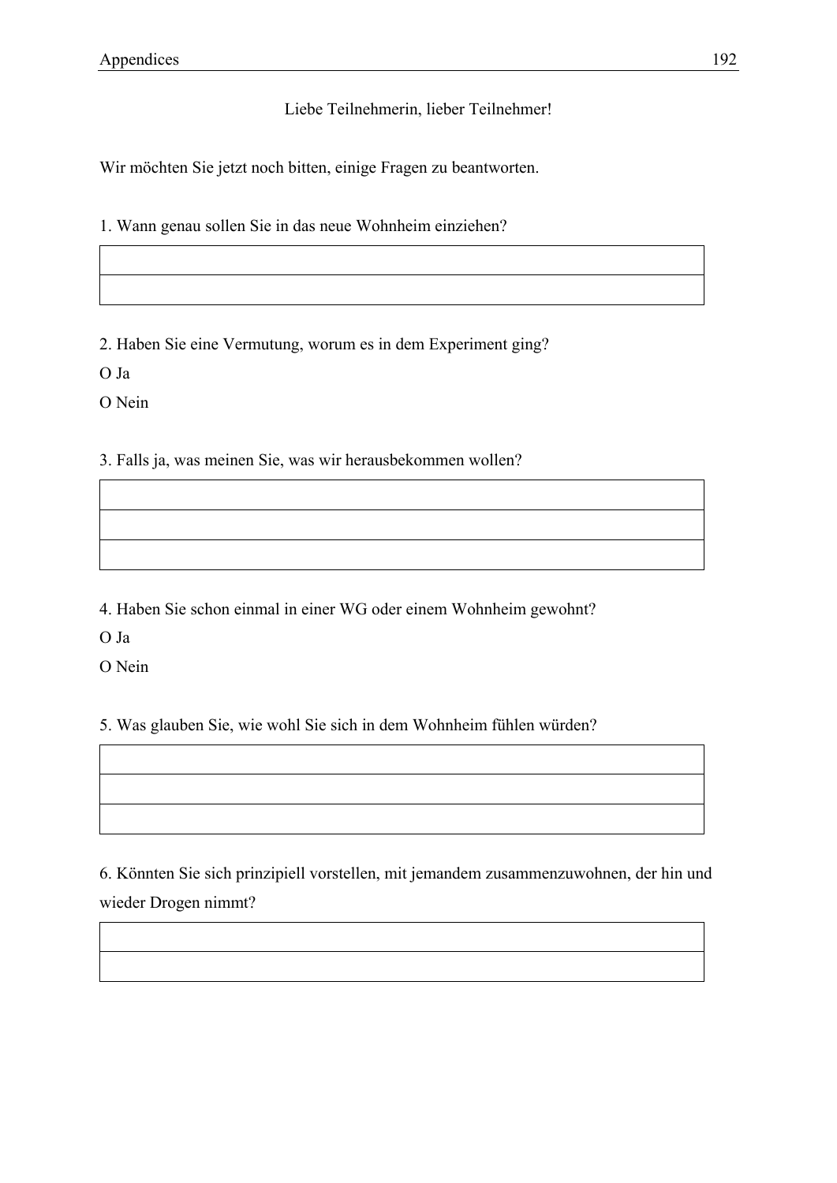Liebe Teilnehmerin, lieber Teilnehmer!

Wir möchten Sie jetzt noch bitten, einige Fragen zu beantworten.

1. Wann genau sollen Sie in das neue Wohnheim einziehen?

| |
|---|
| |

2. Haben Sie eine Vermutung, worum es in dem Experiment ging?

O Ja

O Nein

3. Falls ja, was meinen Sie, was wir herausbekommen wollen?

| |
|---|
| |
| |

4. Haben Sie schon einmal in einer WG oder einem Wohnheim gewohnt?

O Ja

O Nein

5. Was glauben Sie, wie wohl Sie sich in dem Wohnheim fühlen würden?

| |
|---|
| |
| |

6. Könnten Sie sich prinzipiell vorstellen, mit jemandem zusammenzuwohnen, der hin und wieder Drogen nimmt?

| |
|---|
| |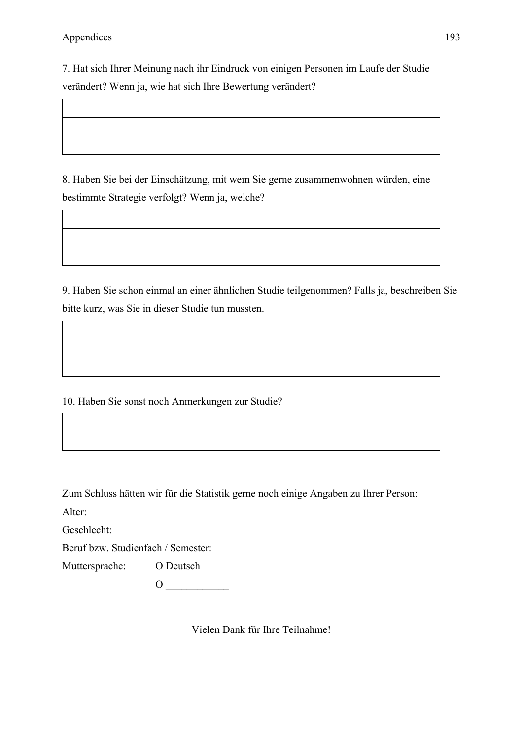7. Hat sich Ihrer Meinung nach ihr Eindruck von einigen Personen im Laufe der Studie verändert? Wenn ja, wie hat sich Ihre Bewertung verändert?

| |
|---|
| |
| |

8. Haben Sie bei der Einschätzung, mit wem Sie gerne zusammenwohnen würden, eine bestimmte Strategie verfolgt? Wenn ja, welche?

| |
|---|
| |
| |

9. Haben Sie schon einmal an einer ähnlichen Studie teilgenommen? Falls ja, beschreiben Sie bitte kurz, was Sie in dieser Studie tun mussten.

| |
|---|
| |
| |

10. Haben Sie sonst noch Anmerkungen zur Studie?

| |
|---|
| |

Zum Schluss hätten wir für die Statistik gerne noch einige Angaben zu Ihrer Person:

Alter:

Geschlecht:

Beruf bzw. Studienfach / Semester:

Muttersprache: O Deutsch

O ____________

Vielen Dank für Ihre Teilnahme!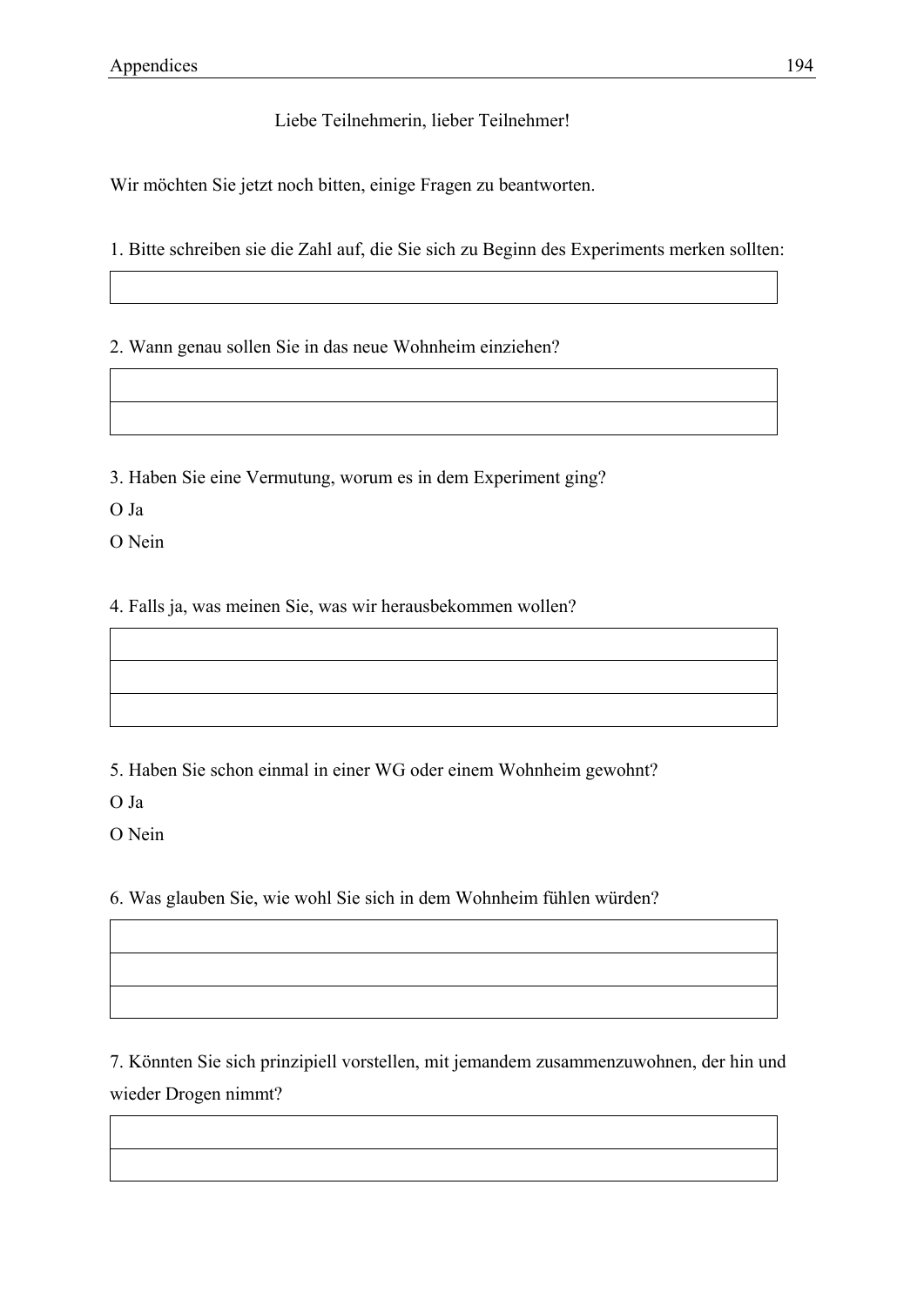Liebe Teilnehmerin, lieber Teilnehmer!

Wir möchten Sie jetzt noch bitten, einige Fragen zu beantworten.

1. Bitte schreiben sie die Zahl auf, die Sie sich zu Beginn des Experiments merken sollten:

| |
|---|

2. Wann genau sollen Sie in das neue Wohnheim einziehen?

| |
|---|
| |

3. Haben Sie eine Vermutung, worum es in dem Experiment ging?

O Ja

O Nein

4. Falls ja, was meinen Sie, was wir herausbekommen wollen?

| |
|---|
| |
| |

5. Haben Sie schon einmal in einer WG oder einem Wohnheim gewohnt?

O Ja

O Nein

6. Was glauben Sie, wie wohl Sie sich in dem Wohnheim fühlen würden?

| |
|---|
| |
| |

7. Könnten Sie sich prinzipiell vorstellen, mit jemandem zusammenzuwohnen, der hin und wieder Drogen nimmt?

| |
|---|
| |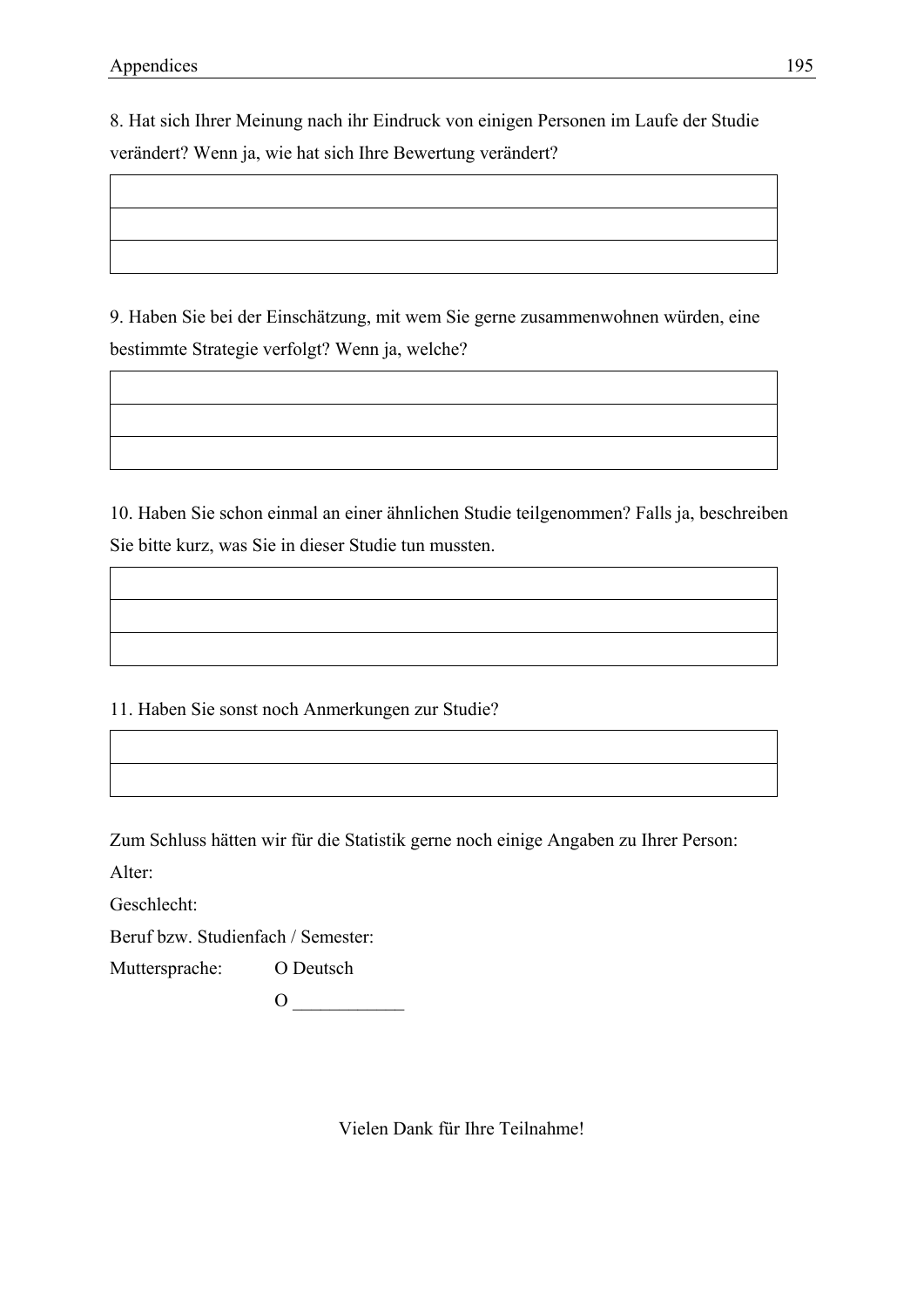8. Hat sich Ihrer Meinung nach ihr Eindruck von einigen Personen im Laufe der Studie verändert? Wenn ja, wie hat sich Ihre Bewertung verändert?

| |
|---|
| |
| |

9. Haben Sie bei der Einschätzung, mit wem Sie gerne zusammenwohnen würden, eine bestimmte Strategie verfolgt? Wenn ja, welche?

| |
|---|
| |
| |

10. Haben Sie schon einmal an einer ähnlichen Studie teilgenommen? Falls ja, beschreiben Sie bitte kurz, was Sie in dieser Studie tun mussten.

| |
|---|
| |
| |

11. Haben Sie sonst noch Anmerkungen zur Studie?

| |
|---|
| |

Zum Schluss hätten wir für die Statistik gerne noch einige Angaben zu Ihrer Person:

Alter:

Geschlecht:

Beruf bzw. Studienfach / Semester:

Muttersprache: O Deutsch

O ____________

Vielen Dank für Ihre Teilnahme!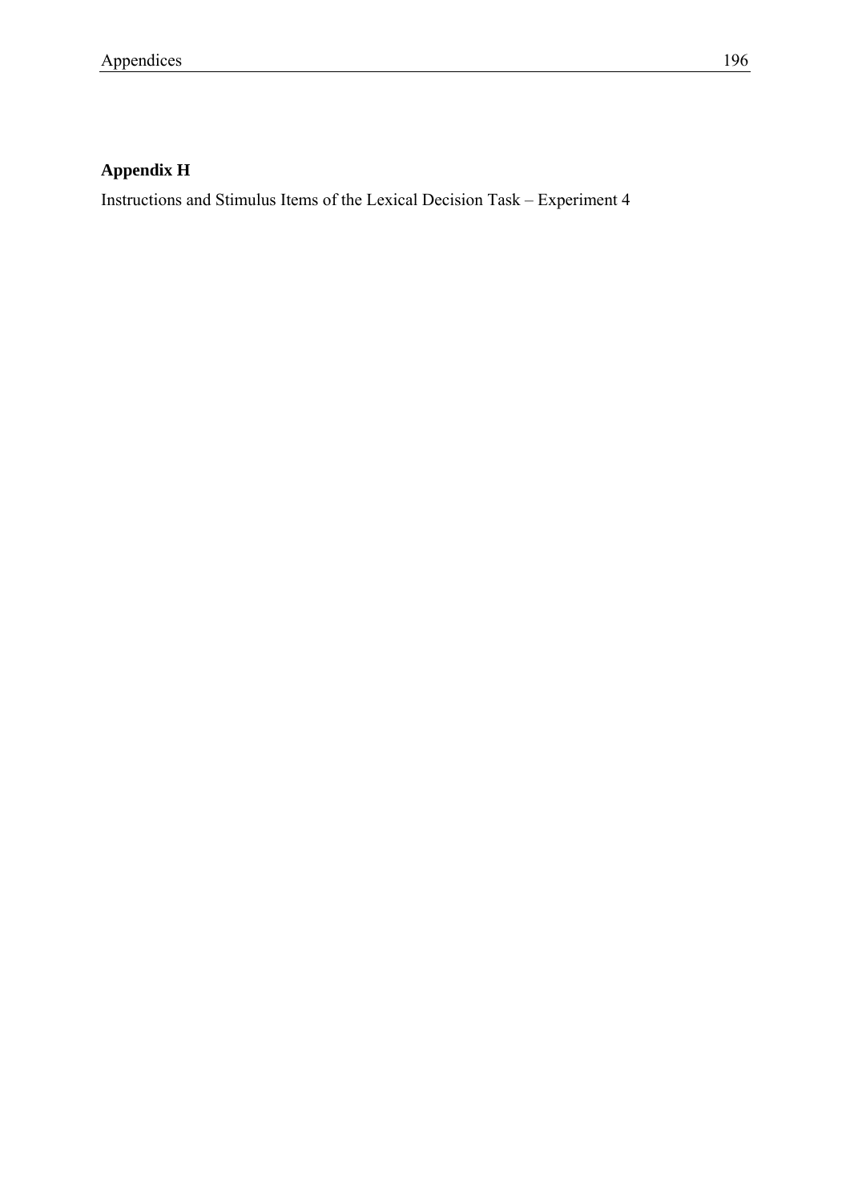## Appendix H

Instructions and Stimulus Items of the Lexical Decision Task – Experiment 4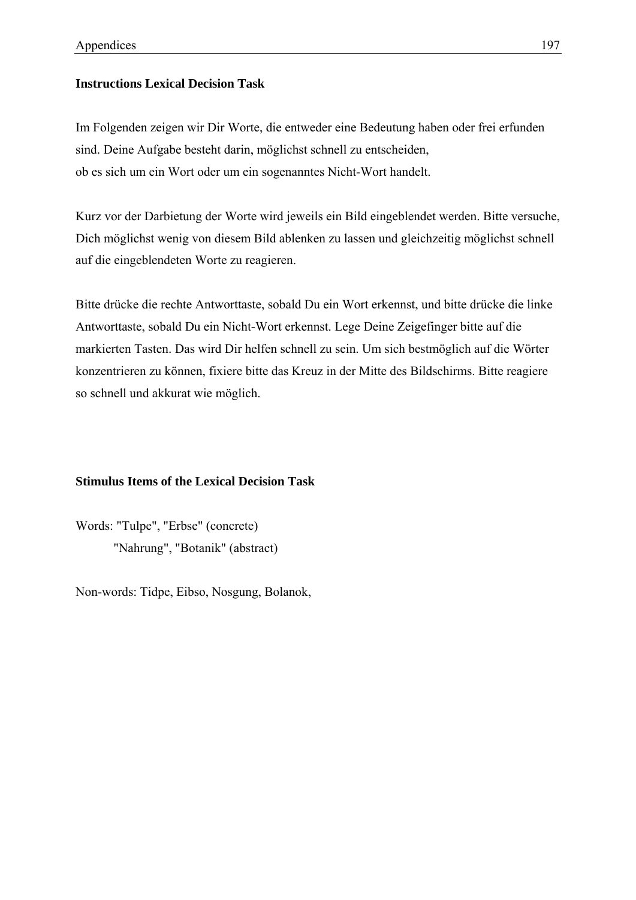**Instructions Lexical Decision Task**

Im Folgenden zeigen wir Dir Worte, die entweder eine Bedeutung haben oder frei erfunden sind. Deine Aufgabe besteht darin, möglichst schnell zu entscheiden,
ob es sich um ein Wort oder um ein sogenanntes Nicht-Wort handelt.

Kurz vor der Darbietung der Worte wird jeweils ein Bild eingeblendet werden. Bitte versuche, Dich möglichst wenig von diesem Bild ablenken zu lassen und gleichzeitig möglichst schnell auf die eingeblendeten Worte zu reagieren.

Bitte drücke die rechte Antworttaste, sobald Du ein Wort erkennst, und bitte drücke die linke Antworttaste, sobald Du ein Nicht-Wort erkennst. Lege Deine Zeigefinger bitte auf die markierten Tasten. Das wird Dir helfen schnell zu sein. Um sich bestmöglich auf die Wörter konzentrieren zu können, fixiere bitte das Kreuz in der Mitte des Bildschirms. Bitte reagiere so schnell und akkurat wie möglich.

**Stimulus Items of the Lexical Decision Task**

Words: "Tulpe", "Erbse" (concrete)
"Nahrung", "Botanik" (abstract)

Non-words: Tidpe, Eibso, Nosgung, Bolanok,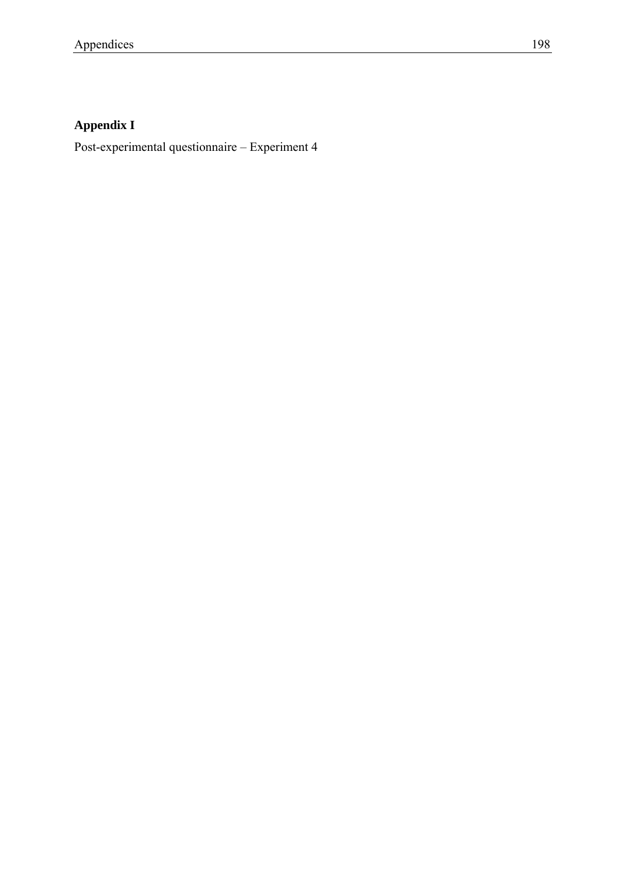## Appendix I

Post-experimental questionnaire – Experiment 4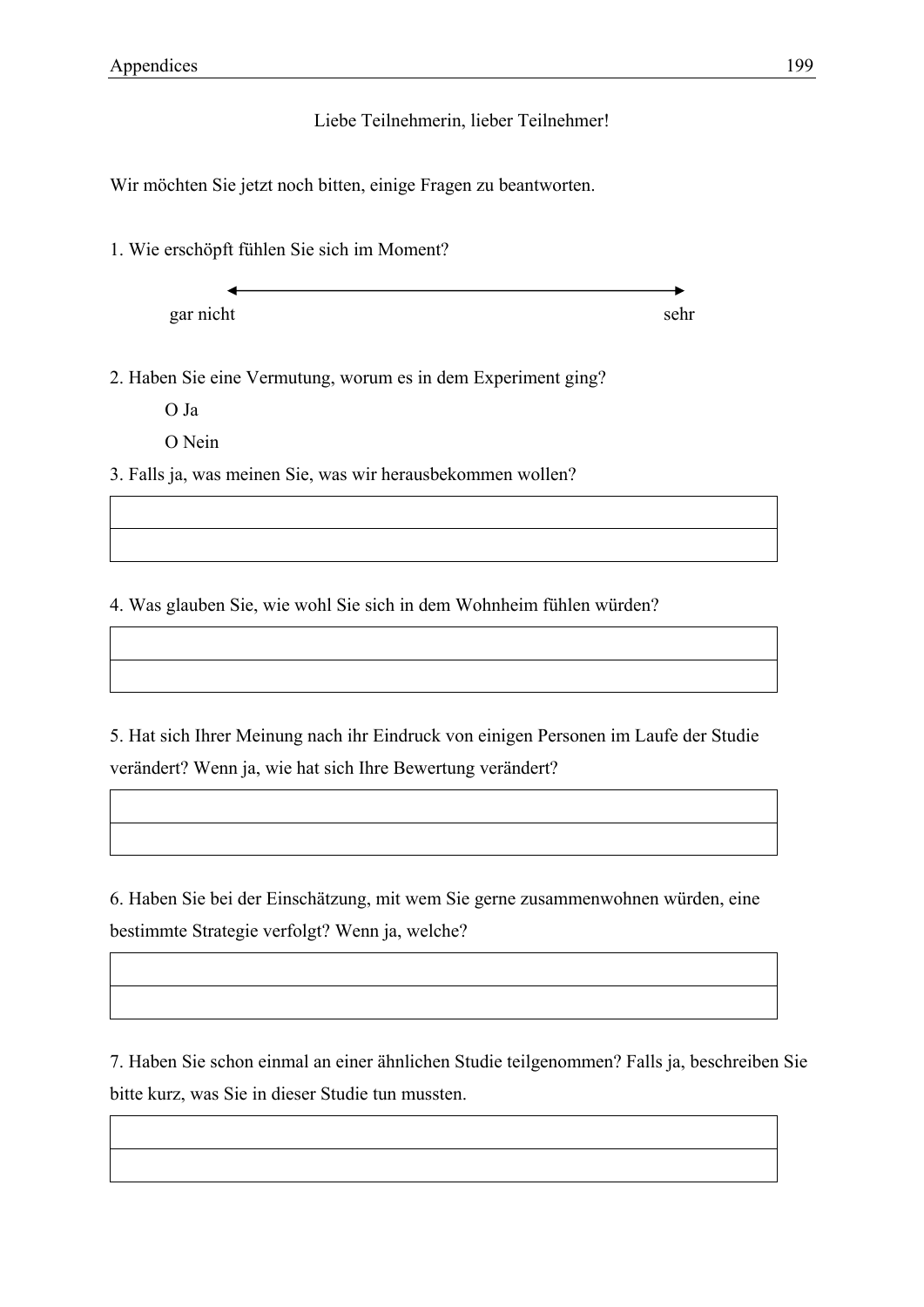Liebe Teilnehmerin, lieber Teilnehmer!

Wir möchten Sie jetzt noch bitten, einige Fragen zu beantworten.

1. Wie erschöpft fühlen Sie sich im Moment?

gar nicht ←——————————————→ sehr

2. Haben Sie eine Vermutung, worum es in dem Experiment ging?

O Ja

O Nein

3. Falls ja, was meinen Sie, was wir herausbekommen wollen?

| |
|---|
| |

4. Was glauben Sie, wie wohl Sie sich in dem Wohnheim fühlen würden?

| |
|---|
| |

5. Hat sich Ihrer Meinung nach ihr Eindruck von einigen Personen im Laufe der Studie verändert? Wenn ja, wie hat sich Ihre Bewertung verändert?

| |
|---|
| |

6. Haben Sie bei der Einschätzung, mit wem Sie gerne zusammenwohnen würden, eine bestimmte Strategie verfolgt? Wenn ja, welche?

| |
|---|
| |

7. Haben Sie schon einmal an einer ähnlichen Studie teilgenommen? Falls ja, beschreiben Sie bitte kurz, was Sie in dieser Studie tun mussten.

| |
|---|
| |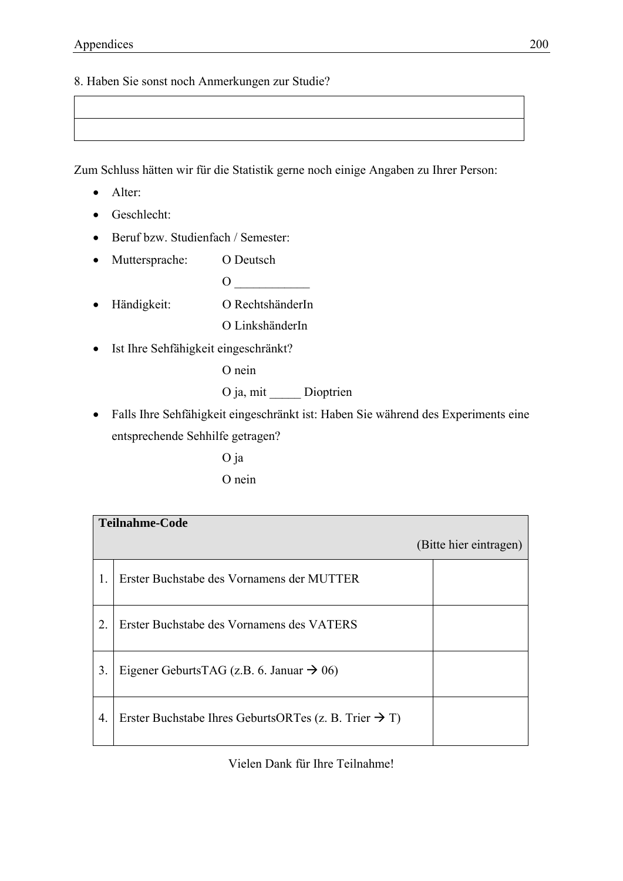8. Haben Sie sonst noch Anmerkungen zur Studie?

| |
|---|
| |

Zum Schluss hätten wir für die Statistik gerne noch einige Angaben zu Ihrer Person:

- Alter:
- Geschlecht:
- Beruf bzw. Studienfach / Semester:
- Muttersprache: O Deutsch
  O ____________
- Händigkeit: O RechtshänderIn
  O LinkshänderIn
- Ist Ihre Sehfähigkeit eingeschränkt?
  O nein
  O ja, mit _____ Dioptrien
- Falls Ihre Sehfähigkeit eingeschränkt ist: Haben Sie während des Experiments eine entsprechende Sehhilfe getragen?
  O ja
  O nein

| **Teilnahme-Code** | | (Bitte hier eintragen) |
|---|---|---|
| 1. | Erster Buchstabe des Vornamens der MUTTER | |
| 2. | Erster Buchstabe des Vornamens des VATERS | |
| 3. | Eigener GeburtsTAG (z.B. 6. Januar → 06) | |
| 4. | Erster Buchstabe Ihres GeburtsORTes (z. B. Trier → T) | |

Vielen Dank für Ihre Teilnahme!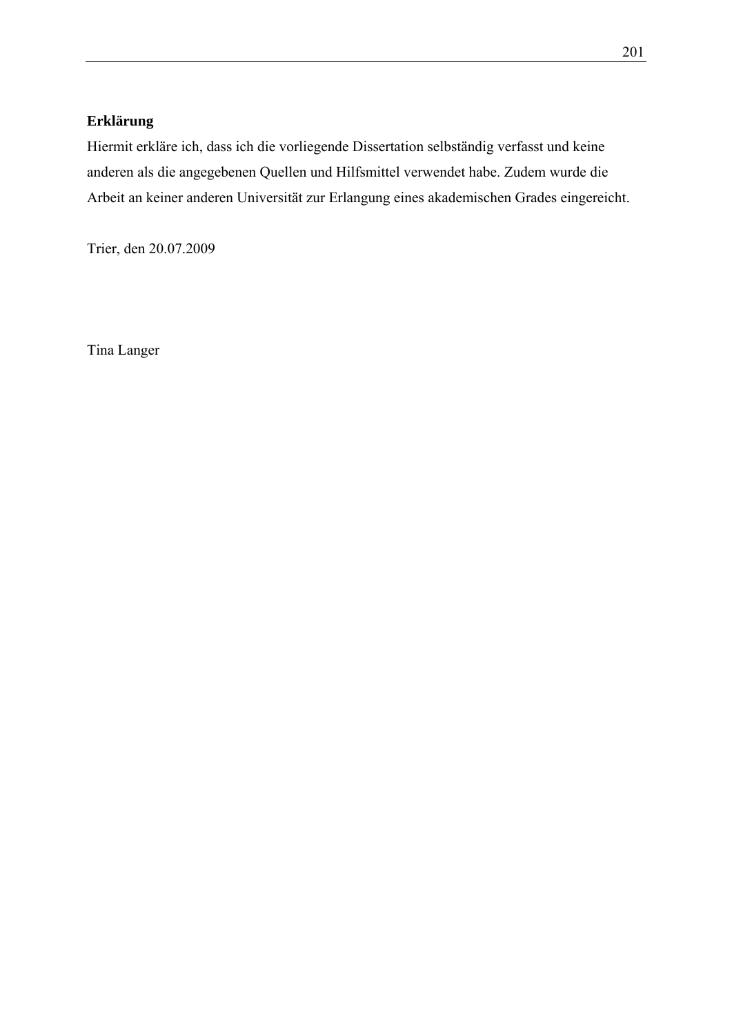**Erklärung**

Hiermit erkläre ich, dass ich die vorliegende Dissertation selbständig verfasst und keine anderen als die angegebenen Quellen und Hilfsmittel verwendet habe. Zudem wurde die Arbeit an keiner anderen Universität zur Erlangung eines akademischen Grades eingereicht.

Trier, den 20.07.2009

Tina Langer